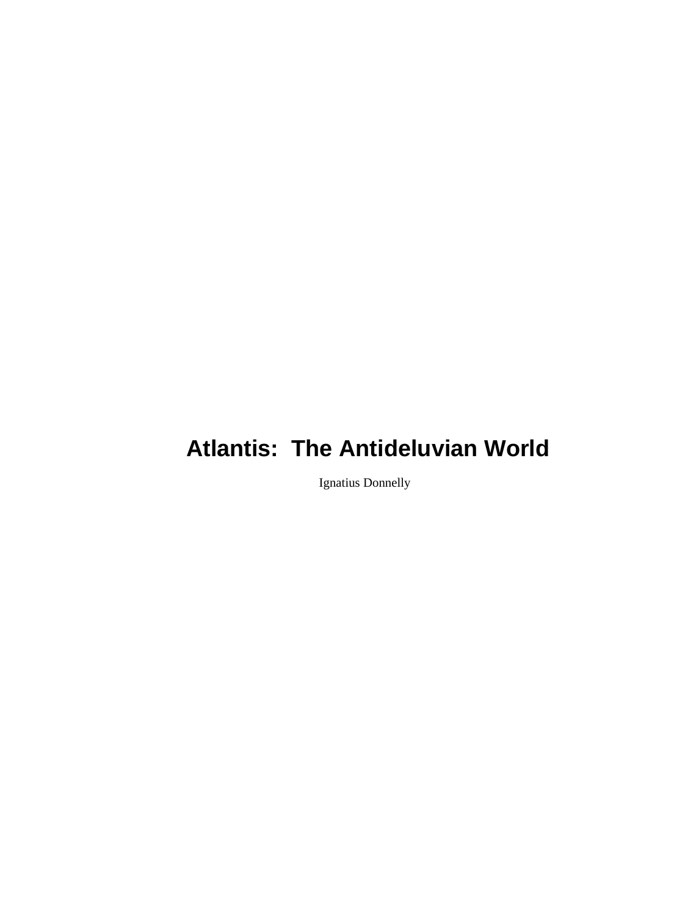# Atlantis:  The Antideluvian World

Ignatius Donnelly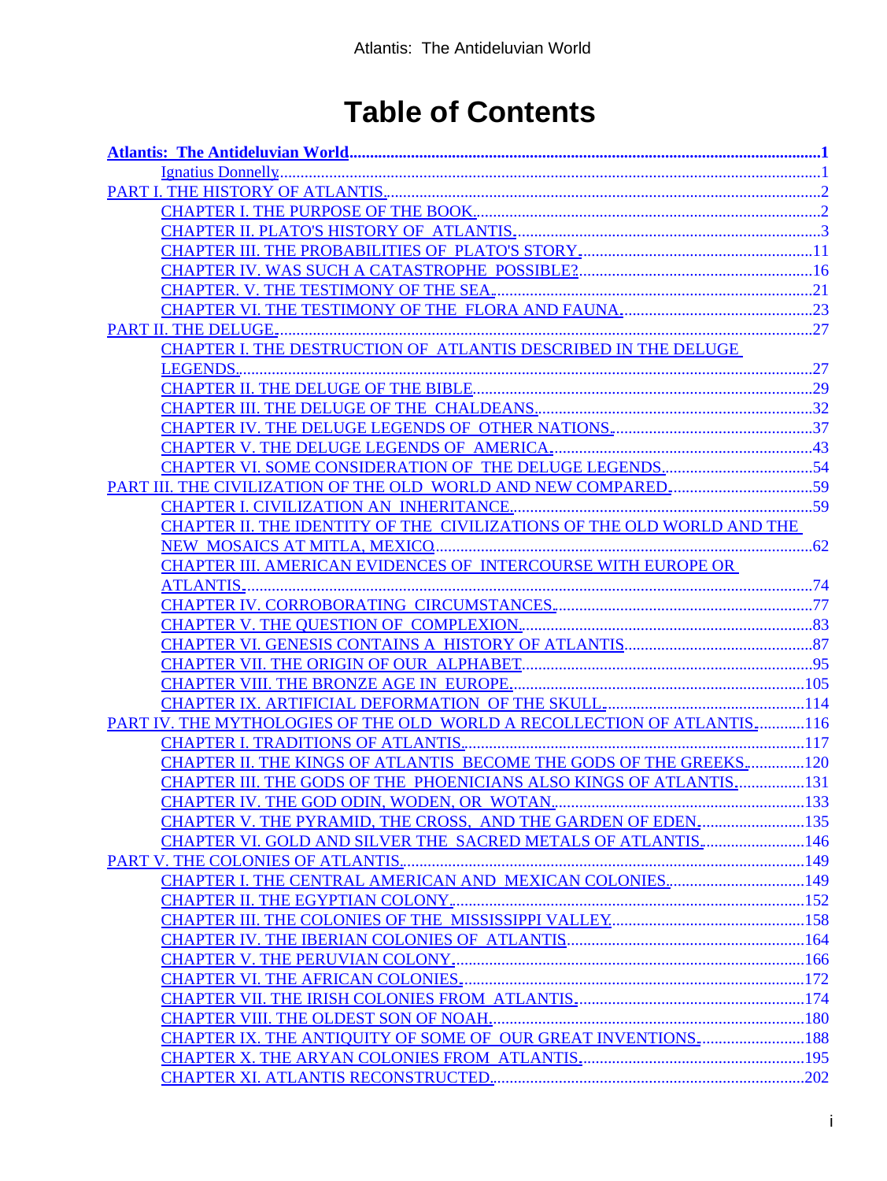# Table of Contents

**Atlantis: The Antideluvian World**.....1

Ignatius Donnelly.....1

PART I. THE HISTORY OF ATLANTIS.....2

CHAPTER I. THE PURPOSE OF THE BOOK.....2

CHAPTER II. PLATO'S HISTORY OF ATLANTIS.....3

CHAPTER III. THE PROBABILITIES OF PLATO'S STORY.....11

CHAPTER IV. WAS SUCH A CATASTROPHE POSSIBLE?.....16

CHAPTER. V. THE TESTIMONY OF THE SEA.....21

CHAPTER VI. THE TESTIMONY OF THE FLORA AND FAUNA.....23

PART II. THE DELUGE.....27

CHAPTER I. THE DESTRUCTION OF ATLANTIS DESCRIBED IN THE DELUGE LEGENDS.....27

CHAPTER II. THE DELUGE OF THE BIBLE.....29

CHAPTER III. THE DELUGE OF THE CHALDEANS.....32

CHAPTER IV. THE DELUGE LEGENDS OF OTHER NATIONS.....37

CHAPTER V. THE DELUGE LEGENDS OF AMERICA.....43

CHAPTER VI. SOME CONSIDERATION OF THE DELUGE LEGENDS.....54

PART III. THE CIVILIZATION OF THE OLD WORLD AND NEW COMPARED.....59

CHAPTER I. CIVILIZATION AN INHERITANCE.....59

CHAPTER II. THE IDENTITY OF THE CIVILIZATIONS OF THE OLD WORLD AND THE NEW MOSAICS AT MITLA, MEXICO.....62

CHAPTER III. AMERICAN EVIDENCES OF INTERCOURSE WITH EUROPE OR ATLANTIS.....74

CHAPTER IV. CORROBORATING CIRCUMSTANCES.....77

CHAPTER V. THE QUESTION OF COMPLEXION.....83

CHAPTER VI. GENESIS CONTAINS A HISTORY OF ATLANTIS.....87

CHAPTER VII. THE ORIGIN OF OUR ALPHABET.....95

CHAPTER VIII. THE BRONZE AGE IN EUROPE.....105

CHAPTER IX. ARTIFICIAL DEFORMATION OF THE SKULL.....114

PART IV. THE MYTHOLOGIES OF THE OLD WORLD A RECOLLECTION OF ATLANTIS.....116

CHAPTER I. TRADITIONS OF ATLANTIS.....117

CHAPTER II. THE KINGS OF ATLANTIS BECOME THE GODS OF THE GREEKS.....120

CHAPTER III. THE GODS OF THE PHOENICIANS ALSO KINGS OF ATLANTIS.....131

CHAPTER IV. THE GOD ODIN, WODEN, OR WOTAN.....133

CHAPTER V. THE PYRAMID, THE CROSS, AND THE GARDEN OF EDEN.....135

CHAPTER VI. GOLD AND SILVER THE SACRED METALS OF ATLANTIS.....146

PART V. THE COLONIES OF ATLANTIS.....149

CHAPTER I. THE CENTRAL AMERICAN AND MEXICAN COLONIES.....149

CHAPTER II. THE EGYPTIAN COLONY.....152

CHAPTER III. THE COLONIES OF THE MISSISSIPPI VALLEY.....158

CHAPTER IV. THE IBERIAN COLONIES OF ATLANTIS.....164

CHAPTER V. THE PERUVIAN COLONY.....166

CHAPTER VI. THE AFRICAN COLONIES.....172

CHAPTER VII. THE IRISH COLONIES FROM ATLANTIS.....174

CHAPTER VIII. THE OLDEST SON OF NOAH.....180

CHAPTER IX. THE ANTIQUITY OF SOME OF OUR GREAT INVENTIONS.....188

CHAPTER X. THE ARYAN COLONIES FROM ATLANTIS.....195

CHAPTER XI. ATLANTIS RECONSTRUCTED.....202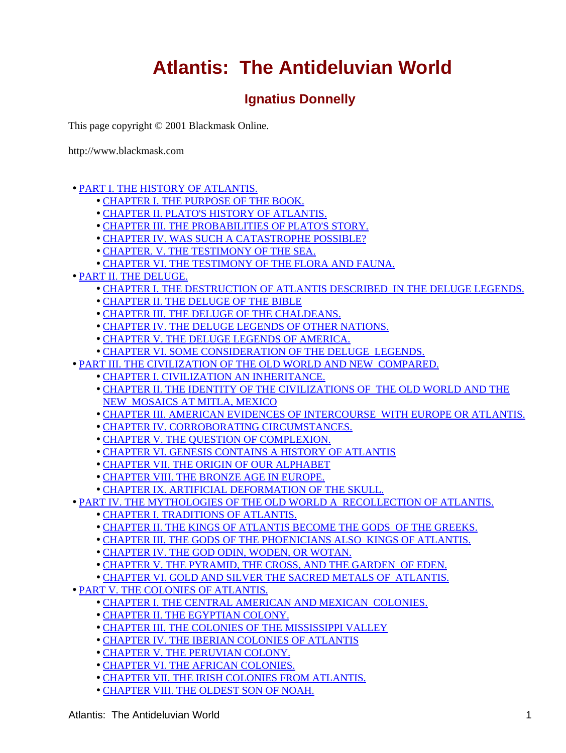# Atlantis: The Antideluvian World

## Ignatius Donnelly

This page copyright © 2001 Blackmask Online.

http://www.blackmask.com

- PART I. THE HISTORY OF ATLANTIS.
  - CHAPTER I. THE PURPOSE OF THE BOOK.
  - CHAPTER II. PLATO'S HISTORY OF ATLANTIS.
  - CHAPTER III. THE PROBABILITIES OF PLATO'S STORY.
  - CHAPTER IV. WAS SUCH A CATASTROPHE POSSIBLE?
  - CHAPTER. V. THE TESTIMONY OF THE SEA.
  - CHAPTER VI. THE TESTIMONY OF THE FLORA AND FAUNA.
- PART II. THE DELUGE.
  - CHAPTER I. THE DESTRUCTION OF ATLANTIS DESCRIBED IN THE DELUGE LEGENDS.
  - CHAPTER II. THE DELUGE OF THE BIBLE
  - CHAPTER III. THE DELUGE OF THE CHALDEANS.
  - CHAPTER IV. THE DELUGE LEGENDS OF OTHER NATIONS.
  - CHAPTER V. THE DELUGE LEGENDS OF AMERICA.
  - CHAPTER VI. SOME CONSIDERATION OF THE DELUGE LEGENDS.
- PART III. THE CIVILIZATION OF THE OLD WORLD AND NEW COMPARED.
  - CHAPTER I. CIVILIZATION AN INHERITANCE.
  - CHAPTER II. THE IDENTITY OF THE CIVILIZATIONS OF THE OLD WORLD AND THE NEW MOSAICS AT MITLA, MEXICO
  - CHAPTER III. AMERICAN EVIDENCES OF INTERCOURSE WITH EUROPE OR ATLANTIS.
  - CHAPTER IV. CORROBORATING CIRCUMSTANCES.
  - CHAPTER V. THE QUESTION OF COMPLEXION.
  - CHAPTER VI. GENESIS CONTAINS A HISTORY OF ATLANTIS
  - CHAPTER VII. THE ORIGIN OF OUR ALPHABET
  - CHAPTER VIII. THE BRONZE AGE IN EUROPE.
  - CHAPTER IX. ARTIFICIAL DEFORMATION OF THE SKULL.
- PART IV. THE MYTHOLOGIES OF THE OLD WORLD A RECOLLECTION OF ATLANTIS.
  - CHAPTER I. TRADITIONS OF ATLANTIS.
  - CHAPTER II. THE KINGS OF ATLANTIS BECOME THE GODS OF THE GREEKS.
  - CHAPTER III. THE GODS OF THE PHOENICIANS ALSO KINGS OF ATLANTIS.
  - CHAPTER IV. THE GOD ODIN, WODEN, OR WOTAN.
  - CHAPTER V. THE PYRAMID, THE CROSS, AND THE GARDEN OF EDEN.
  - CHAPTER VI. GOLD AND SILVER THE SACRED METALS OF ATLANTIS.
- PART V. THE COLONIES OF ATLANTIS.
  - CHAPTER I. THE CENTRAL AMERICAN AND MEXICAN COLONIES.
  - CHAPTER II. THE EGYPTIAN COLONY.
  - CHAPTER III. THE COLONIES OF THE MISSISSIPPI VALLEY
  - CHAPTER IV. THE IBERIAN COLONIES OF ATLANTIS
  - CHAPTER V. THE PERUVIAN COLONY.
  - CHAPTER VI. THE AFRICAN COLONIES.
  - CHAPTER VII. THE IRISH COLONIES FROM ATLANTIS.
  - CHAPTER VIII. THE OLDEST SON OF NOAH.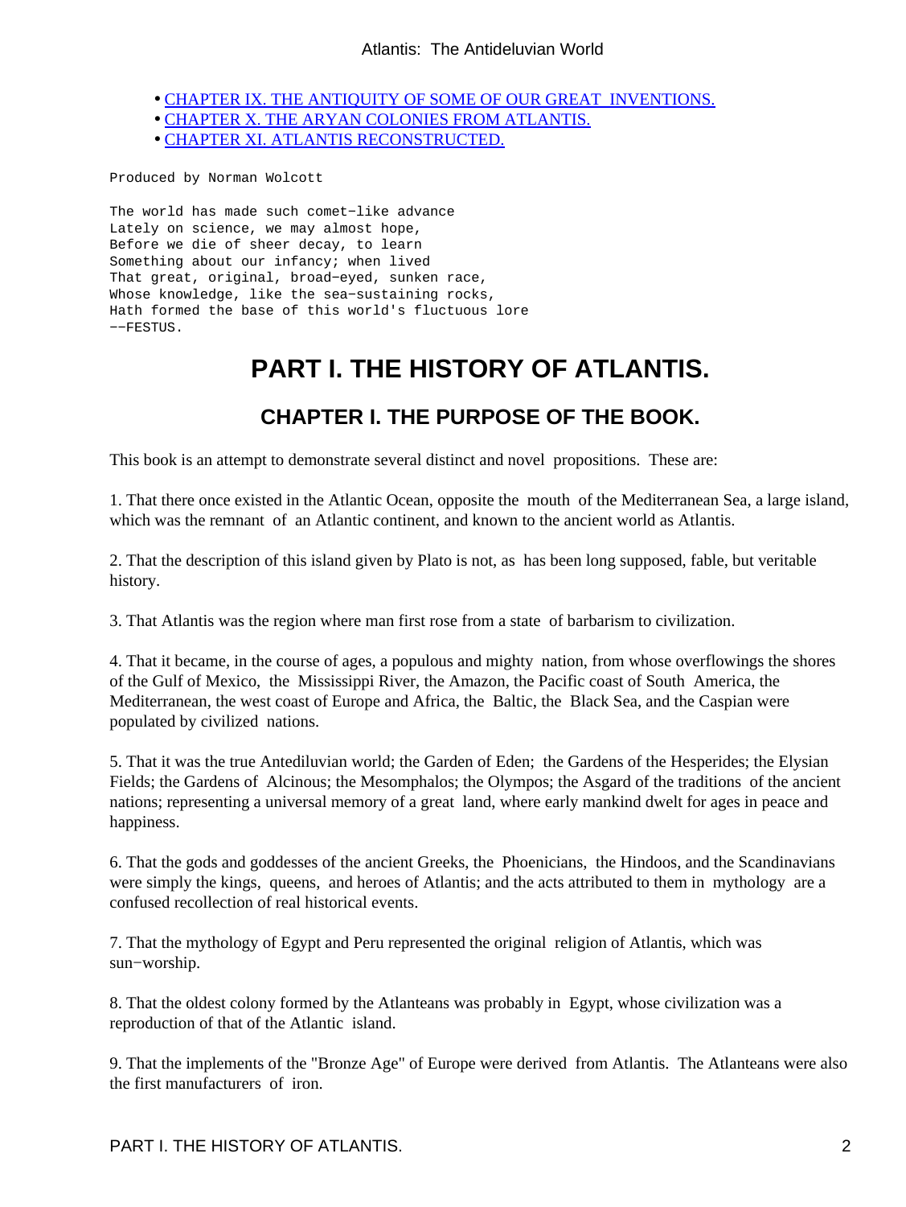- [CHAPTER IX. THE ANTIQUITY OF SOME OF OUR GREAT INVENTIONS.]
- [CHAPTER X. THE ARYAN COLONIES FROM ATLANTIS.]
- [CHAPTER XI. ATLANTIS RECONSTRUCTED.]

```
Produced by Norman Wolcott

The world has made such comet−like advance
Lately on science, we may almost hope,
Before we die of sheer decay, to learn
Something about our infancy; when lived
That great, original, broad−eyed, sunken race,
Whose knowledge, like the sea−sustaining rocks,
Hath formed the base of this world's fluctuous lore
−−FESTUS.
```

# PART I. THE HISTORY OF ATLANTIS.

## CHAPTER I. THE PURPOSE OF THE BOOK.

This book is an attempt to demonstrate several distinct and novel propositions. These are:

1. That there once existed in the Atlantic Ocean, opposite the mouth of the Mediterranean Sea, a large island, which was the remnant of an Atlantic continent, and known to the ancient world as Atlantis.

2. That the description of this island given by Plato is not, as has been long supposed, fable, but veritable history.

3. That Atlantis was the region where man first rose from a state of barbarism to civilization.

4. That it became, in the course of ages, a populous and mighty nation, from whose overflowings the shores of the Gulf of Mexico, the Mississippi River, the Amazon, the Pacific coast of South America, the Mediterranean, the west coast of Europe and Africa, the Baltic, the Black Sea, and the Caspian were populated by civilized nations.

5. That it was the true Antediluvian world; the Garden of Eden; the Gardens of the Hesperides; the Elysian Fields; the Gardens of Alcinous; the Mesomphalos; the Olympos; the Asgard of the traditions of the ancient nations; representing a universal memory of a great land, where early mankind dwelt for ages in peace and happiness.

6. That the gods and goddesses of the ancient Greeks, the Phoenicians, the Hindoos, and the Scandinavians were simply the kings, queens, and heroes of Atlantis; and the acts attributed to them in mythology are a confused recollection of real historical events.

7. That the mythology of Egypt and Peru represented the original religion of Atlantis, which was sun−worship.

8. That the oldest colony formed by the Atlanteans was probably in Egypt, whose civilization was a reproduction of that of the Atlantic island.

9. That the implements of the "Bronze Age" of Europe were derived from Atlantis. The Atlanteans were also the first manufacturers of iron.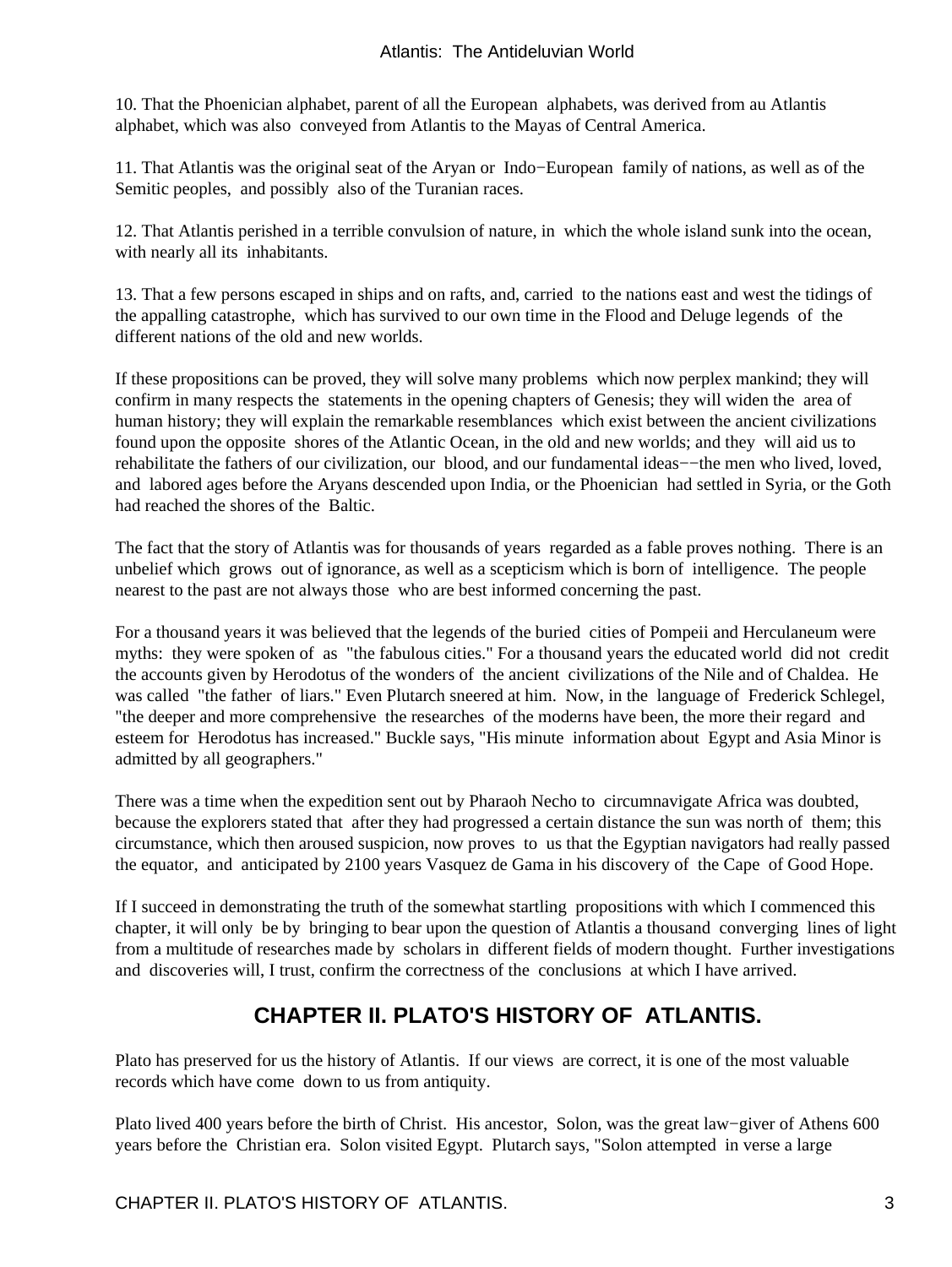10. That the Phoenician alphabet, parent of all the European alphabets, was derived from au Atlantis alphabet, which was also conveyed from Atlantis to the Mayas of Central America.

11. That Atlantis was the original seat of the Aryan or Indo−European family of nations, as well as of the Semitic peoples, and possibly also of the Turanian races.

12. That Atlantis perished in a terrible convulsion of nature, in which the whole island sunk into the ocean, with nearly all its inhabitants.

13. That a few persons escaped in ships and on rafts, and, carried to the nations east and west the tidings of the appalling catastrophe, which has survived to our own time in the Flood and Deluge legends of the different nations of the old and new worlds.

If these propositions can be proved, they will solve many problems which now perplex mankind; they will confirm in many respects the statements in the opening chapters of Genesis; they will widen the area of human history; they will explain the remarkable resemblances which exist between the ancient civilizations found upon the opposite shores of the Atlantic Ocean, in the old and new worlds; and they will aid us to rehabilitate the fathers of our civilization, our blood, and our fundamental ideas−−the men who lived, loved, and labored ages before the Aryans descended upon India, or the Phoenician had settled in Syria, or the Goth had reached the shores of the Baltic.

The fact that the story of Atlantis was for thousands of years regarded as a fable proves nothing. There is an unbelief which grows out of ignorance, as well as a scepticism which is born of intelligence. The people nearest to the past are not always those who are best informed concerning the past.

For a thousand years it was believed that the legends of the buried cities of Pompeii and Herculaneum were myths: they were spoken of as "the fabulous cities." For a thousand years the educated world did not credit the accounts given by Herodotus of the wonders of the ancient civilizations of the Nile and of Chaldea. He was called "the father of liars." Even Plutarch sneered at him. Now, in the language of Frederick Schlegel, "the deeper and more comprehensive the researches of the moderns have been, the more their regard and esteem for Herodotus has increased." Buckle says, "His minute information about Egypt and Asia Minor is admitted by all geographers."

There was a time when the expedition sent out by Pharaoh Necho to circumnavigate Africa was doubted, because the explorers stated that after they had progressed a certain distance the sun was north of them; this circumstance, which then aroused suspicion, now proves to us that the Egyptian navigators had really passed the equator, and anticipated by 2100 years Vasquez de Gama in his discovery of the Cape of Good Hope.

If I succeed in demonstrating the truth of the somewhat startling propositions with which I commenced this chapter, it will only be by bringing to bear upon the question of Atlantis a thousand converging lines of light from a multitude of researches made by scholars in different fields of modern thought. Further investigations and discoveries will, I trust, confirm the correctness of the conclusions at which I have arrived.

## CHAPTER II. PLATO'S HISTORY OF ATLANTIS.

Plato has preserved for us the history of Atlantis. If our views are correct, it is one of the most valuable records which have come down to us from antiquity.

Plato lived 400 years before the birth of Christ. His ancestor, Solon, was the great law−giver of Athens 600 years before the Christian era. Solon visited Egypt. Plutarch says, "Solon attempted in verse a large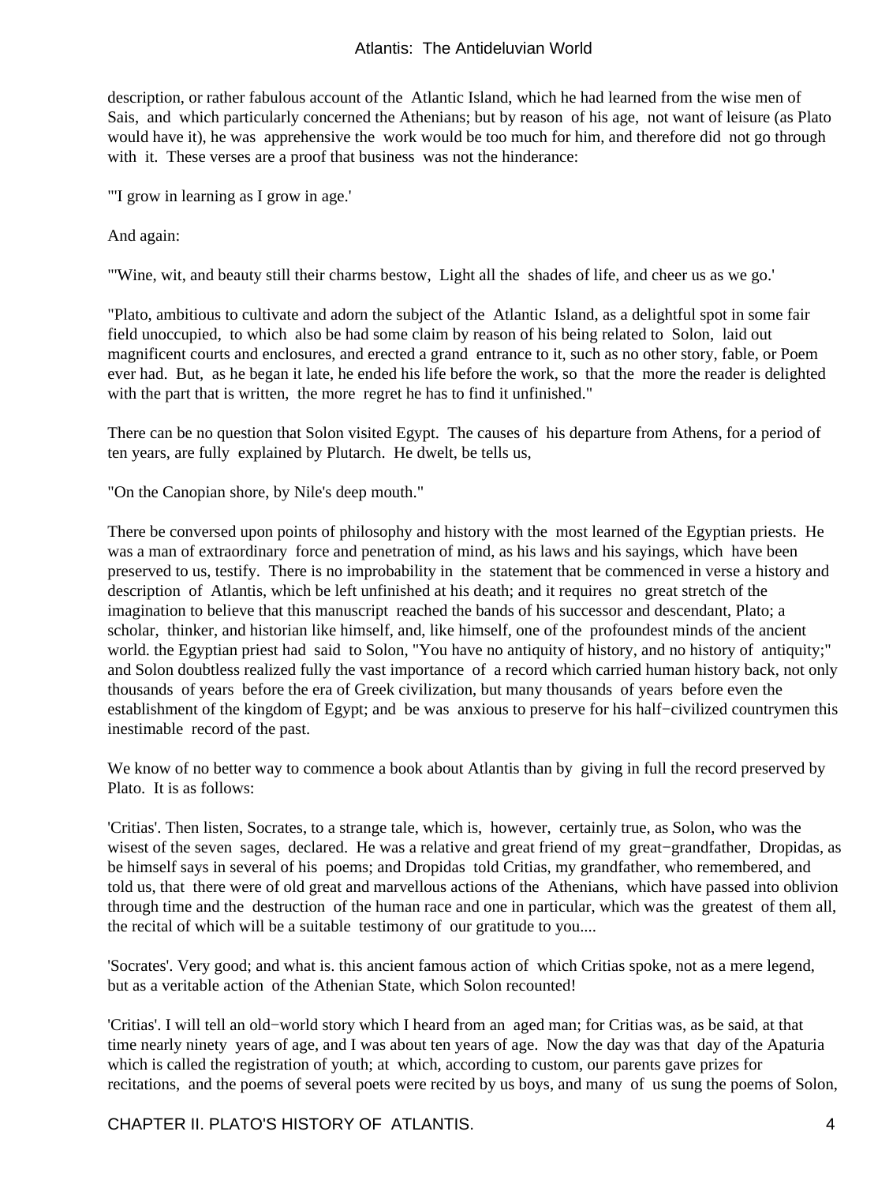description, or rather fabulous account of the Atlantic Island, which he had learned from the wise men of Sais, and which particularly concerned the Athenians; but by reason of his age, not want of leisure (as Plato would have it), he was apprehensive the work would be too much for him, and therefore did not go through with it. These verses are a proof that business was not the hinderance:

"'I grow in learning as I grow in age.'

And again:

"'Wine, wit, and beauty still their charms bestow, Light all the shades of life, and cheer us as we go.'

"Plato, ambitious to cultivate and adorn the subject of the Atlantic Island, as a delightful spot in some fair field unoccupied, to which also be had some claim by reason of his being related to Solon, laid out magnificent courts and enclosures, and erected a grand entrance to it, such as no other story, fable, or Poem ever had. But, as he began it late, he ended his life before the work, so that the more the reader is delighted with the part that is written, the more regret he has to find it unfinished."

There can be no question that Solon visited Egypt. The causes of his departure from Athens, for a period of ten years, are fully explained by Plutarch. He dwelt, be tells us,

"On the Canopian shore, by Nile's deep mouth."

There be conversed upon points of philosophy and history with the most learned of the Egyptian priests. He was a man of extraordinary force and penetration of mind, as his laws and his sayings, which have been preserved to us, testify. There is no improbability in the statement that be commenced in verse a history and description of Atlantis, which be left unfinished at his death; and it requires no great stretch of the imagination to believe that this manuscript reached the bands of his successor and descendant, Plato; a scholar, thinker, and historian like himself, and, like himself, one of the profoundest minds of the ancient world. the Egyptian priest had said to Solon, "You have no antiquity of history, and no history of antiquity;" and Solon doubtless realized fully the vast importance of a record which carried human history back, not only thousands of years before the era of Greek civilization, but many thousands of years before even the establishment of the kingdom of Egypt; and be was anxious to preserve for his half−civilized countrymen this inestimable record of the past.

We know of no better way to commence a book about Atlantis than by giving in full the record preserved by Plato. It is as follows:

'Critias'. Then listen, Socrates, to a strange tale, which is, however, certainly true, as Solon, who was the wisest of the seven sages, declared. He was a relative and great friend of my great−grandfather, Dropidas, as be himself says in several of his poems; and Dropidas told Critias, my grandfather, who remembered, and told us, that there were of old great and marvellous actions of the Athenians, which have passed into oblivion through time and the destruction of the human race and one in particular, which was the greatest of them all, the recital of which will be a suitable testimony of our gratitude to you....

'Socrates'. Very good; and what is. this ancient famous action of which Critias spoke, not as a mere legend, but as a veritable action of the Athenian State, which Solon recounted!

'Critias'. I will tell an old−world story which I heard from an aged man; for Critias was, as be said, at that time nearly ninety years of age, and I was about ten years of age. Now the day was that day of the Apaturia which is called the registration of youth; at which, according to custom, our parents gave prizes for recitations, and the poems of several poets were recited by us boys, and many of us sung the poems of Solon,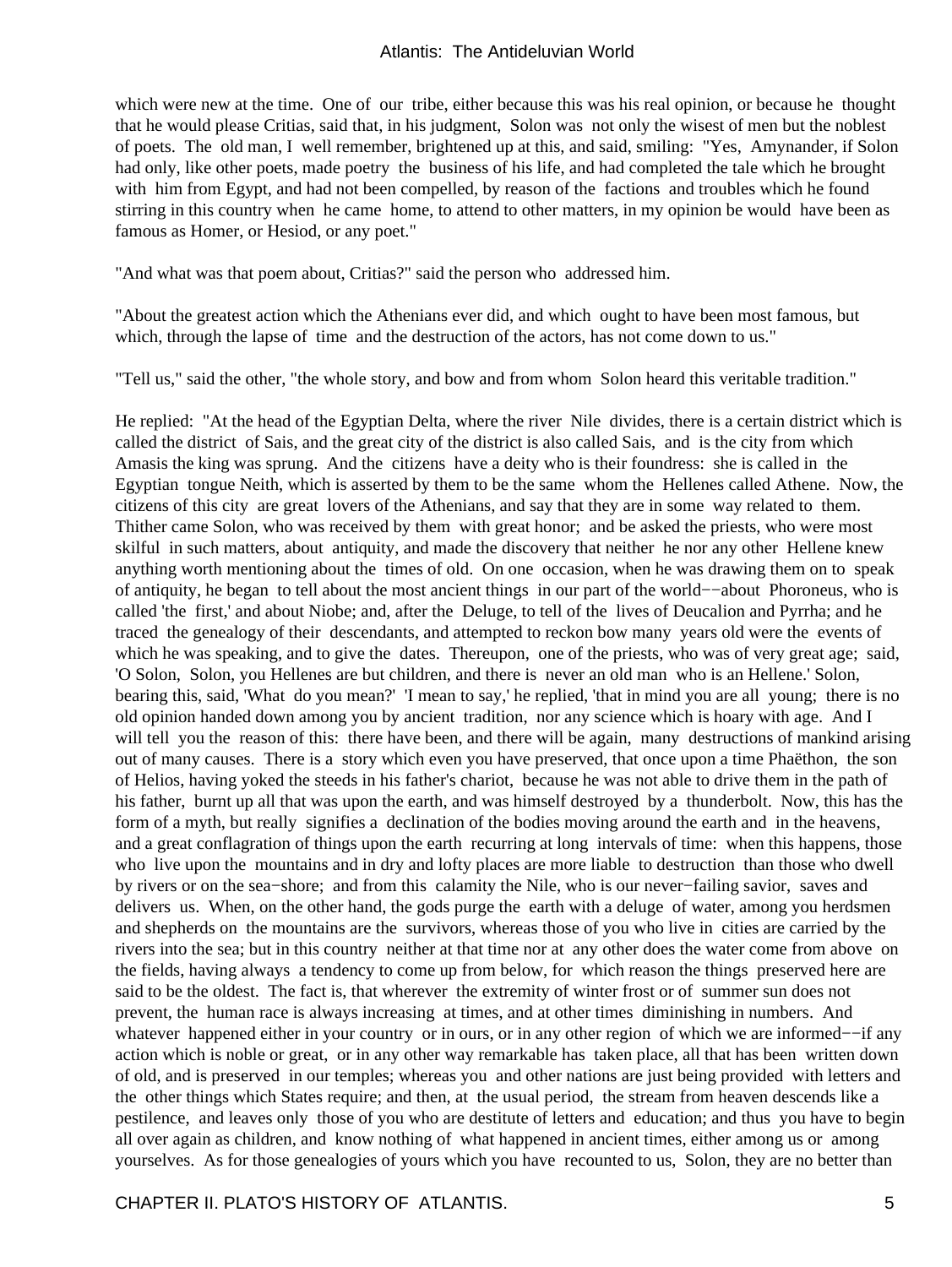which were new at the time. One of our tribe, either because this was his real opinion, or because he thought that he would please Critias, said that, in his judgment, Solon was not only the wisest of men but the noblest of poets. The old man, I well remember, brightened up at this, and said, smiling: "Yes, Amynander, if Solon had only, like other poets, made poetry the business of his life, and had completed the tale which he brought with him from Egypt, and had not been compelled, by reason of the factions and troubles which he found stirring in this country when he came home, to attend to other matters, in my opinion be would have been as famous as Homer, or Hesiod, or any poet."

"And what was that poem about, Critias?" said the person who addressed him.

"About the greatest action which the Athenians ever did, and which ought to have been most famous, but which, through the lapse of time and the destruction of the actors, has not come down to us."

"Tell us," said the other, "the whole story, and bow and from whom Solon heard this veritable tradition."

He replied: "At the head of the Egyptian Delta, where the river Nile divides, there is a certain district which is called the district of Sais, and the great city of the district is also called Sais, and is the city from which Amasis the king was sprung. And the citizens have a deity who is their foundress: she is called in the Egyptian tongue Neith, which is asserted by them to be the same whom the Hellenes called Athene. Now, the citizens of this city are great lovers of the Athenians, and say that they are in some way related to them. Thither came Solon, who was received by them with great honor; and be asked the priests, who were most skilful in such matters, about antiquity, and made the discovery that neither he nor any other Hellene knew anything worth mentioning about the times of old. On one occasion, when he was drawing them on to speak of antiquity, he began to tell about the most ancient things in our part of the world−−about Phoroneus, who is called 'the first,' and about Niobe; and, after the Deluge, to tell of the lives of Deucalion and Pyrrha; and he traced the genealogy of their descendants, and attempted to reckon bow many years old were the events of which he was speaking, and to give the dates. Thereupon, one of the priests, who was of very great age; said, 'O Solon, Solon, you Hellenes are but children, and there is never an old man who is an Hellene.' Solon, bearing this, said, 'What do you mean?' 'I mean to say,' he replied, 'that in mind you are all young; there is no old opinion handed down among you by ancient tradition, nor any science which is hoary with age. And I will tell you the reason of this: there have been, and there will be again, many destructions of mankind arising out of many causes. There is a story which even you have preserved, that once upon a time Phaëthon, the son of Helios, having yoked the steeds in his father's chariot, because he was not able to drive them in the path of his father, burnt up all that was upon the earth, and was himself destroyed by a thunderbolt. Now, this has the form of a myth, but really signifies a declination of the bodies moving around the earth and in the heavens, and a great conflagration of things upon the earth recurring at long intervals of time: when this happens, those who live upon the mountains and in dry and lofty places are more liable to destruction than those who dwell by rivers or on the sea−shore; and from this calamity the Nile, who is our never−failing savior, saves and delivers us. When, on the other hand, the gods purge the earth with a deluge of water, among you herdsmen and shepherds on the mountains are the survivors, whereas those of you who live in cities are carried by the rivers into the sea; but in this country neither at that time nor at any other does the water come from above on the fields, having always a tendency to come up from below, for which reason the things preserved here are said to be the oldest. The fact is, that wherever the extremity of winter frost or of summer sun does not prevent, the human race is always increasing at times, and at other times diminishing in numbers. And whatever happened either in your country or in ours, or in any other region of which we are informed−−if any action which is noble or great, or in any other way remarkable has taken place, all that has been written down of old, and is preserved in our temples; whereas you and other nations are just being provided with letters and the other things which States require; and then, at the usual period, the stream from heaven descends like a pestilence, and leaves only those of you who are destitute of letters and education; and thus you have to begin all over again as children, and know nothing of what happened in ancient times, either among us or among yourselves. As for those genealogies of yours which you have recounted to us, Solon, they are no better than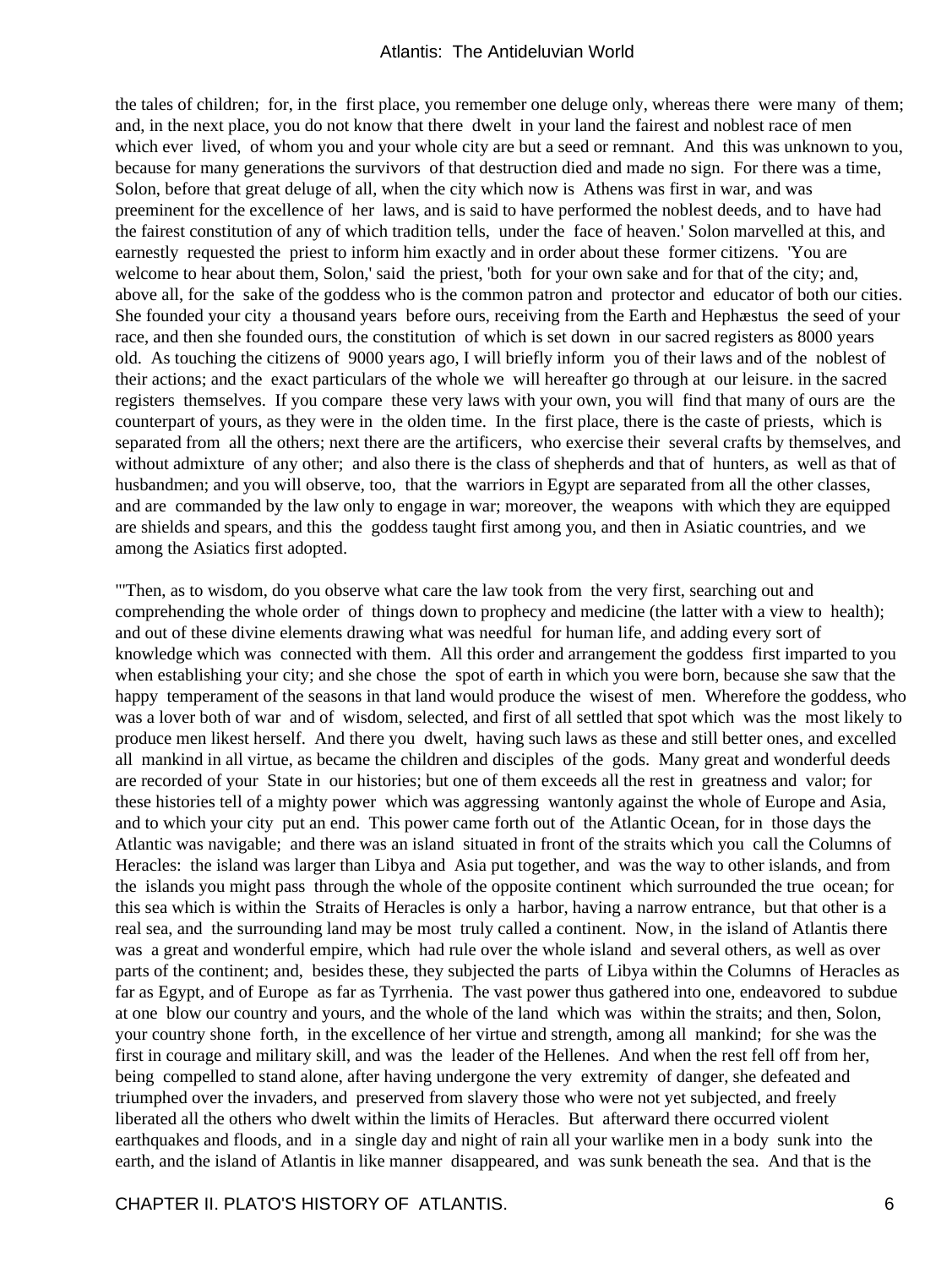the tales of children; for, in the first place, you remember one deluge only, whereas there were many of them; and, in the next place, you do not know that there dwelt in your land the fairest and noblest race of men which ever lived, of whom you and your whole city are but a seed or remnant. And this was unknown to you, because for many generations the survivors of that destruction died and made no sign. For there was a time, Solon, before that great deluge of all, when the city which now is Athens was first in war, and was preeminent for the excellence of her laws, and is said to have performed the noblest deeds, and to have had the fairest constitution of any of which tradition tells, under the face of heaven.' Solon marvelled at this, and earnestly requested the priest to inform him exactly and in order about these former citizens. 'You are welcome to hear about them, Solon,' said the priest, 'both for your own sake and for that of the city; and, above all, for the sake of the goddess who is the common patron and protector and educator of both our cities. She founded your city a thousand years before ours, receiving from the Earth and Hephæstus the seed of your race, and then she founded ours, the constitution of which is set down in our sacred registers as 8000 years old. As touching the citizens of 9000 years ago, I will briefly inform you of their laws and of the noblest of their actions; and the exact particulars of the whole we will hereafter go through at our leisure. in the sacred registers themselves. If you compare these very laws with your own, you will find that many of ours are the counterpart of yours, as they were in the olden time. In the first place, there is the caste of priests, which is separated from all the others; next there are the artificers, who exercise their several crafts by themselves, and without admixture of any other; and also there is the class of shepherds and that of hunters, as well as that of husbandmen; and you will observe, too, that the warriors in Egypt are separated from all the other classes, and are commanded by the law only to engage in war; moreover, the weapons with which they are equipped are shields and spears, and this the goddess taught first among you, and then in Asiatic countries, and we among the Asiatics first adopted.

"'Then, as to wisdom, do you observe what care the law took from the very first, searching out and comprehending the whole order of things down to prophecy and medicine (the latter with a view to health); and out of these divine elements drawing what was needful for human life, and adding every sort of knowledge which was connected with them. All this order and arrangement the goddess first imparted to you when establishing your city; and she chose the spot of earth in which you were born, because she saw that the happy temperament of the seasons in that land would produce the wisest of men. Wherefore the goddess, who was a lover both of war and of wisdom, selected, and first of all settled that spot which was the most likely to produce men likest herself. And there you dwelt, having such laws as these and still better ones, and excelled all mankind in all virtue, as became the children and disciples of the gods. Many great and wonderful deeds are recorded of your State in our histories; but one of them exceeds all the rest in greatness and valor; for these histories tell of a mighty power which was aggressing wantonly against the whole of Europe and Asia, and to which your city put an end. This power came forth out of the Atlantic Ocean, for in those days the Atlantic was navigable; and there was an island situated in front of the straits which you call the Columns of Heracles: the island was larger than Libya and Asia put together, and was the way to other islands, and from the islands you might pass through the whole of the opposite continent which surrounded the true ocean; for this sea which is within the Straits of Heracles is only a harbor, having a narrow entrance, but that other is a real sea, and the surrounding land may be most truly called a continent. Now, in the island of Atlantis there was a great and wonderful empire, which had rule over the whole island and several others, as well as over parts of the continent; and, besides these, they subjected the parts of Libya within the Columns of Heracles as far as Egypt, and of Europe as far as Tyrrhenia. The vast power thus gathered into one, endeavored to subdue at one blow our country and yours, and the whole of the land which was within the straits; and then, Solon, your country shone forth, in the excellence of her virtue and strength, among all mankind; for she was the first in courage and military skill, and was the leader of the Hellenes. And when the rest fell off from her, being compelled to stand alone, after having undergone the very extremity of danger, she defeated and triumphed over the invaders, and preserved from slavery those who were not yet subjected, and freely liberated all the others who dwelt within the limits of Heracles. But afterward there occurred violent earthquakes and floods, and in a single day and night of rain all your warlike men in a body sunk into the earth, and the island of Atlantis in like manner disappeared, and was sunk beneath the sea. And that is the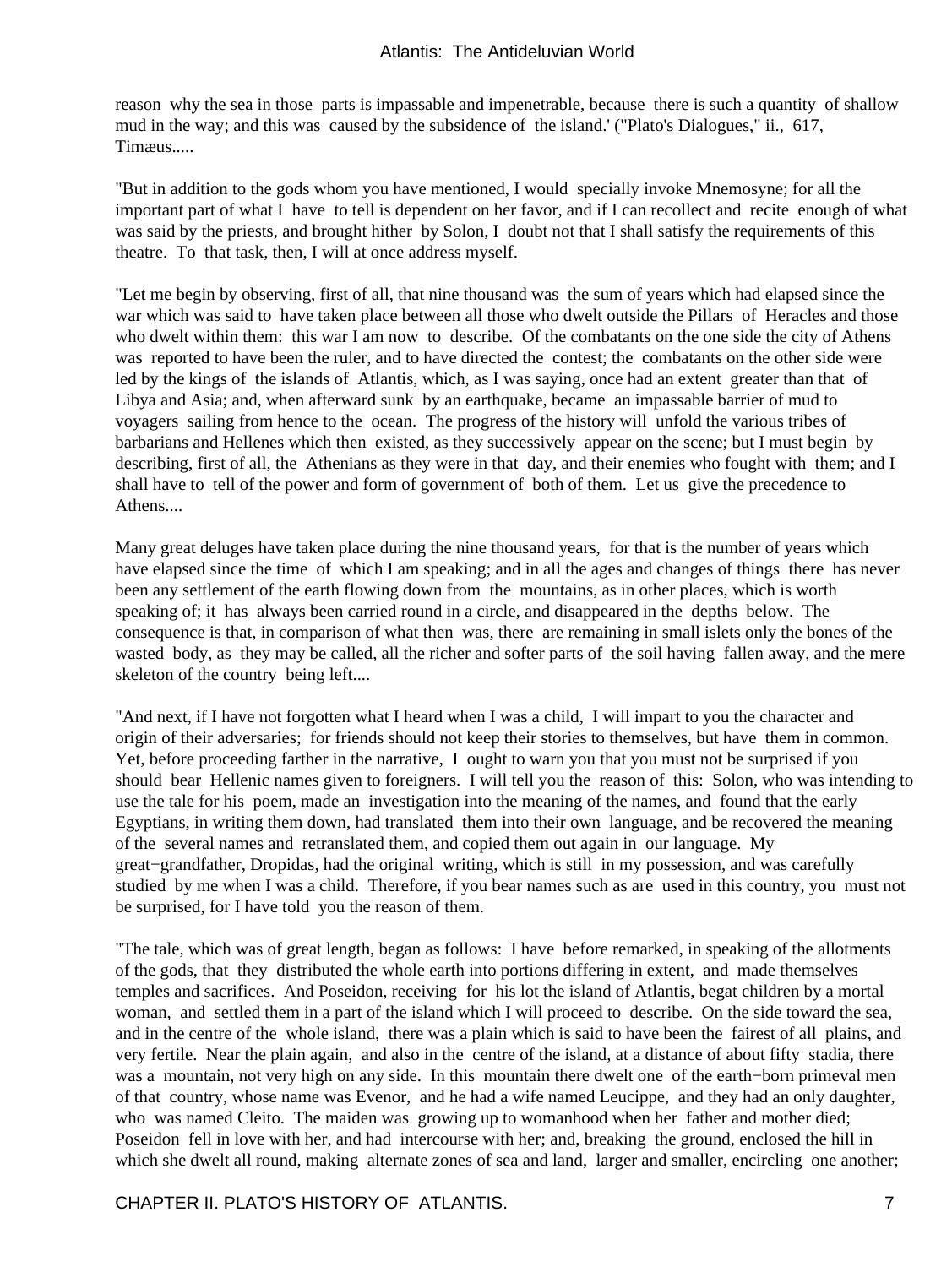reason why the sea in those parts is impassable and impenetrable, because there is such a quantity of shallow mud in the way; and this was caused by the subsidence of the island.' ("Plato's Dialogues," ii., 617, Timæus.....

"But in addition to the gods whom you have mentioned, I would specially invoke Mnemosyne; for all the important part of what I have to tell is dependent on her favor, and if I can recollect and recite enough of what was said by the priests, and brought hither by Solon, I doubt not that I shall satisfy the requirements of this theatre. To that task, then, I will at once address myself.

"Let me begin by observing, first of all, that nine thousand was the sum of years which had elapsed since the war which was said to have taken place between all those who dwelt outside the Pillars of Heracles and those who dwelt within them: this war I am now to describe. Of the combatants on the one side the city of Athens was reported to have been the ruler, and to have directed the contest; the combatants on the other side were led by the kings of the islands of Atlantis, which, as I was saying, once had an extent greater than that of Libya and Asia; and, when afterward sunk by an earthquake, became an impassable barrier of mud to voyagers sailing from hence to the ocean. The progress of the history will unfold the various tribes of barbarians and Hellenes which then existed, as they successively appear on the scene; but I must begin by describing, first of all, the Athenians as they were in that day, and their enemies who fought with them; and I shall have to tell of the power and form of government of both of them. Let us give the precedence to Athens....

Many great deluges have taken place during the nine thousand years, for that is the number of years which have elapsed since the time of which I am speaking; and in all the ages and changes of things there has never been any settlement of the earth flowing down from the mountains, as in other places, which is worth speaking of; it has always been carried round in a circle, and disappeared in the depths below. The consequence is that, in comparison of what then was, there are remaining in small islets only the bones of the wasted body, as they may be called, all the richer and softer parts of the soil having fallen away, and the mere skeleton of the country being left....

"And next, if I have not forgotten what I heard when I was a child, I will impart to you the character and origin of their adversaries; for friends should not keep their stories to themselves, but have them in common. Yet, before proceeding farther in the narrative, I ought to warn you that you must not be surprised if you should bear Hellenic names given to foreigners. I will tell you the reason of this: Solon, who was intending to use the tale for his poem, made an investigation into the meaning of the names, and found that the early Egyptians, in writing them down, had translated them into their own language, and be recovered the meaning of the several names and retranslated them, and copied them out again in our language. My great−grandfather, Dropidas, had the original writing, which is still in my possession, and was carefully studied by me when I was a child. Therefore, if you bear names such as are used in this country, you must not be surprised, for I have told you the reason of them.

"The tale, which was of great length, began as follows: I have before remarked, in speaking of the allotments of the gods, that they distributed the whole earth into portions differing in extent, and made themselves temples and sacrifices. And Poseidon, receiving for his lot the island of Atlantis, begat children by a mortal woman, and settled them in a part of the island which I will proceed to describe. On the side toward the sea, and in the centre of the whole island, there was a plain which is said to have been the fairest of all plains, and very fertile. Near the plain again, and also in the centre of the island, at a distance of about fifty stadia, there was a mountain, not very high on any side. In this mountain there dwelt one of the earth−born primeval men of that country, whose name was Evenor, and he had a wife named Leucippe, and they had an only daughter, who was named Cleito. The maiden was growing up to womanhood when her father and mother died; Poseidon fell in love with her, and had intercourse with her; and, breaking the ground, enclosed the hill in which she dwelt all round, making alternate zones of sea and land, larger and smaller, encircling one another;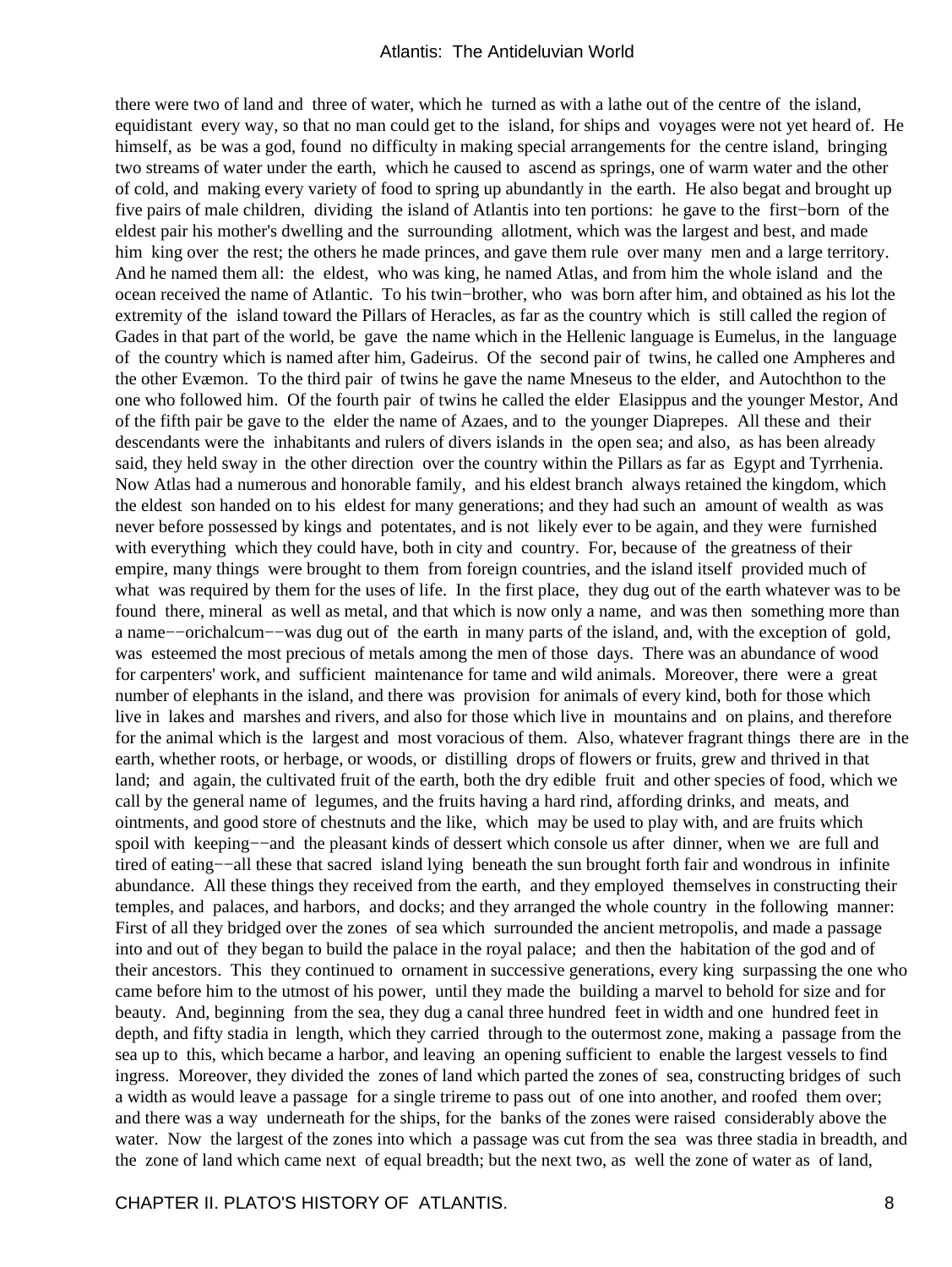there were two of land and three of water, which he turned as with a lathe out of the centre of the island, equidistant every way, so that no man could get to the island, for ships and voyages were not yet heard of. He himself, as be was a god, found no difficulty in making special arrangements for the centre island, bringing two streams of water under the earth, which he caused to ascend as springs, one of warm water and the other of cold, and making every variety of food to spring up abundantly in the earth. He also begat and brought up five pairs of male children, dividing the island of Atlantis into ten portions: he gave to the first−born of the eldest pair his mother's dwelling and the surrounding allotment, which was the largest and best, and made him king over the rest; the others he made princes, and gave them rule over many men and a large territory. And he named them all: the eldest, who was king, he named Atlas, and from him the whole island and the ocean received the name of Atlantic. To his twin−brother, who was born after him, and obtained as his lot the extremity of the island toward the Pillars of Heracles, as far as the country which is still called the region of Gades in that part of the world, be gave the name which in the Hellenic language is Eumelus, in the language of the country which is named after him, Gadeirus. Of the second pair of twins, he called one Ampheres and the other Evæmon. To the third pair of twins he gave the name Mneseus to the elder, and Autochthon to the one who followed him. Of the fourth pair of twins he called the elder Elasippus and the younger Mestor, And of the fifth pair be gave to the elder the name of Azaes, and to the younger Diaprepes. All these and their descendants were the inhabitants and rulers of divers islands in the open sea; and also, as has been already said, they held sway in the other direction over the country within the Pillars as far as Egypt and Tyrrhenia. Now Atlas had a numerous and honorable family, and his eldest branch always retained the kingdom, which the eldest son handed on to his eldest for many generations; and they had such an amount of wealth as was never before possessed by kings and potentates, and is not likely ever to be again, and they were furnished with everything which they could have, both in city and country. For, because of the greatness of their empire, many things were brought to them from foreign countries, and the island itself provided much of what was required by them for the uses of life. In the first place, they dug out of the earth whatever was to be found there, mineral as well as metal, and that which is now only a name, and was then something more than a name−−orichalcum−−was dug out of the earth in many parts of the island, and, with the exception of gold, was esteemed the most precious of metals among the men of those days. There was an abundance of wood for carpenters' work, and sufficient maintenance for tame and wild animals. Moreover, there were a great number of elephants in the island, and there was provision for animals of every kind, both for those which live in lakes and marshes and rivers, and also for those which live in mountains and on plains, and therefore for the animal which is the largest and most voracious of them. Also, whatever fragrant things there are in the earth, whether roots, or herbage, or woods, or distilling drops of flowers or fruits, grew and thrived in that land; and again, the cultivated fruit of the earth, both the dry edible fruit and other species of food, which we call by the general name of legumes, and the fruits having a hard rind, affording drinks, and meats, and ointments, and good store of chestnuts and the like, which may be used to play with, and are fruits which spoil with keeping−−and the pleasant kinds of dessert which console us after dinner, when we are full and tired of eating−−all these that sacred island lying beneath the sun brought forth fair and wondrous in infinite abundance. All these things they received from the earth, and they employed themselves in constructing their temples, and palaces, and harbors, and docks; and they arranged the whole country in the following manner: First of all they bridged over the zones of sea which surrounded the ancient metropolis, and made a passage into and out of they began to build the palace in the royal palace; and then the habitation of the god and of their ancestors. This they continued to ornament in successive generations, every king surpassing the one who came before him to the utmost of his power, until they made the building a marvel to behold for size and for beauty. And, beginning from the sea, they dug a canal three hundred feet in width and one hundred feet in depth, and fifty stadia in length, which they carried through to the outermost zone, making a passage from the sea up to this, which became a harbor, and leaving an opening sufficient to enable the largest vessels to find ingress. Moreover, they divided the zones of land which parted the zones of sea, constructing bridges of such a width as would leave a passage for a single trireme to pass out of one into another, and roofed them over; and there was a way underneath for the ships, for the banks of the zones were raised considerably above the water. Now the largest of the zones into which a passage was cut from the sea was three stadia in breadth, and the zone of land which came next of equal breadth; but the next two, as well the zone of water as of land,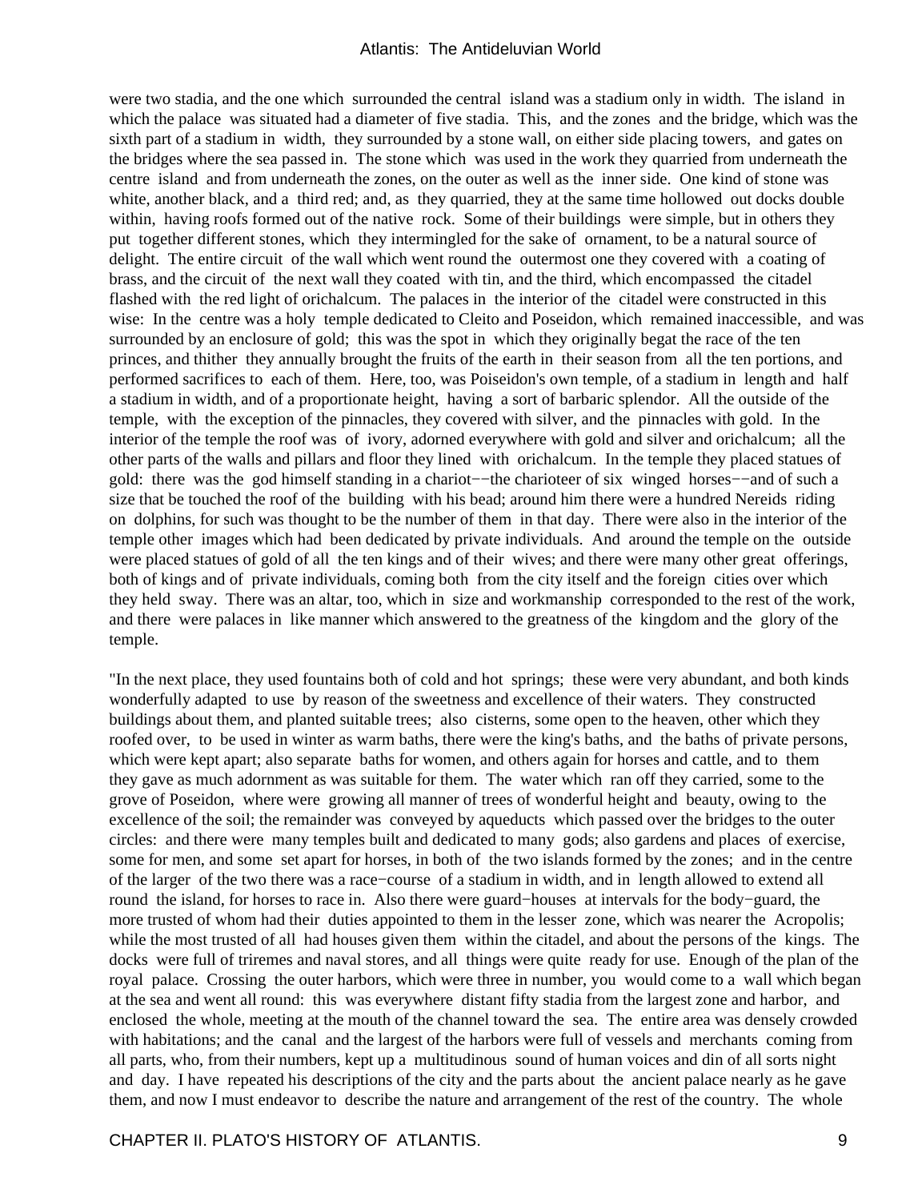were two stadia, and the one which surrounded the central island was a stadium only in width. The island in which the palace was situated had a diameter of five stadia. This, and the zones and the bridge, which was the sixth part of a stadium in width, they surrounded by a stone wall, on either side placing towers, and gates on the bridges where the sea passed in. The stone which was used in the work they quarried from underneath the centre island and from underneath the zones, on the outer as well as the inner side. One kind of stone was white, another black, and a third red; and, as they quarried, they at the same time hollowed out docks double within, having roofs formed out of the native rock. Some of their buildings were simple, but in others they put together different stones, which they intermingled for the sake of ornament, to be a natural source of delight. The entire circuit of the wall which went round the outermost one they covered with a coating of brass, and the circuit of the next wall they coated with tin, and the third, which encompassed the citadel flashed with the red light of orichalcum. The palaces in the interior of the citadel were constructed in this wise: In the centre was a holy temple dedicated to Cleito and Poseidon, which remained inaccessible, and was surrounded by an enclosure of gold; this was the spot in which they originally begat the race of the ten princes, and thither they annually brought the fruits of the earth in their season from all the ten portions, and performed sacrifices to each of them. Here, too, was Poiseidon's own temple, of a stadium in length and half a stadium in width, and of a proportionate height, having a sort of barbaric splendor. All the outside of the temple, with the exception of the pinnacles, they covered with silver, and the pinnacles with gold. In the interior of the temple the roof was of ivory, adorned everywhere with gold and silver and orichalcum; all the other parts of the walls and pillars and floor they lined with orichalcum. In the temple they placed statues of gold: there was the god himself standing in a chariot−−the charioteer of six winged horses−−and of such a size that be touched the roof of the building with his bead; around him there were a hundred Nereids riding on dolphins, for such was thought to be the number of them in that day. There were also in the interior of the temple other images which had been dedicated by private individuals. And around the temple on the outside were placed statues of gold of all the ten kings and of their wives; and there were many other great offerings, both of kings and of private individuals, coming both from the city itself and the foreign cities over which they held sway. There was an altar, too, which in size and workmanship corresponded to the rest of the work, and there were palaces in like manner which answered to the greatness of the kingdom and the glory of the temple.

"In the next place, they used fountains both of cold and hot springs; these were very abundant, and both kinds wonderfully adapted to use by reason of the sweetness and excellence of their waters. They constructed buildings about them, and planted suitable trees; also cisterns, some open to the heaven, other which they roofed over, to be used in winter as warm baths, there were the king's baths, and the baths of private persons, which were kept apart; also separate baths for women, and others again for horses and cattle, and to them they gave as much adornment as was suitable for them. The water which ran off they carried, some to the grove of Poseidon, where were growing all manner of trees of wonderful height and beauty, owing to the excellence of the soil; the remainder was conveyed by aqueducts which passed over the bridges to the outer circles: and there were many temples built and dedicated to many gods; also gardens and places of exercise, some for men, and some set apart for horses, in both of the two islands formed by the zones; and in the centre of the larger of the two there was a race−course of a stadium in width, and in length allowed to extend all round the island, for horses to race in. Also there were guard−houses at intervals for the body−guard, the more trusted of whom had their duties appointed to them in the lesser zone, which was nearer the Acropolis; while the most trusted of all had houses given them within the citadel, and about the persons of the kings. The docks were full of triremes and naval stores, and all things were quite ready for use. Enough of the plan of the royal palace. Crossing the outer harbors, which were three in number, you would come to a wall which began at the sea and went all round: this was everywhere distant fifty stadia from the largest zone and harbor, and enclosed the whole, meeting at the mouth of the channel toward the sea. The entire area was densely crowded with habitations; and the canal and the largest of the harbors were full of vessels and merchants coming from all parts, who, from their numbers, kept up a multitudinous sound of human voices and din of all sorts night and day. I have repeated his descriptions of the city and the parts about the ancient palace nearly as he gave them, and now I must endeavor to describe the nature and arrangement of the rest of the country. The whole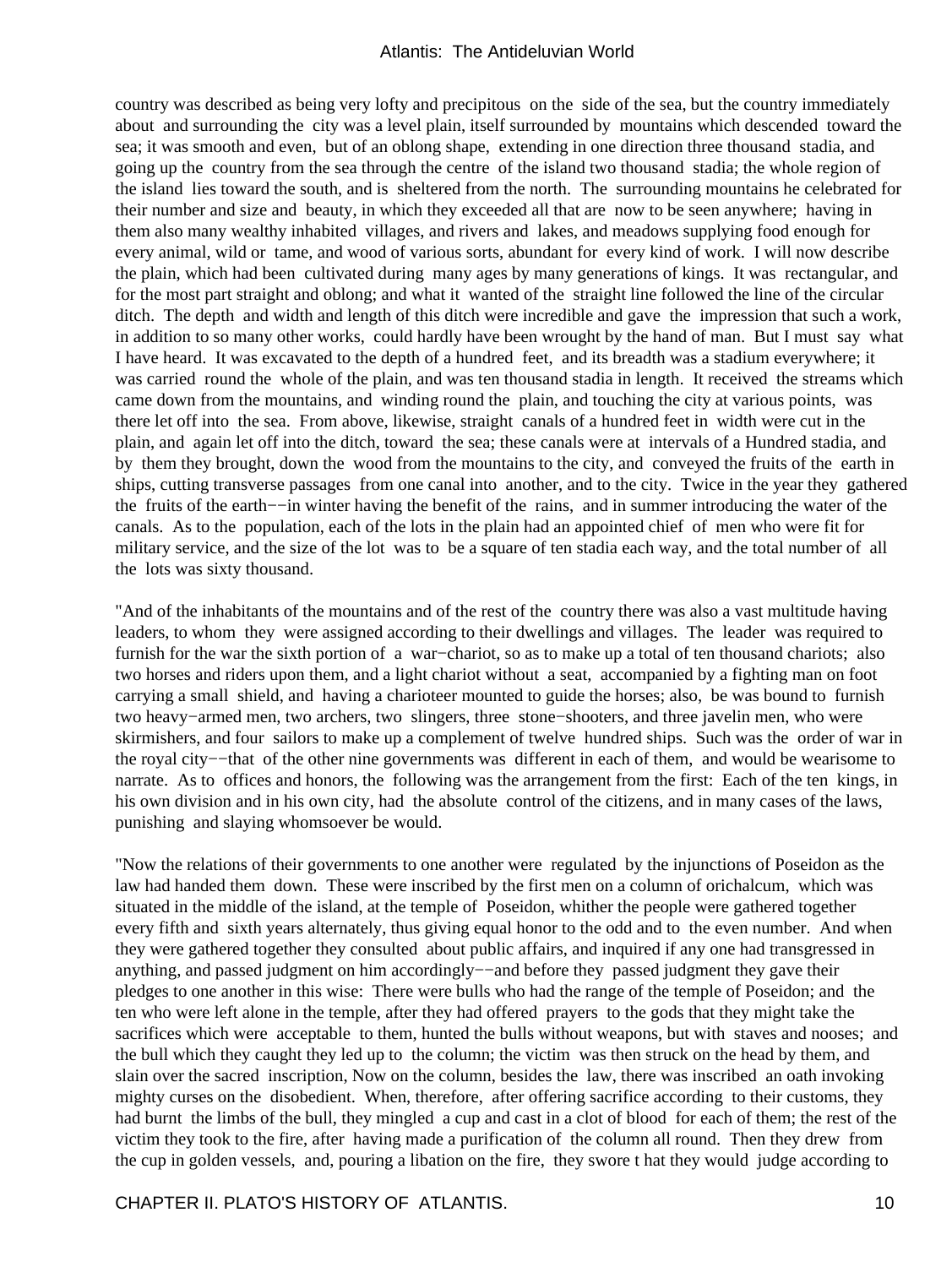country was described as being very lofty and precipitous on the side of the sea, but the country immediately about and surrounding the city was a level plain, itself surrounded by mountains which descended toward the sea; it was smooth and even, but of an oblong shape, extending in one direction three thousand stadia, and going up the country from the sea through the centre of the island two thousand stadia; the whole region of the island lies toward the south, and is sheltered from the north. The surrounding mountains he celebrated for their number and size and beauty, in which they exceeded all that are now to be seen anywhere; having in them also many wealthy inhabited villages, and rivers and lakes, and meadows supplying food enough for every animal, wild or tame, and wood of various sorts, abundant for every kind of work. I will now describe the plain, which had been cultivated during many ages by many generations of kings. It was rectangular, and for the most part straight and oblong; and what it wanted of the straight line followed the line of the circular ditch. The depth and width and length of this ditch were incredible and gave the impression that such a work, in addition to so many other works, could hardly have been wrought by the hand of man. But I must say what I have heard. It was excavated to the depth of a hundred feet, and its breadth was a stadium everywhere; it was carried round the whole of the plain, and was ten thousand stadia in length. It received the streams which came down from the mountains, and winding round the plain, and touching the city at various points, was there let off into the sea. From above, likewise, straight canals of a hundred feet in width were cut in the plain, and again let off into the ditch, toward the sea; these canals were at intervals of a Hundred stadia, and by them they brought, down the wood from the mountains to the city, and conveyed the fruits of the earth in ships, cutting transverse passages from one canal into another, and to the city. Twice in the year they gathered the fruits of the earth−−in winter having the benefit of the rains, and in summer introducing the water of the canals. As to the population, each of the lots in the plain had an appointed chief of men who were fit for military service, and the size of the lot was to be a square of ten stadia each way, and the total number of all the lots was sixty thousand.

"And of the inhabitants of the mountains and of the rest of the country there was also a vast multitude having leaders, to whom they were assigned according to their dwellings and villages. The leader was required to furnish for the war the sixth portion of a war−chariot, so as to make up a total of ten thousand chariots; also two horses and riders upon them, and a light chariot without a seat, accompanied by a fighting man on foot carrying a small shield, and having a charioteer mounted to guide the horses; also, be was bound to furnish two heavy−armed men, two archers, two slingers, three stone−shooters, and three javelin men, who were skirmishers, and four sailors to make up a complement of twelve hundred ships. Such was the order of war in the royal city−−that of the other nine governments was different in each of them, and would be wearisome to narrate. As to offices and honors, the following was the arrangement from the first: Each of the ten kings, in his own division and in his own city, had the absolute control of the citizens, and in many cases of the laws, punishing and slaying whomsoever be would.

"Now the relations of their governments to one another were regulated by the injunctions of Poseidon as the law had handed them down. These were inscribed by the first men on a column of orichalcum, which was situated in the middle of the island, at the temple of Poseidon, whither the people were gathered together every fifth and sixth years alternately, thus giving equal honor to the odd and to the even number. And when they were gathered together they consulted about public affairs, and inquired if any one had transgressed in anything, and passed judgment on him accordingly−−and before they passed judgment they gave their pledges to one another in this wise: There were bulls who had the range of the temple of Poseidon; and the ten who were left alone in the temple, after they had offered prayers to the gods that they might take the sacrifices which were acceptable to them, hunted the bulls without weapons, but with staves and nooses; and the bull which they caught they led up to the column; the victim was then struck on the head by them, and slain over the sacred inscription, Now on the column, besides the law, there was inscribed an oath invoking mighty curses on the disobedient. When, therefore, after offering sacrifice according to their customs, they had burnt the limbs of the bull, they mingled a cup and cast in a clot of blood for each of them; the rest of the victim they took to the fire, after having made a purification of the column all round. Then they drew from the cup in golden vessels, and, pouring a libation on the fire, they swore t hat they would judge according to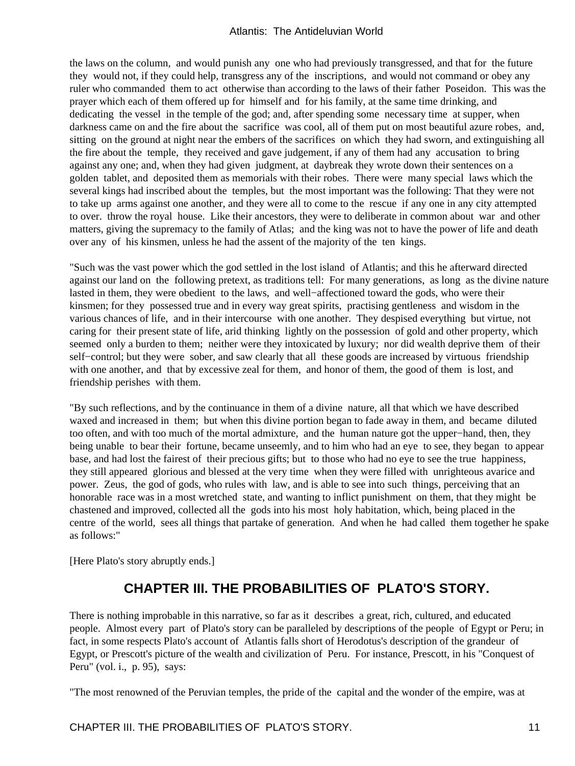the laws on the column, and would punish any one who had previously transgressed, and that for the future they would not, if they could help, transgress any of the inscriptions, and would not command or obey any ruler who commanded them to act otherwise than according to the laws of their father Poseidon. This was the prayer which each of them offered up for himself and for his family, at the same time drinking, and dedicating the vessel in the temple of the god; and, after spending some necessary time at supper, when darkness came on and the fire about the sacrifice was cool, all of them put on most beautiful azure robes, and, sitting on the ground at night near the embers of the sacrifices on which they had sworn, and extinguishing all the fire about the temple, they received and gave judgement, if any of them had any accusation to bring against any one; and, when they had given judgment, at daybreak they wrote down their sentences on a golden tablet, and deposited them as memorials with their robes. There were many special laws which the several kings had inscribed about the temples, but the most important was the following: That they were not to take up arms against one another, and they were all to come to the rescue if any one in any city attempted to over. throw the royal house. Like their ancestors, they were to deliberate in common about war and other matters, giving the supremacy to the family of Atlas; and the king was not to have the power of life and death over any of his kinsmen, unless he had the assent of the majority of the ten kings.

"Such was the vast power which the god settled in the lost island of Atlantis; and this he afterward directed against our land on the following pretext, as traditions tell: For many generations, as long as the divine nature lasted in them, they were obedient to the laws, and well−affectioned toward the gods, who were their kinsmen; for they possessed true and in every way great spirits, practising gentleness and wisdom in the various chances of life, and in their intercourse with one another. They despised everything but virtue, not caring for their present state of life, arid thinking lightly on the possession of gold and other property, which seemed only a burden to them; neither were they intoxicated by luxury; nor did wealth deprive them of their self−control; but they were sober, and saw clearly that all these goods are increased by virtuous friendship with one another, and that by excessive zeal for them, and honor of them, the good of them is lost, and friendship perishes with them.

"By such reflections, and by the continuance in them of a divine nature, all that which we have described waxed and increased in them; but when this divine portion began to fade away in them, and became diluted too often, and with too much of the mortal admixture, and the human nature got the upper−hand, then, they being unable to bear their fortune, became unseemly, and to him who had an eye to see, they began to appear base, and had lost the fairest of their precious gifts; but to those who had no eye to see the true happiness, they still appeared glorious and blessed at the very time when they were filled with unrighteous avarice and power. Zeus, the god of gods, who rules with law, and is able to see into such things, perceiving that an honorable race was in a most wretched state, and wanting to inflict punishment on them, that they might be chastened and improved, collected all the gods into his most holy habitation, which, being placed in the centre of the world, sees all things that partake of generation. And when he had called them together he spake as follows:"

[Here Plato's story abruptly ends.]

## CHAPTER III. THE PROBABILITIES OF PLATO'S STORY.

There is nothing improbable in this narrative, so far as it describes a great, rich, cultured, and educated people. Almost every part of Plato's story can be paralleled by descriptions of the people of Egypt or Peru; in fact, in some respects Plato's account of Atlantis falls short of Herodotus's description of the grandeur of Egypt, or Prescott's picture of the wealth and civilization of Peru. For instance, Prescott, in his "Conquest of Peru" (vol. i., p. 95), says:

"The most renowned of the Peruvian temples, the pride of the capital and the wonder of the empire, was at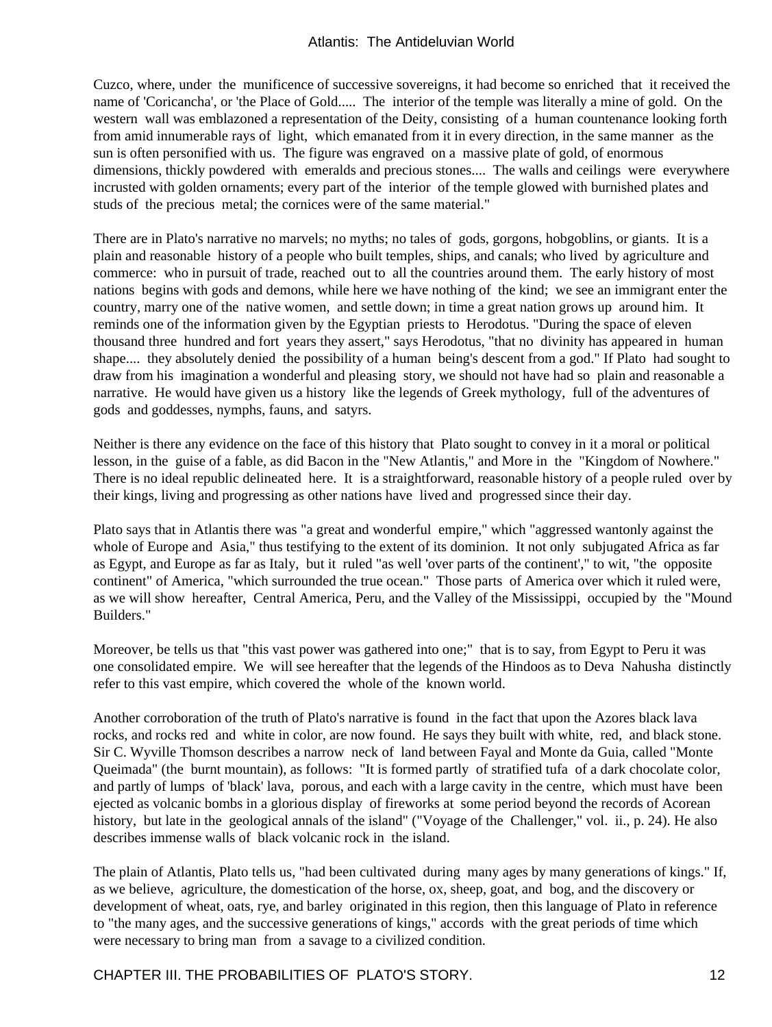Cuzco, where, under the munificence of successive sovereigns, it had become so enriched that it received the name of 'Coricancha', or 'the Place of Gold..... The interior of the temple was literally a mine of gold. On the western wall was emblazoned a representation of the Deity, consisting of a human countenance looking forth from amid innumerable rays of light, which emanated from it in every direction, in the same manner as the sun is often personified with us. The figure was engraved on a massive plate of gold, of enormous dimensions, thickly powdered with emeralds and precious stones.... The walls and ceilings were everywhere incrusted with golden ornaments; every part of the interior of the temple glowed with burnished plates and studs of the precious metal; the cornices were of the same material."

There are in Plato's narrative no marvels; no myths; no tales of gods, gorgons, hobgoblins, or giants. It is a plain and reasonable history of a people who built temples, ships, and canals; who lived by agriculture and commerce: who in pursuit of trade, reached out to all the countries around them. The early history of most nations begins with gods and demons, while here we have nothing of the kind; we see an immigrant enter the country, marry one of the native women, and settle down; in time a great nation grows up around him. It reminds one of the information given by the Egyptian priests to Herodotus. "During the space of eleven thousand three hundred and fort years they assert," says Herodotus, "that no divinity has appeared in human shape.... they absolutely denied the possibility of a human being's descent from a god." If Plato had sought to draw from his imagination a wonderful and pleasing story, we should not have had so plain and reasonable a narrative. He would have given us a history like the legends of Greek mythology, full of the adventures of gods and goddesses, nymphs, fauns, and satyrs.

Neither is there any evidence on the face of this history that Plato sought to convey in it a moral or political lesson, in the guise of a fable, as did Bacon in the "New Atlantis," and More in the "Kingdom of Nowhere." There is no ideal republic delineated here. It is a straightforward, reasonable history of a people ruled over by their kings, living and progressing as other nations have lived and progressed since their day.

Plato says that in Atlantis there was "a great and wonderful empire," which "aggressed wantonly against the whole of Europe and Asia," thus testifying to the extent of its dominion. It not only subjugated Africa as far as Egypt, and Europe as far as Italy, but it ruled "as well 'over parts of the continent'," to wit, "the opposite continent" of America, "which surrounded the true ocean." Those parts of America over which it ruled were, as we will show hereafter, Central America, Peru, and the Valley of the Mississippi, occupied by the "Mound Builders."

Moreover, be tells us that "this vast power was gathered into one;" that is to say, from Egypt to Peru it was one consolidated empire. We will see hereafter that the legends of the Hindoos as to Deva Nahusha distinctly refer to this vast empire, which covered the whole of the known world.

Another corroboration of the truth of Plato's narrative is found in the fact that upon the Azores black lava rocks, and rocks red and white in color, are now found. He says they built with white, red, and black stone. Sir C. Wyville Thomson describes a narrow neck of land between Fayal and Monte da Guia, called "Monte Queimada" (the burnt mountain), as follows: "It is formed partly of stratified tufa of a dark chocolate color, and partly of lumps of 'black' lava, porous, and each with a large cavity in the centre, which must have been ejected as volcanic bombs in a glorious display of fireworks at some period beyond the records of Acorean history, but late in the geological annals of the island" ("Voyage of the Challenger," vol. ii., p. 24). He also describes immense walls of black volcanic rock in the island.

The plain of Atlantis, Plato tells us, "had been cultivated during many ages by many generations of kings." If, as we believe, agriculture, the domestication of the horse, ox, sheep, goat, and bog, and the discovery or development of wheat, oats, rye, and barley originated in this region, then this language of Plato in reference to "the many ages, and the successive generations of kings," accords with the great periods of time which were necessary to bring man from a savage to a civilized condition.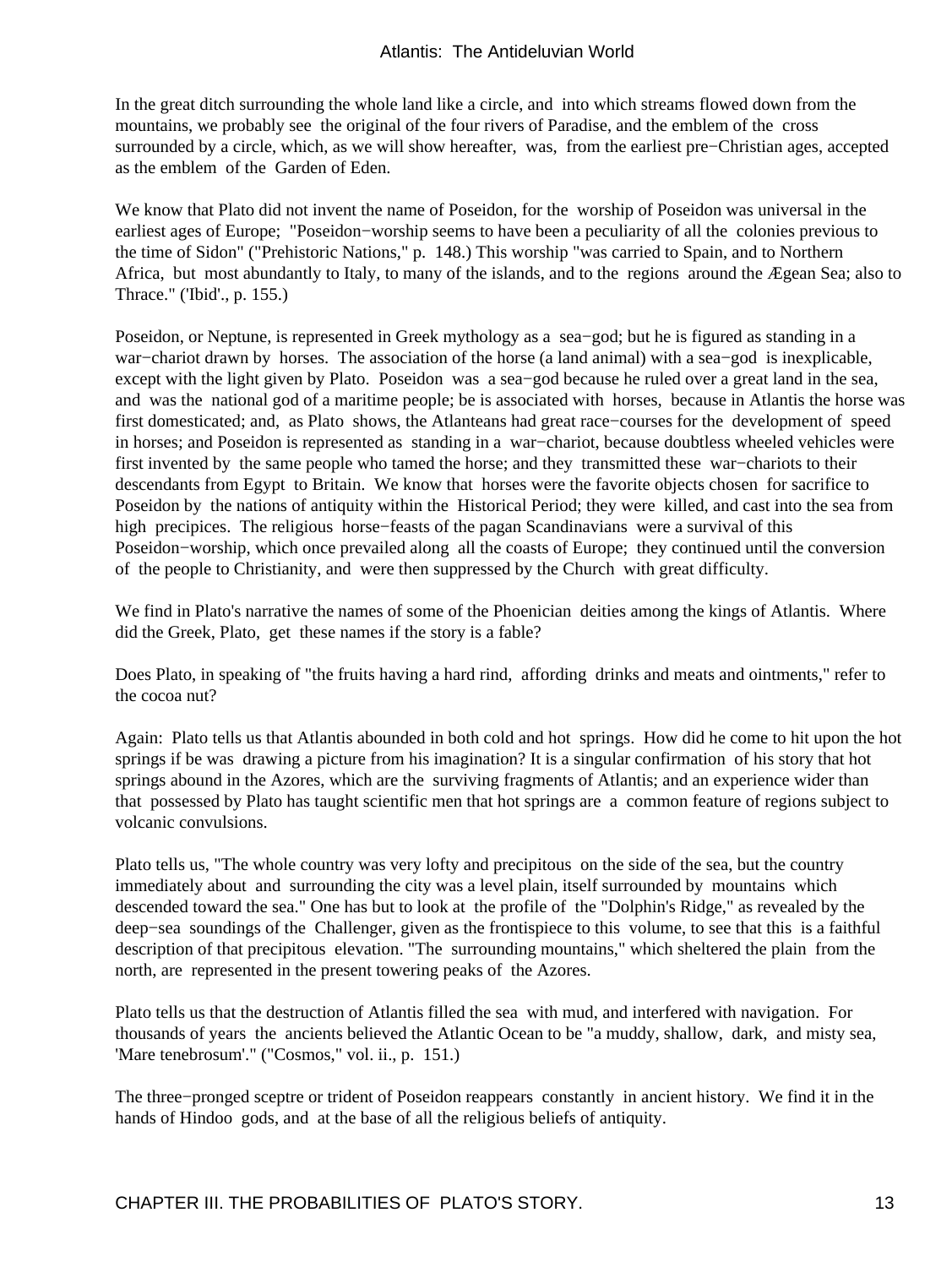In the great ditch surrounding the whole land like a circle, and into which streams flowed down from the mountains, we probably see the original of the four rivers of Paradise, and the emblem of the cross surrounded by a circle, which, as we will show hereafter, was, from the earliest pre−Christian ages, accepted as the emblem of the Garden of Eden.

We know that Plato did not invent the name of Poseidon, for the worship of Poseidon was universal in the earliest ages of Europe; "Poseidon−worship seems to have been a peculiarity of all the colonies previous to the time of Sidon" ("Prehistoric Nations," p. 148.) This worship "was carried to Spain, and to Northern Africa, but most abundantly to Italy, to many of the islands, and to the regions around the Ægean Sea; also to Thrace." ('Ibid'., p. 155.)

Poseidon, or Neptune, is represented in Greek mythology as a sea−god; but he is figured as standing in a war−chariot drawn by horses. The association of the horse (a land animal) with a sea−god is inexplicable, except with the light given by Plato. Poseidon was a sea−god because he ruled over a great land in the sea, and was the national god of a maritime people; be is associated with horses, because in Atlantis the horse was first domesticated; and, as Plato shows, the Atlanteans had great race−courses for the development of speed in horses; and Poseidon is represented as standing in a war−chariot, because doubtless wheeled vehicles were first invented by the same people who tamed the horse; and they transmitted these war−chariots to their descendants from Egypt to Britain. We know that horses were the favorite objects chosen for sacrifice to Poseidon by the nations of antiquity within the Historical Period; they were killed, and cast into the sea from high precipices. The religious horse−feasts of the pagan Scandinavians were a survival of this Poseidon−worship, which once prevailed along all the coasts of Europe; they continued until the conversion of the people to Christianity, and were then suppressed by the Church with great difficulty.

We find in Plato's narrative the names of some of the Phoenician deities among the kings of Atlantis. Where did the Greek, Plato, get these names if the story is a fable?

Does Plato, in speaking of "the fruits having a hard rind, affording drinks and meats and ointments," refer to the cocoa nut?

Again: Plato tells us that Atlantis abounded in both cold and hot springs. How did he come to hit upon the hot springs if be was drawing a picture from his imagination? It is a singular confirmation of his story that hot springs abound in the Azores, which are the surviving fragments of Atlantis; and an experience wider than that possessed by Plato has taught scientific men that hot springs are a common feature of regions subject to volcanic convulsions.

Plato tells us, "The whole country was very lofty and precipitous on the side of the sea, but the country immediately about and surrounding the city was a level plain, itself surrounded by mountains which descended toward the sea." One has but to look at the profile of the "Dolphin's Ridge," as revealed by the deep−sea soundings of the Challenger, given as the frontispiece to this volume, to see that this is a faithful description of that precipitous elevation. "The surrounding mountains," which sheltered the plain from the north, are represented in the present towering peaks of the Azores.

Plato tells us that the destruction of Atlantis filled the sea with mud, and interfered with navigation. For thousands of years the ancients believed the Atlantic Ocean to be "a muddy, shallow, dark, and misty sea, 'Mare tenebrosum'." ("Cosmos," vol. ii., p. 151.)

The three−pronged sceptre or trident of Poseidon reappears constantly in ancient history. We find it in the hands of Hindoo gods, and at the base of all the religious beliefs of antiquity.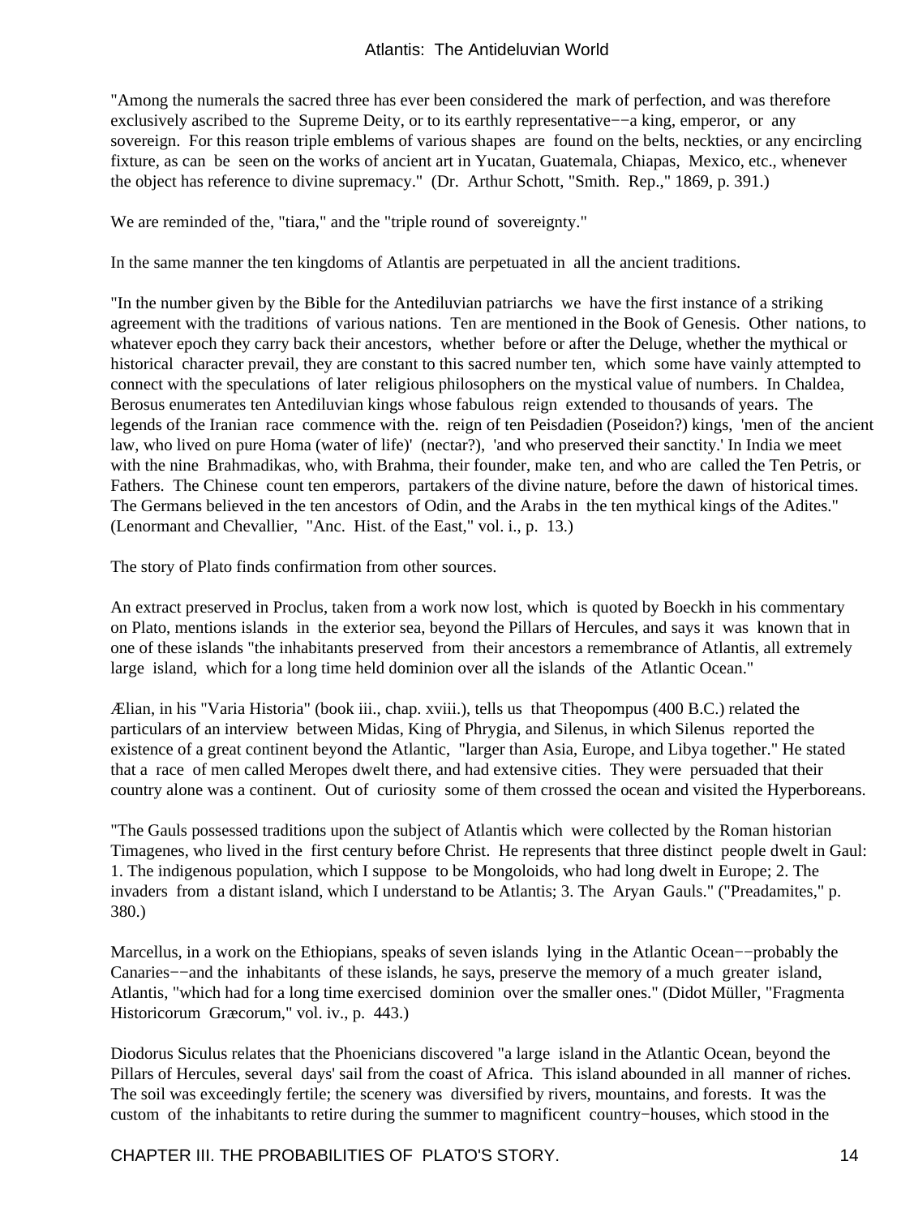"Among the numerals the sacred three has ever been considered the mark of perfection, and was therefore exclusively ascribed to the Supreme Deity, or to its earthly representative−−a king, emperor, or any sovereign. For this reason triple emblems of various shapes are found on the belts, neckties, or any encircling fixture, as can be seen on the works of ancient art in Yucatan, Guatemala, Chiapas, Mexico, etc., whenever the object has reference to divine supremacy." (Dr. Arthur Schott, "Smith. Rep.," 1869, p. 391.)

We are reminded of the, "tiara," and the "triple round of sovereignty."

In the same manner the ten kingdoms of Atlantis are perpetuated in all the ancient traditions.

"In the number given by the Bible for the Antediluvian patriarchs we have the first instance of a striking agreement with the traditions of various nations. Ten are mentioned in the Book of Genesis. Other nations, to whatever epoch they carry back their ancestors, whether before or after the Deluge, whether the mythical or historical character prevail, they are constant to this sacred number ten, which some have vainly attempted to connect with the speculations of later religious philosophers on the mystical value of numbers. In Chaldea, Berosus enumerates ten Antediluvian kings whose fabulous reign extended to thousands of years. The legends of the Iranian race commence with the. reign of ten Peisdadien (Poseidon?) kings, 'men of the ancient law, who lived on pure Homa (water of life)' (nectar?), 'and who preserved their sanctity.' In India we meet with the nine Brahmadikas, who, with Brahma, their founder, make ten, and who are called the Ten Petris, or Fathers. The Chinese count ten emperors, partakers of the divine nature, before the dawn of historical times. The Germans believed in the ten ancestors of Odin, and the Arabs in the ten mythical kings of the Adites." (Lenormant and Chevallier, "Anc. Hist. of the East," vol. i., p. 13.)

The story of Plato finds confirmation from other sources.

An extract preserved in Proclus, taken from a work now lost, which is quoted by Boeckh in his commentary on Plato, mentions islands in the exterior sea, beyond the Pillars of Hercules, and says it was known that in one of these islands "the inhabitants preserved from their ancestors a remembrance of Atlantis, all extremely large island, which for a long time held dominion over all the islands of the Atlantic Ocean."

Ælian, in his "Varia Historia" (book iii., chap. xviii.), tells us that Theopompus (400 B.C.) related the particulars of an interview between Midas, King of Phrygia, and Silenus, in which Silenus reported the existence of a great continent beyond the Atlantic, "larger than Asia, Europe, and Libya together." He stated that a race of men called Meropes dwelt there, and had extensive cities. They were persuaded that their country alone was a continent. Out of curiosity some of them crossed the ocean and visited the Hyperboreans.

"The Gauls possessed traditions upon the subject of Atlantis which were collected by the Roman historian Timagenes, who lived in the first century before Christ. He represents that three distinct people dwelt in Gaul: 1. The indigenous population, which I suppose to be Mongoloids, who had long dwelt in Europe; 2. The invaders from a distant island, which I understand to be Atlantis; 3. The Aryan Gauls." ("Preadamites," p. 380.)

Marcellus, in a work on the Ethiopians, speaks of seven islands lying in the Atlantic Ocean−−probably the Canaries−−and the inhabitants of these islands, he says, preserve the memory of a much greater island, Atlantis, "which had for a long time exercised dominion over the smaller ones." (Didot Müller, "Fragmenta Historicorum Græcorum," vol. iv., p. 443.)

Diodorus Siculus relates that the Phoenicians discovered "a large island in the Atlantic Ocean, beyond the Pillars of Hercules, several days' sail from the coast of Africa. This island abounded in all manner of riches. The soil was exceedingly fertile; the scenery was diversified by rivers, mountains, and forests. It was the custom of the inhabitants to retire during the summer to magnificent country−houses, which stood in the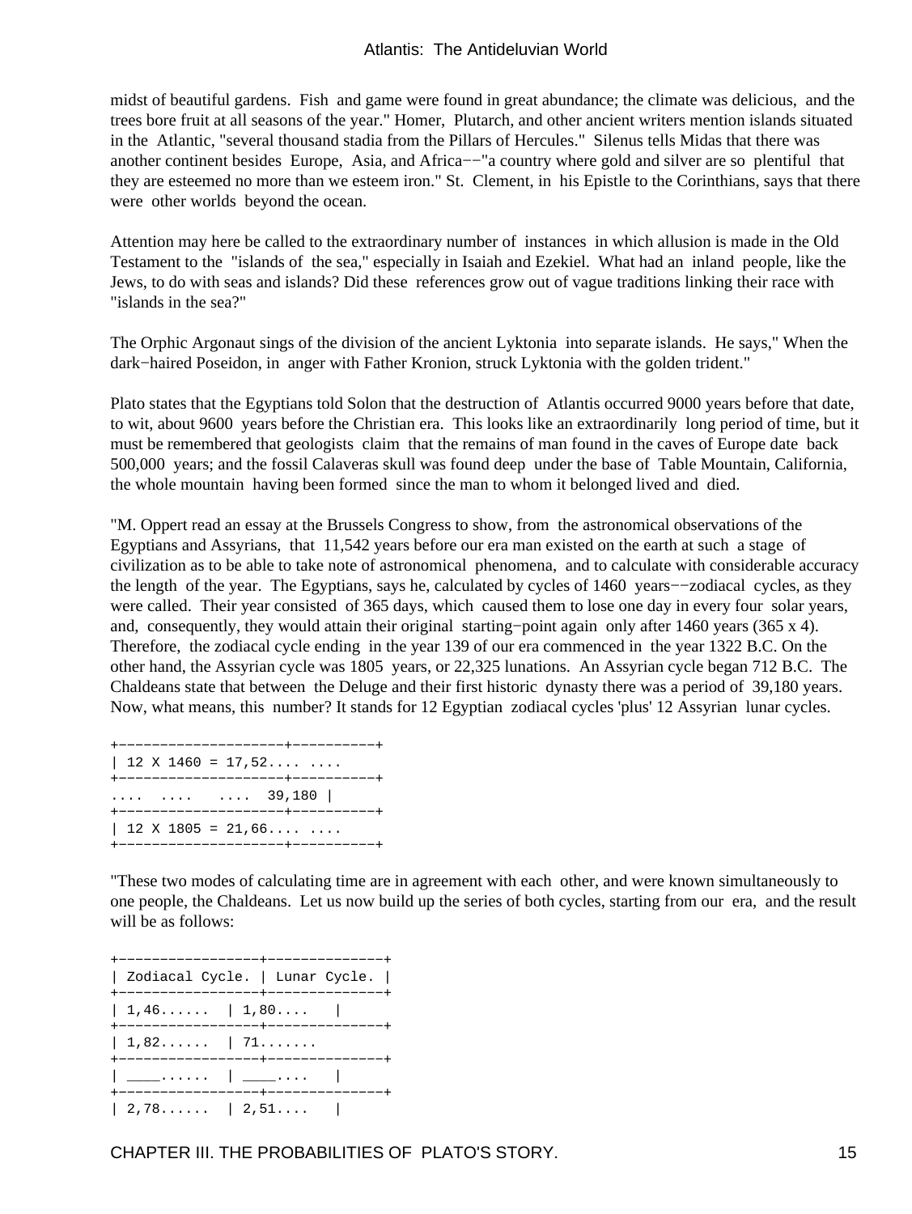midst of beautiful gardens. Fish and game were found in great abundance; the climate was delicious, and the trees bore fruit at all seasons of the year." Homer, Plutarch, and other ancient writers mention islands situated in the Atlantic, "several thousand stadia from the Pillars of Hercules." Silenus tells Midas that there was another continent besides Europe, Asia, and Africa−−"a country where gold and silver are so plentiful that they are esteemed no more than we esteem iron." St. Clement, in his Epistle to the Corinthians, says that there were other worlds beyond the ocean.

Attention may here be called to the extraordinary number of instances in which allusion is made in the Old Testament to the "islands of the sea," especially in Isaiah and Ezekiel. What had an inland people, like the Jews, to do with seas and islands? Did these references grow out of vague traditions linking their race with "islands in the sea?"

The Orphic Argonaut sings of the division of the ancient Lyktonia into separate islands. He says," When the dark−haired Poseidon, in anger with Father Kronion, struck Lyktonia with the golden trident."

Plato states that the Egyptians told Solon that the destruction of Atlantis occurred 9000 years before that date, to wit, about 9600 years before the Christian era. This looks like an extraordinarily long period of time, but it must be remembered that geologists claim that the remains of man found in the caves of Europe date back 500,000 years; and the fossil Calaveras skull was found deep under the base of Table Mountain, California, the whole mountain having been formed since the man to whom it belonged lived and died.

"M. Oppert read an essay at the Brussels Congress to show, from the astronomical observations of the Egyptians and Assyrians, that 11,542 years before our era man existed on the earth at such a stage of civilization as to be able to take note of astronomical phenomena, and to calculate with considerable accuracy the length of the year. The Egyptians, says he, calculated by cycles of 1460 years−−zodiacal cycles, as they were called. Their year consisted of 365 days, which caused them to lose one day in every four solar years, and, consequently, they would attain their original starting−point again only after 1460 years (365 x 4). Therefore, the zodiacal cycle ending in the year 139 of our era commenced in the year 1322 B.C. On the other hand, the Assyrian cycle was 1805 years, or 22,325 lunations. An Assyrian cycle began 712 B.C. The Chaldeans state that between the Deluge and their first historic dynasty there was a period of 39,180 years. Now, what means, this number? It stands for 12 Egyptian zodiacal cycles 'plus' 12 Assyrian lunar cycles.

| | |
|---|---|
| 12 X 1460 = 17,52.... .... | |
| .... .... .... | 39,180 |
| 12 X 1805 = 21,66.... .... | |

"These two modes of calculating time are in agreement with each other, and were known simultaneously to one people, the Chaldeans. Let us now build up the series of both cycles, starting from our era, and the result will be as follows:

| Zodiacal Cycle. | Lunar Cycle. |
|---|---|
| 1,46...... | 1,80.... |
| 1,82...... | 71....... |
| ____...... | ____.... |
| 2,78...... | 2,51.... |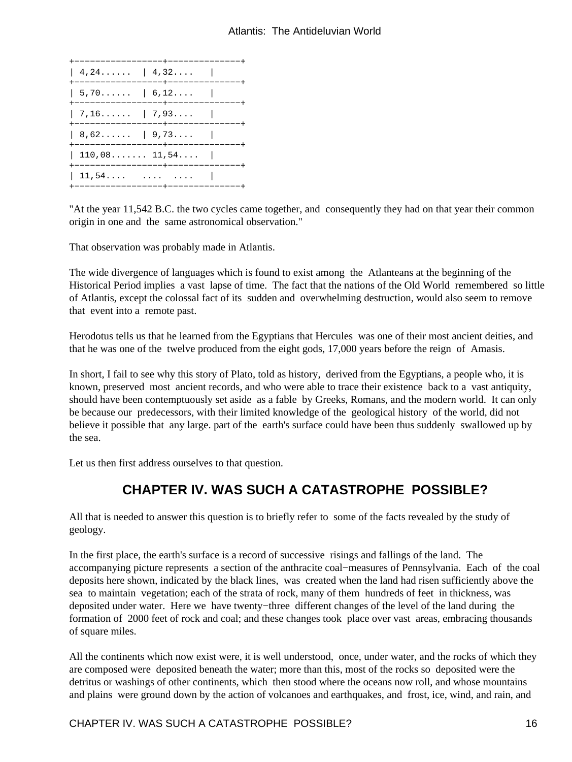| | |
|---|---|
| 4,24...... | 4,32.... |
| 5,70...... | 6,12.... |
| 7,16...... | 7,93.... |
| 8,62...... | 9,73.... |
| 110,08....... 11,54.... | |
| 11,54.... | .... .... |

"At the year 11,542 B.C. the two cycles came together, and consequently they had on that year their common origin in one and the same astronomical observation."

That observation was probably made in Atlantis.

The wide divergence of languages which is found to exist among the Atlanteans at the beginning of the Historical Period implies a vast lapse of time. The fact that the nations of the Old World remembered so little of Atlantis, except the colossal fact of its sudden and overwhelming destruction, would also seem to remove that event into a remote past.

Herodotus tells us that he learned from the Egyptians that Hercules was one of their most ancient deities, and that he was one of the twelve produced from the eight gods, 17,000 years before the reign of Amasis.

In short, I fail to see why this story of Plato, told as history, derived from the Egyptians, a people who, it is known, preserved most ancient records, and who were able to trace their existence back to a vast antiquity, should have been contemptuously set aside as a fable by Greeks, Romans, and the modern world. It can only be because our predecessors, with their limited knowledge of the geological history of the world, did not believe it possible that any large. part of the earth's surface could have been thus suddenly swallowed up by the sea.

Let us then first address ourselves to that question.

## CHAPTER IV. WAS SUCH A CATASTROPHE POSSIBLE?

All that is needed to answer this question is to briefly refer to some of the facts revealed by the study of geology.

In the first place, the earth's surface is a record of successive risings and fallings of the land. The accompanying picture represents a section of the anthracite coal−measures of Pennsylvania. Each of the coal deposits here shown, indicated by the black lines, was created when the land had risen sufficiently above the sea to maintain vegetation; each of the strata of rock, many of them hundreds of feet in thickness, was deposited under water. Here we have twenty−three different changes of the level of the land during the formation of 2000 feet of rock and coal; and these changes took place over vast areas, embracing thousands of square miles.

All the continents which now exist were, it is well understood, once, under water, and the rocks of which they are composed were deposited beneath the water; more than this, most of the rocks so deposited were the detritus or washings of other continents, which then stood where the oceans now roll, and whose mountains and plains were ground down by the action of volcanoes and earthquakes, and frost, ice, wind, and rain, and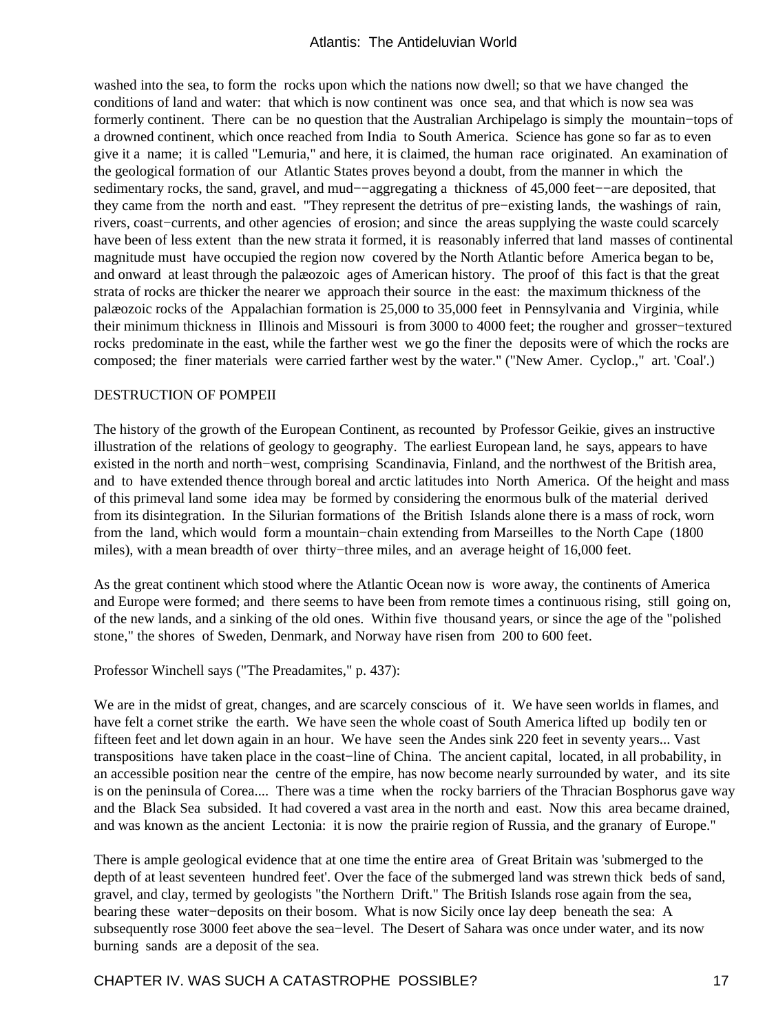washed into the sea, to form the rocks upon which the nations now dwell; so that we have changed the conditions of land and water: that which is now continent was once sea, and that which is now sea was formerly continent. There can be no question that the Australian Archipelago is simply the mountain−tops of a drowned continent, which once reached from India to South America. Science has gone so far as to even give it a name; it is called "Lemuria," and here, it is claimed, the human race originated. An examination of the geological formation of our Atlantic States proves beyond a doubt, from the manner in which the sedimentary rocks, the sand, gravel, and mud−−aggregating a thickness of 45,000 feet−−are deposited, that they came from the north and east. "They represent the detritus of pre−existing lands, the washings of rain, rivers, coast−currents, and other agencies of erosion; and since the areas supplying the waste could scarcely have been of less extent than the new strata it formed, it is reasonably inferred that land masses of continental magnitude must have occupied the region now covered by the North Atlantic before America began to be, and onward at least through the palæozoic ages of American history. The proof of this fact is that the great strata of rocks are thicker the nearer we approach their source in the east: the maximum thickness of the palæozoic rocks of the Appalachian formation is 25,000 to 35,000 feet in Pennsylvania and Virginia, while their minimum thickness in Illinois and Missouri is from 3000 to 4000 feet; the rougher and grosser−textured rocks predominate in the east, while the farther west we go the finer the deposits were of which the rocks are composed; the finer materials were carried farther west by the water." ("New Amer. Cyclop.," art. 'Coal'.)

DESTRUCTION OF POMPEII

The history of the growth of the European Continent, as recounted by Professor Geikie, gives an instructive illustration of the relations of geology to geography. The earliest European land, he says, appears to have existed in the north and north−west, comprising Scandinavia, Finland, and the northwest of the British area, and to have extended thence through boreal and arctic latitudes into North America. Of the height and mass of this primeval land some idea may be formed by considering the enormous bulk of the material derived from its disintegration. In the Silurian formations of the British Islands alone there is a mass of rock, worn from the land, which would form a mountain−chain extending from Marseilles to the North Cape (1800 miles), with a mean breadth of over thirty−three miles, and an average height of 16,000 feet.

As the great continent which stood where the Atlantic Ocean now is wore away, the continents of America and Europe were formed; and there seems to have been from remote times a continuous rising, still going on, of the new lands, and a sinking of the old ones. Within five thousand years, or since the age of the "polished stone," the shores of Sweden, Denmark, and Norway have risen from 200 to 600 feet.

Professor Winchell says ("The Preadamites," p. 437):

We are in the midst of great, changes, and are scarcely conscious of it. We have seen worlds in flames, and have felt a cornet strike the earth. We have seen the whole coast of South America lifted up bodily ten or fifteen feet and let down again in an hour. We have seen the Andes sink 220 feet in seventy years... Vast transpositions have taken place in the coast−line of China. The ancient capital, located, in all probability, in an accessible position near the centre of the empire, has now become nearly surrounded by water, and its site is on the peninsula of Corea.... There was a time when the rocky barriers of the Thracian Bosphorus gave way and the Black Sea subsided. It had covered a vast area in the north and east. Now this area became drained, and was known as the ancient Lectonia: it is now the prairie region of Russia, and the granary of Europe."

There is ample geological evidence that at one time the entire area of Great Britain was 'submerged to the depth of at least seventeen hundred feet'. Over the face of the submerged land was strewn thick beds of sand, gravel, and clay, termed by geologists "the Northern Drift." The British Islands rose again from the sea, bearing these water−deposits on their bosom. What is now Sicily once lay deep beneath the sea: A subsequently rose 3000 feet above the sea−level. The Desert of Sahara was once under water, and its now burning sands are a deposit of the sea.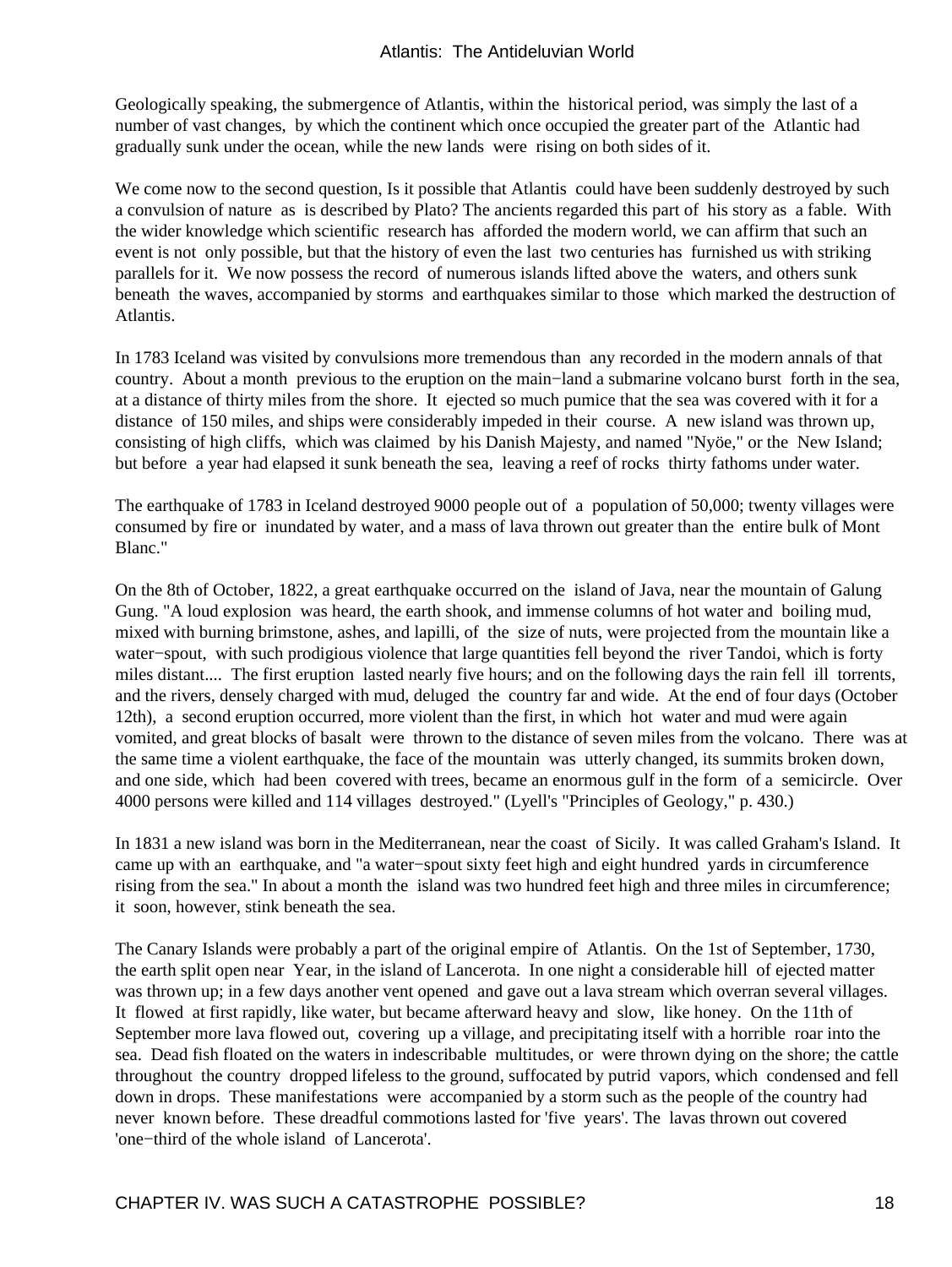Geologically speaking, the submergence of Atlantis, within the historical period, was simply the last of a number of vast changes, by which the continent which once occupied the greater part of the Atlantic had gradually sunk under the ocean, while the new lands were rising on both sides of it.

We come now to the second question, Is it possible that Atlantis could have been suddenly destroyed by such a convulsion of nature as is described by Plato? The ancients regarded this part of his story as a fable. With the wider knowledge which scientific research has afforded the modern world, we can affirm that such an event is not only possible, but that the history of even the last two centuries has furnished us with striking parallels for it. We now possess the record of numerous islands lifted above the waters, and others sunk beneath the waves, accompanied by storms and earthquakes similar to those which marked the destruction of Atlantis.

In 1783 Iceland was visited by convulsions more tremendous than any recorded in the modern annals of that country. About a month previous to the eruption on the main−land a submarine volcano burst forth in the sea, at a distance of thirty miles from the shore. It ejected so much pumice that the sea was covered with it for a distance of 150 miles, and ships were considerably impeded in their course. A new island was thrown up, consisting of high cliffs, which was claimed by his Danish Majesty, and named "Nyöe," or the New Island; but before a year had elapsed it sunk beneath the sea, leaving a reef of rocks thirty fathoms under water.

The earthquake of 1783 in Iceland destroyed 9000 people out of a population of 50,000; twenty villages were consumed by fire or inundated by water, and a mass of lava thrown out greater than the entire bulk of Mont Blanc."

On the 8th of October, 1822, a great earthquake occurred on the island of Java, near the mountain of Galung Gung. "A loud explosion was heard, the earth shook, and immense columns of hot water and boiling mud, mixed with burning brimstone, ashes, and lapilli, of the size of nuts, were projected from the mountain like a water−spout, with such prodigious violence that large quantities fell beyond the river Tandoi, which is forty miles distant.... The first eruption lasted nearly five hours; and on the following days the rain fell ill torrents, and the rivers, densely charged with mud, deluged the country far and wide. At the end of four days (October 12th), a second eruption occurred, more violent than the first, in which hot water and mud were again vomited, and great blocks of basalt were thrown to the distance of seven miles from the volcano. There was at the same time a violent earthquake, the face of the mountain was utterly changed, its summits broken down, and one side, which had been covered with trees, became an enormous gulf in the form of a semicircle. Over 4000 persons were killed and 114 villages destroyed." (Lyell's "Principles of Geology," p. 430.)

In 1831 a new island was born in the Mediterranean, near the coast of Sicily. It was called Graham's Island. It came up with an earthquake, and "a water−spout sixty feet high and eight hundred yards in circumference rising from the sea." In about a month the island was two hundred feet high and three miles in circumference; it soon, however, stink beneath the sea.

The Canary Islands were probably a part of the original empire of Atlantis. On the 1st of September, 1730, the earth split open near Year, in the island of Lancerota. In one night a considerable hill of ejected matter was thrown up; in a few days another vent opened and gave out a lava stream which overran several villages. It flowed at first rapidly, like water, but became afterward heavy and slow, like honey. On the 11th of September more lava flowed out, covering up a village, and precipitating itself with a horrible roar into the sea. Dead fish floated on the waters in indescribable multitudes, or were thrown dying on the shore; the cattle throughout the country dropped lifeless to the ground, suffocated by putrid vapors, which condensed and fell down in drops. These manifestations were accompanied by a storm such as the people of the country had never known before. These dreadful commotions lasted for 'five years'. The lavas thrown out covered 'one−third of the whole island of Lancerota'.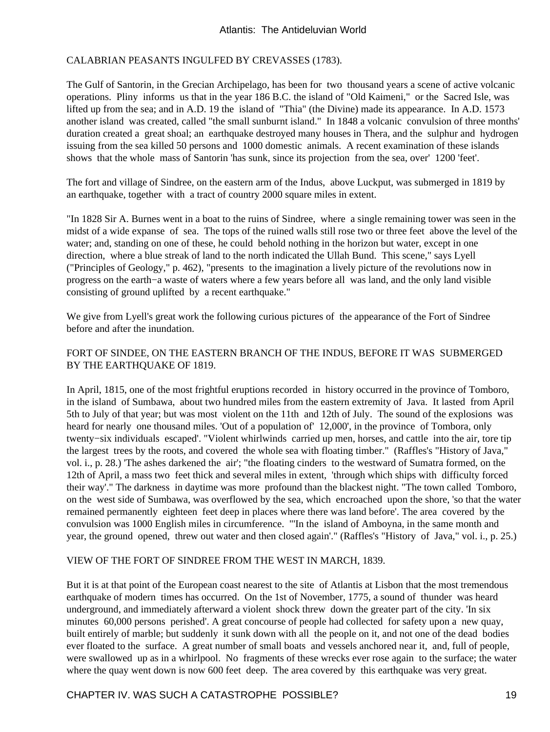CALABRIAN PEASANTS INGULFED BY CREVASSES (1783).

The Gulf of Santorin, in the Grecian Archipelago, has been for two thousand years a scene of active volcanic operations. Pliny informs us that in the year 186 B.C. the island of "Old Kaimeni," or the Sacred Isle, was lifted up from the sea; and in A.D. 19 the island of "Thia" (the Divine) made its appearance. In A.D. 1573 another island was created, called "the small sunburnt island." In 1848 a volcanic convulsion of three months' duration created a great shoal; an earthquake destroyed many houses in Thera, and the sulphur and hydrogen issuing from the sea killed 50 persons and 1000 domestic animals. A recent examination of these islands shows that the whole mass of Santorin 'has sunk, since its projection from the sea, over' 1200 'feet'.

The fort and village of Sindree, on the eastern arm of the Indus, above Luckput, was submerged in 1819 by an earthquake, together with a tract of country 2000 square miles in extent.

"In 1828 Sir A. Burnes went in a boat to the ruins of Sindree, where a single remaining tower was seen in the midst of a wide expanse of sea. The tops of the ruined walls still rose two or three feet above the level of the water; and, standing on one of these, he could behold nothing in the horizon but water, except in one direction, where a blue streak of land to the north indicated the Ullah Bund. This scene," says Lyell ("Principles of Geology," p. 462), "presents to the imagination a lively picture of the revolutions now in progress on the earth−a waste of waters where a few years before all was land, and the only land visible consisting of ground uplifted by a recent earthquake."

We give from Lyell's great work the following curious pictures of the appearance of the Fort of Sindree before and after the inundation.

FORT OF SINDEE, ON THE EASTERN BRANCH OF THE INDUS, BEFORE IT WAS SUBMERGED BY THE EARTHQUAKE OF 1819.

In April, 1815, one of the most frightful eruptions recorded in history occurred in the province of Tomboro, in the island of Sumbawa, about two hundred miles from the eastern extremity of Java. It lasted from April 5th to July of that year; but was most violent on the 11th and 12th of July. The sound of the explosions was heard for nearly one thousand miles. 'Out of a population of' 12,000', in the province of Tombora, only twenty−six individuals escaped'. "Violent whirlwinds carried up men, horses, and cattle into the air, tore tip the largest trees by the roots, and covered the whole sea with floating timber." (Raffles's "History of Java," vol. i., p. 28.) 'The ashes darkened the air'; "the floating cinders to the westward of Sumatra formed, on the 12th of April, a mass two feet thick and several miles in extent, 'through which ships with difficulty forced their way'." The darkness in daytime was more profound than the blackest night. "The town called Tomboro, on the west side of Sumbawa, was overflowed by the sea, which encroached upon the shore, 'so that the water remained permanently eighteen feet deep in places where there was land before'. The area covered by the convulsion was 1000 English miles in circumference. "'In the island of Amboyna, in the same month and year, the ground opened, threw out water and then closed again'." (Raffles's "History of Java," vol. i., p. 25.)

VIEW OF THE FORT OF SINDREE FROM THE WEST IN MARCH, 1839.

But it is at that point of the European coast nearest to the site of Atlantis at Lisbon that the most tremendous earthquake of modern times has occurred. On the 1st of November, 1775, a sound of thunder was heard underground, and immediately afterward a violent shock threw down the greater part of the city. 'In six minutes 60,000 persons perished'. A great concourse of people had collected for safety upon a new quay, built entirely of marble; but suddenly it sunk down with all the people on it, and not one of the dead bodies ever floated to the surface. A great number of small boats and vessels anchored near it, and, full of people, were swallowed up as in a whirlpool. No fragments of these wrecks ever rose again to the surface; the water where the quay went down is now 600 feet deep. The area covered by this earthquake was very great.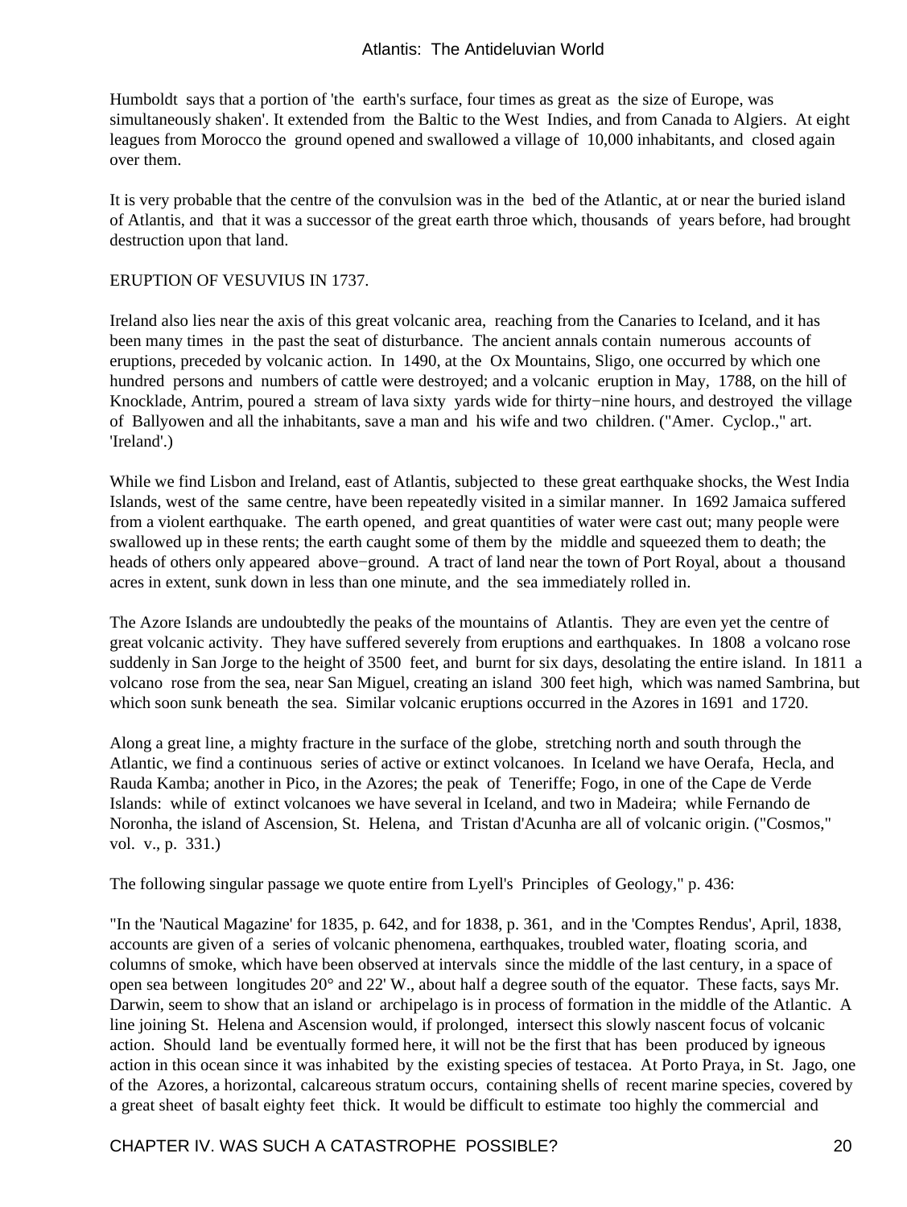Humboldt says that a portion of 'the earth's surface, four times as great as the size of Europe, was simultaneously shaken'. It extended from the Baltic to the West Indies, and from Canada to Algiers. At eight leagues from Morocco the ground opened and swallowed a village of 10,000 inhabitants, and closed again over them.

It is very probable that the centre of the convulsion was in the bed of the Atlantic, at or near the buried island of Atlantis, and that it was a successor of the great earth throe which, thousands of years before, had brought destruction upon that land.

ERUPTION OF VESUVIUS IN 1737.

Ireland also lies near the axis of this great volcanic area, reaching from the Canaries to Iceland, and it has been many times in the past the seat of disturbance. The ancient annals contain numerous accounts of eruptions, preceded by volcanic action. In 1490, at the Ox Mountains, Sligo, one occurred by which one hundred persons and numbers of cattle were destroyed; and a volcanic eruption in May, 1788, on the hill of Knocklade, Antrim, poured a stream of lava sixty yards wide for thirty−nine hours, and destroyed the village of Ballyowen and all the inhabitants, save a man and his wife and two children. ("Amer. Cyclop.," art. 'Ireland'.)

While we find Lisbon and Ireland, east of Atlantis, subjected to these great earthquake shocks, the West India Islands, west of the same centre, have been repeatedly visited in a similar manner. In 1692 Jamaica suffered from a violent earthquake. The earth opened, and great quantities of water were cast out; many people were swallowed up in these rents; the earth caught some of them by the middle and squeezed them to death; the heads of others only appeared above−ground. A tract of land near the town of Port Royal, about a thousand acres in extent, sunk down in less than one minute, and the sea immediately rolled in.

The Azore Islands are undoubtedly the peaks of the mountains of Atlantis. They are even yet the centre of great volcanic activity. They have suffered severely from eruptions and earthquakes. In 1808 a volcano rose suddenly in San Jorge to the height of 3500 feet, and burnt for six days, desolating the entire island. In 1811 a volcano rose from the sea, near San Miguel, creating an island 300 feet high, which was named Sambrina, but which soon sunk beneath the sea. Similar volcanic eruptions occurred in the Azores in 1691 and 1720.

Along a great line, a mighty fracture in the surface of the globe, stretching north and south through the Atlantic, we find a continuous series of active or extinct volcanoes. In Iceland we have Oerafa, Hecla, and Rauda Kamba; another in Pico, in the Azores; the peak of Teneriffe; Fogo, in one of the Cape de Verde Islands: while of extinct volcanoes we have several in Iceland, and two in Madeira; while Fernando de Noronha, the island of Ascension, St. Helena, and Tristan d'Acunha are all of volcanic origin. ("Cosmos," vol. v., p. 331.)

The following singular passage we quote entire from Lyell's Principles of Geology," p. 436:

"In the 'Nautical Magazine' for 1835, p. 642, and for 1838, p. 361, and in the 'Comptes Rendus', April, 1838, accounts are given of a series of volcanic phenomena, earthquakes, troubled water, floating scoria, and columns of smoke, which have been observed at intervals since the middle of the last century, in a space of open sea between longitudes 20° and 22' W., about half a degree south of the equator. These facts, says Mr. Darwin, seem to show that an island or archipelago is in process of formation in the middle of the Atlantic. A line joining St. Helena and Ascension would, if prolonged, intersect this slowly nascent focus of volcanic action. Should land be eventually formed here, it will not be the first that has been produced by igneous action in this ocean since it was inhabited by the existing species of testacea. At Porto Praya, in St. Jago, one of the Azores, a horizontal, calcareous stratum occurs, containing shells of recent marine species, covered by a great sheet of basalt eighty feet thick. It would be difficult to estimate too highly the commercial and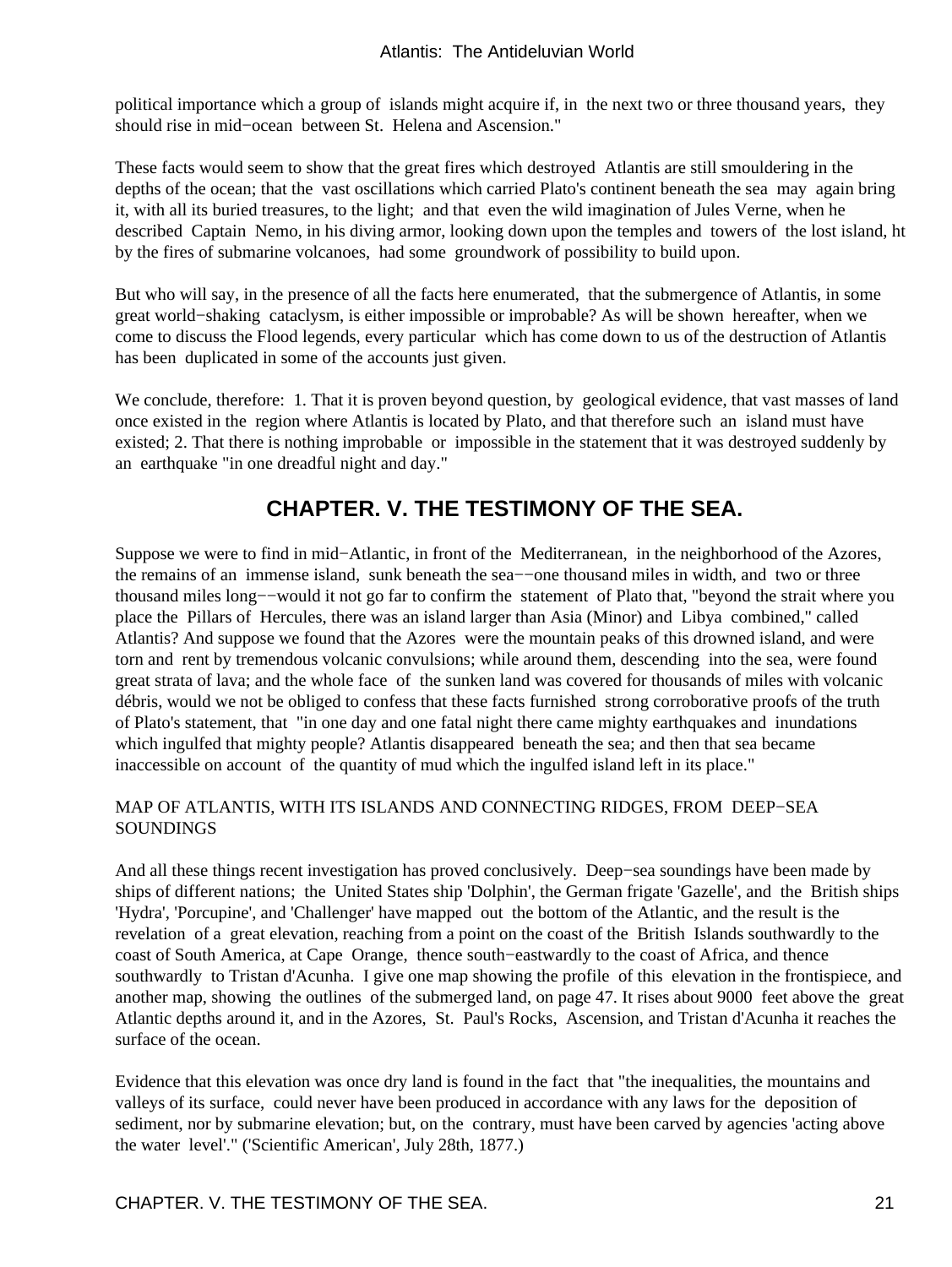political importance which a group of islands might acquire if, in the next two or three thousand years, they should rise in mid−ocean between St. Helena and Ascension."

These facts would seem to show that the great fires which destroyed Atlantis are still smouldering in the depths of the ocean; that the vast oscillations which carried Plato's continent beneath the sea may again bring it, with all its buried treasures, to the light; and that even the wild imagination of Jules Verne, when he described Captain Nemo, in his diving armor, looking down upon the temples and towers of the lost island, ht by the fires of submarine volcanoes, had some groundwork of possibility to build upon.

But who will say, in the presence of all the facts here enumerated, that the submergence of Atlantis, in some great world−shaking cataclysm, is either impossible or improbable? As will be shown hereafter, when we come to discuss the Flood legends, every particular which has come down to us of the destruction of Atlantis has been duplicated in some of the accounts just given.

We conclude, therefore: 1. That it is proven beyond question, by geological evidence, that vast masses of land once existed in the region where Atlantis is located by Plato, and that therefore such an island must have existed; 2. That there is nothing improbable or impossible in the statement that it was destroyed suddenly by an earthquake "in one dreadful night and day."

## CHAPTER. V. THE TESTIMONY OF THE SEA.

Suppose we were to find in mid−Atlantic, in front of the Mediterranean, in the neighborhood of the Azores, the remains of an immense island, sunk beneath the sea−−one thousand miles in width, and two or three thousand miles long−−would it not go far to confirm the statement of Plato that, "beyond the strait where you place the Pillars of Hercules, there was an island larger than Asia (Minor) and Libya combined," called Atlantis? And suppose we found that the Azores were the mountain peaks of this drowned island, and were torn and rent by tremendous volcanic convulsions; while around them, descending into the sea, were found great strata of lava; and the whole face of the sunken land was covered for thousands of miles with volcanic débris, would we not be obliged to confess that these facts furnished strong corroborative proofs of the truth of Plato's statement, that "in one day and one fatal night there came mighty earthquakes and inundations which ingulfed that mighty people? Atlantis disappeared beneath the sea; and then that sea became inaccessible on account of the quantity of mud which the ingulfed island left in its place."

MAP OF ATLANTIS, WITH ITS ISLANDS AND CONNECTING RIDGES, FROM DEEP−SEA SOUNDINGS

And all these things recent investigation has proved conclusively. Deep−sea soundings have been made by ships of different nations; the United States ship 'Dolphin', the German frigate 'Gazelle', and the British ships 'Hydra', 'Porcupine', and 'Challenger' have mapped out the bottom of the Atlantic, and the result is the revelation of a great elevation, reaching from a point on the coast of the British Islands southwardly to the coast of South America, at Cape Orange, thence south−eastwardly to the coast of Africa, and thence southwardly to Tristan d'Acunha. I give one map showing the profile of this elevation in the frontispiece, and another map, showing the outlines of the submerged land, on page 47. It rises about 9000 feet above the great Atlantic depths around it, and in the Azores, St. Paul's Rocks, Ascension, and Tristan d'Acunha it reaches the surface of the ocean.

Evidence that this elevation was once dry land is found in the fact that "the inequalities, the mountains and valleys of its surface, could never have been produced in accordance with any laws for the deposition of sediment, nor by submarine elevation; but, on the contrary, must have been carved by agencies 'acting above the water level'." ('Scientific American', July 28th, 1877.)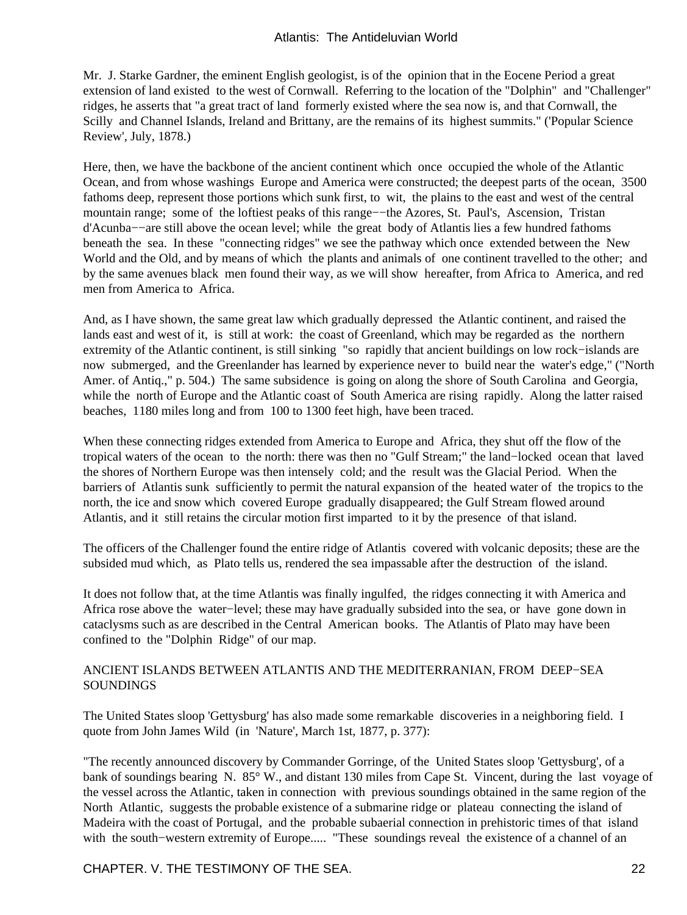Mr. J. Starke Gardner, the eminent English geologist, is of the opinion that in the Eocene Period a great extension of land existed to the west of Cornwall. Referring to the location of the "Dolphin" and "Challenger" ridges, he asserts that "a great tract of land formerly existed where the sea now is, and that Cornwall, the Scilly and Channel Islands, Ireland and Brittany, are the remains of its highest summits." ('Popular Science Review', July, 1878.)

Here, then, we have the backbone of the ancient continent which once occupied the whole of the Atlantic Ocean, and from whose washings Europe and America were constructed; the deepest parts of the ocean, 3500 fathoms deep, represent those portions which sunk first, to wit, the plains to the east and west of the central mountain range; some of the loftiest peaks of this range−−the Azores, St. Paul's, Ascension, Tristan d'Acunba−−are still above the ocean level; while the great body of Atlantis lies a few hundred fathoms beneath the sea. In these "connecting ridges" we see the pathway which once extended between the New World and the Old, and by means of which the plants and animals of one continent travelled to the other; and by the same avenues black men found their way, as we will show hereafter, from Africa to America, and red men from America to Africa.

And, as I have shown, the same great law which gradually depressed the Atlantic continent, and raised the lands east and west of it, is still at work: the coast of Greenland, which may be regarded as the northern extremity of the Atlantic continent, is still sinking "so rapidly that ancient buildings on low rock−islands are now submerged, and the Greenlander has learned by experience never to build near the water's edge," ("North Amer. of Antiq.," p. 504.) The same subsidence is going on along the shore of South Carolina and Georgia, while the north of Europe and the Atlantic coast of South America are rising rapidly. Along the latter raised beaches, 1180 miles long and from 100 to 1300 feet high, have been traced.

When these connecting ridges extended from America to Europe and Africa, they shut off the flow of the tropical waters of the ocean to the north: there was then no "Gulf Stream;" the land−locked ocean that laved the shores of Northern Europe was then intensely cold; and the result was the Glacial Period. When the barriers of Atlantis sunk sufficiently to permit the natural expansion of the heated water of the tropics to the north, the ice and snow which covered Europe gradually disappeared; the Gulf Stream flowed around Atlantis, and it still retains the circular motion first imparted to it by the presence of that island.

The officers of the Challenger found the entire ridge of Atlantis covered with volcanic deposits; these are the subsided mud which, as Plato tells us, rendered the sea impassable after the destruction of the island.

It does not follow that, at the time Atlantis was finally ingulfed, the ridges connecting it with America and Africa rose above the water−level; these may have gradually subsided into the sea, or have gone down in cataclysms such as are described in the Central American books. The Atlantis of Plato may have been confined to the "Dolphin Ridge" of our map.

ANCIENT ISLANDS BETWEEN ATLANTIS AND THE MEDITERRANIAN, FROM DEEP−SEA SOUNDINGS

The United States sloop 'Gettysburg' has also made some remarkable discoveries in a neighboring field. I quote from John James Wild (in 'Nature', March 1st, 1877, p. 377):

"The recently announced discovery by Commander Gorringe, of the United States sloop 'Gettysburg', of a bank of soundings bearing N. 85° W., and distant 130 miles from Cape St. Vincent, during the last voyage of the vessel across the Atlantic, taken in connection with previous soundings obtained in the same region of the North Atlantic, suggests the probable existence of a submarine ridge or plateau connecting the island of Madeira with the coast of Portugal, and the probable subaerial connection in prehistoric times of that island with the south−western extremity of Europe..... "These soundings reveal the existence of a channel of an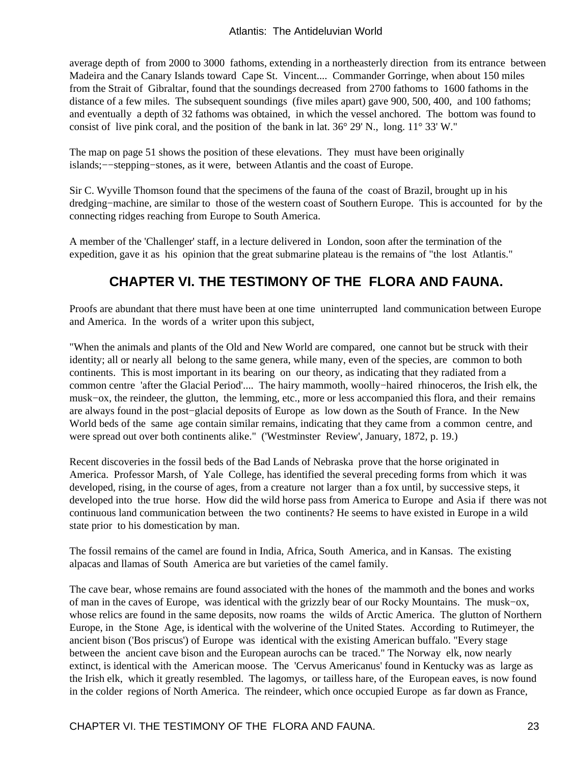average depth of from 2000 to 3000 fathoms, extending in a northeasterly direction from its entrance between Madeira and the Canary Islands toward Cape St. Vincent.... Commander Gorringe, when about 150 miles from the Strait of Gibraltar, found that the soundings decreased from 2700 fathoms to 1600 fathoms in the distance of a few miles. The subsequent soundings (five miles apart) gave 900, 500, 400, and 100 fathoms; and eventually a depth of 32 fathoms was obtained, in which the vessel anchored. The bottom was found to consist of live pink coral, and the position of the bank in lat. 36° 29' N., long. 11° 33' W."

The map on page 51 shows the position of these elevations. They must have been originally islands;−−stepping−stones, as it were, between Atlantis and the coast of Europe.

Sir C. Wyville Thomson found that the specimens of the fauna of the coast of Brazil, brought up in his dredging−machine, are similar to those of the western coast of Southern Europe. This is accounted for by the connecting ridges reaching from Europe to South America.

A member of the 'Challenger' staff, in a lecture delivered in London, soon after the termination of the expedition, gave it as his opinion that the great submarine plateau is the remains of "the lost Atlantis."

## CHAPTER VI. THE TESTIMONY OF THE FLORA AND FAUNA.

Proofs are abundant that there must have been at one time uninterrupted land communication between Europe and America. In the words of a writer upon this subject,

"When the animals and plants of the Old and New World are compared, one cannot but be struck with their identity; all or nearly all belong to the same genera, while many, even of the species, are common to both continents. This is most important in its bearing on our theory, as indicating that they radiated from a common centre 'after the Glacial Period'.... The hairy mammoth, woolly−haired rhinoceros, the Irish elk, the musk−ox, the reindeer, the glutton, the lemming, etc., more or less accompanied this flora, and their remains are always found in the post−glacial deposits of Europe as low down as the South of France. In the New World beds of the same age contain similar remains, indicating that they came from a common centre, and were spread out over both continents alike." ('Westminster Review', January, 1872, p. 19.)

Recent discoveries in the fossil beds of the Bad Lands of Nebraska prove that the horse originated in America. Professor Marsh, of Yale College, has identified the several preceding forms from which it was developed, rising, in the course of ages, from a creature not larger than a fox until, by successive steps, it developed into the true horse. How did the wild horse pass from America to Europe and Asia if there was not continuous land communication between the two continents? He seems to have existed in Europe in a wild state prior to his domestication by man.

The fossil remains of the camel are found in India, Africa, South America, and in Kansas. The existing alpacas and llamas of South America are but varieties of the camel family.

The cave bear, whose remains are found associated with the hones of the mammoth and the bones and works of man in the caves of Europe, was identical with the grizzly bear of our Rocky Mountains. The musk−ox, whose relics are found in the same deposits, now roams the wilds of Arctic America. The glutton of Northern Europe, in the Stone Age, is identical with the wolverine of the United States. According to Rutimeyer, the ancient bison ('Bos priscus') of Europe was identical with the existing American buffalo. "Every stage between the ancient cave bison and the European aurochs can be traced." The Norway elk, now nearly extinct, is identical with the American moose. The 'Cervus Americanus' found in Kentucky was as large as the Irish elk, which it greatly resembled. The lagomys, or tailless hare, of the European eaves, is now found in the colder regions of North America. The reindeer, which once occupied Europe as far down as France,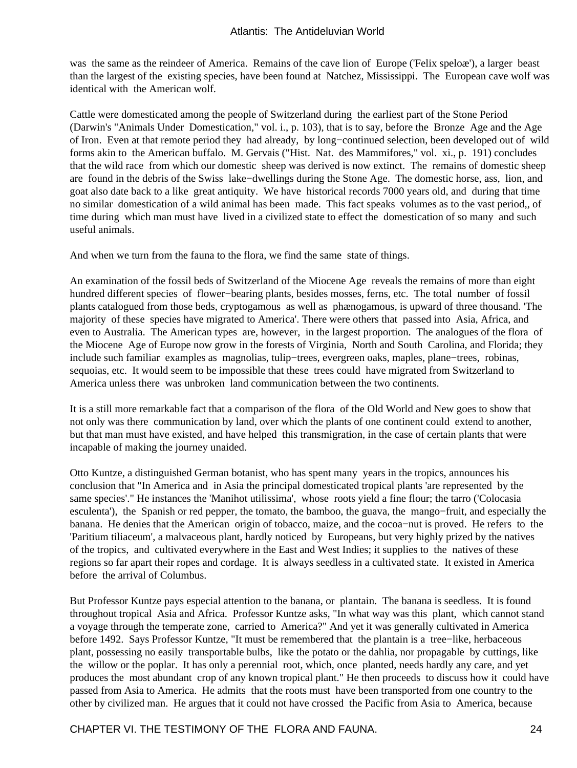was the same as the reindeer of America. Remains of the cave lion of Europe ('Felix speloæ'), a larger beast than the largest of the existing species, have been found at Natchez, Mississippi. The European cave wolf was identical with the American wolf.

Cattle were domesticated among the people of Switzerland during the earliest part of the Stone Period (Darwin's "Animals Under Domestication," vol. i., p. 103), that is to say, before the Bronze Age and the Age of Iron. Even at that remote period they had already, by long−continued selection, been developed out of wild forms akin to the American buffalo. M. Gervais ("Hist. Nat. des Mammifores," vol. xi., p. 191) concludes that the wild race from which our domestic sheep was derived is now extinct. The remains of domestic sheep are found in the debris of the Swiss lake−dwellings during the Stone Age. The domestic horse, ass, lion, and goat also date back to a like great antiquity. We have historical records 7000 years old, and during that time no similar domestication of a wild animal has been made. This fact speaks volumes as to the vast period,, of time during which man must have lived in a civilized state to effect the domestication of so many and such useful animals.

And when we turn from the fauna to the flora, we find the same state of things.

An examination of the fossil beds of Switzerland of the Miocene Age reveals the remains of more than eight hundred different species of flower−bearing plants, besides mosses, ferns, etc. The total number of fossil plants catalogued from those beds, cryptogamous as well as phænogamous, is upward of three thousand. 'The majority of these species have migrated to America'. There were others that passed into Asia, Africa, and even to Australia. The American types are, however, in the largest proportion. The analogues of the flora of the Miocene Age of Europe now grow in the forests of Virginia, North and South Carolina, and Florida; they include such familiar examples as magnolias, tulip−trees, evergreen oaks, maples, plane−trees, robinas, sequoias, etc. It would seem to be impossible that these trees could have migrated from Switzerland to America unless there was unbroken land communication between the two continents.

It is a still more remarkable fact that a comparison of the flora of the Old World and New goes to show that not only was there communication by land, over which the plants of one continent could extend to another, but that man must have existed, and have helped this transmigration, in the case of certain plants that were incapable of making the journey unaided.

Otto Kuntze, a distinguished German botanist, who has spent many years in the tropics, announces his conclusion that "In America and in Asia the principal domesticated tropical plants 'are represented by the same species'." He instances the 'Manihot utilissima', whose roots yield a fine flour; the tarro ('Colocasia esculenta'), the Spanish or red pepper, the tomato, the bamboo, the guava, the mango−fruit, and especially the banana. He denies that the American origin of tobacco, maize, and the cocoa−nut is proved. He refers to the 'Paritium tiliaceum', a malvaceous plant, hardly noticed by Europeans, but very highly prized by the natives of the tropics, and cultivated everywhere in the East and West Indies; it supplies to the natives of these regions so far apart their ropes and cordage. It is always seedless in a cultivated state. It existed in America before the arrival of Columbus.

But Professor Kuntze pays especial attention to the banana, or plantain. The banana is seedless. It is found throughout tropical Asia and Africa. Professor Kuntze asks, "In what way was this plant, which cannot stand a voyage through the temperate zone, carried to America?" And yet it was generally cultivated in America before 1492. Says Professor Kuntze, "It must be remembered that the plantain is a tree−like, herbaceous plant, possessing no easily transportable bulbs, like the potato or the dahlia, nor propagable by cuttings, like the willow or the poplar. It has only a perennial root, which, once planted, needs hardly any care, and yet produces the most abundant crop of any known tropical plant." He then proceeds to discuss how it could have passed from Asia to America. He admits that the roots must have been transported from one country to the other by civilized man. He argues that it could not have crossed the Pacific from Asia to America, because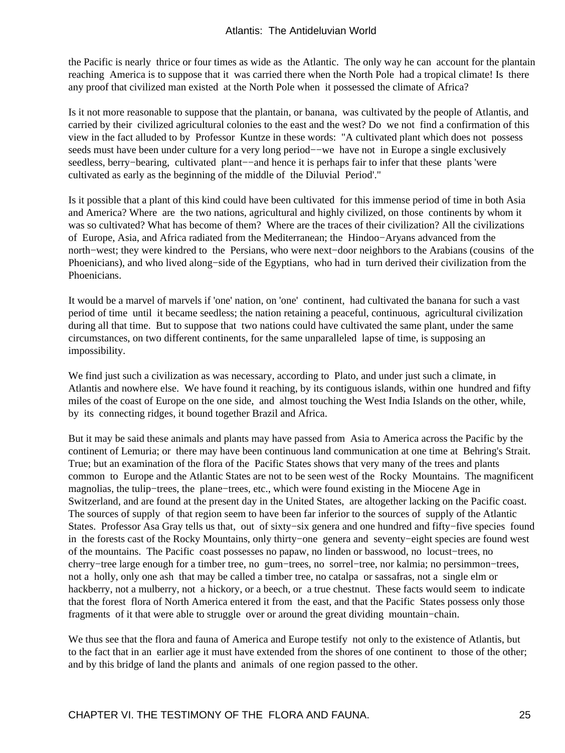the Pacific is nearly thrice or four times as wide as the Atlantic. The only way he can account for the plantain reaching America is to suppose that it was carried there when the North Pole had a tropical climate! Is there any proof that civilized man existed at the North Pole when it possessed the climate of Africa?

Is it not more reasonable to suppose that the plantain, or banana, was cultivated by the people of Atlantis, and carried by their civilized agricultural colonies to the east and the west? Do we not find a confirmation of this view in the fact alluded to by Professor Kuntze in these words: "A cultivated plant which does not possess seeds must have been under culture for a very long period−−we have not in Europe a single exclusively seedless, berry−bearing, cultivated plant−−and hence it is perhaps fair to infer that these plants 'were cultivated as early as the beginning of the middle of the Diluvial Period'."

Is it possible that a plant of this kind could have been cultivated for this immense period of time in both Asia and America? Where are the two nations, agricultural and highly civilized, on those continents by whom it was so cultivated? What has become of them? Where are the traces of their civilization? All the civilizations of Europe, Asia, and Africa radiated from the Mediterranean; the Hindoo−Aryans advanced from the north−west; they were kindred to the Persians, who were next−door neighbors to the Arabians (cousins of the Phoenicians), and who lived along−side of the Egyptians, who had in turn derived their civilization from the Phoenicians.

It would be a marvel of marvels if 'one' nation, on 'one' continent, had cultivated the banana for such a vast period of time until it became seedless; the nation retaining a peaceful, continuous, agricultural civilization during all that time. But to suppose that two nations could have cultivated the same plant, under the same circumstances, on two different continents, for the same unparalleled lapse of time, is supposing an impossibility.

We find just such a civilization as was necessary, according to Plato, and under just such a climate, in Atlantis and nowhere else. We have found it reaching, by its contiguous islands, within one hundred and fifty miles of the coast of Europe on the one side, and almost touching the West India Islands on the other, while, by its connecting ridges, it bound together Brazil and Africa.

But it may be said these animals and plants may have passed from Asia to America across the Pacific by the continent of Lemuria; or there may have been continuous land communication at one time at Behring's Strait. True; but an examination of the flora of the Pacific States shows that very many of the trees and plants common to Europe and the Atlantic States are not to be seen west of the Rocky Mountains. The magnificent magnolias, the tulip−trees, the plane−trees, etc., which were found existing in the Miocene Age in Switzerland, and are found at the present day in the United States, are altogether lacking on the Pacific coast. The sources of supply of that region seem to have been far inferior to the sources of supply of the Atlantic States. Professor Asa Gray tells us that, out of sixty−six genera and one hundred and fifty−five species found in the forests cast of the Rocky Mountains, only thirty−one genera and seventy−eight species are found west of the mountains. The Pacific coast possesses no papaw, no linden or basswood, no locust−trees, no cherry−tree large enough for a timber tree, no gum−trees, no sorrel−tree, nor kalmia; no persimmon−trees, not a holly, only one ash that may be called a timber tree, no catalpa or sassafras, not a single elm or hackberry, not a mulberry, not a hickory, or a beech, or a true chestnut. These facts would seem to indicate that the forest flora of North America entered it from the east, and that the Pacific States possess only those fragments of it that were able to struggle over or around the great dividing mountain−chain.

We thus see that the flora and fauna of America and Europe testify not only to the existence of Atlantis, but to the fact that in an earlier age it must have extended from the shores of one continent to those of the other; and by this bridge of land the plants and animals of one region passed to the other.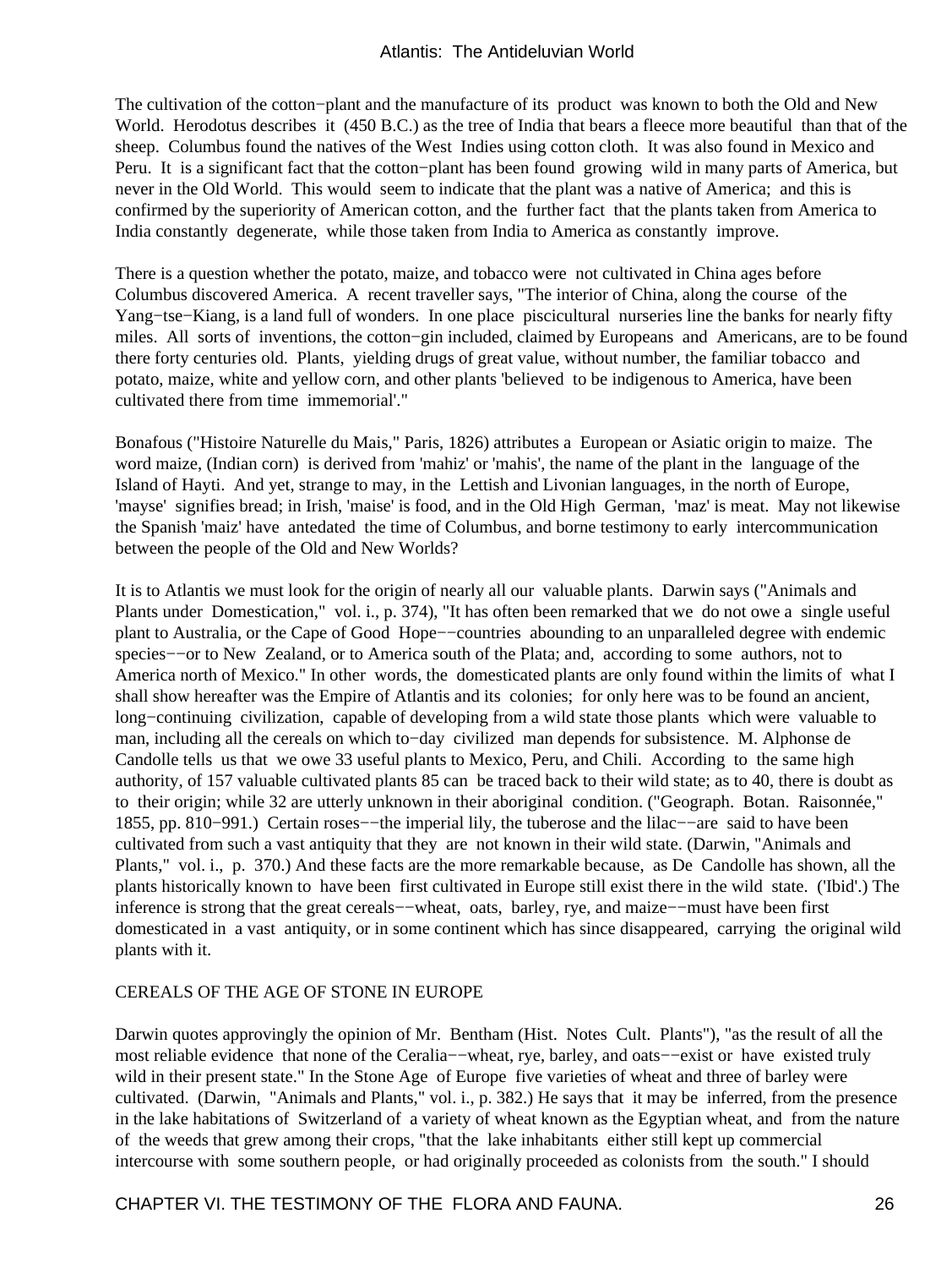The cultivation of the cotton−plant and the manufacture of its product was known to both the Old and New World. Herodotus describes it (450 B.C.) as the tree of India that bears a fleece more beautiful than that of the sheep. Columbus found the natives of the West Indies using cotton cloth. It was also found in Mexico and Peru. It is a significant fact that the cotton−plant has been found growing wild in many parts of America, but never in the Old World. This would seem to indicate that the plant was a native of America; and this is confirmed by the superiority of American cotton, and the further fact that the plants taken from America to India constantly degenerate, while those taken from India to America as constantly improve.

There is a question whether the potato, maize, and tobacco were not cultivated in China ages before Columbus discovered America. A recent traveller says, "The interior of China, along the course of the Yang−tse−Kiang, is a land full of wonders. In one place piscicultural nurseries line the banks for nearly fifty miles. All sorts of inventions, the cotton−gin included, claimed by Europeans and Americans, are to be found there forty centuries old. Plants, yielding drugs of great value, without number, the familiar tobacco and potato, maize, white and yellow corn, and other plants 'believed to be indigenous to America, have been cultivated there from time immemorial'."

Bonafous ("Histoire Naturelle du Mais," Paris, 1826) attributes a European or Asiatic origin to maize. The word maize, (Indian corn) is derived from 'mahiz' or 'mahis', the name of the plant in the language of the Island of Hayti. And yet, strange to may, in the Lettish and Livonian languages, in the north of Europe, 'mayse' signifies bread; in Irish, 'maise' is food, and in the Old High German, 'maz' is meat. May not likewise the Spanish 'maiz' have antedated the time of Columbus, and borne testimony to early intercommunication between the people of the Old and New Worlds?

It is to Atlantis we must look for the origin of nearly all our valuable plants. Darwin says ("Animals and Plants under Domestication," vol. i., p. 374), "It has often been remarked that we do not owe a single useful plant to Australia, or the Cape of Good Hope−−countries abounding to an unparalleled degree with endemic species−−or to New Zealand, or to America south of the Plata; and, according to some authors, not to America north of Mexico." In other words, the domesticated plants are only found within the limits of what I shall show hereafter was the Empire of Atlantis and its colonies; for only here was to be found an ancient, long−continuing civilization, capable of developing from a wild state those plants which were valuable to man, including all the cereals on which to−day civilized man depends for subsistence. M. Alphonse de Candolle tells us that we owe 33 useful plants to Mexico, Peru, and Chili. According to the same high authority, of 157 valuable cultivated plants 85 can be traced back to their wild state; as to 40, there is doubt as to their origin; while 32 are utterly unknown in their aboriginal condition. ("Geograph. Botan. Raisonnée," 1855, pp. 810−991.) Certain roses−−the imperial lily, the tuberose and the lilac−−are said to have been cultivated from such a vast antiquity that they are not known in their wild state. (Darwin, "Animals and Plants," vol. i., p. 370.) And these facts are the more remarkable because, as De Candolle has shown, all the plants historically known to have been first cultivated in Europe still exist there in the wild state. ('Ibid'.) The inference is strong that the great cereals−−wheat, oats, barley, rye, and maize−−must have been first domesticated in a vast antiquity, or in some continent which has since disappeared, carrying the original wild plants with it.

CEREALS OF THE AGE OF STONE IN EUROPE

Darwin quotes approvingly the opinion of Mr. Bentham (Hist. Notes Cult. Plants"), "as the result of all the most reliable evidence that none of the Ceralia−−wheat, rye, barley, and oats−−exist or have existed truly wild in their present state." In the Stone Age of Europe five varieties of wheat and three of barley were cultivated. (Darwin, "Animals and Plants," vol. i., p. 382.) He says that it may be inferred, from the presence in the lake habitations of Switzerland of a variety of wheat known as the Egyptian wheat, and from the nature of the weeds that grew among their crops, "that the lake inhabitants either still kept up commercial intercourse with some southern people, or had originally proceeded as colonists from the south." I should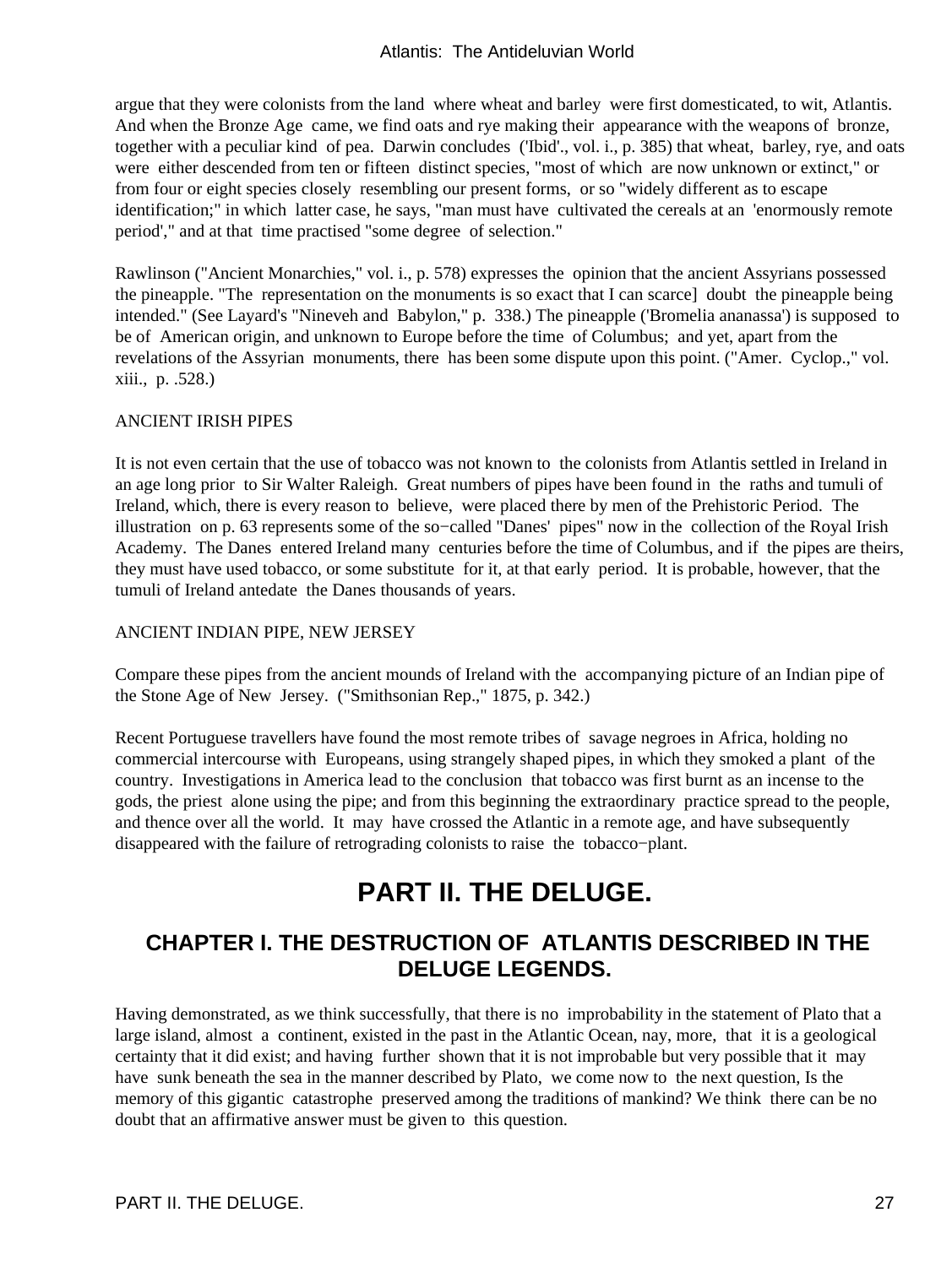argue that they were colonists from the land where wheat and barley were first domesticated, to wit, Atlantis. And when the Bronze Age came, we find oats and rye making their appearance with the weapons of bronze, together with a peculiar kind of pea. Darwin concludes ('Ibid'., vol. i., p. 385) that wheat, barley, rye, and oats were either descended from ten or fifteen distinct species, "most of which are now unknown or extinct," or from four or eight species closely resembling our present forms, or so "widely different as to escape identification;" in which latter case, he says, "man must have cultivated the cereals at an 'enormously remote period'," and at that time practised "some degree of selection."

Rawlinson ("Ancient Monarchies," vol. i., p. 578) expresses the opinion that the ancient Assyrians possessed the pineapple. "The representation on the monuments is so exact that I can scarce] doubt the pineapple being intended." (See Layard's "Nineveh and Babylon," p. 338.) The pineapple ('Bromelia ananassa') is supposed to be of American origin, and unknown to Europe before the time of Columbus; and yet, apart from the revelations of the Assyrian monuments, there has been some dispute upon this point. ("Amer. Cyclop.," vol. xiii., p. .528.)

ANCIENT IRISH PIPES

It is not even certain that the use of tobacco was not known to the colonists from Atlantis settled in Ireland in an age long prior to Sir Walter Raleigh. Great numbers of pipes have been found in the raths and tumuli of Ireland, which, there is every reason to believe, were placed there by men of the Prehistoric Period. The illustration on p. 63 represents some of the so−called "Danes' pipes" now in the collection of the Royal Irish Academy. The Danes entered Ireland many centuries before the time of Columbus, and if the pipes are theirs, they must have used tobacco, or some substitute for it, at that early period. It is probable, however, that the tumuli of Ireland antedate the Danes thousands of years.

ANCIENT INDIAN PIPE, NEW JERSEY

Compare these pipes from the ancient mounds of Ireland with the accompanying picture of an Indian pipe of the Stone Age of New Jersey. ("Smithsonian Rep.," 1875, p. 342.)

Recent Portuguese travellers have found the most remote tribes of savage negroes in Africa, holding no commercial intercourse with Europeans, using strangely shaped pipes, in which they smoked a plant of the country. Investigations in America lead to the conclusion that tobacco was first burnt as an incense to the gods, the priest alone using the pipe; and from this beginning the extraordinary practice spread to the people, and thence over all the world. It may have crossed the Atlantic in a remote age, and have subsequently disappeared with the failure of retrograding colonists to raise the tobacco−plant.

# PART II. THE DELUGE.

## CHAPTER I. THE DESTRUCTION OF ATLANTIS DESCRIBED IN THE DELUGE LEGENDS.

Having demonstrated, as we think successfully, that there is no improbability in the statement of Plato that a large island, almost a continent, existed in the past in the Atlantic Ocean, nay, more, that it is a geological certainty that it did exist; and having further shown that it is not improbable but very possible that it may have sunk beneath the sea in the manner described by Plato, we come now to the next question, Is the memory of this gigantic catastrophe preserved among the traditions of mankind? We think there can be no doubt that an affirmative answer must be given to this question.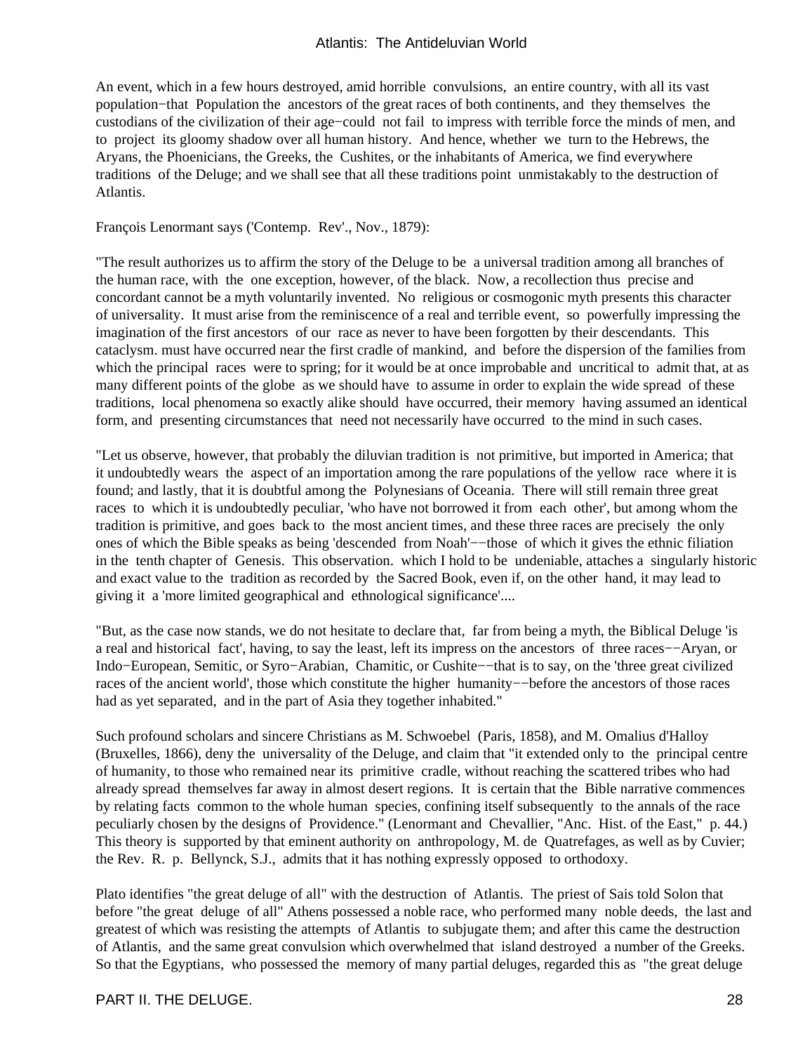An event, which in a few hours destroyed, amid horrible convulsions, an entire country, with all its vast population−that Population the ancestors of the great races of both continents, and they themselves the custodians of the civilization of their age−could not fail to impress with terrible force the minds of men, and to project its gloomy shadow over all human history. And hence, whether we turn to the Hebrews, the Aryans, the Phoenicians, the Greeks, the Cushites, or the inhabitants of America, we find everywhere traditions of the Deluge; and we shall see that all these traditions point unmistakably to the destruction of Atlantis.

François Lenormant says ('Contemp. Rev'., Nov., 1879):

"The result authorizes us to affirm the story of the Deluge to be a universal tradition among all branches of the human race, with the one exception, however, of the black. Now, a recollection thus precise and concordant cannot be a myth voluntarily invented. No religious or cosmogonic myth presents this character of universality. It must arise from the reminiscence of a real and terrible event, so powerfully impressing the imagination of the first ancestors of our race as never to have been forgotten by their descendants. This cataclysm. must have occurred near the first cradle of mankind, and before the dispersion of the families from which the principal races were to spring; for it would be at once improbable and uncritical to admit that, at as many different points of the globe as we should have to assume in order to explain the wide spread of these traditions, local phenomena so exactly alike should have occurred, their memory having assumed an identical form, and presenting circumstances that need not necessarily have occurred to the mind in such cases.

"Let us observe, however, that probably the diluvian tradition is not primitive, but imported in America; that it undoubtedly wears the aspect of an importation among the rare populations of the yellow race where it is found; and lastly, that it is doubtful among the Polynesians of Oceania. There will still remain three great races to which it is undoubtedly peculiar, 'who have not borrowed it from each other', but among whom the tradition is primitive, and goes back to the most ancient times, and these three races are precisely the only ones of which the Bible speaks as being 'descended from Noah'−−those of which it gives the ethnic filiation in the tenth chapter of Genesis. This observation. which I hold to be undeniable, attaches a singularly historic and exact value to the tradition as recorded by the Sacred Book, even if, on the other hand, it may lead to giving it a 'more limited geographical and ethnological significance'....

"But, as the case now stands, we do not hesitate to declare that, far from being a myth, the Biblical Deluge 'is a real and historical fact', having, to say the least, left its impress on the ancestors of three races−−Aryan, or Indo−European, Semitic, or Syro−Arabian, Chamitic, or Cushite−−that is to say, on the 'three great civilized races of the ancient world', those which constitute the higher humanity−−before the ancestors of those races had as yet separated, and in the part of Asia they together inhabited."

Such profound scholars and sincere Christians as M. Schwoebel (Paris, 1858), and M. Omalius d'Halloy (Bruxelles, 1866), deny the universality of the Deluge, and claim that "it extended only to the principal centre of humanity, to those who remained near its primitive cradle, without reaching the scattered tribes who had already spread themselves far away in almost desert regions. It is certain that the Bible narrative commences by relating facts common to the whole human species, confining itself subsequently to the annals of the race peculiarly chosen by the designs of Providence." (Lenormant and Chevallier, "Anc. Hist. of the East," p. 44.) This theory is supported by that eminent authority on anthropology, M. de Quatrefages, as well as by Cuvier; the Rev. R. p. Bellynck, S.J., admits that it has nothing expressly opposed to orthodoxy.

Plato identifies "the great deluge of all" with the destruction of Atlantis. The priest of Sais told Solon that before "the great deluge of all" Athens possessed a noble race, who performed many noble deeds, the last and greatest of which was resisting the attempts of Atlantis to subjugate them; and after this came the destruction of Atlantis, and the same great convulsion which overwhelmed that island destroyed a number of the Greeks. So that the Egyptians, who possessed the memory of many partial deluges, regarded this as "the great deluge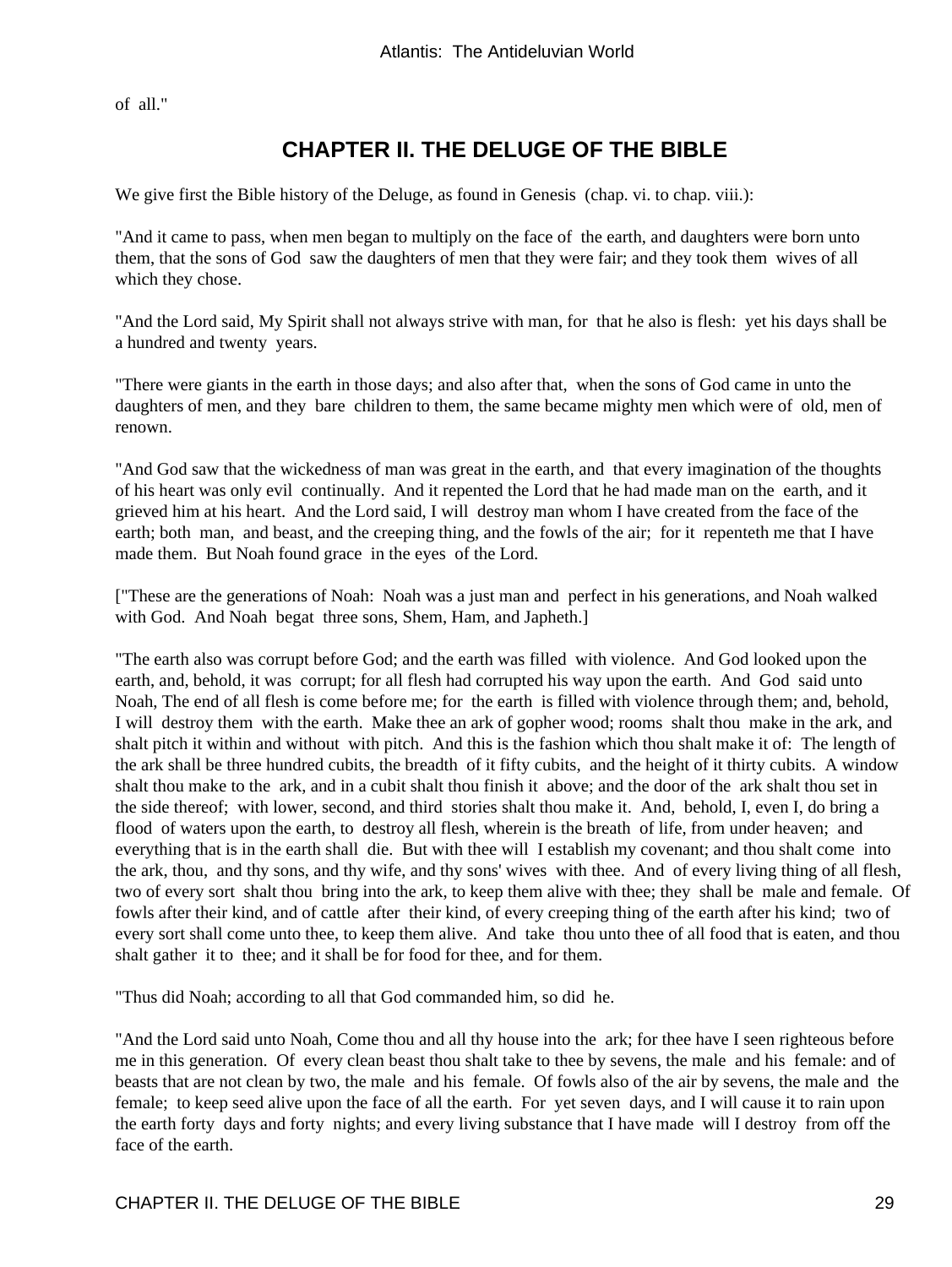of all."

## CHAPTER II. THE DELUGE OF THE BIBLE

We give first the Bible history of the Deluge, as found in Genesis (chap. vi. to chap. viii.):

"And it came to pass, when men began to multiply on the face of the earth, and daughters were born unto them, that the sons of God saw the daughters of men that they were fair; and they took them wives of all which they chose.

"And the Lord said, My Spirit shall not always strive with man, for that he also is flesh: yet his days shall be a hundred and twenty years.

"There were giants in the earth in those days; and also after that, when the sons of God came in unto the daughters of men, and they bare children to them, the same became mighty men which were of old, men of renown.

"And God saw that the wickedness of man was great in the earth, and that every imagination of the thoughts of his heart was only evil continually. And it repented the Lord that he had made man on the earth, and it grieved him at his heart. And the Lord said, I will destroy man whom I have created from the face of the earth; both man, and beast, and the creeping thing, and the fowls of the air; for it repenteth me that I have made them. But Noah found grace in the eyes of the Lord.

["These are the generations of Noah: Noah was a just man and perfect in his generations, and Noah walked with God. And Noah begat three sons, Shem, Ham, and Japheth.]

"The earth also was corrupt before God; and the earth was filled with violence. And God looked upon the earth, and, behold, it was corrupt; for all flesh had corrupted his way upon the earth. And God said unto Noah, The end of all flesh is come before me; for the earth is filled with violence through them; and, behold, I will destroy them with the earth. Make thee an ark of gopher wood; rooms shalt thou make in the ark, and shalt pitch it within and without with pitch. And this is the fashion which thou shalt make it of: The length of the ark shall be three hundred cubits, the breadth of it fifty cubits, and the height of it thirty cubits. A window shalt thou make to the ark, and in a cubit shalt thou finish it above; and the door of the ark shalt thou set in the side thereof; with lower, second, and third stories shalt thou make it. And, behold, I, even I, do bring a flood of waters upon the earth, to destroy all flesh, wherein is the breath of life, from under heaven; and everything that is in the earth shall die. But with thee will I establish my covenant; and thou shalt come into the ark, thou, and thy sons, and thy wife, and thy sons' wives with thee. And of every living thing of all flesh, two of every sort shalt thou bring into the ark, to keep them alive with thee; they shall be male and female. Of fowls after their kind, and of cattle after their kind, of every creeping thing of the earth after his kind; two of every sort shall come unto thee, to keep them alive. And take thou unto thee of all food that is eaten, and thou shalt gather it to thee; and it shall be for food for thee, and for them.

"Thus did Noah; according to all that God commanded him, so did he.

"And the Lord said unto Noah, Come thou and all thy house into the ark; for thee have I seen righteous before me in this generation. Of every clean beast thou shalt take to thee by sevens, the male and his female: and of beasts that are not clean by two, the male and his female. Of fowls also of the air by sevens, the male and the female; to keep seed alive upon the face of all the earth. For yet seven days, and I will cause it to rain upon the earth forty days and forty nights; and every living substance that I have made will I destroy from off the face of the earth.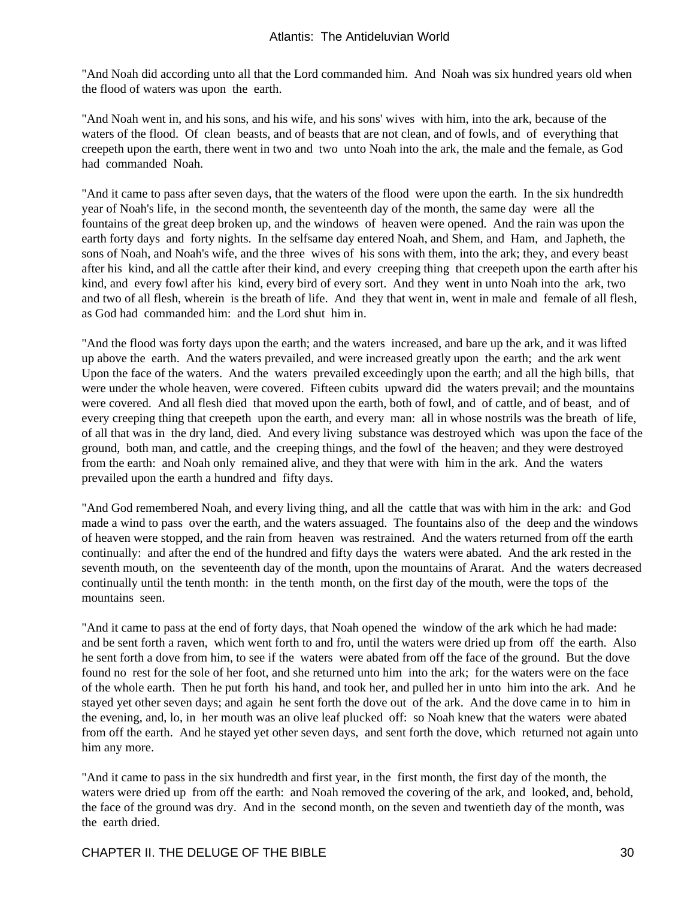"And Noah did according unto all that the Lord commanded him. And Noah was six hundred years old when the flood of waters was upon the earth.

"And Noah went in, and his sons, and his wife, and his sons' wives with him, into the ark, because of the waters of the flood. Of clean beasts, and of beasts that are not clean, and of fowls, and of everything that creepeth upon the earth, there went in two and two unto Noah into the ark, the male and the female, as God had commanded Noah.

"And it came to pass after seven days, that the waters of the flood were upon the earth. In the six hundredth year of Noah's life, in the second month, the seventeenth day of the month, the same day were all the fountains of the great deep broken up, and the windows of heaven were opened. And the rain was upon the earth forty days and forty nights. In the selfsame day entered Noah, and Shem, and Ham, and Japheth, the sons of Noah, and Noah's wife, and the three wives of his sons with them, into the ark; they, and every beast after his kind, and all the cattle after their kind, and every creeping thing that creepeth upon the earth after his kind, and every fowl after his kind, every bird of every sort. And they went in unto Noah into the ark, two and two of all flesh, wherein is the breath of life. And they that went in, went in male and female of all flesh, as God had commanded him: and the Lord shut him in.

"And the flood was forty days upon the earth; and the waters increased, and bare up the ark, and it was lifted up above the earth. And the waters prevailed, and were increased greatly upon the earth; and the ark went Upon the face of the waters. And the waters prevailed exceedingly upon the earth; and all the high bills, that were under the whole heaven, were covered. Fifteen cubits upward did the waters prevail; and the mountains were covered. And all flesh died that moved upon the earth, both of fowl, and of cattle, and of beast, and of every creeping thing that creepeth upon the earth, and every man: all in whose nostrils was the breath of life, of all that was in the dry land, died. And every living substance was destroyed which was upon the face of the ground, both man, and cattle, and the creeping things, and the fowl of the heaven; and they were destroyed from the earth: and Noah only remained alive, and they that were with him in the ark. And the waters prevailed upon the earth a hundred and fifty days.

"And God remembered Noah, and every living thing, and all the cattle that was with him in the ark: and God made a wind to pass over the earth, and the waters assuaged. The fountains also of the deep and the windows of heaven were stopped, and the rain from heaven was restrained. And the waters returned from off the earth continually: and after the end of the hundred and fifty days the waters were abated. And the ark rested in the seventh mouth, on the seventeenth day of the month, upon the mountains of Ararat. And the waters decreased continually until the tenth month: in the tenth month, on the first day of the mouth, were the tops of the mountains seen.

"And it came to pass at the end of forty days, that Noah opened the window of the ark which he had made: and be sent forth a raven, which went forth to and fro, until the waters were dried up from off the earth. Also he sent forth a dove from him, to see if the waters were abated from off the face of the ground. But the dove found no rest for the sole of her foot, and she returned unto him into the ark; for the waters were on the face of the whole earth. Then he put forth his hand, and took her, and pulled her in unto him into the ark. And he stayed yet other seven days; and again he sent forth the dove out of the ark. And the dove came in to him in the evening, and, lo, in her mouth was an olive leaf plucked off: so Noah knew that the waters were abated from off the earth. And he stayed yet other seven days, and sent forth the dove, which returned not again unto him any more.

"And it came to pass in the six hundredth and first year, in the first month, the first day of the month, the waters were dried up from off the earth: and Noah removed the covering of the ark, and looked, and, behold, the face of the ground was dry. And in the second month, on the seven and twentieth day of the month, was the earth dried.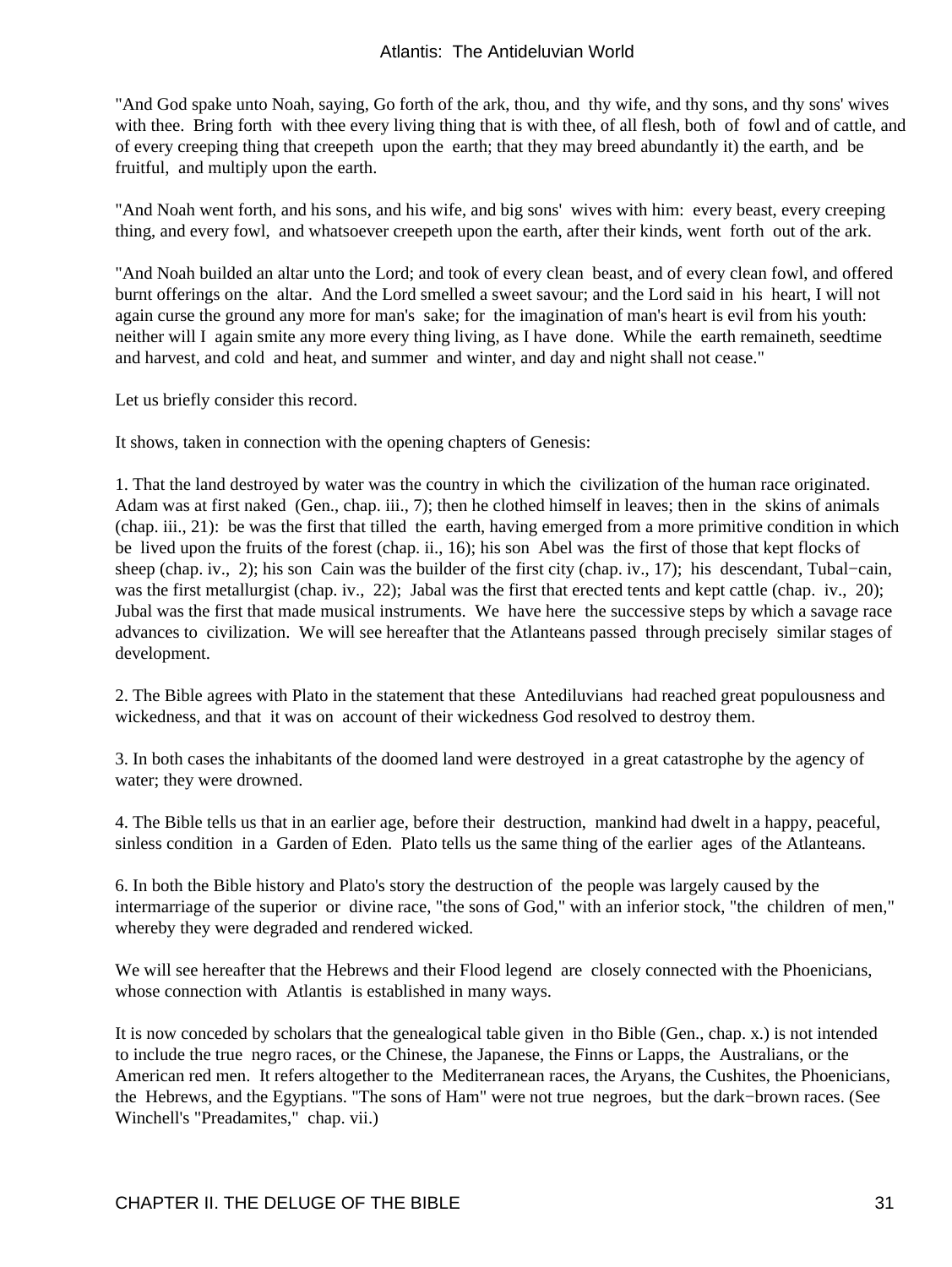"And God spake unto Noah, saying, Go forth of the ark, thou, and thy wife, and thy sons, and thy sons' wives with thee. Bring forth with thee every living thing that is with thee, of all flesh, both of fowl and of cattle, and of every creeping thing that creepeth upon the earth; that they may breed abundantly it) the earth, and be fruitful, and multiply upon the earth.

"And Noah went forth, and his sons, and his wife, and big sons' wives with him: every beast, every creeping thing, and every fowl, and whatsoever creepeth upon the earth, after their kinds, went forth out of the ark.

"And Noah builded an altar unto the Lord; and took of every clean beast, and of every clean fowl, and offered burnt offerings on the altar. And the Lord smelled a sweet savour; and the Lord said in his heart, I will not again curse the ground any more for man's sake; for the imagination of man's heart is evil from his youth: neither will I again smite any more every thing living, as I have done. While the earth remaineth, seedtime and harvest, and cold and heat, and summer and winter, and day and night shall not cease."

Let us briefly consider this record.

It shows, taken in connection with the opening chapters of Genesis:

1. That the land destroyed by water was the country in which the civilization of the human race originated. Adam was at first naked (Gen., chap. iii., 7); then he clothed himself in leaves; then in the skins of animals (chap. iii., 21): be was the first that tilled the earth, having emerged from a more primitive condition in which be lived upon the fruits of the forest (chap. ii., 16); his son Abel was the first of those that kept flocks of sheep (chap. iv., 2); his son Cain was the builder of the first city (chap. iv., 17); his descendant, Tubal−cain, was the first metallurgist (chap. iv., 22); Jabal was the first that erected tents and kept cattle (chap. iv., 20); Jubal was the first that made musical instruments. We have here the successive steps by which a savage race advances to civilization. We will see hereafter that the Atlanteans passed through precisely similar stages of development.

2. The Bible agrees with Plato in the statement that these Antediluvians had reached great populousness and wickedness, and that it was on account of their wickedness God resolved to destroy them.

3. In both cases the inhabitants of the doomed land were destroyed in a great catastrophe by the agency of water; they were drowned.

4. The Bible tells us that in an earlier age, before their destruction, mankind had dwelt in a happy, peaceful, sinless condition in a Garden of Eden. Plato tells us the same thing of the earlier ages of the Atlanteans.

6. In both the Bible history and Plato's story the destruction of the people was largely caused by the intermarriage of the superior or divine race, "the sons of God," with an inferior stock, "the children of men," whereby they were degraded and rendered wicked.

We will see hereafter that the Hebrews and their Flood legend are closely connected with the Phoenicians, whose connection with Atlantis is established in many ways.

It is now conceded by scholars that the genealogical table given in tho Bible (Gen., chap. x.) is not intended to include the true negro races, or the Chinese, the Japanese, the Finns or Lapps, the Australians, or the American red men. It refers altogether to the Mediterranean races, the Aryans, the Cushites, the Phoenicians, the Hebrews, and the Egyptians. "The sons of Ham" were not true negroes, but the dark−brown races. (See Winchell's "Preadamites," chap. vii.)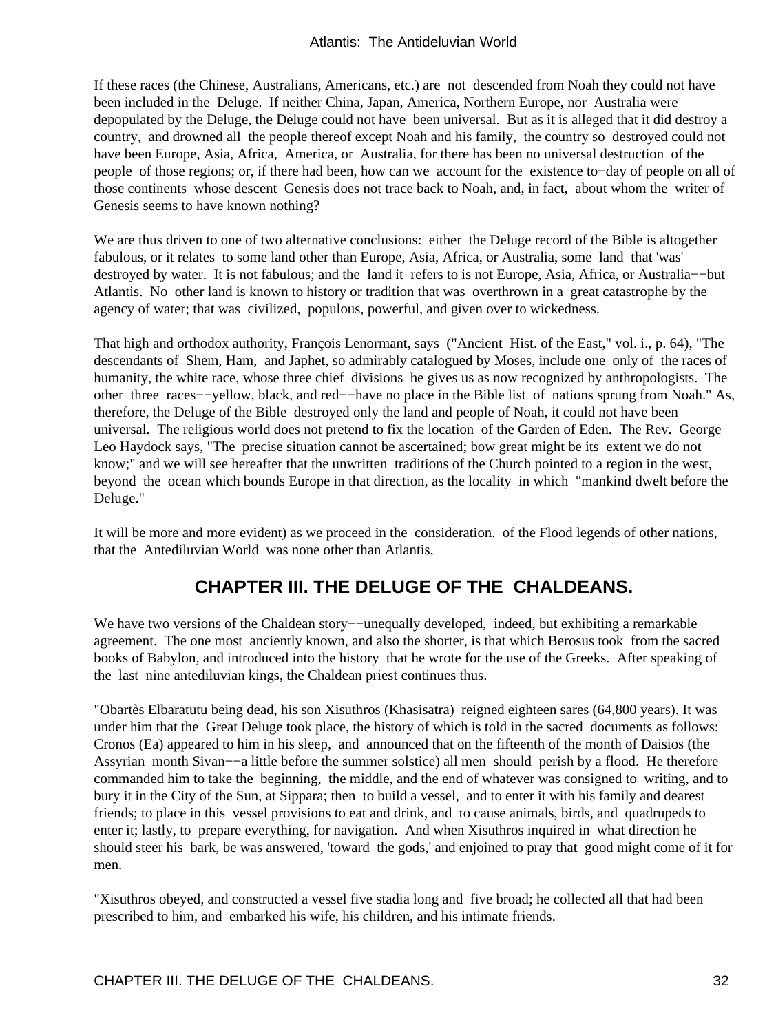If these races (the Chinese, Australians, Americans, etc.) are not descended from Noah they could not have been included in the Deluge. If neither China, Japan, America, Northern Europe, nor Australia were depopulated by the Deluge, the Deluge could not have been universal. But as it is alleged that it did destroy a country, and drowned all the people thereof except Noah and his family, the country so destroyed could not have been Europe, Asia, Africa, America, or Australia, for there has been no universal destruction of the people of those regions; or, if there had been, how can we account for the existence to−day of people on all of those continents whose descent Genesis does not trace back to Noah, and, in fact, about whom the writer of Genesis seems to have known nothing?

We are thus driven to one of two alternative conclusions: either the Deluge record of the Bible is altogether fabulous, or it relates to some land other than Europe, Asia, Africa, or Australia, some land that 'was' destroyed by water. It is not fabulous; and the land it refers to is not Europe, Asia, Africa, or Australia−−but Atlantis. No other land is known to history or tradition that was overthrown in a great catastrophe by the agency of water; that was civilized, populous, powerful, and given over to wickedness.

That high and orthodox authority, François Lenormant, says ("Ancient Hist. of the East," vol. i., p. 64), "The descendants of Shem, Ham, and Japhet, so admirably catalogued by Moses, include one only of the races of humanity, the white race, whose three chief divisions he gives us as now recognized by anthropologists. The other three races−−yellow, black, and red−−have no place in the Bible list of nations sprung from Noah." As, therefore, the Deluge of the Bible destroyed only the land and people of Noah, it could not have been universal. The religious world does not pretend to fix the location of the Garden of Eden. The Rev. George Leo Haydock says, "The precise situation cannot be ascertained; bow great might be its extent we do not know;" and we will see hereafter that the unwritten traditions of the Church pointed to a region in the west, beyond the ocean which bounds Europe in that direction, as the locality in which "mankind dwelt before the Deluge."

It will be more and more evident) as we proceed in the consideration. of the Flood legends of other nations, that the Antediluvian World was none other than Atlantis,

## CHAPTER III. THE DELUGE OF THE CHALDEANS.

We have two versions of the Chaldean story−−unequally developed, indeed, but exhibiting a remarkable agreement. The one most anciently known, and also the shorter, is that which Berosus took from the sacred books of Babylon, and introduced into the history that he wrote for the use of the Greeks. After speaking of the last nine antediluvian kings, the Chaldean priest continues thus.

"Obartès Elbaratutu being dead, his son Xisuthros (Khasisatra) reigned eighteen sares (64,800 years). It was under him that the Great Deluge took place, the history of which is told in the sacred documents as follows: Cronos (Ea) appeared to him in his sleep, and announced that on the fifteenth of the month of Daisios (the Assyrian month Sivan−−a little before the summer solstice) all men should perish by a flood. He therefore commanded him to take the beginning, the middle, and the end of whatever was consigned to writing, and to bury it in the City of the Sun, at Sippara; then to build a vessel, and to enter it with his family and dearest friends; to place in this vessel provisions to eat and drink, and to cause animals, birds, and quadrupeds to enter it; lastly, to prepare everything, for navigation. And when Xisuthros inquired in what direction he should steer his bark, be was answered, 'toward the gods,' and enjoined to pray that good might come of it for men.

"Xisuthros obeyed, and constructed a vessel five stadia long and five broad; he collected all that had been prescribed to him, and embarked his wife, his children, and his intimate friends.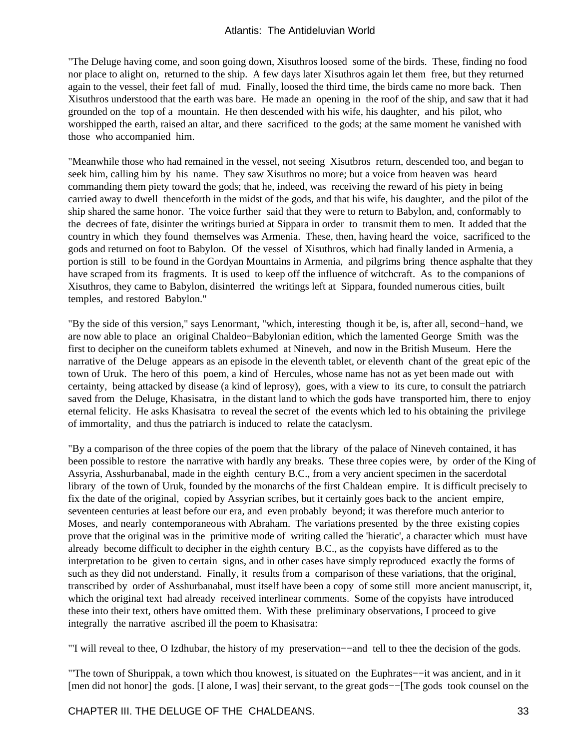"The Deluge having come, and soon going down, Xisuthros loosed some of the birds. These, finding no food nor place to alight on, returned to the ship. A few days later Xisuthros again let them free, but they returned again to the vessel, their feet fall of mud. Finally, loosed the third time, the birds came no more back. Then Xisuthros understood that the earth was bare. He made an opening in the roof of the ship, and saw that it had grounded on the top of a mountain. He then descended with his wife, his daughter, and his pilot, who worshipped the earth, raised an altar, and there sacrificed to the gods; at the same moment he vanished with those who accompanied him.

"Meanwhile those who had remained in the vessel, not seeing Xisutbros return, descended too, and began to seek him, calling him by his name. They saw Xisuthros no more; but a voice from heaven was heard commanding them piety toward the gods; that he, indeed, was receiving the reward of his piety in being carried away to dwell thenceforth in the midst of the gods, and that his wife, his daughter, and the pilot of the ship shared the same honor. The voice further said that they were to return to Babylon, and, conformably to the decrees of fate, disinter the writings buried at Sippara in order to transmit them to men. It added that the country in which they found themselves was Armenia. These, then, having heard the voice, sacrificed to the gods and returned on foot to Babylon. Of the vessel of Xisuthros, which had finally landed in Armenia, a portion is still to be found in the Gordyan Mountains in Armenia, and pilgrims bring thence asphalte that they have scraped from its fragments. It is used to keep off the influence of witchcraft. As to the companions of Xisuthros, they came to Babylon, disinterred the writings left at Sippara, founded numerous cities, built temples, and restored Babylon."

"By the side of this version," says Lenormant, "which, interesting though it be, is, after all, second−hand, we are now able to place an original Chaldeo−Babylonian edition, which the lamented George Smith was the first to decipher on the cuneiform tablets exhumed at Nineveh, and now in the British Museum. Here the narrative of the Deluge appears as an episode in the eleventh tablet, or eleventh chant of the great epic of the town of Uruk. The hero of this poem, a kind of Hercules, whose name has not as yet been made out with certainty, being attacked by disease (a kind of leprosy), goes, with a view to its cure, to consult the patriarch saved from the Deluge, Khasisatra, in the distant land to which the gods have transported him, there to enjoy eternal felicity. He asks Khasisatra to reveal the secret of the events which led to his obtaining the privilege of immortality, and thus the patriarch is induced to relate the cataclysm.

"By a comparison of the three copies of the poem that the library of the palace of Nineveh contained, it has been possible to restore the narrative with hardly any breaks. These three copies were, by order of the King of Assyria, Asshurbanabal, made in the eighth century B.C., from a very ancient specimen in the sacerdotal library of the town of Uruk, founded by the monarchs of the first Chaldean empire. It is difficult precisely to fix the date of the original, copied by Assyrian scribes, but it certainly goes back to the ancient empire, seventeen centuries at least before our era, and even probably beyond; it was therefore much anterior to Moses, and nearly contemporaneous with Abraham. The variations presented by the three existing copies prove that the original was in the primitive mode of writing called the 'hieratic', a character which must have already become difficult to decipher in the eighth century B.C., as the copyists have differed as to the interpretation to be given to certain signs, and in other cases have simply reproduced exactly the forms of such as they did not understand. Finally, it results from a comparison of these variations, that the original, transcribed by order of Asshurbanabal, must itself have been a copy of some still more ancient manuscript, it, which the original text had already received interlinear comments. Some of the copyists have introduced these into their text, others have omitted them. With these preliminary observations, I proceed to give integrally the narrative ascribed ill the poem to Khasisatra:

"'I will reveal to thee, O Izdhubar, the history of my preservation−−and tell to thee the decision of the gods.

"'The town of Shurippak, a town which thou knowest, is situated on the Euphrates−−it was ancient, and in it [men did not honor] the gods. [I alone, I was] their servant, to the great gods−−[The gods took counsel on the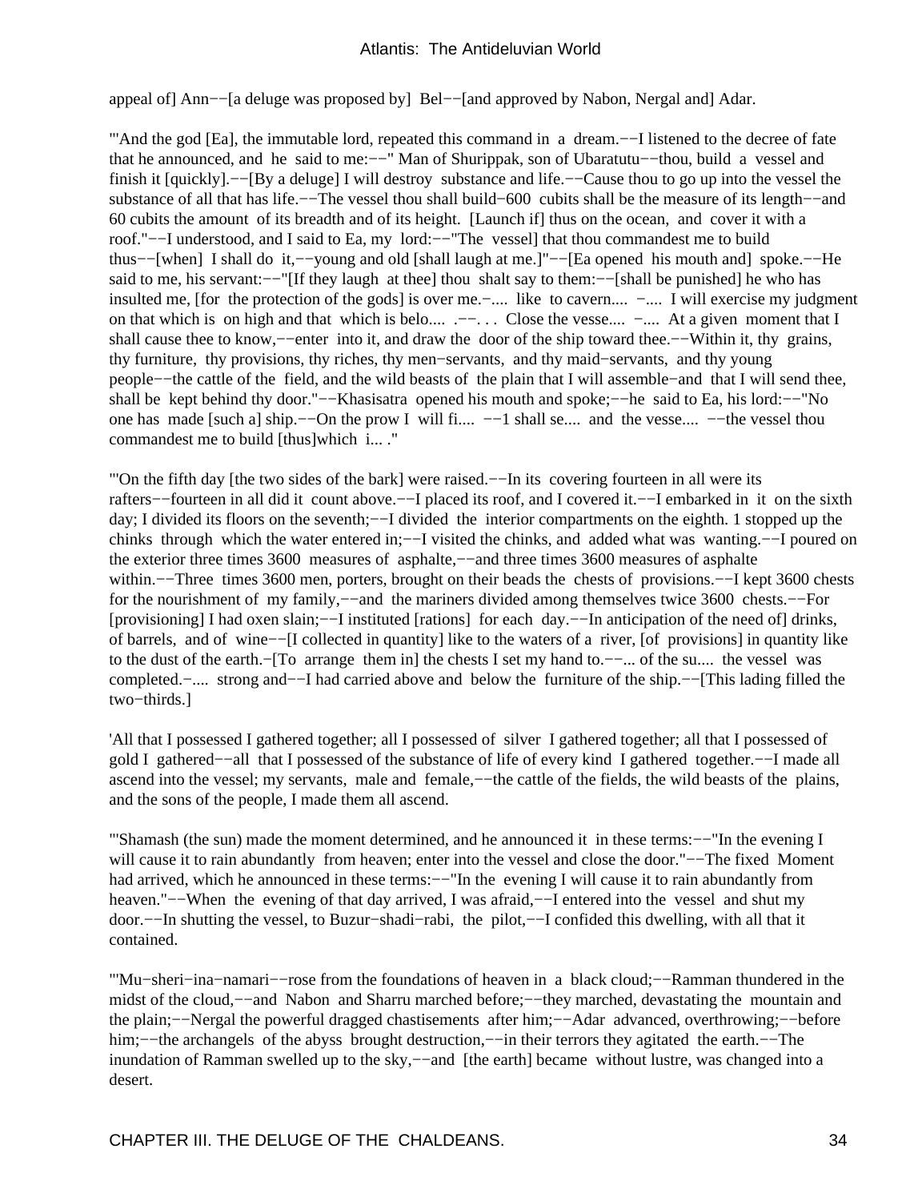appeal of] Ann−−[a deluge was proposed by] Bel−−[and approved by Nabon, Nergal and] Adar.

"'And the god [Ea], the immutable lord, repeated this command in a dream.−−I listened to the decree of fate that he announced, and he said to me:−−" Man of Shurippak, son of Ubaratutu−−thou, build a vessel and finish it [quickly].−−[By a deluge] I will destroy substance and life.−−Cause thou to go up into the vessel the substance of all that has life.−−The vessel thou shall build−600 cubits shall be the measure of its length−−and 60 cubits the amount of its breadth and of its height. [Launch if] thus on the ocean, and cover it with a roof."−−I understood, and I said to Ea, my lord:−−"The vessel] that thou commandest me to build thus−−[when] I shall do it,−−young and old [shall laugh at me.]"−−[Ea opened his mouth and] spoke.−−He said to me, his servant:−−"[If they laugh at thee] thou shalt say to them:−−[shall be punished] he who has insulted me, [for the protection of the gods] is over me.−.... like to cavern.... −.... I will exercise my judgment on that which is on high and that which is belo.... .−−. . . Close the vesse.... −.... At a given moment that I shall cause thee to know,−−enter into it, and draw the door of the ship toward thee.−−Within it, thy grains, thy furniture, thy provisions, thy riches, thy men−servants, and thy maid−servants, and thy young people−−the cattle of the field, and the wild beasts of the plain that I will assemble−and that I will send thee, shall be kept behind thy door."−−Khasisatra opened his mouth and spoke;−−he said to Ea, his lord:−−"No one has made [such a] ship.−−On the prow I will fi.... −−1 shall se.... and the vesse.... −−the vessel thou commandest me to build [thus]which i... ."

"'On the fifth day [the two sides of the bark] were raised.−−In its covering fourteen in all were its rafters−−fourteen in all did it count above.−−I placed its roof, and I covered it.−−I embarked in it on the sixth day; I divided its floors on the seventh;−−I divided the interior compartments on the eighth. 1 stopped up the chinks through which the water entered in;−−I visited the chinks, and added what was wanting.−−I poured on the exterior three times 3600 measures of asphalte,−−and three times 3600 measures of asphalte within.−−Three times 3600 men, porters, brought on their beads the chests of provisions.−−I kept 3600 chests for the nourishment of my family,−−and the mariners divided among themselves twice 3600 chests.−−For [provisioning] I had oxen slain;−−I instituted [rations] for each day.−−In anticipation of the need of] drinks, of barrels, and of wine−−[I collected in quantity] like to the waters of a river, [of provisions] in quantity like to the dust of the earth.−[To arrange them in] the chests I set my hand to.−−... of the su.... the vessel was completed.−.... strong and−−I had carried above and below the furniture of the ship.−−[This lading filled the two−thirds.]

'All that I possessed I gathered together; all I possessed of silver I gathered together; all that I possessed of gold I gathered−−all that I possessed of the substance of life of every kind I gathered together.−−I made all ascend into the vessel; my servants, male and female,−−the cattle of the fields, the wild beasts of the plains, and the sons of the people, I made them all ascend.

"'Shamash (the sun) made the moment determined, and he announced it in these terms:−−"In the evening I will cause it to rain abundantly from heaven; enter into the vessel and close the door."−−The fixed Moment had arrived, which he announced in these terms:−−"In the evening I will cause it to rain abundantly from heaven."−−When the evening of that day arrived, I was afraid,−−I entered into the vessel and shut my door.−−In shutting the vessel, to Buzur−shadi−rabi, the pilot,−−I confided this dwelling, with all that it contained.

"'Mu−sheri−ina−namari−−rose from the foundations of heaven in a black cloud;−−Ramman thundered in the midst of the cloud,−−and Nabon and Sharru marched before;−−they marched, devastating the mountain and the plain;−−Nergal the powerful dragged chastisements after him;−−Adar advanced, overthrowing;−−before him;−−the archangels of the abyss brought destruction,−−in their terrors they agitated the earth.−−The inundation of Ramman swelled up to the sky,−−and [the earth] became without lustre, was changed into a desert.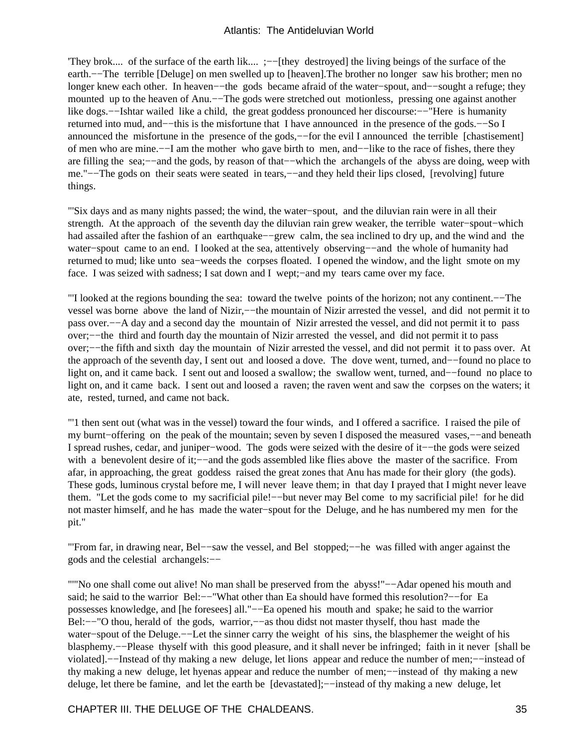'They brok.... of the surface of the earth lik.... ;−−[they destroyed] the living beings of the surface of the earth.−−The terrible [Deluge] on men swelled up to [heaven].The brother no longer saw his brother; men no longer knew each other. In heaven−−the gods became afraid of the water−spout, and−−sought a refuge; they mounted up to the heaven of Anu.−−The gods were stretched out motionless, pressing one against another like dogs.−−Ishtar wailed like a child, the great goddess pronounced her discourse:−−"Here is humanity returned into mud, and−−this is the misfortune that I have announced in the presence of the gods.−−So I announced the misfortune in the presence of the gods,−−for the evil I announced the terrible [chastisement] of men who are mine.−−I am the mother who gave birth to men, and−−like to the race of fishes, there they are filling the sea;−−and the gods, by reason of that−−which the archangels of the abyss are doing, weep with me."−−The gods on their seats were seated in tears,−−and they held their lips closed, [revolving] future things.

"'Six days and as many nights passed; the wind, the water−spout, and the diluvian rain were in all their strength. At the approach of the seventh day the diluvian rain grew weaker, the terrible water−spout−which had assailed after the fashion of an earthquake−−grew calm, the sea inclined to dry up, and the wind and the water−spout came to an end. I looked at the sea, attentively observing−−and the whole of humanity had returned to mud; like unto sea−weeds the corpses floated. I opened the window, and the light smote on my face. I was seized with sadness; I sat down and I wept;−and my tears came over my face.

"'I looked at the regions bounding the sea: toward the twelve points of the horizon; not any continent.−−The vessel was borne above the land of Nizir,−−the mountain of Nizir arrested the vessel, and did not permit it to pass over.−−A day and a second day the mountain of Nizir arrested the vessel, and did not permit it to pass over;−−the third and fourth day the mountain of Nizir arrested the vessel, and did not permit it to pass over;−−the fifth and sixth day the mountain of Nizir arrested the vessel, and did not permit it to pass over. At the approach of the seventh day, I sent out and loosed a dove. The dove went, turned, and−−found no place to light on, and it came back. I sent out and loosed a swallow; the swallow went, turned, and−−found no place to light on, and it came back. I sent out and loosed a raven; the raven went and saw the corpses on the waters; it ate, rested, turned, and came not back.

"'1 then sent out (what was in the vessel) toward the four winds, and I offered a sacrifice. I raised the pile of my burnt−offering on the peak of the mountain; seven by seven I disposed the measured vases,−−and beneath I spread rushes, cedar, and juniper−wood. The gods were seized with the desire of it−−the gods were seized with a benevolent desire of it;−−and the gods assembled like flies above the master of the sacrifice. From afar, in approaching, the great goddess raised the great zones that Anu has made for their glory (the gods). These gods, luminous crystal before me, I will never leave them; in that day I prayed that I might never leave them. "Let the gods come to my sacrificial pile!−−but never may Bel come to my sacrificial pile! for he did not master himself, and he has made the water−spout for the Deluge, and he has numbered my men for the pit."

"'From far, in drawing near, Bel−−saw the vessel, and Bel stopped;−−he was filled with anger against the gods and the celestial archangels:−−

""'No one shall come out alive! No man shall be preserved from the abyss!"−−Adar opened his mouth and said; he said to the warrior Bel:−−"What other than Ea should have formed this resolution?−−for Ea possesses knowledge, and [he foresees] all."−−Ea opened his mouth and spake; he said to the warrior Bel:−−"O thou, herald of the gods, warrior,−−as thou didst not master thyself, thou hast made the water−spout of the Deluge.−−Let the sinner carry the weight of his sins, the blasphemer the weight of his blasphemy.−−Please thyself with this good pleasure, and it shall never be infringed; faith in it never [shall be violated].−−Instead of thy making a new deluge, let lions appear and reduce the number of men;−−instead of thy making a new deluge, let hyenas appear and reduce the number of men;−−instead of thy making a new deluge, let there be famine, and let the earth be [devastated];−−instead of thy making a new deluge, let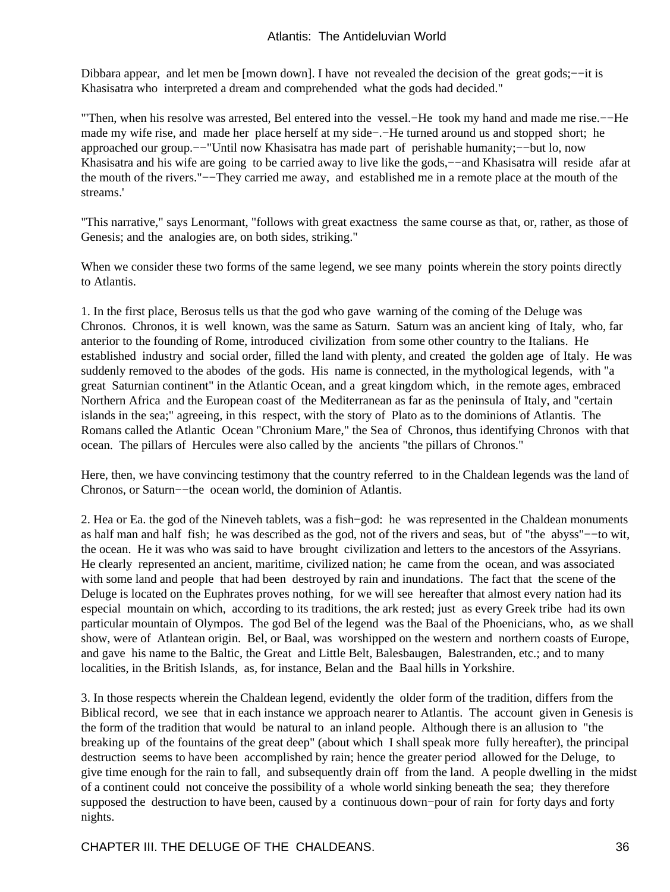Dibbara appear, and let men be [mown down]. I have not revealed the decision of the great gods;−−it is Khasisatra who interpreted a dream and comprehended what the gods had decided."

"'Then, when his resolve was arrested, Bel entered into the vessel.−He took my hand and made me rise.−−He made my wife rise, and made her place herself at my side−.−He turned around us and stopped short; he approached our group.−−"Until now Khasisatra has made part of perishable humanity;−−but lo, now Khasisatra and his wife are going to be carried away to live like the gods,−−and Khasisatra will reside afar at the mouth of the rivers."−−They carried me away, and established me in a remote place at the mouth of the streams.'

"This narrative," says Lenormant, "follows with great exactness the same course as that, or, rather, as those of Genesis; and the analogies are, on both sides, striking."

When we consider these two forms of the same legend, we see many points wherein the story points directly to Atlantis.

1. In the first place, Berosus tells us that the god who gave warning of the coming of the Deluge was Chronos. Chronos, it is well known, was the same as Saturn. Saturn was an ancient king of Italy, who, far anterior to the founding of Rome, introduced civilization from some other country to the Italians. He established industry and social order, filled the land with plenty, and created the golden age of Italy. He was suddenly removed to the abodes of the gods. His name is connected, in the mythological legends, with "a great Saturnian continent" in the Atlantic Ocean, and a great kingdom which, in the remote ages, embraced Northern Africa and the European coast of the Mediterranean as far as the peninsula of Italy, and "certain islands in the sea;" agreeing, in this respect, with the story of Plato as to the dominions of Atlantis. The Romans called the Atlantic Ocean "Chronium Mare," the Sea of Chronos, thus identifying Chronos with that ocean. The pillars of Hercules were also called by the ancients "the pillars of Chronos."

Here, then, we have convincing testimony that the country referred to in the Chaldean legends was the land of Chronos, or Saturn−−the ocean world, the dominion of Atlantis.

2. Hea or Ea. the god of the Nineveh tablets, was a fish−god: he was represented in the Chaldean monuments as half man and half fish; he was described as the god, not of the rivers and seas, but of "the abyss"−−to wit, the ocean. He it was who was said to have brought civilization and letters to the ancestors of the Assyrians. He clearly represented an ancient, maritime, civilized nation; he came from the ocean, and was associated with some land and people that had been destroyed by rain and inundations. The fact that the scene of the Deluge is located on the Euphrates proves nothing, for we will see hereafter that almost every nation had its especial mountain on which, according to its traditions, the ark rested; just as every Greek tribe had its own particular mountain of Olympos. The god Bel of the legend was the Baal of the Phoenicians, who, as we shall show, were of Atlantean origin. Bel, or Baal, was worshipped on the western and northern coasts of Europe, and gave his name to the Baltic, the Great and Little Belt, Balesbaugen, Balestranden, etc.; and to many localities, in the British Islands, as, for instance, Belan and the Baal hills in Yorkshire.

3. In those respects wherein the Chaldean legend, evidently the older form of the tradition, differs from the Biblical record, we see that in each instance we approach nearer to Atlantis. The account given in Genesis is the form of the tradition that would be natural to an inland people. Although there is an allusion to "the breaking up of the fountains of the great deep" (about which I shall speak more fully hereafter), the principal destruction seems to have been accomplished by rain; hence the greater period allowed for the Deluge, to give time enough for the rain to fall, and subsequently drain off from the land. A people dwelling in the midst of a continent could not conceive the possibility of a whole world sinking beneath the sea; they therefore supposed the destruction to have been, caused by a continuous down−pour of rain for forty days and forty nights.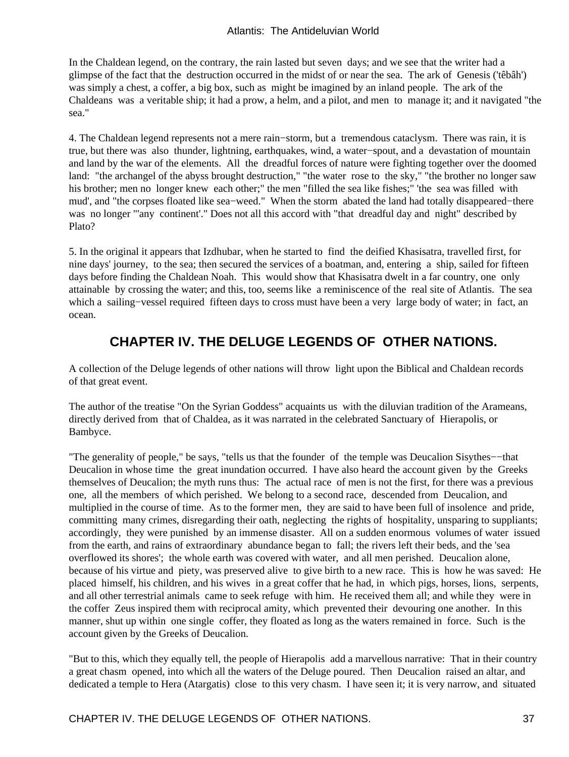In the Chaldean legend, on the contrary, the rain lasted but seven days; and we see that the writer had a glimpse of the fact that the destruction occurred in the midst of or near the sea. The ark of Genesis ('têbâh') was simply a chest, a coffer, a big box, such as might be imagined by an inland people. The ark of the Chaldeans was a veritable ship; it had a prow, a helm, and a pilot, and men to manage it; and it navigated "the sea."

4. The Chaldean legend represents not a mere rain−storm, but a tremendous cataclysm. There was rain, it is true, but there was also thunder, lightning, earthquakes, wind, a water−spout, and a devastation of mountain and land by the war of the elements. All the dreadful forces of nature were fighting together over the doomed land: "the archangel of the abyss brought destruction," "the water rose to the sky," "the brother no longer saw his brother; men no longer knew each other;" the men "filled the sea like fishes;" 'the sea was filled with mud', and "the corpses floated like sea−weed." When the storm abated the land had totally disappeared−there was no longer "'any continent'." Does not all this accord with "that dreadful day and night" described by Plato?

5. In the original it appears that Izdhubar, when he started to find the deified Khasisatra, travelled first, for nine days' journey, to the sea; then secured the services of a boatman, and, entering a ship, sailed for fifteen days before finding the Chaldean Noah. This would show that Khasisatra dwelt in a far country, one only attainable by crossing the water; and this, too, seems like a reminiscence of the real site of Atlantis. The sea which a sailing−vessel required fifteen days to cross must have been a very large body of water; in fact, an ocean.

## CHAPTER IV. THE DELUGE LEGENDS OF OTHER NATIONS.

A collection of the Deluge legends of other nations will throw light upon the Biblical and Chaldean records of that great event.

The author of the treatise "On the Syrian Goddess" acquaints us with the diluvian tradition of the Arameans, directly derived from that of Chaldea, as it was narrated in the celebrated Sanctuary of Hierapolis, or Bambyce.

"The generality of people," be says, "tells us that the founder of the temple was Deucalion Sisythes−−that Deucalion in whose time the great inundation occurred. I have also heard the account given by the Greeks themselves of Deucalion; the myth runs thus: The actual race of men is not the first, for there was a previous one, all the members of which perished. We belong to a second race, descended from Deucalion, and multiplied in the course of time. As to the former men, they are said to have been full of insolence and pride, committing many crimes, disregarding their oath, neglecting the rights of hospitality, unsparing to suppliants; accordingly, they were punished by an immense disaster. All on a sudden enormous volumes of water issued from the earth, and rains of extraordinary abundance began to fall; the rivers left their beds, and the 'sea overflowed its shores'; the whole earth was covered with water, and all men perished. Deucalion alone, because of his virtue and piety, was preserved alive to give birth to a new race. This is how he was saved: He placed himself, his children, and his wives in a great coffer that he had, in which pigs, horses, lions, serpents, and all other terrestrial animals came to seek refuge with him. He received them all; and while they were in the coffer Zeus inspired them with reciprocal amity, which prevented their devouring one another. In this manner, shut up within one single coffer, they floated as long as the waters remained in force. Such is the account given by the Greeks of Deucalion.

"But to this, which they equally tell, the people of Hierapolis add a marvellous narrative: That in their country a great chasm opened, into which all the waters of the Deluge poured. Then Deucalion raised an altar, and dedicated a temple to Hera (Atargatis) close to this very chasm. I have seen it; it is very narrow, and situated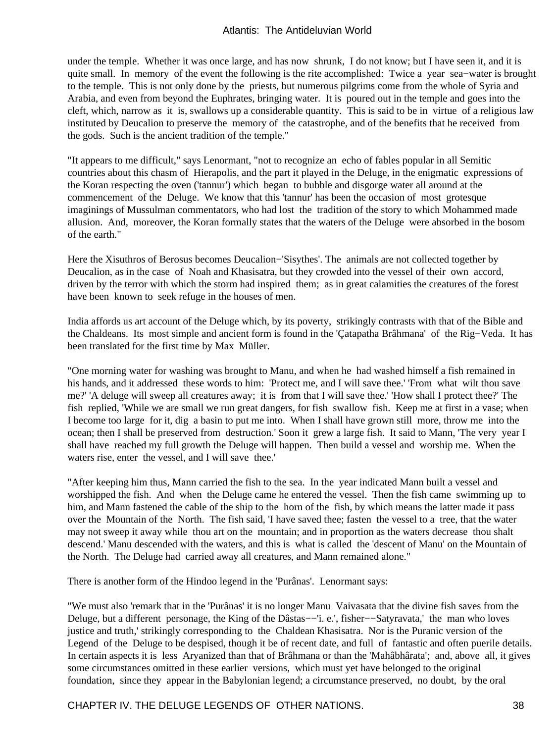under the temple. Whether it was once large, and has now shrunk, I do not know; but I have seen it, and it is quite small. In memory of the event the following is the rite accomplished: Twice a year sea−water is brought to the temple. This is not only done by the priests, but numerous pilgrims come from the whole of Syria and Arabia, and even from beyond the Euphrates, bringing water. It is poured out in the temple and goes into the cleft, which, narrow as it is, swallows up a considerable quantity. This is said to be in virtue of a religious law instituted by Deucalion to preserve the memory of the catastrophe, and of the benefits that he received from the gods. Such is the ancient tradition of the temple."

"It appears to me difficult," says Lenormant, "not to recognize an echo of fables popular in all Semitic countries about this chasm of Hierapolis, and the part it played in the Deluge, in the enigmatic expressions of the Koran respecting the oven ('tannur') which began to bubble and disgorge water all around at the commencement of the Deluge. We know that this 'tannur' has been the occasion of most grotesque imaginings of Mussulman commentators, who had lost the tradition of the story to which Mohammed made allusion. And, moreover, the Koran formally states that the waters of the Deluge were absorbed in the bosom of the earth."

Here the Xisuthros of Berosus becomes Deucalion−'Sisythes'. The animals are not collected together by Deucalion, as in the case of Noah and Khasisatra, but they crowded into the vessel of their own accord, driven by the terror with which the storm had inspired them; as in great calamities the creatures of the forest have been known to seek refuge in the houses of men.

India affords us art account of the Deluge which, by its poverty, strikingly contrasts with that of the Bible and the Chaldeans. Its most simple and ancient form is found in the 'Çatapatha Brâhmana' of the Rig−Veda. It has been translated for the first time by Max Müller.

"One morning water for washing was brought to Manu, and when he had washed himself a fish remained in his hands, and it addressed these words to him: 'Protect me, and I will save thee.' 'From what wilt thou save me?' 'A deluge will sweep all creatures away; it is from that I will save thee.' 'How shall I protect thee?' The fish replied, 'While we are small we run great dangers, for fish swallow fish. Keep me at first in a vase; when I become too large for it, dig a basin to put me into. When I shall have grown still more, throw me into the ocean; then I shall be preserved from destruction.' Soon it grew a large fish. It said to Mann, 'The very year I shall have reached my full growth the Deluge will happen. Then build a vessel and worship me. When the waters rise, enter the vessel, and I will save thee.'

"After keeping him thus, Mann carried the fish to the sea. In the year indicated Mann built a vessel and worshipped the fish. And when the Deluge came he entered the vessel. Then the fish came swimming up to him, and Mann fastened the cable of the ship to the horn of the fish, by which means the latter made it pass over the Mountain of the North. The fish said, 'I have saved thee; fasten the vessel to a tree, that the water may not sweep it away while thou art on the mountain; and in proportion as the waters decrease thou shalt descend.' Manu descended with the waters, and this is what is called the 'descent of Manu' on the Mountain of the North. The Deluge had carried away all creatures, and Mann remained alone."

There is another form of the Hindoo legend in the 'Purânas'. Lenormant says:

"We must also 'remark that in the 'Purânas' it is no longer Manu Vaivasata that the divine fish saves from the Deluge, but a different personage, the King of the Dâstas−−'i. e.', fisher−−Satyravata,' the man who loves justice and truth,' strikingly corresponding to the Chaldean Khasisatra. Nor is the Puranic version of the Legend of the Deluge to be despised, though it be of recent date, and full of fantastic and often puerile details. In certain aspects it is less Aryanized than that of Brâhmana or than the 'Mahâbhârata'; and, above all, it gives some circumstances omitted in these earlier versions, which must yet have belonged to the original foundation, since they appear in the Babylonian legend; a circumstance preserved, no doubt, by the oral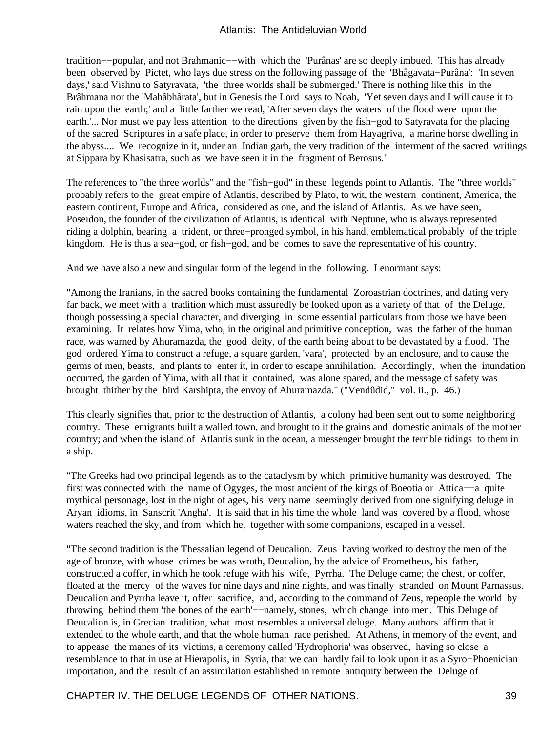tradition−−popular, and not Brahmanic−−with which the 'Purânas' are so deeply imbued. This has already been observed by Pictet, who lays due stress on the following passage of the 'Bhâgavata−Purâna': 'In seven days,' said Vishnu to Satyravata, 'the three worlds shall be submerged.' There is nothing like this in the Brâhmana nor the 'Mahâbhârata', but in Genesis the Lord says to Noah, 'Yet seven days and I will cause it to rain upon the earth;' and a little farther we read, 'After seven days the waters of the flood were upon the earth.'... Nor must we pay less attention to the directions given by the fish−god to Satyravata for the placing of the sacred Scriptures in a safe place, in order to preserve them from Hayagriva, a marine horse dwelling in the abyss.... We recognize in it, under an Indian garb, the very tradition of the interment of the sacred writings at Sippara by Khasisatra, such as we have seen it in the fragment of Berosus."

The references to "the three worlds" and the "fish−god" in these legends point to Atlantis. The "three worlds" probably refers to the great empire of Atlantis, described by Plato, to wit, the western continent, America, the eastern continent, Europe and Africa, considered as one, and the island of Atlantis. As we have seen, Poseidon, the founder of the civilization of Atlantis, is identical with Neptune, who is always represented riding a dolphin, bearing a trident, or three−pronged symbol, in his hand, emblematical probably of the triple kingdom. He is thus a sea−god, or fish−god, and be comes to save the representative of his country.

And we have also a new and singular form of the legend in the following. Lenormant says:

"Among the Iranians, in the sacred books containing the fundamental Zoroastrian doctrines, and dating very far back, we meet with a tradition which must assuredly be looked upon as a variety of that of the Deluge, though possessing a special character, and diverging in some essential particulars from those we have been examining. It relates how Yima, who, in the original and primitive conception, was the father of the human race, was warned by Ahuramazda, the good deity, of the earth being about to be devastated by a flood. The god ordered Yima to construct a refuge, a square garden, 'vara', protected by an enclosure, and to cause the germs of men, beasts, and plants to enter it, in order to escape annihilation. Accordingly, when the inundation occurred, the garden of Yima, with all that it contained, was alone spared, and the message of safety was brought thither by the bird Karshipta, the envoy of Ahuramazda." ("Vendûdid," vol. ii., p. 46.)

This clearly signifies that, prior to the destruction of Atlantis, a colony had been sent out to some neighboring country. These emigrants built a walled town, and brought to it the grains and domestic animals of the mother country; and when the island of Atlantis sunk in the ocean, a messenger brought the terrible tidings to them in a ship.

"The Greeks had two principal legends as to the cataclysm by which primitive humanity was destroyed. The first was connected with the name of Ogyges, the most ancient of the kings of Boeotia or Attica−−a quite mythical personage, lost in the night of ages, his very name seemingly derived from one signifying deluge in Aryan idioms, in Sanscrit 'Angha'. It is said that in his time the whole land was covered by a flood, whose waters reached the sky, and from which he, together with some companions, escaped in a vessel.

"The second tradition is the Thessalian legend of Deucalion. Zeus having worked to destroy the men of the age of bronze, with whose crimes be was wroth, Deucalion, by the advice of Prometheus, his father, constructed a coffer, in which he took refuge with his wife, Pyrrha. The Deluge came; the chest, or coffer, floated at the mercy of the waves for nine days and nine nights, and was finally stranded on Mount Parnassus. Deucalion and Pyrrha leave it, offer sacrifice, and, according to the command of Zeus, repeople the world by throwing behind them 'the bones of the earth'−−namely, stones, which change into men. This Deluge of Deucalion is, in Grecian tradition, what most resembles a universal deluge. Many authors affirm that it extended to the whole earth, and that the whole human race perished. At Athens, in memory of the event, and to appease the manes of its victims, a ceremony called 'Hydrophoria' was observed, having so close a resemblance to that in use at Hierapolis, in Syria, that we can hardly fail to look upon it as a Syro−Phoenician importation, and the result of an assimilation established in remote antiquity between the Deluge of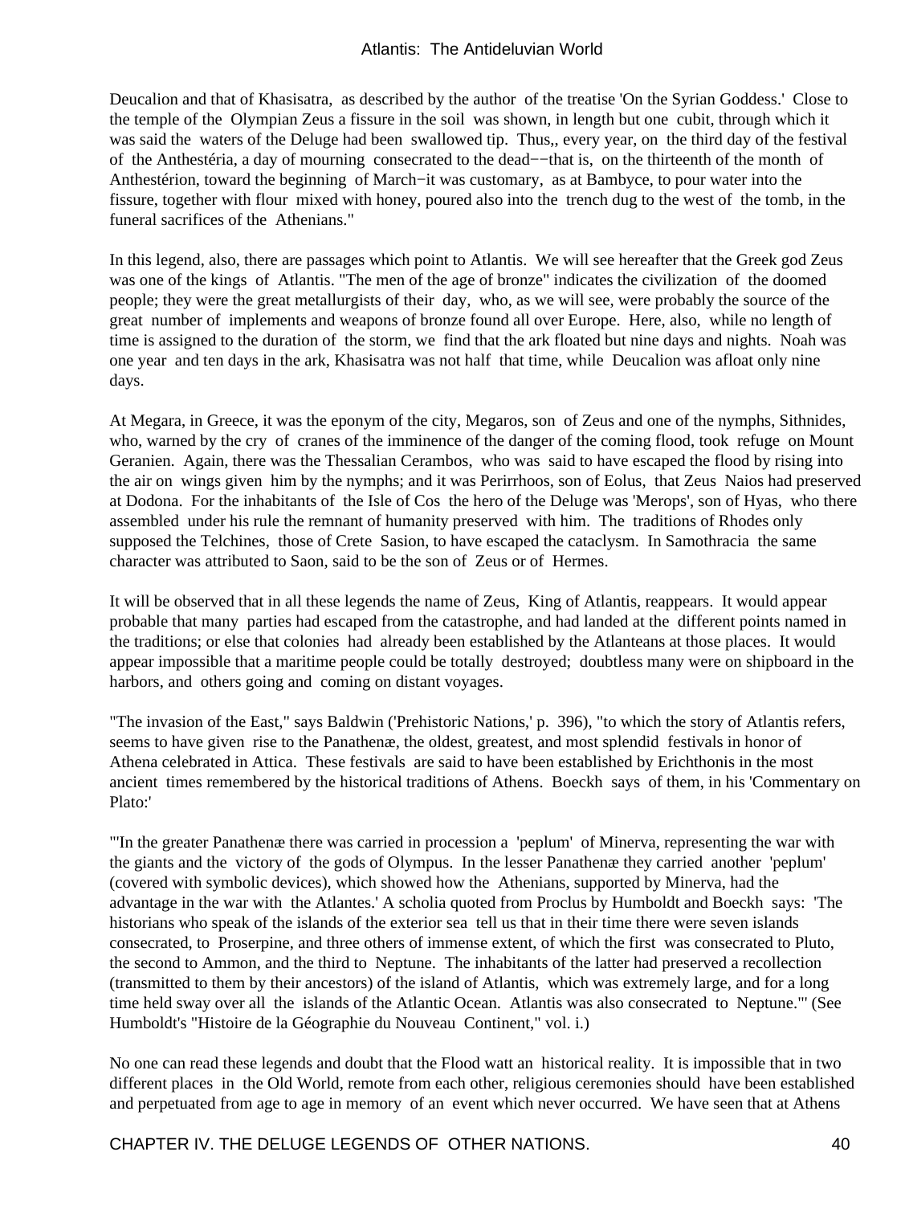Deucalion and that of Khasisatra, as described by the author of the treatise 'On the Syrian Goddess.' Close to the temple of the Olympian Zeus a fissure in the soil was shown, in length but one cubit, through which it was said the waters of the Deluge had been swallowed tip. Thus,, every year, on the third day of the festival of the Anthestéria, a day of mourning consecrated to the dead−−that is, on the thirteenth of the month of Anthestérion, toward the beginning of March−it was customary, as at Bambyce, to pour water into the fissure, together with flour mixed with honey, poured also into the trench dug to the west of the tomb, in the funeral sacrifices of the Athenians."

In this legend, also, there are passages which point to Atlantis. We will see hereafter that the Greek god Zeus was one of the kings of Atlantis. "The men of the age of bronze" indicates the civilization of the doomed people; they were the great metallurgists of their day, who, as we will see, were probably the source of the great number of implements and weapons of bronze found all over Europe. Here, also, while no length of time is assigned to the duration of the storm, we find that the ark floated but nine days and nights. Noah was one year and ten days in the ark, Khasisatra was not half that time, while Deucalion was afloat only nine days.

At Megara, in Greece, it was the eponym of the city, Megaros, son of Zeus and one of the nymphs, Sithnides, who, warned by the cry of cranes of the imminence of the danger of the coming flood, took refuge on Mount Geranien. Again, there was the Thessalian Cerambos, who was said to have escaped the flood by rising into the air on wings given him by the nymphs; and it was Perirrhoos, son of Eolus, that Zeus Naios had preserved at Dodona. For the inhabitants of the Isle of Cos the hero of the Deluge was 'Merops', son of Hyas, who there assembled under his rule the remnant of humanity preserved with him. The traditions of Rhodes only supposed the Telchines, those of Crete Sasion, to have escaped the cataclysm. In Samothracia the same character was attributed to Saon, said to be the son of Zeus or of Hermes.

It will be observed that in all these legends the name of Zeus, King of Atlantis, reappears. It would appear probable that many parties had escaped from the catastrophe, and had landed at the different points named in the traditions; or else that colonies had already been established by the Atlanteans at those places. It would appear impossible that a maritime people could be totally destroyed; doubtless many were on shipboard in the harbors, and others going and coming on distant voyages.

"The invasion of the East," says Baldwin ('Prehistoric Nations,' p. 396), "to which the story of Atlantis refers, seems to have given rise to the Panathenæ, the oldest, greatest, and most splendid festivals in honor of Athena celebrated in Attica. These festivals are said to have been established by Erichthonis in the most ancient times remembered by the historical traditions of Athens. Boeckh says of them, in his 'Commentary on Plato:'

"'In the greater Panathenæ there was carried in procession a 'peplum' of Minerva, representing the war with the giants and the victory of the gods of Olympus. In the lesser Panathenæ they carried another 'peplum' (covered with symbolic devices), which showed how the Athenians, supported by Minerva, had the advantage in the war with the Atlantes.' A scholia quoted from Proclus by Humboldt and Boeckh says: 'The historians who speak of the islands of the exterior sea tell us that in their time there were seven islands consecrated, to Proserpine, and three others of immense extent, of which the first was consecrated to Pluto, the second to Ammon, and the third to Neptune. The inhabitants of the latter had preserved a recollection (transmitted to them by their ancestors) of the island of Atlantis, which was extremely large, and for a long time held sway over all the islands of the Atlantic Ocean. Atlantis was also consecrated to Neptune.'" (See Humboldt's "Histoire de la Géographie du Nouveau Continent," vol. i.)

No one can read these legends and doubt that the Flood watt an historical reality. It is impossible that in two different places in the Old World, remote from each other, religious ceremonies should have been established and perpetuated from age to age in memory of an event which never occurred. We have seen that at Athens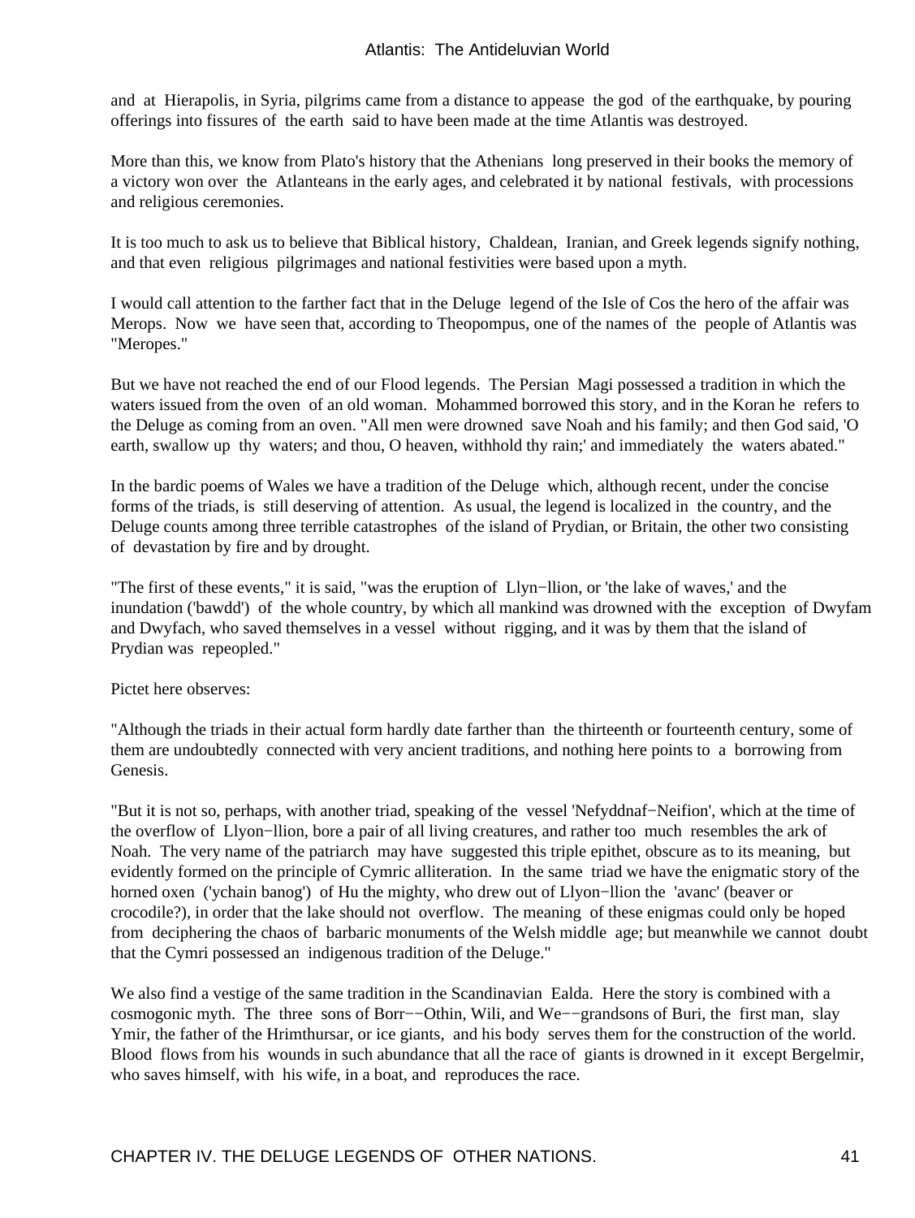and at Hierapolis, in Syria, pilgrims came from a distance to appease the god of the earthquake, by pouring offerings into fissures of the earth said to have been made at the time Atlantis was destroyed.

More than this, we know from Plato's history that the Athenians long preserved in their books the memory of a victory won over the Atlanteans in the early ages, and celebrated it by national festivals, with processions and religious ceremonies.

It is too much to ask us to believe that Biblical history, Chaldean, Iranian, and Greek legends signify nothing, and that even religious pilgrimages and national festivities were based upon a myth.

I would call attention to the farther fact that in the Deluge legend of the Isle of Cos the hero of the affair was Merops. Now we have seen that, according to Theopompus, one of the names of the people of Atlantis was "Meropes."

But we have not reached the end of our Flood legends. The Persian Magi possessed a tradition in which the waters issued from the oven of an old woman. Mohammed borrowed this story, and in the Koran he refers to the Deluge as coming from an oven. "All men were drowned save Noah and his family; and then God said, 'O earth, swallow up thy waters; and thou, O heaven, withhold thy rain;' and immediately the waters abated."

In the bardic poems of Wales we have a tradition of the Deluge which, although recent, under the concise forms of the triads, is still deserving of attention. As usual, the legend is localized in the country, and the Deluge counts among three terrible catastrophes of the island of Prydian, or Britain, the other two consisting of devastation by fire and by drought.

"The first of these events," it is said, "was the eruption of Llyn−llion, or 'the lake of waves,' and the inundation ('bawdd') of the whole country, by which all mankind was drowned with the exception of Dwyfam and Dwyfach, who saved themselves in a vessel without rigging, and it was by them that the island of Prydian was repeopled."

Pictet here observes:

"Although the triads in their actual form hardly date farther than the thirteenth or fourteenth century, some of them are undoubtedly connected with very ancient traditions, and nothing here points to a borrowing from Genesis.

"But it is not so, perhaps, with another triad, speaking of the vessel 'Nefyddnaf−Neifion', which at the time of the overflow of Llyon−llion, bore a pair of all living creatures, and rather too much resembles the ark of Noah. The very name of the patriarch may have suggested this triple epithet, obscure as to its meaning, but evidently formed on the principle of Cymric alliteration. In the same triad we have the enigmatic story of the horned oxen ('ychain banog') of Hu the mighty, who drew out of Llyon−llion the 'avanc' (beaver or crocodile?), in order that the lake should not overflow. The meaning of these enigmas could only be hoped from deciphering the chaos of barbaric monuments of the Welsh middle age; but meanwhile we cannot doubt that the Cymri possessed an indigenous tradition of the Deluge."

We also find a vestige of the same tradition in the Scandinavian Ealda. Here the story is combined with a cosmogonic myth. The three sons of Borr−−Othin, Wili, and We−−grandsons of Buri, the first man, slay Ymir, the father of the Hrimthursar, or ice giants, and his body serves them for the construction of the world. Blood flows from his wounds in such abundance that all the race of giants is drowned in it except Bergelmir, who saves himself, with his wife, in a boat, and reproduces the race.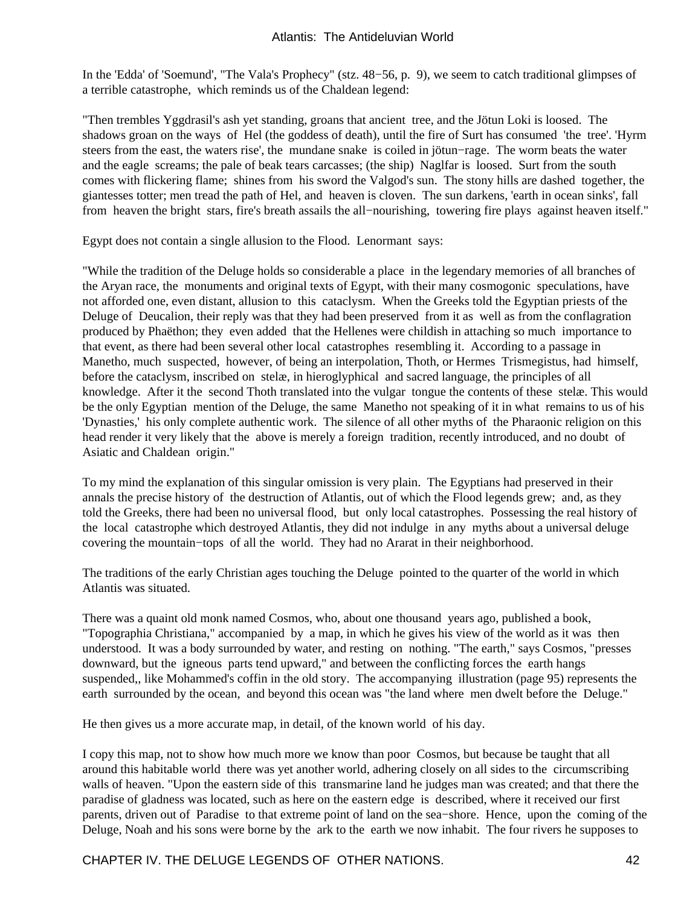In the 'Edda' of 'Soemund', "The Vala's Prophecy" (stz. 48−56, p. 9), we seem to catch traditional glimpses of a terrible catastrophe, which reminds us of the Chaldean legend:

"Then trembles Yggdrasil's ash yet standing, groans that ancient tree, and the Jötun Loki is loosed. The shadows groan on the ways of Hel (the goddess of death), until the fire of Surt has consumed 'the tree'. 'Hyrm steers from the east, the waters rise', the mundane snake is coiled in jötun−rage. The worm beats the water and the eagle screams; the pale of beak tears carcasses; (the ship) Naglfar is loosed. Surt from the south comes with flickering flame; shines from his sword the Valgod's sun. The stony hills are dashed together, the giantesses totter; men tread the path of Hel, and heaven is cloven. The sun darkens, 'earth in ocean sinks', fall from heaven the bright stars, fire's breath assails the all−nourishing, towering fire plays against heaven itself."

Egypt does not contain a single allusion to the Flood. Lenormant says:

"While the tradition of the Deluge holds so considerable a place in the legendary memories of all branches of the Aryan race, the monuments and original texts of Egypt, with their many cosmogonic speculations, have not afforded one, even distant, allusion to this cataclysm. When the Greeks told the Egyptian priests of the Deluge of Deucalion, their reply was that they had been preserved from it as well as from the conflagration produced by Phaëthon; they even added that the Hellenes were childish in attaching so much importance to that event, as there had been several other local catastrophes resembling it. According to a passage in Manetho, much suspected, however, of being an interpolation, Thoth, or Hermes Trismegistus, had himself, before the cataclysm, inscribed on stelæ, in hieroglyphical and sacred language, the principles of all knowledge. After it the second Thoth translated into the vulgar tongue the contents of these stelæ. This would be the only Egyptian mention of the Deluge, the same Manetho not speaking of it in what remains to us of his 'Dynasties,' his only complete authentic work. The silence of all other myths of the Pharaonic religion on this head render it very likely that the above is merely a foreign tradition, recently introduced, and no doubt of Asiatic and Chaldean origin."

To my mind the explanation of this singular omission is very plain. The Egyptians had preserved in their annals the precise history of the destruction of Atlantis, out of which the Flood legends grew; and, as they told the Greeks, there had been no universal flood, but only local catastrophes. Possessing the real history of the local catastrophe which destroyed Atlantis, they did not indulge in any myths about a universal deluge covering the mountain−tops of all the world. They had no Ararat in their neighborhood.

The traditions of the early Christian ages touching the Deluge pointed to the quarter of the world in which Atlantis was situated.

There was a quaint old monk named Cosmos, who, about one thousand years ago, published a book, "Topographia Christiana," accompanied by a map, in which he gives his view of the world as it was then understood. It was a body surrounded by water, and resting on nothing. "The earth," says Cosmos, "presses downward, but the igneous parts tend upward," and between the conflicting forces the earth hangs suspended,, like Mohammed's coffin in the old story. The accompanying illustration (page 95) represents the earth surrounded by the ocean, and beyond this ocean was "the land where men dwelt before the Deluge."

He then gives us a more accurate map, in detail, of the known world of his day.

I copy this map, not to show how much more we know than poor Cosmos, but because be taught that all around this habitable world there was yet another world, adhering closely on all sides to the circumscribing walls of heaven. "Upon the eastern side of this transmarine land he judges man was created; and that there the paradise of gladness was located, such as here on the eastern edge is described, where it received our first parents, driven out of Paradise to that extreme point of land on the sea−shore. Hence, upon the coming of the Deluge, Noah and his sons were borne by the ark to the earth we now inhabit. The four rivers he supposes to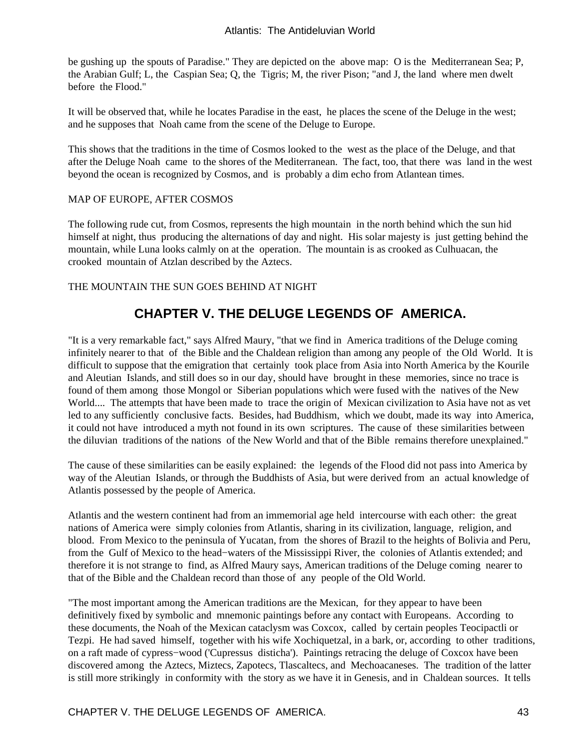be gushing up the spouts of Paradise." They are depicted on the above map: O is the Mediterranean Sea; P, the Arabian Gulf; L, the Caspian Sea; Q, the Tigris; M, the river Pison; "and J, the land where men dwelt before the Flood."

It will be observed that, while he locates Paradise in the east, he places the scene of the Deluge in the west; and he supposes that Noah came from the scene of the Deluge to Europe.

This shows that the traditions in the time of Cosmos looked to the west as the place of the Deluge, and that after the Deluge Noah came to the shores of the Mediterranean. The fact, too, that there was land in the west beyond the ocean is recognized by Cosmos, and is probably a dim echo from Atlantean times.

MAP OF EUROPE, AFTER COSMOS

The following rude cut, from Cosmos, represents the high mountain in the north behind which the sun hid himself at night, thus producing the alternations of day and night. His solar majesty is just getting behind the mountain, while Luna looks calmly on at the operation. The mountain is as crooked as Culhuacan, the crooked mountain of Atzlan described by the Aztecs.

THE MOUNTAIN THE SUN GOES BEHIND AT NIGHT

## CHAPTER V. THE DELUGE LEGENDS OF AMERICA.

"It is a very remarkable fact," says Alfred Maury, "that we find in America traditions of the Deluge coming infinitely nearer to that of the Bible and the Chaldean religion than among any people of the Old World. It is difficult to suppose that the emigration that certainly took place from Asia into North America by the Kourile and Aleutian Islands, and still does so in our day, should have brought in these memories, since no trace is found of them among those Mongol or Siberian populations which were fused with the natives of the New World.... The attempts that have been made to trace the origin of Mexican civilization to Asia have not as vet led to any sufficiently conclusive facts. Besides, had Buddhism, which we doubt, made its way into America, it could not have introduced a myth not found in its own scriptures. The cause of these similarities between the diluvian traditions of the nations of the New World and that of the Bible remains therefore unexplained."

The cause of these similarities can be easily explained: the legends of the Flood did not pass into America by way of the Aleutian Islands, or through the Buddhists of Asia, but were derived from an actual knowledge of Atlantis possessed by the people of America.

Atlantis and the western continent had from an immemorial age held intercourse with each other: the great nations of America were simply colonies from Atlantis, sharing in its civilization, language, religion, and blood. From Mexico to the peninsula of Yucatan, from the shores of Brazil to the heights of Bolivia and Peru, from the Gulf of Mexico to the head−waters of the Mississippi River, the colonies of Atlantis extended; and therefore it is not strange to find, as Alfred Maury says, American traditions of the Deluge coming nearer to that of the Bible and the Chaldean record than those of any people of the Old World.

"The most important among the American traditions are the Mexican, for they appear to have been definitively fixed by symbolic and mnemonic paintings before any contact with Europeans. According to these documents, the Noah of the Mexican cataclysm was Coxcox, called by certain peoples Teocipactli or Tezpi. He had saved himself, together with his wife Xochiquetzal, in a bark, or, according to other traditions, on a raft made of cypress−wood ('Cupressus disticha'). Paintings retracing the deluge of Coxcox have been discovered among the Aztecs, Miztecs, Zapotecs, Tlascaltecs, and Mechoacaneses. The tradition of the latter is still more strikingly in conformity with the story as we have it in Genesis, and in Chaldean sources. It tells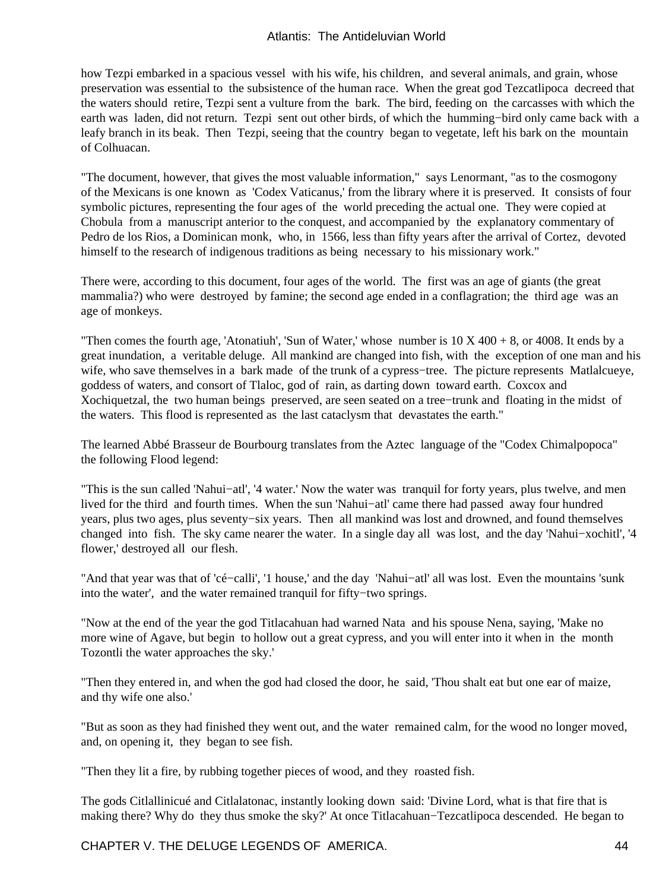how Tezpi embarked in a spacious vessel with his wife, his children, and several animals, and grain, whose preservation was essential to the subsistence of the human race. When the great god Tezcatlipoca decreed that the waters should retire, Tezpi sent a vulture from the bark. The bird, feeding on the carcasses with which the earth was laden, did not return. Tezpi sent out other birds, of which the humming−bird only came back with a leafy branch in its beak. Then Tezpi, seeing that the country began to vegetate, left his bark on the mountain of Colhuacan.

"The document, however, that gives the most valuable information," says Lenormant, "as to the cosmogony of the Mexicans is one known as 'Codex Vaticanus,' from the library where it is preserved. It consists of four symbolic pictures, representing the four ages of the world preceding the actual one. They were copied at Chobula from a manuscript anterior to the conquest, and accompanied by the explanatory commentary of Pedro de los Rios, a Dominican monk, who, in 1566, less than fifty years after the arrival of Cortez, devoted himself to the research of indigenous traditions as being necessary to his missionary work."

There were, according to this document, four ages of the world. The first was an age of giants (the great mammalia?) who were destroyed by famine; the second age ended in a conflagration; the third age was an age of monkeys.

"Then comes the fourth age, 'Atonatiuh', 'Sun of Water,' whose number is 10 X 400 + 8, or 4008. It ends by a great inundation, a veritable deluge. All mankind are changed into fish, with the exception of one man and his wife, who save themselves in a bark made of the trunk of a cypress−tree. The picture represents Matlalcueye, goddess of waters, and consort of Tlaloc, god of rain, as darting down toward earth. Coxcox and Xochiquetzal, the two human beings preserved, are seen seated on a tree−trunk and floating in the midst of the waters. This flood is represented as the last cataclysm that devastates the earth."

The learned Abbé Brasseur de Bourbourg translates from the Aztec language of the "Codex Chimalpopoca" the following Flood legend:

"This is the sun called 'Nahui−atl', '4 water.' Now the water was tranquil for forty years, plus twelve, and men lived for the third and fourth times. When the sun 'Nahui−atl' came there had passed away four hundred years, plus two ages, plus seventy−six years. Then all mankind was lost and drowned, and found themselves changed into fish. The sky came nearer the water. In a single day all was lost, and the day 'Nahui−xochitl', '4 flower,' destroyed all our flesh.

"And that year was that of 'cé−calli', '1 house,' and the day 'Nahui−atl' all was lost. Even the mountains 'sunk into the water', and the water remained tranquil for fifty−two springs.

"Now at the end of the year the god Titlacahuan had warned Nata and his spouse Nena, saying, 'Make no more wine of Agave, but begin to hollow out a great cypress, and you will enter into it when in the month Tozontli the water approaches the sky.'

"Then they entered in, and when the god had closed the door, he said, 'Thou shalt eat but one ear of maize, and thy wife one also.'

"But as soon as they had finished they went out, and the water remained calm, for the wood no longer moved, and, on opening it, they began to see fish.

"Then they lit a fire, by rubbing together pieces of wood, and they roasted fish.

The gods Citlallinicué and Citlalatonac, instantly looking down said: 'Divine Lord, what is that fire that is making there? Why do they thus smoke the sky?' At once Titlacahuan−Tezcatlipoca descended. He began to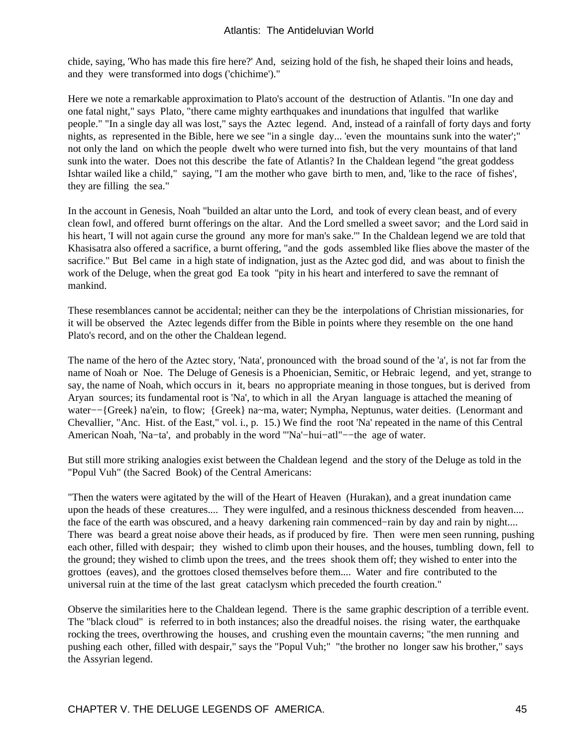chide, saying, 'Who has made this fire here?' And, seizing hold of the fish, he shaped their loins and heads, and they were transformed into dogs ('chichime')."

Here we note a remarkable approximation to Plato's account of the destruction of Atlantis. "In one day and one fatal night," says Plato, "there came mighty earthquakes and inundations that ingulfed that warlike people." "In a single day all was lost," says the Aztec legend. And, instead of a rainfall of forty days and forty nights, as represented in the Bible, here we see "in a single day... 'even the mountains sunk into the water';" not only the land on which the people dwelt who were turned into fish, but the very mountains of that land sunk into the water. Does not this describe the fate of Atlantis? In the Chaldean legend "the great goddess Ishtar wailed like a child," saying, "I am the mother who gave birth to men, and, 'like to the race of fishes', they are filling the sea."

In the account in Genesis, Noah "builded an altar unto the Lord, and took of every clean beast, and of every clean fowl, and offered burnt offerings on the altar. And the Lord smelled a sweet savor; and the Lord said in his heart, 'I will not again curse the ground any more for man's sake.'" In the Chaldean legend we are told that Khasisatra also offered a sacrifice, a burnt offering, "and the gods assembled like flies above the master of the sacrifice." But Bel came in a high state of indignation, just as the Aztec god did, and was about to finish the work of the Deluge, when the great god Ea took "pity in his heart and interfered to save the remnant of mankind.

These resemblances cannot be accidental; neither can they be the interpolations of Christian missionaries, for it will be observed the Aztec legends differ from the Bible in points where they resemble on the one hand Plato's record, and on the other the Chaldean legend.

The name of the hero of the Aztec story, 'Nata', pronounced with the broad sound of the 'a', is not far from the name of Noah or Noe. The Deluge of Genesis is a Phoenician, Semitic, or Hebraic legend, and yet, strange to say, the name of Noah, which occurs in it, bears no appropriate meaning in those tongues, but is derived from Aryan sources; its fundamental root is 'Na', to which in all the Aryan language is attached the meaning of water−−{Greek} na'ein, to flow; {Greek} na~ma, water; Nympha, Neptunus, water deities. (Lenormant and Chevallier, "Anc. Hist. of the East," vol. i., p. 15.) We find the root 'Na' repeated in the name of this Central American Noah, 'Na−ta', and probably in the word "'Na'−hui−atl"−−the age of water.

But still more striking analogies exist between the Chaldean legend and the story of the Deluge as told in the "Popul Vuh" (the Sacred Book) of the Central Americans:

"Then the waters were agitated by the will of the Heart of Heaven (Hurakan), and a great inundation came upon the heads of these creatures.... They were ingulfed, and a resinous thickness descended from heaven.... the face of the earth was obscured, and a heavy darkening rain commenced−rain by day and rain by night.... There was beard a great noise above their heads, as if produced by fire. Then were men seen running, pushing each other, filled with despair; they wished to climb upon their houses, and the houses, tumbling down, fell to the ground; they wished to climb upon the trees, and the trees shook them off; they wished to enter into the grottoes (eaves), and the grottoes closed themselves before them.... Water and fire contributed to the universal ruin at the time of the last great cataclysm which preceded the fourth creation."

Observe the similarities here to the Chaldean legend. There is the same graphic description of a terrible event. The "black cloud" is referred to in both instances; also the dreadful noises. the rising water, the earthquake rocking the trees, overthrowing the houses, and crushing even the mountain caverns; "the men running and pushing each other, filled with despair," says the "Popul Vuh;" "the brother no longer saw his brother," says the Assyrian legend.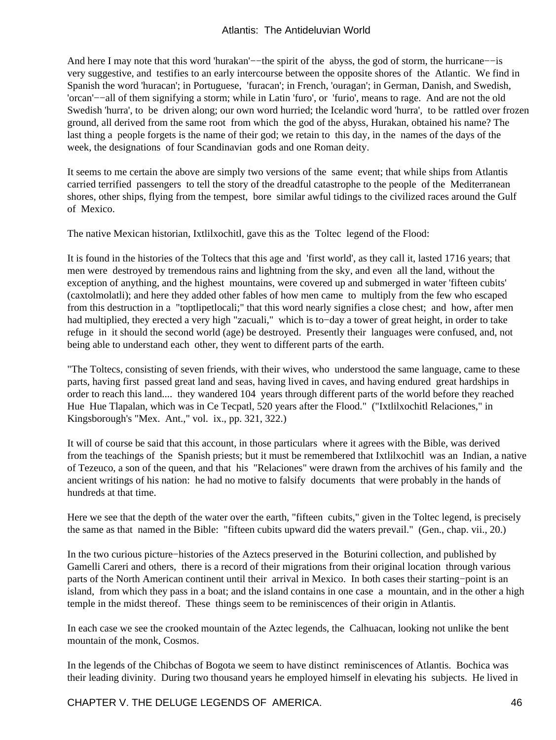And here I may note that this word 'hurakan'−−the spirit of the abyss, the god of storm, the hurricane−−is very suggestive, and testifies to an early intercourse between the opposite shores of the Atlantic. We find in Spanish the word 'huracan'; in Portuguese, 'furacan'; in French, 'ouragan'; in German, Danish, and Swedish, 'orcan'−−all of them signifying a storm; while in Latin 'furo', or 'furio', means to rage. And are not the old Swedish 'hurra', to be driven along; our own word hurried; the Icelandic word 'hurra', to be rattled over frozen ground, all derived from the same root from which the god of the abyss, Hurakan, obtained his name? The last thing a people forgets is the name of their god; we retain to this day, in the names of the days of the week, the designations of four Scandinavian gods and one Roman deity.

It seems to me certain the above are simply two versions of the same event; that while ships from Atlantis carried terrified passengers to tell the story of the dreadful catastrophe to the people of the Mediterranean shores, other ships, flying from the tempest, bore similar awful tidings to the civilized races around the Gulf of Mexico.

The native Mexican historian, Ixtlilxochitl, gave this as the Toltec legend of the Flood:

It is found in the histories of the Toltecs that this age and 'first world', as they call it, lasted 1716 years; that men were destroyed by tremendous rains and lightning from the sky, and even all the land, without the exception of anything, and the highest mountains, were covered up and submerged in water 'fifteen cubits' (caxtolmolatli); and here they added other fables of how men came to multiply from the few who escaped from this destruction in a "toptlipetlocali;" that this word nearly signifies a close chest; and how, after men had multiplied, they erected a very high "zacuali," which is to−day a tower of great height, in order to take refuge in it should the second world (age) be destroyed. Presently their languages were confused, and, not being able to understand each other, they went to different parts of the earth.

"The Toltecs, consisting of seven friends, with their wives, who understood the same language, came to these parts, having first passed great land and seas, having lived in caves, and having endured great hardships in order to reach this land.... they wandered 104 years through different parts of the world before they reached Hue Hue Tlapalan, which was in Ce Tecpatl, 520 years after the Flood." ("Ixtlilxochitl Relaciones," in Kingsborough's "Mex. Ant.," vol. ix., pp. 321, 322.)

It will of course be said that this account, in those particulars where it agrees with the Bible, was derived from the teachings of the Spanish priests; but it must be remembered that Ixtlilxochitl was an Indian, a native of Tezeuco, a son of the queen, and that his "Relaciones" were drawn from the archives of his family and the ancient writings of his nation: he had no motive to falsify documents that were probably in the hands of hundreds at that time.

Here we see that the depth of the water over the earth, "fifteen cubits," given in the Toltec legend, is precisely the same as that named in the Bible: "fifteen cubits upward did the waters prevail." (Gen., chap. vii., 20.)

In the two curious picture−histories of the Aztecs preserved in the Boturini collection, and published by Gamelli Careri and others, there is a record of their migrations from their original location through various parts of the North American continent until their arrival in Mexico. In both cases their starting−point is an island, from which they pass in a boat; and the island contains in one case a mountain, and in the other a high temple in the midst thereof. These things seem to be reminiscences of their origin in Atlantis.

In each case we see the crooked mountain of the Aztec legends, the Calhuacan, looking not unlike the bent mountain of the monk, Cosmos.

In the legends of the Chibchas of Bogota we seem to have distinct reminiscences of Atlantis. Bochica was their leading divinity. During two thousand years he employed himself in elevating his subjects. He lived in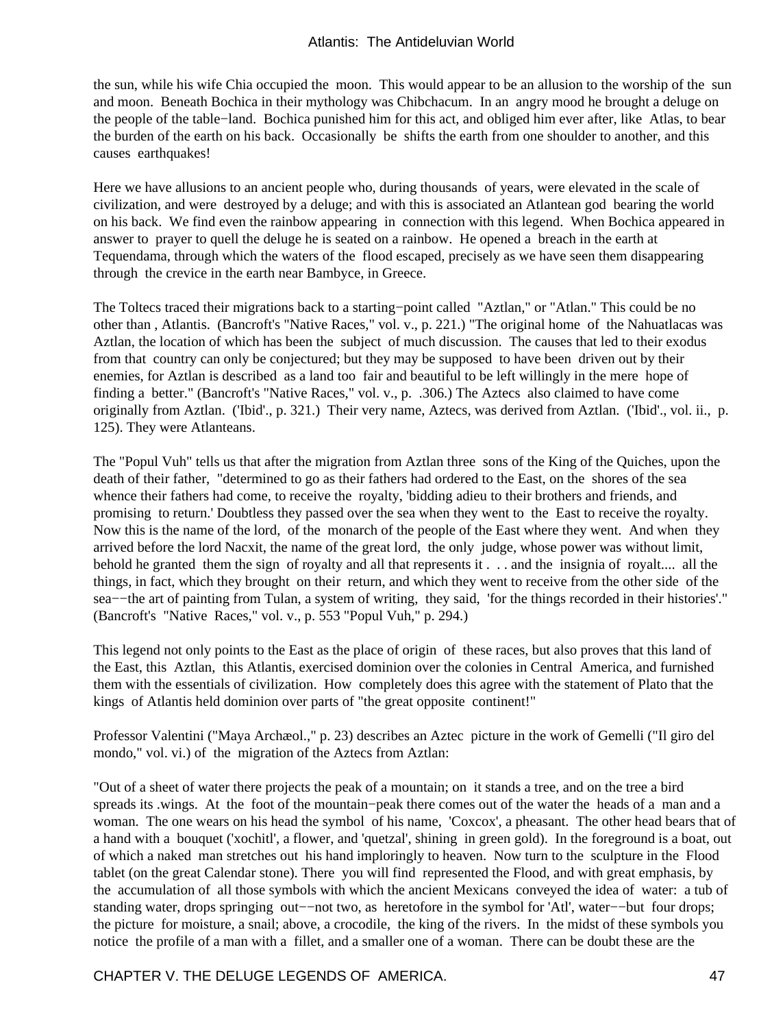the sun, while his wife Chia occupied the moon. This would appear to be an allusion to the worship of the sun and moon. Beneath Bochica in their mythology was Chibchacum. In an angry mood he brought a deluge on the people of the table−land. Bochica punished him for this act, and obliged him ever after, like Atlas, to bear the burden of the earth on his back. Occasionally be shifts the earth from one shoulder to another, and this causes earthquakes!

Here we have allusions to an ancient people who, during thousands of years, were elevated in the scale of civilization, and were destroyed by a deluge; and with this is associated an Atlantean god bearing the world on his back. We find even the rainbow appearing in connection with this legend. When Bochica appeared in answer to prayer to quell the deluge he is seated on a rainbow. He opened a breach in the earth at Tequendama, through which the waters of the flood escaped, precisely as we have seen them disappearing through the crevice in the earth near Bambyce, in Greece.

The Toltecs traced their migrations back to a starting−point called "Aztlan," or "Atlan." This could be no other than , Atlantis. (Bancroft's "Native Races," vol. v., p. 221.) "The original home of the Nahuatlacas was Aztlan, the location of which has been the subject of much discussion. The causes that led to their exodus from that country can only be conjectured; but they may be supposed to have been driven out by their enemies, for Aztlan is described as a land too fair and beautiful to be left willingly in the mere hope of finding a better." (Bancroft's "Native Races," vol. v., p. .306.) The Aztecs also claimed to have come originally from Aztlan. ('Ibid'., p. 321.) Their very name, Aztecs, was derived from Aztlan. ('Ibid'., vol. ii., p. 125). They were Atlanteans.

The "Popul Vuh" tells us that after the migration from Aztlan three sons of the King of the Quiches, upon the death of their father, "determined to go as their fathers had ordered to the East, on the shores of the sea whence their fathers had come, to receive the royalty, 'bidding adieu to their brothers and friends, and promising to return.' Doubtless they passed over the sea when they went to the East to receive the royalty. Now this is the name of the lord, of the monarch of the people of the East where they went. And when they arrived before the lord Nacxit, the name of the great lord, the only judge, whose power was without limit, behold he granted them the sign of royalty and all that represents it . . . and the insignia of royalt.... all the things, in fact, which they brought on their return, and which they went to receive from the other side of the sea−−the art of painting from Tulan, a system of writing, they said, 'for the things recorded in their histories'." (Bancroft's "Native Races," vol. v., p. 553 "Popul Vuh," p. 294.)

This legend not only points to the East as the place of origin of these races, but also proves that this land of the East, this Aztlan, this Atlantis, exercised dominion over the colonies in Central America, and furnished them with the essentials of civilization. How completely does this agree with the statement of Plato that the kings of Atlantis held dominion over parts of "the great opposite continent!"

Professor Valentini ("Maya Archæol.," p. 23) describes an Aztec picture in the work of Gemelli ("Il giro del mondo," vol. vi.) of the migration of the Aztecs from Aztlan:

"Out of a sheet of water there projects the peak of a mountain; on it stands a tree, and on the tree a bird spreads its .wings. At the foot of the mountain−peak there comes out of the water the heads of a man and a woman. The one wears on his head the symbol of his name, 'Coxcox', a pheasant. The other head bears that of a hand with a bouquet ('xochitl', a flower, and 'quetzal', shining in green gold). In the foreground is a boat, out of which a naked man stretches out his hand imploringly to heaven. Now turn to the sculpture in the Flood tablet (on the great Calendar stone). There you will find represented the Flood, and with great emphasis, by the accumulation of all those symbols with which the ancient Mexicans conveyed the idea of water: a tub of standing water, drops springing out−−not two, as heretofore in the symbol for 'Atl', water−−but four drops; the picture for moisture, a snail; above, a crocodile, the king of the rivers. In the midst of these symbols you notice the profile of a man with a fillet, and a smaller one of a woman. There can be doubt these are the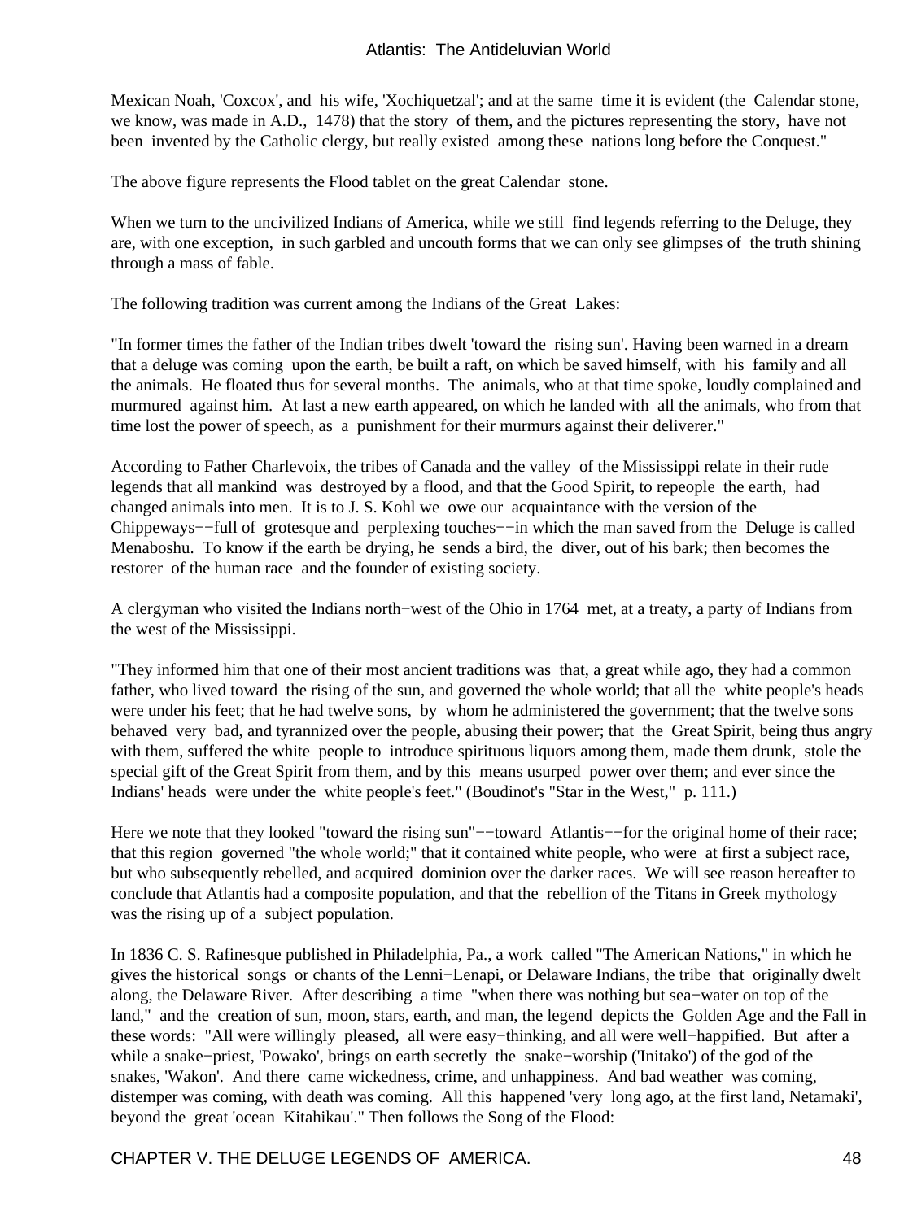Mexican Noah, 'Coxcox', and his wife, 'Xochiquetzal'; and at the same time it is evident (the Calendar stone, we know, was made in A.D., 1478) that the story of them, and the pictures representing the story, have not been invented by the Catholic clergy, but really existed among these nations long before the Conquest."

The above figure represents the Flood tablet on the great Calendar stone.

When we turn to the uncivilized Indians of America, while we still find legends referring to the Deluge, they are, with one exception, in such garbled and uncouth forms that we can only see glimpses of the truth shining through a mass of fable.

The following tradition was current among the Indians of the Great Lakes:

"In former times the father of the Indian tribes dwelt 'toward the rising sun'. Having been warned in a dream that a deluge was coming upon the earth, be built a raft, on which be saved himself, with his family and all the animals. He floated thus for several months. The animals, who at that time spoke, loudly complained and murmured against him. At last a new earth appeared, on which he landed with all the animals, who from that time lost the power of speech, as a punishment for their murmurs against their deliverer."

According to Father Charlevoix, the tribes of Canada and the valley of the Mississippi relate in their rude legends that all mankind was destroyed by a flood, and that the Good Spirit, to repeople the earth, had changed animals into men. It is to J. S. Kohl we owe our acquaintance with the version of the Chippeways−−full of grotesque and perplexing touches−−in which the man saved from the Deluge is called Menaboshu. To know if the earth be drying, he sends a bird, the diver, out of his bark; then becomes the restorer of the human race and the founder of existing society.

A clergyman who visited the Indians north−west of the Ohio in 1764 met, at a treaty, a party of Indians from the west of the Mississippi.

"They informed him that one of their most ancient traditions was that, a great while ago, they had a common father, who lived toward the rising of the sun, and governed the whole world; that all the white people's heads were under his feet; that he had twelve sons, by whom he administered the government; that the twelve sons behaved very bad, and tyrannized over the people, abusing their power; that the Great Spirit, being thus angry with them, suffered the white people to introduce spirituous liquors among them, made them drunk, stole the special gift of the Great Spirit from them, and by this means usurped power over them; and ever since the Indians' heads were under the white people's feet." (Boudinot's "Star in the West," p. 111.)

Here we note that they looked "toward the rising sun"−−toward Atlantis−−for the original home of their race; that this region governed "the whole world;" that it contained white people, who were at first a subject race, but who subsequently rebelled, and acquired dominion over the darker races. We will see reason hereafter to conclude that Atlantis had a composite population, and that the rebellion of the Titans in Greek mythology was the rising up of a subject population.

In 1836 C. S. Rafinesque published in Philadelphia, Pa., a work called "The American Nations," in which he gives the historical songs or chants of the Lenni−Lenapi, or Delaware Indians, the tribe that originally dwelt along, the Delaware River. After describing a time "when there was nothing but sea−water on top of the land," and the creation of sun, moon, stars, earth, and man, the legend depicts the Golden Age and the Fall in these words: "All were willingly pleased, all were easy−thinking, and all were well−happified. But after a while a snake−priest, 'Powako', brings on earth secretly the snake−worship ('Initako') of the god of the snakes, 'Wakon'. And there came wickedness, crime, and unhappiness. And bad weather was coming, distemper was coming, with death was coming. All this happened 'very long ago, at the first land, Netamaki', beyond the great 'ocean Kitahikau'." Then follows the Song of the Flood: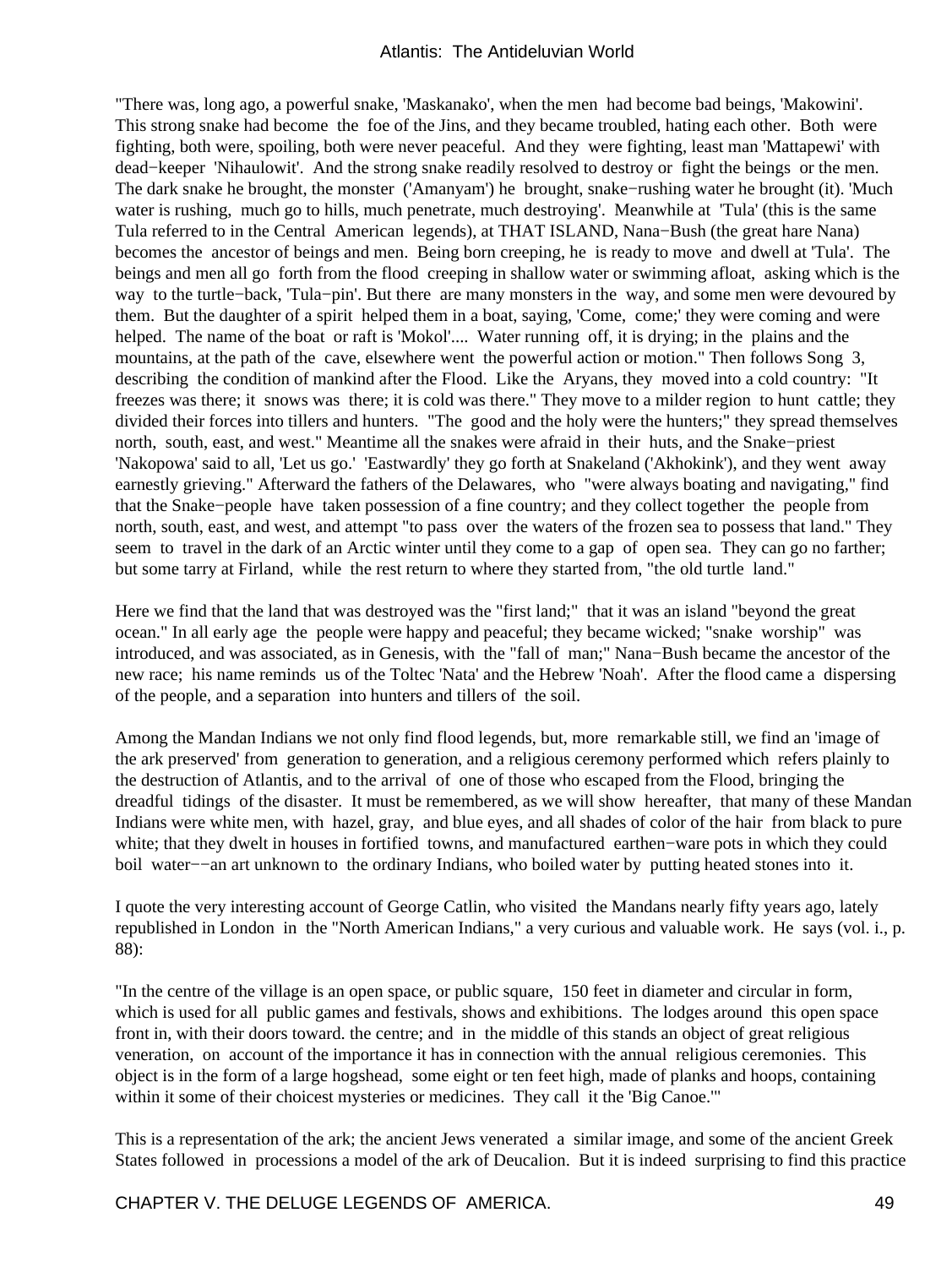"There was, long ago, a powerful snake, 'Maskanako', when the men had become bad beings, 'Makowini'. This strong snake had become the foe of the Jins, and they became troubled, hating each other. Both were fighting, both were, spoiling, both were never peaceful. And they were fighting, least man 'Mattapewi' with dead−keeper 'Nihaulowit'. And the strong snake readily resolved to destroy or fight the beings or the men. The dark snake he brought, the monster ('Amanyam') he brought, snake−rushing water he brought (it). 'Much water is rushing, much go to hills, much penetrate, much destroying'. Meanwhile at 'Tula' (this is the same Tula referred to in the Central American legends), at THAT ISLAND, Nana−Bush (the great hare Nana) becomes the ancestor of beings and men. Being born creeping, he is ready to move and dwell at 'Tula'. The beings and men all go forth from the flood creeping in shallow water or swimming afloat, asking which is the way to the turtle−back, 'Tula−pin'. But there are many monsters in the way, and some men were devoured by them. But the daughter of a spirit helped them in a boat, saying, 'Come, come;' they were coming and were helped. The name of the boat or raft is 'Mokol'.... Water running off, it is drying; in the plains and the mountains, at the path of the cave, elsewhere went the powerful action or motion." Then follows Song 3, describing the condition of mankind after the Flood. Like the Aryans, they moved into a cold country: "It freezes was there; it snows was there; it is cold was there." They move to a milder region to hunt cattle; they divided their forces into tillers and hunters. "The good and the holy were the hunters;" they spread themselves north, south, east, and west." Meantime all the snakes were afraid in their huts, and the Snake−priest 'Nakopowa' said to all, 'Let us go.' 'Eastwardly' they go forth at Snakeland ('Akhokink'), and they went away earnestly grieving." Afterward the fathers of the Delawares, who "were always boating and navigating," find that the Snake−people have taken possession of a fine country; and they collect together the people from north, south, east, and west, and attempt "to pass over the waters of the frozen sea to possess that land." They seem to travel in the dark of an Arctic winter until they come to a gap of open sea. They can go no farther; but some tarry at Firland, while the rest return to where they started from, "the old turtle land."

Here we find that the land that was destroyed was the "first land;" that it was an island "beyond the great ocean." In all early age the people were happy and peaceful; they became wicked; "snake worship" was introduced, and was associated, as in Genesis, with the "fall of man;" Nana−Bush became the ancestor of the new race; his name reminds us of the Toltec 'Nata' and the Hebrew 'Noah'. After the flood came a dispersing of the people, and a separation into hunters and tillers of the soil.

Among the Mandan Indians we not only find flood legends, but, more remarkable still, we find an 'image of the ark preserved' from generation to generation, and a religious ceremony performed which refers plainly to the destruction of Atlantis, and to the arrival of one of those who escaped from the Flood, bringing the dreadful tidings of the disaster. It must be remembered, as we will show hereafter, that many of these Mandan Indians were white men, with hazel, gray, and blue eyes, and all shades of color of the hair from black to pure white; that they dwelt in houses in fortified towns, and manufactured earthen−ware pots in which they could boil water−−an art unknown to the ordinary Indians, who boiled water by putting heated stones into it.

I quote the very interesting account of George Catlin, who visited the Mandans nearly fifty years ago, lately republished in London in the "North American Indians," a very curious and valuable work. He says (vol. i., p. 88):

"In the centre of the village is an open space, or public square, 150 feet in diameter and circular in form, which is used for all public games and festivals, shows and exhibitions. The lodges around this open space front in, with their doors toward. the centre; and in the middle of this stands an object of great religious veneration, on account of the importance it has in connection with the annual religious ceremonies. This object is in the form of a large hogshead, some eight or ten feet high, made of planks and hoops, containing within it some of their choicest mysteries or medicines. They call it the 'Big Canoe.'"

This is a representation of the ark; the ancient Jews venerated a similar image, and some of the ancient Greek States followed in processions a model of the ark of Deucalion. But it is indeed surprising to find this practice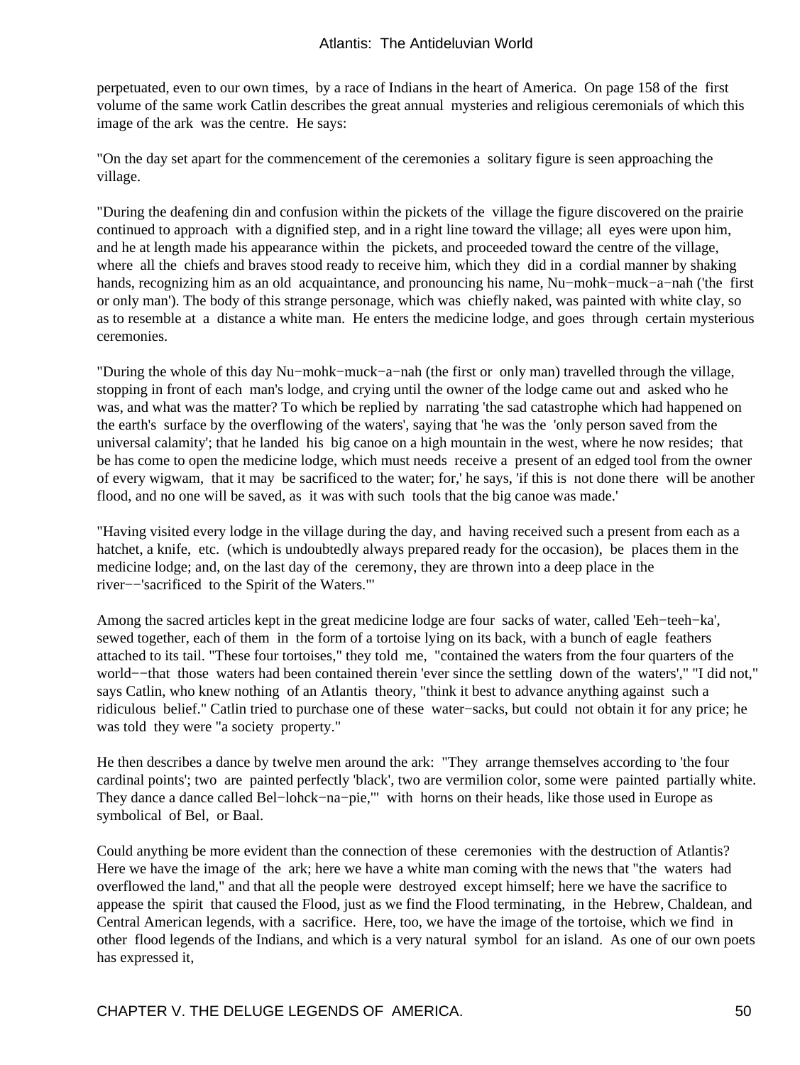perpetuated, even to our own times, by a race of Indians in the heart of America. On page 158 of the first volume of the same work Catlin describes the great annual mysteries and religious ceremonials of which this image of the ark was the centre. He says:

"On the day set apart for the commencement of the ceremonies a solitary figure is seen approaching the village.

"During the deafening din and confusion within the pickets of the village the figure discovered on the prairie continued to approach with a dignified step, and in a right line toward the village; all eyes were upon him, and he at length made his appearance within the pickets, and proceeded toward the centre of the village, where all the chiefs and braves stood ready to receive him, which they did in a cordial manner by shaking hands, recognizing him as an old acquaintance, and pronouncing his name, Nu−mohk−muck−a−nah ('the first or only man'). The body of this strange personage, which was chiefly naked, was painted with white clay, so as to resemble at a distance a white man. He enters the medicine lodge, and goes through certain mysterious ceremonies.

"During the whole of this day Nu−mohk−muck−a−nah (the first or only man) travelled through the village, stopping in front of each man's lodge, and crying until the owner of the lodge came out and asked who he was, and what was the matter? To which be replied by narrating 'the sad catastrophe which had happened on the earth's surface by the overflowing of the waters', saying that 'he was the 'only person saved from the universal calamity'; that he landed his big canoe on a high mountain in the west, where he now resides; that be has come to open the medicine lodge, which must needs receive a present of an edged tool from the owner of every wigwam, that it may be sacrificed to the water; for,' he says, 'if this is not done there will be another flood, and no one will be saved, as it was with such tools that the big canoe was made.'

"Having visited every lodge in the village during the day, and having received such a present from each as a hatchet, a knife, etc. (which is undoubtedly always prepared ready for the occasion), be places them in the medicine lodge; and, on the last day of the ceremony, they are thrown into a deep place in the river−−'sacrificed to the Spirit of the Waters.'"

Among the sacred articles kept in the great medicine lodge are four sacks of water, called 'Eeh−teeh−ka', sewed together, each of them in the form of a tortoise lying on its back, with a bunch of eagle feathers attached to its tail. "These four tortoises," they told me, "contained the waters from the four quarters of the world−−that those waters had been contained therein 'ever since the settling down of the waters'," "I did not," says Catlin, who knew nothing of an Atlantis theory, "think it best to advance anything against such a ridiculous belief." Catlin tried to purchase one of these water−sacks, but could not obtain it for any price; he was told they were "a society property."

He then describes a dance by twelve men around the ark: "They arrange themselves according to 'the four cardinal points'; two are painted perfectly 'black', two are vermilion color, some were painted partially white. They dance a dance called Bel−lohck−na−pie,'" with horns on their heads, like those used in Europe as symbolical of Bel, or Baal.

Could anything be more evident than the connection of these ceremonies with the destruction of Atlantis? Here we have the image of the ark; here we have a white man coming with the news that "the waters had overflowed the land," and that all the people were destroyed except himself; here we have the sacrifice to appease the spirit that caused the Flood, just as we find the Flood terminating, in the Hebrew, Chaldean, and Central American legends, with a sacrifice. Here, too, we have the image of the tortoise, which we find in other flood legends of the Indians, and which is a very natural symbol for an island. As one of our own poets has expressed it,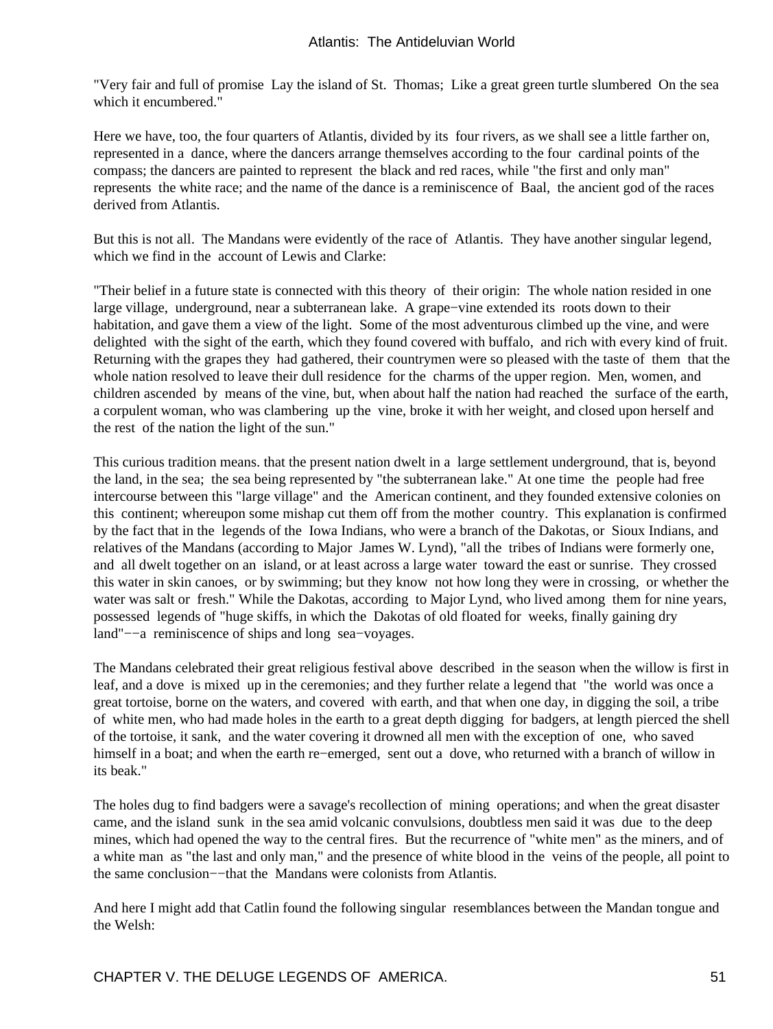"Very fair and full of promise Lay the island of St. Thomas; Like a great green turtle slumbered On the sea which it encumbered."

Here we have, too, the four quarters of Atlantis, divided by its four rivers, as we shall see a little farther on, represented in a dance, where the dancers arrange themselves according to the four cardinal points of the compass; the dancers are painted to represent the black and red races, while "the first and only man" represents the white race; and the name of the dance is a reminiscence of Baal, the ancient god of the races derived from Atlantis.

But this is not all. The Mandans were evidently of the race of Atlantis. They have another singular legend, which we find in the account of Lewis and Clarke:

"Their belief in a future state is connected with this theory of their origin: The whole nation resided in one large village, underground, near a subterranean lake. A grape−vine extended its roots down to their habitation, and gave them a view of the light. Some of the most adventurous climbed up the vine, and were delighted with the sight of the earth, which they found covered with buffalo, and rich with every kind of fruit. Returning with the grapes they had gathered, their countrymen were so pleased with the taste of them that the whole nation resolved to leave their dull residence for the charms of the upper region. Men, women, and children ascended by means of the vine, but, when about half the nation had reached the surface of the earth, a corpulent woman, who was clambering up the vine, broke it with her weight, and closed upon herself and the rest of the nation the light of the sun."

This curious tradition means. that the present nation dwelt in a large settlement underground, that is, beyond the land, in the sea; the sea being represented by "the subterranean lake." At one time the people had free intercourse between this "large village" and the American continent, and they founded extensive colonies on this continent; whereupon some mishap cut them off from the mother country. This explanation is confirmed by the fact that in the legends of the Iowa Indians, who were a branch of the Dakotas, or Sioux Indians, and relatives of the Mandans (according to Major James W. Lynd), "all the tribes of Indians were formerly one, and all dwelt together on an island, or at least across a large water toward the east or sunrise. They crossed this water in skin canoes, or by swimming; but they know not how long they were in crossing, or whether the water was salt or fresh." While the Dakotas, according to Major Lynd, who lived among them for nine years, possessed legends of "huge skiffs, in which the Dakotas of old floated for weeks, finally gaining dry land"−−a reminiscence of ships and long sea−voyages.

The Mandans celebrated their great religious festival above described in the season when the willow is first in leaf, and a dove is mixed up in the ceremonies; and they further relate a legend that "the world was once a great tortoise, borne on the waters, and covered with earth, and that when one day, in digging the soil, a tribe of white men, who had made holes in the earth to a great depth digging for badgers, at length pierced the shell of the tortoise, it sank, and the water covering it drowned all men with the exception of one, who saved himself in a boat; and when the earth re−emerged, sent out a dove, who returned with a branch of willow in its beak."

The holes dug to find badgers were a savage's recollection of mining operations; and when the great disaster came, and the island sunk in the sea amid volcanic convulsions, doubtless men said it was due to the deep mines, which had opened the way to the central fires. But the recurrence of "white men" as the miners, and of a white man as "the last and only man," and the presence of white blood in the veins of the people, all point to the same conclusion−−that the Mandans were colonists from Atlantis.

And here I might add that Catlin found the following singular resemblances between the Mandan tongue and the Welsh: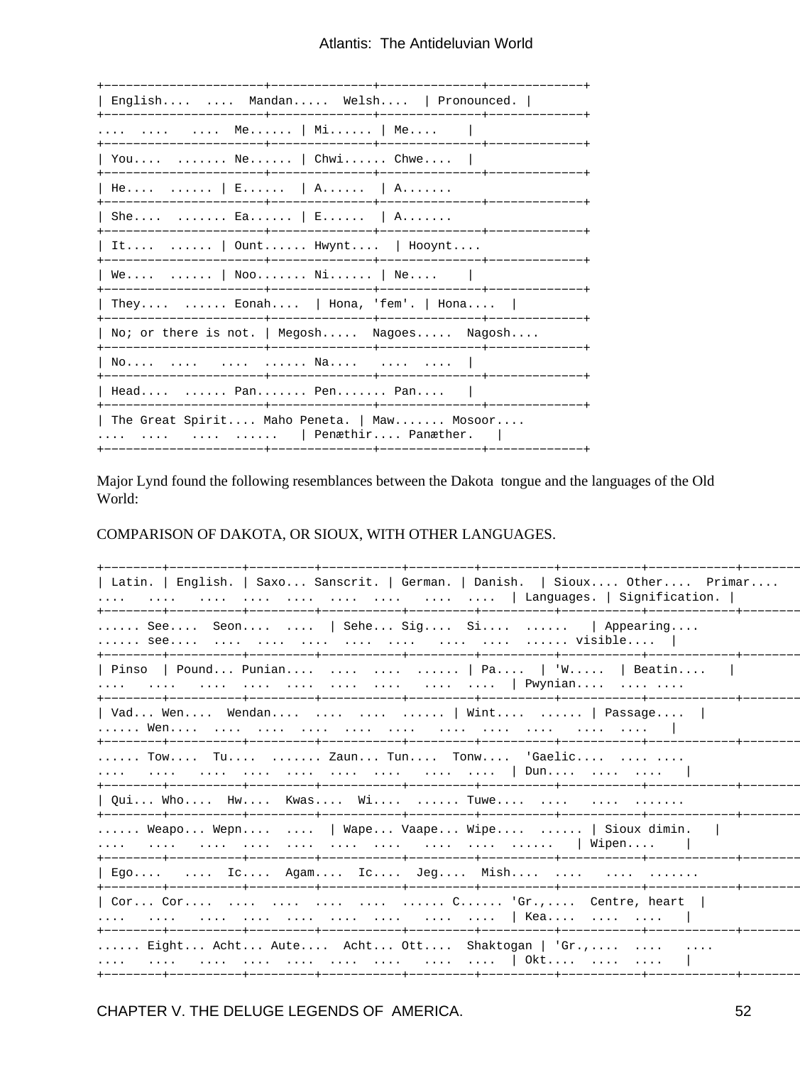| English | Mandan | Welsh | Pronounced. |
|---|---|---|---|
| | Me | Mi | Me |
| You | Ne | Chwi | Chwe |
| He | E | A | A |
| She | Ea | E | A |
| It | Ount | Hwynt | Hooynt |
| We | Noo | Ni | Ne |
| They | Eonah | Hona, 'fem'. | Hona |
| No; or there is not. | Megosh | Nagoes | Nagosh |
| No | | Na | |
| Head | Pan | Pen | Pan |
| The Great Spirit | Maho Peneta. | Maw Penæthir | Mosoor Panæther. |

Major Lynd found the following resemblances between the Dakota tongue and the languages of the Old World:

COMPARISON OF DAKOTA, OR SIOUX, WITH OTHER LANGUAGES.

| Latin. | English. | Saxo | Sanscrit. | German. | Danish. | Sioux | Other Languages. | Primar Signification. |
|---|---|---|---|---|---|---|---|---|
| | See | Seon | | Sehe | Sig | Si | | Appearing visible |
| Pinso | Pound | Punian | | | | Pa | 'W. Pwynian | Beatin |
| Vad | Wen | Wendan | | | | Wint | | Passage |
| | Tow | Tu | | Zaun | Tun | Tonw | 'Gaelic Dun | |
| Qui | Who | Hw | Kwas | Wi | | Tuwe | | |
| | Weapo | Wepn | | Wape | Vaape | Wipe | | Sioux dimin. Wipen |
| Ego | | Ic | Agam | Ic | Jeg | Mish | | |
| Cor | Cor | | | | | C | 'Gr., Kea | Centre, heart |
| | Eight | Acht | Aute | Acht | Ott | Shaktogan | 'Gr., Okt | |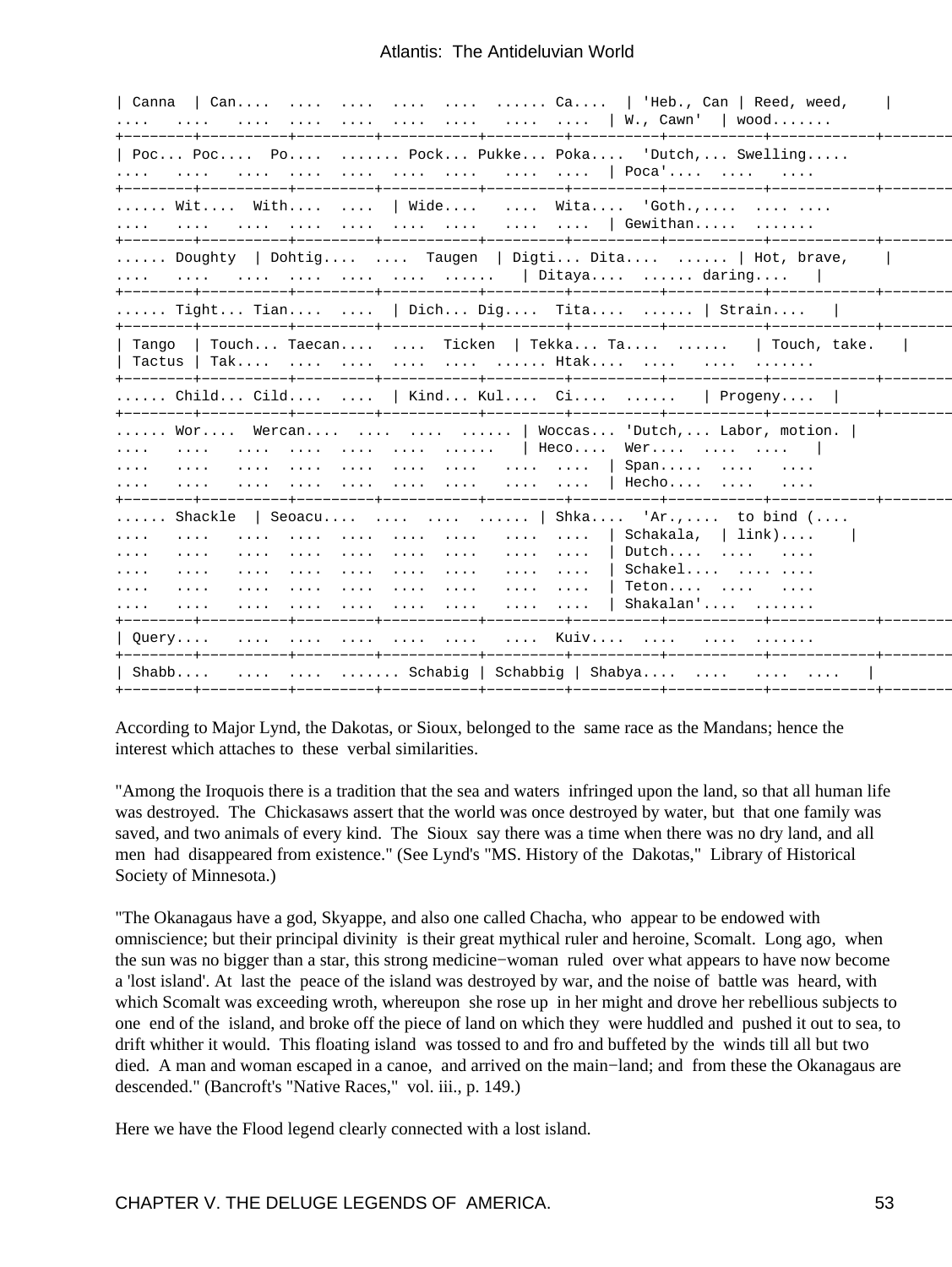```
| Canna  | Can....  ....  ....  ....  ....  ...... Ca....  | 'Heb., Can | Reed, weed,    |
....   ....   ....  ....  ....  ....  ....   ....  ....  | W., Cawn'  | wood.......
+--------+----------+---------+-----------+---------+----------+-----------+-----------+--------
| Poc... Poc....  Po....  ....... Pock... Pukke... Poka....  'Dutch,... Swelling.....
....   ....   ....  ....  ....  ....  ....   ....  ....  | Poca'....  ....   ....
+--------+----------+---------+-----------+---------+----------+-----------+-----------+--------
...... Wit....  With....  ....  | Wide....   ....  Wita....  'Goth.,....  .... ....
....   ....   ....  ....  ....  ....  ....   ....  ....  | Gewithan.....  .......
+--------+----------+---------+-----------+---------+----------+-----------+-----------+--------
...... Doughty  | Dohtig....  ....  Taugen  | Digti... Dita....  ...... | Hot, brave,    |
....   ....   ....  ....  ....  ....  ......   | Ditaya....  ...... daring....   |
+--------+----------+---------+-----------+---------+----------+-----------+-----------+--------
...... Tight... Tian....  ....  | Dich... Dig....  Tita....  ...... | Strain....   |
+--------+----------+---------+-----------+---------+----------+-----------+-----------+--------
| Tango  | Touch... Taecan....  ....  Ticken  | Tekka... Ta....  ......   | Touch, take.   |
| Tactus | Tak....  ....  ....  ....  ....  ...... Htak....  ....   ....  .......
+--------+----------+---------+-----------+---------+----------+-----------+-----------+--------
...... Child... Cild....  ....  | Kind... Kul....  Ci....  ......   | Progeny....  |
+--------+----------+---------+-----------+---------+----------+-----------+-----------+--------
...... Wor....  Wercan....  ....  ....  ...... | Woccas... 'Dutch,... Labor, motion. |
....   ....   ....  ....  ....  ....  ......   | Heco....  Wer....  ....  ....   |
....   ....   ....  ....  ....  ....  ....   ....  ....  | Span.....  ....   ....
....   ....   ....  ....  ....  ....  ....   ....  ....  | Hecho....  ....   ....
+--------+----------+---------+-----------+---------+----------+-----------+-----------+--------
...... Shackle  | Seoacu....  ....  ....  ...... | Shka....  'Ar.,....  to bind (....
....   ....   ....  ....  ....  ....  ....   ....  ....  | Schakala,  | link)....    |
....   ....   ....  ....  ....  ....  ....   ....  ....  | Dutch....  ....   ....
....   ....   ....  ....  ....  ....  ....   ....  ....  | Schakel....  .... ....
....   ....   ....  ....  ....  ....  ....   ....  ....  | Teton....  ....   ....
....   ....   ....  ....  ....  ....  ....   ....  ....  | Shakalan'....  .......
+--------+----------+---------+-----------+---------+----------+-----------+-----------+--------
| Query....   ....  ....  ....  ....  ....   ....  Kuiv....  ....   ....  .......
+--------+----------+---------+-----------+---------+----------+-----------+-----------+--------
| Shabb....   ....  ....  ....... Schabig | Schabbig | Shabya....  ....   ....  ....   |
+--------+----------+---------+-----------+---------+----------+-----------+-----------+--------
```

According to Major Lynd, the Dakotas, or Sioux, belonged to the same race as the Mandans; hence the interest which attaches to these verbal similarities.

"Among the Iroquois there is a tradition that the sea and waters infringed upon the land, so that all human life was destroyed. The Chickasaws assert that the world was once destroyed by water, but that one family was saved, and two animals of every kind. The Sioux say there was a time when there was no dry land, and all men had disappeared from existence." (See Lynd's "MS. History of the Dakotas," Library of Historical Society of Minnesota.)

"The Okanagaus have a god, Skyappe, and also one called Chacha, who appear to be endowed with omniscience; but their principal divinity is their great mythical ruler and heroine, Scomalt. Long ago, when the sun was no bigger than a star, this strong medicine−woman ruled over what appears to have now become a 'lost island'. At last the peace of the island was destroyed by war, and the noise of battle was heard, with which Scomalt was exceeding wroth, whereupon she rose up in her might and drove her rebellious subjects to one end of the island, and broke off the piece of land on which they were huddled and pushed it out to sea, to drift whither it would. This floating island was tossed to and fro and buffeted by the winds till all but two died. A man and woman escaped in a canoe, and arrived on the main−land; and from these the Okanagaus are descended." (Bancroft's "Native Races," vol. iii., p. 149.)

Here we have the Flood legend clearly connected with a lost island.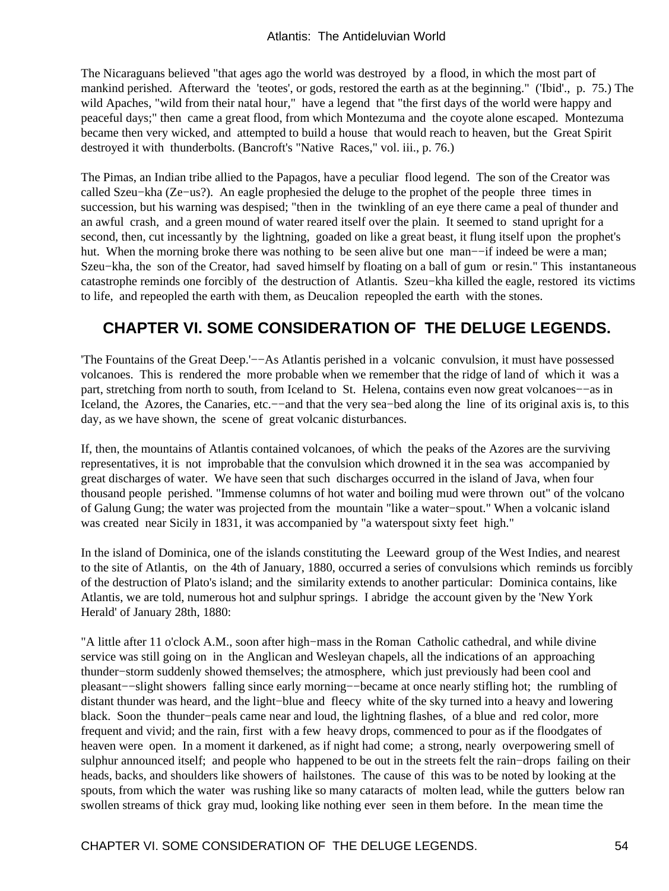The Nicaraguans believed "that ages ago the world was destroyed by a flood, in which the most part of mankind perished. Afterward the 'teotes', or gods, restored the earth as at the beginning." ('Ibid'., p. 75.) The wild Apaches, "wild from their natal hour," have a legend that "the first days of the world were happy and peaceful days;" then came a great flood, from which Montezuma and the coyote alone escaped. Montezuma became then very wicked, and attempted to build a house that would reach to heaven, but the Great Spirit destroyed it with thunderbolts. (Bancroft's "Native Races," vol. iii., p. 76.)

The Pimas, an Indian tribe allied to the Papagos, have a peculiar flood legend. The son of the Creator was called Szeu−kha (Ze−us?). An eagle prophesied the deluge to the prophet of the people three times in succession, but his warning was despised; "then in the twinkling of an eye there came a peal of thunder and an awful crash, and a green mound of water reared itself over the plain. It seemed to stand upright for a second, then, cut incessantly by the lightning, goaded on like a great beast, it flung itself upon the prophet's hut. When the morning broke there was nothing to be seen alive but one man−−if indeed be were a man; Szeu−kha, the son of the Creator, had saved himself by floating on a ball of gum or resin." This instantaneous catastrophe reminds one forcibly of the destruction of Atlantis. Szeu−kha killed the eagle, restored its victims to life, and repeopled the earth with them, as Deucalion repeopled the earth with the stones.

## CHAPTER VI. SOME CONSIDERATION OF THE DELUGE LEGENDS.

'The Fountains of the Great Deep.'−−As Atlantis perished in a volcanic convulsion, it must have possessed volcanoes. This is rendered the more probable when we remember that the ridge of land of which it was a part, stretching from north to south, from Iceland to St. Helena, contains even now great volcanoes−−as in Iceland, the Azores, the Canaries, etc.−−and that the very sea−bed along the line of its original axis is, to this day, as we have shown, the scene of great volcanic disturbances.

If, then, the mountains of Atlantis contained volcanoes, of which the peaks of the Azores are the surviving representatives, it is not improbable that the convulsion which drowned it in the sea was accompanied by great discharges of water. We have seen that such discharges occurred in the island of Java, when four thousand people perished. "Immense columns of hot water and boiling mud were thrown out" of the volcano of Galung Gung; the water was projected from the mountain "like a water−spout." When a volcanic island was created near Sicily in 1831, it was accompanied by "a waterspout sixty feet high."

In the island of Dominica, one of the islands constituting the Leeward group of the West Indies, and nearest to the site of Atlantis, on the 4th of January, 1880, occurred a series of convulsions which reminds us forcibly of the destruction of Plato's island; and the similarity extends to another particular: Dominica contains, like Atlantis, we are told, numerous hot and sulphur springs. I abridge the account given by the 'New York Herald' of January 28th, 1880:

"A little after 11 o'clock A.M., soon after high−mass in the Roman Catholic cathedral, and while divine service was still going on in the Anglican and Wesleyan chapels, all the indications of an approaching thunder−storm suddenly showed themselves; the atmosphere, which just previously had been cool and pleasant−−slight showers falling since early morning−−became at once nearly stifling hot; the rumbling of distant thunder was heard, and the light−blue and fleecy white of the sky turned into a heavy and lowering black. Soon the thunder−peals came near and loud, the lightning flashes, of a blue and red color, more frequent and vivid; and the rain, first with a few heavy drops, commenced to pour as if the floodgates of heaven were open. In a moment it darkened, as if night had come; a strong, nearly overpowering smell of sulphur announced itself; and people who happened to be out in the streets felt the rain−drops failing on their heads, backs, and shoulders like showers of hailstones. The cause of this was to be noted by looking at the spouts, from which the water was rushing like so many cataracts of molten lead, while the gutters below ran swollen streams of thick gray mud, looking like nothing ever seen in them before. In the mean time the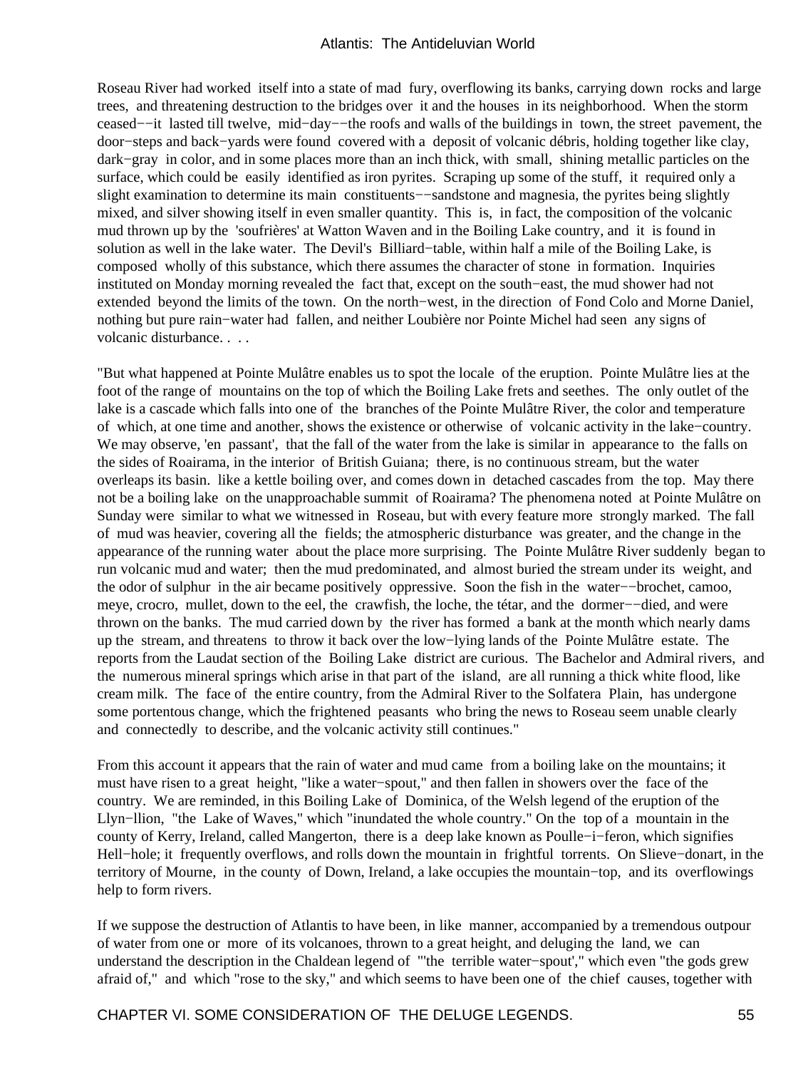Roseau River had worked itself into a state of mad fury, overflowing its banks, carrying down rocks and large trees, and threatening destruction to the bridges over it and the houses in its neighborhood. When the storm ceased−−it lasted till twelve, mid−day−−the roofs and walls of the buildings in town, the street pavement, the door−steps and back−yards were found covered with a deposit of volcanic débris, holding together like clay, dark−gray in color, and in some places more than an inch thick, with small, shining metallic particles on the surface, which could be easily identified as iron pyrites. Scraping up some of the stuff, it required only a slight examination to determine its main constituents−−sandstone and magnesia, the pyrites being slightly mixed, and silver showing itself in even smaller quantity. This is, in fact, the composition of the volcanic mud thrown up by the 'soufrières' at Watton Waven and in the Boiling Lake country, and it is found in solution as well in the lake water. The Devil's Billiard−table, within half a mile of the Boiling Lake, is composed wholly of this substance, which there assumes the character of stone in formation. Inquiries instituted on Monday morning revealed the fact that, except on the south−east, the mud shower had not extended beyond the limits of the town. On the north−west, in the direction of Fond Colo and Morne Daniel, nothing but pure rain−water had fallen, and neither Loubière nor Pointe Michel had seen any signs of volcanic disturbance. . . .

"But what happened at Pointe Mulâtre enables us to spot the locale of the eruption. Pointe Mulâtre lies at the foot of the range of mountains on the top of which the Boiling Lake frets and seethes. The only outlet of the lake is a cascade which falls into one of the branches of the Pointe Mulâtre River, the color and temperature of which, at one time and another, shows the existence or otherwise of volcanic activity in the lake−country. We may observe, 'en passant', that the fall of the water from the lake is similar in appearance to the falls on the sides of Roairama, in the interior of British Guiana; there, is no continuous stream, but the water overleaps its basin. like a kettle boiling over, and comes down in detached cascades from the top. May there not be a boiling lake on the unapproachable summit of Roairama? The phenomena noted at Pointe Mulâtre on Sunday were similar to what we witnessed in Roseau, but with every feature more strongly marked. The fall of mud was heavier, covering all the fields; the atmospheric disturbance was greater, and the change in the appearance of the running water about the place more surprising. The Pointe Mulâtre River suddenly began to run volcanic mud and water; then the mud predominated, and almost buried the stream under its weight, and the odor of sulphur in the air became positively oppressive. Soon the fish in the water−−brochet, camoo, meye, crocro, mullet, down to the eel, the crawfish, the loche, the tétar, and the dormer−−died, and were thrown on the banks. The mud carried down by the river has formed a bank at the month which nearly dams up the stream, and threatens to throw it back over the low−lying lands of the Pointe Mulâtre estate. The reports from the Laudat section of the Boiling Lake district are curious. The Bachelor and Admiral rivers, and the numerous mineral springs which arise in that part of the island, are all running a thick white flood, like cream milk. The face of the entire country, from the Admiral River to the Solfatera Plain, has undergone some portentous change, which the frightened peasants who bring the news to Roseau seem unable clearly and connectedly to describe, and the volcanic activity still continues."

From this account it appears that the rain of water and mud came from a boiling lake on the mountains; it must have risen to a great height, "like a water−spout," and then fallen in showers over the face of the country. We are reminded, in this Boiling Lake of Dominica, of the Welsh legend of the eruption of the Llyn−llion, "the Lake of Waves," which "inundated the whole country." On the top of a mountain in the county of Kerry, Ireland, called Mangerton, there is a deep lake known as Poulle−i−feron, which signifies Hell−hole; it frequently overflows, and rolls down the mountain in frightful torrents. On Slieve−donart, in the territory of Mourne, in the county of Down, Ireland, a lake occupies the mountain−top, and its overflowings help to form rivers.

If we suppose the destruction of Atlantis to have been, in like manner, accompanied by a tremendous outpour of water from one or more of its volcanoes, thrown to a great height, and deluging the land, we can understand the description in the Chaldean legend of "'the terrible water−spout'," which even "the gods grew afraid of," and which "rose to the sky," and which seems to have been one of the chief causes, together with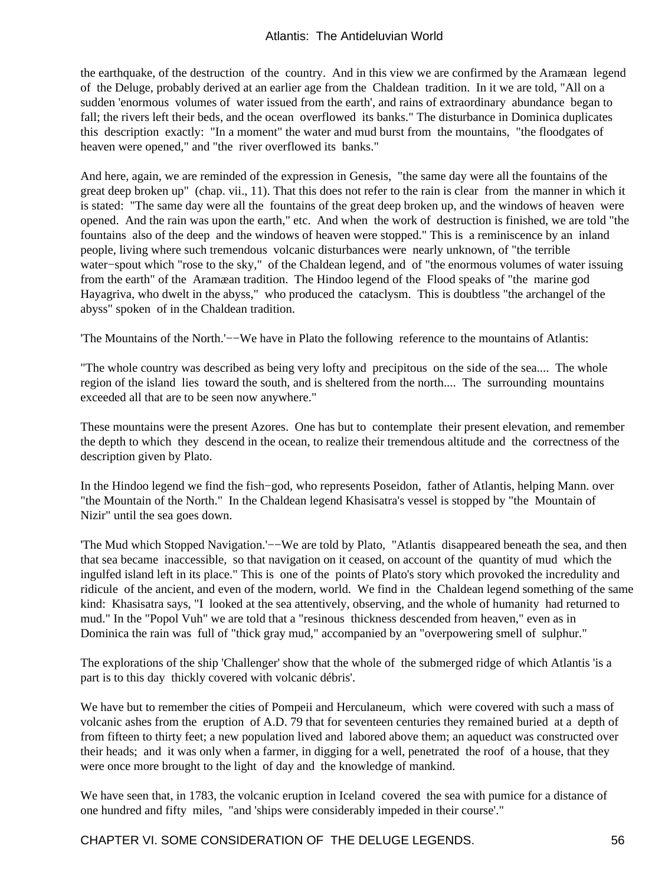the earthquake, of the destruction of the country. And in this view we are confirmed by the Aramæan legend of the Deluge, probably derived at an earlier age from the Chaldean tradition. In it we are told, "All on a sudden 'enormous volumes of water issued from the earth', and rains of extraordinary abundance began to fall; the rivers left their beds, and the ocean overflowed its banks." The disturbance in Dominica duplicates this description exactly: "In a moment" the water and mud burst from the mountains, "the floodgates of heaven were opened," and "the river overflowed its banks."

And here, again, we are reminded of the expression in Genesis, "the same day were all the fountains of the great deep broken up" (chap. vii., 11). That this does not refer to the rain is clear from the manner in which it is stated: "The same day were all the fountains of the great deep broken up, and the windows of heaven were opened. And the rain was upon the earth," etc. And when the work of destruction is finished, we are told "the fountains also of the deep and the windows of heaven were stopped." This is a reminiscence by an inland people, living where such tremendous volcanic disturbances were nearly unknown, of "the terrible water−spout which "rose to the sky," of the Chaldean legend, and of "the enormous volumes of water issuing from the earth" of the Aramæan tradition. The Hindoo legend of the Flood speaks of "the marine god Hayagriva, who dwelt in the abyss," who produced the cataclysm. This is doubtless "the archangel of the abyss" spoken of in the Chaldean tradition.

'The Mountains of the North.'−−We have in Plato the following reference to the mountains of Atlantis:

"The whole country was described as being very lofty and precipitous on the side of the sea.... The whole region of the island lies toward the south, and is sheltered from the north.... The surrounding mountains exceeded all that are to be seen now anywhere."

These mountains were the present Azores. One has but to contemplate their present elevation, and remember the depth to which they descend in the ocean, to realize their tremendous altitude and the correctness of the description given by Plato.

In the Hindoo legend we find the fish−god, who represents Poseidon, father of Atlantis, helping Mann. over "the Mountain of the North." In the Chaldean legend Khasisatra's vessel is stopped by "the Mountain of Nizir" until the sea goes down.

'The Mud which Stopped Navigation.'−−We are told by Plato, "Atlantis disappeared beneath the sea, and then that sea became inaccessible, so that navigation on it ceased, on account of the quantity of mud which the ingulfed island left in its place." This is one of the points of Plato's story which provoked the incredulity and ridicule of the ancient, and even of the modern, world. We find in the Chaldean legend something of the same kind: Khasisatra says, "I looked at the sea attentively, observing, and the whole of humanity had returned to mud." In the "Popol Vuh" we are told that a "resinous thickness descended from heaven," even as in Dominica the rain was full of "thick gray mud," accompanied by an "overpowering smell of sulphur."

The explorations of the ship 'Challenger' show that the whole of the submerged ridge of which Atlantis 'is a part is to this day thickly covered with volcanic débris'.

We have but to remember the cities of Pompeii and Herculaneum, which were covered with such a mass of volcanic ashes from the eruption of A.D. 79 that for seventeen centuries they remained buried at a depth of from fifteen to thirty feet; a new population lived and labored above them; an aqueduct was constructed over their heads; and it was only when a farmer, in digging for a well, penetrated the roof of a house, that they were once more brought to the light of day and the knowledge of mankind.

We have seen that, in 1783, the volcanic eruption in Iceland covered the sea with pumice for a distance of one hundred and fifty miles, "and 'ships were considerably impeded in their course'."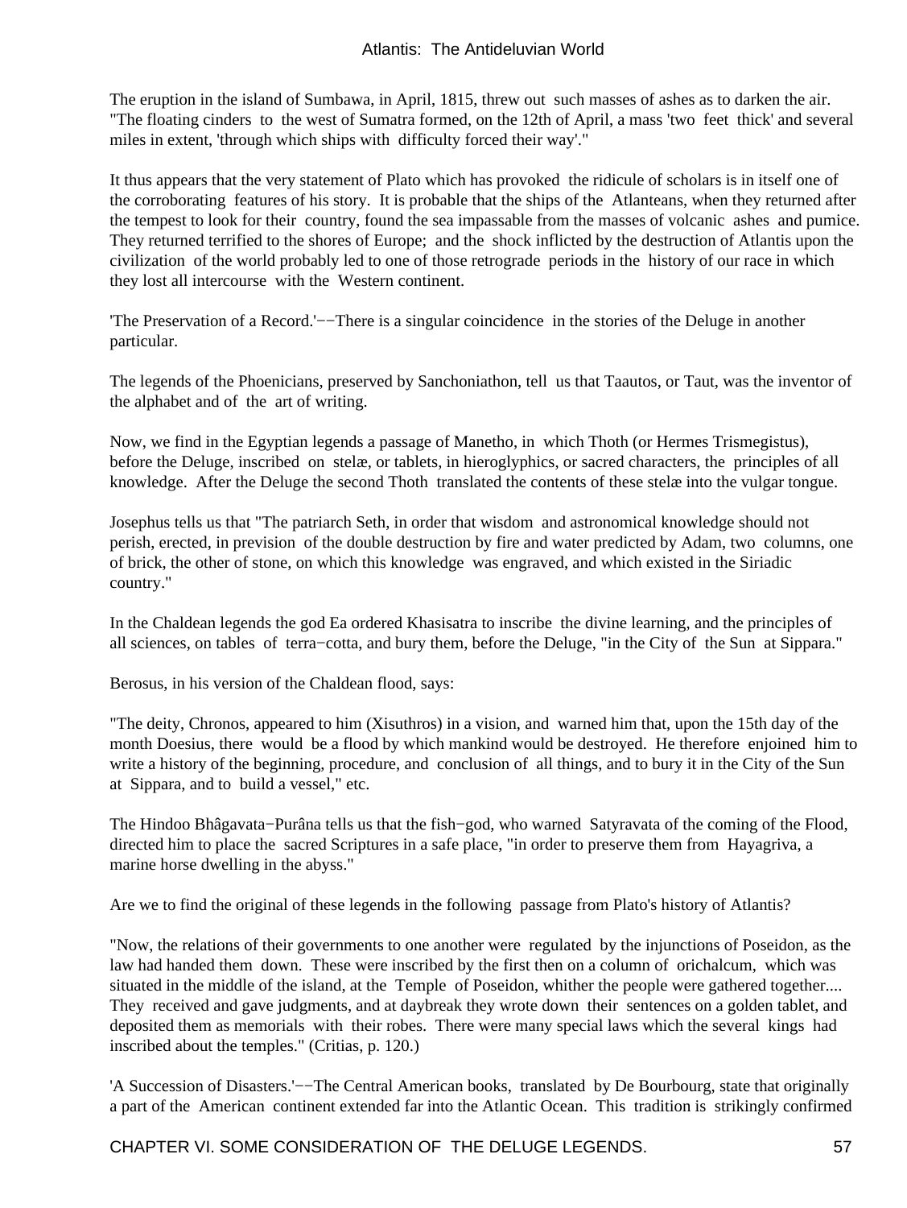The eruption in the island of Sumbawa, in April, 1815, threw out such masses of ashes as to darken the air. "The floating cinders to the west of Sumatra formed, on the 12th of April, a mass 'two feet thick' and several miles in extent, 'through which ships with difficulty forced their way'."

It thus appears that the very statement of Plato which has provoked the ridicule of scholars is in itself one of the corroborating features of his story. It is probable that the ships of the Atlanteans, when they returned after the tempest to look for their country, found the sea impassable from the masses of volcanic ashes and pumice. They returned terrified to the shores of Europe; and the shock inflicted by the destruction of Atlantis upon the civilization of the world probably led to one of those retrograde periods in the history of our race in which they lost all intercourse with the Western continent.

'The Preservation of a Record.'−−There is a singular coincidence in the stories of the Deluge in another particular.

The legends of the Phoenicians, preserved by Sanchoniathon, tell us that Taautos, or Taut, was the inventor of the alphabet and of the art of writing.

Now, we find in the Egyptian legends a passage of Manetho, in which Thoth (or Hermes Trismegistus), before the Deluge, inscribed on stelæ, or tablets, in hieroglyphics, or sacred characters, the principles of all knowledge. After the Deluge the second Thoth translated the contents of these stelæ into the vulgar tongue.

Josephus tells us that "The patriarch Seth, in order that wisdom and astronomical knowledge should not perish, erected, in prevision of the double destruction by fire and water predicted by Adam, two columns, one of brick, the other of stone, on which this knowledge was engraved, and which existed in the Siriadic country."

In the Chaldean legends the god Ea ordered Khasisatra to inscribe the divine learning, and the principles of all sciences, on tables of terra−cotta, and bury them, before the Deluge, "in the City of the Sun at Sippara."

Berosus, in his version of the Chaldean flood, says:

"The deity, Chronos, appeared to him (Xisuthros) in a vision, and warned him that, upon the 15th day of the month Doesius, there would be a flood by which mankind would be destroyed. He therefore enjoined him to write a history of the beginning, procedure, and conclusion of all things, and to bury it in the City of the Sun at Sippara, and to build a vessel," etc.

The Hindoo Bhâgavata−Purâna tells us that the fish−god, who warned Satyravata of the coming of the Flood, directed him to place the sacred Scriptures in a safe place, "in order to preserve them from Hayagriva, a marine horse dwelling in the abyss."

Are we to find the original of these legends in the following passage from Plato's history of Atlantis?

"Now, the relations of their governments to one another were regulated by the injunctions of Poseidon, as the law had handed them down. These were inscribed by the first then on a column of orichalcum, which was situated in the middle of the island, at the Temple of Poseidon, whither the people were gathered together.... They received and gave judgments, and at daybreak they wrote down their sentences on a golden tablet, and deposited them as memorials with their robes. There were many special laws which the several kings had inscribed about the temples." (Critias, p. 120.)

'A Succession of Disasters.'−−The Central American books, translated by De Bourbourg, state that originally a part of the American continent extended far into the Atlantic Ocean. This tradition is strikingly confirmed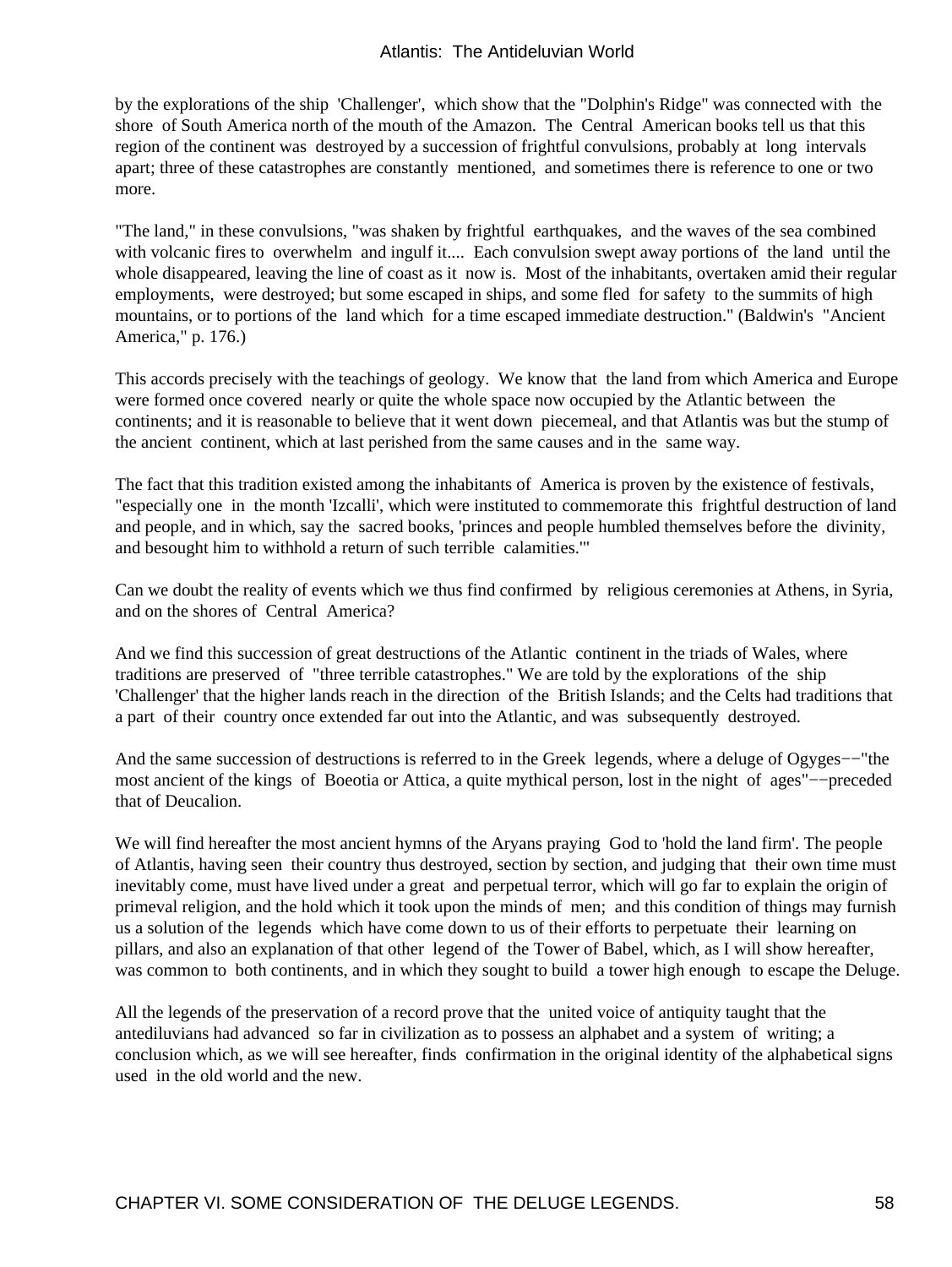by the explorations of the ship 'Challenger', which show that the "Dolphin's Ridge" was connected with the shore of South America north of the mouth of the Amazon. The Central American books tell us that this region of the continent was destroyed by a succession of frightful convulsions, probably at long intervals apart; three of these catastrophes are constantly mentioned, and sometimes there is reference to one or two more.

"The land," in these convulsions, "was shaken by frightful earthquakes, and the waves of the sea combined with volcanic fires to overwhelm and ingulf it.... Each convulsion swept away portions of the land until the whole disappeared, leaving the line of coast as it now is. Most of the inhabitants, overtaken amid their regular employments, were destroyed; but some escaped in ships, and some fled for safety to the summits of high mountains, or to portions of the land which for a time escaped immediate destruction." (Baldwin's "Ancient America," p. 176.)

This accords precisely with the teachings of geology. We know that the land from which America and Europe were formed once covered nearly or quite the whole space now occupied by the Atlantic between the continents; and it is reasonable to believe that it went down piecemeal, and that Atlantis was but the stump of the ancient continent, which at last perished from the same causes and in the same way.

The fact that this tradition existed among the inhabitants of America is proven by the existence of festivals, "especially one in the month 'Izcalli', which were instituted to commemorate this frightful destruction of land and people, and in which, say the sacred books, 'princes and people humbled themselves before the divinity, and besought him to withhold a return of such terrible calamities.'"

Can we doubt the reality of events which we thus find confirmed by religious ceremonies at Athens, in Syria, and on the shores of Central America?

And we find this succession of great destructions of the Atlantic continent in the triads of Wales, where traditions are preserved of "three terrible catastrophes." We are told by the explorations of the ship 'Challenger' that the higher lands reach in the direction of the British Islands; and the Celts had traditions that a part of their country once extended far out into the Atlantic, and was subsequently destroyed.

And the same succession of destructions is referred to in the Greek legends, where a deluge of Ogyges−−"the most ancient of the kings of Boeotia or Attica, a quite mythical person, lost in the night of ages"−−preceded that of Deucalion.

We will find hereafter the most ancient hymns of the Aryans praying God to 'hold the land firm'. The people of Atlantis, having seen their country thus destroyed, section by section, and judging that their own time must inevitably come, must have lived under a great and perpetual terror, which will go far to explain the origin of primeval religion, and the hold which it took upon the minds of men; and this condition of things may furnish us a solution of the legends which have come down to us of their efforts to perpetuate their learning on pillars, and also an explanation of that other legend of the Tower of Babel, which, as I will show hereafter, was common to both continents, and in which they sought to build a tower high enough to escape the Deluge.

All the legends of the preservation of a record prove that the united voice of antiquity taught that the antediluvians had advanced so far in civilization as to possess an alphabet and a system of writing; a conclusion which, as we will see hereafter, finds confirmation in the original identity of the alphabetical signs used in the old world and the new.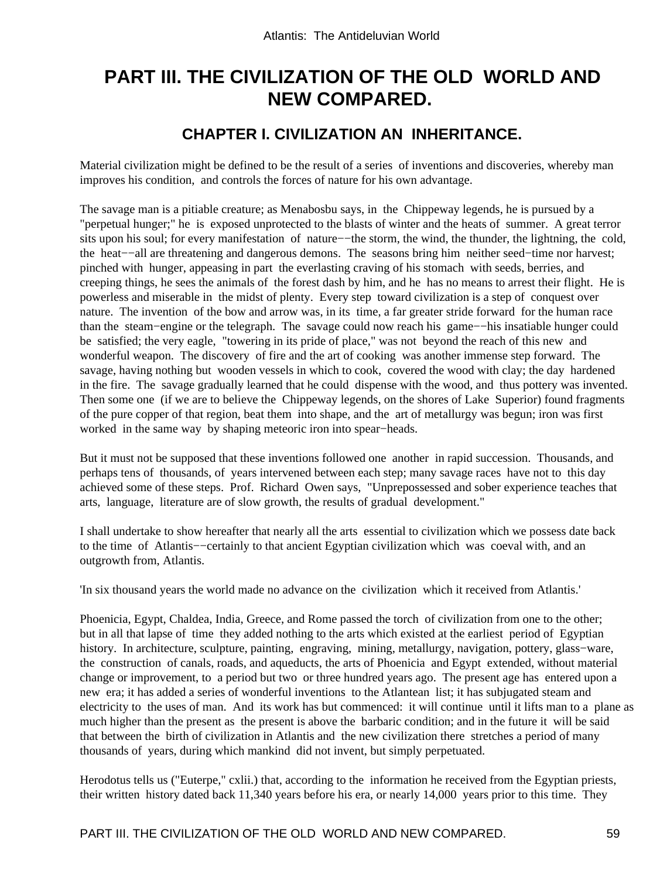# PART III. THE CIVILIZATION OF THE OLD WORLD AND NEW COMPARED.

## CHAPTER I. CIVILIZATION AN INHERITANCE.

Material civilization might be defined to be the result of a series of inventions and discoveries, whereby man improves his condition, and controls the forces of nature for his own advantage.

The savage man is a pitiable creature; as Menabosbu says, in the Chippeway legends, he is pursued by a "perpetual hunger;" he is exposed unprotected to the blasts of winter and the heats of summer. A great terror sits upon his soul; for every manifestation of nature−−the storm, the wind, the thunder, the lightning, the cold, the heat−−all are threatening and dangerous demons. The seasons bring him neither seed−time nor harvest; pinched with hunger, appeasing in part the everlasting craving of his stomach with seeds, berries, and creeping things, he sees the animals of the forest dash by him, and he has no means to arrest their flight. He is powerless and miserable in the midst of plenty. Every step toward civilization is a step of conquest over nature. The invention of the bow and arrow was, in its time, a far greater stride forward for the human race than the steam−engine or the telegraph. The savage could now reach his game−−his insatiable hunger could be satisfied; the very eagle, "towering in its pride of place," was not beyond the reach of this new and wonderful weapon. The discovery of fire and the art of cooking was another immense step forward. The savage, having nothing but wooden vessels in which to cook, covered the wood with clay; the day hardened in the fire. The savage gradually learned that he could dispense with the wood, and thus pottery was invented. Then some one (if we are to believe the Chippeway legends, on the shores of Lake Superior) found fragments of the pure copper of that region, beat them into shape, and the art of metallurgy was begun; iron was first worked in the same way by shaping meteoric iron into spear−heads.

But it must not be supposed that these inventions followed one another in rapid succession. Thousands, and perhaps tens of thousands, of years intervened between each step; many savage races have not to this day achieved some of these steps. Prof. Richard Owen says, "Unprepossessed and sober experience teaches that arts, language, literature are of slow growth, the results of gradual development."

I shall undertake to show hereafter that nearly all the arts essential to civilization which we possess date back to the time of Atlantis−−certainly to that ancient Egyptian civilization which was coeval with, and an outgrowth from, Atlantis.

'In six thousand years the world made no advance on the civilization which it received from Atlantis.'

Phoenicia, Egypt, Chaldea, India, Greece, and Rome passed the torch of civilization from one to the other; but in all that lapse of time they added nothing to the arts which existed at the earliest period of Egyptian history. In architecture, sculpture, painting, engraving, mining, metallurgy, navigation, pottery, glass−ware, the construction of canals, roads, and aqueducts, the arts of Phoenicia and Egypt extended, without material change or improvement, to a period but two or three hundred years ago. The present age has entered upon a new era; it has added a series of wonderful inventions to the Atlantean list; it has subjugated steam and electricity to the uses of man. And its work has but commenced: it will continue until it lifts man to a plane as much higher than the present as the present is above the barbaric condition; and in the future it will be said that between the birth of civilization in Atlantis and the new civilization there stretches a period of many thousands of years, during which mankind did not invent, but simply perpetuated.

Herodotus tells us ("Euterpe," cxlii.) that, according to the information he received from the Egyptian priests, their written history dated back 11,340 years before his era, or nearly 14,000 years prior to this time. They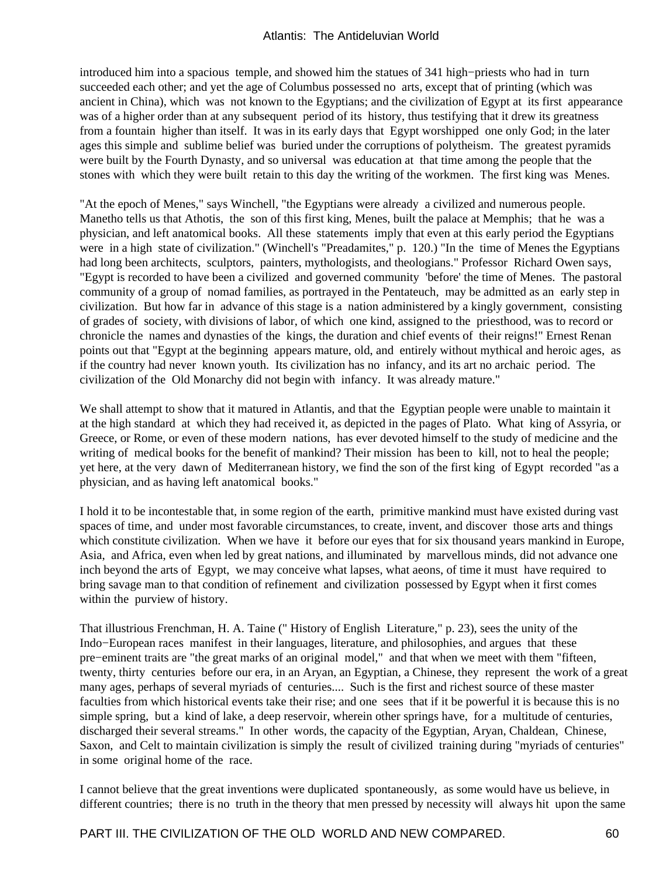introduced him into a spacious temple, and showed him the statues of 341 high−priests who had in turn succeeded each other; and yet the age of Columbus possessed no arts, except that of printing (which was ancient in China), which was not known to the Egyptians; and the civilization of Egypt at its first appearance was of a higher order than at any subsequent period of its history, thus testifying that it drew its greatness from a fountain higher than itself. It was in its early days that Egypt worshipped one only God; in the later ages this simple and sublime belief was buried under the corruptions of polytheism. The greatest pyramids were built by the Fourth Dynasty, and so universal was education at that time among the people that the stones with which they were built retain to this day the writing of the workmen. The first king was Menes.

"At the epoch of Menes," says Winchell, "the Egyptians were already a civilized and numerous people. Manetho tells us that Athotis, the son of this first king, Menes, built the palace at Memphis; that he was a physician, and left anatomical books. All these statements imply that even at this early period the Egyptians were in a high state of civilization." (Winchell's "Preadamites," p. 120.) "In the time of Menes the Egyptians had long been architects, sculptors, painters, mythologists, and theologians." Professor Richard Owen says, "Egypt is recorded to have been a civilized and governed community 'before' the time of Menes. The pastoral community of a group of nomad families, as portrayed in the Pentateuch, may be admitted as an early step in civilization. But how far in advance of this stage is a nation administered by a kingly government, consisting of grades of society, with divisions of labor, of which one kind, assigned to the priesthood, was to record or chronicle the names and dynasties of the kings, the duration and chief events of their reigns!" Ernest Renan points out that "Egypt at the beginning appears mature, old, and entirely without mythical and heroic ages, as if the country had never known youth. Its civilization has no infancy, and its art no archaic period. The civilization of the Old Monarchy did not begin with infancy. It was already mature."

We shall attempt to show that it matured in Atlantis, and that the Egyptian people were unable to maintain it at the high standard at which they had received it, as depicted in the pages of Plato. What king of Assyria, or Greece, or Rome, or even of these modern nations, has ever devoted himself to the study of medicine and the writing of medical books for the benefit of mankind? Their mission has been to kill, not to heal the people; yet here, at the very dawn of Mediterranean history, we find the son of the first king of Egypt recorded "as a physician, and as having left anatomical books."

I hold it to be incontestable that, in some region of the earth, primitive mankind must have existed during vast spaces of time, and under most favorable circumstances, to create, invent, and discover those arts and things which constitute civilization. When we have it before our eyes that for six thousand years mankind in Europe, Asia, and Africa, even when led by great nations, and illuminated by marvellous minds, did not advance one inch beyond the arts of Egypt, we may conceive what lapses, what aeons, of time it must have required to bring savage man to that condition of refinement and civilization possessed by Egypt when it first comes within the purview of history.

That illustrious Frenchman, H. A. Taine (" History of English Literature," p. 23), sees the unity of the Indo−European races manifest in their languages, literature, and philosophies, and argues that these pre−eminent traits are "the great marks of an original model," and that when we meet with them "fifteen, twenty, thirty centuries before our era, in an Aryan, an Egyptian, a Chinese, they represent the work of a great many ages, perhaps of several myriads of centuries.... Such is the first and richest source of these master faculties from which historical events take their rise; and one sees that if it be powerful it is because this is no simple spring, but a kind of lake, a deep reservoir, wherein other springs have, for a multitude of centuries, discharged their several streams." In other words, the capacity of the Egyptian, Aryan, Chaldean, Chinese, Saxon, and Celt to maintain civilization is simply the result of civilized training during "myriads of centuries" in some original home of the race.

I cannot believe that the great inventions were duplicated spontaneously, as some would have us believe, in different countries; there is no truth in the theory that men pressed by necessity will always hit upon the same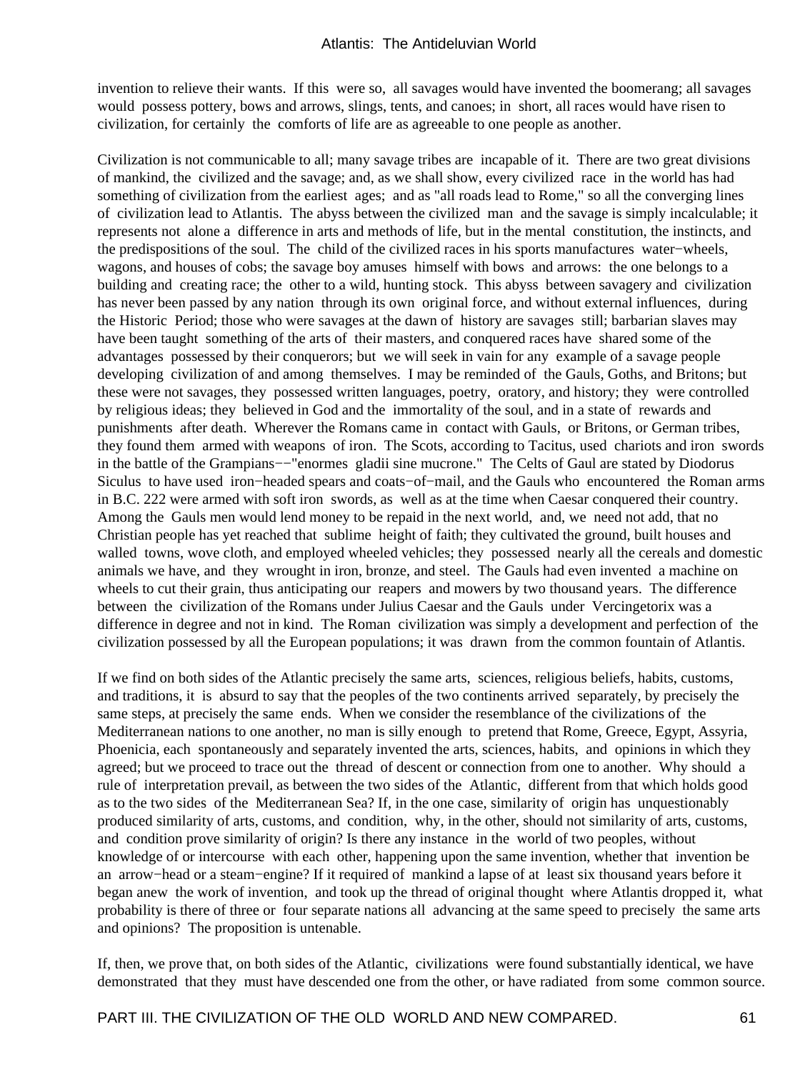invention to relieve their wants. If this were so, all savages would have invented the boomerang; all savages would possess pottery, bows and arrows, slings, tents, and canoes; in short, all races would have risen to civilization, for certainly the comforts of life are as agreeable to one people as another.

Civilization is not communicable to all; many savage tribes are incapable of it. There are two great divisions of mankind, the civilized and the savage; and, as we shall show, every civilized race in the world has had something of civilization from the earliest ages; and as "all roads lead to Rome," so all the converging lines of civilization lead to Atlantis. The abyss between the civilized man and the savage is simply incalculable; it represents not alone a difference in arts and methods of life, but in the mental constitution, the instincts, and the predispositions of the soul. The child of the civilized races in his sports manufactures water−wheels, wagons, and houses of cobs; the savage boy amuses himself with bows and arrows: the one belongs to a building and creating race; the other to a wild, hunting stock. This abyss between savagery and civilization has never been passed by any nation through its own original force, and without external influences, during the Historic Period; those who were savages at the dawn of history are savages still; barbarian slaves may have been taught something of the arts of their masters, and conquered races have shared some of the advantages possessed by their conquerors; but we will seek in vain for any example of a savage people developing civilization of and among themselves. I may be reminded of the Gauls, Goths, and Britons; but these were not savages, they possessed written languages, poetry, oratory, and history; they were controlled by religious ideas; they believed in God and the immortality of the soul, and in a state of rewards and punishments after death. Wherever the Romans came in contact with Gauls, or Britons, or German tribes, they found them armed with weapons of iron. The Scots, according to Tacitus, used chariots and iron swords in the battle of the Grampians−−"enormes gladii sine mucrone." The Celts of Gaul are stated by Diodorus Siculus to have used iron−headed spears and coats−of−mail, and the Gauls who encountered the Roman arms in B.C. 222 were armed with soft iron swords, as well as at the time when Caesar conquered their country. Among the Gauls men would lend money to be repaid in the next world, and, we need not add, that no Christian people has yet reached that sublime height of faith; they cultivated the ground, built houses and walled towns, wove cloth, and employed wheeled vehicles; they possessed nearly all the cereals and domestic animals we have, and they wrought in iron, bronze, and steel. The Gauls had even invented a machine on wheels to cut their grain, thus anticipating our reapers and mowers by two thousand years. The difference between the civilization of the Romans under Julius Caesar and the Gauls under Vercingetorix was a difference in degree and not in kind. The Roman civilization was simply a development and perfection of the civilization possessed by all the European populations; it was drawn from the common fountain of Atlantis.

If we find on both sides of the Atlantic precisely the same arts, sciences, religious beliefs, habits, customs, and traditions, it is absurd to say that the peoples of the two continents arrived separately, by precisely the same steps, at precisely the same ends. When we consider the resemblance of the civilizations of the Mediterranean nations to one another, no man is silly enough to pretend that Rome, Greece, Egypt, Assyria, Phoenicia, each spontaneously and separately invented the arts, sciences, habits, and opinions in which they agreed; but we proceed to trace out the thread of descent or connection from one to another. Why should a rule of interpretation prevail, as between the two sides of the Atlantic, different from that which holds good as to the two sides of the Mediterranean Sea? If, in the one case, similarity of origin has unquestionably produced similarity of arts, customs, and condition, why, in the other, should not similarity of arts, customs, and condition prove similarity of origin? Is there any instance in the world of two peoples, without knowledge of or intercourse with each other, happening upon the same invention, whether that invention be an arrow−head or a steam−engine? If it required of mankind a lapse of at least six thousand years before it began anew the work of invention, and took up the thread of original thought where Atlantis dropped it, what probability is there of three or four separate nations all advancing at the same speed to precisely the same arts and opinions? The proposition is untenable.

If, then, we prove that, on both sides of the Atlantic, civilizations were found substantially identical, we have demonstrated that they must have descended one from the other, or have radiated from some common source.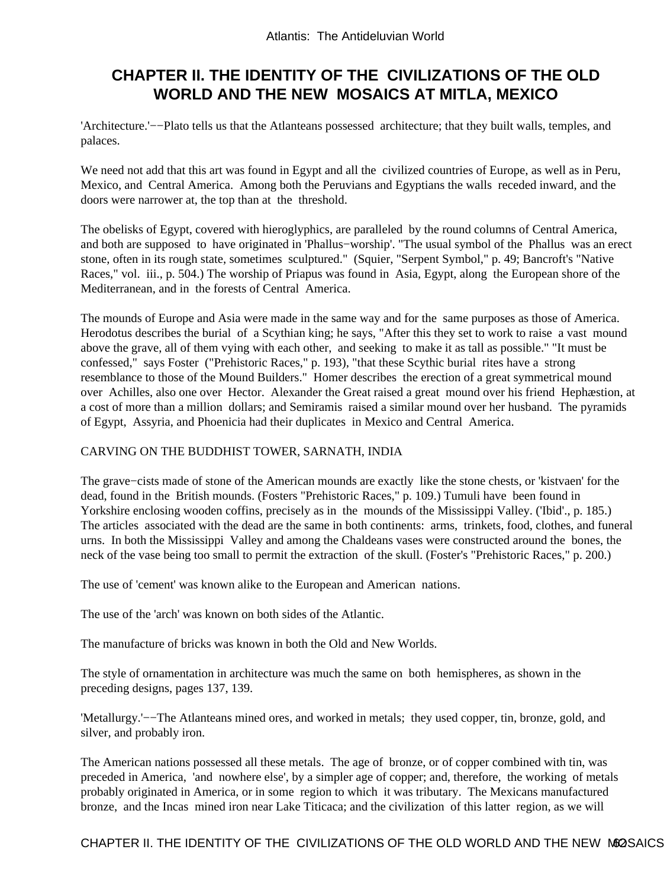# CHAPTER II. THE IDENTITY OF THE CIVILIZATIONS OF THE OLD WORLD AND THE NEW MOSAICS AT MITLA, MEXICO

'Architecture.'−−Plato tells us that the Atlanteans possessed architecture; that they built walls, temples, and palaces.

We need not add that this art was found in Egypt and all the civilized countries of Europe, as well as in Peru, Mexico, and Central America. Among both the Peruvians and Egyptians the walls receded inward, and the doors were narrower at, the top than at the threshold.

The obelisks of Egypt, covered with hieroglyphics, are paralleled by the round columns of Central America, and both are supposed to have originated in 'Phallus−worship'. "The usual symbol of the Phallus was an erect stone, often in its rough state, sometimes sculptured." (Squier, "Serpent Symbol," p. 49; Bancroft's "Native Races," vol. iii., p. 504.) The worship of Priapus was found in Asia, Egypt, along the European shore of the Mediterranean, and in the forests of Central America.

The mounds of Europe and Asia were made in the same way and for the same purposes as those of America. Herodotus describes the burial of a Scythian king; he says, "After this they set to work to raise a vast mound above the grave, all of them vying with each other, and seeking to make it as tall as possible." "It must be confessed," says Foster ("Prehistoric Races," p. 193), "that these Scythic burial rites have a strong resemblance to those of the Mound Builders." Homer describes the erection of a great symmetrical mound over Achilles, also one over Hector. Alexander the Great raised a great mound over his friend Hephæstion, at a cost of more than a million dollars; and Semiramis raised a similar mound over her husband. The pyramids of Egypt, Assyria, and Phoenicia had their duplicates in Mexico and Central America.

CARVING ON THE BUDDHIST TOWER, SARNATH, INDIA

The grave−cists made of stone of the American mounds are exactly like the stone chests, or 'kistvaen' for the dead, found in the British mounds. (Fosters "Prehistoric Races," p. 109.) Tumuli have been found in Yorkshire enclosing wooden coffins, precisely as in the mounds of the Mississippi Valley. ('Ibid'., p. 185.) The articles associated with the dead are the same in both continents: arms, trinkets, food, clothes, and funeral urns. In both the Mississippi Valley and among the Chaldeans vases were constructed around the bones, the neck of the vase being too small to permit the extraction of the skull. (Foster's "Prehistoric Races," p. 200.)

The use of 'cement' was known alike to the European and American nations.

The use of the 'arch' was known on both sides of the Atlantic.

The manufacture of bricks was known in both the Old and New Worlds.

The style of ornamentation in architecture was much the same on both hemispheres, as shown in the preceding designs, pages 137, 139.

'Metallurgy.'−−The Atlanteans mined ores, and worked in metals; they used copper, tin, bronze, gold, and silver, and probably iron.

The American nations possessed all these metals. The age of bronze, or of copper combined with tin, was preceded in America, 'and nowhere else', by a simpler age of copper; and, therefore, the working of metals probably originated in America, or in some region to which it was tributary. The Mexicans manufactured bronze, and the Incas mined iron near Lake Titicaca; and the civilization of this latter region, as we will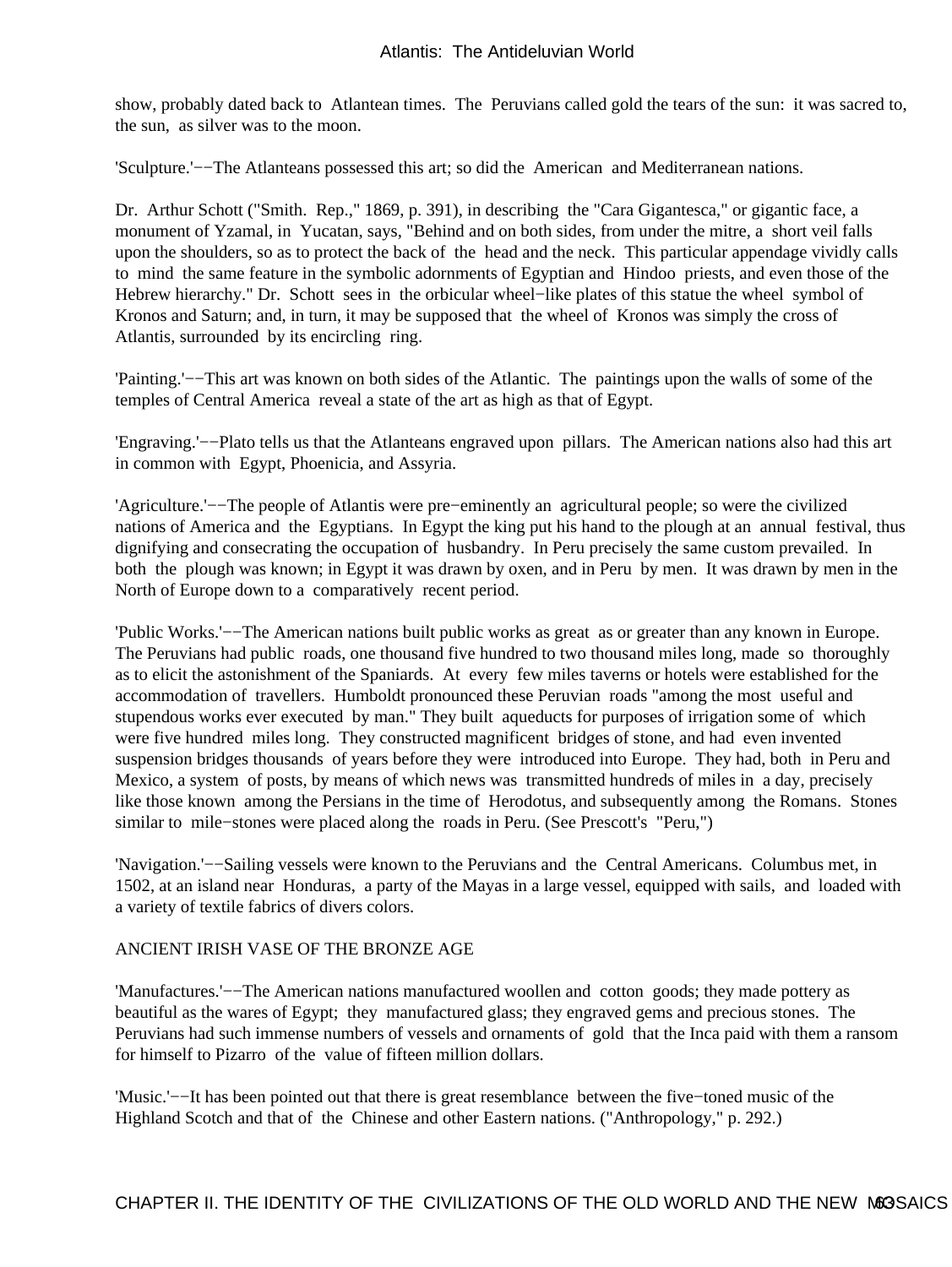show, probably dated back to Atlantean times. The Peruvians called gold the tears of the sun: it was sacred to, the sun, as silver was to the moon.

'Sculpture.'−−The Atlanteans possessed this art; so did the American and Mediterranean nations.

Dr. Arthur Schott ("Smith. Rep.," 1869, p. 391), in describing the "Cara Gigantesca," or gigantic face, a monument of Yzamal, in Yucatan, says, "Behind and on both sides, from under the mitre, a short veil falls upon the shoulders, so as to protect the back of the head and the neck. This particular appendage vividly calls to mind the same feature in the symbolic adornments of Egyptian and Hindoo priests, and even those of the Hebrew hierarchy." Dr. Schott sees in the orbicular wheel−like plates of this statue the wheel symbol of Kronos and Saturn; and, in turn, it may be supposed that the wheel of Kronos was simply the cross of Atlantis, surrounded by its encircling ring.

'Painting.'−−This art was known on both sides of the Atlantic. The paintings upon the walls of some of the temples of Central America reveal a state of the art as high as that of Egypt.

'Engraving.'−−Plato tells us that the Atlanteans engraved upon pillars. The American nations also had this art in common with Egypt, Phoenicia, and Assyria.

'Agriculture.'−−The people of Atlantis were pre−eminently an agricultural people; so were the civilized nations of America and the Egyptians. In Egypt the king put his hand to the plough at an annual festival, thus dignifying and consecrating the occupation of husbandry. In Peru precisely the same custom prevailed. In both the plough was known; in Egypt it was drawn by oxen, and in Peru by men. It was drawn by men in the North of Europe down to a comparatively recent period.

'Public Works.'−−The American nations built public works as great as or greater than any known in Europe. The Peruvians had public roads, one thousand five hundred to two thousand miles long, made so thoroughly as to elicit the astonishment of the Spaniards. At every few miles taverns or hotels were established for the accommodation of travellers. Humboldt pronounced these Peruvian roads "among the most useful and stupendous works ever executed by man." They built aqueducts for purposes of irrigation some of which were five hundred miles long. They constructed magnificent bridges of stone, and had even invented suspension bridges thousands of years before they were introduced into Europe. They had, both in Peru and Mexico, a system of posts, by means of which news was transmitted hundreds of miles in a day, precisely like those known among the Persians in the time of Herodotus, and subsequently among the Romans. Stones similar to mile−stones were placed along the roads in Peru. (See Prescott's "Peru,")

'Navigation.'−−Sailing vessels were known to the Peruvians and the Central Americans. Columbus met, in 1502, at an island near Honduras, a party of the Mayas in a large vessel, equipped with sails, and loaded with a variety of textile fabrics of divers colors.

ANCIENT IRISH VASE OF THE BRONZE AGE

'Manufactures.'−−The American nations manufactured woollen and cotton goods; they made pottery as beautiful as the wares of Egypt; they manufactured glass; they engraved gems and precious stones. The Peruvians had such immense numbers of vessels and ornaments of gold that the Inca paid with them a ransom for himself to Pizarro of the value of fifteen million dollars.

'Music.'−−It has been pointed out that there is great resemblance between the five−toned music of the Highland Scotch and that of the Chinese and other Eastern nations. ("Anthropology," p. 292.)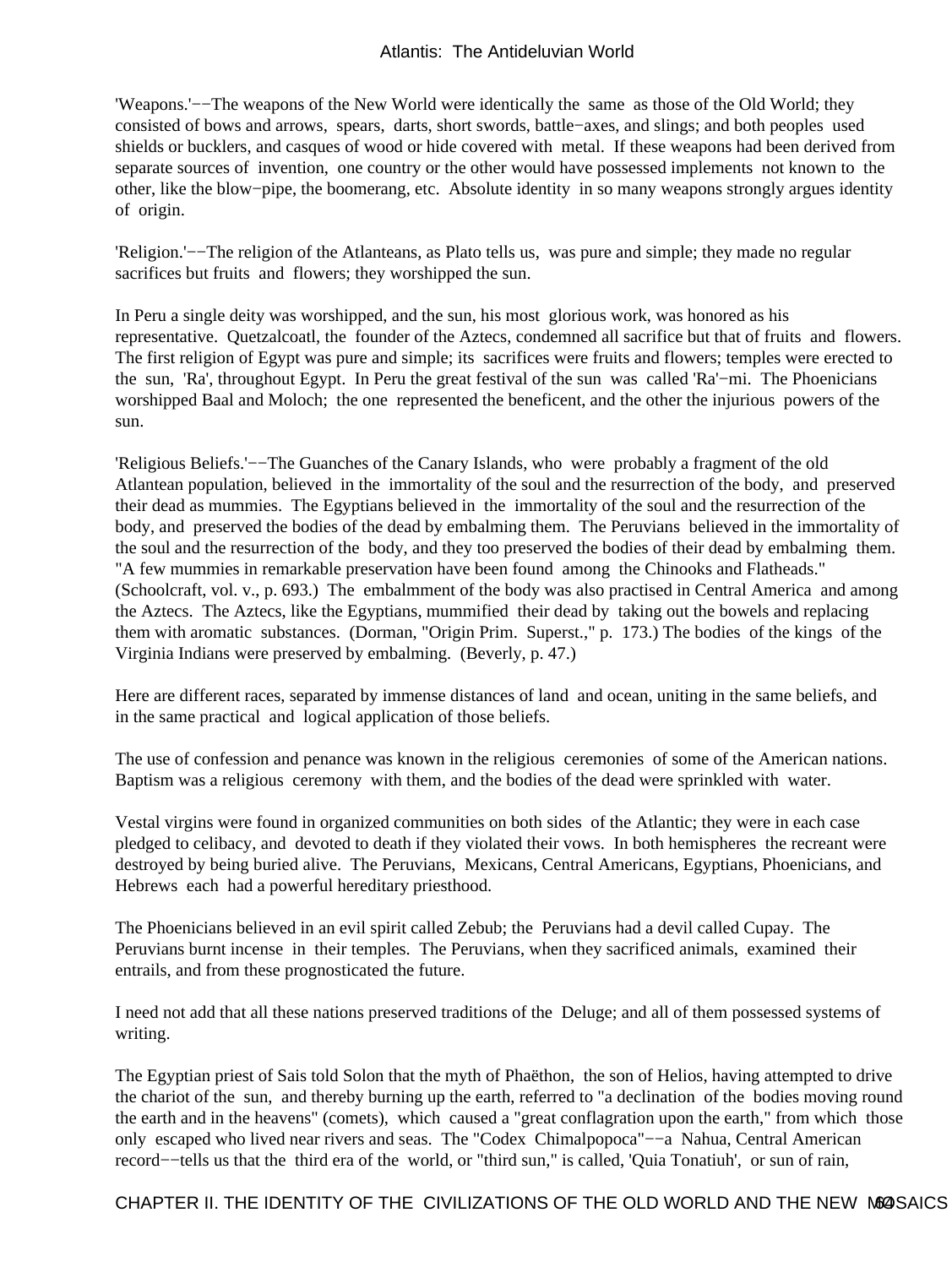'Weapons.'−−The weapons of the New World were identically the same as those of the Old World; they consisted of bows and arrows, spears, darts, short swords, battle−axes, and slings; and both peoples used shields or bucklers, and casques of wood or hide covered with metal. If these weapons had been derived from separate sources of invention, one country or the other would have possessed implements not known to the other, like the blow−pipe, the boomerang, etc. Absolute identity in so many weapons strongly argues identity of origin.

'Religion.'−−The religion of the Atlanteans, as Plato tells us, was pure and simple; they made no regular sacrifices but fruits and flowers; they worshipped the sun.

In Peru a single deity was worshipped, and the sun, his most glorious work, was honored as his representative. Quetzalcoatl, the founder of the Aztecs, condemned all sacrifice but that of fruits and flowers. The first religion of Egypt was pure and simple; its sacrifices were fruits and flowers; temples were erected to the sun, 'Ra', throughout Egypt. In Peru the great festival of the sun was called 'Ra'−mi. The Phoenicians worshipped Baal and Moloch; the one represented the beneficent, and the other the injurious powers of the sun.

'Religious Beliefs.'−−The Guanches of the Canary Islands, who were probably a fragment of the old Atlantean population, believed in the immortality of the soul and the resurrection of the body, and preserved their dead as mummies. The Egyptians believed in the immortality of the soul and the resurrection of the body, and preserved the bodies of the dead by embalming them. The Peruvians believed in the immortality of the soul and the resurrection of the body, and they too preserved the bodies of their dead by embalming them. "A few mummies in remarkable preservation have been found among the Chinooks and Flatheads." (Schoolcraft, vol. v., p. 693.) The embalmment of the body was also practised in Central America and among the Aztecs. The Aztecs, like the Egyptians, mummified their dead by taking out the bowels and replacing them with aromatic substances. (Dorman, "Origin Prim. Superst.," p. 173.) The bodies of the kings of the Virginia Indians were preserved by embalming. (Beverly, p. 47.)

Here are different races, separated by immense distances of land and ocean, uniting in the same beliefs, and in the same practical and logical application of those beliefs.

The use of confession and penance was known in the religious ceremonies of some of the American nations. Baptism was a religious ceremony with them, and the bodies of the dead were sprinkled with water.

Vestal virgins were found in organized communities on both sides of the Atlantic; they were in each case pledged to celibacy, and devoted to death if they violated their vows. In both hemispheres the recreant were destroyed by being buried alive. The Peruvians, Mexicans, Central Americans, Egyptians, Phoenicians, and Hebrews each had a powerful hereditary priesthood.

The Phoenicians believed in an evil spirit called Zebub; the Peruvians had a devil called Cupay. The Peruvians burnt incense in their temples. The Peruvians, when they sacrificed animals, examined their entrails, and from these prognosticated the future.

I need not add that all these nations preserved traditions of the Deluge; and all of them possessed systems of writing.

The Egyptian priest of Sais told Solon that the myth of Phaëthon, the son of Helios, having attempted to drive the chariot of the sun, and thereby burning up the earth, referred to "a declination of the bodies moving round the earth and in the heavens" (comets), which caused a "great conflagration upon the earth," from which those only escaped who lived near rivers and seas. The "Codex Chimalpopoca"−−a Nahua, Central American record−−tells us that the third era of the world, or "third sun," is called, 'Quia Tonatiuh', or sun of rain,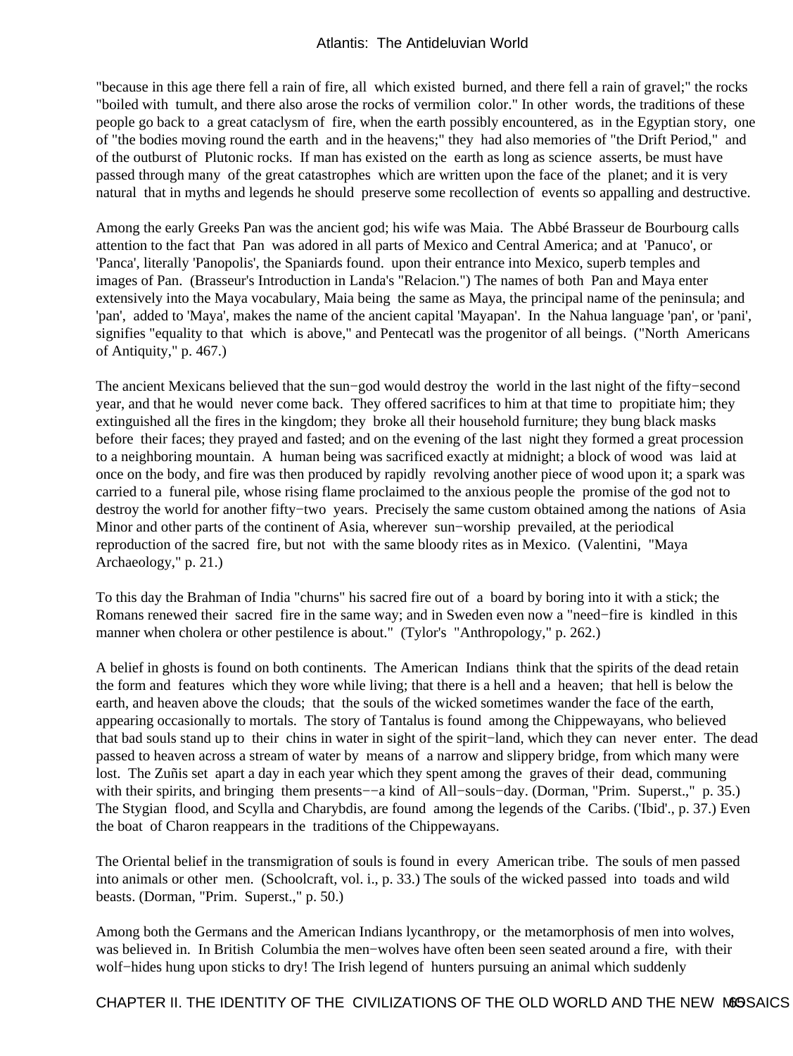"because in this age there fell a rain of fire, all which existed burned, and there fell a rain of gravel;" the rocks "boiled with tumult, and there also arose the rocks of vermilion color." In other words, the traditions of these people go back to a great cataclysm of fire, when the earth possibly encountered, as in the Egyptian story, one of "the bodies moving round the earth and in the heavens;" they had also memories of "the Drift Period," and of the outburst of Plutonic rocks. If man has existed on the earth as long as science asserts, be must have passed through many of the great catastrophes which are written upon the face of the planet; and it is very natural that in myths and legends he should preserve some recollection of events so appalling and destructive.

Among the early Greeks Pan was the ancient god; his wife was Maia. The Abbé Brasseur de Bourbourg calls attention to the fact that Pan was adored in all parts of Mexico and Central America; and at 'Panuco', or 'Panca', literally 'Panopolis', the Spaniards found. upon their entrance into Mexico, superb temples and images of Pan. (Brasseur's Introduction in Landa's "Relacion.") The names of both Pan and Maya enter extensively into the Maya vocabulary, Maia being the same as Maya, the principal name of the peninsula; and 'pan', added to 'Maya', makes the name of the ancient capital 'Mayapan'. In the Nahua language 'pan', or 'pani', signifies "equality to that which is above," and Pentecatl was the progenitor of all beings. ("North Americans of Antiquity," p. 467.)

The ancient Mexicans believed that the sun−god would destroy the world in the last night of the fifty−second year, and that he would never come back. They offered sacrifices to him at that time to propitiate him; they extinguished all the fires in the kingdom; they broke all their household furniture; they bung black masks before their faces; they prayed and fasted; and on the evening of the last night they formed a great procession to a neighboring mountain. A human being was sacrificed exactly at midnight; a block of wood was laid at once on the body, and fire was then produced by rapidly revolving another piece of wood upon it; a spark was carried to a funeral pile, whose rising flame proclaimed to the anxious people the promise of the god not to destroy the world for another fifty−two years. Precisely the same custom obtained among the nations of Asia Minor and other parts of the continent of Asia, wherever sun−worship prevailed, at the periodical reproduction of the sacred fire, but not with the same bloody rites as in Mexico. (Valentini, "Maya Archaeology," p. 21.)

To this day the Brahman of India "churns" his sacred fire out of a board by boring into it with a stick; the Romans renewed their sacred fire in the same way; and in Sweden even now a "need−fire is kindled in this manner when cholera or other pestilence is about." (Tylor's "Anthropology," p. 262.)

A belief in ghosts is found on both continents. The American Indians think that the spirits of the dead retain the form and features which they wore while living; that there is a hell and a heaven; that hell is below the earth, and heaven above the clouds; that the souls of the wicked sometimes wander the face of the earth, appearing occasionally to mortals. The story of Tantalus is found among the Chippewayans, who believed that bad souls stand up to their chins in water in sight of the spirit−land, which they can never enter. The dead passed to heaven across a stream of water by means of a narrow and slippery bridge, from which many were lost. The Zuñis set apart a day in each year which they spent among the graves of their dead, communing with their spirits, and bringing them presents−−a kind of All−souls−day. (Dorman, "Prim. Superst.," p. 35.) The Stygian flood, and Scylla and Charybdis, are found among the legends of the Caribs. ('Ibid'., p. 37.) Even the boat of Charon reappears in the traditions of the Chippewayans.

The Oriental belief in the transmigration of souls is found in every American tribe. The souls of men passed into animals or other men. (Schoolcraft, vol. i., p. 33.) The souls of the wicked passed into toads and wild beasts. (Dorman, "Prim. Superst.," p. 50.)

Among both the Germans and the American Indians lycanthropy, or the metamorphosis of men into wolves, was believed in. In British Columbia the men−wolves have often been seen seated around a fire, with their wolf−hides hung upon sticks to dry! The Irish legend of hunters pursuing an animal which suddenly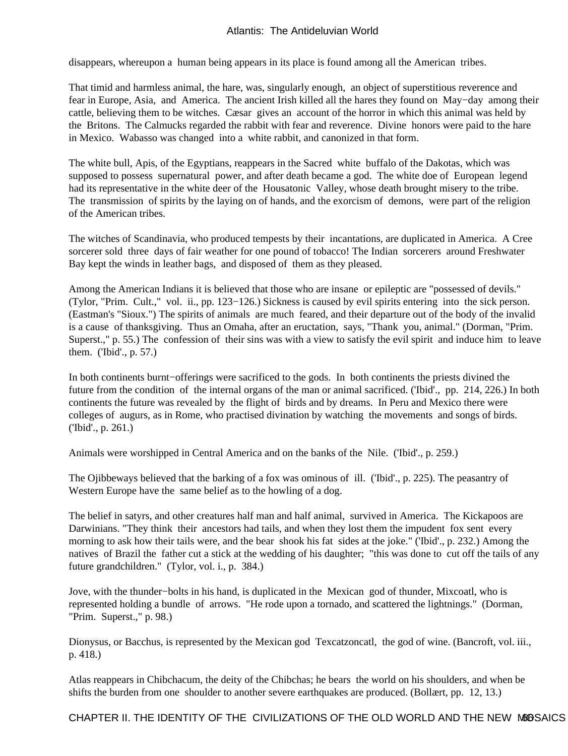disappears, whereupon a human being appears in its place is found among all the American tribes.

That timid and harmless animal, the hare, was, singularly enough, an object of superstitious reverence and fear in Europe, Asia, and America. The ancient Irish killed all the hares they found on May−day among their cattle, believing them to be witches. Cæsar gives an account of the horror in which this animal was held by the Britons. The Calmucks regarded the rabbit with fear and reverence. Divine honors were paid to the hare in Mexico. Wabasso was changed into a white rabbit, and canonized in that form.

The white bull, Apis, of the Egyptians, reappears in the Sacred white buffalo of the Dakotas, which was supposed to possess supernatural power, and after death became a god. The white doe of European legend had its representative in the white deer of the Housatonic Valley, whose death brought misery to the tribe. The transmission of spirits by the laying on of hands, and the exorcism of demons, were part of the religion of the American tribes.

The witches of Scandinavia, who produced tempests by their incantations, are duplicated in America. A Cree sorcerer sold three days of fair weather for one pound of tobacco! The Indian sorcerers around Freshwater Bay kept the winds in leather bags, and disposed of them as they pleased.

Among the American Indians it is believed that those who are insane or epileptic are "possessed of devils." (Tylor, "Prim. Cult.," vol. ii., pp. 123−126.) Sickness is caused by evil spirits entering into the sick person. (Eastman's "Sioux.") The spirits of animals are much feared, and their departure out of the body of the invalid is a cause of thanksgiving. Thus an Omaha, after an eructation, says, "Thank you, animal." (Dorman, "Prim. Superst.," p. 55.) The confession of their sins was with a view to satisfy the evil spirit and induce him to leave them. ('Ibid'., p. 57.)

In both continents burnt−offerings were sacrificed to the gods. In both continents the priests divined the future from the condition of the internal organs of the man or animal sacrificed. ('Ibid'., pp. 214, 226.) In both continents the future was revealed by the flight of birds and by dreams. In Peru and Mexico there were colleges of augurs, as in Rome, who practised divination by watching the movements and songs of birds. ('Ibid'., p. 261.)

Animals were worshipped in Central America and on the banks of the Nile. ('Ibid'., p. 259.)

The Ojibbeways believed that the barking of a fox was ominous of ill. ('Ibid'., p. 225). The peasantry of Western Europe have the same belief as to the howling of a dog.

The belief in satyrs, and other creatures half man and half animal, survived in America. The Kickapoos are Darwinians. "They think their ancestors had tails, and when they lost them the impudent fox sent every morning to ask how their tails were, and the bear shook his fat sides at the joke." ('Ibid'., p. 232.) Among the natives of Brazil the father cut a stick at the wedding of his daughter; "this was done to cut off the tails of any future grandchildren." (Tylor, vol. i., p. 384.)

Jove, with the thunder−bolts in his hand, is duplicated in the Mexican god of thunder, Mixcoatl, who is represented holding a bundle of arrows. "He rode upon a tornado, and scattered the lightnings." (Dorman, "Prim. Superst.," p. 98.)

Dionysus, or Bacchus, is represented by the Mexican god Texcatzoncatl, the god of wine. (Bancroft, vol. iii., p. 418.)

Atlas reappears in Chibchacum, the deity of the Chibchas; he bears the world on his shoulders, and when be shifts the burden from one shoulder to another severe earthquakes are produced. (Bollært, pp. 12, 13.)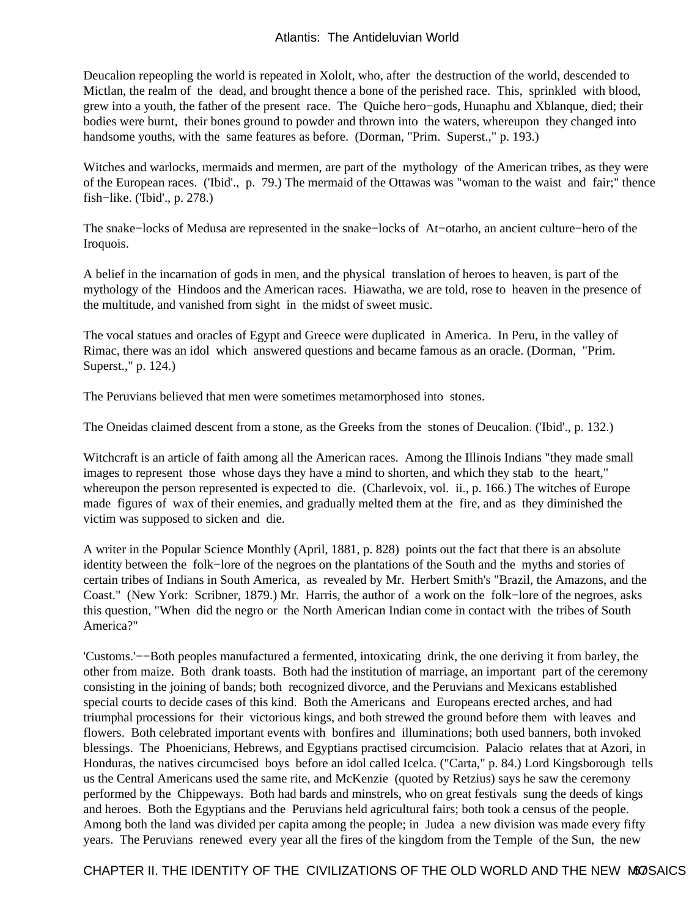Deucalion repeopling the world is repeated in Xololt, who, after the destruction of the world, descended to Mictlan, the realm of the dead, and brought thence a bone of the perished race. This, sprinkled with blood, grew into a youth, the father of the present race. The Quiche hero−gods, Hunaphu and Xblanque, died; their bodies were burnt, their bones ground to powder and thrown into the waters, whereupon they changed into handsome youths, with the same features as before. (Dorman, "Prim. Superst.," p. 193.)

Witches and warlocks, mermaids and mermen, are part of the mythology of the American tribes, as they were of the European races. ('Ibid'., p. 79.) The mermaid of the Ottawas was "woman to the waist and fair;" thence fish−like. ('Ibid'., p. 278.)

The snake−locks of Medusa are represented in the snake−locks of At−otarho, an ancient culture−hero of the Iroquois.

A belief in the incarnation of gods in men, and the physical translation of heroes to heaven, is part of the mythology of the Hindoos and the American races. Hiawatha, we are told, rose to heaven in the presence of the multitude, and vanished from sight in the midst of sweet music.

The vocal statues and oracles of Egypt and Greece were duplicated in America. In Peru, in the valley of Rimac, there was an idol which answered questions and became famous as an oracle. (Dorman, "Prim. Superst.," p. 124.)

The Peruvians believed that men were sometimes metamorphosed into stones.

The Oneidas claimed descent from a stone, as the Greeks from the stones of Deucalion. ('Ibid'., p. 132.)

Witchcraft is an article of faith among all the American races. Among the Illinois Indians "they made small images to represent those whose days they have a mind to shorten, and which they stab to the heart," whereupon the person represented is expected to die. (Charlevoix, vol. ii., p. 166.) The witches of Europe made figures of wax of their enemies, and gradually melted them at the fire, and as they diminished the victim was supposed to sicken and die.

A writer in the Popular Science Monthly (April, 1881, p. 828) points out the fact that there is an absolute identity between the folk−lore of the negroes on the plantations of the South and the myths and stories of certain tribes of Indians in South America, as revealed by Mr. Herbert Smith's "Brazil, the Amazons, and the Coast." (New York: Scribner, 1879.) Mr. Harris, the author of a work on the folk−lore of the negroes, asks this question, "When did the negro or the North American Indian come in contact with the tribes of South America?"

'Customs.'−−Both peoples manufactured a fermented, intoxicating drink, the one deriving it from barley, the other from maize. Both drank toasts. Both had the institution of marriage, an important part of the ceremony consisting in the joining of bands; both recognized divorce, and the Peruvians and Mexicans established special courts to decide cases of this kind. Both the Americans and Europeans erected arches, and had triumphal processions for their victorious kings, and both strewed the ground before them with leaves and flowers. Both celebrated important events with bonfires and illuminations; both used banners, both invoked blessings. The Phoenicians, Hebrews, and Egyptians practised circumcision. Palacio relates that at Azori, in Honduras, the natives circumcised boys before an idol called Icelca. ("Carta," p. 84.) Lord Kingsborough tells us the Central Americans used the same rite, and McKenzie (quoted by Retzius) says he saw the ceremony performed by the Chippeways. Both had bards and minstrels, who on great festivals sung the deeds of kings and heroes. Both the Egyptians and the Peruvians held agricultural fairs; both took a census of the people. Among both the land was divided per capita among the people; in Judea a new division was made every fifty years. The Peruvians renewed every year all the fires of the kingdom from the Temple of the Sun, the new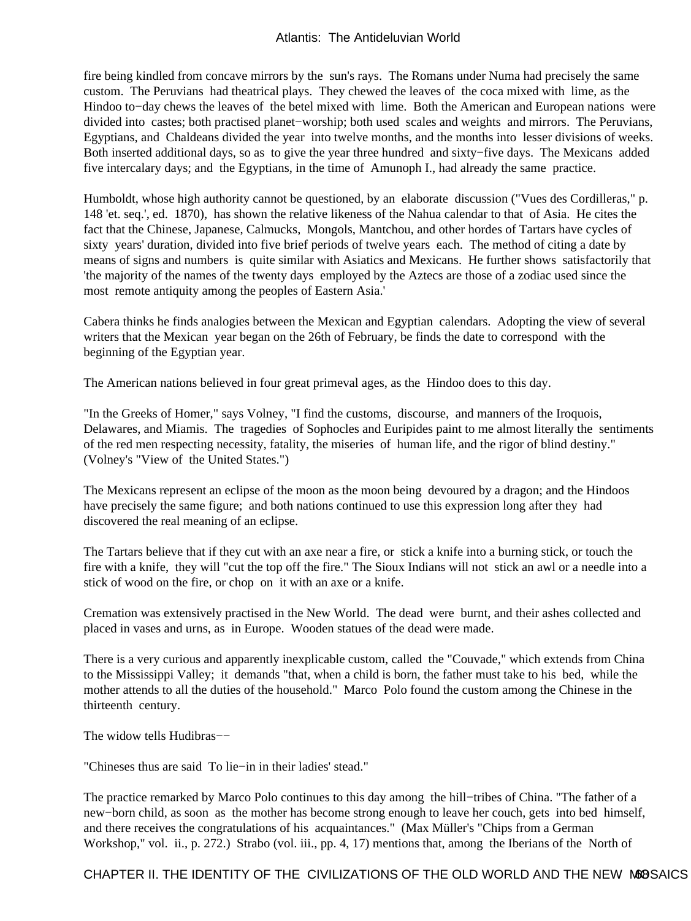fire being kindled from concave mirrors by the sun's rays. The Romans under Numa had precisely the same custom. The Peruvians had theatrical plays. They chewed the leaves of the coca mixed with lime, as the Hindoo to−day chews the leaves of the betel mixed with lime. Both the American and European nations were divided into castes; both practised planet−worship; both used scales and weights and mirrors. The Peruvians, Egyptians, and Chaldeans divided the year into twelve months, and the months into lesser divisions of weeks. Both inserted additional days, so as to give the year three hundred and sixty−five days. The Mexicans added five intercalary days; and the Egyptians, in the time of Amunoph I., had already the same practice.

Humboldt, whose high authority cannot be questioned, by an elaborate discussion ("Vues des Cordilleras," p. 148 'et. seq.', ed. 1870), has shown the relative likeness of the Nahua calendar to that of Asia. He cites the fact that the Chinese, Japanese, Calmucks, Mongols, Mantchou, and other hordes of Tartars have cycles of sixty years' duration, divided into five brief periods of twelve years each. The method of citing a date by means of signs and numbers is quite similar with Asiatics and Mexicans. He further shows satisfactorily that 'the majority of the names of the twenty days employed by the Aztecs are those of a zodiac used since the most remote antiquity among the peoples of Eastern Asia.'

Cabera thinks he finds analogies between the Mexican and Egyptian calendars. Adopting the view of several writers that the Mexican year began on the 26th of February, be finds the date to correspond with the beginning of the Egyptian year.

The American nations believed in four great primeval ages, as the Hindoo does to this day.

"In the Greeks of Homer," says Volney, "I find the customs, discourse, and manners of the Iroquois, Delawares, and Miamis. The tragedies of Sophocles and Euripides paint to me almost literally the sentiments of the red men respecting necessity, fatality, the miseries of human life, and the rigor of blind destiny." (Volney's "View of the United States.")

The Mexicans represent an eclipse of the moon as the moon being devoured by a dragon; and the Hindoos have precisely the same figure; and both nations continued to use this expression long after they had discovered the real meaning of an eclipse.

The Tartars believe that if they cut with an axe near a fire, or stick a knife into a burning stick, or touch the fire with a knife, they will "cut the top off the fire." The Sioux Indians will not stick an awl or a needle into a stick of wood on the fire, or chop on it with an axe or a knife.

Cremation was extensively practised in the New World. The dead were burnt, and their ashes collected and placed in vases and urns, as in Europe. Wooden statues of the dead were made.

There is a very curious and apparently inexplicable custom, called the "Couvade," which extends from China to the Mississippi Valley; it demands "that, when a child is born, the father must take to his bed, while the mother attends to all the duties of the household." Marco Polo found the custom among the Chinese in the thirteenth century.

The widow tells Hudibras−−

"Chineses thus are said To lie−in in their ladies' stead."

The practice remarked by Marco Polo continues to this day among the hill−tribes of China. "The father of a new−born child, as soon as the mother has become strong enough to leave her couch, gets into bed himself, and there receives the congratulations of his acquaintances." (Max Müller's "Chips from a German Workshop," vol. ii., p. 272.) Strabo (vol. iii., pp. 4, 17) mentions that, among the Iberians of the North of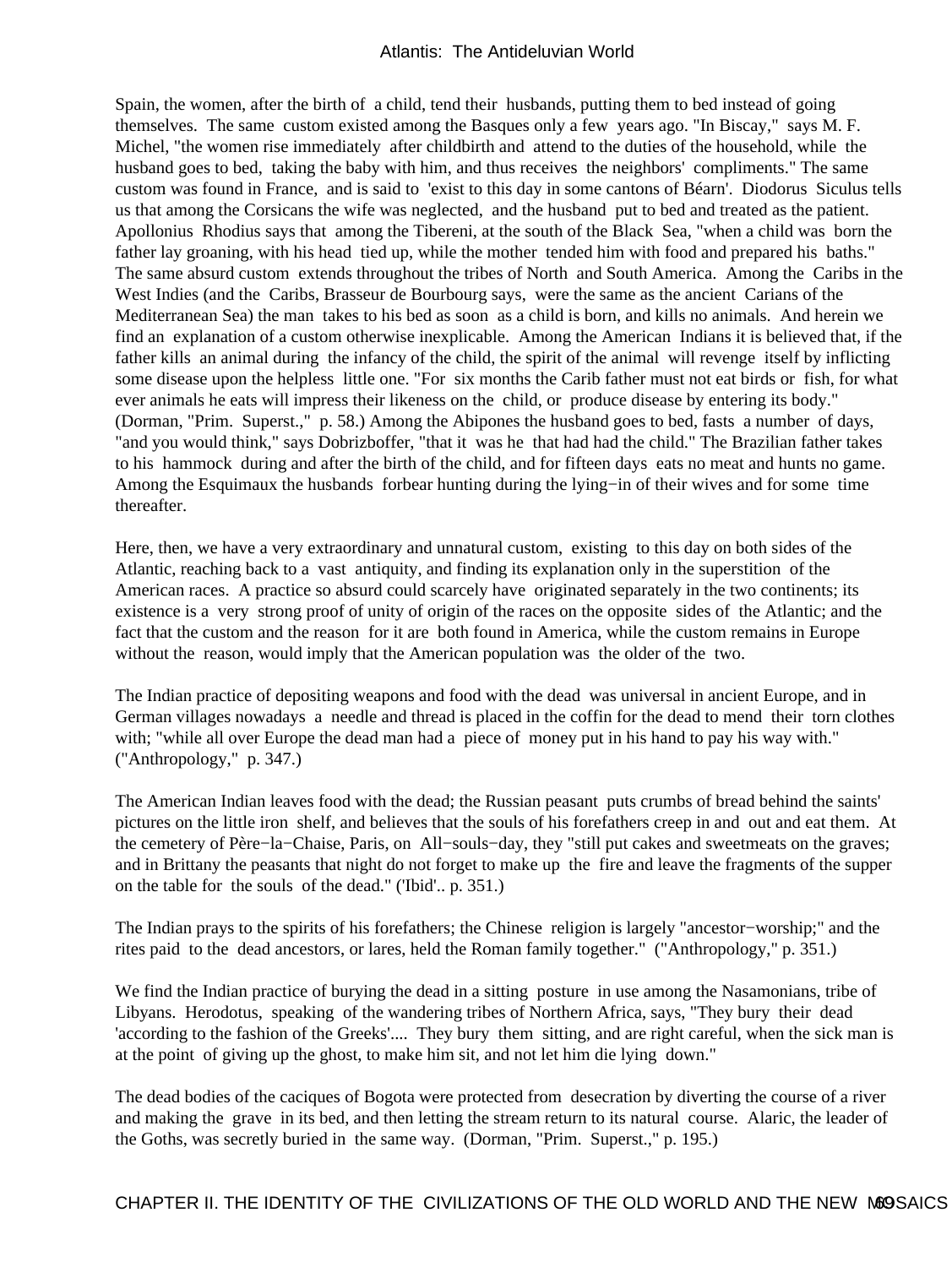Spain, the women, after the birth of a child, tend their husbands, putting them to bed instead of going themselves. The same custom existed among the Basques only a few years ago. "In Biscay," says M. F. Michel, "the women rise immediately after childbirth and attend to the duties of the household, while the husband goes to bed, taking the baby with him, and thus receives the neighbors' compliments." The same custom was found in France, and is said to 'exist to this day in some cantons of Béarn'. Diodorus Siculus tells us that among the Corsicans the wife was neglected, and the husband put to bed and treated as the patient. Apollonius Rhodius says that among the Tibereni, at the south of the Black Sea, "when a child was born the father lay groaning, with his head tied up, while the mother tended him with food and prepared his baths." The same absurd custom extends throughout the tribes of North and South America. Among the Caribs in the West Indies (and the Caribs, Brasseur de Bourbourg says, were the same as the ancient Carians of the Mediterranean Sea) the man takes to his bed as soon as a child is born, and kills no animals. And herein we find an explanation of a custom otherwise inexplicable. Among the American Indians it is believed that, if the father kills an animal during the infancy of the child, the spirit of the animal will revenge itself by inflicting some disease upon the helpless little one. "For six months the Carib father must not eat birds or fish, for what ever animals he eats will impress their likeness on the child, or produce disease by entering its body." (Dorman, "Prim. Superst.," p. 58.) Among the Abipones the husband goes to bed, fasts a number of days, "and you would think," says Dobrizboffer, "that it was he that had had the child." The Brazilian father takes to his hammock during and after the birth of the child, and for fifteen days eats no meat and hunts no game. Among the Esquimaux the husbands forbear hunting during the lying−in of their wives and for some time thereafter.

Here, then, we have a very extraordinary and unnatural custom, existing to this day on both sides of the Atlantic, reaching back to a vast antiquity, and finding its explanation only in the superstition of the American races. A practice so absurd could scarcely have originated separately in the two continents; its existence is a very strong proof of unity of origin of the races on the opposite sides of the Atlantic; and the fact that the custom and the reason for it are both found in America, while the custom remains in Europe without the reason, would imply that the American population was the older of the two.

The Indian practice of depositing weapons and food with the dead was universal in ancient Europe, and in German villages nowadays a needle and thread is placed in the coffin for the dead to mend their torn clothes with; "while all over Europe the dead man had a piece of money put in his hand to pay his way with." ("Anthropology," p. 347.)

The American Indian leaves food with the dead; the Russian peasant puts crumbs of bread behind the saints' pictures on the little iron shelf, and believes that the souls of his forefathers creep in and out and eat them. At the cemetery of Père−la−Chaise, Paris, on All−souls−day, they "still put cakes and sweetmeats on the graves; and in Brittany the peasants that night do not forget to make up the fire and leave the fragments of the supper on the table for the souls of the dead." ('Ibid'.. p. 351.)

The Indian prays to the spirits of his forefathers; the Chinese religion is largely "ancestor−worship;" and the rites paid to the dead ancestors, or lares, held the Roman family together." ("Anthropology," p. 351.)

We find the Indian practice of burying the dead in a sitting posture in use among the Nasamonians, tribe of Libyans. Herodotus, speaking of the wandering tribes of Northern Africa, says, "They bury their dead 'according to the fashion of the Greeks'.... They bury them sitting, and are right careful, when the sick man is at the point of giving up the ghost, to make him sit, and not let him die lying down."

The dead bodies of the caciques of Bogota were protected from desecration by diverting the course of a river and making the grave in its bed, and then letting the stream return to its natural course. Alaric, the leader of the Goths, was secretly buried in the same way. (Dorman, "Prim. Superst.," p. 195.)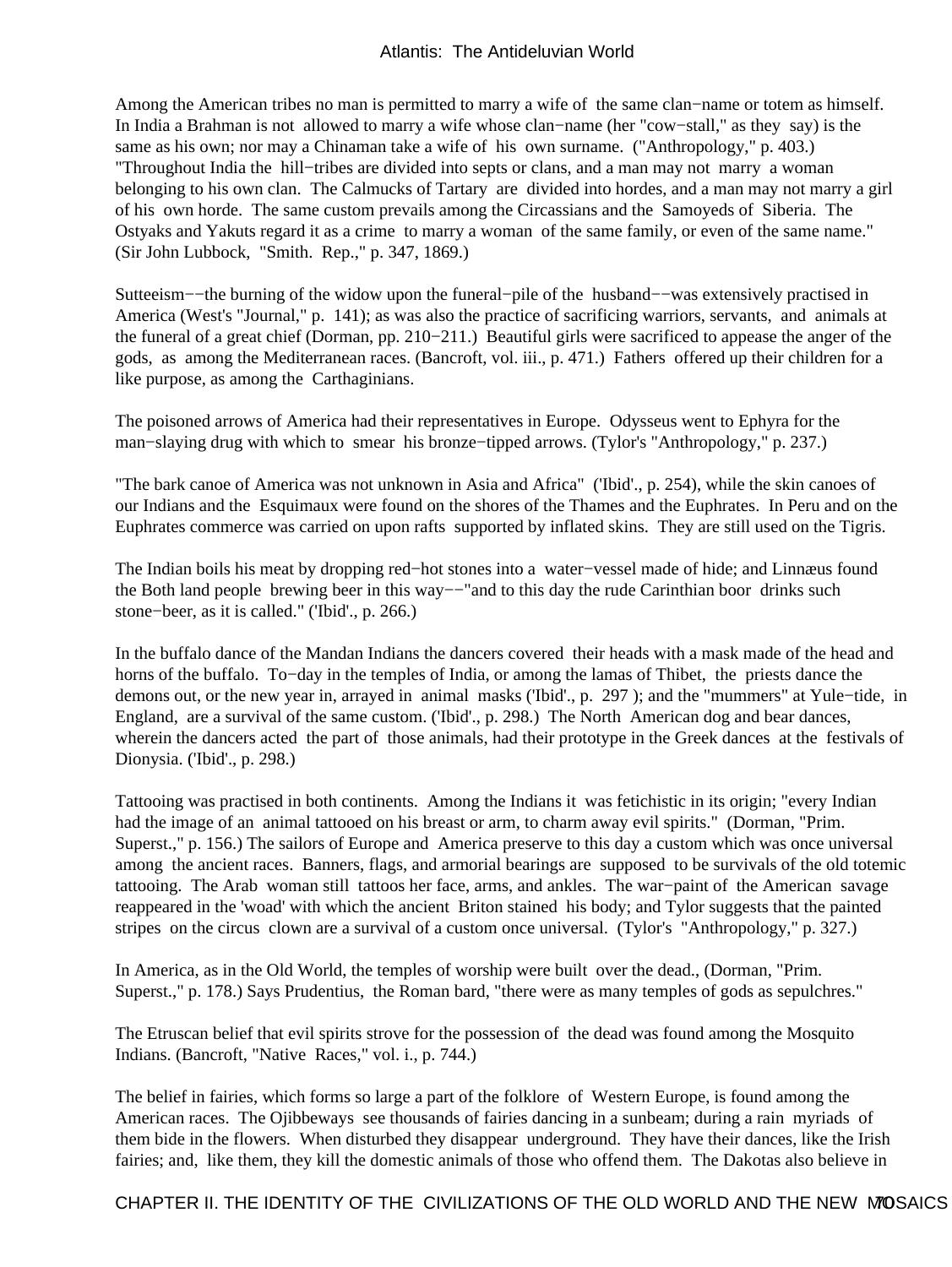Among the American tribes no man is permitted to marry a wife of the same clan−name or totem as himself. In India a Brahman is not allowed to marry a wife whose clan−name (her "cow−stall," as they say) is the same as his own; nor may a Chinaman take a wife of his own surname. ("Anthropology," p. 403.) "Throughout India the hill−tribes are divided into septs or clans, and a man may not marry a woman belonging to his own clan. The Calmucks of Tartary are divided into hordes, and a man may not marry a girl of his own horde. The same custom prevails among the Circassians and the Samoyeds of Siberia. The Ostyaks and Yakuts regard it as a crime to marry a woman of the same family, or even of the same name." (Sir John Lubbock, "Smith. Rep.," p. 347, 1869.)

Sutteeism−−the burning of the widow upon the funeral−pile of the husband−−was extensively practised in America (West's "Journal," p. 141); as was also the practice of sacrificing warriors, servants, and animals at the funeral of a great chief (Dorman, pp. 210−211.) Beautiful girls were sacrificed to appease the anger of the gods, as among the Mediterranean races. (Bancroft, vol. iii., p. 471.) Fathers offered up their children for a like purpose, as among the Carthaginians.

The poisoned arrows of America had their representatives in Europe. Odysseus went to Ephyra for the man−slaying drug with which to smear his bronze−tipped arrows. (Tylor's "Anthropology," p. 237.)

"The bark canoe of America was not unknown in Asia and Africa" ('Ibid'., p. 254), while the skin canoes of our Indians and the Esquimaux were found on the shores of the Thames and the Euphrates. In Peru and on the Euphrates commerce was carried on upon rafts supported by inflated skins. They are still used on the Tigris.

The Indian boils his meat by dropping red−hot stones into a water−vessel made of hide; and Linnæus found the Both land people brewing beer in this way−−"and to this day the rude Carinthian boor drinks such stone−beer, as it is called." ('Ibid'., p. 266.)

In the buffalo dance of the Mandan Indians the dancers covered their heads with a mask made of the head and horns of the buffalo. To−day in the temples of India, or among the lamas of Thibet, the priests dance the demons out, or the new year in, arrayed in animal masks ('Ibid'., p. 297 ); and the "mummers" at Yule−tide, in England, are a survival of the same custom. ('Ibid'., p. 298.) The North American dog and bear dances, wherein the dancers acted the part of those animals, had their prototype in the Greek dances at the festivals of Dionysia. ('Ibid'., p. 298.)

Tattooing was practised in both continents. Among the Indians it was fetichistic in its origin; "every Indian had the image of an animal tattooed on his breast or arm, to charm away evil spirits." (Dorman, "Prim. Superst.," p. 156.) The sailors of Europe and America preserve to this day a custom which was once universal among the ancient races. Banners, flags, and armorial bearings are supposed to be survivals of the old totemic tattooing. The Arab woman still tattoos her face, arms, and ankles. The war−paint of the American savage reappeared in the 'woad' with which the ancient Briton stained his body; and Tylor suggests that the painted stripes on the circus clown are a survival of a custom once universal. (Tylor's "Anthropology," p. 327.)

In America, as in the Old World, the temples of worship were built over the dead., (Dorman, "Prim. Superst.," p. 178.) Says Prudentius, the Roman bard, "there were as many temples of gods as sepulchres."

The Etruscan belief that evil spirits strove for the possession of the dead was found among the Mosquito Indians. (Bancroft, "Native Races," vol. i., p. 744.)

The belief in fairies, which forms so large a part of the folklore of Western Europe, is found among the American races. The Ojibbeways see thousands of fairies dancing in a sunbeam; during a rain myriads of them bide in the flowers. When disturbed they disappear underground. They have their dances, like the Irish fairies; and, like them, they kill the domestic animals of those who offend them. The Dakotas also believe in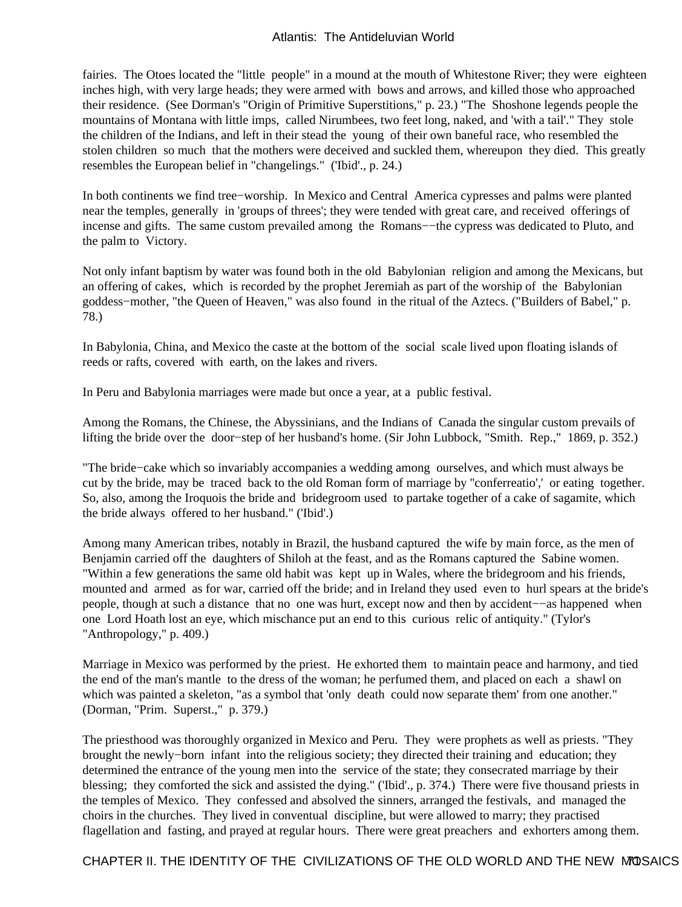fairies. The Otoes located the "little people" in a mound at the mouth of Whitestone River; they were eighteen inches high, with very large heads; they were armed with bows and arrows, and killed those who approached their residence. (See Dorman's "Origin of Primitive Superstitions," p. 23.) "The Shoshone legends people the mountains of Montana with little imps, called Nirumbees, two feet long, naked, and 'with a tail'." They stole the children of the Indians, and left in their stead the young of their own baneful race, who resembled the stolen children so much that the mothers were deceived and suckled them, whereupon they died. This greatly resembles the European belief in "changelings." ('Ibid'., p. 24.)

In both continents we find tree−worship. In Mexico and Central America cypresses and palms were planted near the temples, generally in 'groups of threes'; they were tended with great care, and received offerings of incense and gifts. The same custom prevailed among the Romans−−the cypress was dedicated to Pluto, and the palm to Victory.

Not only infant baptism by water was found both in the old Babylonian religion and among the Mexicans, but an offering of cakes, which is recorded by the prophet Jeremiah as part of the worship of the Babylonian goddess−mother, "the Queen of Heaven," was also found in the ritual of the Aztecs. ("Builders of Babel," p. 78.)

In Babylonia, China, and Mexico the caste at the bottom of the social scale lived upon floating islands of reeds or rafts, covered with earth, on the lakes and rivers.

In Peru and Babylonia marriages were made but once a year, at a public festival.

Among the Romans, the Chinese, the Abyssinians, and the Indians of Canada the singular custom prevails of lifting the bride over the door−step of her husband's home. (Sir John Lubbock, "Smith. Rep.," 1869, p. 352.)

"The bride−cake which so invariably accompanies a wedding among ourselves, and which must always be cut by the bride, may be traced back to the old Roman form of marriage by "conferreatio',' or eating together. So, also, among the Iroquois the bride and bridegroom used to partake together of a cake of sagamite, which the bride always offered to her husband." ('Ibid'.)

Among many American tribes, notably in Brazil, the husband captured the wife by main force, as the men of Benjamin carried off the daughters of Shiloh at the feast, and as the Romans captured the Sabine women. "Within a few generations the same old habit was kept up in Wales, where the bridegroom and his friends, mounted and armed as for war, carried off the bride; and in Ireland they used even to hurl spears at the bride's people, though at such a distance that no one was hurt, except now and then by accident−−as happened when one Lord Hoath lost an eye, which mischance put an end to this curious relic of antiquity." (Tylor's "Anthropology," p. 409.)

Marriage in Mexico was performed by the priest. He exhorted them to maintain peace and harmony, and tied the end of the man's mantle to the dress of the woman; he perfumed them, and placed on each a shawl on which was painted a skeleton, "as a symbol that 'only death could now separate them' from one another." (Dorman, "Prim. Superst.," p. 379.)

The priesthood was thoroughly organized in Mexico and Peru. They were prophets as well as priests. "They brought the newly−born infant into the religious society; they directed their training and education; they determined the entrance of the young men into the service of the state; they consecrated marriage by their blessing; they comforted the sick and assisted the dying." ('Ibid'., p. 374.) There were five thousand priests in the temples of Mexico. They confessed and absolved the sinners, arranged the festivals, and managed the choirs in the churches. They lived in conventual discipline, but were allowed to marry; they practised flagellation and fasting, and prayed at regular hours. There were great preachers and exhorters among them.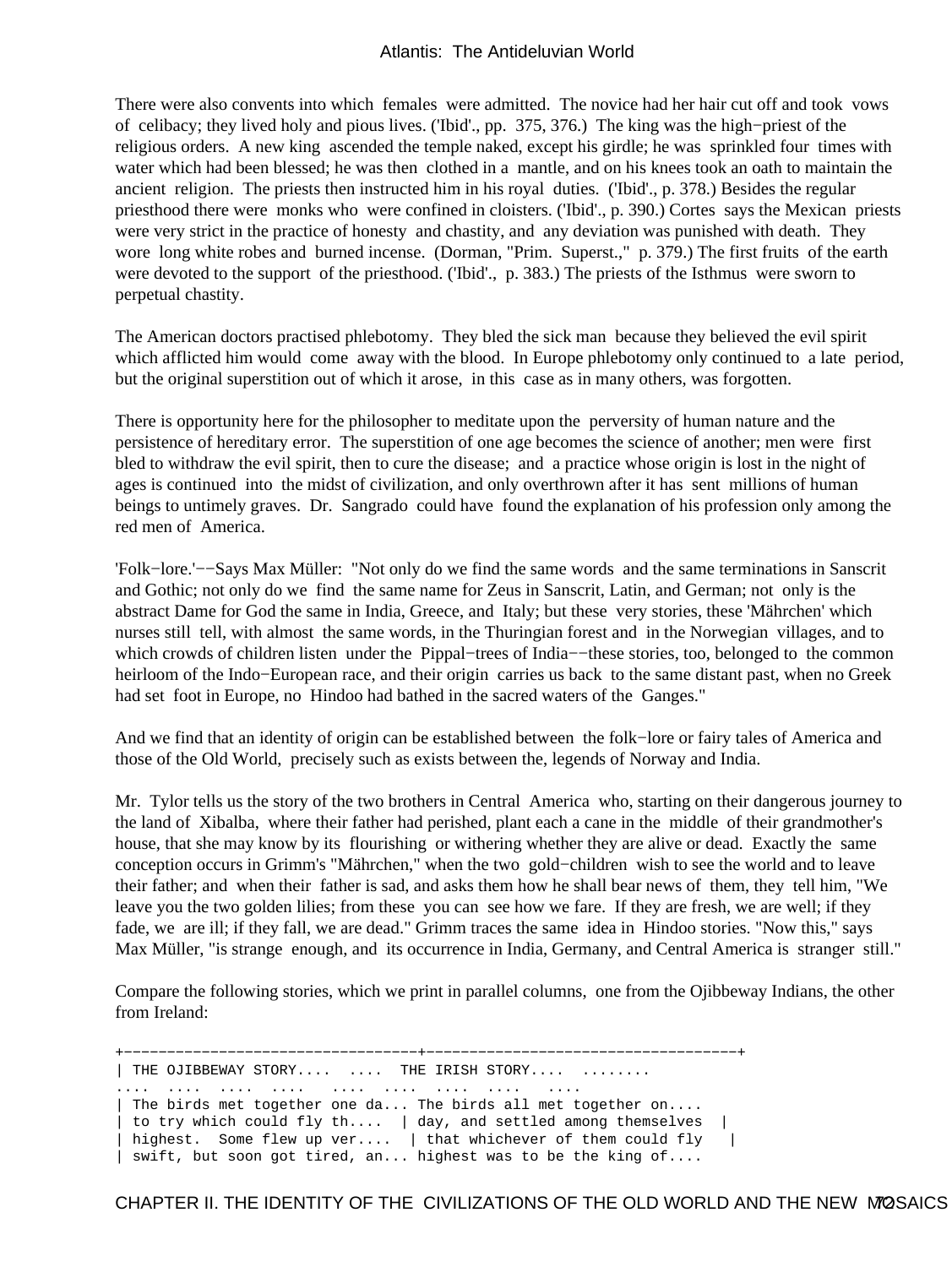There were also convents into which females were admitted. The novice had her hair cut off and took vows of celibacy; they lived holy and pious lives. ('Ibid'., pp. 375, 376.) The king was the high−priest of the religious orders. A new king ascended the temple naked, except his girdle; he was sprinkled four times with water which had been blessed; he was then clothed in a mantle, and on his knees took an oath to maintain the ancient religion. The priests then instructed him in his royal duties. ('Ibid'., p. 378.) Besides the regular priesthood there were monks who were confined in cloisters. ('Ibid'., p. 390.) Cortes says the Mexican priests were very strict in the practice of honesty and chastity, and any deviation was punished with death. They wore long white robes and burned incense. (Dorman, "Prim. Superst.," p. 379.) The first fruits of the earth were devoted to the support of the priesthood. ('Ibid'., p. 383.) The priests of the Isthmus were sworn to perpetual chastity.

The American doctors practised phlebotomy. They bled the sick man because they believed the evil spirit which afflicted him would come away with the blood. In Europe phlebotomy only continued to a late period, but the original superstition out of which it arose, in this case as in many others, was forgotten.

There is opportunity here for the philosopher to meditate upon the perversity of human nature and the persistence of hereditary error. The superstition of one age becomes the science of another; men were first bled to withdraw the evil spirit, then to cure the disease; and a practice whose origin is lost in the night of ages is continued into the midst of civilization, and only overthrown after it has sent millions of human beings to untimely graves. Dr. Sangrado could have found the explanation of his profession only among the red men of America.

'Folk−lore.'−−Says Max Müller: "Not only do we find the same words and the same terminations in Sanscrit and Gothic; not only do we find the same name for Zeus in Sanscrit, Latin, and German; not only is the abstract Dame for God the same in India, Greece, and Italy; but these very stories, these 'Mährchen' which nurses still tell, with almost the same words, in the Thuringian forest and in the Norwegian villages, and to which crowds of children listen under the Pippal−trees of India−−these stories, too, belonged to the common heirloom of the Indo−European race, and their origin carries us back to the same distant past, when no Greek had set foot in Europe, no Hindoo had bathed in the sacred waters of the Ganges."

And we find that an identity of origin can be established between the folk−lore or fairy tales of America and those of the Old World, precisely such as exists between the, legends of Norway and India.

Mr. Tylor tells us the story of the two brothers in Central America who, starting on their dangerous journey to the land of Xibalba, where their father had perished, plant each a cane in the middle of their grandmother's house, that she may know by its flourishing or withering whether they are alive or dead. Exactly the same conception occurs in Grimm's "Mährchen," when the two gold−children wish to see the world and to leave their father; and when their father is sad, and asks them how he shall bear news of them, they tell him, "We leave you the two golden lilies; from these you can see how we fare. If they are fresh, we are well; if they fade, we are ill; if they fall, we are dead." Grimm traces the same idea in Hindoo stories. "Now this," says Max Müller, "is strange enough, and its occurrence in India, Germany, and Central America is stranger still."

Compare the following stories, which we print in parallel columns, one from the Ojibbeway Indians, the other from Ireland:

```
+---------------------------------+-----------------------------------+
| THE OJIBBEWAY STORY....  ....  THE IRISH STORY....  ........
....  ....  ....  ....   ....  ....  ....  ....   ....
| The birds met together one da... The birds all met together on....
| to try which could fly th....  | day, and settled among themselves  |
| highest.  Some flew up ver....  | that whichever of them could fly   |
| swift, but soon got tired, an... highest was to be the king of....
```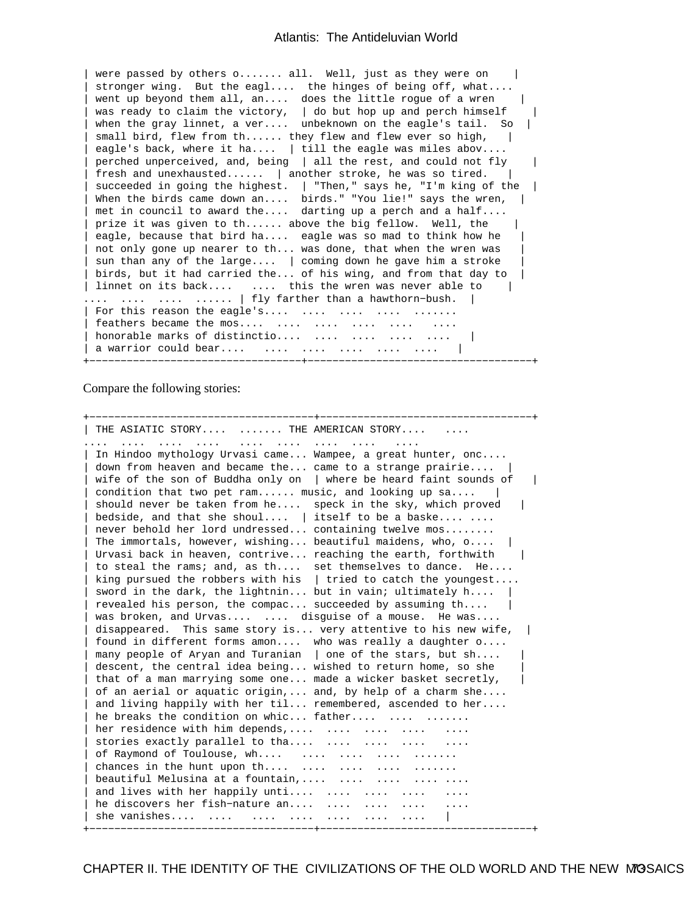```
| were passed by others o....... all.  Well, just as they were on    |
| stronger wing.  But the eagl....  the hinges of being off, what....
| went up beyond them all, an....  does the little rogue of a wren    |
| was ready to claim the victory,  | do but hop up and perch himself    |
| when the gray linnet, a ver....  unbeknown on the eagle's tail.  So  |
| small bird, flew from th...... they flew and flew ever so high,   |
| eagle's back, where it ha....  | till the eagle was miles abov....
| perched unperceived, and, being  | all the rest, and could not fly    |
| fresh and unexhausted......  | another stroke, he was so tired.   |
| succeeded in going the highest.  | "Then," says he, "I'm king of the  |
| When the birds came down an....  birds." "You lie!" says the wren,  |
| met in council to award the....  darting up a perch and a half....
| prize it was given to th...... above the big fellow.  Well, the    |
| eagle, because that bird ha....  eagle was so mad to think how he   |
| not only gone up nearer to th... was done, that when the wren was   |
| sun than any of the large....  | coming down he gave him a stroke   |
| birds, but it had carried the... of his wing, and from that day to  |
| linnet on its back....   ....  this the wren was never able to    |
....  ....  ....  ...... | fly farther than a hawthorn−bush.  |
| For this reason the eagle's....  ....  ....  ....  .......
| feathers became the mos....  ....  ....  ....  ....   ....
| honorable marks of distinctio....  ....  ....  ....  ....   |
| a warrior could bear....   ....  ....  ....  ....  ....   |
+−−−−−−−−−−−−−−−−−−−−−−−−−−−−−−−−−−−+−−−−−−−−−−−−−−−−−−−−−−−−−−−−−−−−−−−+
```

Compare the following stories:

```
+−−−−−−−−−−−−−−−−−−−−−−−−−−−−−−−−−−−+−−−−−−−−−−−−−−−−−−−−−−−−−−−−−−−−−−+
| THE ASIATIC STORY....  ....... THE AMERICAN STORY....   ....
....  ....  ....  ....   ....  ....  ....  ....   ....
| In Hindoo mythology Urvasi came... Wampee, a great hunter, onc....
| down from heaven and became the... came to a strange prairie....  |
| wife of the son of Buddha only on  | where be heard faint sounds of   |
| condition that two pet ram...... music, and looking up sa....   |
| should never be taken from he....  speck in the sky, which proved   |
| bedside, and that she shoul....  | itself to be a baske.... ....
| never behold her lord undressed... containing twelve mos........
| The immortals, however, wishing... beautiful maidens, who, o....  |
| Urvasi back in heaven, contrive... reaching the earth, forthwith    |
| to steal the rams; and, as th....  set themselves to dance.  He....
| king pursued the robbers with his  | tried to catch the youngest....
| sword in the dark, the lightnin... but in vain; ultimately h....  |
| revealed his person, the compac... succeeded by assuming th....   |
| was broken, and Urvas....  ....  disguise of a mouse.  He was....
| disappeared.  This same story is... very attentive to his new wife,  |
| found in different forms amon....  who was really a daughter o....
| many people of Aryan and Turanian  | one of the stars, but sh....   |
| descent, the central idea being... wished to return home, so she    |
| that of a man marrying some one... made a wicker basket secretly,   |
| of an aerial or aquatic origin,... and, by help of a charm she....
| and living happily with her til... remembered, ascended to her....
| he breaks the condition on whic... father....  ....  .......
| her residence with him depends,....  ....  ....  ....   ....
| stories exactly parallel to tha....  ....  ....  ....   ....
| of Raymond of Toulouse, wh....   ....  ....  ....  .......
| chances in the hunt upon th....  ....  ....  ....  .......
| beautiful Melusina at a fountain,....  ....  ....  .... ....
| and lives with her happily unti....  ....  ....  ....   ....
| he discovers her fish−nature an....  ....  ....  ....   ....
| she vanishes....  ....   ....  ....  ....  ....  ....   |
+−−−−−−−−−−−−−−−−−−−−−−−−−−−−−−−−−−−−+−−−−−−−−−−−−−−−−−−−−−−−−−−−−−−−−−+
```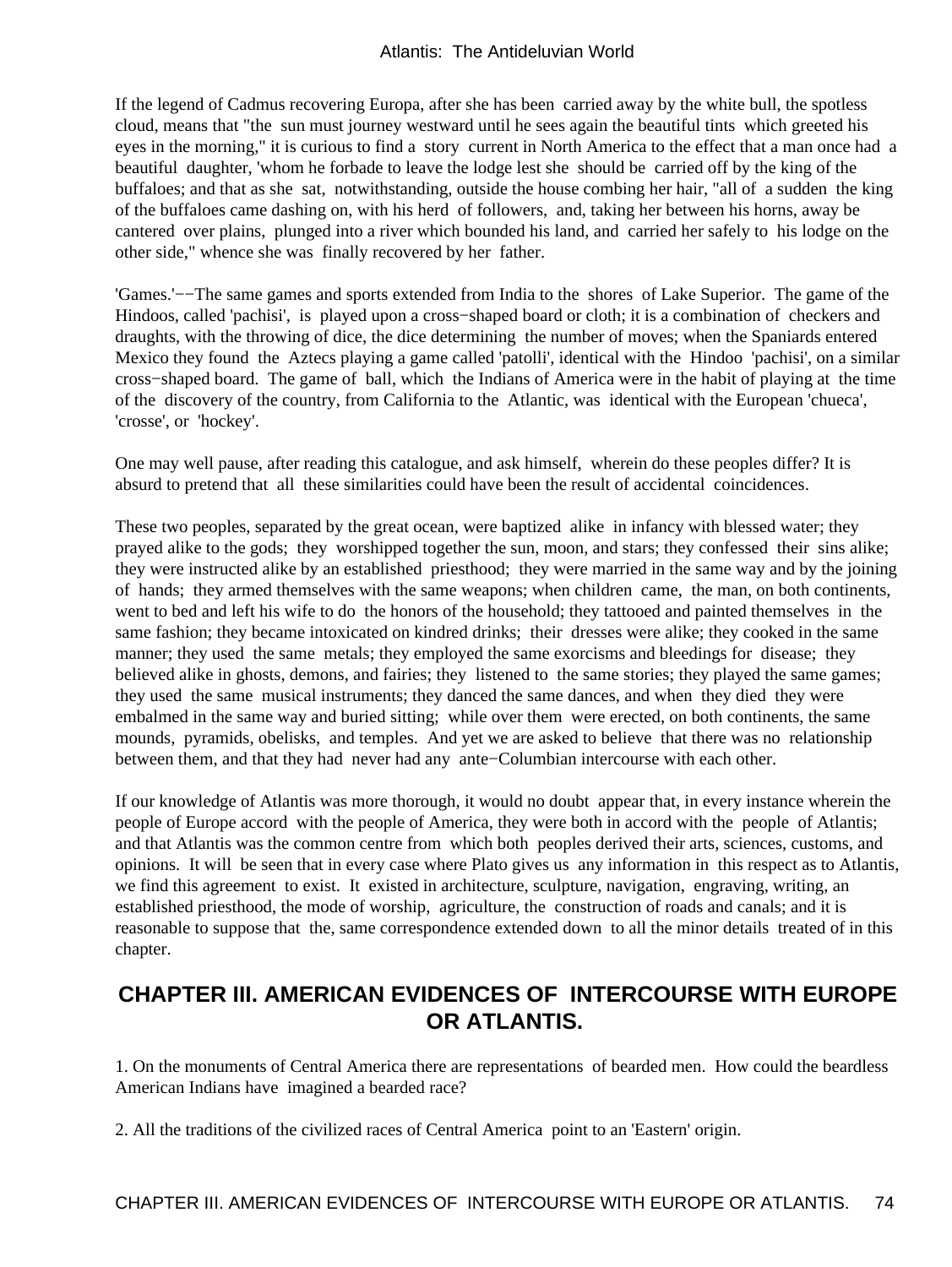If the legend of Cadmus recovering Europa, after she has been carried away by the white bull, the spotless cloud, means that "the sun must journey westward until he sees again the beautiful tints which greeted his eyes in the morning," it is curious to find a story current in North America to the effect that a man once had a beautiful daughter, 'whom he forbade to leave the lodge lest she should be carried off by the king of the buffaloes; and that as she sat, notwithstanding, outside the house combing her hair, "all of a sudden the king of the buffaloes came dashing on, with his herd of followers, and, taking her between his horns, away be cantered over plains, plunged into a river which bounded his land, and carried her safely to his lodge on the other side," whence she was finally recovered by her father.

'Games.'−−The same games and sports extended from India to the shores of Lake Superior. The game of the Hindoos, called 'pachisi', is played upon a cross−shaped board or cloth; it is a combination of checkers and draughts, with the throwing of dice, the dice determining the number of moves; when the Spaniards entered Mexico they found the Aztecs playing a game called 'patolli', identical with the Hindoo 'pachisi', on a similar cross−shaped board. The game of ball, which the Indians of America were in the habit of playing at the time of the discovery of the country, from California to the Atlantic, was identical with the European 'chueca', 'crosse', or 'hockey'.

One may well pause, after reading this catalogue, and ask himself, wherein do these peoples differ? It is absurd to pretend that all these similarities could have been the result of accidental coincidences.

These two peoples, separated by the great ocean, were baptized alike in infancy with blessed water; they prayed alike to the gods; they worshipped together the sun, moon, and stars; they confessed their sins alike; they were instructed alike by an established priesthood; they were married in the same way and by the joining of hands; they armed themselves with the same weapons; when children came, the man, on both continents, went to bed and left his wife to do the honors of the household; they tattooed and painted themselves in the same fashion; they became intoxicated on kindred drinks; their dresses were alike; they cooked in the same manner; they used the same metals; they employed the same exorcisms and bleedings for disease; they believed alike in ghosts, demons, and fairies; they listened to the same stories; they played the same games; they used the same musical instruments; they danced the same dances, and when they died they were embalmed in the same way and buried sitting; while over them were erected, on both continents, the same mounds, pyramids, obelisks, and temples. And yet we are asked to believe that there was no relationship between them, and that they had never had any ante−Columbian intercourse with each other.

If our knowledge of Atlantis was more thorough, it would no doubt appear that, in every instance wherein the people of Europe accord with the people of America, they were both in accord with the people of Atlantis; and that Atlantis was the common centre from which both peoples derived their arts, sciences, customs, and opinions. It will be seen that in every case where Plato gives us any information in this respect as to Atlantis, we find this agreement to exist. It existed in architecture, sculpture, navigation, engraving, writing, an established priesthood, the mode of worship, agriculture, the construction of roads and canals; and it is reasonable to suppose that the, same correspondence extended down to all the minor details treated of in this chapter.

## CHAPTER III. AMERICAN EVIDENCES OF INTERCOURSE WITH EUROPE OR ATLANTIS.

1. On the monuments of Central America there are representations of bearded men. How could the beardless American Indians have imagined a bearded race?

2. All the traditions of the civilized races of Central America point to an 'Eastern' origin.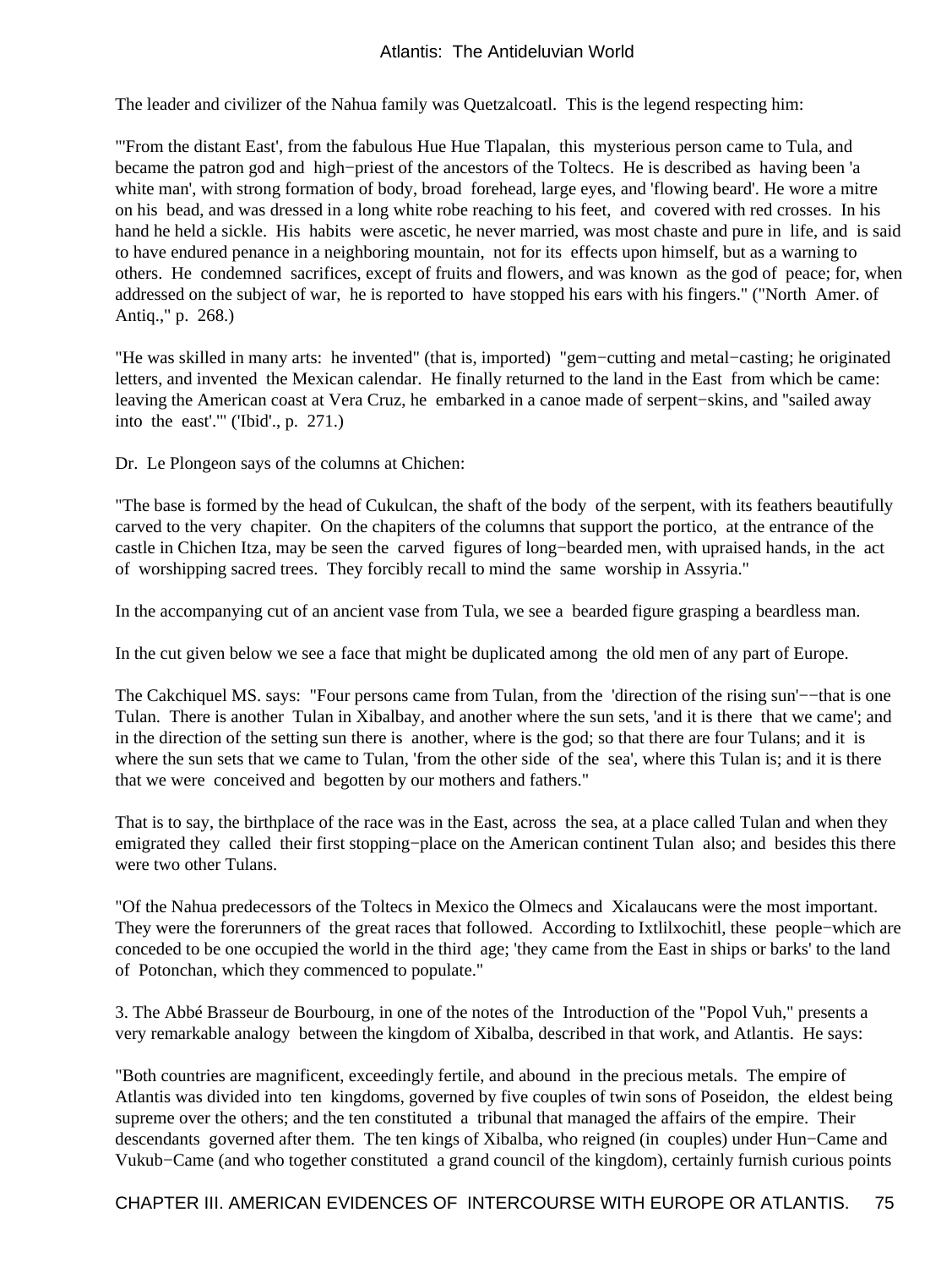The leader and civilizer of the Nahua family was Quetzalcoatl. This is the legend respecting him:

"'From the distant East', from the fabulous Hue Hue Tlapalan, this mysterious person came to Tula, and became the patron god and high−priest of the ancestors of the Toltecs. He is described as having been 'a white man', with strong formation of body, broad forehead, large eyes, and 'flowing beard'. He wore a mitre on his bead, and was dressed in a long white robe reaching to his feet, and covered with red crosses. In his hand he held a sickle. His habits were ascetic, he never married, was most chaste and pure in life, and is said to have endured penance in a neighboring mountain, not for its effects upon himself, but as a warning to others. He condemned sacrifices, except of fruits and flowers, and was known as the god of peace; for, when addressed on the subject of war, he is reported to have stopped his ears with his fingers." ("North Amer. of Antiq.," p. 268.)

"He was skilled in many arts: he invented" (that is, imported) "gem−cutting and metal−casting; he originated letters, and invented the Mexican calendar. He finally returned to the land in the East from which be came: leaving the American coast at Vera Cruz, he embarked in a canoe made of serpent−skins, and "sailed away into the east'.'" ('Ibid'., p. 271.)

Dr. Le Plongeon says of the columns at Chichen:

"The base is formed by the head of Cukulcan, the shaft of the body of the serpent, with its feathers beautifully carved to the very chapiter. On the chapiters of the columns that support the portico, at the entrance of the castle in Chichen Itza, may be seen the carved figures of long−bearded men, with upraised hands, in the act of worshipping sacred trees. They forcibly recall to mind the same worship in Assyria."

In the accompanying cut of an ancient vase from Tula, we see a bearded figure grasping a beardless man.

In the cut given below we see a face that might be duplicated among the old men of any part of Europe.

The Cakchiquel MS. says: "Four persons came from Tulan, from the 'direction of the rising sun'−−that is one Tulan. There is another Tulan in Xibalbay, and another where the sun sets, 'and it is there that we came'; and in the direction of the setting sun there is another, where is the god; so that there are four Tulans; and it is where the sun sets that we came to Tulan, 'from the other side of the sea', where this Tulan is; and it is there that we were conceived and begotten by our mothers and fathers."

That is to say, the birthplace of the race was in the East, across the sea, at a place called Tulan and when they emigrated they called their first stopping−place on the American continent Tulan also; and besides this there were two other Tulans.

"Of the Nahua predecessors of the Toltecs in Mexico the Olmecs and Xicalaucans were the most important. They were the forerunners of the great races that followed. According to Ixtlilxochitl, these people−which are conceded to be one occupied the world in the third age; 'they came from the East in ships or barks' to the land of Potonchan, which they commenced to populate."

3. The Abbé Brasseur de Bourbourg, in one of the notes of the Introduction of the "Popol Vuh," presents a very remarkable analogy between the kingdom of Xibalba, described in that work, and Atlantis. He says:

"Both countries are magnificent, exceedingly fertile, and abound in the precious metals. The empire of Atlantis was divided into ten kingdoms, governed by five couples of twin sons of Poseidon, the eldest being supreme over the others; and the ten constituted a tribunal that managed the affairs of the empire. Their descendants governed after them. The ten kings of Xibalba, who reigned (in couples) under Hun−Came and Vukub−Came (and who together constituted a grand council of the kingdom), certainly furnish curious points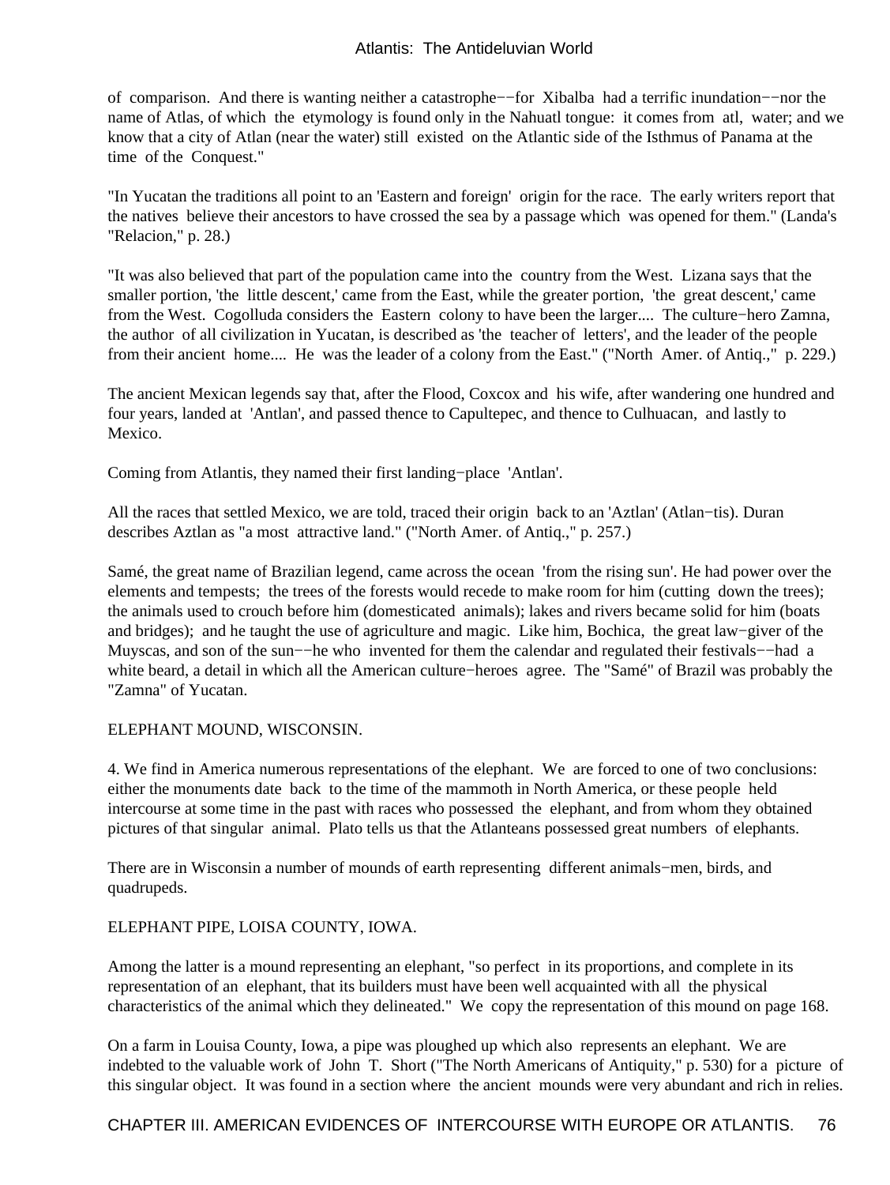of comparison. And there is wanting neither a catastrophe−−for Xibalba had a terrific inundation−−nor the name of Atlas, of which the etymology is found only in the Nahuatl tongue: it comes from atl, water; and we know that a city of Atlan (near the water) still existed on the Atlantic side of the Isthmus of Panama at the time of the Conquest."

"In Yucatan the traditions all point to an 'Eastern and foreign' origin for the race. The early writers report that the natives believe their ancestors to have crossed the sea by a passage which was opened for them." (Landa's "Relacion," p. 28.)

"It was also believed that part of the population came into the country from the West. Lizana says that the smaller portion, 'the little descent,' came from the East, while the greater portion, 'the great descent,' came from the West. Cogolluda considers the Eastern colony to have been the larger.... The culture−hero Zamna, the author of all civilization in Yucatan, is described as 'the teacher of letters', and the leader of the people from their ancient home.... He was the leader of a colony from the East." ("North Amer. of Antiq.," p. 229.)

The ancient Mexican legends say that, after the Flood, Coxcox and his wife, after wandering one hundred and four years, landed at 'Antlan', and passed thence to Capultepec, and thence to Culhuacan, and lastly to Mexico.

Coming from Atlantis, they named their first landing−place 'Antlan'.

All the races that settled Mexico, we are told, traced their origin back to an 'Aztlan' (Atlan−tis). Duran describes Aztlan as "a most attractive land." ("North Amer. of Antiq.," p. 257.)

Samé, the great name of Brazilian legend, came across the ocean 'from the rising sun'. He had power over the elements and tempests; the trees of the forests would recede to make room for him (cutting down the trees); the animals used to crouch before him (domesticated animals); lakes and rivers became solid for him (boats and bridges); and he taught the use of agriculture and magic. Like him, Bochica, the great law−giver of the Muyscas, and son of the sun−−he who invented for them the calendar and regulated their festivals−−had a white beard, a detail in which all the American culture−heroes agree. The "Samé" of Brazil was probably the "Zamna" of Yucatan.

ELEPHANT MOUND, WISCONSIN.

4. We find in America numerous representations of the elephant. We are forced to one of two conclusions: either the monuments date back to the time of the mammoth in North America, or these people held intercourse at some time in the past with races who possessed the elephant, and from whom they obtained pictures of that singular animal. Plato tells us that the Atlanteans possessed great numbers of elephants.

There are in Wisconsin a number of mounds of earth representing different animals−men, birds, and quadrupeds.

ELEPHANT PIPE, LOISA COUNTY, IOWA.

Among the latter is a mound representing an elephant, "so perfect in its proportions, and complete in its representation of an elephant, that its builders must have been well acquainted with all the physical characteristics of the animal which they delineated." We copy the representation of this mound on page 168.

On a farm in Louisa County, Iowa, a pipe was ploughed up which also represents an elephant. We are indebted to the valuable work of John T. Short ("The North Americans of Antiquity," p. 530) for a picture of this singular object. It was found in a section where the ancient mounds were very abundant and rich in relies.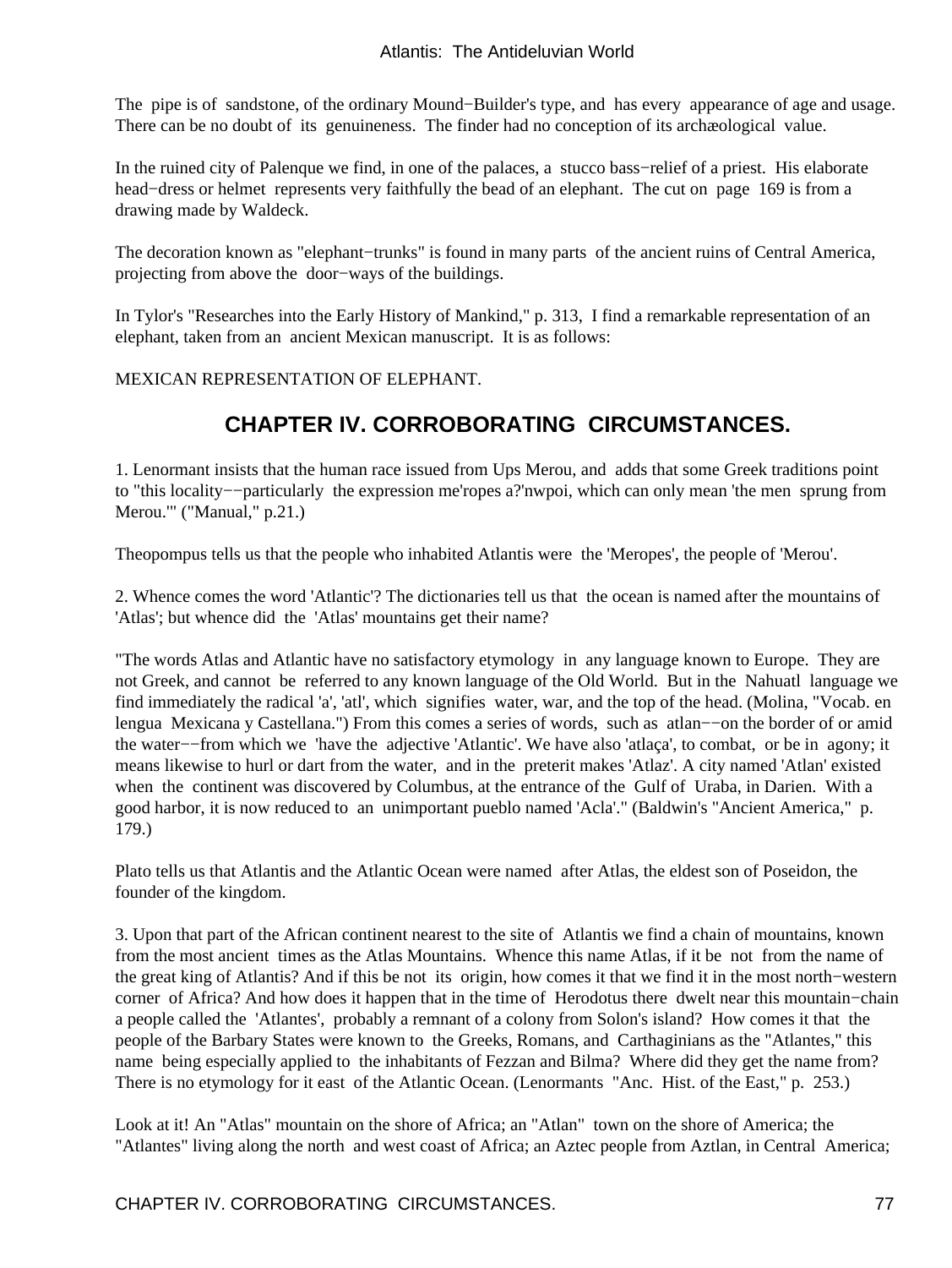The pipe is of sandstone, of the ordinary Mound−Builder's type, and has every appearance of age and usage. There can be no doubt of its genuineness. The finder had no conception of its archæological value.

In the ruined city of Palenque we find, in one of the palaces, a stucco bass−relief of a priest. His elaborate head−dress or helmet represents very faithfully the bead of an elephant. The cut on page 169 is from a drawing made by Waldeck.

The decoration known as "elephant−trunks" is found in many parts of the ancient ruins of Central America, projecting from above the door−ways of the buildings.

In Tylor's "Researches into the Early History of Mankind," p. 313, I find a remarkable representation of an elephant, taken from an ancient Mexican manuscript. It is as follows:

MEXICAN REPRESENTATION OF ELEPHANT.

# CHAPTER IV. CORROBORATING CIRCUMSTANCES.

1. Lenormant insists that the human race issued from Ups Merou, and adds that some Greek traditions point to "this locality−−particularly the expression me'ropes a?'nwpoi, which can only mean 'the men sprung from Merou.'" ("Manual," p.21.)

Theopompus tells us that the people who inhabited Atlantis were the 'Meropes', the people of 'Merou'.

2. Whence comes the word 'Atlantic'? The dictionaries tell us that the ocean is named after the mountains of 'Atlas'; but whence did the 'Atlas' mountains get their name?

"The words Atlas and Atlantic have no satisfactory etymology in any language known to Europe. They are not Greek, and cannot be referred to any known language of the Old World. But in the Nahuatl language we find immediately the radical 'a', 'atl', which signifies water, war, and the top of the head. (Molina, "Vocab. en lengua Mexicana y Castellana.") From this comes a series of words, such as atlan−−on the border of or amid the water−−from which we 'have the adjective 'Atlantic'. We have also 'atlaça', to combat, or be in agony; it means likewise to hurl or dart from the water, and in the preterit makes 'Atlaz'. A city named 'Atlan' existed when the continent was discovered by Columbus, at the entrance of the Gulf of Uraba, in Darien. With a good harbor, it is now reduced to an unimportant pueblo named 'Acla'." (Baldwin's "Ancient America," p. 179.)

Plato tells us that Atlantis and the Atlantic Ocean were named after Atlas, the eldest son of Poseidon, the founder of the kingdom.

3. Upon that part of the African continent nearest to the site of Atlantis we find a chain of mountains, known from the most ancient times as the Atlas Mountains. Whence this name Atlas, if it be not from the name of the great king of Atlantis? And if this be not its origin, how comes it that we find it in the most north−western corner of Africa? And how does it happen that in the time of Herodotus there dwelt near this mountain−chain a people called the 'Atlantes', probably a remnant of a colony from Solon's island? How comes it that the people of the Barbary States were known to the Greeks, Romans, and Carthaginians as the "Atlantes," this name being especially applied to the inhabitants of Fezzan and Bilma? Where did they get the name from? There is no etymology for it east of the Atlantic Ocean. (Lenormants "Anc. Hist. of the East," p. 253.)

Look at it! An "Atlas" mountain on the shore of Africa; an "Atlan" town on the shore of America; the "Atlantes" living along the north and west coast of Africa; an Aztec people from Aztlan, in Central America;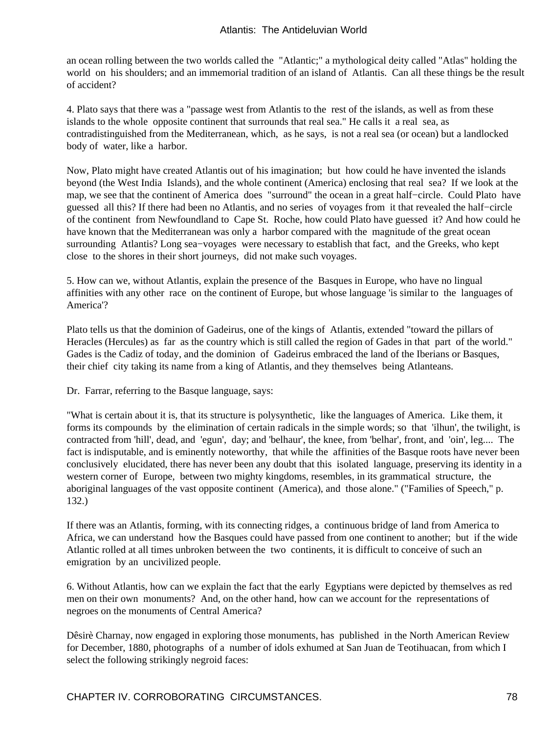an ocean rolling between the two worlds called the "Atlantic;" a mythological deity called "Atlas" holding the world on his shoulders; and an immemorial tradition of an island of Atlantis. Can all these things be the result of accident?

4. Plato says that there was a "passage west from Atlantis to the rest of the islands, as well as from these islands to the whole opposite continent that surrounds that real sea." He calls it a real sea, as contradistinguished from the Mediterranean, which, as he says, is not a real sea (or ocean) but a landlocked body of water, like a harbor.

Now, Plato might have created Atlantis out of his imagination; but how could he have invented the islands beyond (the West India Islands), and the whole continent (America) enclosing that real sea? If we look at the map, we see that the continent of America does "surround" the ocean in a great half−circle. Could Plato have guessed all this? If there had been no Atlantis, and no series of voyages from it that revealed the half−circle of the continent from Newfoundland to Cape St. Roche, how could Plato have guessed it? And how could he have known that the Mediterranean was only a harbor compared with the magnitude of the great ocean surrounding Atlantis? Long sea−voyages were necessary to establish that fact, and the Greeks, who kept close to the shores in their short journeys, did not make such voyages.

5. How can we, without Atlantis, explain the presence of the Basques in Europe, who have no lingual affinities with any other race on the continent of Europe, but whose language 'is similar to the languages of America'?

Plato tells us that the dominion of Gadeirus, one of the kings of Atlantis, extended "toward the pillars of Heracles (Hercules) as far as the country which is still called the region of Gades in that part of the world." Gades is the Cadiz of today, and the dominion of Gadeirus embraced the land of the Iberians or Basques, their chief city taking its name from a king of Atlantis, and they themselves being Atlanteans.

Dr. Farrar, referring to the Basque language, says:

"What is certain about it is, that its structure is polysynthetic, like the languages of America. Like them, it forms its compounds by the elimination of certain radicals in the simple words; so that 'ilhun', the twilight, is contracted from 'hill', dead, and 'egun', day; and 'belhaur', the knee, from 'belhar', front, and 'oin', leg.... The fact is indisputable, and is eminently noteworthy, that while the affinities of the Basque roots have never been conclusively elucidated, there has never been any doubt that this isolated language, preserving its identity in a western corner of Europe, between two mighty kingdoms, resembles, in its grammatical structure, the aboriginal languages of the vast opposite continent (America), and those alone." ("Families of Speech," p. 132.)

If there was an Atlantis, forming, with its connecting ridges, a continuous bridge of land from America to Africa, we can understand how the Basques could have passed from one continent to another; but if the wide Atlantic rolled at all times unbroken between the two continents, it is difficult to conceive of such an emigration by an uncivilized people.

6. Without Atlantis, how can we explain the fact that the early Egyptians were depicted by themselves as red men on their own monuments? And, on the other hand, how can we account for the representations of negroes on the monuments of Central America?

Dêsirè Charnay, now engaged in exploring those monuments, has published in the North American Review for December, 1880, photographs of a number of idols exhumed at San Juan de Teotihuacan, from which I select the following strikingly negroid faces: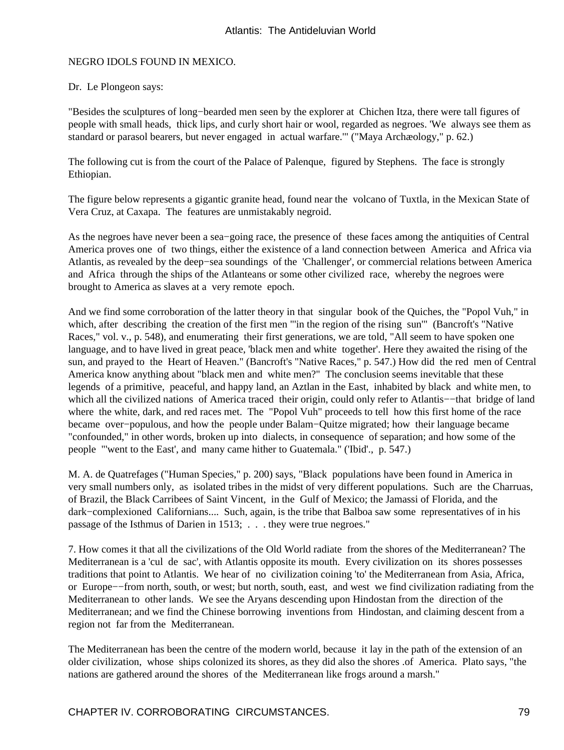NEGRO IDOLS FOUND IN MEXICO.

Dr. Le Plongeon says:

"Besides the sculptures of long−bearded men seen by the explorer at Chichen Itza, there were tall figures of people with small heads, thick lips, and curly short hair or wool, regarded as negroes. 'We always see them as standard or parasol bearers, but never engaged in actual warfare.'" ("Maya Archæology," p. 62.)

The following cut is from the court of the Palace of Palenque, figured by Stephens. The face is strongly Ethiopian.

The figure below represents a gigantic granite head, found near the volcano of Tuxtla, in the Mexican State of Vera Cruz, at Caxapa. The features are unmistakably negroid.

As the negroes have never been a sea−going race, the presence of these faces among the antiquities of Central America proves one of two things, either the existence of a land connection between America and Africa via Atlantis, as revealed by the deep−sea soundings of the 'Challenger', or commercial relations between America and Africa through the ships of the Atlanteans or some other civilized race, whereby the negroes were brought to America as slaves at a very remote epoch.

And we find some corroboration of the latter theory in that singular book of the Quiches, the "Popol Vuh," in which, after describing the creation of the first men "'in the region of the rising sun'" (Bancroft's "Native Races," vol. v., p. 548), and enumerating their first generations, we are told, "All seem to have spoken one language, and to have lived in great peace, 'black men and white together'. Here they awaited the rising of the sun, and prayed to the Heart of Heaven." (Bancroft's "Native Races," p. 547.) How did the red men of Central America know anything about "black men and white men?" The conclusion seems inevitable that these legends of a primitive, peaceful, and happy land, an Aztlan in the East, inhabited by black and white men, to which all the civilized nations of America traced their origin, could only refer to Atlantis−−that bridge of land where the white, dark, and red races met. The "Popol Vuh" proceeds to tell how this first home of the race became over−populous, and how the people under Balam−Quitze migrated; how their language became "confounded," in other words, broken up into dialects, in consequence of separation; and how some of the people "'went to the East', and many came hither to Guatemala." ('Ibid'., p. 547.)

M. A. de Quatrefages ("Human Species," p. 200) says, "Black populations have been found in America in very small numbers only, as isolated tribes in the midst of very different populations. Such are the Charruas, of Brazil, the Black Carribees of Saint Vincent, in the Gulf of Mexico; the Jamassi of Florida, and the dark−complexioned Californians.... Such, again, is the tribe that Balboa saw some representatives of in his passage of the Isthmus of Darien in 1513; . . . they were true negroes."

7. How comes it that all the civilizations of the Old World radiate from the shores of the Mediterranean? The Mediterranean is a 'cul de sac', with Atlantis opposite its mouth. Every civilization on its shores possesses traditions that point to Atlantis. We hear of no civilization coining 'to' the Mediterranean from Asia, Africa, or Europe−−from north, south, or west; but north, south, east, and west we find civilization radiating from the Mediterranean to other lands. We see the Aryans descending upon Hindostan from the direction of the Mediterranean; and we find the Chinese borrowing inventions from Hindostan, and claiming descent from a region not far from the Mediterranean.

The Mediterranean has been the centre of the modern world, because it lay in the path of the extension of an older civilization, whose ships colonized its shores, as they did also the shores .of America. Plato says, "the nations are gathered around the shores of the Mediterranean like frogs around a marsh."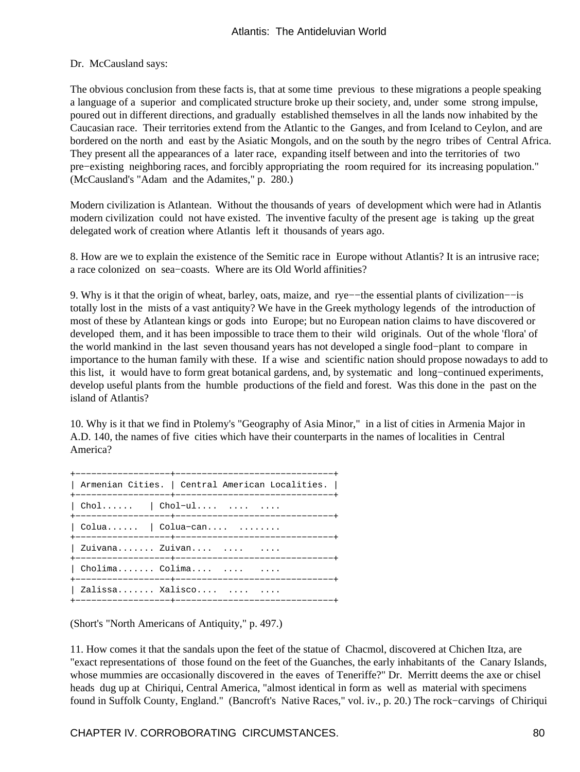Dr. McCausland says:

The obvious conclusion from these facts is, that at some time previous to these migrations a people speaking a language of a superior and complicated structure broke up their society, and, under some strong impulse, poured out in different directions, and gradually established themselves in all the lands now inhabited by the Caucasian race. Their territories extend from the Atlantic to the Ganges, and from Iceland to Ceylon, and are bordered on the north and east by the Asiatic Mongols, and on the south by the negro tribes of Central Africa. They present all the appearances of a later race, expanding itself between and into the territories of two pre−existing neighboring races, and forcibly appropriating the room required for its increasing population." (McCausland's "Adam and the Adamites," p. 280.)

Modern civilization is Atlantean. Without the thousands of years of development which were had in Atlantis modern civilization could not have existed. The inventive faculty of the present age is taking up the great delegated work of creation where Atlantis left it thousands of years ago.

8. How are we to explain the existence of the Semitic race in Europe without Atlantis? It is an intrusive race; a race colonized on sea−coasts. Where are its Old World affinities?

9. Why is it that the origin of wheat, barley, oats, maize, and rye−−the essential plants of civilization−−is totally lost in the mists of a vast antiquity? We have in the Greek mythology legends of the introduction of most of these by Atlantean kings or gods into Europe; but no European nation claims to have discovered or developed them, and it has been impossible to trace them to their wild originals. Out of the whole 'flora' of the world mankind in the last seven thousand years has not developed a single food−plant to compare in importance to the human family with these. If a wise and scientific nation should propose nowadays to add to this list, it would have to form great botanical gardens, and, by systematic and long−continued experiments, develop useful plants from the humble productions of the field and forest. Was this done in the past on the island of Atlantis?

10. Why is it that we find in Ptolemy's "Geography of Asia Minor," in a list of cities in Armenia Major in A.D. 140, the names of five cities which have their counterparts in the names of localities in Central America?

| Armenian Cities. | Central American Localities. |
|---|---|
| Chol...... | Chol−ul.... .... .... |
| Colua...... | Colua−can.... ........ |
| Zuivana....... | Zuivan.... .... .... |
| Cholima....... | Colima.... .... .... |
| Zalissa....... | Xalisco.... .... .... |

(Short's "North Americans of Antiquity," p. 497.)

11. How comes it that the sandals upon the feet of the statue of Chacmol, discovered at Chichen Itza, are "exact representations of those found on the feet of the Guanches, the early inhabitants of the Canary Islands, whose mummies are occasionally discovered in the eaves of Teneriffe?" Dr. Merritt deems the axe or chisel heads dug up at Chiriqui, Central America, "almost identical in form as well as material with specimens found in Suffolk County, England." (Bancroft's Native Races," vol. iv., p. 20.) The rock−carvings of Chiriqui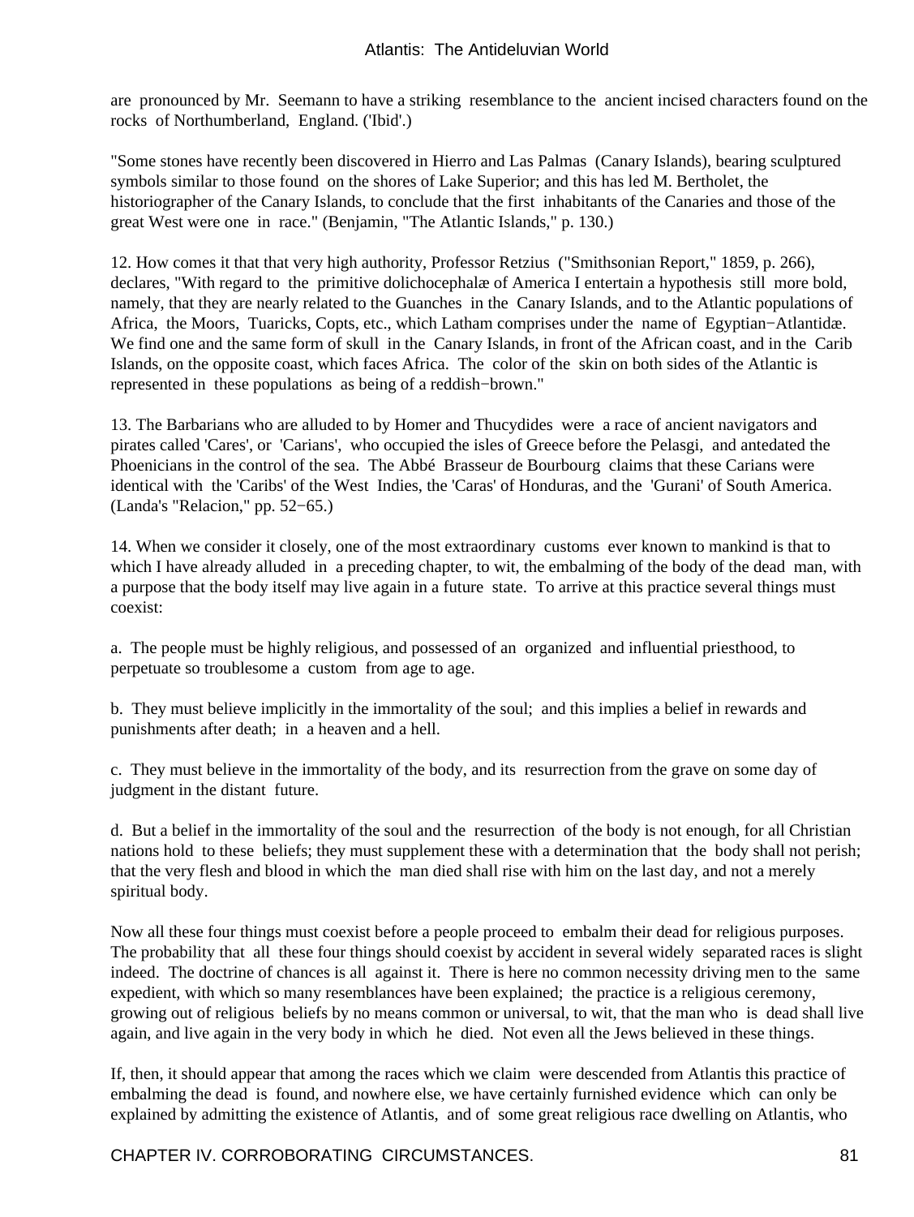are pronounced by Mr. Seemann to have a striking resemblance to the ancient incised characters found on the rocks of Northumberland, England. ('Ibid'.)

"Some stones have recently been discovered in Hierro and Las Palmas (Canary Islands), bearing sculptured symbols similar to those found on the shores of Lake Superior; and this has led M. Bertholet, the historiographer of the Canary Islands, to conclude that the first inhabitants of the Canaries and those of the great West were one in race." (Benjamin, "The Atlantic Islands," p. 130.)

12. How comes it that that very high authority, Professor Retzius ("Smithsonian Report," 1859, p. 266), declares, "With regard to the primitive dolichocephalæ of America I entertain a hypothesis still more bold, namely, that they are nearly related to the Guanches in the Canary Islands, and to the Atlantic populations of Africa, the Moors, Tuaricks, Copts, etc., which Latham comprises under the name of Egyptian−Atlantidæ. We find one and the same form of skull in the Canary Islands, in front of the African coast, and in the Carib Islands, on the opposite coast, which faces Africa. The color of the skin on both sides of the Atlantic is represented in these populations as being of a reddish−brown."

13. The Barbarians who are alluded to by Homer and Thucydides were a race of ancient navigators and pirates called 'Cares', or 'Carians', who occupied the isles of Greece before the Pelasgi, and antedated the Phoenicians in the control of the sea. The Abbé Brasseur de Bourbourg claims that these Carians were identical with the 'Caribs' of the West Indies, the 'Caras' of Honduras, and the 'Gurani' of South America. (Landa's "Relacion," pp. 52−65.)

14. When we consider it closely, one of the most extraordinary customs ever known to mankind is that to which I have already alluded in a preceding chapter, to wit, the embalming of the body of the dead man, with a purpose that the body itself may live again in a future state. To arrive at this practice several things must coexist:

a. The people must be highly religious, and possessed of an organized and influential priesthood, to perpetuate so troublesome a custom from age to age.

b. They must believe implicitly in the immortality of the soul; and this implies a belief in rewards and punishments after death; in a heaven and a hell.

c. They must believe in the immortality of the body, and its resurrection from the grave on some day of judgment in the distant future.

d. But a belief in the immortality of the soul and the resurrection of the body is not enough, for all Christian nations hold to these beliefs; they must supplement these with a determination that the body shall not perish; that the very flesh and blood in which the man died shall rise with him on the last day, and not a merely spiritual body.

Now all these four things must coexist before a people proceed to embalm their dead for religious purposes. The probability that all these four things should coexist by accident in several widely separated races is slight indeed. The doctrine of chances is all against it. There is here no common necessity driving men to the same expedient, with which so many resemblances have been explained; the practice is a religious ceremony, growing out of religious beliefs by no means common or universal, to wit, that the man who is dead shall live again, and live again in the very body in which he died. Not even all the Jews believed in these things.

If, then, it should appear that among the races which we claim were descended from Atlantis this practice of embalming the dead is found, and nowhere else, we have certainly furnished evidence which can only be explained by admitting the existence of Atlantis, and of some great religious race dwelling on Atlantis, who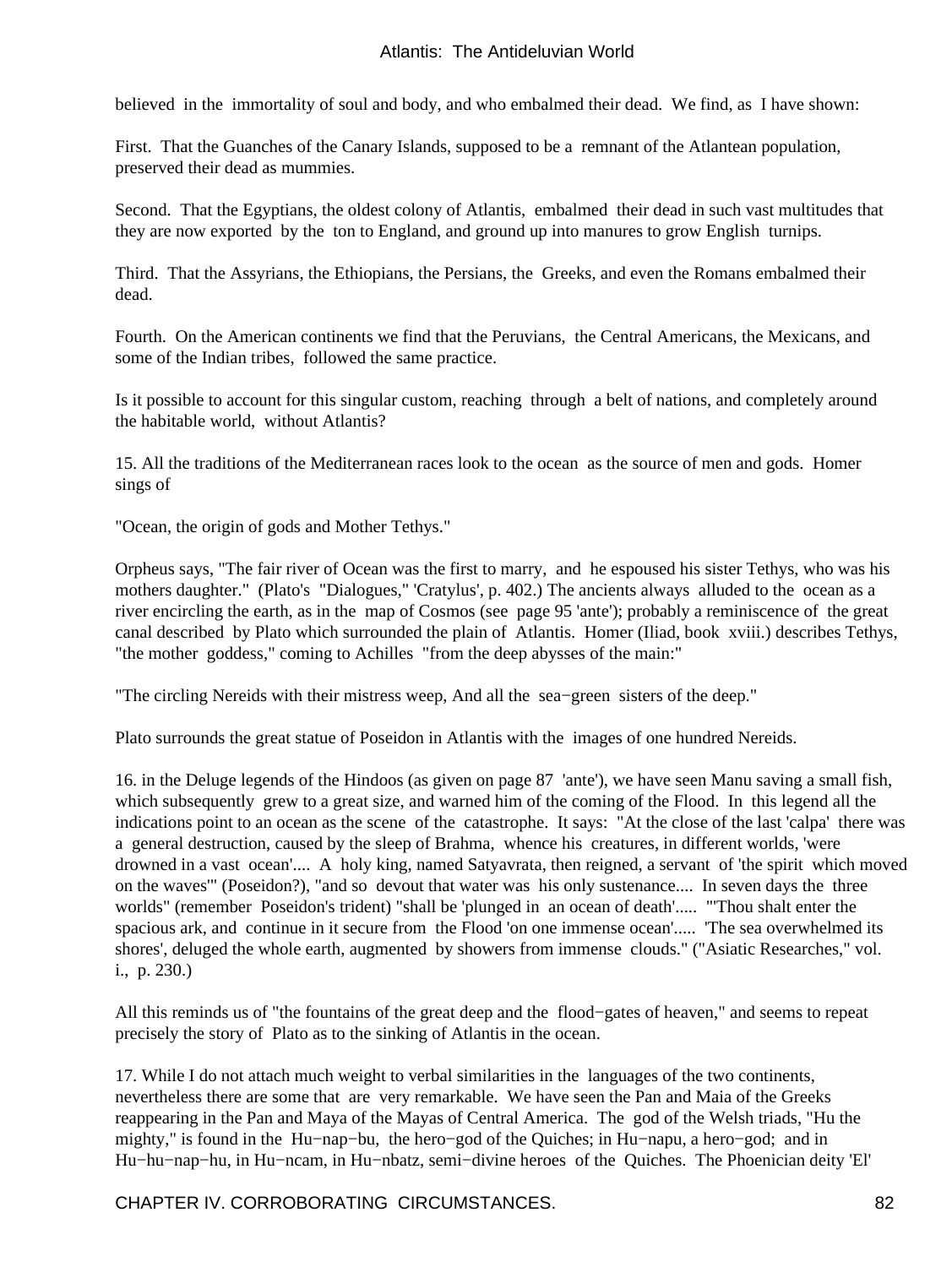believed in the immortality of soul and body, and who embalmed their dead. We find, as I have shown:

First. That the Guanches of the Canary Islands, supposed to be a remnant of the Atlantean population, preserved their dead as mummies.

Second. That the Egyptians, the oldest colony of Atlantis, embalmed their dead in such vast multitudes that they are now exported by the ton to England, and ground up into manures to grow English turnips.

Third. That the Assyrians, the Ethiopians, the Persians, the Greeks, and even the Romans embalmed their dead.

Fourth. On the American continents we find that the Peruvians, the Central Americans, the Mexicans, and some of the Indian tribes, followed the same practice.

Is it possible to account for this singular custom, reaching through a belt of nations, and completely around the habitable world, without Atlantis?

15. All the traditions of the Mediterranean races look to the ocean as the source of men and gods. Homer sings of

"Ocean, the origin of gods and Mother Tethys."

Orpheus says, "The fair river of Ocean was the first to marry, and he espoused his sister Tethys, who was his mothers daughter." (Plato's "Dialogues," 'Cratylus', p. 402.) The ancients always alluded to the ocean as a river encircling the earth, as in the map of Cosmos (see page 95 'ante'); probably a reminiscence of the great canal described by Plato which surrounded the plain of Atlantis. Homer (Iliad, book xviii.) describes Tethys, "the mother goddess," coming to Achilles "from the deep abysses of the main:"

"The circling Nereids with their mistress weep, And all the sea−green sisters of the deep."

Plato surrounds the great statue of Poseidon in Atlantis with the images of one hundred Nereids.

16. in the Deluge legends of the Hindoos (as given on page 87 'ante'), we have seen Manu saving a small fish, which subsequently grew to a great size, and warned him of the coming of the Flood. In this legend all the indications point to an ocean as the scene of the catastrophe. It says: "At the close of the last 'calpa' there was a general destruction, caused by the sleep of Brahma, whence his creatures, in different worlds, 'were drowned in a vast ocean'.... A holy king, named Satyavrata, then reigned, a servant of 'the spirit which moved on the waves'" (Poseidon?), "and so devout that water was his only sustenance.... In seven days the three worlds" (remember Poseidon's trident) "shall be 'plunged in an ocean of death'..... "'Thou shalt enter the spacious ark, and continue in it secure from the Flood 'on one immense ocean'..... 'The sea overwhelmed its shores', deluged the whole earth, augmented by showers from immense clouds." ("Asiatic Researches," vol. i., p. 230.)

All this reminds us of "the fountains of the great deep and the flood−gates of heaven," and seems to repeat precisely the story of Plato as to the sinking of Atlantis in the ocean.

17. While I do not attach much weight to verbal similarities in the languages of the two continents, nevertheless there are some that are very remarkable. We have seen the Pan and Maia of the Greeks reappearing in the Pan and Maya of the Mayas of Central America. The god of the Welsh triads, "Hu the mighty," is found in the Hu−nap−bu, the hero−god of the Quiches; in Hu−napu, a hero−god; and in Hu−hu−nap−hu, in Hu−ncam, in Hu−nbatz, semi−divine heroes of the Quiches. The Phoenician deity 'El'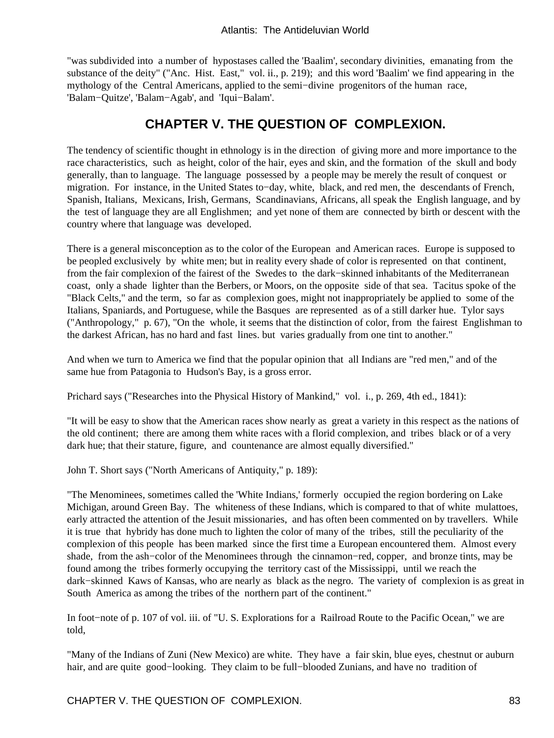"was subdivided into a number of hypostases called the 'Baalim', secondary divinities, emanating from the substance of the deity" ("Anc. Hist. East," vol. ii., p. 219); and this word 'Baalim' we find appearing in the mythology of the Central Americans, applied to the semi−divine progenitors of the human race, 'Balam−Quitze', 'Balam−Agab', and 'Iqui−Balam'.

## CHAPTER V. THE QUESTION OF COMPLEXION.

The tendency of scientific thought in ethnology is in the direction of giving more and more importance to the race characteristics, such as height, color of the hair, eyes and skin, and the formation of the skull and body generally, than to language. The language possessed by a people may be merely the result of conquest or migration. For instance, in the United States to−day, white, black, and red men, the descendants of French, Spanish, Italians, Mexicans, Irish, Germans, Scandinavians, Africans, all speak the English language, and by the test of language they are all Englishmen; and yet none of them are connected by birth or descent with the country where that language was developed.

There is a general misconception as to the color of the European and American races. Europe is supposed to be peopled exclusively by white men; but in reality every shade of color is represented on that continent, from the fair complexion of the fairest of the Swedes to the dark−skinned inhabitants of the Mediterranean coast, only a shade lighter than the Berbers, or Moors, on the opposite side of that sea. Tacitus spoke of the "Black Celts," and the term, so far as complexion goes, might not inappropriately be applied to some of the Italians, Spaniards, and Portuguese, while the Basques are represented as of a still darker hue. Tylor says ("Anthropology," p. 67), "On the whole, it seems that the distinction of color, from the fairest Englishman to the darkest African, has no hard and fast lines. but varies gradually from one tint to another."

And when we turn to America we find that the popular opinion that all Indians are "red men," and of the same hue from Patagonia to Hudson's Bay, is a gross error.

Prichard says ("Researches into the Physical History of Mankind," vol. i., p. 269, 4th ed., 1841):

"It will be easy to show that the American races show nearly as great a variety in this respect as the nations of the old continent; there are among them white races with a florid complexion, and tribes black or of a very dark hue; that their stature, figure, and countenance are almost equally diversified."

John T. Short says ("North Americans of Antiquity," p. 189):

"The Menominees, sometimes called the 'White Indians,' formerly occupied the region bordering on Lake Michigan, around Green Bay. The whiteness of these Indians, which is compared to that of white mulattoes, early attracted the attention of the Jesuit missionaries, and has often been commented on by travellers. While it is true that hybridy has done much to lighten the color of many of the tribes, still the peculiarity of the complexion of this people has been marked since the first time a European encountered them. Almost every shade, from the ash−color of the Menominees through the cinnamon−red, copper, and bronze tints, may be found among the tribes formerly occupying the territory cast of the Mississippi, until we reach the dark−skinned Kaws of Kansas, who are nearly as black as the negro. The variety of complexion is as great in South America as among the tribes of the northern part of the continent."

In foot−note of p. 107 of vol. iii. of "U. S. Explorations for a Railroad Route to the Pacific Ocean," we are told,

"Many of the Indians of Zuni (New Mexico) are white. They have a fair skin, blue eyes, chestnut or auburn hair, and are quite good−looking. They claim to be full−blooded Zunians, and have no tradition of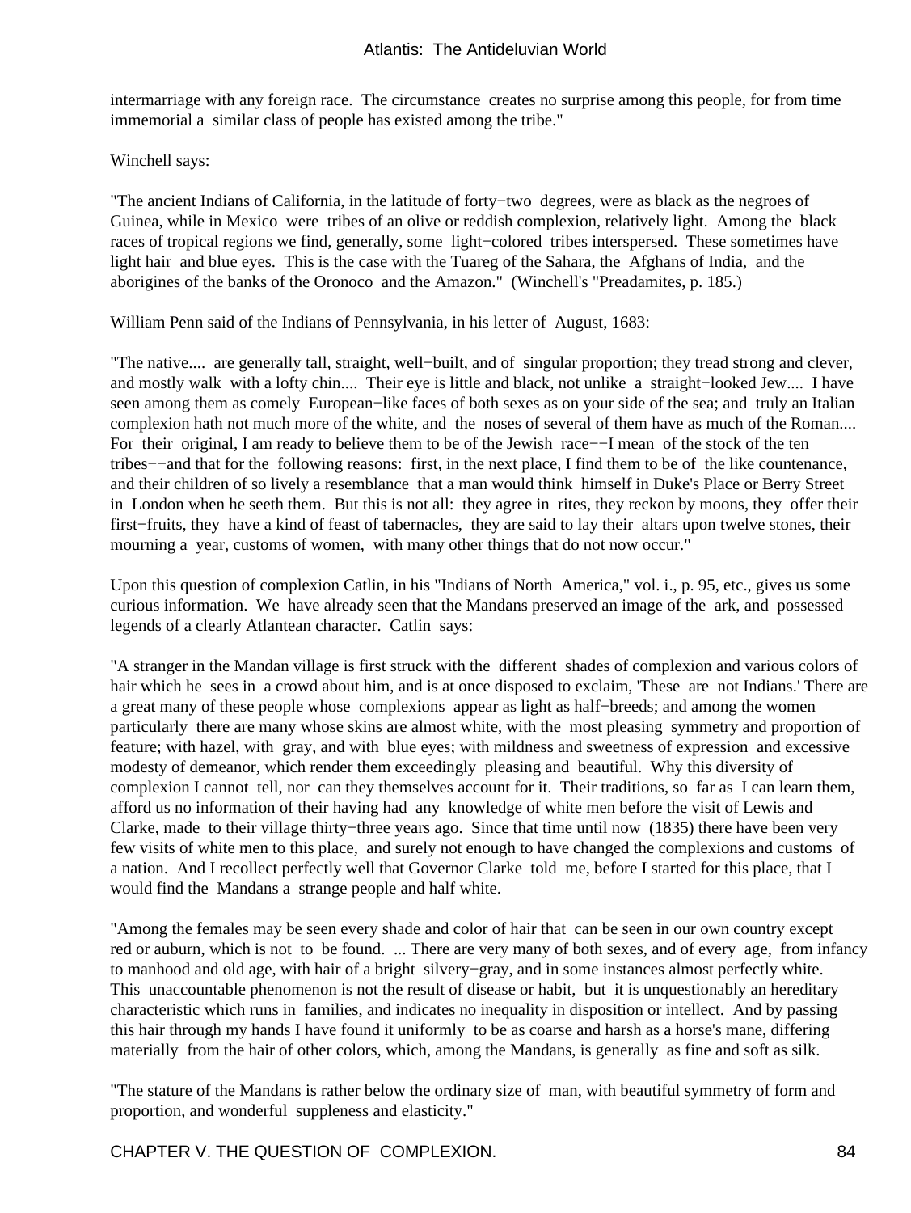intermarriage with any foreign race. The circumstance creates no surprise among this people, for from time immemorial a similar class of people has existed among the tribe."

Winchell says:

"The ancient Indians of California, in the latitude of forty−two degrees, were as black as the negroes of Guinea, while in Mexico were tribes of an olive or reddish complexion, relatively light. Among the black races of tropical regions we find, generally, some light−colored tribes interspersed. These sometimes have light hair and blue eyes. This is the case with the Tuareg of the Sahara, the Afghans of India, and the aborigines of the banks of the Oronoco and the Amazon." (Winchell's "Preadamites, p. 185.)

William Penn said of the Indians of Pennsylvania, in his letter of August, 1683:

"The native.... are generally tall, straight, well−built, and of singular proportion; they tread strong and clever, and mostly walk with a lofty chin.... Their eye is little and black, not unlike a straight−looked Jew.... I have seen among them as comely European−like faces of both sexes as on your side of the sea; and truly an Italian complexion hath not much more of the white, and the noses of several of them have as much of the Roman.... For their original, I am ready to believe them to be of the Jewish race−−I mean of the stock of the ten tribes−−and that for the following reasons: first, in the next place, I find them to be of the like countenance, and their children of so lively a resemblance that a man would think himself in Duke's Place or Berry Street in London when he seeth them. But this is not all: they agree in rites, they reckon by moons, they offer their first−fruits, they have a kind of feast of tabernacles, they are said to lay their altars upon twelve stones, their mourning a year, customs of women, with many other things that do not now occur."

Upon this question of complexion Catlin, in his "Indians of North America," vol. i., p. 95, etc., gives us some curious information. We have already seen that the Mandans preserved an image of the ark, and possessed legends of a clearly Atlantean character. Catlin says:

"A stranger in the Mandan village is first struck with the different shades of complexion and various colors of hair which he sees in a crowd about him, and is at once disposed to exclaim, 'These are not Indians.' There are a great many of these people whose complexions appear as light as half−breeds; and among the women particularly there are many whose skins are almost white, with the most pleasing symmetry and proportion of feature; with hazel, with gray, and with blue eyes; with mildness and sweetness of expression and excessive modesty of demeanor, which render them exceedingly pleasing and beautiful. Why this diversity of complexion I cannot tell, nor can they themselves account for it. Their traditions, so far as I can learn them, afford us no information of their having had any knowledge of white men before the visit of Lewis and Clarke, made to their village thirty−three years ago. Since that time until now (1835) there have been very few visits of white men to this place, and surely not enough to have changed the complexions and customs of a nation. And I recollect perfectly well that Governor Clarke told me, before I started for this place, that I would find the Mandans a strange people and half white.

"Among the females may be seen every shade and color of hair that can be seen in our own country except red or auburn, which is not to be found. ... There are very many of both sexes, and of every age, from infancy to manhood and old age, with hair of a bright silvery−gray, and in some instances almost perfectly white. This unaccountable phenomenon is not the result of disease or habit, but it is unquestionably an hereditary characteristic which runs in families, and indicates no inequality in disposition or intellect. And by passing this hair through my hands I have found it uniformly to be as coarse and harsh as a horse's mane, differing materially from the hair of other colors, which, among the Mandans, is generally as fine and soft as silk.

"The stature of the Mandans is rather below the ordinary size of man, with beautiful symmetry of form and proportion, and wonderful suppleness and elasticity."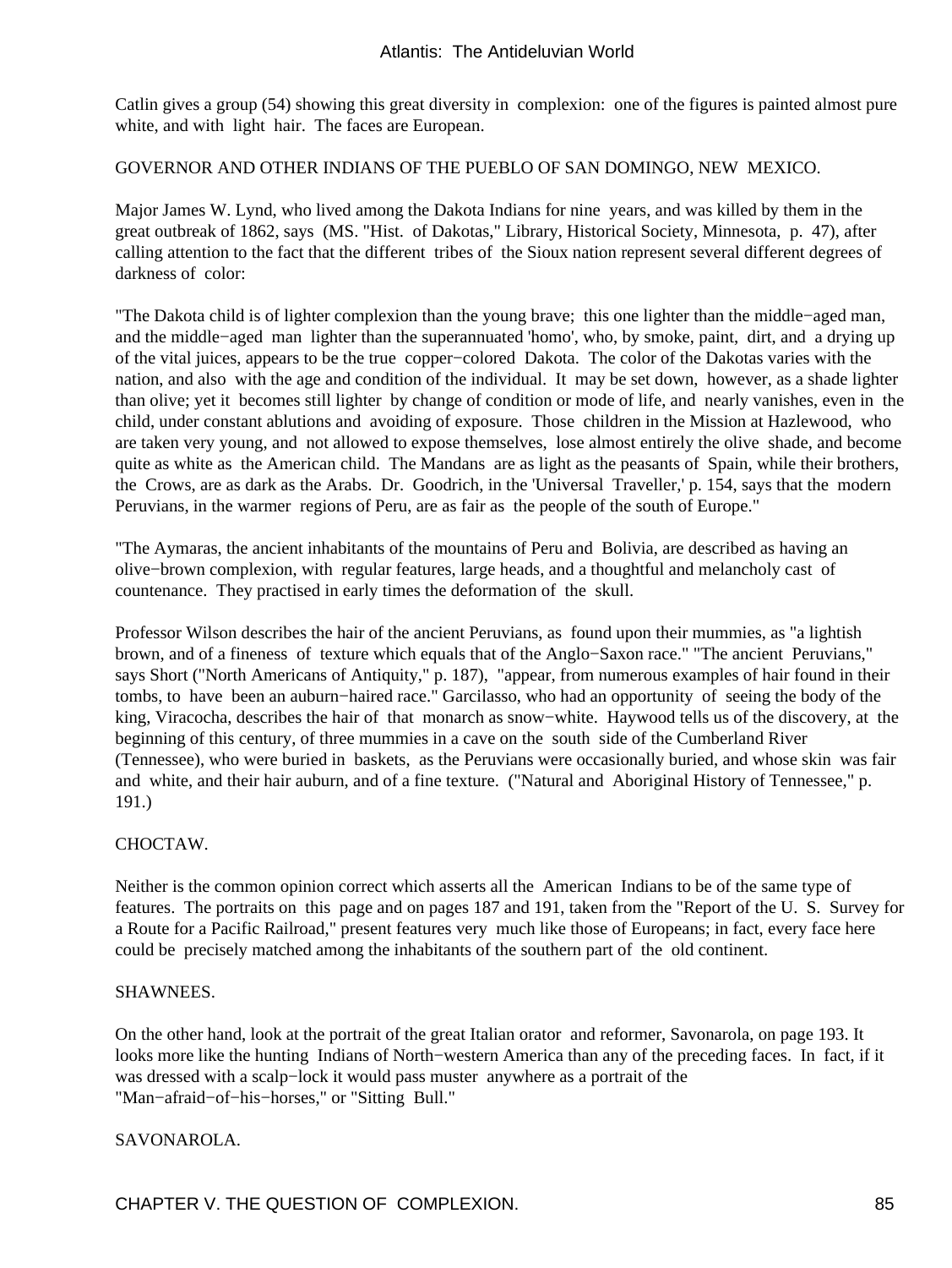Catlin gives a group (54) showing this great diversity in complexion: one of the figures is painted almost pure white, and with light hair. The faces are European.

GOVERNOR AND OTHER INDIANS OF THE PUEBLO OF SAN DOMINGO, NEW MEXICO.

Major James W. Lynd, who lived among the Dakota Indians for nine years, and was killed by them in the great outbreak of 1862, says (MS. "Hist. of Dakotas," Library, Historical Society, Minnesota, p. 47), after calling attention to the fact that the different tribes of the Sioux nation represent several different degrees of darkness of color:

"The Dakota child is of lighter complexion than the young brave; this one lighter than the middle−aged man, and the middle−aged man lighter than the superannuated 'homo', who, by smoke, paint, dirt, and a drying up of the vital juices, appears to be the true copper−colored Dakota. The color of the Dakotas varies with the nation, and also with the age and condition of the individual. It may be set down, however, as a shade lighter than olive; yet it becomes still lighter by change of condition or mode of life, and nearly vanishes, even in the child, under constant ablutions and avoiding of exposure. Those children in the Mission at Hazlewood, who are taken very young, and not allowed to expose themselves, lose almost entirely the olive shade, and become quite as white as the American child. The Mandans are as light as the peasants of Spain, while their brothers, the Crows, are as dark as the Arabs. Dr. Goodrich, in the 'Universal Traveller,' p. 154, says that the modern Peruvians, in the warmer regions of Peru, are as fair as the people of the south of Europe."

"The Aymaras, the ancient inhabitants of the mountains of Peru and Bolivia, are described as having an olive−brown complexion, with regular features, large heads, and a thoughtful and melancholy cast of countenance. They practised in early times the deformation of the skull.

Professor Wilson describes the hair of the ancient Peruvians, as found upon their mummies, as "a lightish brown, and of a fineness of texture which equals that of the Anglo−Saxon race." "The ancient Peruvians," says Short ("North Americans of Antiquity," p. 187), "appear, from numerous examples of hair found in their tombs, to have been an auburn−haired race." Garcilasso, who had an opportunity of seeing the body of the king, Viracocha, describes the hair of that monarch as snow−white. Haywood tells us of the discovery, at the beginning of this century, of three mummies in a cave on the south side of the Cumberland River (Tennessee), who were buried in baskets, as the Peruvians were occasionally buried, and whose skin was fair and white, and their hair auburn, and of a fine texture. ("Natural and Aboriginal History of Tennessee," p. 191.)

CHOCTAW.

Neither is the common opinion correct which asserts all the American Indians to be of the same type of features. The portraits on this page and on pages 187 and 191, taken from the "Report of the U. S. Survey for a Route for a Pacific Railroad," present features very much like those of Europeans; in fact, every face here could be precisely matched among the inhabitants of the southern part of the old continent.

SHAWNEES.

On the other hand, look at the portrait of the great Italian orator and reformer, Savonarola, on page 193. It looks more like the hunting Indians of North−western America than any of the preceding faces. In fact, if it was dressed with a scalp−lock it would pass muster anywhere as a portrait of the "Man−afraid−of−his−horses," or "Sitting Bull."

SAVONAROLA.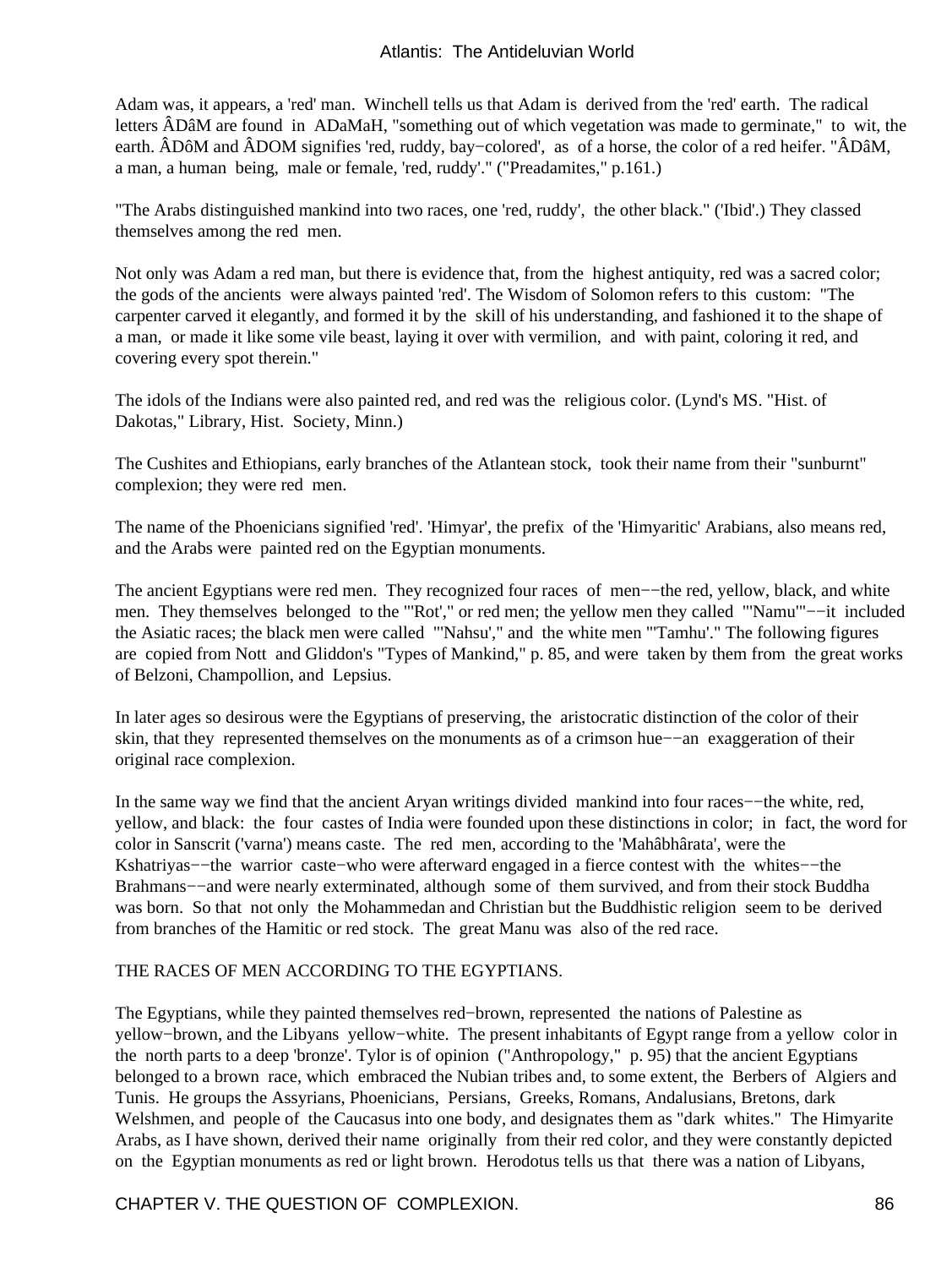Adam was, it appears, a 'red' man. Winchell tells us that Adam is derived from the 'red' earth. The radical letters ÂDâM are found in ADaMaH, "something out of which vegetation was made to germinate," to wit, the earth. ÂDôM and ÂDOM signifies 'red, ruddy, bay−colored', as of a horse, the color of a red heifer. "ÂDâM, a man, a human being, male or female, 'red, ruddy'." ("Preadamites," p.161.)

"The Arabs distinguished mankind into two races, one 'red, ruddy', the other black." ('Ibid'.) They classed themselves among the red men.

Not only was Adam a red man, but there is evidence that, from the highest antiquity, red was a sacred color; the gods of the ancients were always painted 'red'. The Wisdom of Solomon refers to this custom: "The carpenter carved it elegantly, and formed it by the skill of his understanding, and fashioned it to the shape of a man, or made it like some vile beast, laying it over with vermilion, and with paint, coloring it red, and covering every spot therein."

The idols of the Indians were also painted red, and red was the religious color. (Lynd's MS. "Hist. of Dakotas," Library, Hist. Society, Minn.)

The Cushites and Ethiopians, early branches of the Atlantean stock, took their name from their "sunburnt" complexion; they were red men.

The name of the Phoenicians signified 'red'. 'Himyar', the prefix of the 'Himyaritic' Arabians, also means red, and the Arabs were painted red on the Egyptian monuments.

The ancient Egyptians were red men. They recognized four races of men−−the red, yellow, black, and white men. They themselves belonged to the "'Rot'," or red men; the yellow men they called "'Namu'"−−it included the Asiatic races; the black men were called "'Nahsu'," and the white men "'Tamhu'." The following figures are copied from Nott and Gliddon's "Types of Mankind," p. 85, and were taken by them from the great works of Belzoni, Champollion, and Lepsius.

In later ages so desirous were the Egyptians of preserving, the aristocratic distinction of the color of their skin, that they represented themselves on the monuments as of a crimson hue−−an exaggeration of their original race complexion.

In the same way we find that the ancient Aryan writings divided mankind into four races−−the white, red, yellow, and black: the four castes of India were founded upon these distinctions in color; in fact, the word for color in Sanscrit ('varna') means caste. The red men, according to the 'Mahâbhârata', were the Kshatriyas−−the warrior caste−who were afterward engaged in a fierce contest with the whites−−the Brahmans−−and were nearly exterminated, although some of them survived, and from their stock Buddha was born. So that not only the Mohammedan and Christian but the Buddhistic religion seem to be derived from branches of the Hamitic or red stock. The great Manu was also of the red race.

THE RACES OF MEN ACCORDING TO THE EGYPTIANS.

The Egyptians, while they painted themselves red−brown, represented the nations of Palestine as yellow−brown, and the Libyans yellow−white. The present inhabitants of Egypt range from a yellow color in the north parts to a deep 'bronze'. Tylor is of opinion ("Anthropology," p. 95) that the ancient Egyptians belonged to a brown race, which embraced the Nubian tribes and, to some extent, the Berbers of Algiers and Tunis. He groups the Assyrians, Phoenicians, Persians, Greeks, Romans, Andalusians, Bretons, dark Welshmen, and people of the Caucasus into one body, and designates them as "dark whites." The Himyarite Arabs, as I have shown, derived their name originally from their red color, and they were constantly depicted on the Egyptian monuments as red or light brown. Herodotus tells us that there was a nation of Libyans,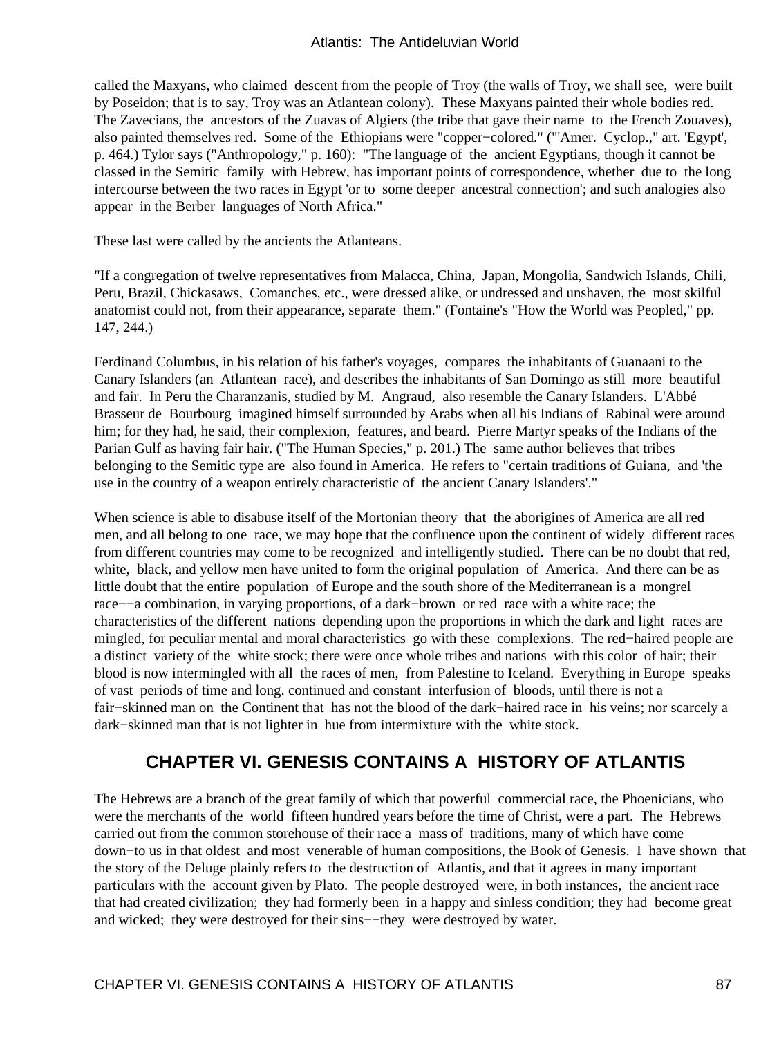called the Maxyans, who claimed descent from the people of Troy (the walls of Troy, we shall see, were built by Poseidon; that is to say, Troy was an Atlantean colony). These Maxyans painted their whole bodies red. The Zavecians, the ancestors of the Zuavas of Algiers (the tribe that gave their name to the French Zouaves), also painted themselves red. Some of the Ethiopians were "copper−colored." ("'Amer. Cyclop.," art. 'Egypt', p. 464.) Tylor says ("Anthropology," p. 160): "The language of the ancient Egyptians, though it cannot be classed in the Semitic family with Hebrew, has important points of correspondence, whether due to the long intercourse between the two races in Egypt 'or to some deeper ancestral connection'; and such analogies also appear in the Berber languages of North Africa."

These last were called by the ancients the Atlanteans.

"If a congregation of twelve representatives from Malacca, China, Japan, Mongolia, Sandwich Islands, Chili, Peru, Brazil, Chickasaws, Comanches, etc., were dressed alike, or undressed and unshaven, the most skilful anatomist could not, from their appearance, separate them." (Fontaine's "How the World was Peopled," pp. 147, 244.)

Ferdinand Columbus, in his relation of his father's voyages, compares the inhabitants of Guanaani to the Canary Islanders (an Atlantean race), and describes the inhabitants of San Domingo as still more beautiful and fair. In Peru the Charanzanis, studied by M. Angraud, also resemble the Canary Islanders. L'Abbé Brasseur de Bourbourg imagined himself surrounded by Arabs when all his Indians of Rabinal were around him; for they had, he said, their complexion, features, and beard. Pierre Martyr speaks of the Indians of the Parian Gulf as having fair hair. ("The Human Species," p. 201.) The same author believes that tribes belonging to the Semitic type are also found in America. He refers to "certain traditions of Guiana, and 'the use in the country of a weapon entirely characteristic of the ancient Canary Islanders'."

When science is able to disabuse itself of the Mortonian theory that the aborigines of America are all red men, and all belong to one race, we may hope that the confluence upon the continent of widely different races from different countries may come to be recognized and intelligently studied. There can be no doubt that red, white, black, and yellow men have united to form the original population of America. And there can be as little doubt that the entire population of Europe and the south shore of the Mediterranean is a mongrel race−−a combination, in varying proportions, of a dark−brown or red race with a white race; the characteristics of the different nations depending upon the proportions in which the dark and light races are mingled, for peculiar mental and moral characteristics go with these complexions. The red−haired people are a distinct variety of the white stock; there were once whole tribes and nations with this color of hair; their blood is now intermingled with all the races of men, from Palestine to Iceland. Everything in Europe speaks of vast periods of time and long. continued and constant interfusion of bloods, until there is not a fair−skinned man on the Continent that has not the blood of the dark−haired race in his veins; nor scarcely a dark−skinned man that is not lighter in hue from intermixture with the white stock.

## CHAPTER VI. GENESIS CONTAINS A HISTORY OF ATLANTIS

The Hebrews are a branch of the great family of which that powerful commercial race, the Phoenicians, who were the merchants of the world fifteen hundred years before the time of Christ, were a part. The Hebrews carried out from the common storehouse of their race a mass of traditions, many of which have come down−to us in that oldest and most venerable of human compositions, the Book of Genesis. I have shown that the story of the Deluge plainly refers to the destruction of Atlantis, and that it agrees in many important particulars with the account given by Plato. The people destroyed were, in both instances, the ancient race that had created civilization; they had formerly been in a happy and sinless condition; they had become great and wicked; they were destroyed for their sins−−they were destroyed by water.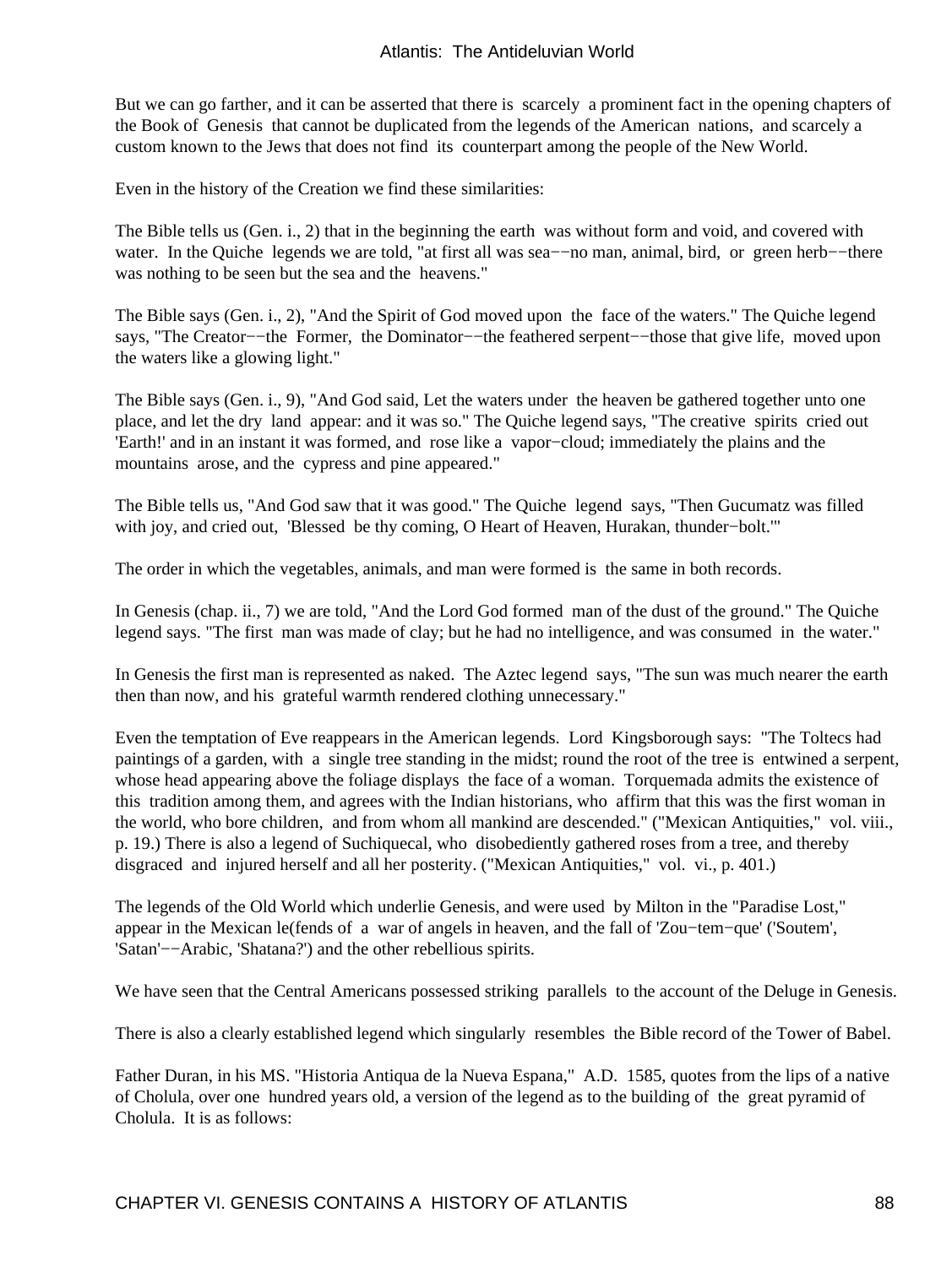But we can go farther, and it can be asserted that there is scarcely a prominent fact in the opening chapters of the Book of Genesis that cannot be duplicated from the legends of the American nations, and scarcely a custom known to the Jews that does not find its counterpart among the people of the New World.

Even in the history of the Creation we find these similarities:

The Bible tells us (Gen. i., 2) that in the beginning the earth was without form and void, and covered with water. In the Quiche legends we are told, "at first all was sea−−no man, animal, bird, or green herb−−there was nothing to be seen but the sea and the heavens."

The Bible says (Gen. i., 2), "And the Spirit of God moved upon the face of the waters." The Quiche legend says, "The Creator−−the Former, the Dominator−−the feathered serpent−−those that give life, moved upon the waters like a glowing light."

The Bible says (Gen. i., 9), "And God said, Let the waters under the heaven be gathered together unto one place, and let the dry land appear: and it was so." The Quiche legend says, "The creative spirits cried out 'Earth!' and in an instant it was formed, and rose like a vapor−cloud; immediately the plains and the mountains arose, and the cypress and pine appeared."

The Bible tells us, "And God saw that it was good." The Quiche legend says, "Then Gucumatz was filled with joy, and cried out, 'Blessed be thy coming, O Heart of Heaven, Hurakan, thunder−bolt.'"

The order in which the vegetables, animals, and man were formed is the same in both records.

In Genesis (chap. ii., 7) we are told, "And the Lord God formed man of the dust of the ground." The Quiche legend says. "The first man was made of clay; but he had no intelligence, and was consumed in the water."

In Genesis the first man is represented as naked. The Aztec legend says, "The sun was much nearer the earth then than now, and his grateful warmth rendered clothing unnecessary."

Even the temptation of Eve reappears in the American legends. Lord Kingsborough says: "The Toltecs had paintings of a garden, with a single tree standing in the midst; round the root of the tree is entwined a serpent, whose head appearing above the foliage displays the face of a woman. Torquemada admits the existence of this tradition among them, and agrees with the Indian historians, who affirm that this was the first woman in the world, who bore children, and from whom all mankind are descended." ("Mexican Antiquities," vol. viii., p. 19.) There is also a legend of Suchiquecal, who disobediently gathered roses from a tree, and thereby disgraced and injured herself and all her posterity. ("Mexican Antiquities," vol. vi., p. 401.)

The legends of the Old World which underlie Genesis, and were used by Milton in the "Paradise Lost," appear in the Mexican le(fends of a war of angels in heaven, and the fall of 'Zou−tem−que' ('Soutem', 'Satan'−−Arabic, 'Shatana?') and the other rebellious spirits.

We have seen that the Central Americans possessed striking parallels to the account of the Deluge in Genesis.

There is also a clearly established legend which singularly resembles the Bible record of the Tower of Babel.

Father Duran, in his MS. "Historia Antiqua de la Nueva Espana," A.D. 1585, quotes from the lips of a native of Cholula, over one hundred years old, a version of the legend as to the building of the great pyramid of Cholula. It is as follows: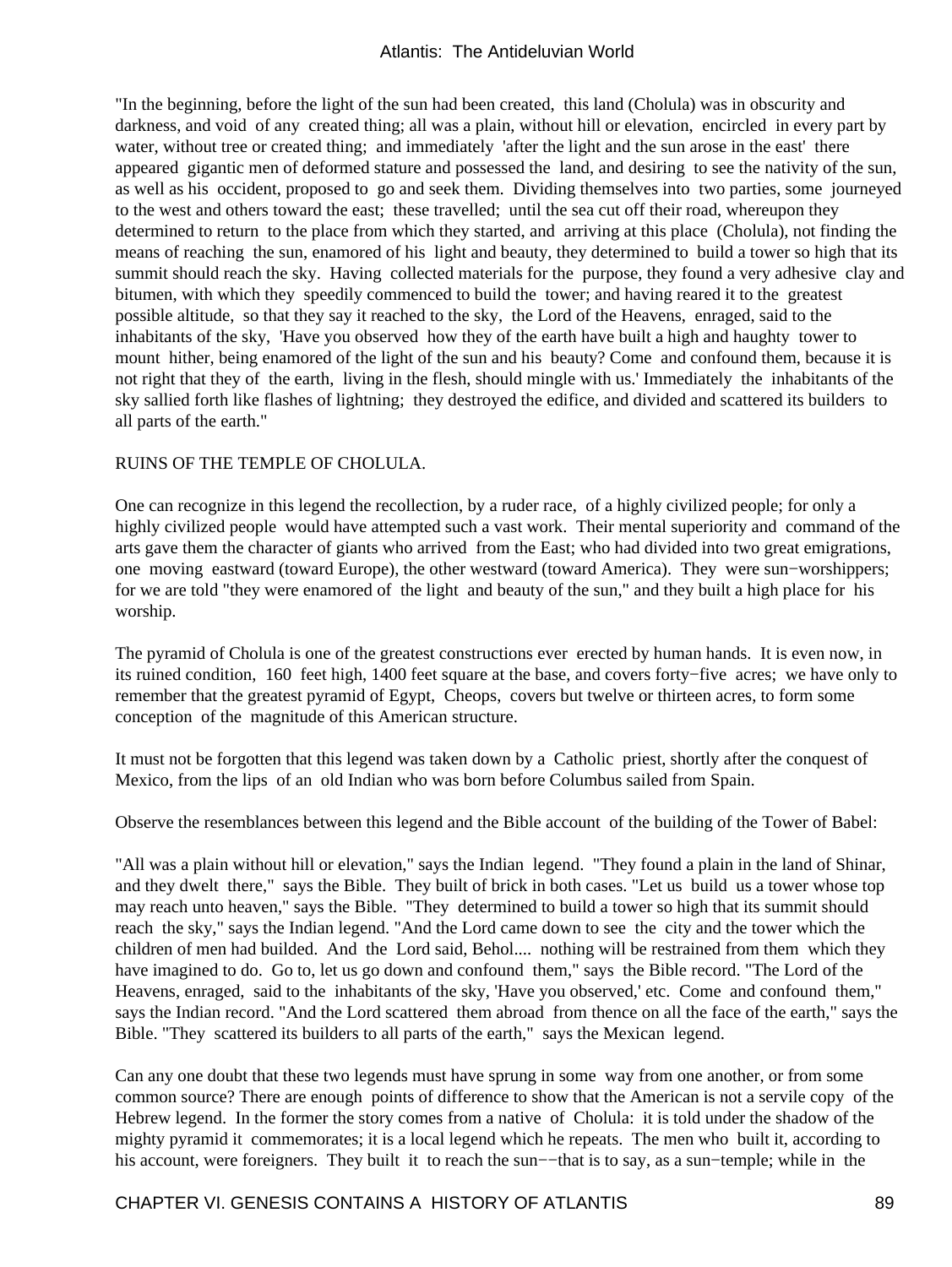"In the beginning, before the light of the sun had been created, this land (Cholula) was in obscurity and darkness, and void of any created thing; all was a plain, without hill or elevation, encircled in every part by water, without tree or created thing; and immediately 'after the light and the sun arose in the east' there appeared gigantic men of deformed stature and possessed the land, and desiring to see the nativity of the sun, as well as his occident, proposed to go and seek them. Dividing themselves into two parties, some journeyed to the west and others toward the east; these travelled; until the sea cut off their road, whereupon they determined to return to the place from which they started, and arriving at this place (Cholula), not finding the means of reaching the sun, enamored of his light and beauty, they determined to build a tower so high that its summit should reach the sky. Having collected materials for the purpose, they found a very adhesive clay and bitumen, with which they speedily commenced to build the tower; and having reared it to the greatest possible altitude, so that they say it reached to the sky, the Lord of the Heavens, enraged, said to the inhabitants of the sky, 'Have you observed how they of the earth have built a high and haughty tower to mount hither, being enamored of the light of the sun and his beauty? Come and confound them, because it is not right that they of the earth, living in the flesh, should mingle with us.' Immediately the inhabitants of the sky sallied forth like flashes of lightning; they destroyed the edifice, and divided and scattered its builders to all parts of the earth."

RUINS OF THE TEMPLE OF CHOLULA.

One can recognize in this legend the recollection, by a ruder race, of a highly civilized people; for only a highly civilized people would have attempted such a vast work. Their mental superiority and command of the arts gave them the character of giants who arrived from the East; who had divided into two great emigrations, one moving eastward (toward Europe), the other westward (toward America). They were sun−worshippers; for we are told "they were enamored of the light and beauty of the sun," and they built a high place for his worship.

The pyramid of Cholula is one of the greatest constructions ever erected by human hands. It is even now, in its ruined condition, 160 feet high, 1400 feet square at the base, and covers forty−five acres; we have only to remember that the greatest pyramid of Egypt, Cheops, covers but twelve or thirteen acres, to form some conception of the magnitude of this American structure.

It must not be forgotten that this legend was taken down by a Catholic priest, shortly after the conquest of Mexico, from the lips of an old Indian who was born before Columbus sailed from Spain.

Observe the resemblances between this legend and the Bible account of the building of the Tower of Babel:

"All was a plain without hill or elevation," says the Indian legend. "They found a plain in the land of Shinar, and they dwelt there," says the Bible. They built of brick in both cases. "Let us build us a tower whose top may reach unto heaven," says the Bible. "They determined to build a tower so high that its summit should reach the sky," says the Indian legend. "And the Lord came down to see the city and the tower which the children of men had builded. And the Lord said, Behol.... nothing will be restrained from them which they have imagined to do. Go to, let us go down and confound them," says the Bible record. "The Lord of the Heavens, enraged, said to the inhabitants of the sky, 'Have you observed,' etc. Come and confound them," says the Indian record. "And the Lord scattered them abroad from thence on all the face of the earth," says the Bible. "They scattered its builders to all parts of the earth," says the Mexican legend.

Can any one doubt that these two legends must have sprung in some way from one another, or from some common source? There are enough points of difference to show that the American is not a servile copy of the Hebrew legend. In the former the story comes from a native of Cholula: it is told under the shadow of the mighty pyramid it commemorates; it is a local legend which he repeats. The men who built it, according to his account, were foreigners. They built it to reach the sun−−that is to say, as a sun−temple; while in the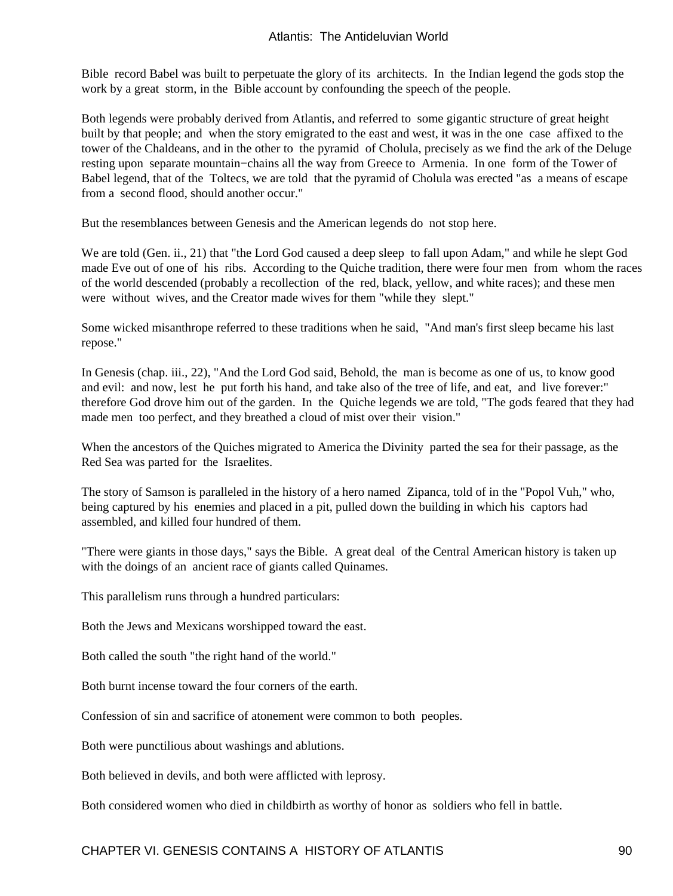Bible record Babel was built to perpetuate the glory of its architects. In the Indian legend the gods stop the work by a great storm, in the Bible account by confounding the speech of the people.

Both legends were probably derived from Atlantis, and referred to some gigantic structure of great height built by that people; and when the story emigrated to the east and west, it was in the one case affixed to the tower of the Chaldeans, and in the other to the pyramid of Cholula, precisely as we find the ark of the Deluge resting upon separate mountain−chains all the way from Greece to Armenia. In one form of the Tower of Babel legend, that of the Toltecs, we are told that the pyramid of Cholula was erected "as a means of escape from a second flood, should another occur."

But the resemblances between Genesis and the American legends do not stop here.

We are told (Gen. ii., 21) that "the Lord God caused a deep sleep to fall upon Adam," and while he slept God made Eve out of one of his ribs. According to the Quiche tradition, there were four men from whom the races of the world descended (probably a recollection of the red, black, yellow, and white races); and these men were without wives, and the Creator made wives for them "while they slept."

Some wicked misanthrope referred to these traditions when he said, "And man's first sleep became his last repose."

In Genesis (chap. iii., 22), "And the Lord God said, Behold, the man is become as one of us, to know good and evil: and now, lest he put forth his hand, and take also of the tree of life, and eat, and live forever:" therefore God drove him out of the garden. In the Quiche legends we are told, "The gods feared that they had made men too perfect, and they breathed a cloud of mist over their vision."

When the ancestors of the Quiches migrated to America the Divinity parted the sea for their passage, as the Red Sea was parted for the Israelites.

The story of Samson is paralleled in the history of a hero named Zipanca, told of in the "Popol Vuh," who, being captured by his enemies and placed in a pit, pulled down the building in which his captors had assembled, and killed four hundred of them.

"There were giants in those days," says the Bible. A great deal of the Central American history is taken up with the doings of an ancient race of giants called Quinames.

This parallelism runs through a hundred particulars:

Both the Jews and Mexicans worshipped toward the east.

Both called the south "the right hand of the world."

Both burnt incense toward the four corners of the earth.

Confession of sin and sacrifice of atonement were common to both peoples.

Both were punctilious about washings and ablutions.

Both believed in devils, and both were afflicted with leprosy.

Both considered women who died in childbirth as worthy of honor as soldiers who fell in battle.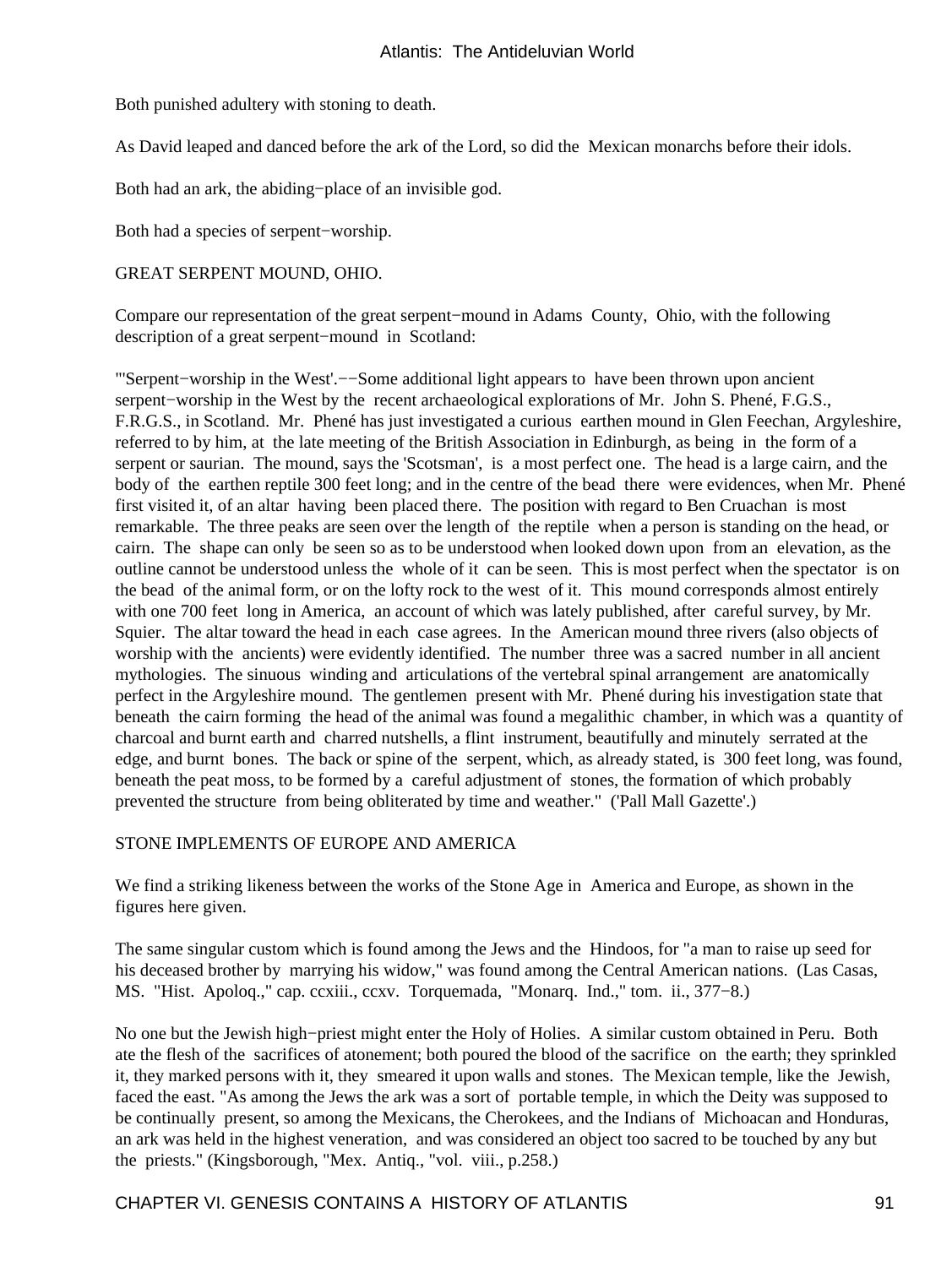Both punished adultery with stoning to death.

As David leaped and danced before the ark of the Lord, so did the Mexican monarchs before their idols.

Both had an ark, the abiding−place of an invisible god.

Both had a species of serpent−worship.

GREAT SERPENT MOUND, OHIO.

Compare our representation of the great serpent−mound in Adams County, Ohio, with the following description of a great serpent−mound in Scotland:

"'Serpent−worship in the West'.−−Some additional light appears to have been thrown upon ancient serpent−worship in the West by the recent archaeological explorations of Mr. John S. Phené, F.G.S., F.R.G.S., in Scotland. Mr. Phené has just investigated a curious earthen mound in Glen Feechan, Argyleshire, referred to by him, at the late meeting of the British Association in Edinburgh, as being in the form of a serpent or saurian. The mound, says the 'Scotsman', is a most perfect one. The head is a large cairn, and the body of the earthen reptile 300 feet long; and in the centre of the bead there were evidences, when Mr. Phené first visited it, of an altar having been placed there. The position with regard to Ben Cruachan is most remarkable. The three peaks are seen over the length of the reptile when a person is standing on the head, or cairn. The shape can only be seen so as to be understood when looked down upon from an elevation, as the outline cannot be understood unless the whole of it can be seen. This is most perfect when the spectator is on the bead of the animal form, or on the lofty rock to the west of it. This mound corresponds almost entirely with one 700 feet long in America, an account of which was lately published, after careful survey, by Mr. Squier. The altar toward the head in each case agrees. In the American mound three rivers (also objects of worship with the ancients) were evidently identified. The number three was a sacred number in all ancient mythologies. The sinuous winding and articulations of the vertebral spinal arrangement are anatomically perfect in the Argyleshire mound. The gentlemen present with Mr. Phené during his investigation state that beneath the cairn forming the head of the animal was found a megalithic chamber, in which was a quantity of charcoal and burnt earth and charred nutshells, a flint instrument, beautifully and minutely serrated at the edge, and burnt bones. The back or spine of the serpent, which, as already stated, is 300 feet long, was found, beneath the peat moss, to be formed by a careful adjustment of stones, the formation of which probably prevented the structure from being obliterated by time and weather." ('Pall Mall Gazette'.)

STONE IMPLEMENTS OF EUROPE AND AMERICA

We find a striking likeness between the works of the Stone Age in America and Europe, as shown in the figures here given.

The same singular custom which is found among the Jews and the Hindoos, for "a man to raise up seed for his deceased brother by marrying his widow," was found among the Central American nations. (Las Casas, MS. "Hist. Apoloq.," cap. ccxiii., ccxv. Torquemada, "Monarq. Ind.," tom. ii., 377−8.)

No one but the Jewish high−priest might enter the Holy of Holies. A similar custom obtained in Peru. Both ate the flesh of the sacrifices of atonement; both poured the blood of the sacrifice on the earth; they sprinkled it, they marked persons with it, they smeared it upon walls and stones. The Mexican temple, like the Jewish, faced the east. "As among the Jews the ark was a sort of portable temple, in which the Deity was supposed to be continually present, so among the Mexicans, the Cherokees, and the Indians of Michoacan and Honduras, an ark was held in the highest veneration, and was considered an object too sacred to be touched by any but the priests." (Kingsborough, "Mex. Antiq., "vol. viii., p.258.)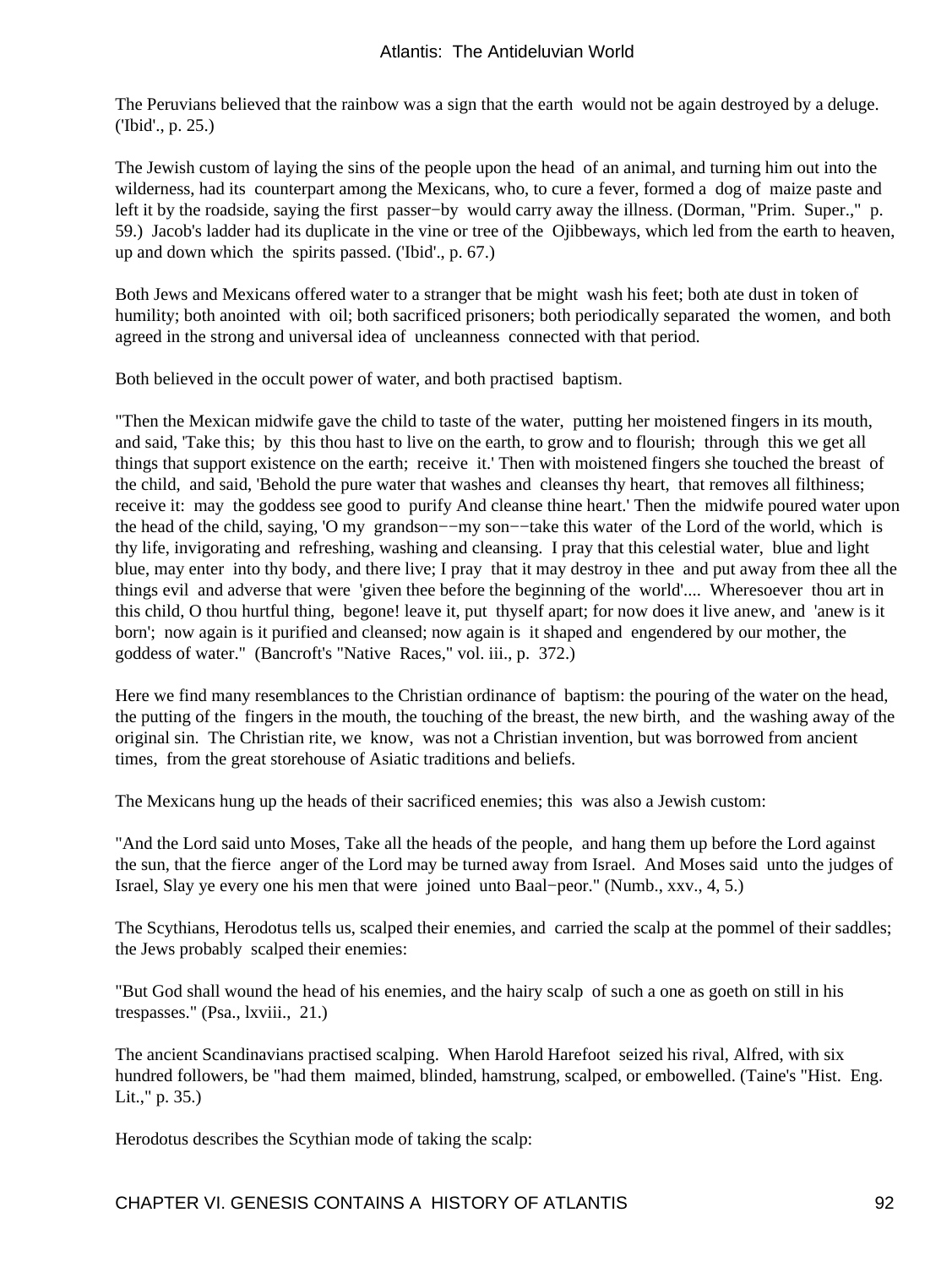The Peruvians believed that the rainbow was a sign that the earth would not be again destroyed by a deluge. ('Ibid'., p. 25.)

The Jewish custom of laying the sins of the people upon the head of an animal, and turning him out into the wilderness, had its counterpart among the Mexicans, who, to cure a fever, formed a dog of maize paste and left it by the roadside, saying the first passer−by would carry away the illness. (Dorman, "Prim. Super.," p. 59.) Jacob's ladder had its duplicate in the vine or tree of the Ojibbeways, which led from the earth to heaven, up and down which the spirits passed. ('Ibid'., p. 67.)

Both Jews and Mexicans offered water to a stranger that be might wash his feet; both ate dust in token of humility; both anointed with oil; both sacrificed prisoners; both periodically separated the women, and both agreed in the strong and universal idea of uncleanness connected with that period.

Both believed in the occult power of water, and both practised baptism.

"Then the Mexican midwife gave the child to taste of the water, putting her moistened fingers in its mouth, and said, 'Take this; by this thou hast to live on the earth, to grow and to flourish; through this we get all things that support existence on the earth; receive it.' Then with moistened fingers she touched the breast of the child, and said, 'Behold the pure water that washes and cleanses thy heart, that removes all filthiness; receive it: may the goddess see good to purify And cleanse thine heart.' Then the midwife poured water upon the head of the child, saying, 'O my grandson−−my son−−take this water of the Lord of the world, which is thy life, invigorating and refreshing, washing and cleansing. I pray that this celestial water, blue and light blue, may enter into thy body, and there live; I pray that it may destroy in thee and put away from thee all the things evil and adverse that were 'given thee before the beginning of the world'.... Wheresoever thou art in this child, O thou hurtful thing, begone! leave it, put thyself apart; for now does it live anew, and 'anew is it born'; now again is it purified and cleansed; now again is it shaped and engendered by our mother, the goddess of water." (Bancroft's "Native Races," vol. iii., p. 372.)

Here we find many resemblances to the Christian ordinance of baptism: the pouring of the water on the head, the putting of the fingers in the mouth, the touching of the breast, the new birth, and the washing away of the original sin. The Christian rite, we know, was not a Christian invention, but was borrowed from ancient times, from the great storehouse of Asiatic traditions and beliefs.

The Mexicans hung up the heads of their sacrificed enemies; this was also a Jewish custom:

"And the Lord said unto Moses, Take all the heads of the people, and hang them up before the Lord against the sun, that the fierce anger of the Lord may be turned away from Israel. And Moses said unto the judges of Israel, Slay ye every one his men that were joined unto Baal−peor." (Numb., xxv., 4, 5.)

The Scythians, Herodotus tells us, scalped their enemies, and carried the scalp at the pommel of their saddles; the Jews probably scalped their enemies:

"But God shall wound the head of his enemies, and the hairy scalp of such a one as goeth on still in his trespasses." (Psa., lxviii., 21.)

The ancient Scandinavians practised scalping. When Harold Harefoot seized his rival, Alfred, with six hundred followers, be "had them maimed, blinded, hamstrung, scalped, or embowelled. (Taine's "Hist. Eng. Lit.," p. 35.)

Herodotus describes the Scythian mode of taking the scalp: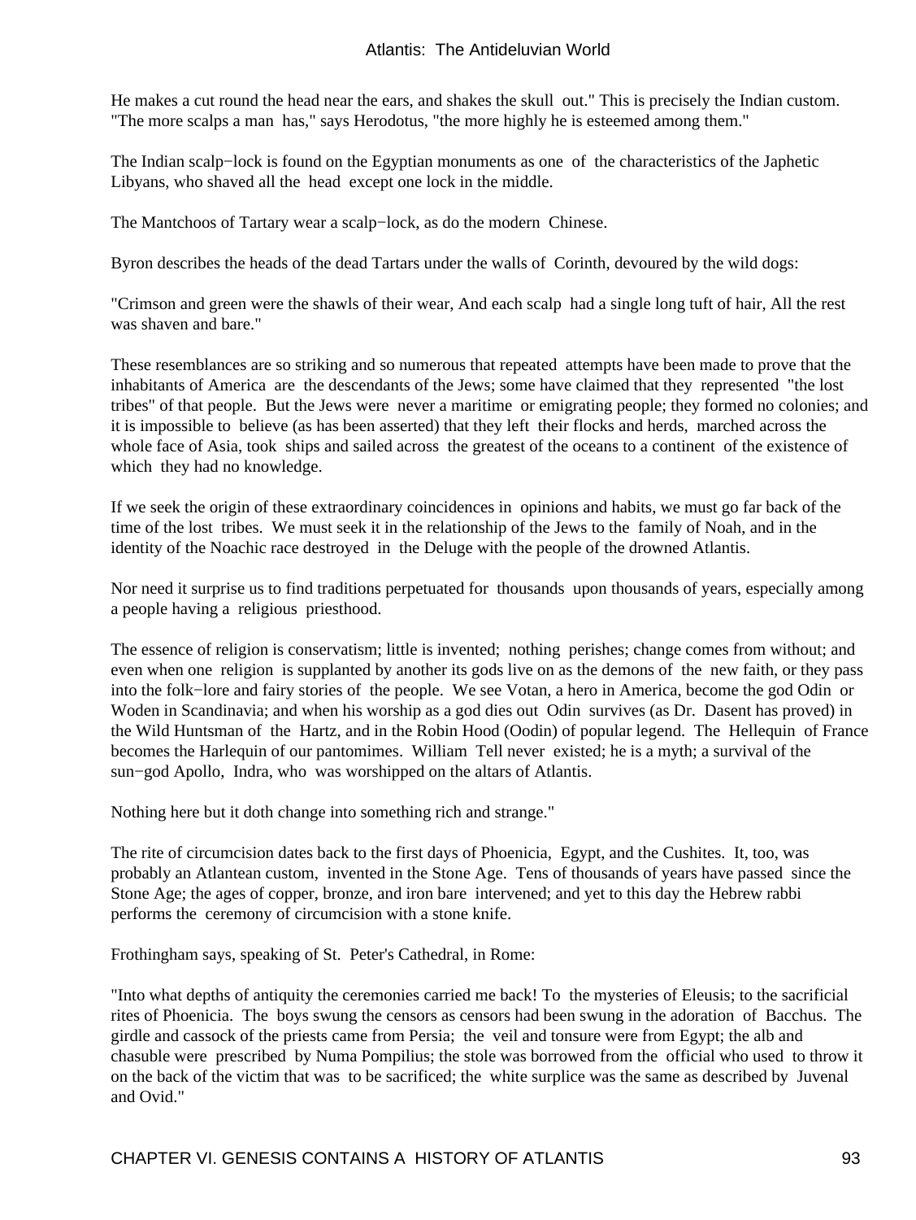He makes a cut round the head near the ears, and shakes the skull out." This is precisely the Indian custom. "The more scalps a man has," says Herodotus, "the more highly he is esteemed among them."

The Indian scalp−lock is found on the Egyptian monuments as one of the characteristics of the Japhetic Libyans, who shaved all the head except one lock in the middle.

The Mantchoos of Tartary wear a scalp−lock, as do the modern Chinese.

Byron describes the heads of the dead Tartars under the walls of Corinth, devoured by the wild dogs:

"Crimson and green were the shawls of their wear, And each scalp had a single long tuft of hair, All the rest was shaven and bare."

These resemblances are so striking and so numerous that repeated attempts have been made to prove that the inhabitants of America are the descendants of the Jews; some have claimed that they represented "the lost tribes" of that people. But the Jews were never a maritime or emigrating people; they formed no colonies; and it is impossible to believe (as has been asserted) that they left their flocks and herds, marched across the whole face of Asia, took ships and sailed across the greatest of the oceans to a continent of the existence of which they had no knowledge.

If we seek the origin of these extraordinary coincidences in opinions and habits, we must go far back of the time of the lost tribes. We must seek it in the relationship of the Jews to the family of Noah, and in the identity of the Noachic race destroyed in the Deluge with the people of the drowned Atlantis.

Nor need it surprise us to find traditions perpetuated for thousands upon thousands of years, especially among a people having a religious priesthood.

The essence of religion is conservatism; little is invented; nothing perishes; change comes from without; and even when one religion is supplanted by another its gods live on as the demons of the new faith, or they pass into the folk−lore and fairy stories of the people. We see Votan, a hero in America, become the god Odin or Woden in Scandinavia; and when his worship as a god dies out Odin survives (as Dr. Dasent has proved) in the Wild Huntsman of the Hartz, and in the Robin Hood (Oodin) of popular legend. The Hellequin of France becomes the Harlequin of our pantomimes. William Tell never existed; he is a myth; a survival of the sun−god Apollo, Indra, who was worshipped on the altars of Atlantis.

Nothing here but it doth change into something rich and strange."

The rite of circumcision dates back to the first days of Phoenicia, Egypt, and the Cushites. It, too, was probably an Atlantean custom, invented in the Stone Age. Tens of thousands of years have passed since the Stone Age; the ages of copper, bronze, and iron bare intervened; and yet to this day the Hebrew rabbi performs the ceremony of circumcision with a stone knife.

Frothingham says, speaking of St. Peter's Cathedral, in Rome:

"Into what depths of antiquity the ceremonies carried me back! To the mysteries of Eleusis; to the sacrificial rites of Phoenicia. The boys swung the censors as censors had been swung in the adoration of Bacchus. The girdle and cassock of the priests came from Persia; the veil and tonsure were from Egypt; the alb and chasuble were prescribed by Numa Pompilius; the stole was borrowed from the official who used to throw it on the back of the victim that was to be sacrificed; the white surplice was the same as described by Juvenal and Ovid."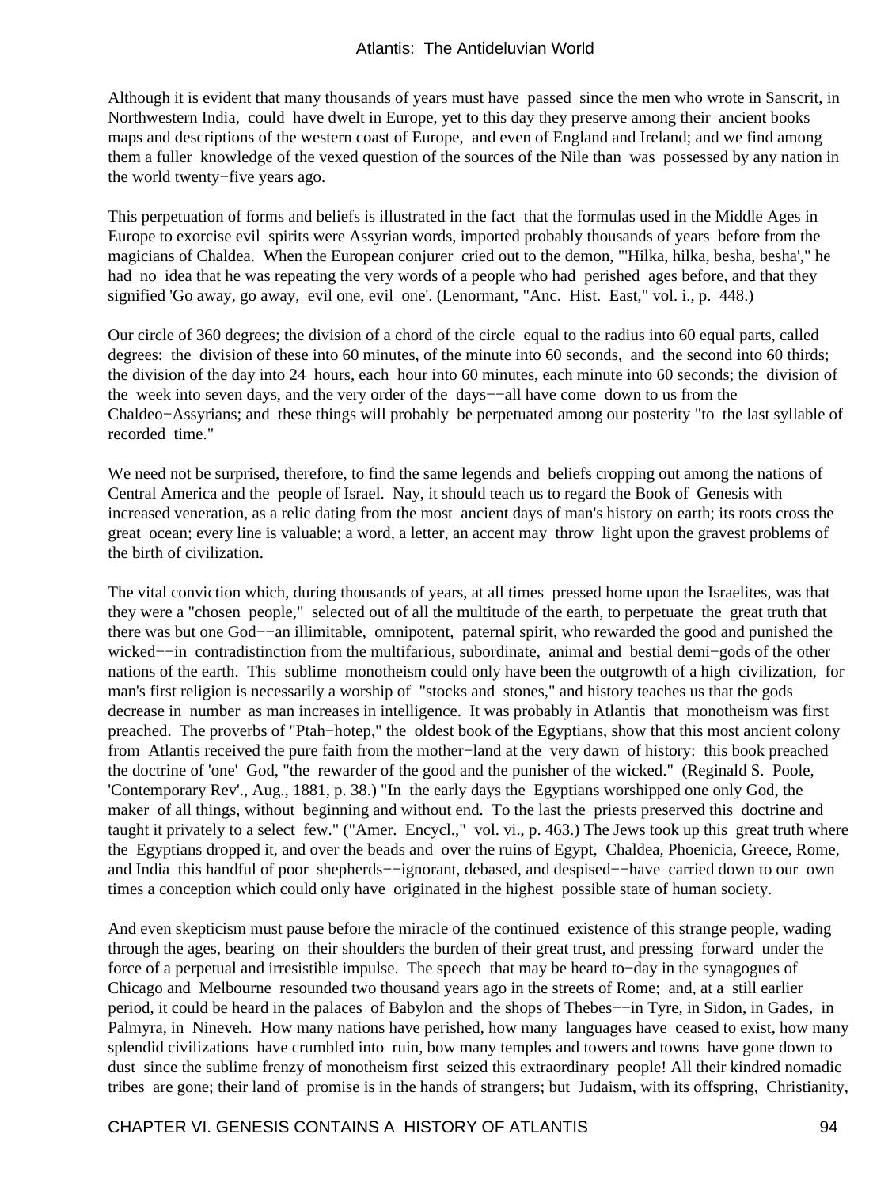Although it is evident that many thousands of years must have passed since the men who wrote in Sanscrit, in Northwestern India, could have dwelt in Europe, yet to this day they preserve among their ancient books maps and descriptions of the western coast of Europe, and even of England and Ireland; and we find among them a fuller knowledge of the vexed question of the sources of the Nile than was possessed by any nation in the world twenty−five years ago.

This perpetuation of forms and beliefs is illustrated in the fact that the formulas used in the Middle Ages in Europe to exorcise evil spirits were Assyrian words, imported probably thousands of years before from the magicians of Chaldea. When the European conjurer cried out to the demon, "'Hilka, hilka, besha, besha'," he had no idea that he was repeating the very words of a people who had perished ages before, and that they signified 'Go away, go away, evil one, evil one'. (Lenormant, "Anc. Hist. East," vol. i., p. 448.)

Our circle of 360 degrees; the division of a chord of the circle equal to the radius into 60 equal parts, called degrees: the division of these into 60 minutes, of the minute into 60 seconds, and the second into 60 thirds; the division of the day into 24 hours, each hour into 60 minutes, each minute into 60 seconds; the division of the week into seven days, and the very order of the days−−all have come down to us from the Chaldeo−Assyrians; and these things will probably be perpetuated among our posterity "to the last syllable of recorded time."

We need not be surprised, therefore, to find the same legends and beliefs cropping out among the nations of Central America and the people of Israel. Nay, it should teach us to regard the Book of Genesis with increased veneration, as a relic dating from the most ancient days of man's history on earth; its roots cross the great ocean; every line is valuable; a word, a letter, an accent may throw light upon the gravest problems of the birth of civilization.

The vital conviction which, during thousands of years, at all times pressed home upon the Israelites, was that they were a "chosen people," selected out of all the multitude of the earth, to perpetuate the great truth that there was but one God−−an illimitable, omnipotent, paternal spirit, who rewarded the good and punished the wicked−−in contradistinction from the multifarious, subordinate, animal and bestial demi−gods of the other nations of the earth. This sublime monotheism could only have been the outgrowth of a high civilization, for man's first religion is necessarily a worship of "stocks and stones," and history teaches us that the gods decrease in number as man increases in intelligence. It was probably in Atlantis that monotheism was first preached. The proverbs of "Ptah−hotep," the oldest book of the Egyptians, show that this most ancient colony from Atlantis received the pure faith from the mother−land at the very dawn of history: this book preached the doctrine of 'one' God, "the rewarder of the good and the punisher of the wicked." (Reginald S. Poole, 'Contemporary Rev'., Aug., 1881, p. 38.) "In the early days the Egyptians worshipped one only God, the maker of all things, without beginning and without end. To the last the priests preserved this doctrine and taught it privately to a select few." ("Amer. Encycl.," vol. vi., p. 463.) The Jews took up this great truth where the Egyptians dropped it, and over the beads and over the ruins of Egypt, Chaldea, Phoenicia, Greece, Rome, and India this handful of poor shepherds−−ignorant, debased, and despised−−have carried down to our own times a conception which could only have originated in the highest possible state of human society.

And even skepticism must pause before the miracle of the continued existence of this strange people, wading through the ages, bearing on their shoulders the burden of their great trust, and pressing forward under the force of a perpetual and irresistible impulse. The speech that may be heard to−day in the synagogues of Chicago and Melbourne resounded two thousand years ago in the streets of Rome; and, at a still earlier period, it could be heard in the palaces of Babylon and the shops of Thebes−−in Tyre, in Sidon, in Gades, in Palmyra, in Nineveh. How many nations have perished, how many languages have ceased to exist, how many splendid civilizations have crumbled into ruin, bow many temples and towers and towns have gone down to dust since the sublime frenzy of monotheism first seized this extraordinary people! All their kindred nomadic tribes are gone; their land of promise is in the hands of strangers; but Judaism, with its offspring, Christianity,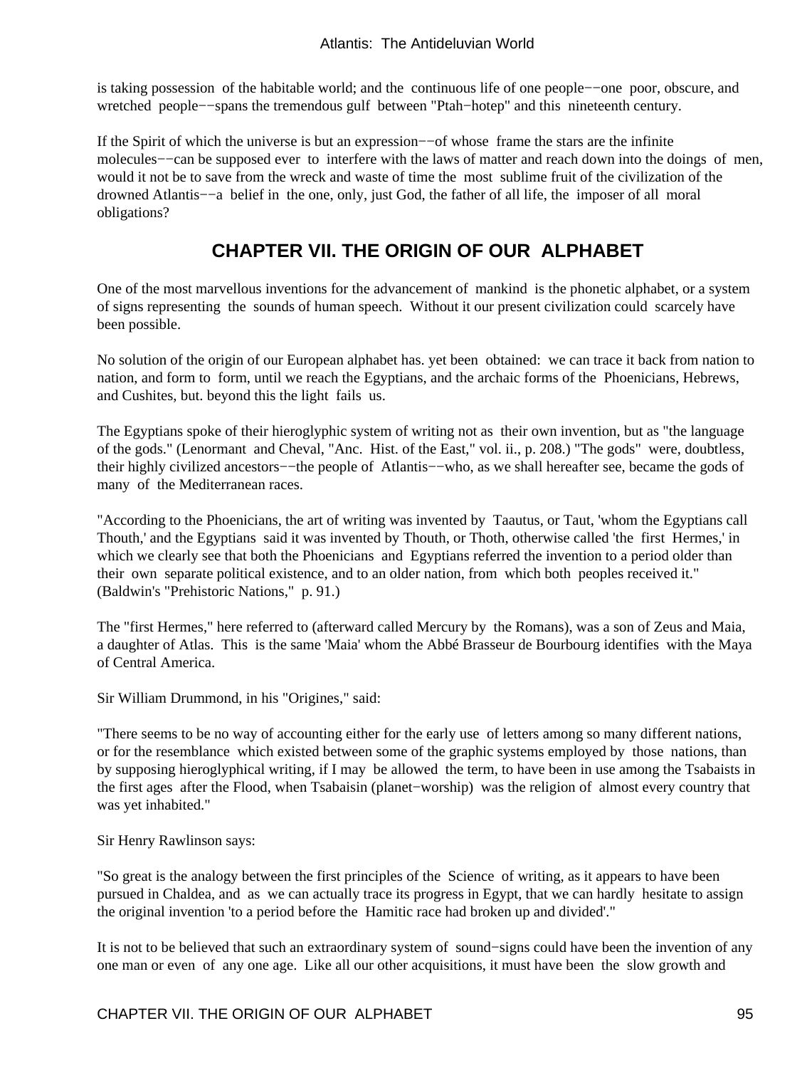is taking possession of the habitable world; and the continuous life of one people−−one poor, obscure, and wretched people−−spans the tremendous gulf between "Ptah−hotep" and this nineteenth century.

If the Spirit of which the universe is but an expression−−of whose frame the stars are the infinite molecules−−can be supposed ever to interfere with the laws of matter and reach down into the doings of men, would it not be to save from the wreck and waste of time the most sublime fruit of the civilization of the drowned Atlantis−−a belief in the one, only, just God, the father of all life, the imposer of all moral obligations?

## CHAPTER VII. THE ORIGIN OF OUR ALPHABET

One of the most marvellous inventions for the advancement of mankind is the phonetic alphabet, or a system of signs representing the sounds of human speech. Without it our present civilization could scarcely have been possible.

No solution of the origin of our European alphabet has. yet been obtained: we can trace it back from nation to nation, and form to form, until we reach the Egyptians, and the archaic forms of the Phoenicians, Hebrews, and Cushites, but. beyond this the light fails us.

The Egyptians spoke of their hieroglyphic system of writing not as their own invention, but as "the language of the gods." (Lenormant and Cheval, "Anc. Hist. of the East," vol. ii., p. 208.) "The gods" were, doubtless, their highly civilized ancestors−−the people of Atlantis−−who, as we shall hereafter see, became the gods of many of the Mediterranean races.

"According to the Phoenicians, the art of writing was invented by Taautus, or Taut, 'whom the Egyptians call Thouth,' and the Egyptians said it was invented by Thouth, or Thoth, otherwise called 'the first Hermes,' in which we clearly see that both the Phoenicians and Egyptians referred the invention to a period older than their own separate political existence, and to an older nation, from which both peoples received it." (Baldwin's "Prehistoric Nations," p. 91.)

The "first Hermes," here referred to (afterward called Mercury by the Romans), was a son of Zeus and Maia, a daughter of Atlas. This is the same 'Maia' whom the Abbé Brasseur de Bourbourg identifies with the Maya of Central America.

Sir William Drummond, in his "Origines," said:

"There seems to be no way of accounting either for the early use of letters among so many different nations, or for the resemblance which existed between some of the graphic systems employed by those nations, than by supposing hieroglyphical writing, if I may be allowed the term, to have been in use among the Tsabaists in the first ages after the Flood, when Tsabaisin (planet−worship) was the religion of almost every country that was yet inhabited."

Sir Henry Rawlinson says:

"So great is the analogy between the first principles of the Science of writing, as it appears to have been pursued in Chaldea, and as we can actually trace its progress in Egypt, that we can hardly hesitate to assign the original invention 'to a period before the Hamitic race had broken up and divided'."

It is not to be believed that such an extraordinary system of sound−signs could have been the invention of any one man or even of any one age. Like all our other acquisitions, it must have been the slow growth and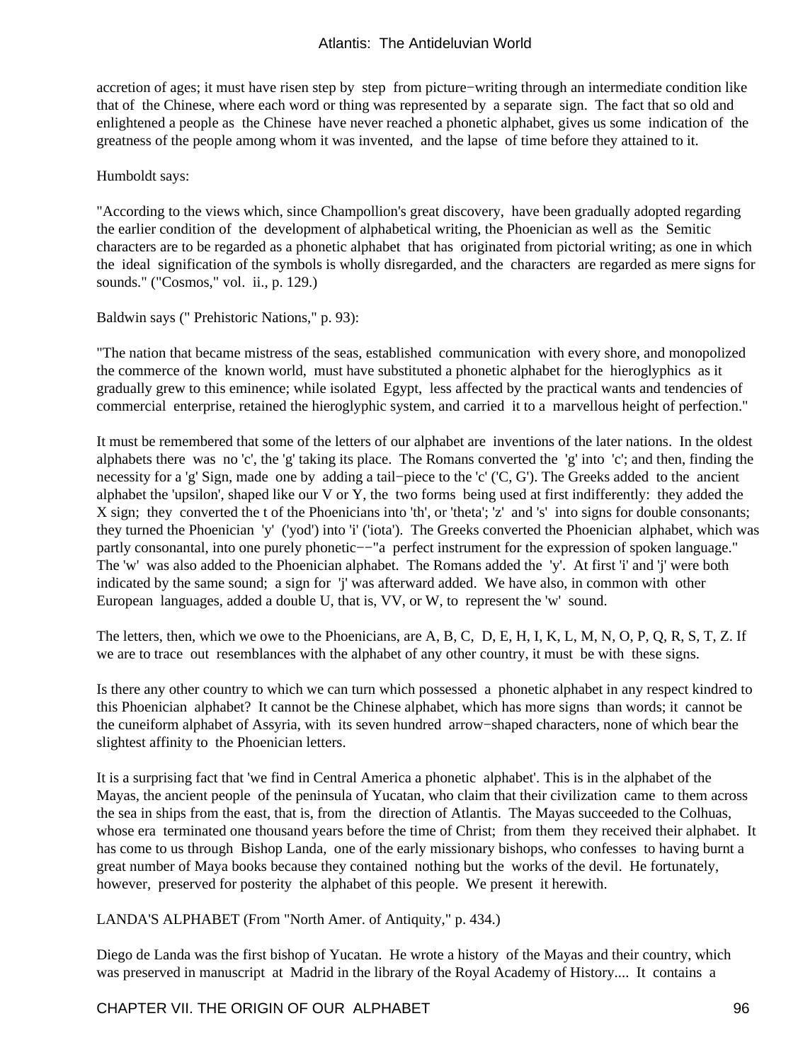accretion of ages; it must have risen step by step from picture−writing through an intermediate condition like that of the Chinese, where each word or thing was represented by a separate sign. The fact that so old and enlightened a people as the Chinese have never reached a phonetic alphabet, gives us some indication of the greatness of the people among whom it was invented, and the lapse of time before they attained to it.

Humboldt says:

"According to the views which, since Champollion's great discovery, have been gradually adopted regarding the earlier condition of the development of alphabetical writing, the Phoenician as well as the Semitic characters are to be regarded as a phonetic alphabet that has originated from pictorial writing; as one in which the ideal signification of the symbols is wholly disregarded, and the characters are regarded as mere signs for sounds." ("Cosmos," vol. ii., p. 129.)

Baldwin says (" Prehistoric Nations," p. 93):

"The nation that became mistress of the seas, established communication with every shore, and monopolized the commerce of the known world, must have substituted a phonetic alphabet for the hieroglyphics as it gradually grew to this eminence; while isolated Egypt, less affected by the practical wants and tendencies of commercial enterprise, retained the hieroglyphic system, and carried it to a marvellous height of perfection."

It must be remembered that some of the letters of our alphabet are inventions of the later nations. In the oldest alphabets there was no 'c', the 'g' taking its place. The Romans converted the 'g' into 'c'; and then, finding the necessity for a 'g' Sign, made one by adding a tail−piece to the 'c' ('C, G'). The Greeks added to the ancient alphabet the 'upsilon', shaped like our V or Y, the two forms being used at first indifferently: they added the X sign; they converted the t of the Phoenicians into 'th', or 'theta'; 'z' and 's' into signs for double consonants; they turned the Phoenician 'y' ('yod') into 'i' ('iota'). The Greeks converted the Phoenician alphabet, which was partly consonantal, into one purely phonetic−−"a perfect instrument for the expression of spoken language." The 'w' was also added to the Phoenician alphabet. The Romans added the 'y'. At first 'i' and 'j' were both indicated by the same sound; a sign for 'j' was afterward added. We have also, in common with other European languages, added a double U, that is, VV, or W, to represent the 'w' sound.

The letters, then, which we owe to the Phoenicians, are A, B, C, D, E, H, I, K, L, M, N, O, P, Q, R, S, T, Z. If we are to trace out resemblances with the alphabet of any other country, it must be with these signs.

Is there any other country to which we can turn which possessed a phonetic alphabet in any respect kindred to this Phoenician alphabet? It cannot be the Chinese alphabet, which has more signs than words; it cannot be the cuneiform alphabet of Assyria, with its seven hundred arrow−shaped characters, none of which bear the slightest affinity to the Phoenician letters.

It is a surprising fact that 'we find in Central America a phonetic alphabet'. This is in the alphabet of the Mayas, the ancient people of the peninsula of Yucatan, who claim that their civilization came to them across the sea in ships from the east, that is, from the direction of Atlantis. The Mayas succeeded to the Colhuas, whose era terminated one thousand years before the time of Christ; from them they received their alphabet. It has come to us through Bishop Landa, one of the early missionary bishops, who confesses to having burnt a great number of Maya books because they contained nothing but the works of the devil. He fortunately, however, preserved for posterity the alphabet of this people. We present it herewith.

LANDA'S ALPHABET (From "North Amer. of Antiquity," p. 434.)

Diego de Landa was the first bishop of Yucatan. He wrote a history of the Mayas and their country, which was preserved in manuscript at Madrid in the library of the Royal Academy of History.... It contains a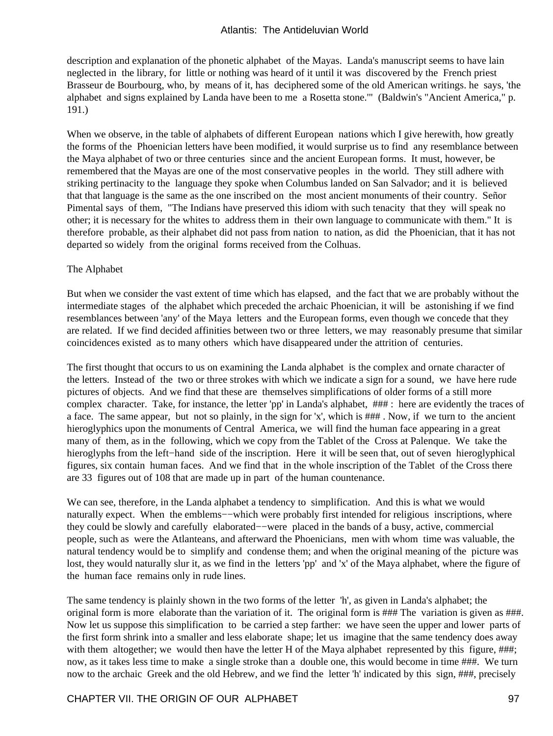description and explanation of the phonetic alphabet of the Mayas. Landa's manuscript seems to have lain neglected in the library, for little or nothing was heard of it until it was discovered by the French priest Brasseur de Bourbourg, who, by means of it, has deciphered some of the old American writings. he says, 'the alphabet and signs explained by Landa have been to me a Rosetta stone.'" (Baldwin's "Ancient America," p. 191.)

When we observe, in the table of alphabets of different European nations which I give herewith, how greatly the forms of the Phoenician letters have been modified, it would surprise us to find any resemblance between the Maya alphabet of two or three centuries since and the ancient European forms. It must, however, be remembered that the Mayas are one of the most conservative peoples in the world. They still adhere with striking pertinacity to the language they spoke when Columbus landed on San Salvador; and it is believed that that language is the same as the one inscribed on the most ancient monuments of their country. Señor Pimental says of them, "The Indians have preserved this idiom with such tenacity that they will speak no other; it is necessary for the whites to address them in their own language to communicate with them." It is therefore probable, as their alphabet did not pass from nation to nation, as did the Phoenician, that it has not departed so widely from the original forms received from the Colhuas.

The Alphabet

But when we consider the vast extent of time which has elapsed, and the fact that we are probably without the intermediate stages of the alphabet which preceded the archaic Phoenician, it will be astonishing if we find resemblances between 'any' of the Maya letters and the European forms, even though we concede that they are related. If we find decided affinities between two or three letters, we may reasonably presume that similar coincidences existed as to many others which have disappeared under the attrition of centuries.

The first thought that occurs to us on examining the Landa alphabet is the complex and ornate character of the letters. Instead of the two or three strokes with which we indicate a sign for a sound, we have here rude pictures of objects. And we find that these are themselves simplifications of older forms of a still more complex character. Take, for instance, the letter 'pp' in Landa's alphabet, ### : here are evidently the traces of a face. The same appear, but not so plainly, in the sign for 'x', which is ### . Now, if we turn to the ancient hieroglyphics upon the monuments of Central America, we will find the human face appearing in a great many of them, as in the following, which we copy from the Tablet of the Cross at Palenque. We take the hieroglyphs from the left−hand side of the inscription. Here it will be seen that, out of seven hieroglyphical figures, six contain human faces. And we find that in the whole inscription of the Tablet of the Cross there are 33 figures out of 108 that are made up in part of the human countenance.

We can see, therefore, in the Landa alphabet a tendency to simplification. And this is what we would naturally expect. When the emblems−−which were probably first intended for religious inscriptions, where they could be slowly and carefully elaborated−−were placed in the bands of a busy, active, commercial people, such as were the Atlanteans, and afterward the Phoenicians, men with whom time was valuable, the natural tendency would be to simplify and condense them; and when the original meaning of the picture was lost, they would naturally slur it, as we find in the letters 'pp' and 'x' of the Maya alphabet, where the figure of the human face remains only in rude lines.

The same tendency is plainly shown in the two forms of the letter 'h', as given in Landa's alphabet; the original form is more elaborate than the variation of it. The original form is ### The variation is given as ###. Now let us suppose this simplification to be carried a step farther: we have seen the upper and lower parts of the first form shrink into a smaller and less elaborate shape; let us imagine that the same tendency does away with them altogether; we would then have the letter H of the Maya alphabet represented by this figure, ###; now, as it takes less time to make a single stroke than a double one, this would become in time ###. We turn now to the archaic Greek and the old Hebrew, and we find the letter 'h' indicated by this sign, ###, precisely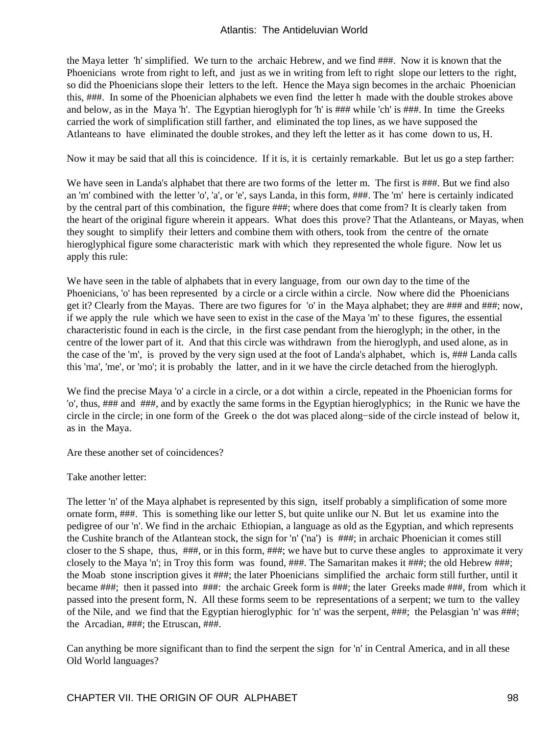the Maya letter 'h' simplified. We turn to the archaic Hebrew, and we find ###. Now it is known that the Phoenicians wrote from right to left, and just as we in writing from left to right slope our letters to the right, so did the Phoenicians slope their letters to the left. Hence the Maya sign becomes in the archaic Phoenician this, ###. In some of the Phoenician alphabets we even find the letter h made with the double strokes above and below, as in the Maya 'h'. The Egyptian hieroglyph for 'h' is ### while 'ch' is ###. In time the Greeks carried the work of simplification still farther, and eliminated the top lines, as we have supposed the Atlanteans to have eliminated the double strokes, and they left the letter as it has come down to us, H.

Now it may be said that all this is coincidence. If it is, it is certainly remarkable. But let us go a step farther:

We have seen in Landa's alphabet that there are two forms of the letter m. The first is ###. But we find also an 'm' combined with the letter 'o', 'a', or 'e', says Landa, in this form, ###. The 'm' here is certainly indicated by the central part of this combination, the figure ###; where does that come from? It is clearly taken from the heart of the original figure wherein it appears. What does this prove? That the Atlanteans, or Mayas, when they sought to simplify their letters and combine them with others, took from the centre of the ornate hieroglyphical figure some characteristic mark with which they represented the whole figure. Now let us apply this rule:

We have seen in the table of alphabets that in every language, from our own day to the time of the Phoenicians, 'o' has been represented by a circle or a circle within a circle. Now where did the Phoenicians get it? Clearly from the Mayas. There are two figures for 'o' in the Maya alphabet; they are ### and ###; now, if we apply the rule which we have seen to exist in the case of the Maya 'm' to these figures, the essential characteristic found in each is the circle, in the first case pendant from the hieroglyph; in the other, in the centre of the lower part of it. And that this circle was withdrawn from the hieroglyph, and used alone, as in the case of the 'm', is proved by the very sign used at the foot of Landa's alphabet, which is, ### Landa calls this 'ma', 'me', or 'mo'; it is probably the latter, and in it we have the circle detached from the hieroglyph.

We find the precise Maya 'o' a circle in a circle, or a dot within a circle, repeated in the Phoenician forms for 'o', thus, ### and ###, and by exactly the same forms in the Egyptian hieroglyphics; in the Runic we have the circle in the circle; in one form of the Greek o the dot was placed along−side of the circle instead of below it, as in the Maya.

Are these another set of coincidences?

Take another letter:

The letter 'n' of the Maya alphabet is represented by this sign, itself probably a simplification of some more ornate form, ###. This is something like our letter S, but quite unlike our N. But let us examine into the pedigree of our 'n'. We find in the archaic Ethiopian, a language as old as the Egyptian, and which represents the Cushite branch of the Atlantean stock, the sign for 'n' ('na') is ###; in archaic Phoenician it comes still closer to the S shape, thus, ###, or in this form, ###; we have but to curve these angles to approximate it very closely to the Maya 'n'; in Troy this form was found, ###. The Samaritan makes it ###; the old Hebrew ###; the Moab stone inscription gives it ###; the later Phoenicians simplified the archaic form still further, until it became ###; then it passed into ###: the archaic Greek form is ###; the later Greeks made ###, from which it passed into the present form, N. All these forms seem to be representations of a serpent; we turn to the valley of the Nile, and we find that the Egyptian hieroglyphic for 'n' was the serpent, ###; the Pelasgian 'n' was ###; the Arcadian, ###; the Etruscan, ###.

Can anything be more significant than to find the serpent the sign for 'n' in Central America, and in all these Old World languages?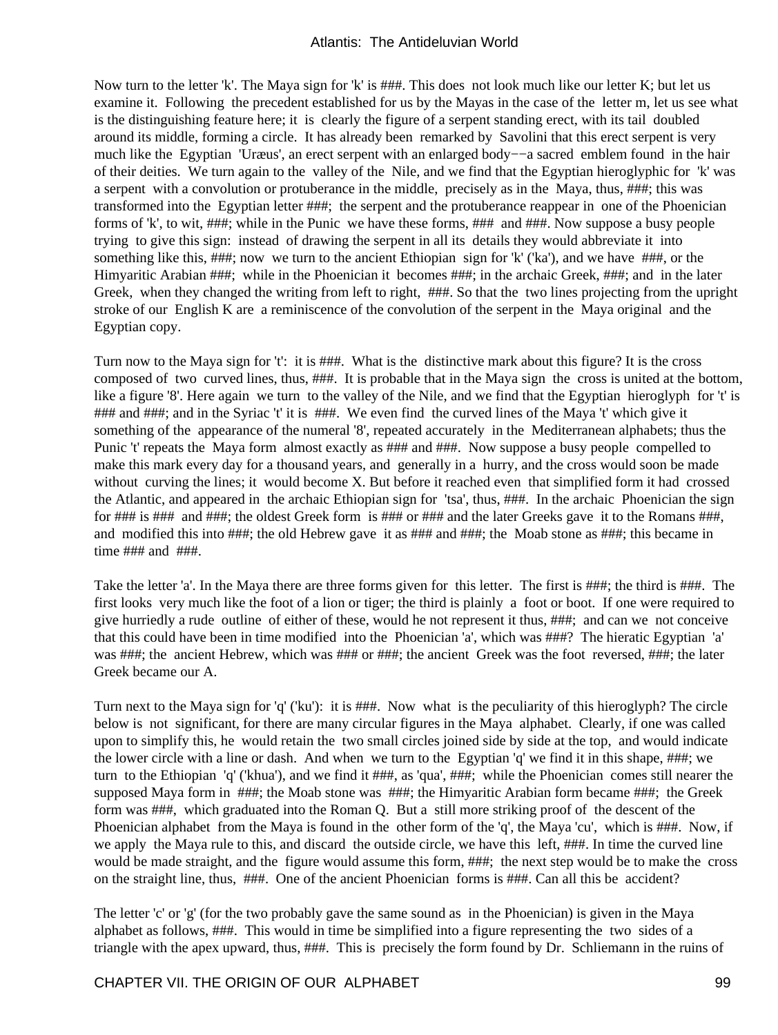Now turn to the letter 'k'. The Maya sign for 'k' is ###. This does not look much like our letter K; but let us examine it. Following the precedent established for us by the Mayas in the case of the letter m, let us see what is the distinguishing feature here; it is clearly the figure of a serpent standing erect, with its tail doubled around its middle, forming a circle. It has already been remarked by Savolini that this erect serpent is very much like the Egyptian 'Uræus', an erect serpent with an enlarged body−−a sacred emblem found in the hair of their deities. We turn again to the valley of the Nile, and we find that the Egyptian hieroglyphic for 'k' was a serpent with a convolution or protuberance in the middle, precisely as in the Maya, thus, ###; this was transformed into the Egyptian letter ###; the serpent and the protuberance reappear in one of the Phoenician forms of 'k', to wit, ###; while in the Punic we have these forms, ### and ###. Now suppose a busy people trying to give this sign: instead of drawing the serpent in all its details they would abbreviate it into something like this, ###; now we turn to the ancient Ethiopian sign for 'k' ('ka'), and we have ###, or the Himyaritic Arabian ###; while in the Phoenician it becomes ###; in the archaic Greek, ###; and in the later Greek, when they changed the writing from left to right, ###. So that the two lines projecting from the upright stroke of our English K are a reminiscence of the convolution of the serpent in the Maya original and the Egyptian copy.

Turn now to the Maya sign for 't': it is ###. What is the distinctive mark about this figure? It is the cross composed of two curved lines, thus, ###. It is probable that in the Maya sign the cross is united at the bottom, like a figure '8'. Here again we turn to the valley of the Nile, and we find that the Egyptian hieroglyph for 't' is ### and ###; and in the Syriac 't' it is ###. We even find the curved lines of the Maya 't' which give it something of the appearance of the numeral '8', repeated accurately in the Mediterranean alphabets; thus the Punic 't' repeats the Maya form almost exactly as ### and ###. Now suppose a busy people compelled to make this mark every day for a thousand years, and generally in a hurry, and the cross would soon be made without curving the lines; it would become X. But before it reached even that simplified form it had crossed the Atlantic, and appeared in the archaic Ethiopian sign for 'tsa', thus, ###. In the archaic Phoenician the sign for ### is ### and ###; the oldest Greek form is ### or ### and the later Greeks gave it to the Romans ###, and modified this into ###; the old Hebrew gave it as ### and ###; the Moab stone as ###; this became in time ### and ###.

Take the letter 'a'. In the Maya there are three forms given for this letter. The first is ###; the third is ###. The first looks very much like the foot of a lion or tiger; the third is plainly a foot or boot. If one were required to give hurriedly a rude outline of either of these, would he not represent it thus, ###; and can we not conceive that this could have been in time modified into the Phoenician 'a', which was ###? The hieratic Egyptian 'a' was ###; the ancient Hebrew, which was ### or ###; the ancient Greek was the foot reversed, ###; the later Greek became our A.

Turn next to the Maya sign for 'q' ('ku'): it is ###. Now what is the peculiarity of this hieroglyph? The circle below is not significant, for there are many circular figures in the Maya alphabet. Clearly, if one was called upon to simplify this, he would retain the two small circles joined side by side at the top, and would indicate the lower circle with a line or dash. And when we turn to the Egyptian 'q' we find it in this shape, ###; we turn to the Ethiopian 'q' ('khua'), and we find it ###, as 'qua', ###; while the Phoenician comes still nearer the supposed Maya form in ###; the Moab stone was ###; the Himyaritic Arabian form became ###; the Greek form was ###, which graduated into the Roman Q. But a still more striking proof of the descent of the Phoenician alphabet from the Maya is found in the other form of the 'q', the Maya 'cu', which is ###. Now, if we apply the Maya rule to this, and discard the outside circle, we have this left, ###. In time the curved line would be made straight, and the figure would assume this form, ###; the next step would be to make the cross on the straight line, thus, ###. One of the ancient Phoenician forms is ###. Can all this be accident?

The letter 'c' or 'g' (for the two probably gave the same sound as in the Phoenician) is given in the Maya alphabet as follows, ###. This would in time be simplified into a figure representing the two sides of a triangle with the apex upward, thus, ###. This is precisely the form found by Dr. Schliemann in the ruins of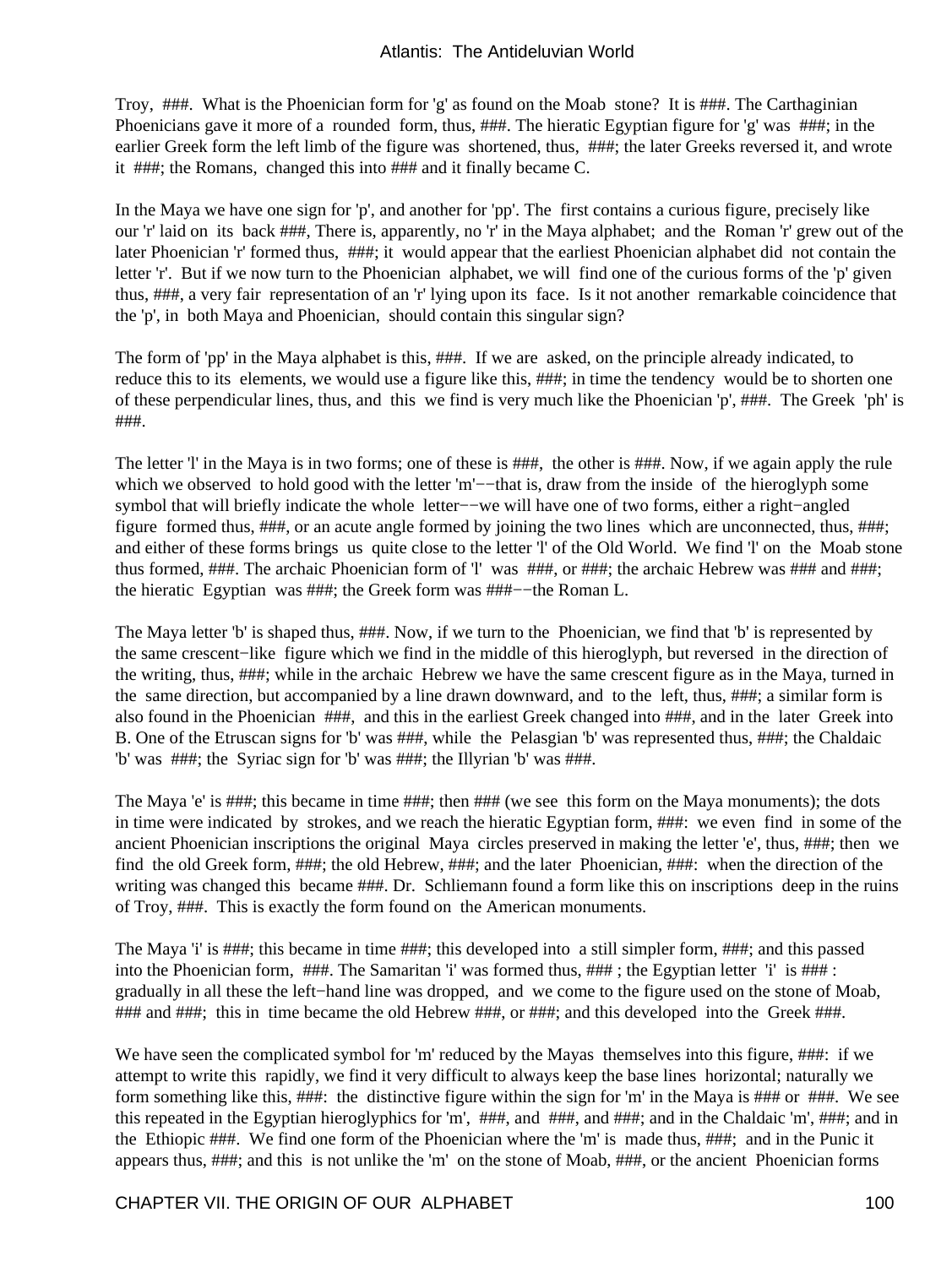Troy, ###. What is the Phoenician form for 'g' as found on the Moab stone? It is ###. The Carthaginian Phoenicians gave it more of a rounded form, thus, ###. The hieratic Egyptian figure for 'g' was ###; in the earlier Greek form the left limb of the figure was shortened, thus, ###; the later Greeks reversed it, and wrote it ###; the Romans, changed this into ### and it finally became C.

In the Maya we have one sign for 'p', and another for 'pp'. The first contains a curious figure, precisely like our 'r' laid on its back ###, There is, apparently, no 'r' in the Maya alphabet; and the Roman 'r' grew out of the later Phoenician 'r' formed thus, ###; it would appear that the earliest Phoenician alphabet did not contain the letter 'r'. But if we now turn to the Phoenician alphabet, we will find one of the curious forms of the 'p' given thus, ###, a very fair representation of an 'r' lying upon its face. Is it not another remarkable coincidence that the 'p', in both Maya and Phoenician, should contain this singular sign?

The form of 'pp' in the Maya alphabet is this, ###. If we are asked, on the principle already indicated, to reduce this to its elements, we would use a figure like this, ###; in time the tendency would be to shorten one of these perpendicular lines, thus, and this we find is very much like the Phoenician 'p', ###. The Greek 'ph' is ###.

The letter 'l' in the Maya is in two forms; one of these is ###, the other is ###. Now, if we again apply the rule which we observed to hold good with the letter 'm'−−that is, draw from the inside of the hieroglyph some symbol that will briefly indicate the whole letter−−we will have one of two forms, either a right−angled figure formed thus, ###, or an acute angle formed by joining the two lines which are unconnected, thus, ###; and either of these forms brings us quite close to the letter 'l' of the Old World. We find 'l' on the Moab stone thus formed, ###. The archaic Phoenician form of 'l' was ###, or ###; the archaic Hebrew was ### and ###; the hieratic Egyptian was ###; the Greek form was ###−−the Roman L.

The Maya letter 'b' is shaped thus, ###. Now, if we turn to the Phoenician, we find that 'b' is represented by the same crescent−like figure which we find in the middle of this hieroglyph, but reversed in the direction of the writing, thus, ###; while in the archaic Hebrew we have the same crescent figure as in the Maya, turned in the same direction, but accompanied by a line drawn downward, and to the left, thus, ###; a similar form is also found in the Phoenician ###, and this in the earliest Greek changed into ###, and in the later Greek into B. One of the Etruscan signs for 'b' was ###, while the Pelasgian 'b' was represented thus, ###; the Chaldaic 'b' was ###; the Syriac sign for 'b' was ###; the Illyrian 'b' was ###.

The Maya 'e' is ###; this became in time ###; then ### (we see this form on the Maya monuments); the dots in time were indicated by strokes, and we reach the hieratic Egyptian form, ###: we even find in some of the ancient Phoenician inscriptions the original Maya circles preserved in making the letter 'e', thus, ###; then we find the old Greek form, ###; the old Hebrew, ###; and the later Phoenician, ###: when the direction of the writing was changed this became ###. Dr. Schliemann found a form like this on inscriptions deep in the ruins of Troy, ###. This is exactly the form found on the American monuments.

The Maya 'i' is ###; this became in time ###; this developed into a still simpler form, ###; and this passed into the Phoenician form, ###. The Samaritan 'i' was formed thus, ### ; the Egyptian letter 'i' is ### : gradually in all these the left−hand line was dropped, and we come to the figure used on the stone of Moab, ### and ###; this in time became the old Hebrew ###, or ###; and this developed into the Greek ###.

We have seen the complicated symbol for 'm' reduced by the Mayas themselves into this figure, ###: if we attempt to write this rapidly, we find it very difficult to always keep the base lines horizontal; naturally we form something like this, ###: the distinctive figure within the sign for 'm' in the Maya is ### or ###. We see this repeated in the Egyptian hieroglyphics for 'm', ###, and ###, and ###; and in the Chaldaic 'm', ###; and in the Ethiopic ###. We find one form of the Phoenician where the 'm' is made thus, ###; and in the Punic it appears thus, ###; and this is not unlike the 'm' on the stone of Moab, ###, or the ancient Phoenician forms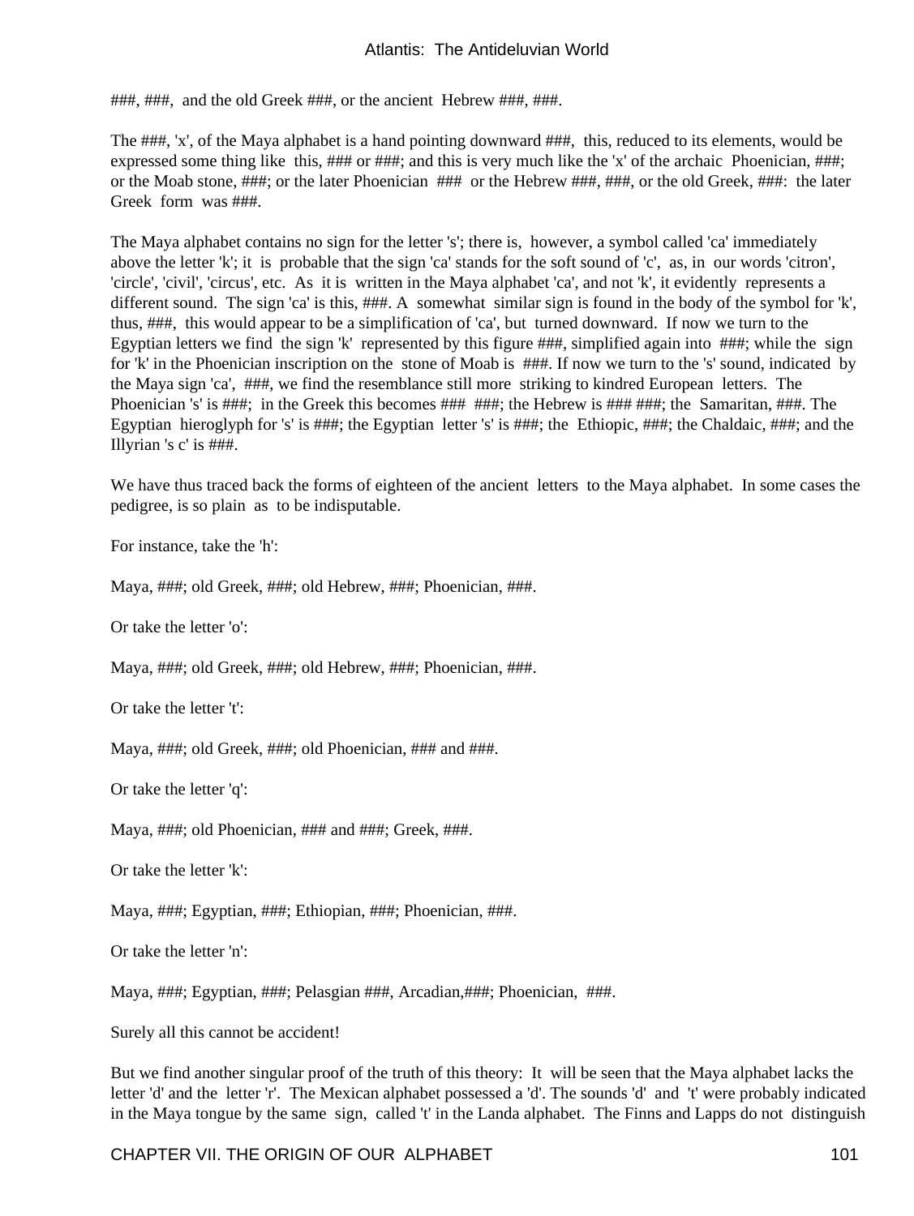###, ###,  and the old Greek ###, or the ancient  Hebrew ###, ###.

The ###, 'x', of the Maya alphabet is a hand pointing downward ###,  this, reduced to its elements, would be expressed some thing like  this, ### or ###; and this is very much like the 'x' of the archaic  Phoenician, ###; or the Moab stone, ###; or the later Phoenician  ###  or the Hebrew ###, ###, or the old Greek, ###:  the later Greek  form  was ###.

The Maya alphabet contains no sign for the letter 's'; there is,  however, a symbol called 'ca' immediately above the letter 'k'; it  is  probable that the sign 'ca' stands for the soft sound of 'c',  as, in  our words 'citron', 'circle', 'civil', 'circus', etc.  As  it is  written in the Maya alphabet 'ca', and not 'k', it evidently  represents a different sound.  The sign 'ca' is this, ###. A  somewhat  similar sign is found in the body of the symbol for 'k', thus, ###,  this would appear to be a simplification of 'ca', but  turned downward.  If now we turn to the Egyptian letters we find  the sign 'k'  represented by this figure ###, simplified again into  ###; while the  sign for 'k' in the Phoenician inscription on the  stone of Moab is  ###. If now we turn to the 's' sound, indicated  by the Maya sign 'ca',  ###, we find the resemblance still more  striking to kindred European  letters.  The Phoenician 's' is ###;  in the Greek this becomes ###  ###; the Hebrew is ### ###; the  Samaritan, ###. The Egyptian  hieroglyph for 's' is ###; the Egyptian  letter 's' is ###; the  Ethiopic, ###; the Chaldaic, ###; and the Illyrian 's c' is ###.

We have thus traced back the forms of eighteen of the ancient  letters  to the Maya alphabet.  In some cases the pedigree, is so plain  as  to be indisputable.

For instance, take the 'h':

Maya, ###; old Greek, ###; old Hebrew, ###; Phoenician, ###.

Or take the letter 'o':

Maya, ###; old Greek, ###; old Hebrew, ###; Phoenician, ###.

Or take the letter 't':

Maya, ###; old Greek, ###; old Phoenician, ### and ###.

Or take the letter 'q':

Maya, ###; old Phoenician, ### and ###; Greek, ###.

Or take the letter 'k':

Maya, ###; Egyptian, ###; Ethiopian, ###; Phoenician, ###.

Or take the letter 'n':

Maya, ###; Egyptian, ###; Pelasgian ###, Arcadian,###; Phoenician,  ###.

Surely all this cannot be accident!

But we find another singular proof of the truth of this theory:  It  will be seen that the Maya alphabet lacks the letter 'd' and the  letter 'r'.  The Mexican alphabet possessed a 'd'. The sounds 'd'  and  't' were probably indicated in the Maya tongue by the same  sign,  called 't' in the Landa alphabet.  The Finns and Lapps do not  distinguish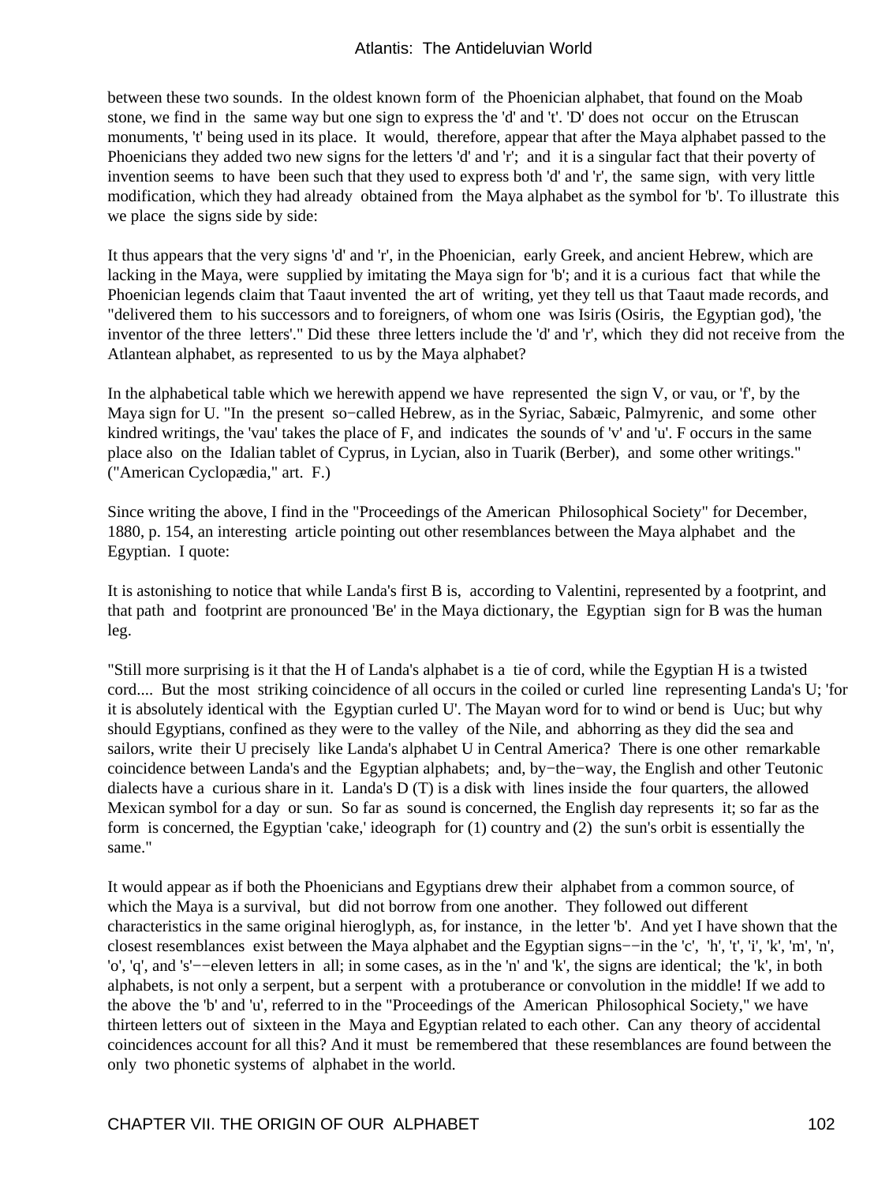between these two sounds. In the oldest known form of the Phoenician alphabet, that found on the Moab stone, we find in the same way but one sign to express the 'd' and 't'. 'D' does not occur on the Etruscan monuments, 't' being used in its place. It would, therefore, appear that after the Maya alphabet passed to the Phoenicians they added two new signs for the letters 'd' and 'r'; and it is a singular fact that their poverty of invention seems to have been such that they used to express both 'd' and 'r', the same sign, with very little modification, which they had already obtained from the Maya alphabet as the symbol for 'b'. To illustrate this we place the signs side by side:

It thus appears that the very signs 'd' and 'r', in the Phoenician, early Greek, and ancient Hebrew, which are lacking in the Maya, were supplied by imitating the Maya sign for 'b'; and it is a curious fact that while the Phoenician legends claim that Taaut invented the art of writing, yet they tell us that Taaut made records, and "delivered them to his successors and to foreigners, of whom one was Isiris (Osiris, the Egyptian god), 'the inventor of the three letters'." Did these three letters include the 'd' and 'r', which they did not receive from the Atlantean alphabet, as represented to us by the Maya alphabet?

In the alphabetical table which we herewith append we have represented the sign V, or vau, or 'f', by the Maya sign for U. "In the present so−called Hebrew, as in the Syriac, Sabæic, Palmyrenic, and some other kindred writings, the 'vau' takes the place of F, and indicates the sounds of 'v' and 'u'. F occurs in the same place also on the Idalian tablet of Cyprus, in Lycian, also in Tuarik (Berber), and some other writings." ("American Cyclopædia," art. F.)

Since writing the above, I find in the "Proceedings of the American Philosophical Society" for December, 1880, p. 154, an interesting article pointing out other resemblances between the Maya alphabet and the Egyptian. I quote:

It is astonishing to notice that while Landa's first B is, according to Valentini, represented by a footprint, and that path and footprint are pronounced 'Be' in the Maya dictionary, the Egyptian sign for B was the human leg.

"Still more surprising is it that the H of Landa's alphabet is a tie of cord, while the Egyptian H is a twisted cord.... But the most striking coincidence of all occurs in the coiled or curled line representing Landa's U; 'for it is absolutely identical with the Egyptian curled U'. The Mayan word for to wind or bend is Uuc; but why should Egyptians, confined as they were to the valley of the Nile, and abhorring as they did the sea and sailors, write their U precisely like Landa's alphabet U in Central America? There is one other remarkable coincidence between Landa's and the Egyptian alphabets; and, by−the−way, the English and other Teutonic dialects have a curious share in it. Landa's D (T) is a disk with lines inside the four quarters, the allowed Mexican symbol for a day or sun. So far as sound is concerned, the English day represents it; so far as the form is concerned, the Egyptian 'cake,' ideograph for (1) country and (2) the sun's orbit is essentially the same."

It would appear as if both the Phoenicians and Egyptians drew their alphabet from a common source, of which the Maya is a survival, but did not borrow from one another. They followed out different characteristics in the same original hieroglyph, as, for instance, in the letter 'b'. And yet I have shown that the closest resemblances exist between the Maya alphabet and the Egyptian signs−−in the 'c', 'h', 't', 'i', 'k', 'm', 'n', 'o', 'q', and 's'−−eleven letters in all; in some cases, as in the 'n' and 'k', the signs are identical; the 'k', in both alphabets, is not only a serpent, but a serpent with a protuberance or convolution in the middle! If we add to the above the 'b' and 'u', referred to in the "Proceedings of the American Philosophical Society," we have thirteen letters out of sixteen in the Maya and Egyptian related to each other. Can any theory of accidental coincidences account for all this? And it must be remembered that these resemblances are found between the only two phonetic systems of alphabet in the world.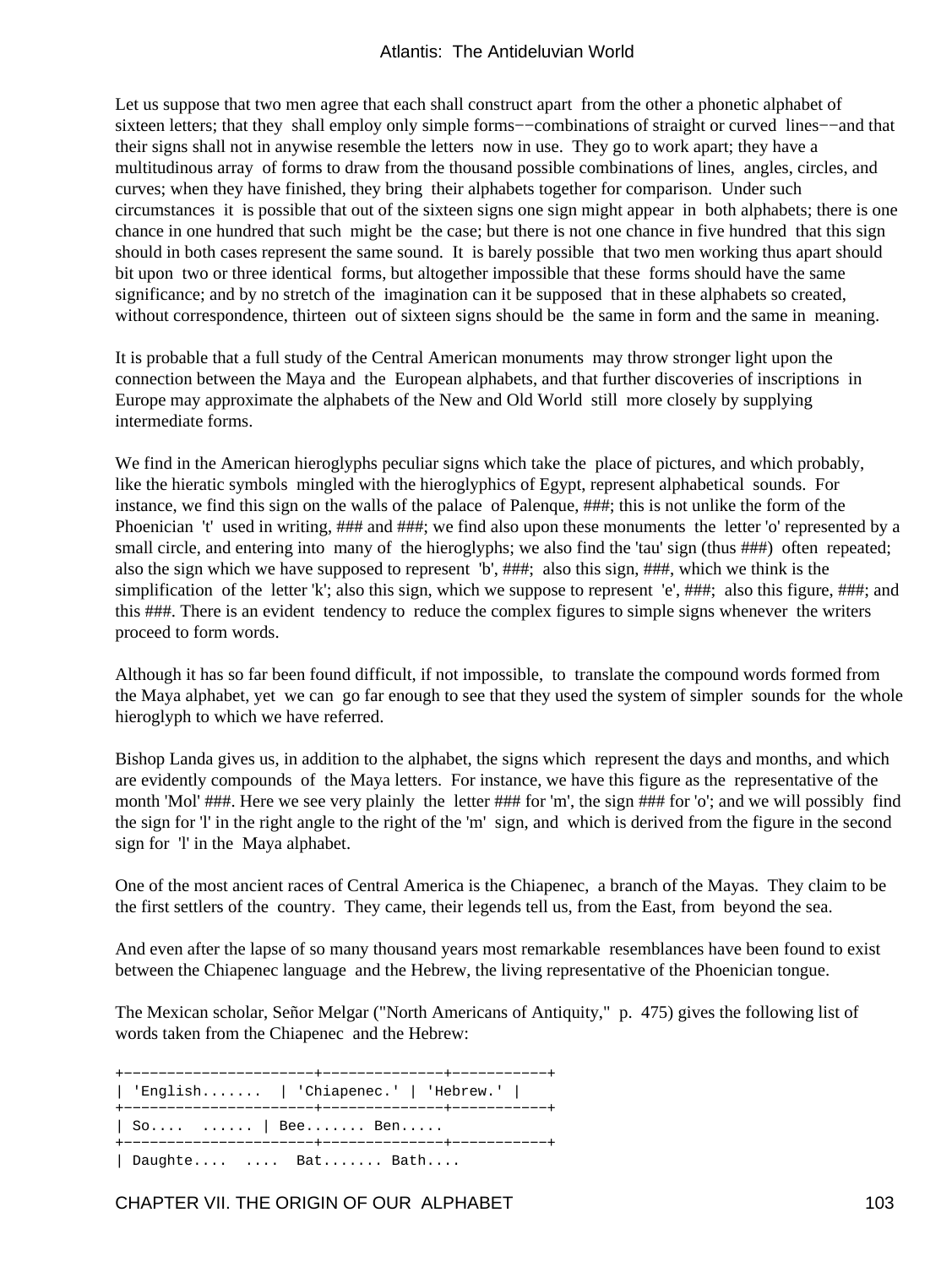Let us suppose that two men agree that each shall construct apart from the other a phonetic alphabet of sixteen letters; that they shall employ only simple forms−−combinations of straight or curved lines−−and that their signs shall not in anywise resemble the letters now in use. They go to work apart; they have a multitudinous array of forms to draw from the thousand possible combinations of lines, angles, circles, and curves; when they have finished, they bring their alphabets together for comparison. Under such circumstances it is possible that out of the sixteen signs one sign might appear in both alphabets; there is one chance in one hundred that such might be the case; but there is not one chance in five hundred that this sign should in both cases represent the same sound. It is barely possible that two men working thus apart should bit upon two or three identical forms, but altogether impossible that these forms should have the same significance; and by no stretch of the imagination can it be supposed that in these alphabets so created, without correspondence, thirteen out of sixteen signs should be the same in form and the same in meaning.

It is probable that a full study of the Central American monuments may throw stronger light upon the connection between the Maya and the European alphabets, and that further discoveries of inscriptions in Europe may approximate the alphabets of the New and Old World still more closely by supplying intermediate forms.

We find in the American hieroglyphs peculiar signs which take the place of pictures, and which probably, like the hieratic symbols mingled with the hieroglyphics of Egypt, represent alphabetical sounds. For instance, we find this sign on the walls of the palace of Palenque, ###; this is not unlike the form of the Phoenician 't' used in writing, ### and ###; we find also upon these monuments the letter 'o' represented by a small circle, and entering into many of the hieroglyphs; we also find the 'tau' sign (thus ###) often repeated; also the sign which we have supposed to represent 'b', ###; also this sign, ###, which we think is the simplification of the letter 'k'; also this sign, which we suppose to represent 'e', ###; also this figure, ###; and this ###. There is an evident tendency to reduce the complex figures to simple signs whenever the writers proceed to form words.

Although it has so far been found difficult, if not impossible, to translate the compound words formed from the Maya alphabet, yet we can go far enough to see that they used the system of simpler sounds for the whole hieroglyph to which we have referred.

Bishop Landa gives us, in addition to the alphabet, the signs which represent the days and months, and which are evidently compounds of the Maya letters. For instance, we have this figure as the representative of the month 'Mol' ###. Here we see very plainly the letter ### for 'm', the sign ### for 'o'; and we will possibly find the sign for 'l' in the right angle to the right of the 'm' sign, and which is derived from the figure in the second sign for 'l' in the Maya alphabet.

One of the most ancient races of Central America is the Chiapenec, a branch of the Mayas. They claim to be the first settlers of the country. They came, their legends tell us, from the East, from beyond the sea.

And even after the lapse of so many thousand years most remarkable resemblances have been found to exist between the Chiapenec language and the Hebrew, the living representative of the Phoenician tongue.

The Mexican scholar, Señor Melgar ("North Americans of Antiquity," p. 475) gives the following list of words taken from the Chiapenec and the Hebrew:

| 'English....... | 'Chiapenec.' | 'Hebrew.' |
|---|---|---|
| So.... ...... | Bee....... | Ben..... |
| Daughte.... .... | Bat....... | Bath.... |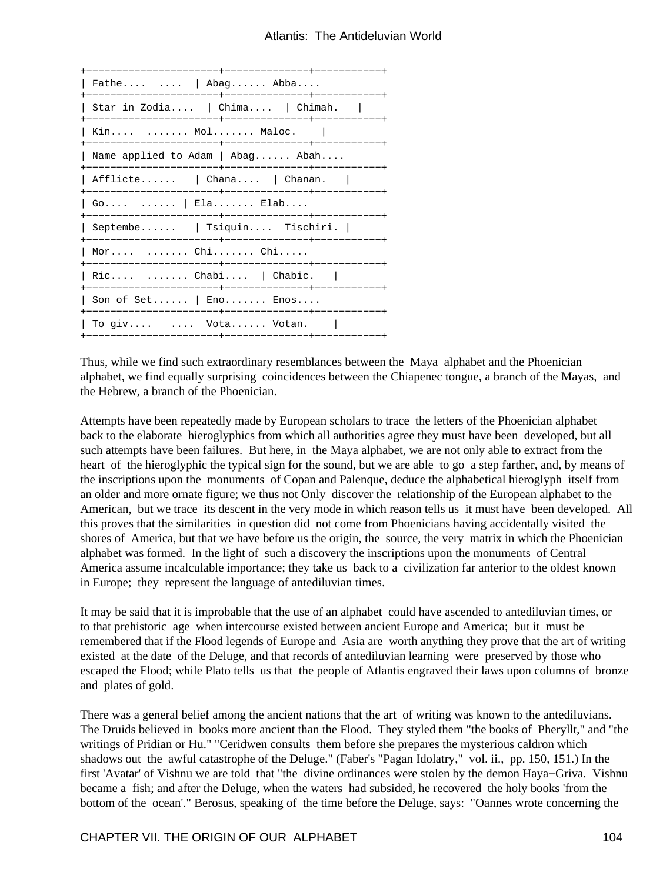| | | |
|---|---|---|
| Fathe.... .... | Abag...... | Abba.... |
| Star in Zodia.... | Chima.... | Chimah. |
| Kin.... ....... | Mol....... | Maloc. |
| Name applied to Adam | Abag...... | Abah.... |
| Afflicte...... | Chana.... | Chanan. |
| Go.... ...... | Ela....... | Elab.... |
| Septembe...... | Tsiquin.... | Tischiri. |
| Mor.... ....... | Chi....... | Chi..... |
| Ric.... ....... | Chabi.... | Chabic. |
| Son of Set...... | Eno....... | Enos.... |
| To giv.... .... | Vota...... | Votan. |

Thus, while we find such extraordinary resemblances between the Maya alphabet and the Phoenician alphabet, we find equally surprising coincidences between the Chiapenec tongue, a branch of the Mayas, and the Hebrew, a branch of the Phoenician.

Attempts have been repeatedly made by European scholars to trace the letters of the Phoenician alphabet back to the elaborate hieroglyphics from which all authorities agree they must have been developed, but all such attempts have been failures. But here, in the Maya alphabet, we are not only able to extract from the heart of the hieroglyphic the typical sign for the sound, but we are able to go a step farther, and, by means of the inscriptions upon the monuments of Copan and Palenque, deduce the alphabetical hieroglyph itself from an older and more ornate figure; we thus not Only discover the relationship of the European alphabet to the American, but we trace its descent in the very mode in which reason tells us it must have been developed. All this proves that the similarities in question did not come from Phoenicians having accidentally visited the shores of America, but that we have before us the origin, the source, the very matrix in which the Phoenician alphabet was formed. In the light of such a discovery the inscriptions upon the monuments of Central America assume incalculable importance; they take us back to a civilization far anterior to the oldest known in Europe; they represent the language of antediluvian times.

It may be said that it is improbable that the use of an alphabet could have ascended to antediluvian times, or to that prehistoric age when intercourse existed between ancient Europe and America; but it must be remembered that if the Flood legends of Europe and Asia are worth anything they prove that the art of writing existed at the date of the Deluge, and that records of antediluvian learning were preserved by those who escaped the Flood; while Plato tells us that the people of Atlantis engraved their laws upon columns of bronze and plates of gold.

There was a general belief among the ancient nations that the art of writing was known to the antediluvians. The Druids believed in books more ancient than the Flood. They styled them "the books of Pheryllt," and "the writings of Pridian or Hu." "Ceridwen consults them before she prepares the mysterious caldron which shadows out the awful catastrophe of the Deluge." (Faber's "Pagan Idolatry," vol. ii., pp. 150, 151.) In the first 'Avatar' of Vishnu we are told that "the divine ordinances were stolen by the demon Haya−Griva. Vishnu became a fish; and after the Deluge, when the waters had subsided, he recovered the holy books 'from the bottom of the ocean'." Berosus, speaking of the time before the Deluge, says: "Oannes wrote concerning the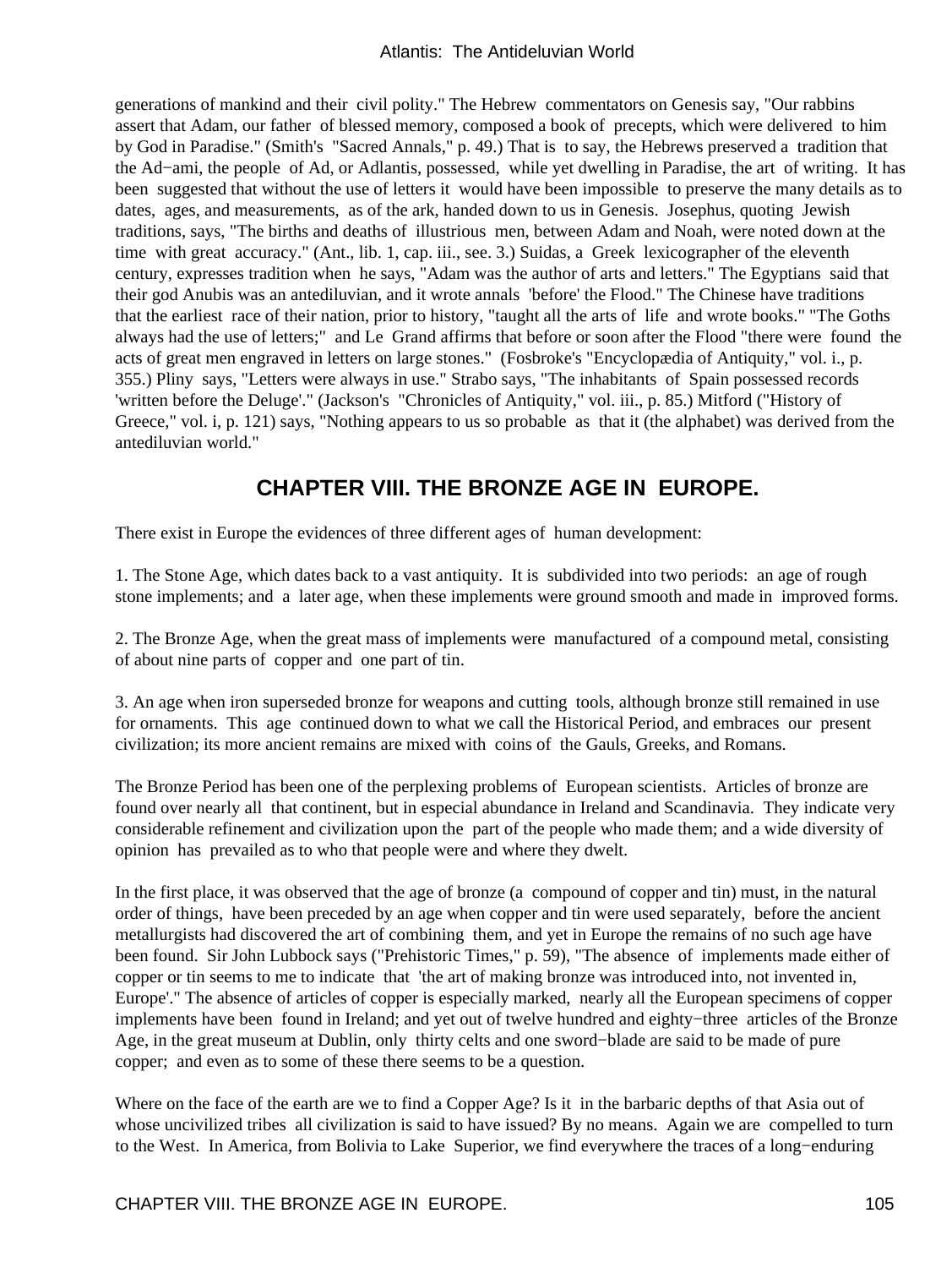generations of mankind and their civil polity." The Hebrew commentators on Genesis say, "Our rabbins assert that Adam, our father of blessed memory, composed a book of precepts, which were delivered to him by God in Paradise." (Smith's "Sacred Annals," p. 49.) That is to say, the Hebrews preserved a tradition that the Ad−ami, the people of Ad, or Adlantis, possessed, while yet dwelling in Paradise, the art of writing. It has been suggested that without the use of letters it would have been impossible to preserve the many details as to dates, ages, and measurements, as of the ark, handed down to us in Genesis. Josephus, quoting Jewish traditions, says, "The births and deaths of illustrious men, between Adam and Noah, were noted down at the time with great accuracy." (Ant., lib. 1, cap. iii., see. 3.) Suidas, a Greek lexicographer of the eleventh century, expresses tradition when he says, "Adam was the author of arts and letters." The Egyptians said that their god Anubis was an antediluvian, and it wrote annals 'before' the Flood." The Chinese have traditions that the earliest race of their nation, prior to history, "taught all the arts of life and wrote books." "The Goths always had the use of letters;" and Le Grand affirms that before or soon after the Flood "there were found the acts of great men engraved in letters on large stones." (Fosbroke's "Encyclopædia of Antiquity," vol. i., p. 355.) Pliny says, "Letters were always in use." Strabo says, "The inhabitants of Spain possessed records 'written before the Deluge'." (Jackson's "Chronicles of Antiquity," vol. iii., p. 85.) Mitford ("History of Greece," vol. i, p. 121) says, "Nothing appears to us so probable as that it (the alphabet) was derived from the antediluvian world."

## CHAPTER VIII. THE BRONZE AGE IN EUROPE.

There exist in Europe the evidences of three different ages of human development:

1. The Stone Age, which dates back to a vast antiquity. It is subdivided into two periods: an age of rough stone implements; and a later age, when these implements were ground smooth and made in improved forms.

2. The Bronze Age, when the great mass of implements were manufactured of a compound metal, consisting of about nine parts of copper and one part of tin.

3. An age when iron superseded bronze for weapons and cutting tools, although bronze still remained in use for ornaments. This age continued down to what we call the Historical Period, and embraces our present civilization; its more ancient remains are mixed with coins of the Gauls, Greeks, and Romans.

The Bronze Period has been one of the perplexing problems of European scientists. Articles of bronze are found over nearly all that continent, but in especial abundance in Ireland and Scandinavia. They indicate very considerable refinement and civilization upon the part of the people who made them; and a wide diversity of opinion has prevailed as to who that people were and where they dwelt.

In the first place, it was observed that the age of bronze (a compound of copper and tin) must, in the natural order of things, have been preceded by an age when copper and tin were used separately, before the ancient metallurgists had discovered the art of combining them, and yet in Europe the remains of no such age have been found. Sir John Lubbock says ("Prehistoric Times," p. 59), "The absence of implements made either of copper or tin seems to me to indicate that 'the art of making bronze was introduced into, not invented in, Europe'." The absence of articles of copper is especially marked, nearly all the European specimens of copper implements have been found in Ireland; and yet out of twelve hundred and eighty−three articles of the Bronze Age, in the great museum at Dublin, only thirty celts and one sword−blade are said to be made of pure copper; and even as to some of these there seems to be a question.

Where on the face of the earth are we to find a Copper Age? Is it in the barbaric depths of that Asia out of whose uncivilized tribes all civilization is said to have issued? By no means. Again we are compelled to turn to the West. In America, from Bolivia to Lake Superior, we find everywhere the traces of a long−enduring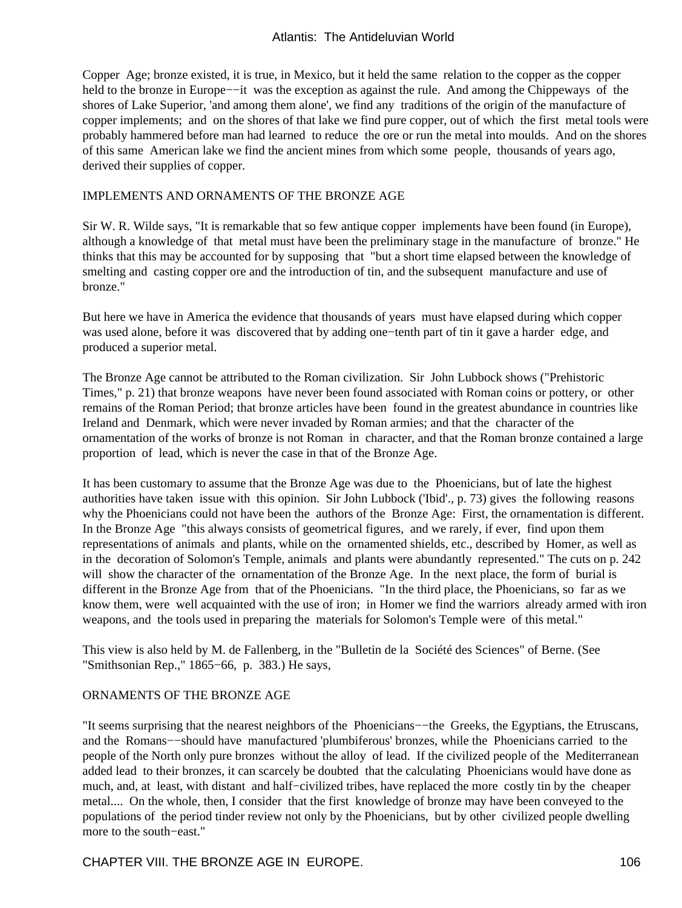Copper Age; bronze existed, it is true, in Mexico, but it held the same relation to the copper as the copper held to the bronze in Europe−−it was the exception as against the rule. And among the Chippeways of the shores of Lake Superior, 'and among them alone', we find any traditions of the origin of the manufacture of copper implements; and on the shores of that lake we find pure copper, out of which the first metal tools were probably hammered before man had learned to reduce the ore or run the metal into moulds. And on the shores of this same American lake we find the ancient mines from which some people, thousands of years ago, derived their supplies of copper.

## IMPLEMENTS AND ORNAMENTS OF THE BRONZE AGE

Sir W. R. Wilde says, "It is remarkable that so few antique copper implements have been found (in Europe), although a knowledge of that metal must have been the preliminary stage in the manufacture of bronze." He thinks that this may be accounted for by supposing that "but a short time elapsed between the knowledge of smelting and casting copper ore and the introduction of tin, and the subsequent manufacture and use of bronze."

But here we have in America the evidence that thousands of years must have elapsed during which copper was used alone, before it was discovered that by adding one−tenth part of tin it gave a harder edge, and produced a superior metal.

The Bronze Age cannot be attributed to the Roman civilization. Sir John Lubbock shows ("Prehistoric Times," p. 21) that bronze weapons have never been found associated with Roman coins or pottery, or other remains of the Roman Period; that bronze articles have been found in the greatest abundance in countries like Ireland and Denmark, which were never invaded by Roman armies; and that the character of the ornamentation of the works of bronze is not Roman in character, and that the Roman bronze contained a large proportion of lead, which is never the case in that of the Bronze Age.

It has been customary to assume that the Bronze Age was due to the Phoenicians, but of late the highest authorities have taken issue with this opinion. Sir John Lubbock ('Ibid'., p. 73) gives the following reasons why the Phoenicians could not have been the authors of the Bronze Age: First, the ornamentation is different. In the Bronze Age "this always consists of geometrical figures, and we rarely, if ever, find upon them representations of animals and plants, while on the ornamented shields, etc., described by Homer, as well as in the decoration of Solomon's Temple, animals and plants were abundantly represented." The cuts on p. 242 will show the character of the ornamentation of the Bronze Age. In the next place, the form of burial is different in the Bronze Age from that of the Phoenicians. "In the third place, the Phoenicians, so far as we know them, were well acquainted with the use of iron; in Homer we find the warriors already armed with iron weapons, and the tools used in preparing the materials for Solomon's Temple were of this metal."

This view is also held by M. de Fallenberg, in the "Bulletin de la Société des Sciences" of Berne. (See "Smithsonian Rep.," 1865−66, p. 383.) He says,

## ORNAMENTS OF THE BRONZE AGE

"It seems surprising that the nearest neighbors of the Phoenicians−−the Greeks, the Egyptians, the Etruscans, and the Romans−−should have manufactured 'plumbiferous' bronzes, while the Phoenicians carried to the people of the North only pure bronzes without the alloy of lead. If the civilized people of the Mediterranean added lead to their bronzes, it can scarcely be doubted that the calculating Phoenicians would have done as much, and, at least, with distant and half−civilized tribes, have replaced the more costly tin by the cheaper metal.... On the whole, then, I consider that the first knowledge of bronze may have been conveyed to the populations of the period tinder review not only by the Phoenicians, but by other civilized people dwelling more to the south−east."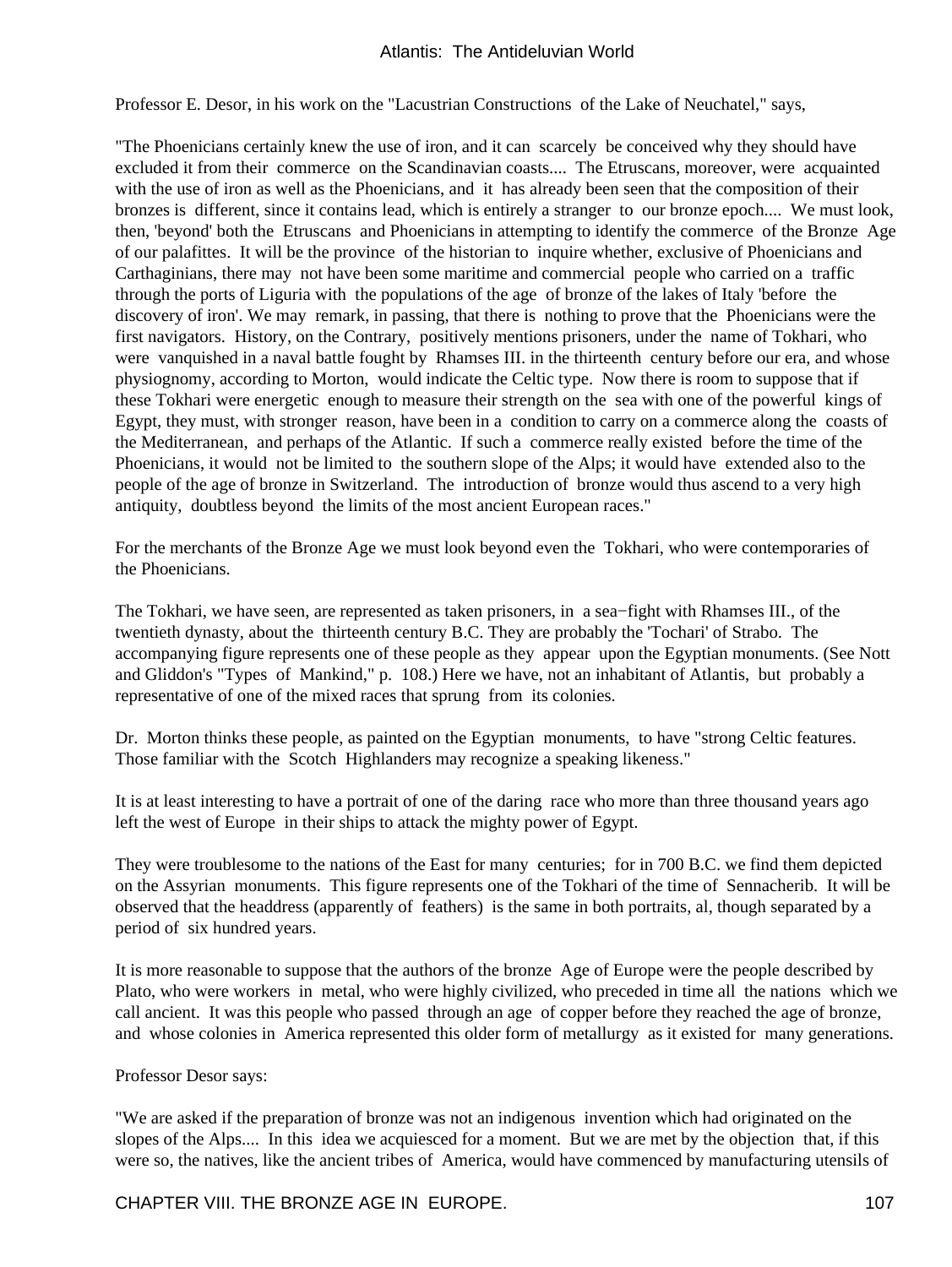Professor E. Desor, in his work on the "Lacustrian Constructions of the Lake of Neuchatel," says,

"The Phoenicians certainly knew the use of iron, and it can scarcely be conceived why they should have excluded it from their commerce on the Scandinavian coasts.... The Etruscans, moreover, were acquainted with the use of iron as well as the Phoenicians, and it has already been seen that the composition of their bronzes is different, since it contains lead, which is entirely a stranger to our bronze epoch.... We must look, then, 'beyond' both the Etruscans and Phoenicians in attempting to identify the commerce of the Bronze Age of our palafittes. It will be the province of the historian to inquire whether, exclusive of Phoenicians and Carthaginians, there may not have been some maritime and commercial people who carried on a traffic through the ports of Liguria with the populations of the age of bronze of the lakes of Italy 'before the discovery of iron'. We may remark, in passing, that there is nothing to prove that the Phoenicians were the first navigators. History, on the Contrary, positively mentions prisoners, under the name of Tokhari, who were vanquished in a naval battle fought by Rhamses III. in the thirteenth century before our era, and whose physiognomy, according to Morton, would indicate the Celtic type. Now there is room to suppose that if these Tokhari were energetic enough to measure their strength on the sea with one of the powerful kings of Egypt, they must, with stronger reason, have been in a condition to carry on a commerce along the coasts of the Mediterranean, and perhaps of the Atlantic. If such a commerce really existed before the time of the Phoenicians, it would not be limited to the southern slope of the Alps; it would have extended also to the people of the age of bronze in Switzerland. The introduction of bronze would thus ascend to a very high antiquity, doubtless beyond the limits of the most ancient European races."

For the merchants of the Bronze Age we must look beyond even the Tokhari, who were contemporaries of the Phoenicians.

The Tokhari, we have seen, are represented as taken prisoners, in a sea−fight with Rhamses III., of the twentieth dynasty, about the thirteenth century B.C. They are probably the 'Tochari' of Strabo. The accompanying figure represents one of these people as they appear upon the Egyptian monuments. (See Nott and Gliddon's "Types of Mankind," p. 108.) Here we have, not an inhabitant of Atlantis, but probably a representative of one of the mixed races that sprung from its colonies.

Dr. Morton thinks these people, as painted on the Egyptian monuments, to have "strong Celtic features. Those familiar with the Scotch Highlanders may recognize a speaking likeness."

It is at least interesting to have a portrait of one of the daring race who more than three thousand years ago left the west of Europe in their ships to attack the mighty power of Egypt.

They were troublesome to the nations of the East for many centuries; for in 700 B.C. we find them depicted on the Assyrian monuments. This figure represents one of the Tokhari of the time of Sennacherib. It will be observed that the headdress (apparently of feathers) is the same in both portraits, al, though separated by a period of six hundred years.

It is more reasonable to suppose that the authors of the bronze Age of Europe were the people described by Plato, who were workers in metal, who were highly civilized, who preceded in time all the nations which we call ancient. It was this people who passed through an age of copper before they reached the age of bronze, and whose colonies in America represented this older form of metallurgy as it existed for many generations.

Professor Desor says:

"We are asked if the preparation of bronze was not an indigenous invention which had originated on the slopes of the Alps.... In this idea we acquiesced for a moment. But we are met by the objection that, if this were so, the natives, like the ancient tribes of America, would have commenced by manufacturing utensils of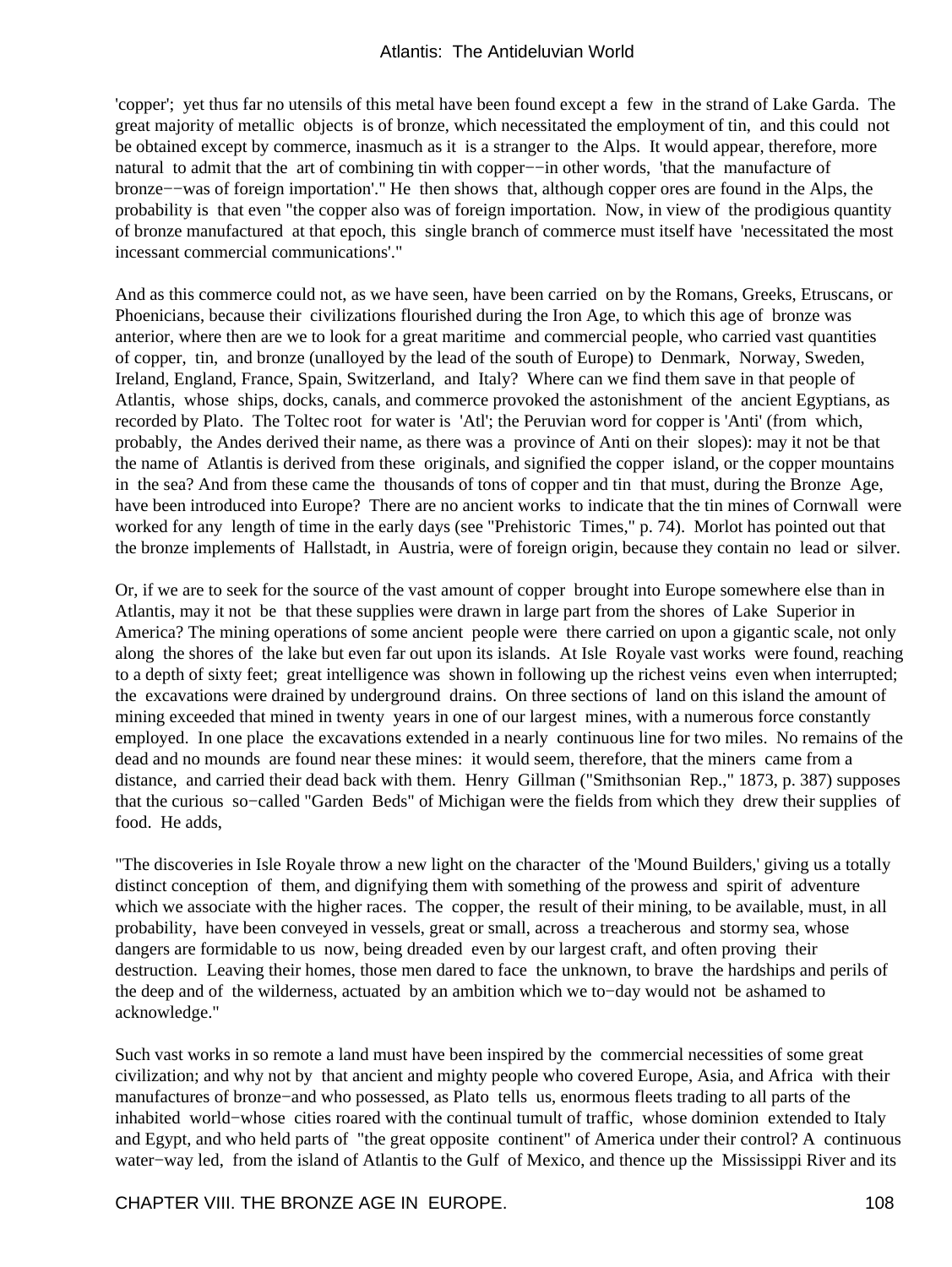'copper'; yet thus far no utensils of this metal have been found except a few in the strand of Lake Garda. The great majority of metallic objects is of bronze, which necessitated the employment of tin, and this could not be obtained except by commerce, inasmuch as it is a stranger to the Alps. It would appear, therefore, more natural to admit that the art of combining tin with copper−−in other words, 'that the manufacture of bronze−−was of foreign importation'." He then shows that, although copper ores are found in the Alps, the probability is that even "the copper also was of foreign importation. Now, in view of the prodigious quantity of bronze manufactured at that epoch, this single branch of commerce must itself have 'necessitated the most incessant commercial communications'."

And as this commerce could not, as we have seen, have been carried on by the Romans, Greeks, Etruscans, or Phoenicians, because their civilizations flourished during the Iron Age, to which this age of bronze was anterior, where then are we to look for a great maritime and commercial people, who carried vast quantities of copper, tin, and bronze (unalloyed by the lead of the south of Europe) to Denmark, Norway, Sweden, Ireland, England, France, Spain, Switzerland, and Italy? Where can we find them save in that people of Atlantis, whose ships, docks, canals, and commerce provoked the astonishment of the ancient Egyptians, as recorded by Plato. The Toltec root for water is 'Atl'; the Peruvian word for copper is 'Anti' (from which, probably, the Andes derived their name, as there was a province of Anti on their slopes): may it not be that the name of Atlantis is derived from these originals, and signified the copper island, or the copper mountains in the sea? And from these came the thousands of tons of copper and tin that must, during the Bronze Age, have been introduced into Europe? There are no ancient works to indicate that the tin mines of Cornwall were worked for any length of time in the early days (see "Prehistoric Times," p. 74). Morlot has pointed out that the bronze implements of Hallstadt, in Austria, were of foreign origin, because they contain no lead or silver.

Or, if we are to seek for the source of the vast amount of copper brought into Europe somewhere else than in Atlantis, may it not be that these supplies were drawn in large part from the shores of Lake Superior in America? The mining operations of some ancient people were there carried on upon a gigantic scale, not only along the shores of the lake but even far out upon its islands. At Isle Royale vast works were found, reaching to a depth of sixty feet; great intelligence was shown in following up the richest veins even when interrupted; the excavations were drained by underground drains. On three sections of land on this island the amount of mining exceeded that mined in twenty years in one of our largest mines, with a numerous force constantly employed. In one place the excavations extended in a nearly continuous line for two miles. No remains of the dead and no mounds are found near these mines: it would seem, therefore, that the miners came from a distance, and carried their dead back with them. Henry Gillman ("Smithsonian Rep.," 1873, p. 387) supposes that the curious so−called "Garden Beds" of Michigan were the fields from which they drew their supplies of food. He adds,

"The discoveries in Isle Royale throw a new light on the character of the 'Mound Builders,' giving us a totally distinct conception of them, and dignifying them with something of the prowess and spirit of adventure which we associate with the higher races. The copper, the result of their mining, to be available, must, in all probability, have been conveyed in vessels, great or small, across a treacherous and stormy sea, whose dangers are formidable to us now, being dreaded even by our largest craft, and often proving their destruction. Leaving their homes, those men dared to face the unknown, to brave the hardships and perils of the deep and of the wilderness, actuated by an ambition which we to−day would not be ashamed to acknowledge."

Such vast works in so remote a land must have been inspired by the commercial necessities of some great civilization; and why not by that ancient and mighty people who covered Europe, Asia, and Africa with their manufactures of bronze−and who possessed, as Plato tells us, enormous fleets trading to all parts of the inhabited world−whose cities roared with the continual tumult of traffic, whose dominion extended to Italy and Egypt, and who held parts of "the great opposite continent" of America under their control? A continuous water−way led, from the island of Atlantis to the Gulf of Mexico, and thence up the Mississippi River and its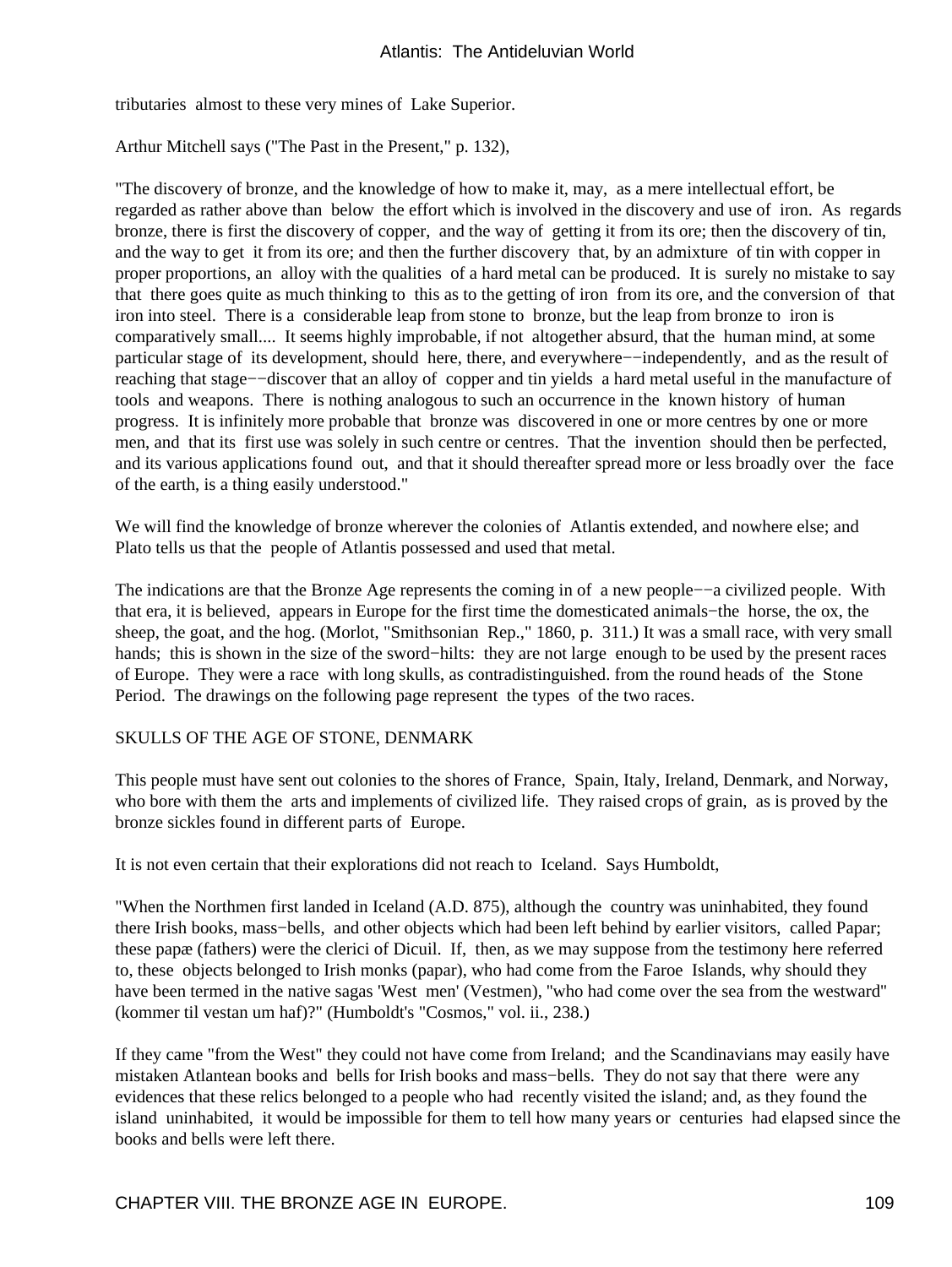tributaries almost to these very mines of Lake Superior.

Arthur Mitchell says ("The Past in the Present," p. 132),

"The discovery of bronze, and the knowledge of how to make it, may, as a mere intellectual effort, be regarded as rather above than below the effort which is involved in the discovery and use of iron. As regards bronze, there is first the discovery of copper, and the way of getting it from its ore; then the discovery of tin, and the way to get it from its ore; and then the further discovery that, by an admixture of tin with copper in proper proportions, an alloy with the qualities of a hard metal can be produced. It is surely no mistake to say that there goes quite as much thinking to this as to the getting of iron from its ore, and the conversion of that iron into steel. There is a considerable leap from stone to bronze, but the leap from bronze to iron is comparatively small.... It seems highly improbable, if not altogether absurd, that the human mind, at some particular stage of its development, should here, there, and everywhere−−independently, and as the result of reaching that stage−−discover that an alloy of copper and tin yields a hard metal useful in the manufacture of tools and weapons. There is nothing analogous to such an occurrence in the known history of human progress. It is infinitely more probable that bronze was discovered in one or more centres by one or more men, and that its first use was solely in such centre or centres. That the invention should then be perfected, and its various applications found out, and that it should thereafter spread more or less broadly over the face of the earth, is a thing easily understood."

We will find the knowledge of bronze wherever the colonies of Atlantis extended, and nowhere else; and Plato tells us that the people of Atlantis possessed and used that metal.

The indications are that the Bronze Age represents the coming in of a new people−−a civilized people. With that era, it is believed, appears in Europe for the first time the domesticated animals−the horse, the ox, the sheep, the goat, and the hog. (Morlot, "Smithsonian Rep.," 1860, p. 311.) It was a small race, with very small hands; this is shown in the size of the sword−hilts: they are not large enough to be used by the present races of Europe. They were a race with long skulls, as contradistinguished. from the round heads of the Stone Period. The drawings on the following page represent the types of the two races.

SKULLS OF THE AGE OF STONE, DENMARK

This people must have sent out colonies to the shores of France, Spain, Italy, Ireland, Denmark, and Norway, who bore with them the arts and implements of civilized life. They raised crops of grain, as is proved by the bronze sickles found in different parts of Europe.

It is not even certain that their explorations did not reach to Iceland. Says Humboldt,

"When the Northmen first landed in Iceland (A.D. 875), although the country was uninhabited, they found there Irish books, mass−bells, and other objects which had been left behind by earlier visitors, called Papar; these papæ (fathers) were the clerici of Dicuil. If, then, as we may suppose from the testimony here referred to, these objects belonged to Irish monks (papar), who had come from the Faroe Islands, why should they have been termed in the native sagas 'West men' (Vestmen), "who had come over the sea from the westward" (kommer til vestan um haf)?" (Humboldt's "Cosmos," vol. ii., 238.)

If they came "from the West" they could not have come from Ireland; and the Scandinavians may easily have mistaken Atlantean books and bells for Irish books and mass−bells. They do not say that there were any evidences that these relics belonged to a people who had recently visited the island; and, as they found the island uninhabited, it would be impossible for them to tell how many years or centuries had elapsed since the books and bells were left there.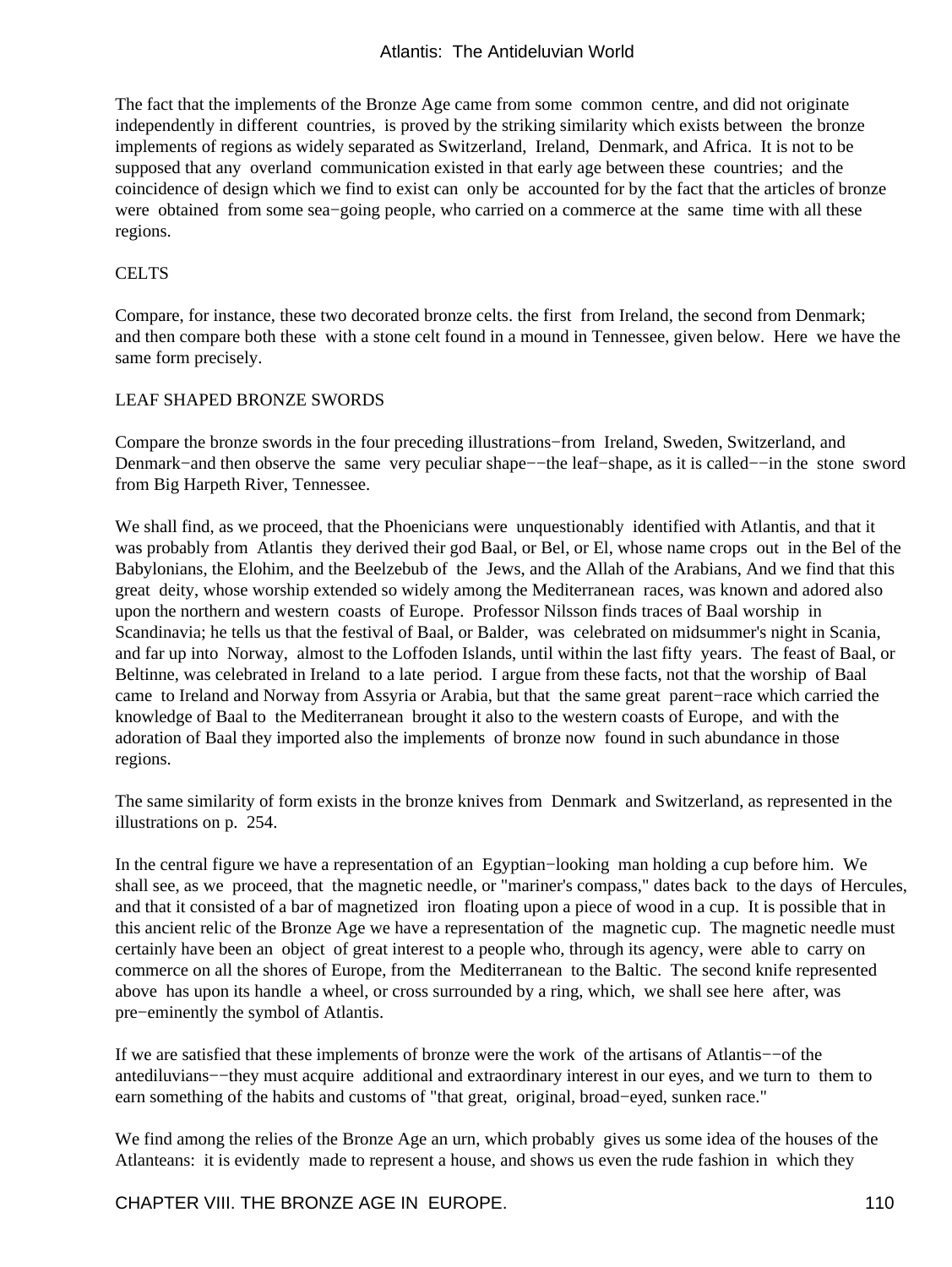The fact that the implements of the Bronze Age came from some common centre, and did not originate independently in different countries, is proved by the striking similarity which exists between the bronze implements of regions as widely separated as Switzerland, Ireland, Denmark, and Africa. It is not to be supposed that any overland communication existed in that early age between these countries; and the coincidence of design which we find to exist can only be accounted for by the fact that the articles of bronze were obtained from some sea−going people, who carried on a commerce at the same time with all these regions.

CELTS

Compare, for instance, these two decorated bronze celts. the first from Ireland, the second from Denmark; and then compare both these with a stone celt found in a mound in Tennessee, given below. Here we have the same form precisely.

LEAF SHAPED BRONZE SWORDS

Compare the bronze swords in the four preceding illustrations−from Ireland, Sweden, Switzerland, and Denmark−and then observe the same very peculiar shape−−the leaf−shape, as it is called−−in the stone sword from Big Harpeth River, Tennessee.

We shall find, as we proceed, that the Phoenicians were unquestionably identified with Atlantis, and that it was probably from Atlantis they derived their god Baal, or Bel, or El, whose name crops out in the Bel of the Babylonians, the Elohim, and the Beelzebub of the Jews, and the Allah of the Arabians, And we find that this great deity, whose worship extended so widely among the Mediterranean races, was known and adored also upon the northern and western coasts of Europe. Professor Nilsson finds traces of Baal worship in Scandinavia; he tells us that the festival of Baal, or Balder, was celebrated on midsummer's night in Scania, and far up into Norway, almost to the Loffoden Islands, until within the last fifty years. The feast of Baal, or Beltinne, was celebrated in Ireland to a late period. I argue from these facts, not that the worship of Baal came to Ireland and Norway from Assyria or Arabia, but that the same great parent−race which carried the knowledge of Baal to the Mediterranean brought it also to the western coasts of Europe, and with the adoration of Baal they imported also the implements of bronze now found in such abundance in those regions.

The same similarity of form exists in the bronze knives from Denmark and Switzerland, as represented in the illustrations on p. 254.

In the central figure we have a representation of an Egyptian−looking man holding a cup before him. We shall see, as we proceed, that the magnetic needle, or "mariner's compass," dates back to the days of Hercules, and that it consisted of a bar of magnetized iron floating upon a piece of wood in a cup. It is possible that in this ancient relic of the Bronze Age we have a representation of the magnetic cup. The magnetic needle must certainly have been an object of great interest to a people who, through its agency, were able to carry on commerce on all the shores of Europe, from the Mediterranean to the Baltic. The second knife represented above has upon its handle a wheel, or cross surrounded by a ring, which, we shall see here after, was pre−eminently the symbol of Atlantis.

If we are satisfied that these implements of bronze were the work of the artisans of Atlantis−−of the antediluvians−−they must acquire additional and extraordinary interest in our eyes, and we turn to them to earn something of the habits and customs of "that great, original, broad−eyed, sunken race."

We find among the relies of the Bronze Age an urn, which probably gives us some idea of the houses of the Atlanteans: it is evidently made to represent a house, and shows us even the rude fashion in which they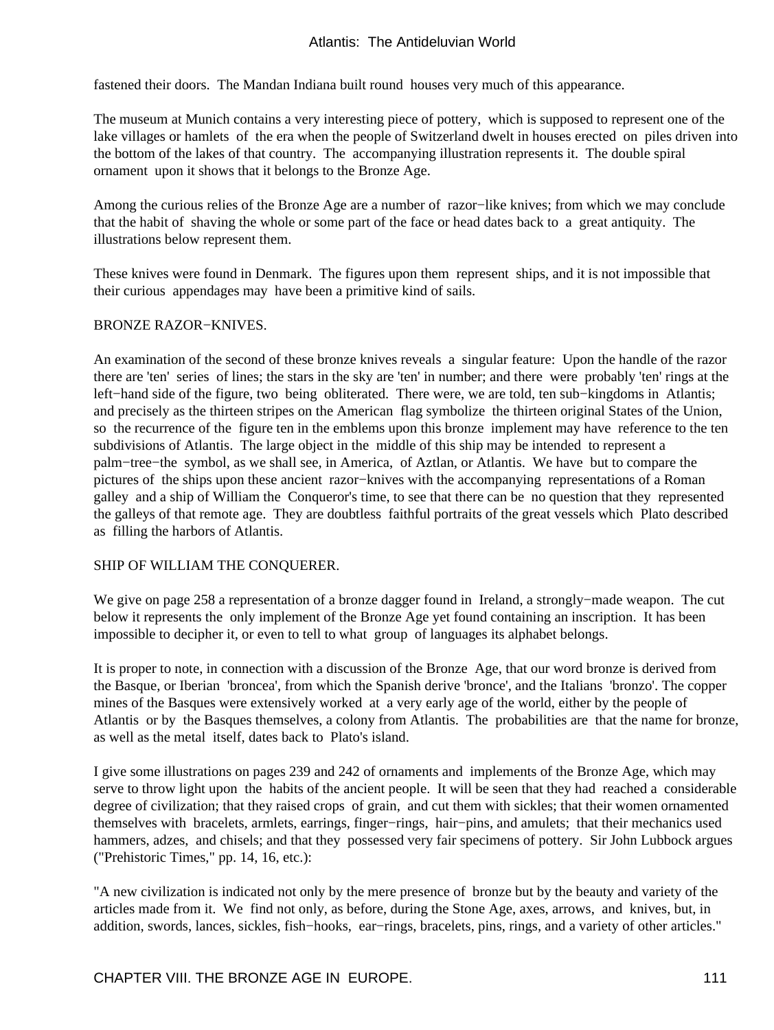fastened their doors. The Mandan Indiana built round houses very much of this appearance.

The museum at Munich contains a very interesting piece of pottery, which is supposed to represent one of the lake villages or hamlets of the era when the people of Switzerland dwelt in houses erected on piles driven into the bottom of the lakes of that country. The accompanying illustration represents it. The double spiral ornament upon it shows that it belongs to the Bronze Age.

Among the curious relies of the Bronze Age are a number of razor−like knives; from which we may conclude that the habit of shaving the whole or some part of the face or head dates back to a great antiquity. The illustrations below represent them.

These knives were found in Denmark. The figures upon them represent ships, and it is not impossible that their curious appendages may have been a primitive kind of sails.

BRONZE RAZOR−KNIVES.

An examination of the second of these bronze knives reveals a singular feature: Upon the handle of the razor there are 'ten' series of lines; the stars in the sky are 'ten' in number; and there were probably 'ten' rings at the left−hand side of the figure, two being obliterated. There were, we are told, ten sub−kingdoms in Atlantis; and precisely as the thirteen stripes on the American flag symbolize the thirteen original States of the Union, so the recurrence of the figure ten in the emblems upon this bronze implement may have reference to the ten subdivisions of Atlantis. The large object in the middle of this ship may be intended to represent a palm−tree−the symbol, as we shall see, in America, of Aztlan, or Atlantis. We have but to compare the pictures of the ships upon these ancient razor−knives with the accompanying representations of a Roman galley and a ship of William the Conqueror's time, to see that there can be no question that they represented the galleys of that remote age. They are doubtless faithful portraits of the great vessels which Plato described as filling the harbors of Atlantis.

SHIP OF WILLIAM THE CONQUERER.

We give on page 258 a representation of a bronze dagger found in Ireland, a strongly−made weapon. The cut below it represents the only implement of the Bronze Age yet found containing an inscription. It has been impossible to decipher it, or even to tell to what group of languages its alphabet belongs.

It is proper to note, in connection with a discussion of the Bronze Age, that our word bronze is derived from the Basque, or Iberian 'broncea', from which the Spanish derive 'bronce', and the Italians 'bronzo'. The copper mines of the Basques were extensively worked at a very early age of the world, either by the people of Atlantis or by the Basques themselves, a colony from Atlantis. The probabilities are that the name for bronze, as well as the metal itself, dates back to Plato's island.

I give some illustrations on pages 239 and 242 of ornaments and implements of the Bronze Age, which may serve to throw light upon the habits of the ancient people. It will be seen that they had reached a considerable degree of civilization; that they raised crops of grain, and cut them with sickles; that their women ornamented themselves with bracelets, armlets, earrings, finger−rings, hair−pins, and amulets; that their mechanics used hammers, adzes, and chisels; and that they possessed very fair specimens of pottery. Sir John Lubbock argues ("Prehistoric Times," pp. 14, 16, etc.):

"A new civilization is indicated not only by the mere presence of bronze but by the beauty and variety of the articles made from it. We find not only, as before, during the Stone Age, axes, arrows, and knives, but, in addition, swords, lances, sickles, fish−hooks, ear−rings, bracelets, pins, rings, and a variety of other articles."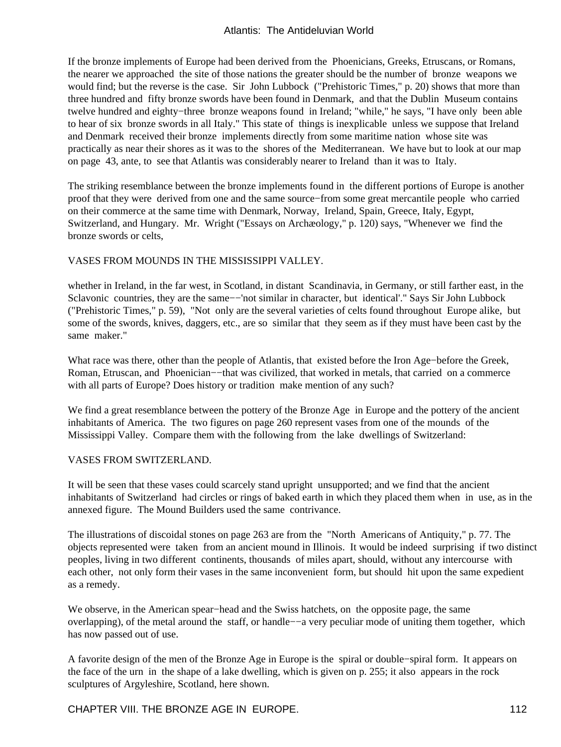If the bronze implements of Europe had been derived from the Phoenicians, Greeks, Etruscans, or Romans, the nearer we approached the site of those nations the greater should be the number of bronze weapons we would find; but the reverse is the case. Sir John Lubbock ("Prehistoric Times," p. 20) shows that more than three hundred and fifty bronze swords have been found in Denmark, and that the Dublin Museum contains twelve hundred and eighty−three bronze weapons found in Ireland; "while," he says, "I have only been able to hear of six bronze swords in all Italy." This state of things is inexplicable unless we suppose that Ireland and Denmark received their bronze implements directly from some maritime nation whose site was practically as near their shores as it was to the shores of the Mediterranean. We have but to look at our map on page 43, ante, to see that Atlantis was considerably nearer to Ireland than it was to Italy.

The striking resemblance between the bronze implements found in the different portions of Europe is another proof that they were derived from one and the same source−from some great mercantile people who carried on their commerce at the same time with Denmark, Norway, Ireland, Spain, Greece, Italy, Egypt, Switzerland, and Hungary. Mr. Wright ("Essays on Archæology," p. 120) says, "Whenever we find the bronze swords or celts,

VASES FROM MOUNDS IN THE MISSISSIPPI VALLEY.

whether in Ireland, in the far west, in Scotland, in distant Scandinavia, in Germany, or still farther east, in the Sclavonic countries, they are the same−−'not similar in character, but identical'." Says Sir John Lubbock ("Prehistoric Times," p. 59), "Not only are the several varieties of celts found throughout Europe alike, but some of the swords, knives, daggers, etc., are so similar that they seem as if they must have been cast by the same maker."

What race was there, other than the people of Atlantis, that existed before the Iron Age−before the Greek, Roman, Etruscan, and Phoenician−−that was civilized, that worked in metals, that carried on a commerce with all parts of Europe? Does history or tradition make mention of any such?

We find a great resemblance between the pottery of the Bronze Age in Europe and the pottery of the ancient inhabitants of America. The two figures on page 260 represent vases from one of the mounds of the Mississippi Valley. Compare them with the following from the lake dwellings of Switzerland:

VASES FROM SWITZERLAND.

It will be seen that these vases could scarcely stand upright unsupported; and we find that the ancient inhabitants of Switzerland had circles or rings of baked earth in which they placed them when in use, as in the annexed figure. The Mound Builders used the same contrivance.

The illustrations of discoidal stones on page 263 are from the "North Americans of Antiquity," p. 77. The objects represented were taken from an ancient mound in Illinois. It would be indeed surprising if two distinct peoples, living in two different continents, thousands of miles apart, should, without any intercourse with each other, not only form their vases in the same inconvenient form, but should hit upon the same expedient as a remedy.

We observe, in the American spear−head and the Swiss hatchets, on the opposite page, the same overlapping), of the metal around the staff, or handle−−a very peculiar mode of uniting them together, which has now passed out of use.

A favorite design of the men of the Bronze Age in Europe is the spiral or double−spiral form. It appears on the face of the urn in the shape of a lake dwelling, which is given on p. 255; it also appears in the rock sculptures of Argyleshire, Scotland, here shown.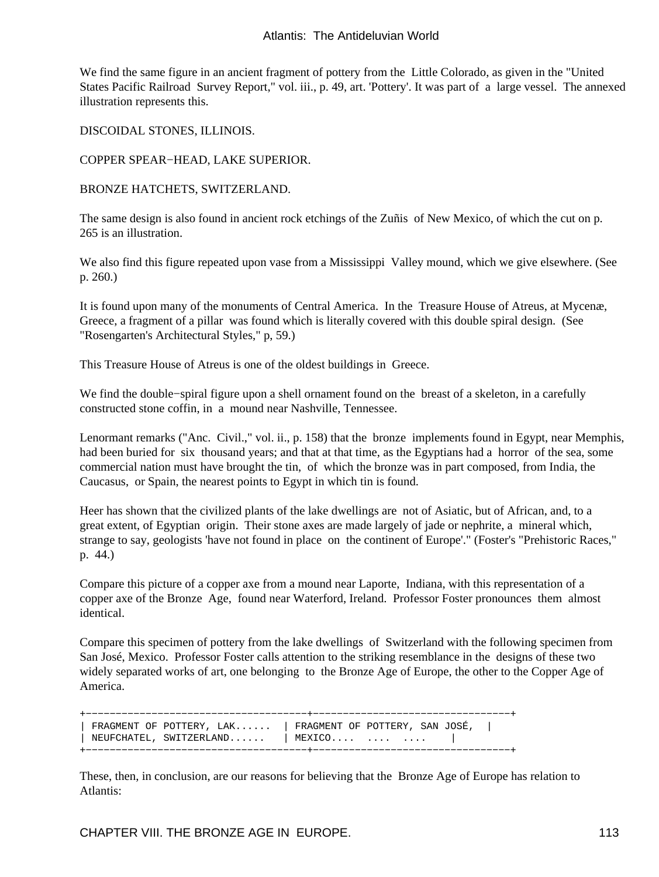We find the same figure in an ancient fragment of pottery from the Little Colorado, as given in the "United States Pacific Railroad Survey Report," vol. iii., p. 49, art. 'Pottery'. It was part of a large vessel. The annexed illustration represents this.

DISCOIDAL STONES, ILLINOIS.

COPPER SPEAR−HEAD, LAKE SUPERIOR.

BRONZE HATCHETS, SWITZERLAND.

The same design is also found in ancient rock etchings of the Zuñis of New Mexico, of which the cut on p. 265 is an illustration.

We also find this figure repeated upon vase from a Mississippi Valley mound, which we give elsewhere. (See p. 260.)

It is found upon many of the monuments of Central America. In the Treasure House of Atreus, at Mycenæ, Greece, a fragment of a pillar was found which is literally covered with this double spiral design. (See "Rosengarten's Architectural Styles," p, 59.)

This Treasure House of Atreus is one of the oldest buildings in Greece.

We find the double−spiral figure upon a shell ornament found on the breast of a skeleton, in a carefully constructed stone coffin, in a mound near Nashville, Tennessee.

Lenormant remarks ("Anc. Civil.," vol. ii., p. 158) that the bronze implements found in Egypt, near Memphis, had been buried for six thousand years; and that at that time, as the Egyptians had a horror of the sea, some commercial nation must have brought the tin, of which the bronze was in part composed, from India, the Caucasus, or Spain, the nearest points to Egypt in which tin is found.

Heer has shown that the civilized plants of the lake dwellings are not of Asiatic, but of African, and, to a great extent, of Egyptian origin. Their stone axes are made largely of jade or nephrite, a mineral which, strange to say, geologists 'have not found in place on the continent of Europe'." (Foster's "Prehistoric Races," p. 44.)

Compare this picture of a copper axe from a mound near Laporte, Indiana, with this representation of a copper axe of the Bronze Age, found near Waterford, Ireland. Professor Foster pronounces them almost identical.

Compare this specimen of pottery from the lake dwellings of Switzerland with the following specimen from San José, Mexico. Professor Foster calls attention to the striking resemblance in the designs of these two widely separated works of art, one belonging to the Bronze Age of Europe, the other to the Copper Age of America.

| | |
|---|---|
| FRAGMENT OF POTTERY, LAK...... NEUFCHATEL, SWITZERLAND...... | FRAGMENT OF POTTERY, SAN JOSÉ, MEXICO.... .... .... |

These, then, in conclusion, are our reasons for believing that the Bronze Age of Europe has relation to Atlantis: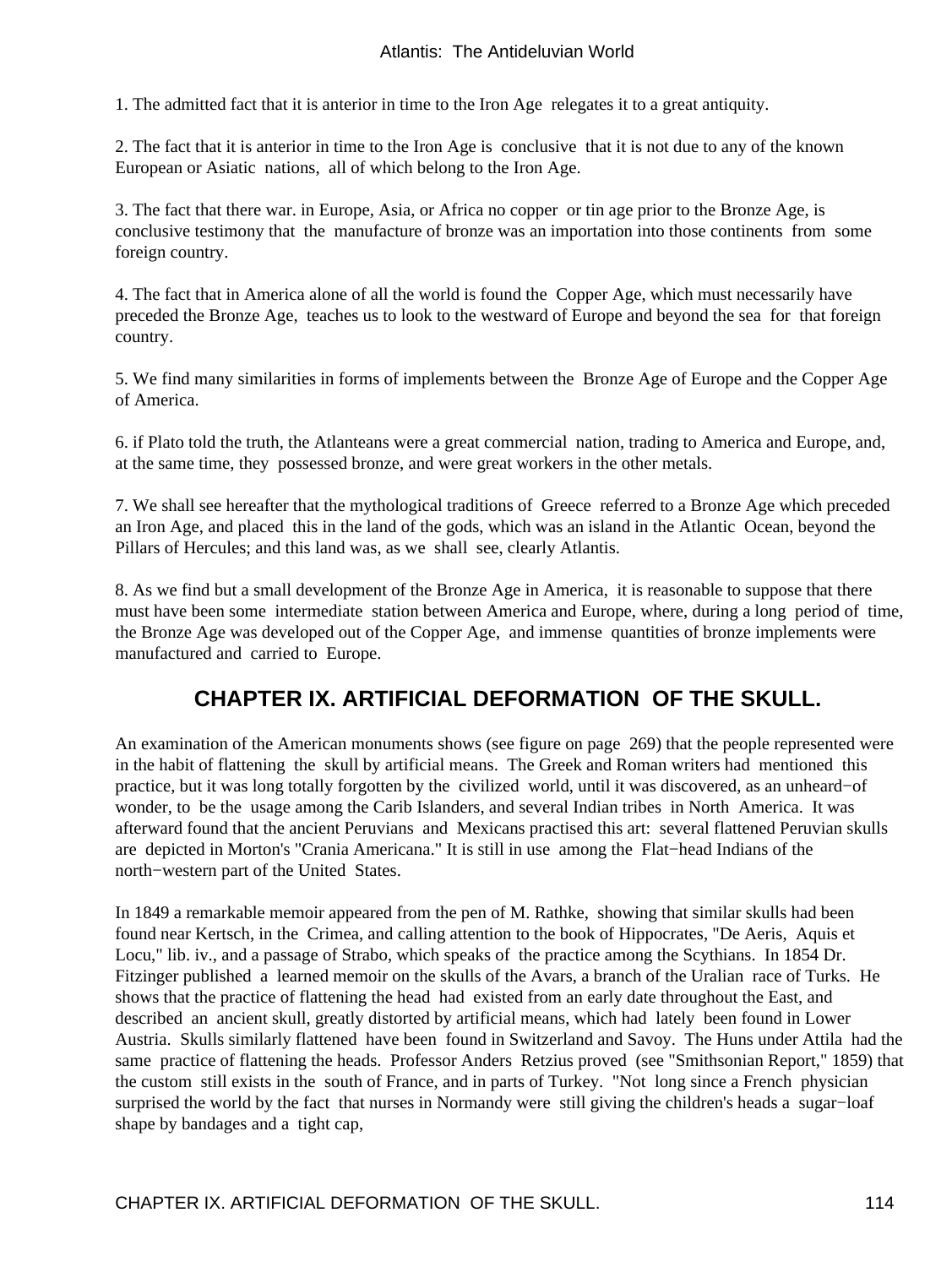1. The admitted fact that it is anterior in time to the Iron Age relegates it to a great antiquity.

2. The fact that it is anterior in time to the Iron Age is conclusive that it is not due to any of the known European or Asiatic nations, all of which belong to the Iron Age.

3. The fact that there war. in Europe, Asia, or Africa no copper or tin age prior to the Bronze Age, is conclusive testimony that the manufacture of bronze was an importation into those continents from some foreign country.

4. The fact that in America alone of all the world is found the Copper Age, which must necessarily have preceded the Bronze Age, teaches us to look to the westward of Europe and beyond the sea for that foreign country.

5. We find many similarities in forms of implements between the Bronze Age of Europe and the Copper Age of America.

6. if Plato told the truth, the Atlanteans were a great commercial nation, trading to America and Europe, and, at the same time, they possessed bronze, and were great workers in the other metals.

7. We shall see hereafter that the mythological traditions of Greece referred to a Bronze Age which preceded an Iron Age, and placed this in the land of the gods, which was an island in the Atlantic Ocean, beyond the Pillars of Hercules; and this land was, as we shall see, clearly Atlantis.

8. As we find but a small development of the Bronze Age in America, it is reasonable to suppose that there must have been some intermediate station between America and Europe, where, during a long period of time, the Bronze Age was developed out of the Copper Age, and immense quantities of bronze implements were manufactured and carried to Europe.

## CHAPTER IX. ARTIFICIAL DEFORMATION OF THE SKULL.

An examination of the American monuments shows (see figure on page 269) that the people represented were in the habit of flattening the skull by artificial means. The Greek and Roman writers had mentioned this practice, but it was long totally forgotten by the civilized world, until it was discovered, as an unheard−of wonder, to be the usage among the Carib Islanders, and several Indian tribes in North America. It was afterward found that the ancient Peruvians and Mexicans practised this art: several flattened Peruvian skulls are depicted in Morton's "Crania Americana." It is still in use among the Flat−head Indians of the north−western part of the United States.

In 1849 a remarkable memoir appeared from the pen of M. Rathke, showing that similar skulls had been found near Kertsch, in the Crimea, and calling attention to the book of Hippocrates, "De Aeris, Aquis et Locu," lib. iv., and a passage of Strabo, which speaks of the practice among the Scythians. In 1854 Dr. Fitzinger published a learned memoir on the skulls of the Avars, a branch of the Uralian race of Turks. He shows that the practice of flattening the head had existed from an early date throughout the East, and described an ancient skull, greatly distorted by artificial means, which had lately been found in Lower Austria. Skulls similarly flattened have been found in Switzerland and Savoy. The Huns under Attila had the same practice of flattening the heads. Professor Anders Retzius proved (see "Smithsonian Report," 1859) that the custom still exists in the south of France, and in parts of Turkey. "Not long since a French physician surprised the world by the fact that nurses in Normandy were still giving the children's heads a sugar−loaf shape by bandages and a tight cap,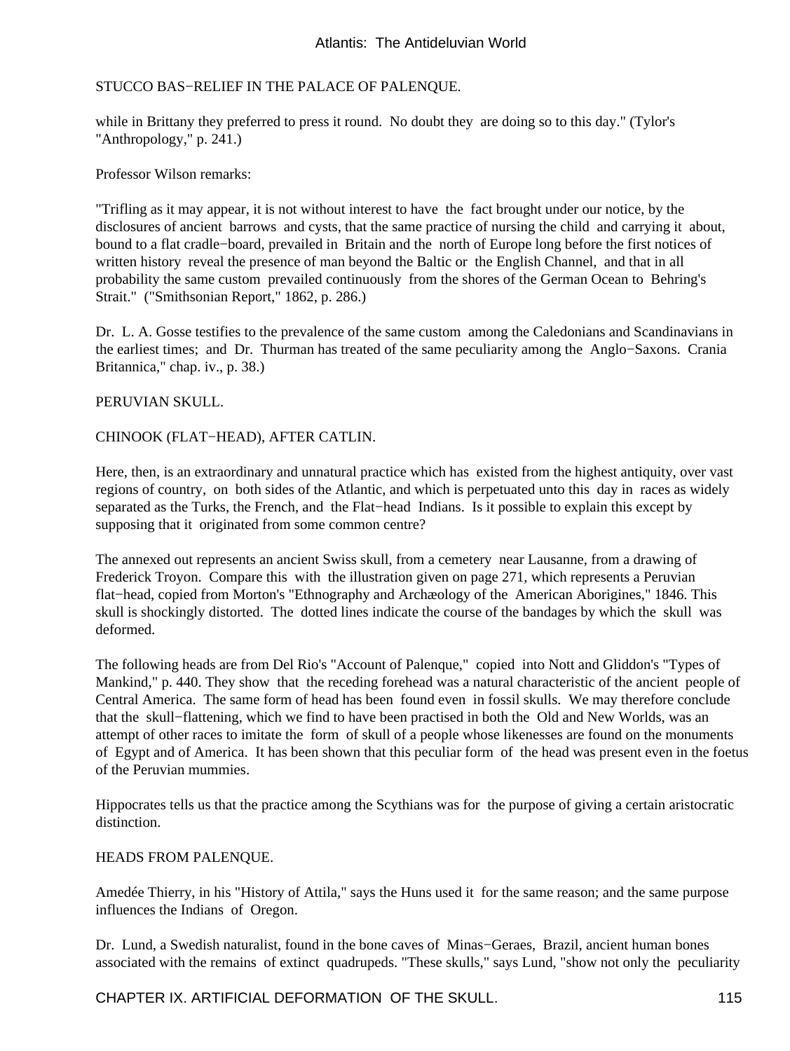STUCCO BAS−RELIEF IN THE PALACE OF PALENQUE.

while in Brittany they preferred to press it round. No doubt they are doing so to this day." (Tylor's "Anthropology," p. 241.)

Professor Wilson remarks:

"Trifling as it may appear, it is not without interest to have the fact brought under our notice, by the disclosures of ancient barrows and cysts, that the same practice of nursing the child and carrying it about, bound to a flat cradle−board, prevailed in Britain and the north of Europe long before the first notices of written history reveal the presence of man beyond the Baltic or the English Channel, and that in all probability the same custom prevailed continuously from the shores of the German Ocean to Behring's Strait." ("Smithsonian Report," 1862, p. 286.)

Dr. L. A. Gosse testifies to the prevalence of the same custom among the Caledonians and Scandinavians in the earliest times; and Dr. Thurman has treated of the same peculiarity among the Anglo−Saxons. Crania Britannica," chap. iv., p. 38.)

PERUVIAN SKULL.

CHINOOK (FLAT−HEAD), AFTER CATLIN.

Here, then, is an extraordinary and unnatural practice which has existed from the highest antiquity, over vast regions of country, on both sides of the Atlantic, and which is perpetuated unto this day in races as widely separated as the Turks, the French, and the Flat−head Indians. Is it possible to explain this except by supposing that it originated from some common centre?

The annexed out represents an ancient Swiss skull, from a cemetery near Lausanne, from a drawing of Frederick Troyon. Compare this with the illustration given on page 271, which represents a Peruvian flat−head, copied from Morton's "Ethnography and Archæology of the American Aborigines," 1846. This skull is shockingly distorted. The dotted lines indicate the course of the bandages by which the skull was deformed.

The following heads are from Del Rio's "Account of Palenque," copied into Nott and Gliddon's "Types of Mankind," p. 440. They show that the receding forehead was a natural characteristic of the ancient people of Central America. The same form of head has been found even in fossil skulls. We may therefore conclude that the skull−flattening, which we find to have been practised in both the Old and New Worlds, was an attempt of other races to imitate the form of skull of a people whose likenesses are found on the monuments of Egypt and of America. It has been shown that this peculiar form of the head was present even in the foetus of the Peruvian mummies.

Hippocrates tells us that the practice among the Scythians was for the purpose of giving a certain aristocratic distinction.

HEADS FROM PALENQUE.

Amedée Thierry, in his "History of Attila," says the Huns used it for the same reason; and the same purpose influences the Indians of Oregon.

Dr. Lund, a Swedish naturalist, found in the bone caves of Minas−Geraes, Brazil, ancient human bones associated with the remains of extinct quadrupeds. "These skulls," says Lund, "show not only the peculiarity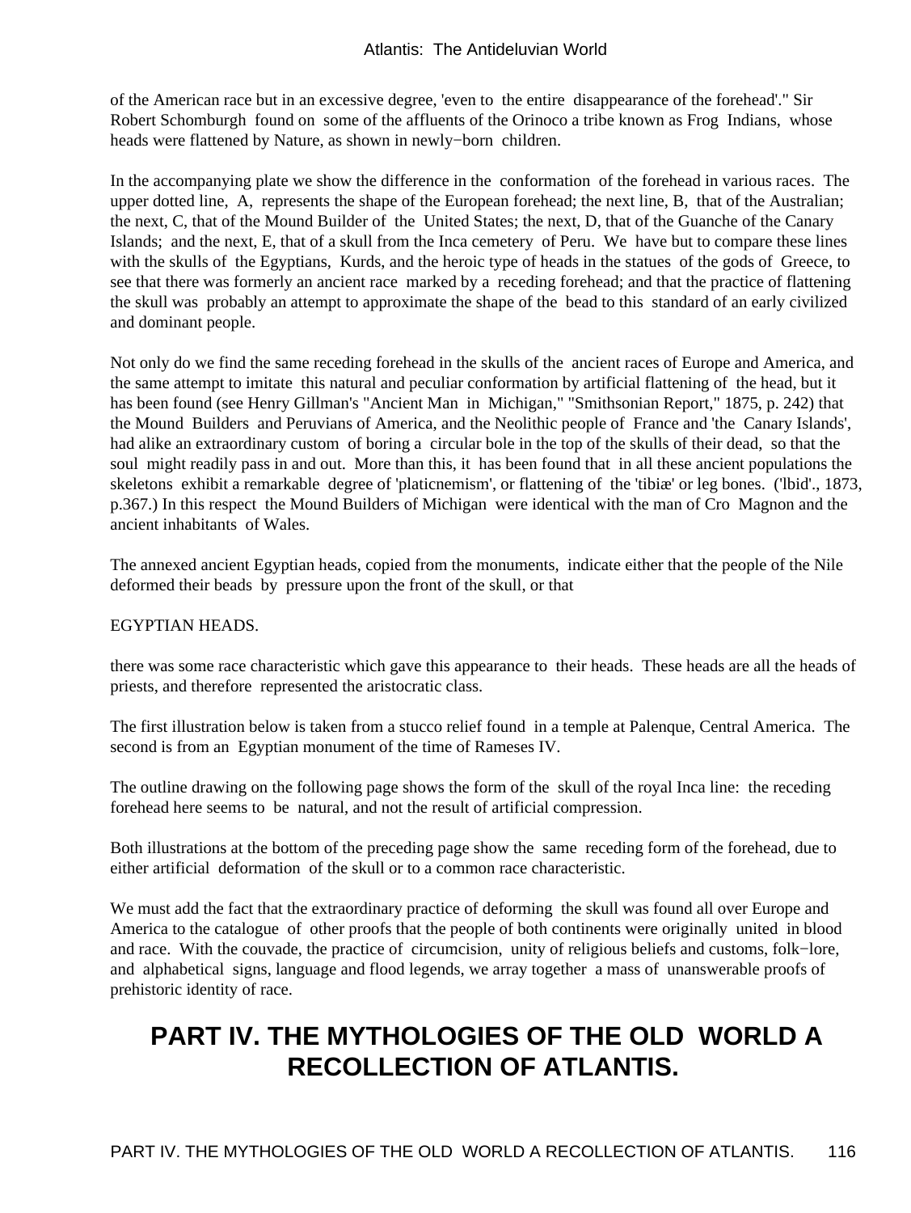of the American race but in an excessive degree, 'even to the entire disappearance of the forehead'." Sir Robert Schomburgh found on some of the affluents of the Orinoco a tribe known as Frog Indians, whose heads were flattened by Nature, as shown in newly−born children.

In the accompanying plate we show the difference in the conformation of the forehead in various races. The upper dotted line, A, represents the shape of the European forehead; the next line, B, that of the Australian; the next, C, that of the Mound Builder of the United States; the next, D, that of the Guanche of the Canary Islands; and the next, E, that of a skull from the Inca cemetery of Peru. We have but to compare these lines with the skulls of the Egyptians, Kurds, and the heroic type of heads in the statues of the gods of Greece, to see that there was formerly an ancient race marked by a receding forehead; and that the practice of flattening the skull was probably an attempt to approximate the shape of the bead to this standard of an early civilized and dominant people.

Not only do we find the same receding forehead in the skulls of the ancient races of Europe and America, and the same attempt to imitate this natural and peculiar conformation by artificial flattening of the head, but it has been found (see Henry Gillman's "Ancient Man in Michigan," "Smithsonian Report," 1875, p. 242) that the Mound Builders and Peruvians of America, and the Neolithic people of France and 'the Canary Islands', had alike an extraordinary custom of boring a circular bole in the top of the skulls of their dead, so that the soul might readily pass in and out. More than this, it has been found that in all these ancient populations the skeletons exhibit a remarkable degree of 'platicnemism', or flattening of the 'tibiæ' or leg bones. ('lbid'., 1873, p.367.) In this respect the Mound Builders of Michigan were identical with the man of Cro Magnon and the ancient inhabitants of Wales.

The annexed ancient Egyptian heads, copied from the monuments, indicate either that the people of the Nile deformed their beads by pressure upon the front of the skull, or that

EGYPTIAN HEADS.

there was some race characteristic which gave this appearance to their heads. These heads are all the heads of priests, and therefore represented the aristocratic class.

The first illustration below is taken from a stucco relief found in a temple at Palenque, Central America. The second is from an Egyptian monument of the time of Rameses IV.

The outline drawing on the following page shows the form of the skull of the royal Inca line: the receding forehead here seems to be natural, and not the result of artificial compression.

Both illustrations at the bottom of the preceding page show the same receding form of the forehead, due to either artificial deformation of the skull or to a common race characteristic.

We must add the fact that the extraordinary practice of deforming the skull was found all over Europe and America to the catalogue of other proofs that the people of both continents were originally united in blood and race. With the couvade, the practice of circumcision, unity of religious beliefs and customs, folk−lore, and alphabetical signs, language and flood legends, we array together a mass of unanswerable proofs of prehistoric identity of race.

# PART IV. THE MYTHOLOGIES OF THE OLD WORLD A RECOLLECTION OF ATLANTIS.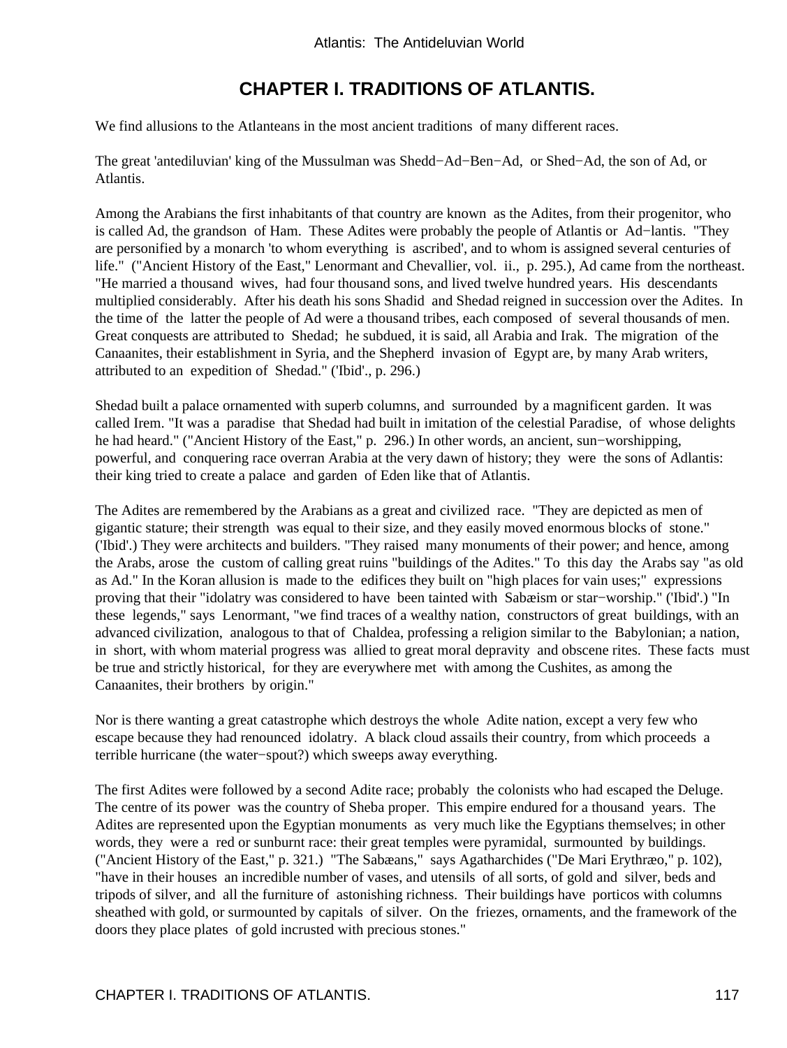# CHAPTER I. TRADITIONS OF ATLANTIS.

We find allusions to the Atlanteans in the most ancient traditions of many different races.

The great 'antediluvian' king of the Mussulman was Shedd−Ad−Ben−Ad, or Shed−Ad, the son of Ad, or Atlantis.

Among the Arabians the first inhabitants of that country are known as the Adites, from their progenitor, who is called Ad, the grandson of Ham. These Adites were probably the people of Atlantis or Ad−lantis. "They are personified by a monarch 'to whom everything is ascribed', and to whom is assigned several centuries of life." ("Ancient History of the East," Lenormant and Chevallier, vol. ii., p. 295.), Ad came from the northeast. "He married a thousand wives, had four thousand sons, and lived twelve hundred years. His descendants multiplied considerably. After his death his sons Shadid and Shedad reigned in succession over the Adites. In the time of the latter the people of Ad were a thousand tribes, each composed of several thousands of men. Great conquests are attributed to Shedad; he subdued, it is said, all Arabia and Irak. The migration of the Canaanites, their establishment in Syria, and the Shepherd invasion of Egypt are, by many Arab writers, attributed to an expedition of Shedad." ('Ibid'., p. 296.)

Shedad built a palace ornamented with superb columns, and surrounded by a magnificent garden. It was called Irem. "It was a paradise that Shedad had built in imitation of the celestial Paradise, of whose delights he had heard." ("Ancient History of the East," p. 296.) In other words, an ancient, sun−worshipping, powerful, and conquering race overran Arabia at the very dawn of history; they were the sons of Adlantis: their king tried to create a palace and garden of Eden like that of Atlantis.

The Adites are remembered by the Arabians as a great and civilized race. "They are depicted as men of gigantic stature; their strength was equal to their size, and they easily moved enormous blocks of stone." ('Ibid'.) They were architects and builders. "They raised many monuments of their power; and hence, among the Arabs, arose the custom of calling great ruins "buildings of the Adites." To this day the Arabs say "as old as Ad." In the Koran allusion is made to the edifices they built on "high places for vain uses;" expressions proving that their "idolatry was considered to have been tainted with Sabæism or star−worship." ('Ibid'.) "In these legends," says Lenormant, "we find traces of a wealthy nation, constructors of great buildings, with an advanced civilization, analogous to that of Chaldea, professing a religion similar to the Babylonian; a nation, in short, with whom material progress was allied to great moral depravity and obscene rites. These facts must be true and strictly historical, for they are everywhere met with among the Cushites, as among the Canaanites, their brothers by origin."

Nor is there wanting a great catastrophe which destroys the whole Adite nation, except a very few who escape because they had renounced idolatry. A black cloud assails their country, from which proceeds a terrible hurricane (the water−spout?) which sweeps away everything.

The first Adites were followed by a second Adite race; probably the colonists who had escaped the Deluge. The centre of its power was the country of Sheba proper. This empire endured for a thousand years. The Adites are represented upon the Egyptian monuments as very much like the Egyptians themselves; in other words, they were a red or sunburnt race: their great temples were pyramidal, surmounted by buildings. ("Ancient History of the East," p. 321.) "The Sabæans," says Agatharchides ("De Mari Erythræo," p. 102), "have in their houses an incredible number of vases, and utensils of all sorts, of gold and silver, beds and tripods of silver, and all the furniture of astonishing richness. Their buildings have porticos with columns sheathed with gold, or surmounted by capitals of silver. On the friezes, ornaments, and the framework of the doors they place plates of gold incrusted with precious stones."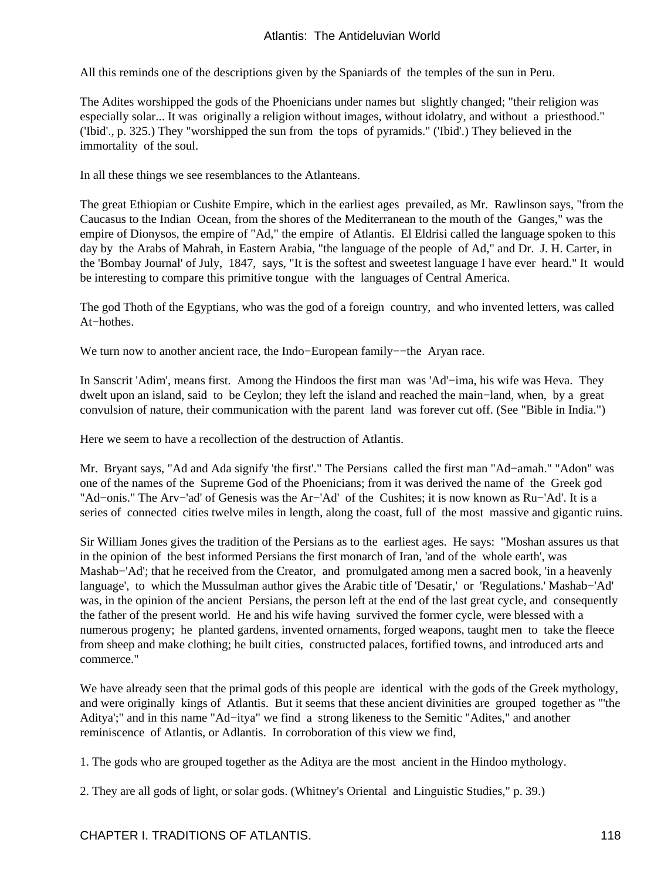All this reminds one of the descriptions given by the Spaniards of the temples of the sun in Peru.

The Adites worshipped the gods of the Phoenicians under names but slightly changed; "their religion was especially solar... It was originally a religion without images, without idolatry, and without a priesthood." ('Ibid'., p. 325.) They "worshipped the sun from the tops of pyramids." ('Ibid'.) They believed in the immortality of the soul.

In all these things we see resemblances to the Atlanteans.

The great Ethiopian or Cushite Empire, which in the earliest ages prevailed, as Mr. Rawlinson says, "from the Caucasus to the Indian Ocean, from the shores of the Mediterranean to the mouth of the Ganges," was the empire of Dionysos, the empire of "Ad," the empire of Atlantis. El Eldrisi called the language spoken to this day by the Arabs of Mahrah, in Eastern Arabia, "the language of the people of Ad," and Dr. J. H. Carter, in the 'Bombay Journal' of July, 1847, says, "It is the softest and sweetest language I have ever heard." It would be interesting to compare this primitive tongue with the languages of Central America.

The god Thoth of the Egyptians, who was the god of a foreign country, and who invented letters, was called At−hothes.

We turn now to another ancient race, the Indo−European family−−the Aryan race.

In Sanscrit 'Adim', means first. Among the Hindoos the first man was 'Ad'−ima, his wife was Heva. They dwelt upon an island, said to be Ceylon; they left the island and reached the main−land, when, by a great convulsion of nature, their communication with the parent land was forever cut off. (See "Bible in India.")

Here we seem to have a recollection of the destruction of Atlantis.

Mr. Bryant says, "Ad and Ada signify 'the first'." The Persians called the first man "Ad−amah." "Adon" was one of the names of the Supreme God of the Phoenicians; from it was derived the name of the Greek god "Ad−onis." The Arv−'ad' of Genesis was the Ar−'Ad' of the Cushites; it is now known as Ru−'Ad'. It is a series of connected cities twelve miles in length, along the coast, full of the most massive and gigantic ruins.

Sir William Jones gives the tradition of the Persians as to the earliest ages. He says: "Moshan assures us that in the opinion of the best informed Persians the first monarch of Iran, 'and of the whole earth', was Mashab−'Ad'; that he received from the Creator, and promulgated among men a sacred book, 'in a heavenly language', to which the Mussulman author gives the Arabic title of 'Desatir,' or 'Regulations.' Mashab−'Ad' was, in the opinion of the ancient Persians, the person left at the end of the last great cycle, and consequently the father of the present world. He and his wife having survived the former cycle, were blessed with a numerous progeny; he planted gardens, invented ornaments, forged weapons, taught men to take the fleece from sheep and make clothing; he built cities, constructed palaces, fortified towns, and introduced arts and commerce."

We have already seen that the primal gods of this people are identical with the gods of the Greek mythology, and were originally kings of Atlantis. But it seems that these ancient divinities are grouped together as "'the Aditya';" and in this name "Ad−itya" we find a strong likeness to the Semitic "Adites," and another reminiscence of Atlantis, or Adlantis. In corroboration of this view we find,

1. The gods who are grouped together as the Aditya are the most ancient in the Hindoo mythology.

2. They are all gods of light, or solar gods. (Whitney's Oriental and Linguistic Studies," p. 39.)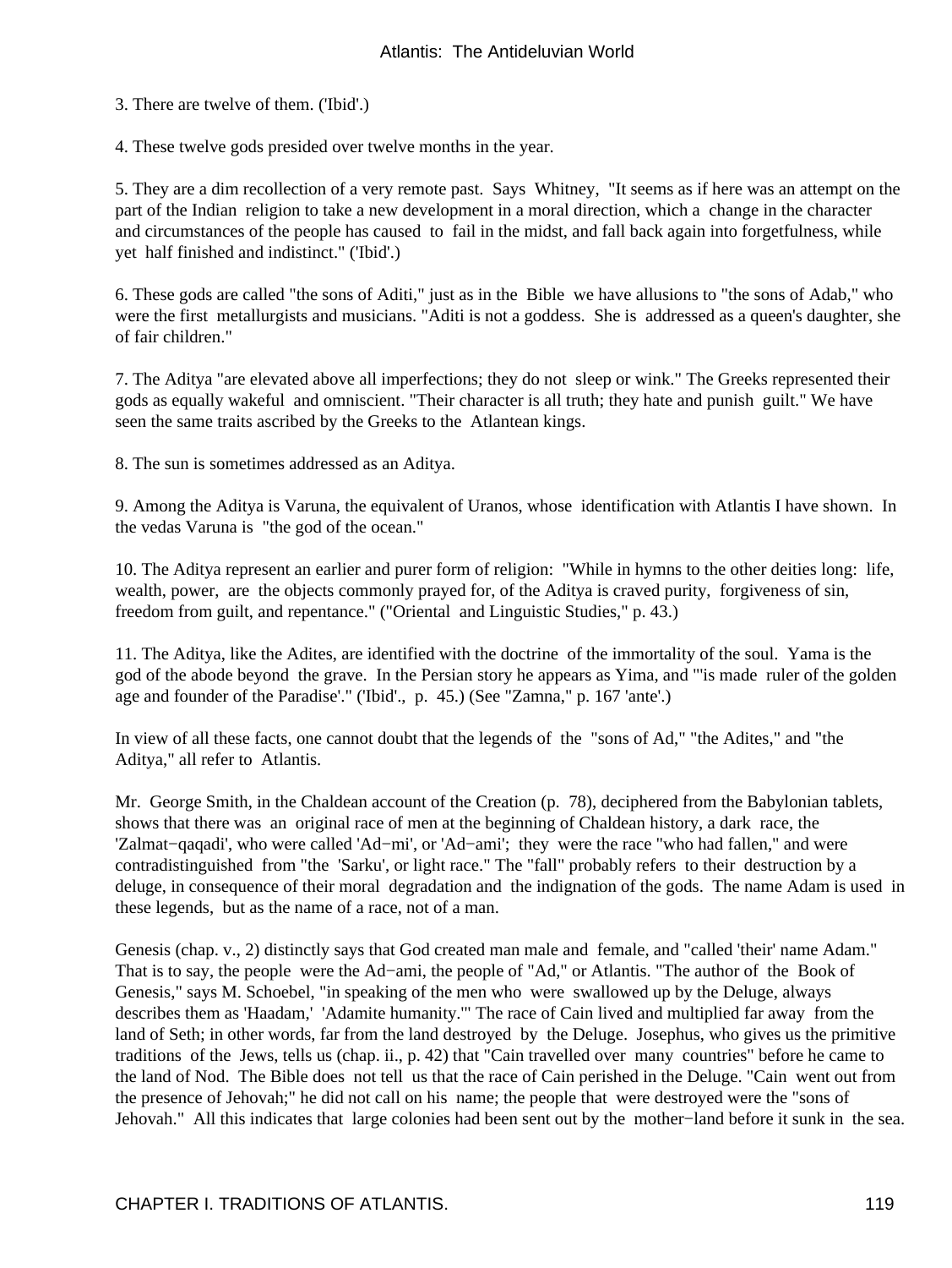3. There are twelve of them. ('Ibid'.)

4. These twelve gods presided over twelve months in the year.

5. They are a dim recollection of a very remote past. Says Whitney, "It seems as if here was an attempt on the part of the Indian religion to take a new development in a moral direction, which a change in the character and circumstances of the people has caused to fail in the midst, and fall back again into forgetfulness, while yet half finished and indistinct." ('Ibid'.)

6. These gods are called "the sons of Aditi," just as in the Bible we have allusions to "the sons of Adab," who were the first metallurgists and musicians. "Aditi is not a goddess. She is addressed as a queen's daughter, she of fair children."

7. The Aditya "are elevated above all imperfections; they do not sleep or wink." The Greeks represented their gods as equally wakeful and omniscient. "Their character is all truth; they hate and punish guilt." We have seen the same traits ascribed by the Greeks to the Atlantean kings.

8. The sun is sometimes addressed as an Aditya.

9. Among the Aditya is Varuna, the equivalent of Uranos, whose identification with Atlantis I have shown. In the vedas Varuna is "the god of the ocean."

10. The Aditya represent an earlier and purer form of religion: "While in hymns to the other deities long: life, wealth, power, are the objects commonly prayed for, of the Aditya is craved purity, forgiveness of sin, freedom from guilt, and repentance." ("Oriental and Linguistic Studies," p. 43.)

11. The Aditya, like the Adites, are identified with the doctrine of the immortality of the soul. Yama is the god of the abode beyond the grave. In the Persian story he appears as Yima, and "'is made ruler of the golden age and founder of the Paradise'." ('Ibid'., p. 45.) (See "Zamna," p. 167 'ante'.)

In view of all these facts, one cannot doubt that the legends of the "sons of Ad," "the Adites," and "the Aditya," all refer to Atlantis.

Mr. George Smith, in the Chaldean account of the Creation (p. 78), deciphered from the Babylonian tablets, shows that there was an original race of men at the beginning of Chaldean history, a dark race, the 'Zalmat−qaqadi', who were called 'Ad−mi', or 'Ad−ami'; they were the race "who had fallen," and were contradistinguished from "the 'Sarku', or light race." The "fall" probably refers to their destruction by a deluge, in consequence of their moral degradation and the indignation of the gods. The name Adam is used in these legends, but as the name of a race, not of a man.

Genesis (chap. v., 2) distinctly says that God created man male and female, and "called 'their' name Adam." That is to say, the people were the Ad−ami, the people of "Ad," or Atlantis. "The author of the Book of Genesis," says M. Schoebel, "in speaking of the men who were swallowed up by the Deluge, always describes them as 'Haadam,' 'Adamite humanity.'" The race of Cain lived and multiplied far away from the land of Seth; in other words, far from the land destroyed by the Deluge. Josephus, who gives us the primitive traditions of the Jews, tells us (chap. ii., p. 42) that "Cain travelled over many countries" before he came to the land of Nod. The Bible does not tell us that the race of Cain perished in the Deluge. "Cain went out from the presence of Jehovah;" he did not call on his name; the people that were destroyed were the "sons of Jehovah." All this indicates that large colonies had been sent out by the mother−land before it sunk in the sea.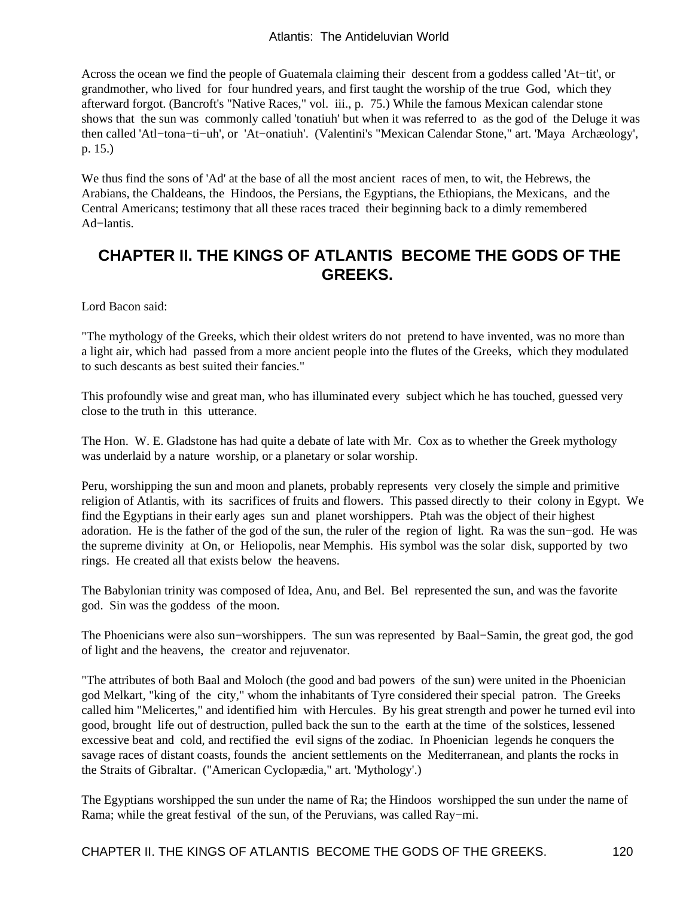Across the ocean we find the people of Guatemala claiming their descent from a goddess called 'At−tit', or grandmother, who lived for four hundred years, and first taught the worship of the true God, which they afterward forgot. (Bancroft's "Native Races," vol. iii., p. 75.) While the famous Mexican calendar stone shows that the sun was commonly called 'tonatiuh' but when it was referred to as the god of the Deluge it was then called 'Atl−tona−ti−uh', or 'At−onatiuh'. (Valentini's "Mexican Calendar Stone," art. 'Maya Archæology', p. 15.)

We thus find the sons of 'Ad' at the base of all the most ancient races of men, to wit, the Hebrews, the Arabians, the Chaldeans, the Hindoos, the Persians, the Egyptians, the Ethiopians, the Mexicans, and the Central Americans; testimony that all these races traced their beginning back to a dimly remembered Ad−lantis.

## CHAPTER II. THE KINGS OF ATLANTIS BECOME THE GODS OF THE GREEKS.

Lord Bacon said:

"The mythology of the Greeks, which their oldest writers do not pretend to have invented, was no more than a light air, which had passed from a more ancient people into the flutes of the Greeks, which they modulated to such descants as best suited their fancies."

This profoundly wise and great man, who has illuminated every subject which he has touched, guessed very close to the truth in this utterance.

The Hon. W. E. Gladstone has had quite a debate of late with Mr. Cox as to whether the Greek mythology was underlaid by a nature worship, or a planetary or solar worship.

Peru, worshipping the sun and moon and planets, probably represents very closely the simple and primitive religion of Atlantis, with its sacrifices of fruits and flowers. This passed directly to their colony in Egypt. We find the Egyptians in their early ages sun and planet worshippers. Ptah was the object of their highest adoration. He is the father of the god of the sun, the ruler of the region of light. Ra was the sun−god. He was the supreme divinity at On, or Heliopolis, near Memphis. His symbol was the solar disk, supported by two rings. He created all that exists below the heavens.

The Babylonian trinity was composed of Idea, Anu, and Bel. Bel represented the sun, and was the favorite god. Sin was the goddess of the moon.

The Phoenicians were also sun−worshippers. The sun was represented by Baal−Samin, the great god, the god of light and the heavens, the creator and rejuvenator.

"The attributes of both Baal and Moloch (the good and bad powers of the sun) were united in the Phoenician god Melkart, "king of the city," whom the inhabitants of Tyre considered their special patron. The Greeks called him "Melicertes," and identified him with Hercules. By his great strength and power he turned evil into good, brought life out of destruction, pulled back the sun to the earth at the time of the solstices, lessened excessive beat and cold, and rectified the evil signs of the zodiac. In Phoenician legends he conquers the savage races of distant coasts, founds the ancient settlements on the Mediterranean, and plants the rocks in the Straits of Gibraltar. ("American Cyclopædia," art. 'Mythology'.)

The Egyptians worshipped the sun under the name of Ra; the Hindoos worshipped the sun under the name of Rama; while the great festival of the sun, of the Peruvians, was called Ray−mi.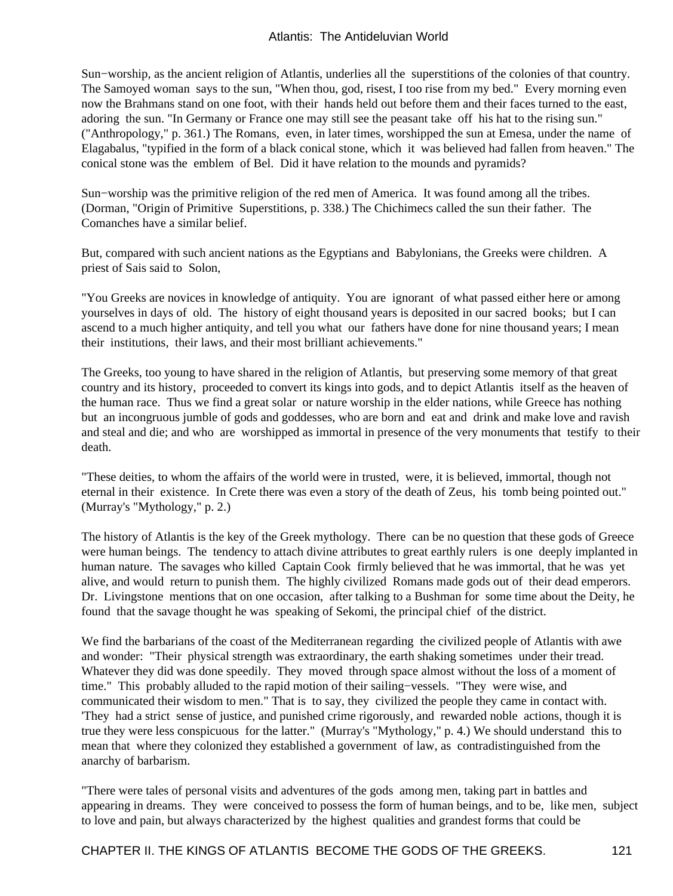Sun−worship, as the ancient religion of Atlantis, underlies all the superstitions of the colonies of that country. The Samoyed woman says to the sun, "When thou, god, risest, I too rise from my bed." Every morning even now the Brahmans stand on one foot, with their hands held out before them and their faces turned to the east, adoring the sun. "In Germany or France one may still see the peasant take off his hat to the rising sun." ("Anthropology," p. 361.) The Romans, even, in later times, worshipped the sun at Emesa, under the name of Elagabalus, "typified in the form of a black conical stone, which it was believed had fallen from heaven." The conical stone was the emblem of Bel. Did it have relation to the mounds and pyramids?

Sun−worship was the primitive religion of the red men of America. It was found among all the tribes. (Dorman, "Origin of Primitive Superstitions, p. 338.) The Chichimecs called the sun their father. The Comanches have a similar belief.

But, compared with such ancient nations as the Egyptians and Babylonians, the Greeks were children. A priest of Sais said to Solon,

"You Greeks are novices in knowledge of antiquity. You are ignorant of what passed either here or among yourselves in days of old. The history of eight thousand years is deposited in our sacred books; but I can ascend to a much higher antiquity, and tell you what our fathers have done for nine thousand years; I mean their institutions, their laws, and their most brilliant achievements."

The Greeks, too young to have shared in the religion of Atlantis, but preserving some memory of that great country and its history, proceeded to convert its kings into gods, and to depict Atlantis itself as the heaven of the human race. Thus we find a great solar or nature worship in the elder nations, while Greece has nothing but an incongruous jumble of gods and goddesses, who are born and eat and drink and make love and ravish and steal and die; and who are worshipped as immortal in presence of the very monuments that testify to their death.

"These deities, to whom the affairs of the world were in trusted, were, it is believed, immortal, though not eternal in their existence. In Crete there was even a story of the death of Zeus, his tomb being pointed out." (Murray's "Mythology," p. 2.)

The history of Atlantis is the key of the Greek mythology. There can be no question that these gods of Greece were human beings. The tendency to attach divine attributes to great earthly rulers is one deeply implanted in human nature. The savages who killed Captain Cook firmly believed that he was immortal, that he was yet alive, and would return to punish them. The highly civilized Romans made gods out of their dead emperors. Dr. Livingstone mentions that on one occasion, after talking to a Bushman for some time about the Deity, he found that the savage thought he was speaking of Sekomi, the principal chief of the district.

We find the barbarians of the coast of the Mediterranean regarding the civilized people of Atlantis with awe and wonder: "Their physical strength was extraordinary, the earth shaking sometimes under their tread. Whatever they did was done speedily. They moved through space almost without the loss of a moment of time." This probably alluded to the rapid motion of their sailing−vessels. "They were wise, and communicated their wisdom to men." That is to say, they civilized the people they came in contact with. 'They had a strict sense of justice, and punished crime rigorously, and rewarded noble actions, though it is true they were less conspicuous for the latter." (Murray's "Mythology," p. 4.) We should understand this to mean that where they colonized they established a government of law, as contradistinguished from the anarchy of barbarism.

"There were tales of personal visits and adventures of the gods among men, taking part in battles and appearing in dreams. They were conceived to possess the form of human beings, and to be, like men, subject to love and pain, but always characterized by the highest qualities and grandest forms that could be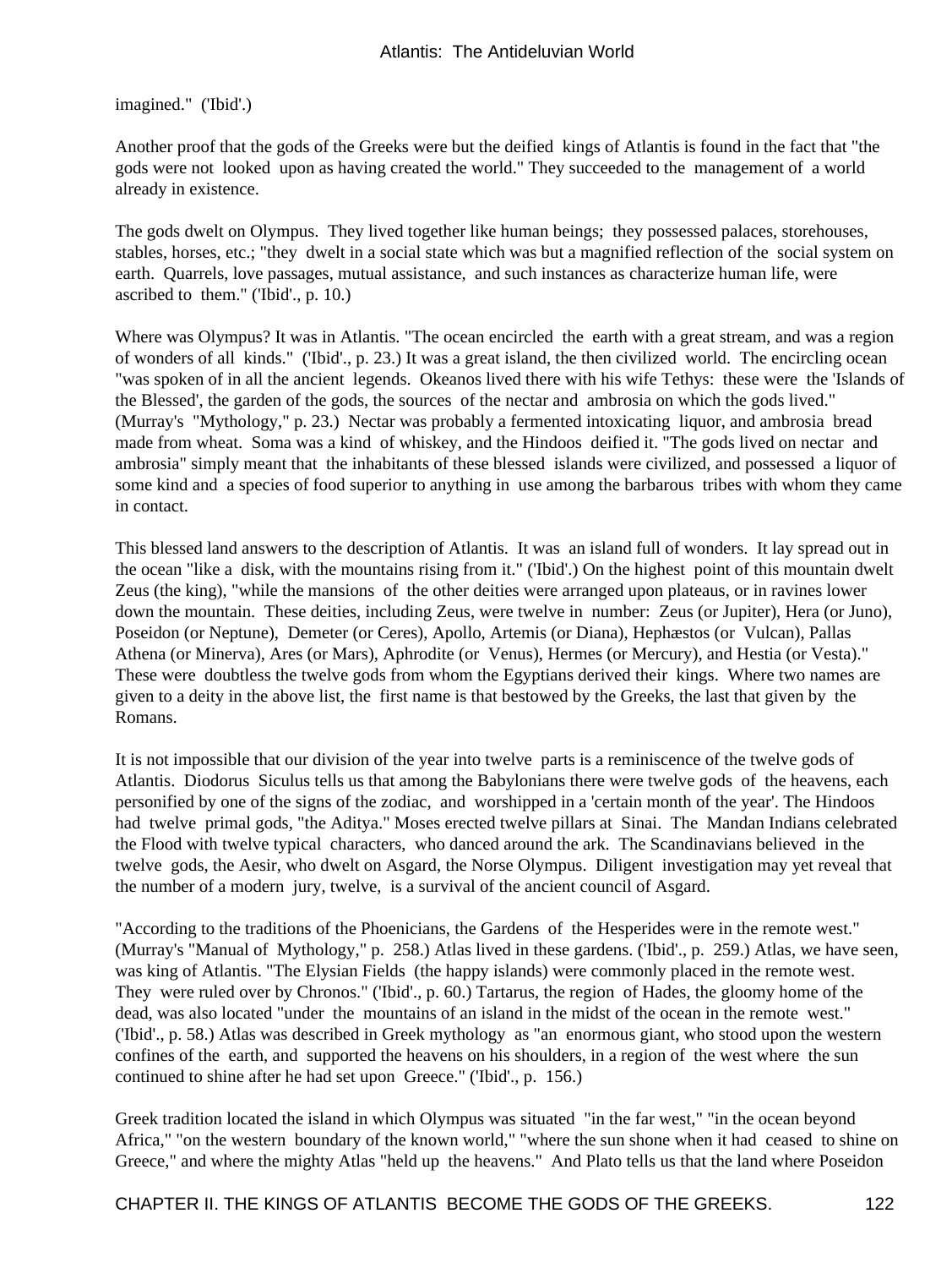imagined." ('Ibid'.)

Another proof that the gods of the Greeks were but the deified kings of Atlantis is found in the fact that "the gods were not looked upon as having created the world." They succeeded to the management of a world already in existence.

The gods dwelt on Olympus. They lived together like human beings; they possessed palaces, storehouses, stables, horses, etc.; "they dwelt in a social state which was but a magnified reflection of the social system on earth. Quarrels, love passages, mutual assistance, and such instances as characterize human life, were ascribed to them." ('Ibid'., p. 10.)

Where was Olympus? It was in Atlantis. "The ocean encircled the earth with a great stream, and was a region of wonders of all kinds." ('Ibid'., p. 23.) It was a great island, the then civilized world. The encircling ocean "was spoken of in all the ancient legends. Okeanos lived there with his wife Tethys: these were the 'Islands of the Blessed', the garden of the gods, the sources of the nectar and ambrosia on which the gods lived." (Murray's "Mythology," p. 23.) Nectar was probably a fermented intoxicating liquor, and ambrosia bread made from wheat. Soma was a kind of whiskey, and the Hindoos deified it. "The gods lived on nectar and ambrosia" simply meant that the inhabitants of these blessed islands were civilized, and possessed a liquor of some kind and a species of food superior to anything in use among the barbarous tribes with whom they came in contact.

This blessed land answers to the description of Atlantis. It was an island full of wonders. It lay spread out in the ocean "like a disk, with the mountains rising from it." ('Ibid'.) On the highest point of this mountain dwelt Zeus (the king), "while the mansions of the other deities were arranged upon plateaus, or in ravines lower down the mountain. These deities, including Zeus, were twelve in number: Zeus (or Jupiter), Hera (or Juno), Poseidon (or Neptune), Demeter (or Ceres), Apollo, Artemis (or Diana), Hephæstos (or Vulcan), Pallas Athena (or Minerva), Ares (or Mars), Aphrodite (or Venus), Hermes (or Mercury), and Hestia (or Vesta)." These were doubtless the twelve gods from whom the Egyptians derived their kings. Where two names are given to a deity in the above list, the first name is that bestowed by the Greeks, the last that given by the Romans.

It is not impossible that our division of the year into twelve parts is a reminiscence of the twelve gods of Atlantis. Diodorus Siculus tells us that among the Babylonians there were twelve gods of the heavens, each personified by one of the signs of the zodiac, and worshipped in a 'certain month of the year'. The Hindoos had twelve primal gods, "the Aditya." Moses erected twelve pillars at Sinai. The Mandan Indians celebrated the Flood with twelve typical characters, who danced around the ark. The Scandinavians believed in the twelve gods, the Aesir, who dwelt on Asgard, the Norse Olympus. Diligent investigation may yet reveal that the number of a modern jury, twelve, is a survival of the ancient council of Asgard.

"According to the traditions of the Phoenicians, the Gardens of the Hesperides were in the remote west." (Murray's "Manual of Mythology," p. 258.) Atlas lived in these gardens. ('Ibid'., p. 259.) Atlas, we have seen, was king of Atlantis. "The Elysian Fields (the happy islands) were commonly placed in the remote west. They were ruled over by Chronos." ('Ibid'., p. 60.) Tartarus, the region of Hades, the gloomy home of the dead, was also located "under the mountains of an island in the midst of the ocean in the remote west." ('Ibid'., p. 58.) Atlas was described in Greek mythology as "an enormous giant, who stood upon the western confines of the earth, and supported the heavens on his shoulders, in a region of the west where the sun continued to shine after he had set upon Greece." ('Ibid'., p. 156.)

Greek tradition located the island in which Olympus was situated "in the far west," "in the ocean beyond Africa," "on the western boundary of the known world," "where the sun shone when it had ceased to shine on Greece," and where the mighty Atlas "held up the heavens." And Plato tells us that the land where Poseidon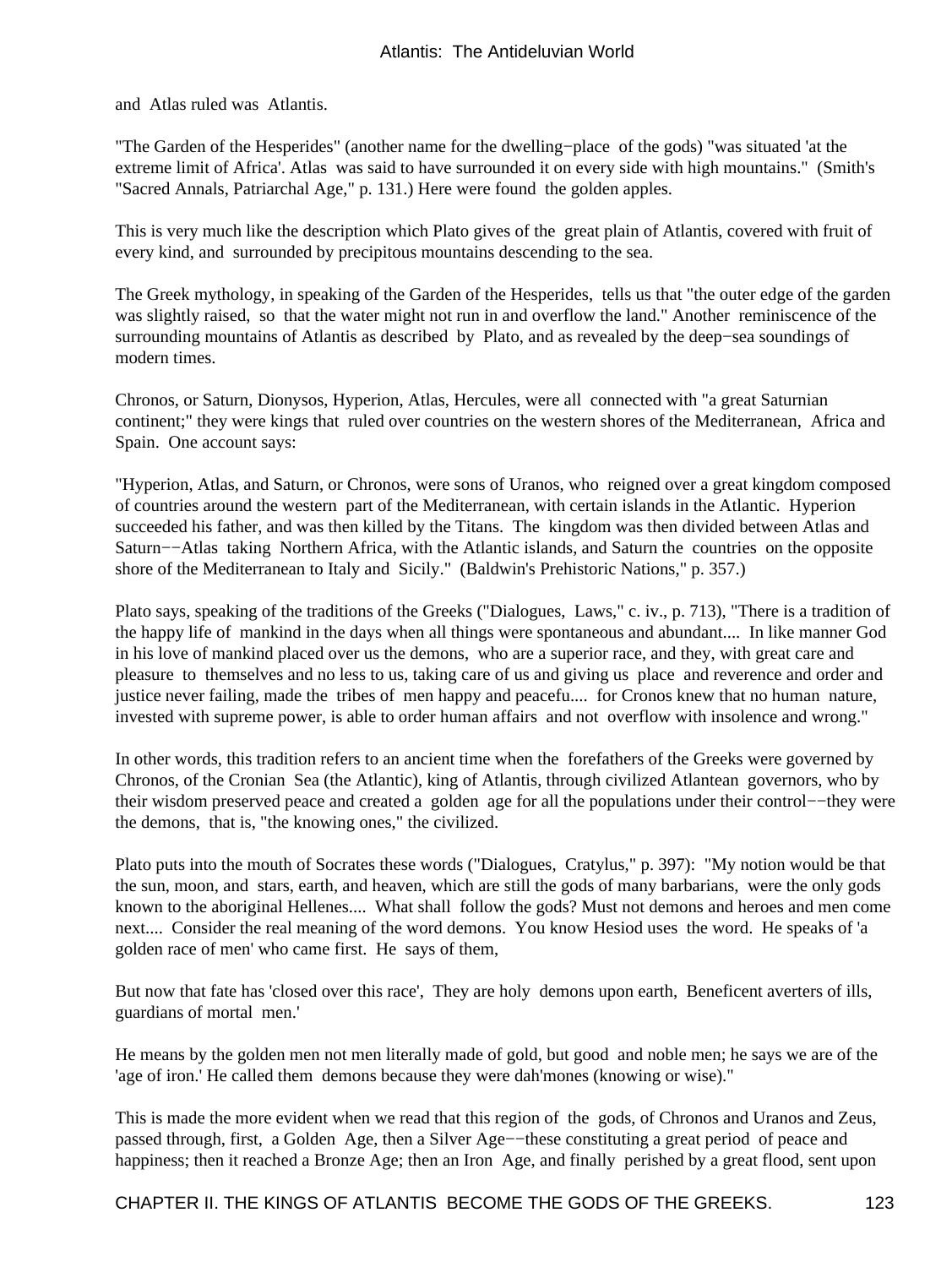and Atlas ruled was Atlantis.

"The Garden of the Hesperides" (another name for the dwelling−place of the gods) "was situated 'at the extreme limit of Africa'. Atlas was said to have surrounded it on every side with high mountains." (Smith's "Sacred Annals, Patriarchal Age," p. 131.) Here were found the golden apples.

This is very much like the description which Plato gives of the great plain of Atlantis, covered with fruit of every kind, and surrounded by precipitous mountains descending to the sea.

The Greek mythology, in speaking of the Garden of the Hesperides, tells us that "the outer edge of the garden was slightly raised, so that the water might not run in and overflow the land." Another reminiscence of the surrounding mountains of Atlantis as described by Plato, and as revealed by the deep−sea soundings of modern times.

Chronos, or Saturn, Dionysos, Hyperion, Atlas, Hercules, were all connected with "a great Saturnian continent;" they were kings that ruled over countries on the western shores of the Mediterranean, Africa and Spain. One account says:

"Hyperion, Atlas, and Saturn, or Chronos, were sons of Uranos, who reigned over a great kingdom composed of countries around the western part of the Mediterranean, with certain islands in the Atlantic. Hyperion succeeded his father, and was then killed by the Titans. The kingdom was then divided between Atlas and Saturn−−Atlas taking Northern Africa, with the Atlantic islands, and Saturn the countries on the opposite shore of the Mediterranean to Italy and Sicily." (Baldwin's Prehistoric Nations," p. 357.)

Plato says, speaking of the traditions of the Greeks ("Dialogues, Laws," c. iv., p. 713), "There is a tradition of the happy life of mankind in the days when all things were spontaneous and abundant.... In like manner God in his love of mankind placed over us the demons, who are a superior race, and they, with great care and pleasure to themselves and no less to us, taking care of us and giving us place and reverence and order and justice never failing, made the tribes of men happy and peacefu.... for Cronos knew that no human nature, invested with supreme power, is able to order human affairs and not overflow with insolence and wrong."

In other words, this tradition refers to an ancient time when the forefathers of the Greeks were governed by Chronos, of the Cronian Sea (the Atlantic), king of Atlantis, through civilized Atlantean governors, who by their wisdom preserved peace and created a golden age for all the populations under their control−−they were the demons, that is, "the knowing ones," the civilized.

Plato puts into the mouth of Socrates these words ("Dialogues, Cratylus," p. 397): "My notion would be that the sun, moon, and stars, earth, and heaven, which are still the gods of many barbarians, were the only gods known to the aboriginal Hellenes.... What shall follow the gods? Must not demons and heroes and men come next.... Consider the real meaning of the word demons. You know Hesiod uses the word. He speaks of 'a golden race of men' who came first. He says of them,

But now that fate has 'closed over this race', They are holy demons upon earth, Beneficent averters of ills, guardians of mortal men.'

He means by the golden men not men literally made of gold, but good and noble men; he says we are of the 'age of iron.' He called them demons because they were dah'mones (knowing or wise)."

This is made the more evident when we read that this region of the gods, of Chronos and Uranos and Zeus, passed through, first, a Golden Age, then a Silver Age−−these constituting a great period of peace and happiness; then it reached a Bronze Age; then an Iron Age, and finally perished by a great flood, sent upon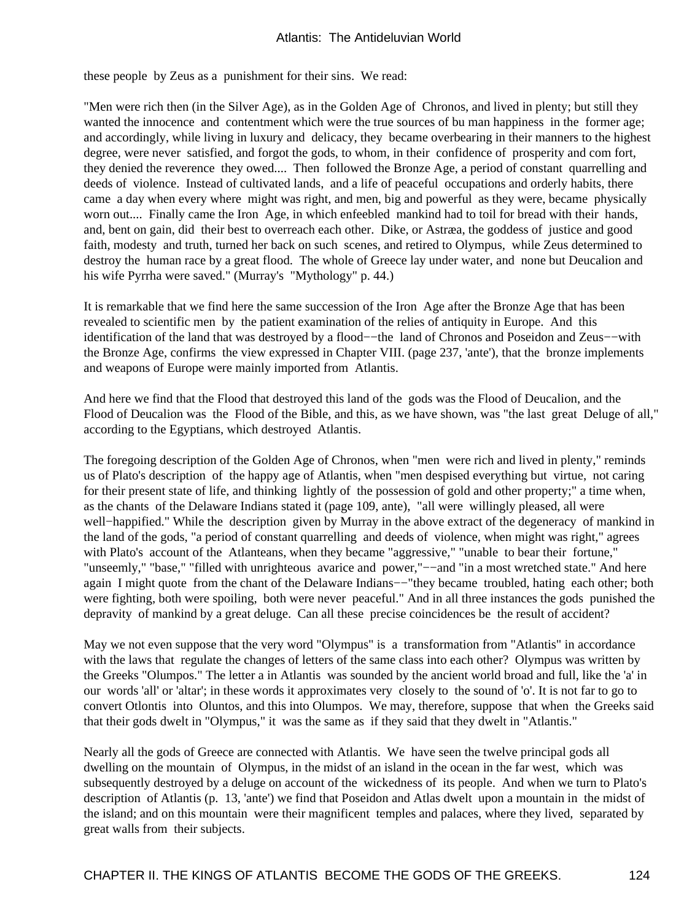these people by Zeus as a punishment for their sins. We read:

"Men were rich then (in the Silver Age), as in the Golden Age of Chronos, and lived in plenty; but still they wanted the innocence and contentment which were the true sources of bu man happiness in the former age; and accordingly, while living in luxury and delicacy, they became overbearing in their manners to the highest degree, were never satisfied, and forgot the gods, to whom, in their confidence of prosperity and com fort, they denied the reverence they owed.... Then followed the Bronze Age, a period of constant quarrelling and deeds of violence. Instead of cultivated lands, and a life of peaceful occupations and orderly habits, there came a day when every where might was right, and men, big and powerful as they were, became physically worn out.... Finally came the Iron Age, in which enfeebled mankind had to toil for bread with their hands, and, bent on gain, did their best to overreach each other. Dike, or Astræa, the goddess of justice and good faith, modesty and truth, turned her back on such scenes, and retired to Olympus, while Zeus determined to destroy the human race by a great flood. The whole of Greece lay under water, and none but Deucalion and his wife Pyrrha were saved." (Murray's "Mythology" p. 44.)

It is remarkable that we find here the same succession of the Iron Age after the Bronze Age that has been revealed to scientific men by the patient examination of the relies of antiquity in Europe. And this identification of the land that was destroyed by a flood−−the land of Chronos and Poseidon and Zeus−−with the Bronze Age, confirms the view expressed in Chapter VIII. (page 237, 'ante'), that the bronze implements and weapons of Europe were mainly imported from Atlantis.

And here we find that the Flood that destroyed this land of the gods was the Flood of Deucalion, and the Flood of Deucalion was the Flood of the Bible, and this, as we have shown, was "the last great Deluge of all," according to the Egyptians, which destroyed Atlantis.

The foregoing description of the Golden Age of Chronos, when "men were rich and lived in plenty," reminds us of Plato's description of the happy age of Atlantis, when "men despised everything but virtue, not caring for their present state of life, and thinking lightly of the possession of gold and other property;" a time when, as the chants of the Delaware Indians stated it (page 109, ante), "all were willingly pleased, all were well−happified." While the description given by Murray in the above extract of the degeneracy of mankind in the land of the gods, "a period of constant quarrelling and deeds of violence, when might was right," agrees with Plato's account of the Atlanteans, when they became "aggressive," "unable to bear their fortune," "unseemly," "base," "filled with unrighteous avarice and power,"−−and "in a most wretched state." And here again I might quote from the chant of the Delaware Indians−−"they became troubled, hating each other; both were fighting, both were spoiling, both were never peaceful." And in all three instances the gods punished the depravity of mankind by a great deluge. Can all these precise coincidences be the result of accident?

May we not even suppose that the very word "Olympus" is a transformation from "Atlantis" in accordance with the laws that regulate the changes of letters of the same class into each other? Olympus was written by the Greeks "Olumpos." The letter a in Atlantis was sounded by the ancient world broad and full, like the 'a' in our words 'all' or 'altar'; in these words it approximates very closely to the sound of 'o'. It is not far to go to convert Otlontis into Oluntos, and this into Olumpos. We may, therefore, suppose that when the Greeks said that their gods dwelt in "Olympus," it was the same as if they said that they dwelt in "Atlantis."

Nearly all the gods of Greece are connected with Atlantis. We have seen the twelve principal gods all dwelling on the mountain of Olympus, in the midst of an island in the ocean in the far west, which was subsequently destroyed by a deluge on account of the wickedness of its people. And when we turn to Plato's description of Atlantis (p. 13, 'ante') we find that Poseidon and Atlas dwelt upon a mountain in the midst of the island; and on this mountain were their magnificent temples and palaces, where they lived, separated by great walls from their subjects.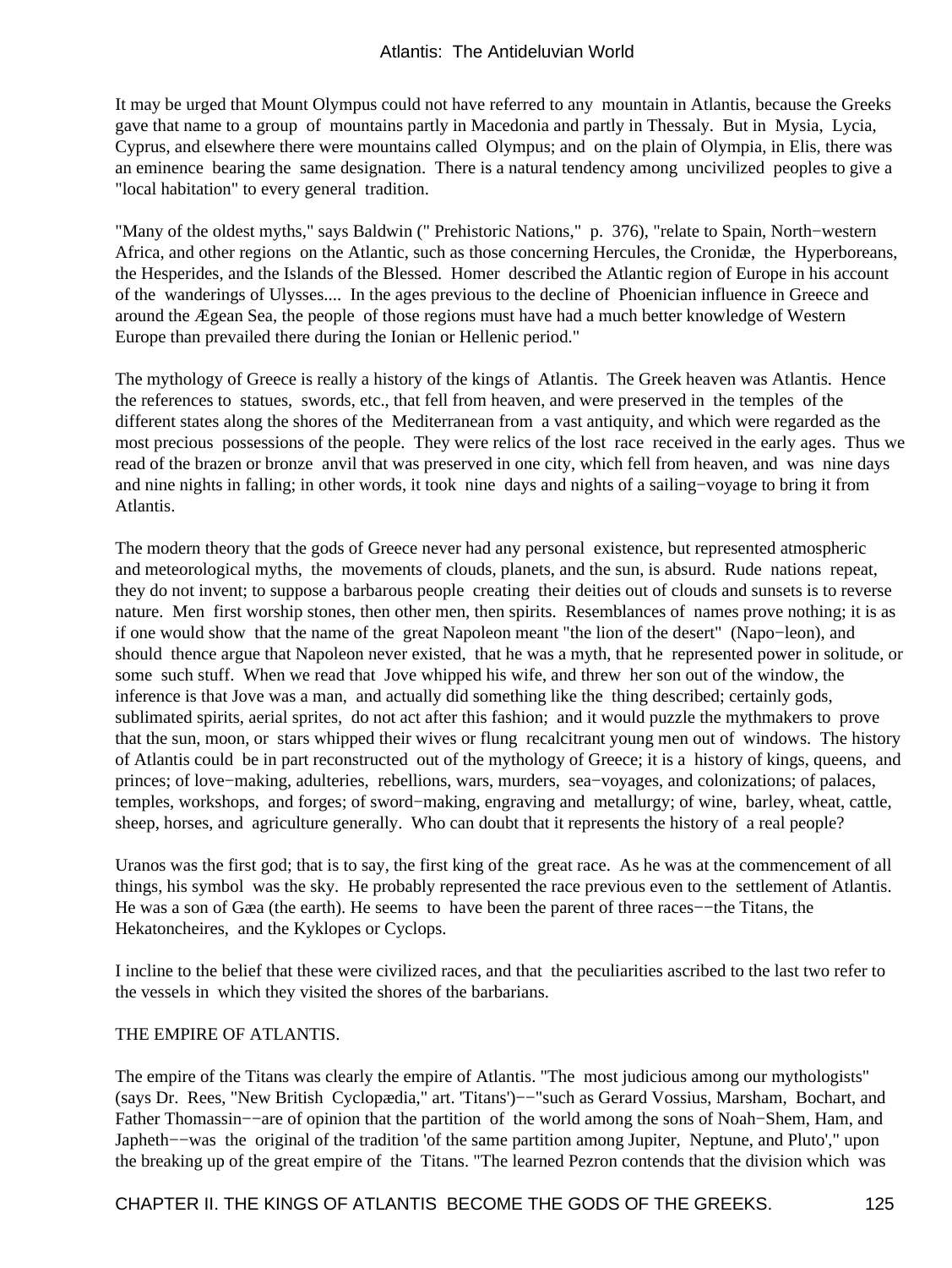It may be urged that Mount Olympus could not have referred to any mountain in Atlantis, because the Greeks gave that name to a group of mountains partly in Macedonia and partly in Thessaly. But in Mysia, Lycia, Cyprus, and elsewhere there were mountains called Olympus; and on the plain of Olympia, in Elis, there was an eminence bearing the same designation. There is a natural tendency among uncivilized peoples to give a "local habitation" to every general tradition.

"Many of the oldest myths," says Baldwin (" Prehistoric Nations," p. 376), "relate to Spain, North−western Africa, and other regions on the Atlantic, such as those concerning Hercules, the Cronidæ, the Hyperboreans, the Hesperides, and the Islands of the Blessed. Homer described the Atlantic region of Europe in his account of the wanderings of Ulysses.... In the ages previous to the decline of Phoenician influence in Greece and around the Ægean Sea, the people of those regions must have had a much better knowledge of Western Europe than prevailed there during the Ionian or Hellenic period."

The mythology of Greece is really a history of the kings of Atlantis. The Greek heaven was Atlantis. Hence the references to statues, swords, etc., that fell from heaven, and were preserved in the temples of the different states along the shores of the Mediterranean from a vast antiquity, and which were regarded as the most precious possessions of the people. They were relics of the lost race received in the early ages. Thus we read of the brazen or bronze anvil that was preserved in one city, which fell from heaven, and was nine days and nine nights in falling; in other words, it took nine days and nights of a sailing−voyage to bring it from Atlantis.

The modern theory that the gods of Greece never had any personal existence, but represented atmospheric and meteorological myths, the movements of clouds, planets, and the sun, is absurd. Rude nations repeat, they do not invent; to suppose a barbarous people creating their deities out of clouds and sunsets is to reverse nature. Men first worship stones, then other men, then spirits. Resemblances of names prove nothing; it is as if one would show that the name of the great Napoleon meant "the lion of the desert" (Napo−leon), and should thence argue that Napoleon never existed, that he was a myth, that he represented power in solitude, or some such stuff. When we read that Jove whipped his wife, and threw her son out of the window, the inference is that Jove was a man, and actually did something like the thing described; certainly gods, sublimated spirits, aerial sprites, do not act after this fashion; and it would puzzle the mythmakers to prove that the sun, moon, or stars whipped their wives or flung recalcitrant young men out of windows. The history of Atlantis could be in part reconstructed out of the mythology of Greece; it is a history of kings, queens, and princes; of love−making, adulteries, rebellions, wars, murders, sea−voyages, and colonizations; of palaces, temples, workshops, and forges; of sword−making, engraving and metallurgy; of wine, barley, wheat, cattle, sheep, horses, and agriculture generally. Who can doubt that it represents the history of a real people?

Uranos was the first god; that is to say, the first king of the great race. As he was at the commencement of all things, his symbol was the sky. He probably represented the race previous even to the settlement of Atlantis. He was a son of Gæa (the earth). He seems to have been the parent of three races−−the Titans, the Hekatoncheires, and the Kyklopes or Cyclops.

I incline to the belief that these were civilized races, and that the peculiarities ascribed to the last two refer to the vessels in which they visited the shores of the barbarians.

THE EMPIRE OF ATLANTIS.

The empire of the Titans was clearly the empire of Atlantis. "The most judicious among our mythologists" (says Dr. Rees, "New British Cyclopædia," art. 'Titans')−−"such as Gerard Vossius, Marsham, Bochart, and Father Thomassin−−are of opinion that the partition of the world among the sons of Noah−Shem, Ham, and Japheth−−was the original of the tradition 'of the same partition among Jupiter, Neptune, and Pluto'," upon the breaking up of the great empire of the Titans. "The learned Pezron contends that the division which was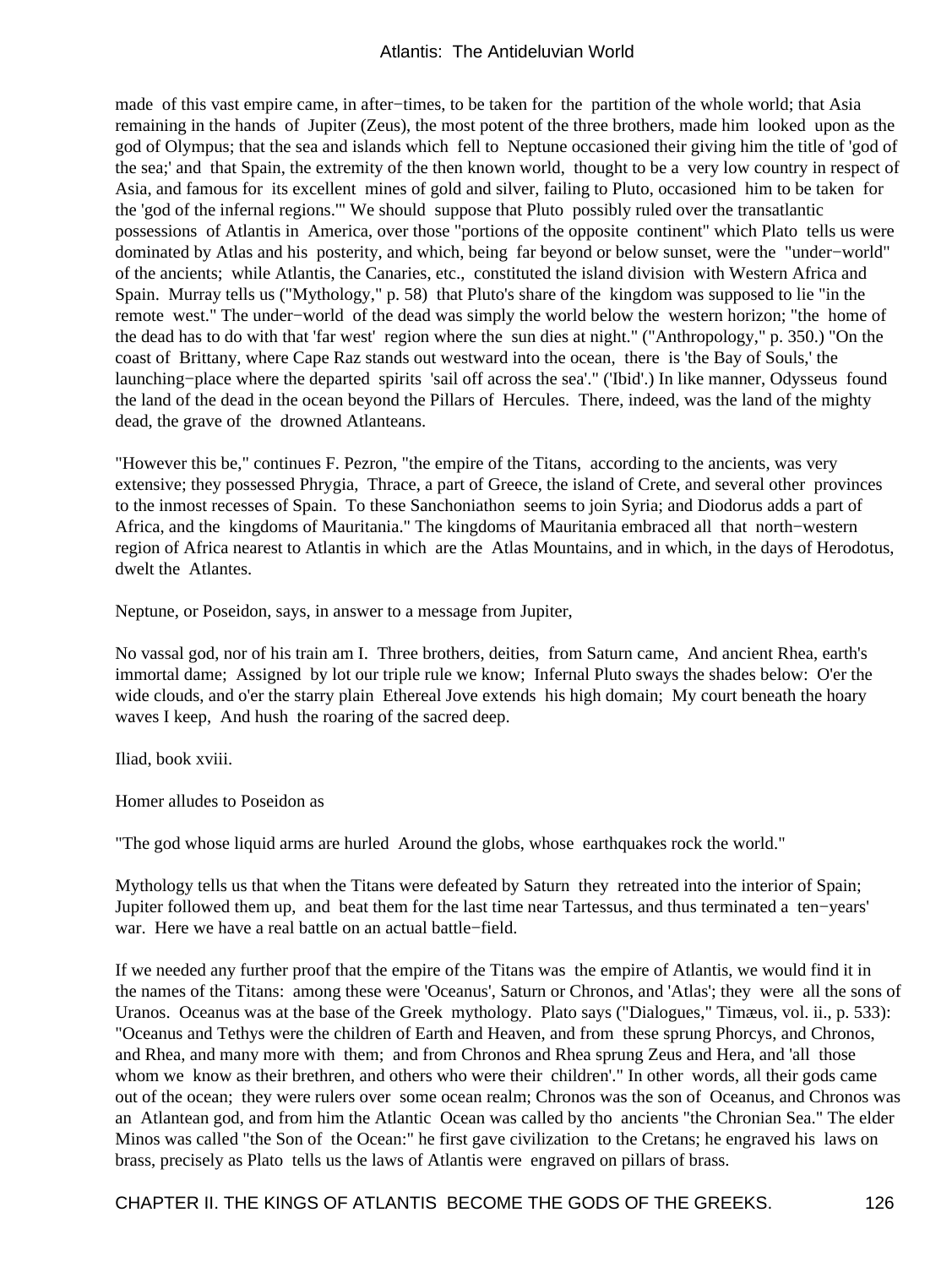made of this vast empire came, in after−times, to be taken for the partition of the whole world; that Asia remaining in the hands of Jupiter (Zeus), the most potent of the three brothers, made him looked upon as the god of Olympus; that the sea and islands which fell to Neptune occasioned their giving him the title of 'god of the sea;' and that Spain, the extremity of the then known world, thought to be a very low country in respect of Asia, and famous for its excellent mines of gold and silver, failing to Pluto, occasioned him to be taken for the 'god of the infernal regions.'" We should suppose that Pluto possibly ruled over the transatlantic possessions of Atlantis in America, over those "portions of the opposite continent" which Plato tells us were dominated by Atlas and his posterity, and which, being far beyond or below sunset, were the "under−world" of the ancients; while Atlantis, the Canaries, etc., constituted the island division with Western Africa and Spain. Murray tells us ("Mythology," p. 58) that Pluto's share of the kingdom was supposed to lie "in the remote west." The under−world of the dead was simply the world below the western horizon; "the home of the dead has to do with that 'far west' region where the sun dies at night." ("Anthropology," p. 350.) "On the coast of Brittany, where Cape Raz stands out westward into the ocean, there is 'the Bay of Souls,' the launching−place where the departed spirits 'sail off across the sea'." ('Ibid'.) In like manner, Odysseus found the land of the dead in the ocean beyond the Pillars of Hercules. There, indeed, was the land of the mighty dead, the grave of the drowned Atlanteans.

"However this be," continues F. Pezron, "the empire of the Titans, according to the ancients, was very extensive; they possessed Phrygia, Thrace, a part of Greece, the island of Crete, and several other provinces to the inmost recesses of Spain. To these Sanchoniathon seems to join Syria; and Diodorus adds a part of Africa, and the kingdoms of Mauritania." The kingdoms of Mauritania embraced all that north−western region of Africa nearest to Atlantis in which are the Atlas Mountains, and in which, in the days of Herodotus, dwelt the Atlantes.

Neptune, or Poseidon, says, in answer to a message from Jupiter,

No vassal god, nor of his train am I. Three brothers, deities, from Saturn came, And ancient Rhea, earth's immortal dame; Assigned by lot our triple rule we know; Infernal Pluto sways the shades below: O'er the wide clouds, and o'er the starry plain Ethereal Jove extends his high domain; My court beneath the hoary waves I keep, And hush the roaring of the sacred deep.

Iliad, book xviii.

Homer alludes to Poseidon as

"The god whose liquid arms are hurled Around the globs, whose earthquakes rock the world."

Mythology tells us that when the Titans were defeated by Saturn they retreated into the interior of Spain; Jupiter followed them up, and beat them for the last time near Tartessus, and thus terminated a ten−years' war. Here we have a real battle on an actual battle−field.

If we needed any further proof that the empire of the Titans was the empire of Atlantis, we would find it in the names of the Titans: among these were 'Oceanus', Saturn or Chronos, and 'Atlas'; they were all the sons of Uranos. Oceanus was at the base of the Greek mythology. Plato says ("Dialogues," Timæus, vol. ii., p. 533): "Oceanus and Tethys were the children of Earth and Heaven, and from these sprung Phorcys, and Chronos, and Rhea, and many more with them; and from Chronos and Rhea sprung Zeus and Hera, and 'all those whom we know as their brethren, and others who were their children'." In other words, all their gods came out of the ocean; they were rulers over some ocean realm; Chronos was the son of Oceanus, and Chronos was an Atlantean god, and from him the Atlantic Ocean was called by tho ancients "the Chronian Sea." The elder Minos was called "the Son of the Ocean:" he first gave civilization to the Cretans; he engraved his laws on brass, precisely as Plato tells us the laws of Atlantis were engraved on pillars of brass.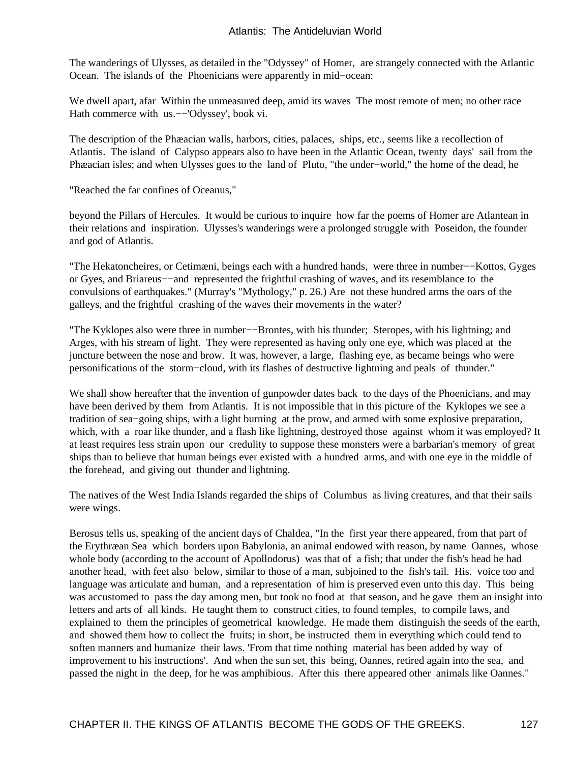The wanderings of Ulysses, as detailed in the "Odyssey" of Homer, are strangely connected with the Atlantic Ocean. The islands of the Phoenicians were apparently in mid−ocean:

We dwell apart, afar Within the unmeasured deep, amid its waves The most remote of men; no other race Hath commerce with us.−−'Odyssey', book vi.

The description of the Phæacian walls, harbors, cities, palaces, ships, etc., seems like a recollection of Atlantis. The island of Calypso appears also to have been in the Atlantic Ocean, twenty days' sail from the Phæacian isles; and when Ulysses goes to the land of Pluto, "the under−world," the home of the dead, he

"Reached the far confines of Oceanus,"

beyond the Pillars of Hercules. It would be curious to inquire how far the poems of Homer are Atlantean in their relations and inspiration. Ulysses's wanderings were a prolonged struggle with Poseidon, the founder and god of Atlantis.

"The Hekatoncheires, or Cetimæni, beings each with a hundred hands, were three in number−−Kottos, Gyges or Gyes, and Briareus−−and represented the frightful crashing of waves, and its resemblance to the convulsions of earthquakes." (Murray's "Mythology," p. 26.) Are not these hundred arms the oars of the galleys, and the frightful crashing of the waves their movements in the water?

"The Kyklopes also were three in number−−Brontes, with his thunder; Steropes, with his lightning; and Arges, with his stream of light. They were represented as having only one eye, which was placed at the juncture between the nose and brow. It was, however, a large, flashing eye, as became beings who were personifications of the storm−cloud, with its flashes of destructive lightning and peals of thunder."

We shall show hereafter that the invention of gunpowder dates back to the days of the Phoenicians, and may have been derived by them from Atlantis. It is not impossible that in this picture of the Kyklopes we see a tradition of sea−going ships, with a light burning at the prow, and armed with some explosive preparation, which, with a roar like thunder, and a flash like lightning, destroyed those against whom it was employed? It at least requires less strain upon our credulity to suppose these monsters were a barbarian's memory of great ships than to believe that human beings ever existed with a hundred arms, and with one eye in the middle of the forehead, and giving out thunder and lightning.

The natives of the West India Islands regarded the ships of Columbus as living creatures, and that their sails were wings.

Berosus tells us, speaking of the ancient days of Chaldea, "In the first year there appeared, from that part of the Erythræan Sea which borders upon Babylonia, an animal endowed with reason, by name Oannes, whose whole body (according to the account of Apollodorus) was that of a fish; that under the fish's head he had another head, with feet also below, similar to those of a man, subjoined to the fish's tail. His. voice too and language was articulate and human, and a representation of him is preserved even unto this day. This being was accustomed to pass the day among men, but took no food at that season, and he gave them an insight into letters and arts of all kinds. He taught them to construct cities, to found temples, to compile laws, and explained to them the principles of geometrical knowledge. He made them distinguish the seeds of the earth, and showed them how to collect the fruits; in short, be instructed them in everything which could tend to soften manners and humanize their laws. 'From that time nothing material has been added by way of improvement to his instructions'. And when the sun set, this being, Oannes, retired again into the sea, and passed the night in the deep, for he was amphibious. After this there appeared other animals like Oannes."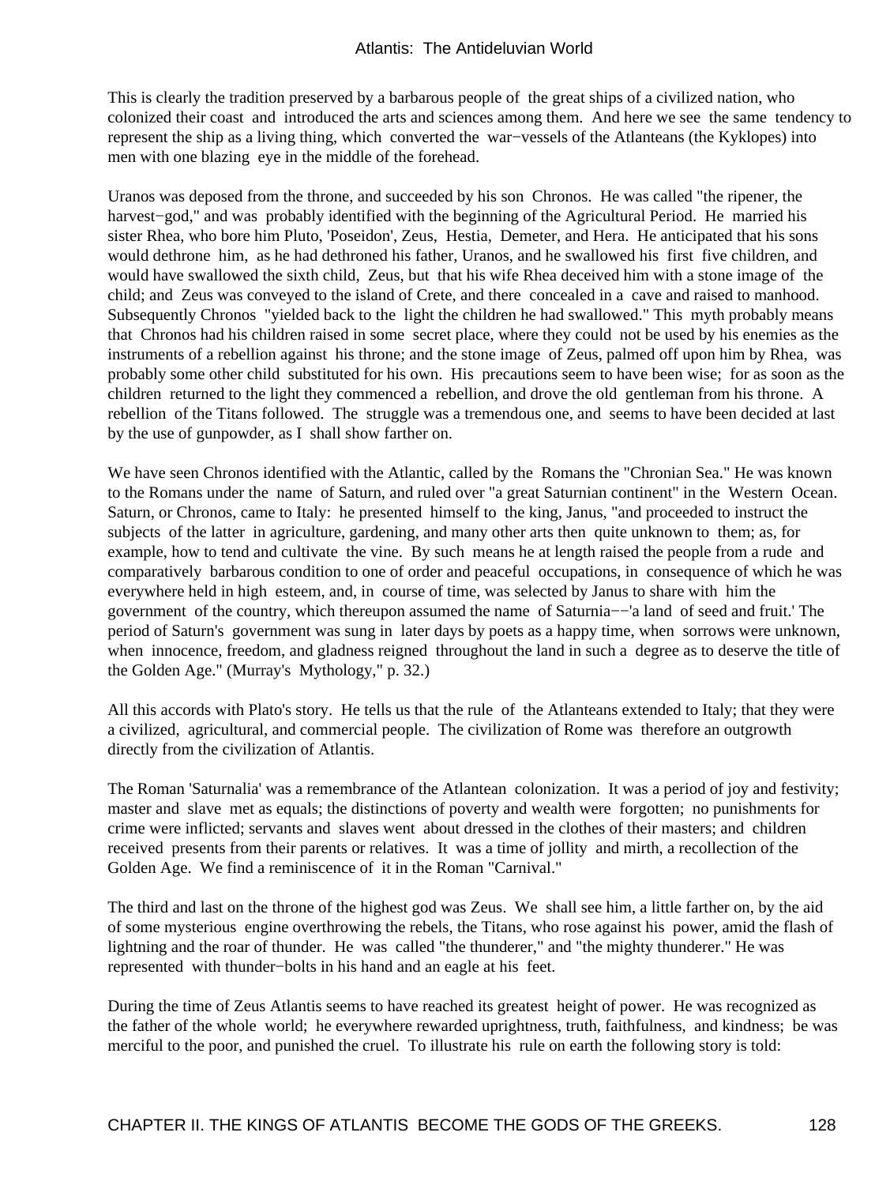This is clearly the tradition preserved by a barbarous people of the great ships of a civilized nation, who colonized their coast and introduced the arts and sciences among them. And here we see the same tendency to represent the ship as a living thing, which converted the war−vessels of the Atlanteans (the Kyklopes) into men with one blazing eye in the middle of the forehead.

Uranos was deposed from the throne, and succeeded by his son Chronos. He was called "the ripener, the harvest−god," and was probably identified with the beginning of the Agricultural Period. He married his sister Rhea, who bore him Pluto, 'Poseidon', Zeus, Hestia, Demeter, and Hera. He anticipated that his sons would dethrone him, as he had dethroned his father, Uranos, and he swallowed his first five children, and would have swallowed the sixth child, Zeus, but that his wife Rhea deceived him with a stone image of the child; and Zeus was conveyed to the island of Crete, and there concealed in a cave and raised to manhood. Subsequently Chronos "yielded back to the light the children he had swallowed." This myth probably means that Chronos had his children raised in some secret place, where they could not be used by his enemies as the instruments of a rebellion against his throne; and the stone image of Zeus, palmed off upon him by Rhea, was probably some other child substituted for his own. His precautions seem to have been wise; for as soon as the children returned to the light they commenced a rebellion, and drove the old gentleman from his throne. A rebellion of the Titans followed. The struggle was a tremendous one, and seems to have been decided at last by the use of gunpowder, as I shall show farther on.

We have seen Chronos identified with the Atlantic, called by the Romans the "Chronian Sea." He was known to the Romans under the name of Saturn, and ruled over "a great Saturnian continent" in the Western Ocean. Saturn, or Chronos, came to Italy: he presented himself to the king, Janus, "and proceeded to instruct the subjects of the latter in agriculture, gardening, and many other arts then quite unknown to them; as, for example, how to tend and cultivate the vine. By such means he at length raised the people from a rude and comparatively barbarous condition to one of order and peaceful occupations, in consequence of which he was everywhere held in high esteem, and, in course of time, was selected by Janus to share with him the government of the country, which thereupon assumed the name of Saturnia−−'a land of seed and fruit.' The period of Saturn's government was sung in later days by poets as a happy time, when sorrows were unknown, when innocence, freedom, and gladness reigned throughout the land in such a degree as to deserve the title of the Golden Age." (Murray's Mythology," p. 32.)

All this accords with Plato's story. He tells us that the rule of the Atlanteans extended to Italy; that they were a civilized, agricultural, and commercial people. The civilization of Rome was therefore an outgrowth directly from the civilization of Atlantis.

The Roman 'Saturnalia' was a remembrance of the Atlantean colonization. It was a period of joy and festivity; master and slave met as equals; the distinctions of poverty and wealth were forgotten; no punishments for crime were inflicted; servants and slaves went about dressed in the clothes of their masters; and children received presents from their parents or relatives. It was a time of jollity and mirth, a recollection of the Golden Age. We find a reminiscence of it in the Roman "Carnival."

The third and last on the throne of the highest god was Zeus. We shall see him, a little farther on, by the aid of some mysterious engine overthrowing the rebels, the Titans, who rose against his power, amid the flash of lightning and the roar of thunder. He was called "the thunderer," and "the mighty thunderer." He was represented with thunder−bolts in his hand and an eagle at his feet.

During the time of Zeus Atlantis seems to have reached its greatest height of power. He was recognized as the father of the whole world; he everywhere rewarded uprightness, truth, faithfulness, and kindness; be was merciful to the poor, and punished the cruel. To illustrate his rule on earth the following story is told: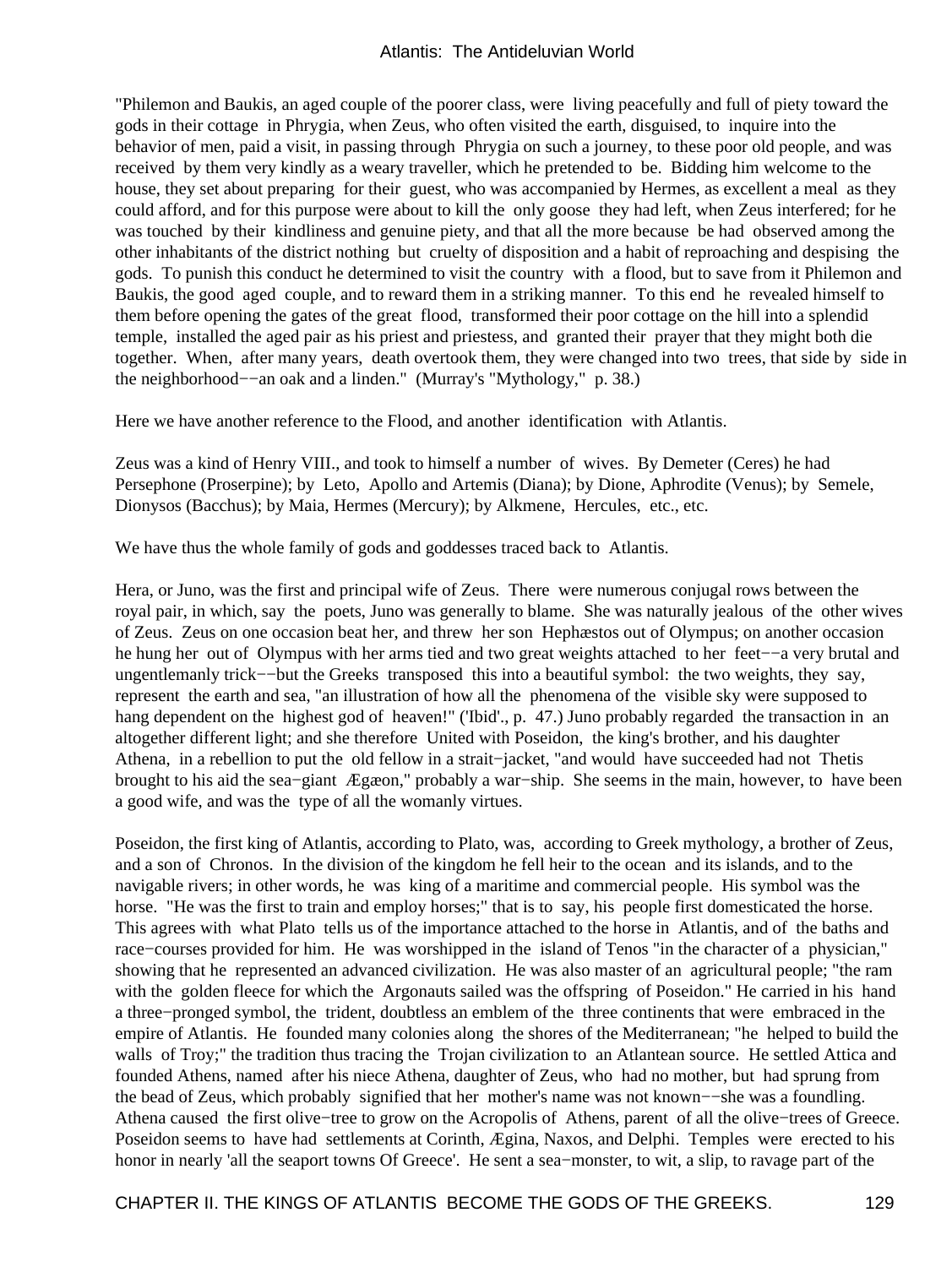"Philemon and Baukis, an aged couple of the poorer class, were living peacefully and full of piety toward the gods in their cottage in Phrygia, when Zeus, who often visited the earth, disguised, to inquire into the behavior of men, paid a visit, in passing through Phrygia on such a journey, to these poor old people, and was received by them very kindly as a weary traveller, which he pretended to be. Bidding him welcome to the house, they set about preparing for their guest, who was accompanied by Hermes, as excellent a meal as they could afford, and for this purpose were about to kill the only goose they had left, when Zeus interfered; for he was touched by their kindliness and genuine piety, and that all the more because be had observed among the other inhabitants of the district nothing but cruelty of disposition and a habit of reproaching and despising the gods. To punish this conduct he determined to visit the country with a flood, but to save from it Philemon and Baukis, the good aged couple, and to reward them in a striking manner. To this end he revealed himself to them before opening the gates of the great flood, transformed their poor cottage on the hill into a splendid temple, installed the aged pair as his priest and priestess, and granted their prayer that they might both die together. When, after many years, death overtook them, they were changed into two trees, that side by side in the neighborhood−−an oak and a linden." (Murray's "Mythology," p. 38.)

Here we have another reference to the Flood, and another identification with Atlantis.

Zeus was a kind of Henry VIII., and took to himself a number of wives. By Demeter (Ceres) he had Persephone (Proserpine); by Leto, Apollo and Artemis (Diana); by Dione, Aphrodite (Venus); by Semele, Dionysos (Bacchus); by Maia, Hermes (Mercury); by Alkmene, Hercules, etc., etc.

We have thus the whole family of gods and goddesses traced back to Atlantis.

Hera, or Juno, was the first and principal wife of Zeus. There were numerous conjugal rows between the royal pair, in which, say the poets, Juno was generally to blame. She was naturally jealous of the other wives of Zeus. Zeus on one occasion beat her, and threw her son Hephæstos out of Olympus; on another occasion he hung her out of Olympus with her arms tied and two great weights attached to her feet−−a very brutal and ungentlemanly trick−−but the Greeks transposed this into a beautiful symbol: the two weights, they say, represent the earth and sea, "an illustration of how all the phenomena of the visible sky were supposed to hang dependent on the highest god of heaven!" ('Ibid'., p. 47.) Juno probably regarded the transaction in an altogether different light; and she therefore United with Poseidon, the king's brother, and his daughter Athena, in a rebellion to put the old fellow in a strait−jacket, "and would have succeeded had not Thetis brought to his aid the sea−giant Ægæon," probably a war−ship. She seems in the main, however, to have been a good wife, and was the type of all the womanly virtues.

Poseidon, the first king of Atlantis, according to Plato, was, according to Greek mythology, a brother of Zeus, and a son of Chronos. In the division of the kingdom he fell heir to the ocean and its islands, and to the navigable rivers; in other words, he was king of a maritime and commercial people. His symbol was the horse. "He was the first to train and employ horses;" that is to say, his people first domesticated the horse. This agrees with what Plato tells us of the importance attached to the horse in Atlantis, and of the baths and race−courses provided for him. He was worshipped in the island of Tenos "in the character of a physician," showing that he represented an advanced civilization. He was also master of an agricultural people; "the ram with the golden fleece for which the Argonauts sailed was the offspring of Poseidon." He carried in his hand a three−pronged symbol, the trident, doubtless an emblem of the three continents that were embraced in the empire of Atlantis. He founded many colonies along the shores of the Mediterranean; "he helped to build the walls of Troy;" the tradition thus tracing the Trojan civilization to an Atlantean source. He settled Attica and founded Athens, named after his niece Athena, daughter of Zeus, who had no mother, but had sprung from the bead of Zeus, which probably signified that her mother's name was not known−−she was a foundling. Athena caused the first olive−tree to grow on the Acropolis of Athens, parent of all the olive−trees of Greece. Poseidon seems to have had settlements at Corinth, Ægina, Naxos, and Delphi. Temples were erected to his honor in nearly 'all the seaport towns Of Greece'. He sent a sea−monster, to wit, a slip, to ravage part of the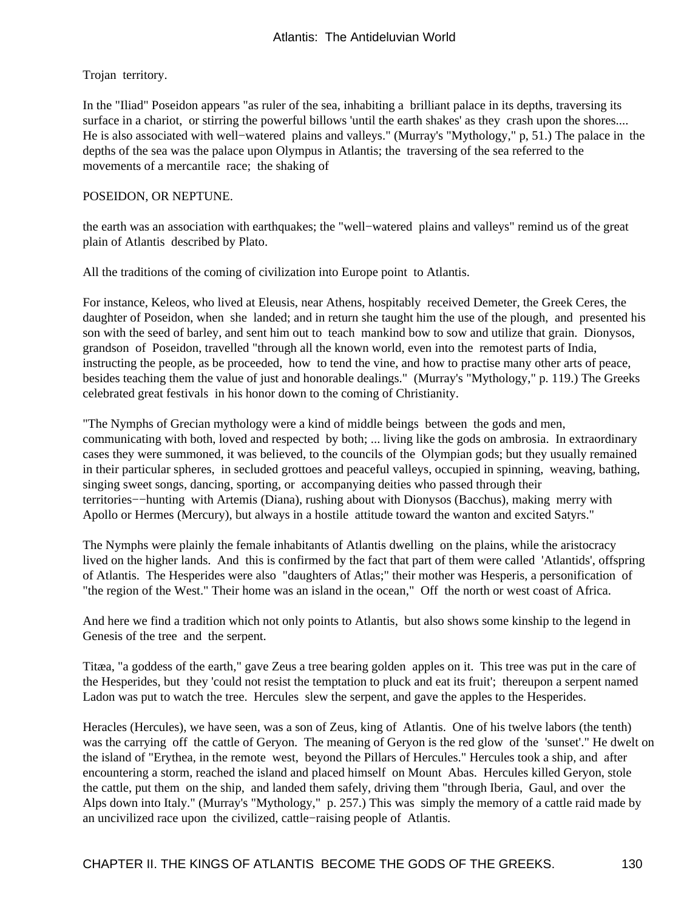Trojan territory.

In the "Iliad" Poseidon appears "as ruler of the sea, inhabiting a brilliant palace in its depths, traversing its surface in a chariot, or stirring the powerful billows 'until the earth shakes' as they crash upon the shores.... He is also associated with well−watered plains and valleys." (Murray's "Mythology," p, 51.) The palace in the depths of the sea was the palace upon Olympus in Atlantis; the traversing of the sea referred to the movements of a mercantile race; the shaking of

POSEIDON, OR NEPTUNE.

the earth was an association with earthquakes; the "well−watered plains and valleys" remind us of the great plain of Atlantis described by Plato.

All the traditions of the coming of civilization into Europe point to Atlantis.

For instance, Keleos, who lived at Eleusis, near Athens, hospitably received Demeter, the Greek Ceres, the daughter of Poseidon, when she landed; and in return she taught him the use of the plough, and presented his son with the seed of barley, and sent him out to teach mankind bow to sow and utilize that grain. Dionysos, grandson of Poseidon, travelled "through all the known world, even into the remotest parts of India, instructing the people, as be proceeded, how to tend the vine, and how to practise many other arts of peace, besides teaching them the value of just and honorable dealings." (Murray's "Mythology," p. 119.) The Greeks celebrated great festivals in his honor down to the coming of Christianity.

"The Nymphs of Grecian mythology were a kind of middle beings between the gods and men, communicating with both, loved and respected by both; ... living like the gods on ambrosia. In extraordinary cases they were summoned, it was believed, to the councils of the Olympian gods; but they usually remained in their particular spheres, in secluded grottoes and peaceful valleys, occupied in spinning, weaving, bathing, singing sweet songs, dancing, sporting, or accompanying deities who passed through their territories−−hunting with Artemis (Diana), rushing about with Dionysos (Bacchus), making merry with Apollo or Hermes (Mercury), but always in a hostile attitude toward the wanton and excited Satyrs."

The Nymphs were plainly the female inhabitants of Atlantis dwelling on the plains, while the aristocracy lived on the higher lands. And this is confirmed by the fact that part of them were called 'Atlantids', offspring of Atlantis. The Hesperides were also "daughters of Atlas;" their mother was Hesperis, a personification of "the region of the West." Their home was an island in the ocean," Off the north or west coast of Africa.

And here we find a tradition which not only points to Atlantis, but also shows some kinship to the legend in Genesis of the tree and the serpent.

Titæa, "a goddess of the earth," gave Zeus a tree bearing golden apples on it. This tree was put in the care of the Hesperides, but they 'could not resist the temptation to pluck and eat its fruit'; thereupon a serpent named Ladon was put to watch the tree. Hercules slew the serpent, and gave the apples to the Hesperides.

Heracles (Hercules), we have seen, was a son of Zeus, king of Atlantis. One of his twelve labors (the tenth) was the carrying off the cattle of Geryon. The meaning of Geryon is the red glow of the 'sunset'." He dwelt on the island of "Erythea, in the remote west, beyond the Pillars of Hercules." Hercules took a ship, and after encountering a storm, reached the island and placed himself on Mount Abas. Hercules killed Geryon, stole the cattle, put them on the ship, and landed them safely, driving them "through Iberia, Gaul, and over the Alps down into Italy." (Murray's "Mythology," p. 257.) This was simply the memory of a cattle raid made by an uncivilized race upon the civilized, cattle−raising people of Atlantis.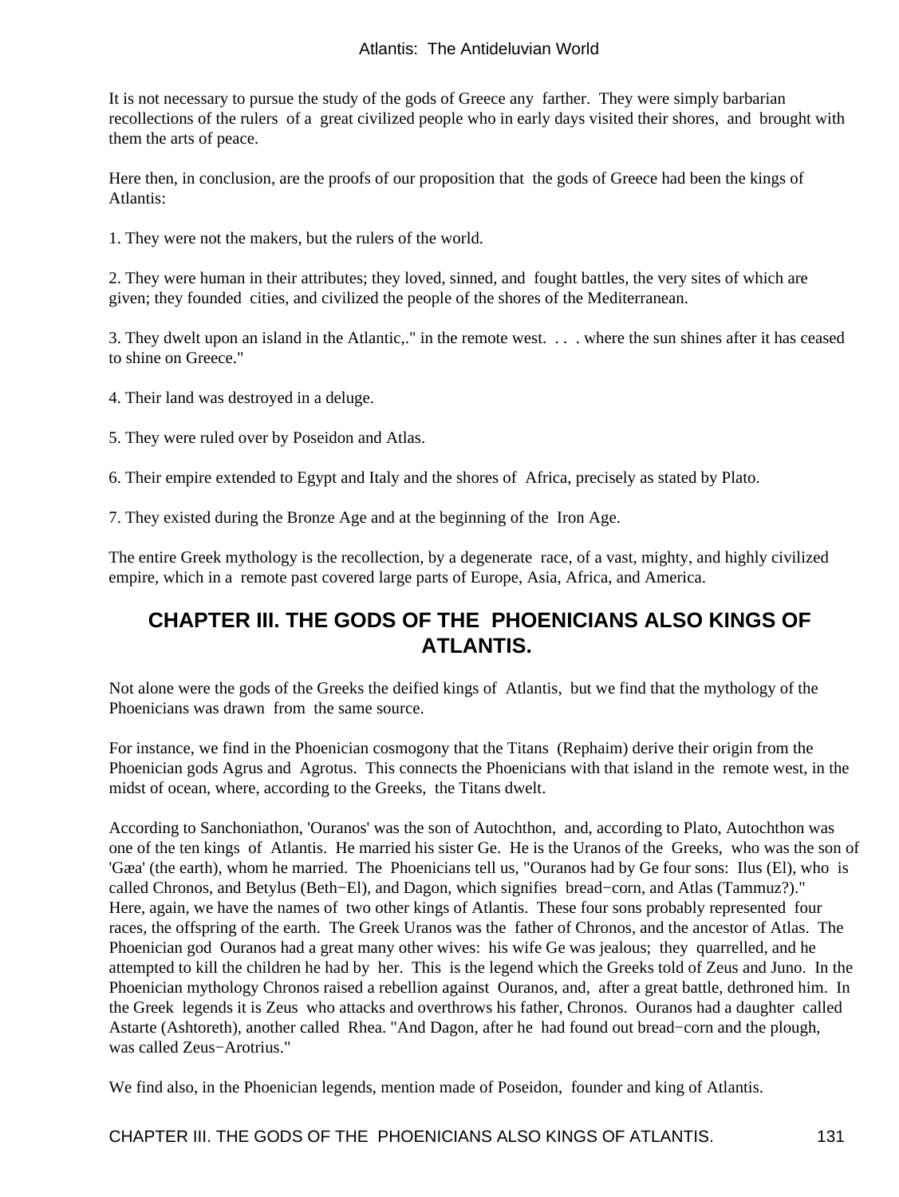It is not necessary to pursue the study of the gods of Greece any farther. They were simply barbarian recollections of the rulers of a great civilized people who in early days visited their shores, and brought with them the arts of peace.

Here then, in conclusion, are the proofs of our proposition that the gods of Greece had been the kings of Atlantis:

1. They were not the makers, but the rulers of the world.

2. They were human in their attributes; they loved, sinned, and fought battles, the very sites of which are given; they founded cities, and civilized the people of the shores of the Mediterranean.

3. They dwelt upon an island in the Atlantic,." in the remote west. . . . where the sun shines after it has ceased to shine on Greece."

4. Their land was destroyed in a deluge.

5. They were ruled over by Poseidon and Atlas.

6. Their empire extended to Egypt and Italy and the shores of Africa, precisely as stated by Plato.

7. They existed during the Bronze Age and at the beginning of the Iron Age.

The entire Greek mythology is the recollection, by a degenerate race, of a vast, mighty, and highly civilized empire, which in a remote past covered large parts of Europe, Asia, Africa, and America.

## CHAPTER III. THE GODS OF THE PHOENICIANS ALSO KINGS OF ATLANTIS.

Not alone were the gods of the Greeks the deified kings of Atlantis, but we find that the mythology of the Phoenicians was drawn from the same source.

For instance, we find in the Phoenician cosmogony that the Titans (Rephaim) derive their origin from the Phoenician gods Agrus and Agrotus. This connects the Phoenicians with that island in the remote west, in the midst of ocean, where, according to the Greeks, the Titans dwelt.

According to Sanchoniathon, 'Ouranos' was the son of Autochthon, and, according to Plato, Autochthon was one of the ten kings of Atlantis. He married his sister Ge. He is the Uranos of the Greeks, who was the son of 'Gæa' (the earth), whom he married. The Phoenicians tell us, "Ouranos had by Ge four sons: Ilus (El), who is called Chronos, and Betylus (Beth−El), and Dagon, which signifies bread−corn, and Atlas (Tammuz?)." Here, again, we have the names of two other kings of Atlantis. These four sons probably represented four races, the offspring of the earth. The Greek Uranos was the father of Chronos, and the ancestor of Atlas. The Phoenician god Ouranos had a great many other wives: his wife Ge was jealous; they quarrelled, and he attempted to kill the children he had by her. This is the legend which the Greeks told of Zeus and Juno. In the Phoenician mythology Chronos raised a rebellion against Ouranos, and, after a great battle, dethroned him. In the Greek legends it is Zeus who attacks and overthrows his father, Chronos. Ouranos had a daughter called Astarte (Ashtoreth), another called Rhea. "And Dagon, after he had found out bread−corn and the plough, was called Zeus−Arotrius."

We find also, in the Phoenician legends, mention made of Poseidon, founder and king of Atlantis.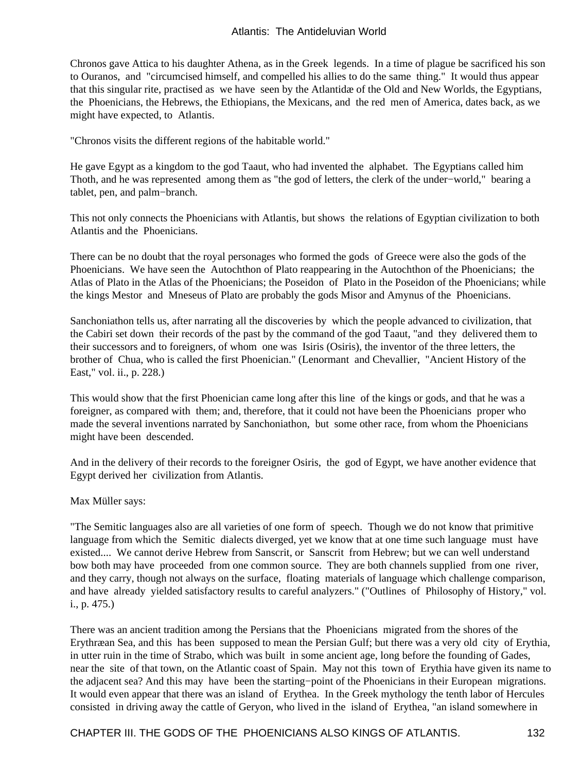Chronos gave Attica to his daughter Athena, as in the Greek legends. In a time of plague be sacrificed his son to Ouranos, and "circumcised himself, and compelled his allies to do the same thing." It would thus appear that this singular rite, practised as we have seen by the Atlantidæ of the Old and New Worlds, the Egyptians, the Phoenicians, the Hebrews, the Ethiopians, the Mexicans, and the red men of America, dates back, as we might have expected, to Atlantis.

"Chronos visits the different regions of the habitable world."

He gave Egypt as a kingdom to the god Taaut, who had invented the alphabet. The Egyptians called him Thoth, and he was represented among them as "the god of letters, the clerk of the under−world," bearing a tablet, pen, and palm−branch.

This not only connects the Phoenicians with Atlantis, but shows the relations of Egyptian civilization to both Atlantis and the Phoenicians.

There can be no doubt that the royal personages who formed the gods of Greece were also the gods of the Phoenicians. We have seen the Autochthon of Plato reappearing in the Autochthon of the Phoenicians; the Atlas of Plato in the Atlas of the Phoenicians; the Poseidon of Plato in the Poseidon of the Phoenicians; while the kings Mestor and Mneseus of Plato are probably the gods Misor and Amynus of the Phoenicians.

Sanchoniathon tells us, after narrating all the discoveries by which the people advanced to civilization, that the Cabiri set down their records of the past by the command of the god Taaut, "and they delivered them to their successors and to foreigners, of whom one was Isiris (Osiris), the inventor of the three letters, the brother of Chua, who is called the first Phoenician." (Lenormant and Chevallier, "Ancient History of the East," vol. ii., p. 228.)

This would show that the first Phoenician came long after this line of the kings or gods, and that he was a foreigner, as compared with them; and, therefore, that it could not have been the Phoenicians proper who made the several inventions narrated by Sanchoniathon, but some other race, from whom the Phoenicians might have been descended.

And in the delivery of their records to the foreigner Osiris, the god of Egypt, we have another evidence that Egypt derived her civilization from Atlantis.

Max Müller says:

"The Semitic languages also are all varieties of one form of speech. Though we do not know that primitive language from which the Semitic dialects diverged, yet we know that at one time such language must have existed.... We cannot derive Hebrew from Sanscrit, or Sanscrit from Hebrew; but we can well understand bow both may have proceeded from one common source. They are both channels supplied from one river, and they carry, though not always on the surface, floating materials of language which challenge comparison, and have already yielded satisfactory results to careful analyzers." ("Outlines of Philosophy of History," vol. i., p. 475.)

There was an ancient tradition among the Persians that the Phoenicians migrated from the shores of the Erythræan Sea, and this has been supposed to mean the Persian Gulf; but there was a very old city of Erythia, in utter ruin in the time of Strabo, which was built in some ancient age, long before the founding of Gades, near the site of that town, on the Atlantic coast of Spain. May not this town of Erythia have given its name to the adjacent sea? And this may have been the starting−point of the Phoenicians in their European migrations. It would even appear that there was an island of Erythea. In the Greek mythology the tenth labor of Hercules consisted in driving away the cattle of Geryon, who lived in the island of Erythea, "an island somewhere in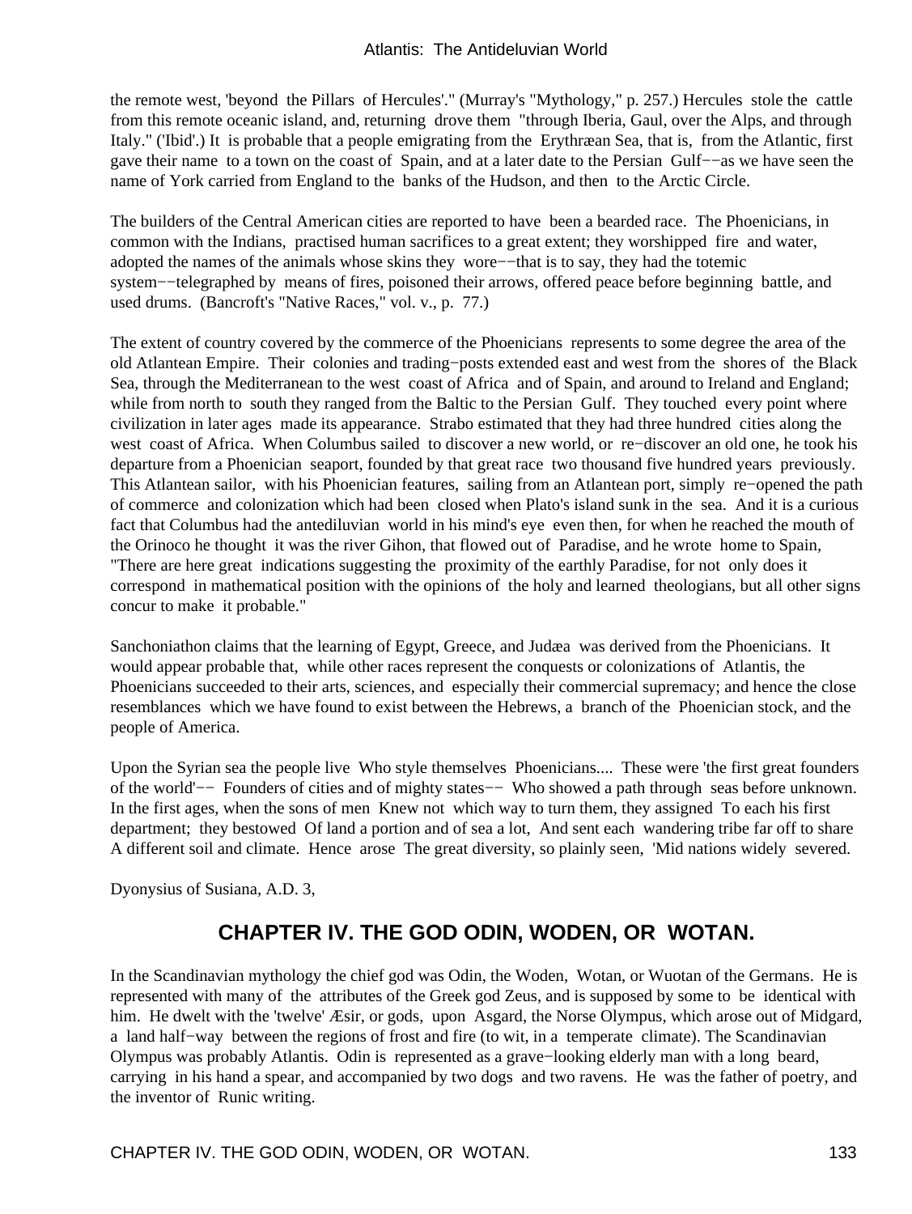the remote west, 'beyond the Pillars of Hercules'." (Murray's "Mythology," p. 257.) Hercules stole the cattle from this remote oceanic island, and, returning drove them "through Iberia, Gaul, over the Alps, and through Italy." ('Ibid'.) It is probable that a people emigrating from the Erythræan Sea, that is, from the Atlantic, first gave their name to a town on the coast of Spain, and at a later date to the Persian Gulf−−as we have seen the name of York carried from England to the banks of the Hudson, and then to the Arctic Circle.

The builders of the Central American cities are reported to have been a bearded race. The Phoenicians, in common with the Indians, practised human sacrifices to a great extent; they worshipped fire and water, adopted the names of the animals whose skins they wore−−that is to say, they had the totemic system−−telegraphed by means of fires, poisoned their arrows, offered peace before beginning battle, and used drums. (Bancroft's "Native Races," vol. v., p. 77.)

The extent of country covered by the commerce of the Phoenicians represents to some degree the area of the old Atlantean Empire. Their colonies and trading−posts extended east and west from the shores of the Black Sea, through the Mediterranean to the west coast of Africa and of Spain, and around to Ireland and England; while from north to south they ranged from the Baltic to the Persian Gulf. They touched every point where civilization in later ages made its appearance. Strabo estimated that they had three hundred cities along the west coast of Africa. When Columbus sailed to discover a new world, or re−discover an old one, he took his departure from a Phoenician seaport, founded by that great race two thousand five hundred years previously. This Atlantean sailor, with his Phoenician features, sailing from an Atlantean port, simply re−opened the path of commerce and colonization which had been closed when Plato's island sunk in the sea. And it is a curious fact that Columbus had the antediluvian world in his mind's eye even then, for when he reached the mouth of the Orinoco he thought it was the river Gihon, that flowed out of Paradise, and he wrote home to Spain, "There are here great indications suggesting the proximity of the earthly Paradise, for not only does it correspond in mathematical position with the opinions of the holy and learned theologians, but all other signs concur to make it probable."

Sanchoniathon claims that the learning of Egypt, Greece, and Judæa was derived from the Phoenicians. It would appear probable that, while other races represent the conquests or colonizations of Atlantis, the Phoenicians succeeded to their arts, sciences, and especially their commercial supremacy; and hence the close resemblances which we have found to exist between the Hebrews, a branch of the Phoenician stock, and the people of America.

Upon the Syrian sea the people live Who style themselves Phoenicians.... These were 'the first great founders of the world'−− Founders of cities and of mighty states−− Who showed a path through seas before unknown. In the first ages, when the sons of men Knew not which way to turn them, they assigned To each his first department; they bestowed Of land a portion and of sea a lot, And sent each wandering tribe far off to share A different soil and climate. Hence arose The great diversity, so plainly seen, 'Mid nations widely severed.

Dyonysius of Susiana, A.D. 3,

## CHAPTER IV. THE GOD ODIN, WODEN, OR WOTAN.

In the Scandinavian mythology the chief god was Odin, the Woden, Wotan, or Wuotan of the Germans. He is represented with many of the attributes of the Greek god Zeus, and is supposed by some to be identical with him. He dwelt with the 'twelve' Æsir, or gods, upon Asgard, the Norse Olympus, which arose out of Midgard, a land half−way between the regions of frost and fire (to wit, in a temperate climate). The Scandinavian Olympus was probably Atlantis. Odin is represented as a grave−looking elderly man with a long beard, carrying in his hand a spear, and accompanied by two dogs and two ravens. He was the father of poetry, and the inventor of Runic writing.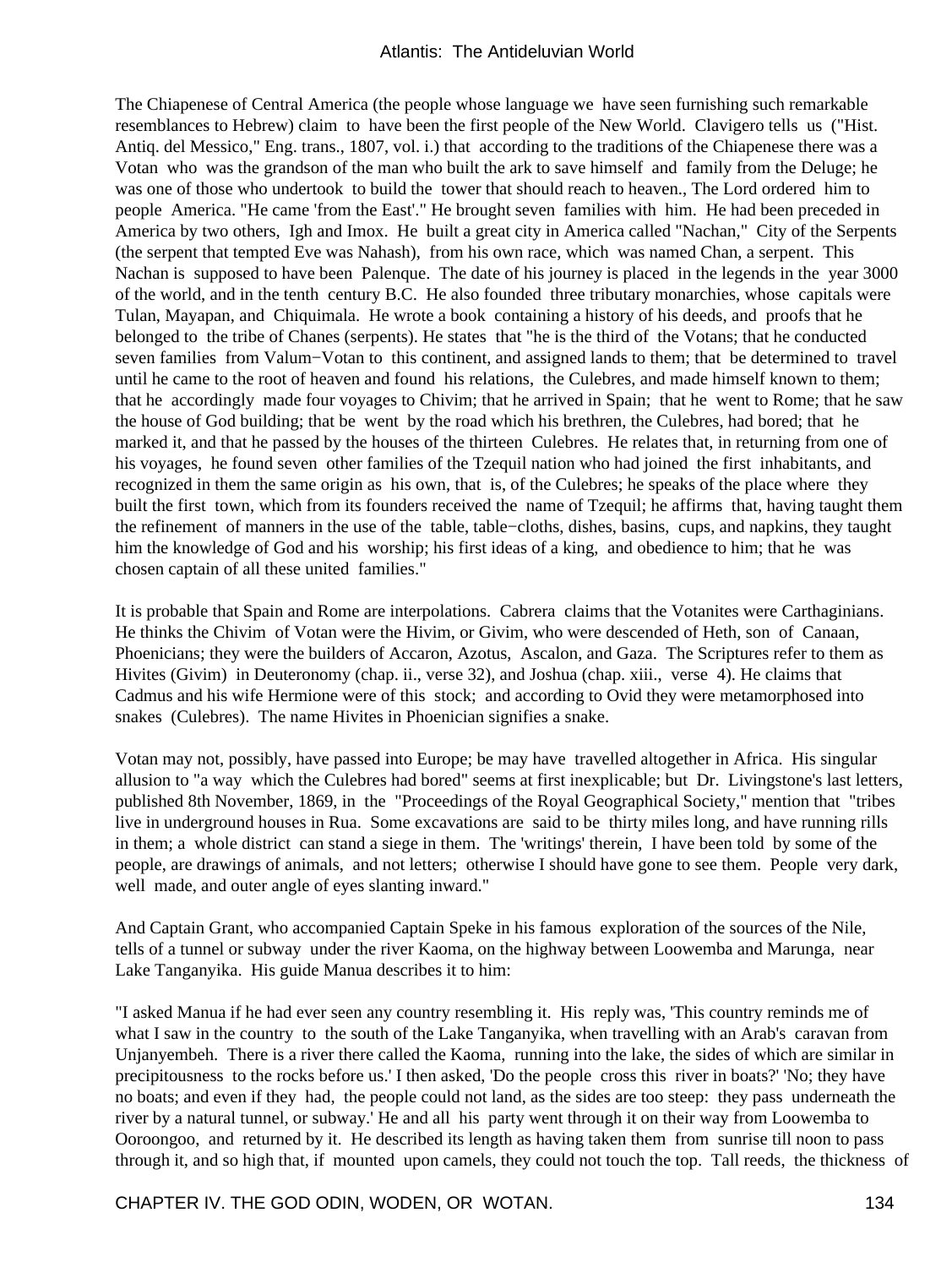The Chiapenese of Central America (the people whose language we have seen furnishing such remarkable resemblances to Hebrew) claim to have been the first people of the New World. Clavigero tells us ("Hist. Antiq. del Messico," Eng. trans., 1807, vol. i.) that according to the traditions of the Chiapenese there was a Votan who was the grandson of the man who built the ark to save himself and family from the Deluge; he was one of those who undertook to build the tower that should reach to heaven., The Lord ordered him to people America. "He came 'from the East'." He brought seven families with him. He had been preceded in America by two others, Igh and Imox. He built a great city in America called "Nachan," City of the Serpents (the serpent that tempted Eve was Nahash), from his own race, which was named Chan, a serpent. This Nachan is supposed to have been Palenque. The date of his journey is placed in the legends in the year 3000 of the world, and in the tenth century B.C. He also founded three tributary monarchies, whose capitals were Tulan, Mayapan, and Chiquimala. He wrote a book containing a history of his deeds, and proofs that he belonged to the tribe of Chanes (serpents). He states that "he is the third of the Votans; that he conducted seven families from Valum−Votan to this continent, and assigned lands to them; that be determined to travel until he came to the root of heaven and found his relations, the Culebres, and made himself known to them; that he accordingly made four voyages to Chivim; that he arrived in Spain; that he went to Rome; that he saw the house of God building; that be went by the road which his brethren, the Culebres, had bored; that he marked it, and that he passed by the houses of the thirteen Culebres. He relates that, in returning from one of his voyages, he found seven other families of the Tzequil nation who had joined the first inhabitants, and recognized in them the same origin as his own, that is, of the Culebres; he speaks of the place where they built the first town, which from its founders received the name of Tzequil; he affirms that, having taught them the refinement of manners in the use of the table, table−cloths, dishes, basins, cups, and napkins, they taught him the knowledge of God and his worship; his first ideas of a king, and obedience to him; that he was chosen captain of all these united families."

It is probable that Spain and Rome are interpolations. Cabrera claims that the Votanites were Carthaginians. He thinks the Chivim of Votan were the Hivim, or Givim, who were descended of Heth, son of Canaan, Phoenicians; they were the builders of Accaron, Azotus, Ascalon, and Gaza. The Scriptures refer to them as Hivites (Givim) in Deuteronomy (chap. ii., verse 32), and Joshua (chap. xiii., verse 4). He claims that Cadmus and his wife Hermione were of this stock; and according to Ovid they were metamorphosed into snakes (Culebres). The name Hivites in Phoenician signifies a snake.

Votan may not, possibly, have passed into Europe; be may have travelled altogether in Africa. His singular allusion to "a way which the Culebres had bored" seems at first inexplicable; but Dr. Livingstone's last letters, published 8th November, 1869, in the "Proceedings of the Royal Geographical Society," mention that "tribes live in underground houses in Rua. Some excavations are said to be thirty miles long, and have running rills in them; a whole district can stand a siege in them. The 'writings' therein, I have been told by some of the people, are drawings of animals, and not letters; otherwise I should have gone to see them. People very dark, well made, and outer angle of eyes slanting inward."

And Captain Grant, who accompanied Captain Speke in his famous exploration of the sources of the Nile, tells of a tunnel or subway under the river Kaoma, on the highway between Loowemba and Marunga, near Lake Tanganyika. His guide Manua describes it to him:

"I asked Manua if he had ever seen any country resembling it. His reply was, 'This country reminds me of what I saw in the country to the south of the Lake Tanganyika, when travelling with an Arab's caravan from Unjanyembeh. There is a river there called the Kaoma, running into the lake, the sides of which are similar in precipitousness to the rocks before us.' I then asked, 'Do the people cross this river in boats?' 'No; they have no boats; and even if they had, the people could not land, as the sides are too steep: they pass underneath the river by a natural tunnel, or subway.' He and all his party went through it on their way from Loowemba to Ooroongoo, and returned by it. He described its length as having taken them from sunrise till noon to pass through it, and so high that, if mounted upon camels, they could not touch the top. Tall reeds, the thickness of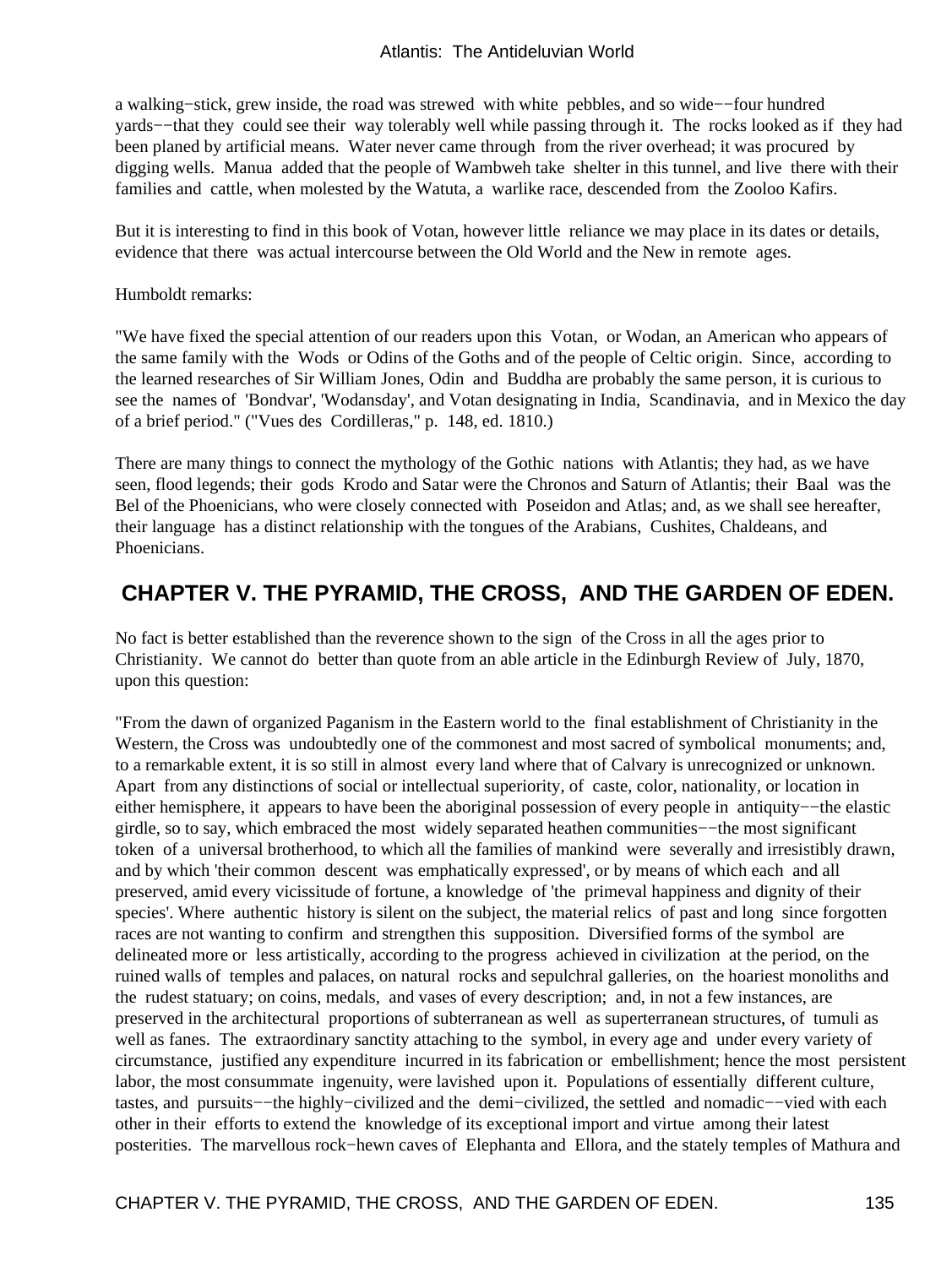a walking−stick, grew inside, the road was strewed with white pebbles, and so wide−−four hundred yards−−that they could see their way tolerably well while passing through it. The rocks looked as if they had been planed by artificial means. Water never came through from the river overhead; it was procured by digging wells. Manua added that the people of Wambweh take shelter in this tunnel, and live there with their families and cattle, when molested by the Watuta, a warlike race, descended from the Zooloo Kafirs.

But it is interesting to find in this book of Votan, however little reliance we may place in its dates or details, evidence that there was actual intercourse between the Old World and the New in remote ages.

Humboldt remarks:

"We have fixed the special attention of our readers upon this Votan, or Wodan, an American who appears of the same family with the Wods or Odins of the Goths and of the people of Celtic origin. Since, according to the learned researches of Sir William Jones, Odin and Buddha are probably the same person, it is curious to see the names of 'Bondvar', 'Wodansday', and Votan designating in India, Scandinavia, and in Mexico the day of a brief period." ("Vues des Cordilleras," p. 148, ed. 1810.)

There are many things to connect the mythology of the Gothic nations with Atlantis; they had, as we have seen, flood legends; their gods Krodo and Satar were the Chronos and Saturn of Atlantis; their Baal was the Bel of the Phoenicians, who were closely connected with Poseidon and Atlas; and, as we shall see hereafter, their language has a distinct relationship with the tongues of the Arabians, Cushites, Chaldeans, and Phoenicians.

## CHAPTER V. THE PYRAMID, THE CROSS, AND THE GARDEN OF EDEN.

No fact is better established than the reverence shown to the sign of the Cross in all the ages prior to Christianity. We cannot do better than quote from an able article in the Edinburgh Review of July, 1870, upon this question:

"From the dawn of organized Paganism in the Eastern world to the final establishment of Christianity in the Western, the Cross was undoubtedly one of the commonest and most sacred of symbolical monuments; and, to a remarkable extent, it is so still in almost every land where that of Calvary is unrecognized or unknown. Apart from any distinctions of social or intellectual superiority, of caste, color, nationality, or location in either hemisphere, it appears to have been the aboriginal possession of every people in antiquity−−the elastic girdle, so to say, which embraced the most widely separated heathen communities−−the most significant token of a universal brotherhood, to which all the families of mankind were severally and irresistibly drawn, and by which 'their common descent was emphatically expressed', or by means of which each and all preserved, amid every vicissitude of fortune, a knowledge of 'the primeval happiness and dignity of their species'. Where authentic history is silent on the subject, the material relics of past and long since forgotten races are not wanting to confirm and strengthen this supposition. Diversified forms of the symbol are delineated more or less artistically, according to the progress achieved in civilization at the period, on the ruined walls of temples and palaces, on natural rocks and sepulchral galleries, on the hoariest monoliths and the rudest statuary; on coins, medals, and vases of every description; and, in not a few instances, are preserved in the architectural proportions of subterranean as well as superterranean structures, of tumuli as well as fanes. The extraordinary sanctity attaching to the symbol, in every age and under every variety of circumstance, justified any expenditure incurred in its fabrication or embellishment; hence the most persistent labor, the most consummate ingenuity, were lavished upon it. Populations of essentially different culture, tastes, and pursuits−−the highly−civilized and the demi−civilized, the settled and nomadic−−vied with each other in their efforts to extend the knowledge of its exceptional import and virtue among their latest posterities. The marvellous rock−hewn caves of Elephanta and Ellora, and the stately temples of Mathura and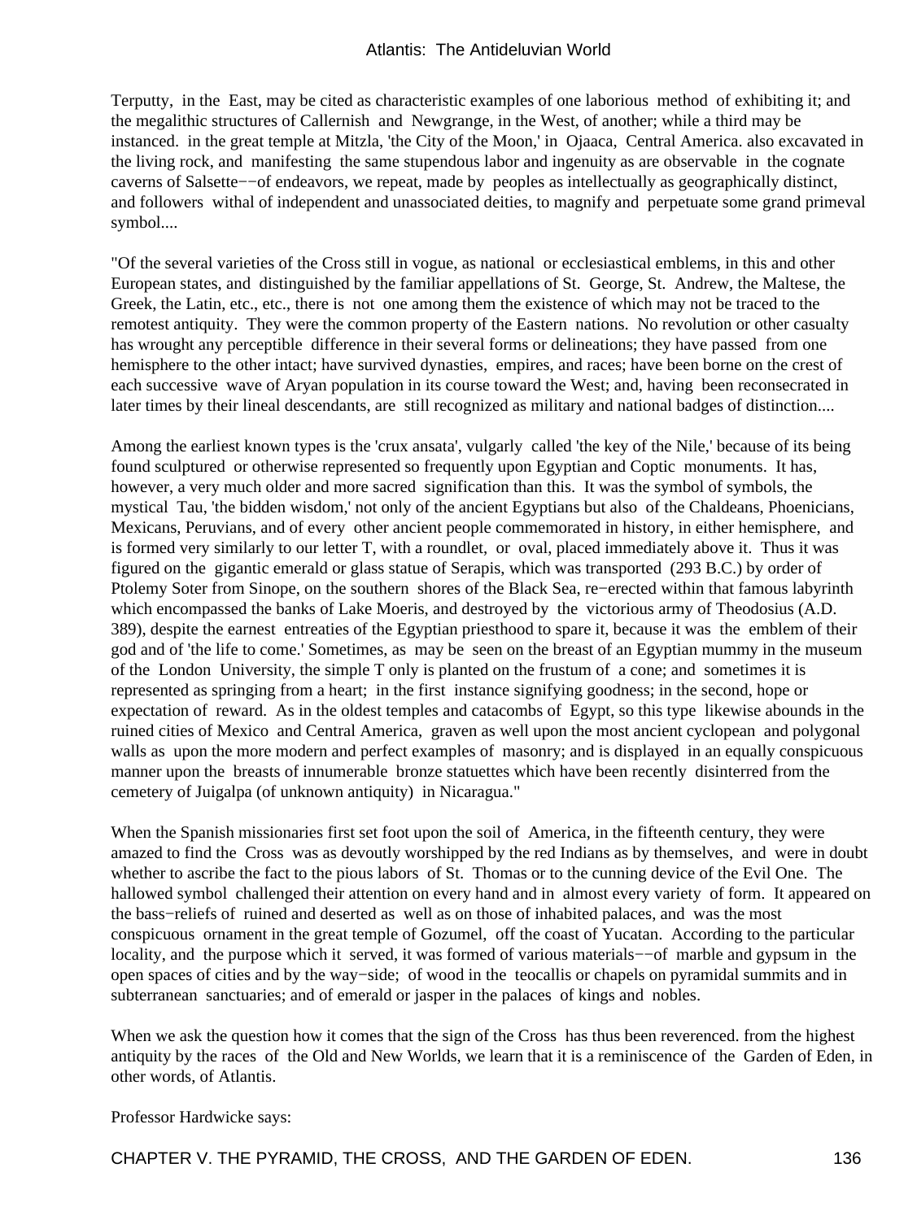Terputty, in the East, may be cited as characteristic examples of one laborious method of exhibiting it; and the megalithic structures of Callernish and Newgrange, in the West, of another; while a third may be instanced. in the great temple at Mitzla, 'the City of the Moon,' in Ojaaca, Central America. also excavated in the living rock, and manifesting the same stupendous labor and ingenuity as are observable in the cognate caverns of Salsette−−of endeavors, we repeat, made by peoples as intellectually as geographically distinct, and followers withal of independent and unassociated deities, to magnify and perpetuate some grand primeval symbol....

"Of the several varieties of the Cross still in vogue, as national or ecclesiastical emblems, in this and other European states, and distinguished by the familiar appellations of St. George, St. Andrew, the Maltese, the Greek, the Latin, etc., etc., there is not one among them the existence of which may not be traced to the remotest antiquity. They were the common property of the Eastern nations. No revolution or other casualty has wrought any perceptible difference in their several forms or delineations; they have passed from one hemisphere to the other intact; have survived dynasties, empires, and races; have been borne on the crest of each successive wave of Aryan population in its course toward the West; and, having been reconsecrated in later times by their lineal descendants, are still recognized as military and national badges of distinction....

Among the earliest known types is the 'crux ansata', vulgarly called 'the key of the Nile,' because of its being found sculptured or otherwise represented so frequently upon Egyptian and Coptic monuments. It has, however, a very much older and more sacred signification than this. It was the symbol of symbols, the mystical Tau, 'the bidden wisdom,' not only of the ancient Egyptians but also of the Chaldeans, Phoenicians, Mexicans, Peruvians, and of every other ancient people commemorated in history, in either hemisphere, and is formed very similarly to our letter T, with a roundlet, or oval, placed immediately above it. Thus it was figured on the gigantic emerald or glass statue of Serapis, which was transported (293 B.C.) by order of Ptolemy Soter from Sinope, on the southern shores of the Black Sea, re−erected within that famous labyrinth which encompassed the banks of Lake Moeris, and destroyed by the victorious army of Theodosius (A.D. 389), despite the earnest entreaties of the Egyptian priesthood to spare it, because it was the emblem of their god and of 'the life to come.' Sometimes, as may be seen on the breast of an Egyptian mummy in the museum of the London University, the simple T only is planted on the frustum of a cone; and sometimes it is represented as springing from a heart; in the first instance signifying goodness; in the second, hope or expectation of reward. As in the oldest temples and catacombs of Egypt, so this type likewise abounds in the ruined cities of Mexico and Central America, graven as well upon the most ancient cyclopean and polygonal walls as upon the more modern and perfect examples of masonry; and is displayed in an equally conspicuous manner upon the breasts of innumerable bronze statuettes which have been recently disinterred from the cemetery of Juigalpa (of unknown antiquity) in Nicaragua."

When the Spanish missionaries first set foot upon the soil of America, in the fifteenth century, they were amazed to find the Cross was as devoutly worshipped by the red Indians as by themselves, and were in doubt whether to ascribe the fact to the pious labors of St. Thomas or to the cunning device of the Evil One. The hallowed symbol challenged their attention on every hand and in almost every variety of form. It appeared on the bass−reliefs of ruined and deserted as well as on those of inhabited palaces, and was the most conspicuous ornament in the great temple of Gozumel, off the coast of Yucatan. According to the particular locality, and the purpose which it served, it was formed of various materials−−of marble and gypsum in the open spaces of cities and by the way−side; of wood in the teocallis or chapels on pyramidal summits and in subterranean sanctuaries; and of emerald or jasper in the palaces of kings and nobles.

When we ask the question how it comes that the sign of the Cross has thus been reverenced. from the highest antiquity by the races of the Old and New Worlds, we learn that it is a reminiscence of the Garden of Eden, in other words, of Atlantis.

Professor Hardwicke says: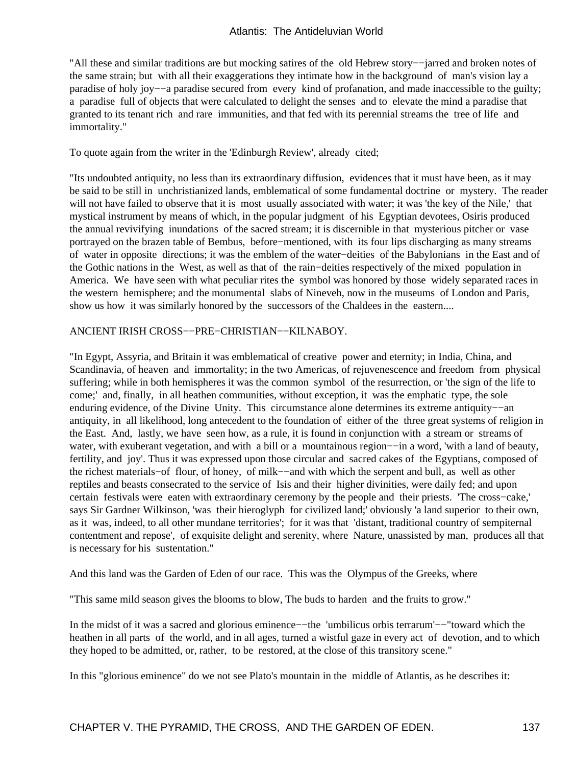"All these and similar traditions are but mocking satires of the old Hebrew story−−jarred and broken notes of the same strain; but with all their exaggerations they intimate how in the background of man's vision lay a paradise of holy joy−−a paradise secured from every kind of profanation, and made inaccessible to the guilty; a paradise full of objects that were calculated to delight the senses and to elevate the mind a paradise that granted to its tenant rich and rare immunities, and that fed with its perennial streams the tree of life and immortality."

To quote again from the writer in the 'Edinburgh Review', already cited;

"Its undoubted antiquity, no less than its extraordinary diffusion, evidences that it must have been, as it may be said to be still in unchristianized lands, emblematical of some fundamental doctrine or mystery. The reader will not have failed to observe that it is most usually associated with water; it was 'the key of the Nile,' that mystical instrument by means of which, in the popular judgment of his Egyptian devotees, Osiris produced the annual revivifying inundations of the sacred stream; it is discernible in that mysterious pitcher or vase portrayed on the brazen table of Bembus, before−mentioned, with its four lips discharging as many streams of water in opposite directions; it was the emblem of the water−deities of the Babylonians in the East and of the Gothic nations in the West, as well as that of the rain−deities respectively of the mixed population in America. We have seen with what peculiar rites the symbol was honored by those widely separated races in the western hemisphere; and the monumental slabs of Nineveh, now in the museums of London and Paris, show us how it was similarly honored by the successors of the Chaldees in the eastern....

ANCIENT IRISH CROSS−−PRE−CHRISTIAN−−KILNABOY.

"In Egypt, Assyria, and Britain it was emblematical of creative power and eternity; in India, China, and Scandinavia, of heaven and immortality; in the two Americas, of rejuvenescence and freedom from physical suffering; while in both hemispheres it was the common symbol of the resurrection, or 'the sign of the life to come;' and, finally, in all heathen communities, without exception, it was the emphatic type, the sole enduring evidence, of the Divine Unity. This circumstance alone determines its extreme antiquity−−an antiquity, in all likelihood, long antecedent to the foundation of either of the three great systems of religion in the East. And, lastly, we have seen how, as a rule, it is found in conjunction with a stream or streams of water, with exuberant vegetation, and with a bill or a mountainous region−−in a word, 'with a land of beauty, fertility, and joy'. Thus it was expressed upon those circular and sacred cakes of the Egyptians, composed of the richest materials−of flour, of honey, of milk−−and with which the serpent and bull, as well as other reptiles and beasts consecrated to the service of Isis and their higher divinities, were daily fed; and upon certain festivals were eaten with extraordinary ceremony by the people and their priests. 'The cross−cake,' says Sir Gardner Wilkinson, 'was their hieroglyph for civilized land;' obviously 'a land superior to their own, as it was, indeed, to all other mundane territories'; for it was that 'distant, traditional country of sempiternal contentment and repose', of exquisite delight and serenity, where Nature, unassisted by man, produces all that is necessary for his sustentation."

And this land was the Garden of Eden of our race. This was the Olympus of the Greeks, where

"This same mild season gives the blooms to blow, The buds to harden and the fruits to grow."

In the midst of it was a sacred and glorious eminence−−the 'umbilicus orbis terrarum'−−"toward which the heathen in all parts of the world, and in all ages, turned a wistful gaze in every act of devotion, and to which they hoped to be admitted, or, rather, to be restored, at the close of this transitory scene."

In this "glorious eminence" do we not see Plato's mountain in the middle of Atlantis, as he describes it: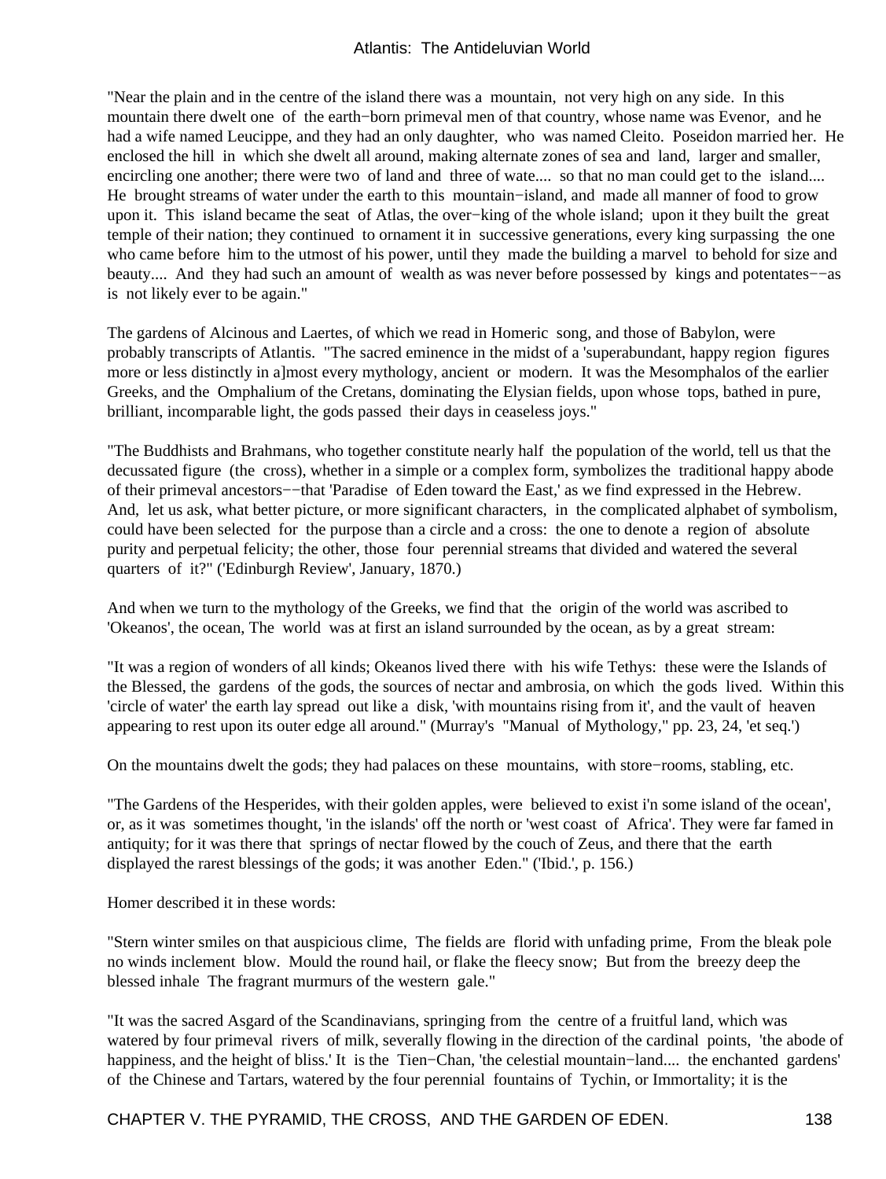"Near the plain and in the centre of the island there was a mountain, not very high on any side. In this mountain there dwelt one of the earth−born primeval men of that country, whose name was Evenor, and he had a wife named Leucippe, and they had an only daughter, who was named Cleito. Poseidon married her. He enclosed the hill in which she dwelt all around, making alternate zones of sea and land, larger and smaller, encircling one another; there were two of land and three of wate.... so that no man could get to the island.... He brought streams of water under the earth to this mountain−island, and made all manner of food to grow upon it. This island became the seat of Atlas, the over−king of the whole island; upon it they built the great temple of their nation; they continued to ornament it in successive generations, every king surpassing the one who came before him to the utmost of his power, until they made the building a marvel to behold for size and beauty.... And they had such an amount of wealth as was never before possessed by kings and potentates−−as is not likely ever to be again."

The gardens of Alcinous and Laertes, of which we read in Homeric song, and those of Babylon, were probably transcripts of Atlantis. "The sacred eminence in the midst of a 'superabundant, happy region figures more or less distinctly in a]most every mythology, ancient or modern. It was the Mesomphalos of the earlier Greeks, and the Omphalium of the Cretans, dominating the Elysian fields, upon whose tops, bathed in pure, brilliant, incomparable light, the gods passed their days in ceaseless joys."

"The Buddhists and Brahmans, who together constitute nearly half the population of the world, tell us that the decussated figure (the cross), whether in a simple or a complex form, symbolizes the traditional happy abode of their primeval ancestors−−that 'Paradise of Eden toward the East,' as we find expressed in the Hebrew. And, let us ask, what better picture, or more significant characters, in the complicated alphabet of symbolism, could have been selected for the purpose than a circle and a cross: the one to denote a region of absolute purity and perpetual felicity; the other, those four perennial streams that divided and watered the several quarters of it?" ('Edinburgh Review', January, 1870.)

And when we turn to the mythology of the Greeks, we find that the origin of the world was ascribed to 'Okeanos', the ocean, The world was at first an island surrounded by the ocean, as by a great stream:

"It was a region of wonders of all kinds; Okeanos lived there with his wife Tethys: these were the Islands of the Blessed, the gardens of the gods, the sources of nectar and ambrosia, on which the gods lived. Within this 'circle of water' the earth lay spread out like a disk, 'with mountains rising from it', and the vault of heaven appearing to rest upon its outer edge all around." (Murray's "Manual of Mythology," pp. 23, 24, 'et seq.')

On the mountains dwelt the gods; they had palaces on these mountains, with store−rooms, stabling, etc.

"The Gardens of the Hesperides, with their golden apples, were believed to exist i'n some island of the ocean', or, as it was sometimes thought, 'in the islands' off the north or 'west coast of Africa'. They were far famed in antiquity; for it was there that springs of nectar flowed by the couch of Zeus, and there that the earth displayed the rarest blessings of the gods; it was another Eden." ('Ibid.', p. 156.)

Homer described it in these words:

"Stern winter smiles on that auspicious clime, The fields are florid with unfading prime, From the bleak pole no winds inclement blow. Mould the round hail, or flake the fleecy snow; But from the breezy deep the blessed inhale The fragrant murmurs of the western gale."

"It was the sacred Asgard of the Scandinavians, springing from the centre of a fruitful land, which was watered by four primeval rivers of milk, severally flowing in the direction of the cardinal points, 'the abode of happiness, and the height of bliss.' It is the Tien−Chan, 'the celestial mountain−land.... the enchanted gardens' of the Chinese and Tartars, watered by the four perennial fountains of Tychin, or Immortality; it is the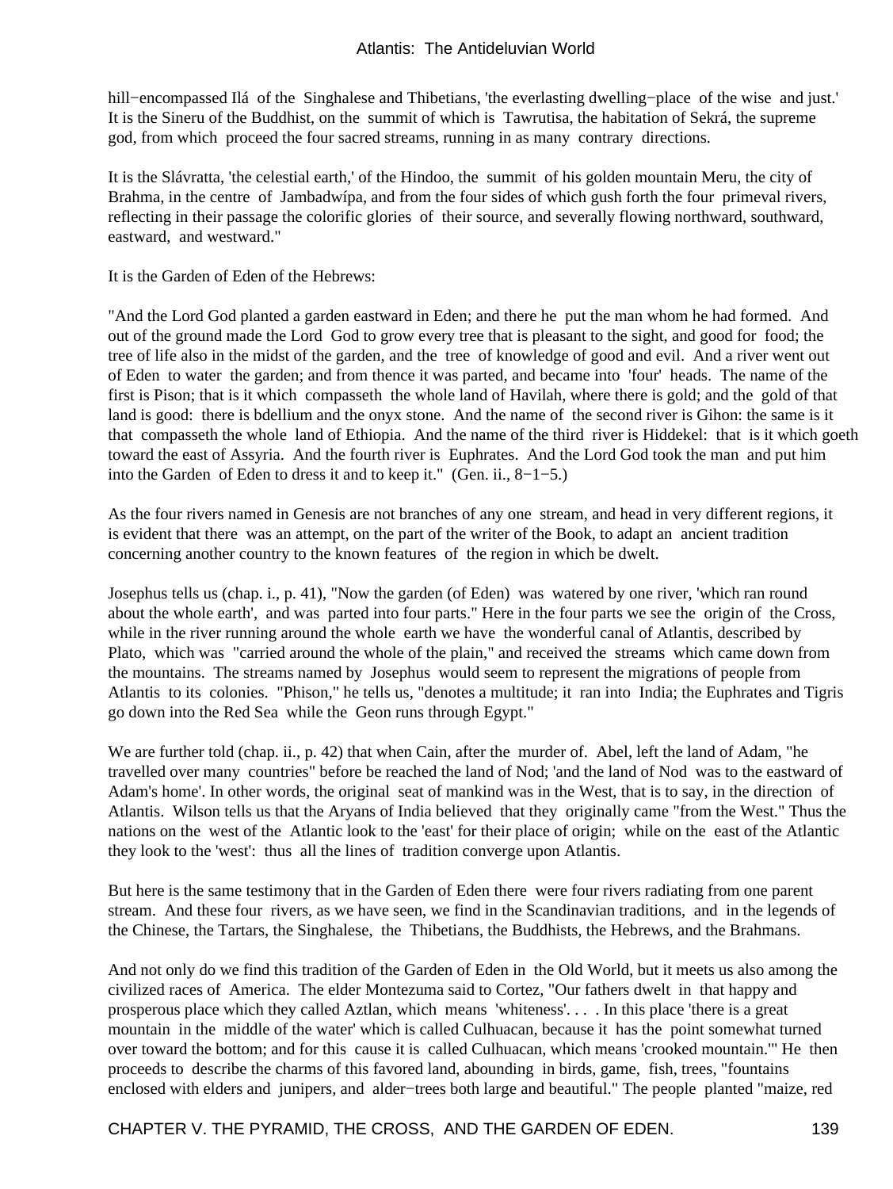hill−encompassed Ilá of the Singhalese and Thibetians, 'the everlasting dwelling−place of the wise and just.' It is the Sineru of the Buddhist, on the summit of which is Tawrutisa, the habitation of Sekrá, the supreme god, from which proceed the four sacred streams, running in as many contrary directions.

It is the Slávratta, 'the celestial earth,' of the Hindoo, the summit of his golden mountain Meru, the city of Brahma, in the centre of Jambadwípa, and from the four sides of which gush forth the four primeval rivers, reflecting in their passage the colorific glories of their source, and severally flowing northward, southward, eastward, and westward."

It is the Garden of Eden of the Hebrews:

"And the Lord God planted a garden eastward in Eden; and there he put the man whom he had formed. And out of the ground made the Lord God to grow every tree that is pleasant to the sight, and good for food; the tree of life also in the midst of the garden, and the tree of knowledge of good and evil. And a river went out of Eden to water the garden; and from thence it was parted, and became into 'four' heads. The name of the first is Pison; that is it which compasseth the whole land of Havilah, where there is gold; and the gold of that land is good: there is bdellium and the onyx stone. And the name of the second river is Gihon: the same is it that compasseth the whole land of Ethiopia. And the name of the third river is Hiddekel: that is it which goeth toward the east of Assyria. And the fourth river is Euphrates. And the Lord God took the man and put him into the Garden of Eden to dress it and to keep it." (Gen. ii., 8−1−5.)

As the four rivers named in Genesis are not branches of any one stream, and head in very different regions, it is evident that there was an attempt, on the part of the writer of the Book, to adapt an ancient tradition concerning another country to the known features of the region in which be dwelt.

Josephus tells us (chap. i., p. 41), "Now the garden (of Eden) was watered by one river, 'which ran round about the whole earth', and was parted into four parts." Here in the four parts we see the origin of the Cross, while in the river running around the whole earth we have the wonderful canal of Atlantis, described by Plato, which was "carried around the whole of the plain," and received the streams which came down from the mountains. The streams named by Josephus would seem to represent the migrations of people from Atlantis to its colonies. "Phison," he tells us, "denotes a multitude; it ran into India; the Euphrates and Tigris go down into the Red Sea while the Geon runs through Egypt."

We are further told (chap. ii., p. 42) that when Cain, after the murder of. Abel, left the land of Adam, "he travelled over many countries" before be reached the land of Nod; 'and the land of Nod was to the eastward of Adam's home'. In other words, the original seat of mankind was in the West, that is to say, in the direction of Atlantis. Wilson tells us that the Aryans of India believed that they originally came "from the West." Thus the nations on the west of the Atlantic look to the 'east' for their place of origin; while on the east of the Atlantic they look to the 'west': thus all the lines of tradition converge upon Atlantis.

But here is the same testimony that in the Garden of Eden there were four rivers radiating from one parent stream. And these four rivers, as we have seen, we find in the Scandinavian traditions, and in the legends of the Chinese, the Tartars, the Singhalese, the Thibetians, the Buddhists, the Hebrews, and the Brahmans.

And not only do we find this tradition of the Garden of Eden in the Old World, but it meets us also among the civilized races of America. The elder Montezuma said to Cortez, "Our fathers dwelt in that happy and prosperous place which they called Aztlan, which means 'whiteness'. . . . In this place 'there is a great mountain in the middle of the water' which is called Culhuacan, because it has the point somewhat turned over toward the bottom; and for this cause it is called Culhuacan, which means 'crooked mountain.'" He then proceeds to describe the charms of this favored land, abounding in birds, game, fish, trees, "fountains enclosed with elders and junipers, and alder−trees both large and beautiful." The people planted "maize, red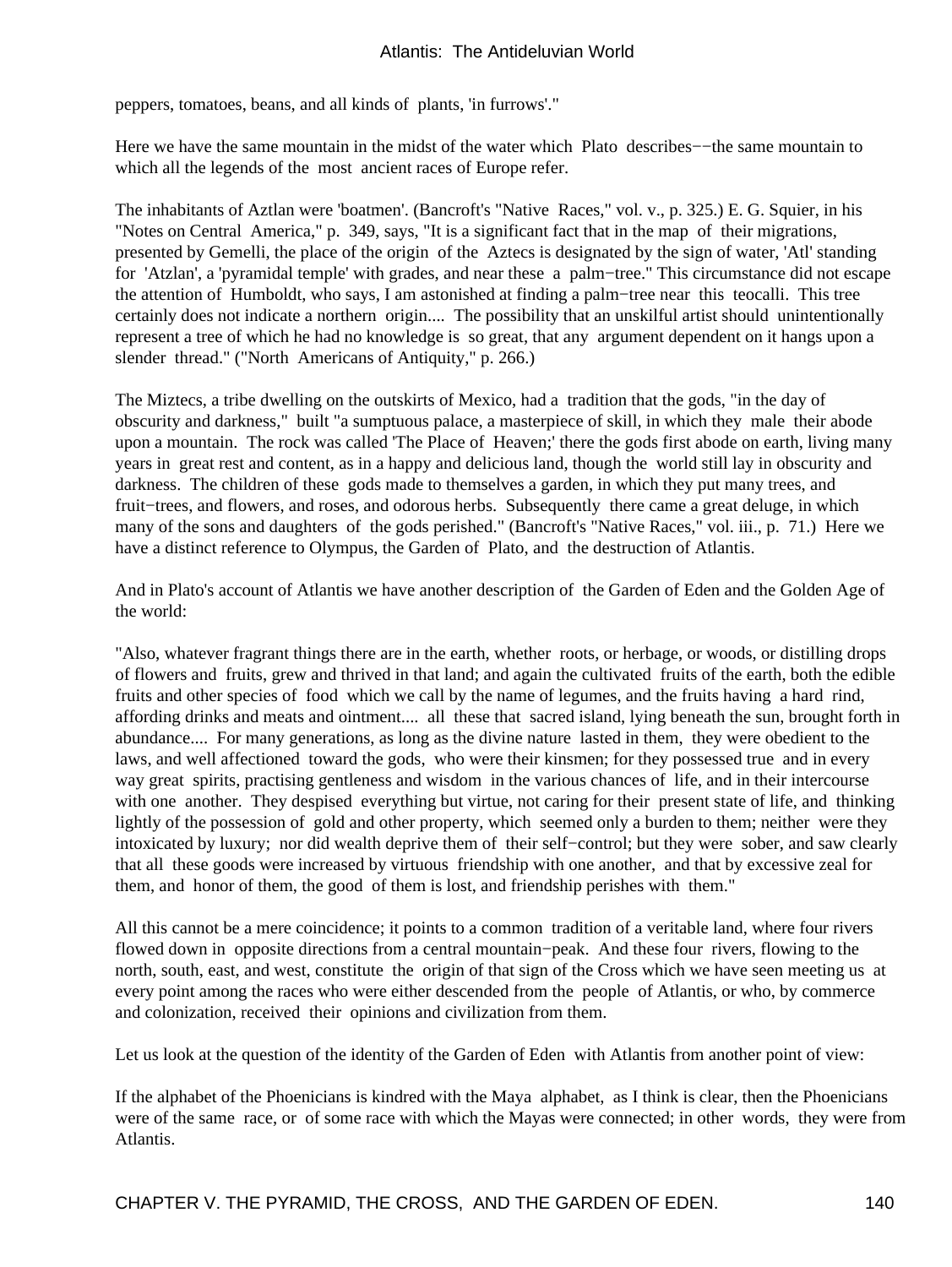peppers, tomatoes, beans, and all kinds of plants, 'in furrows'."

Here we have the same mountain in the midst of the water which Plato describes−−the same mountain to which all the legends of the most ancient races of Europe refer.

The inhabitants of Aztlan were 'boatmen'. (Bancroft's "Native Races," vol. v., p. 325.) E. G. Squier, in his "Notes on Central America," p. 349, says, "It is a significant fact that in the map of their migrations, presented by Gemelli, the place of the origin of the Aztecs is designated by the sign of water, 'Atl' standing for 'Atzlan', a 'pyramidal temple' with grades, and near these a palm−tree." This circumstance did not escape the attention of Humboldt, who says, I am astonished at finding a palm−tree near this teocalli. This tree certainly does not indicate a northern origin.... The possibility that an unskilful artist should unintentionally represent a tree of which he had no knowledge is so great, that any argument dependent on it hangs upon a slender thread." ("North Americans of Antiquity," p. 266.)

The Miztecs, a tribe dwelling on the outskirts of Mexico, had a tradition that the gods, "in the day of obscurity and darkness," built "a sumptuous palace, a masterpiece of skill, in which they male their abode upon a mountain. The rock was called 'The Place of Heaven;' there the gods first abode on earth, living many years in great rest and content, as in a happy and delicious land, though the world still lay in obscurity and darkness. The children of these gods made to themselves a garden, in which they put many trees, and fruit−trees, and flowers, and roses, and odorous herbs. Subsequently there came a great deluge, in which many of the sons and daughters of the gods perished." (Bancroft's "Native Races," vol. iii., p. 71.) Here we have a distinct reference to Olympus, the Garden of Plato, and the destruction of Atlantis.

And in Plato's account of Atlantis we have another description of the Garden of Eden and the Golden Age of the world:

"Also, whatever fragrant things there are in the earth, whether roots, or herbage, or woods, or distilling drops of flowers and fruits, grew and thrived in that land; and again the cultivated fruits of the earth, both the edible fruits and other species of food which we call by the name of legumes, and the fruits having a hard rind, affording drinks and meats and ointment.... all these that sacred island, lying beneath the sun, brought forth in abundance.... For many generations, as long as the divine nature lasted in them, they were obedient to the laws, and well affectioned toward the gods, who were their kinsmen; for they possessed true and in every way great spirits, practising gentleness and wisdom in the various chances of life, and in their intercourse with one another. They despised everything but virtue, not caring for their present state of life, and thinking lightly of the possession of gold and other property, which seemed only a burden to them; neither were they intoxicated by luxury; nor did wealth deprive them of their self−control; but they were sober, and saw clearly that all these goods were increased by virtuous friendship with one another, and that by excessive zeal for them, and honor of them, the good of them is lost, and friendship perishes with them."

All this cannot be a mere coincidence; it points to a common tradition of a veritable land, where four rivers flowed down in opposite directions from a central mountain−peak. And these four rivers, flowing to the north, south, east, and west, constitute the origin of that sign of the Cross which we have seen meeting us at every point among the races who were either descended from the people of Atlantis, or who, by commerce and colonization, received their opinions and civilization from them.

Let us look at the question of the identity of the Garden of Eden with Atlantis from another point of view:

If the alphabet of the Phoenicians is kindred with the Maya alphabet, as I think is clear, then the Phoenicians were of the same race, or of some race with which the Mayas were connected; in other words, they were from Atlantis.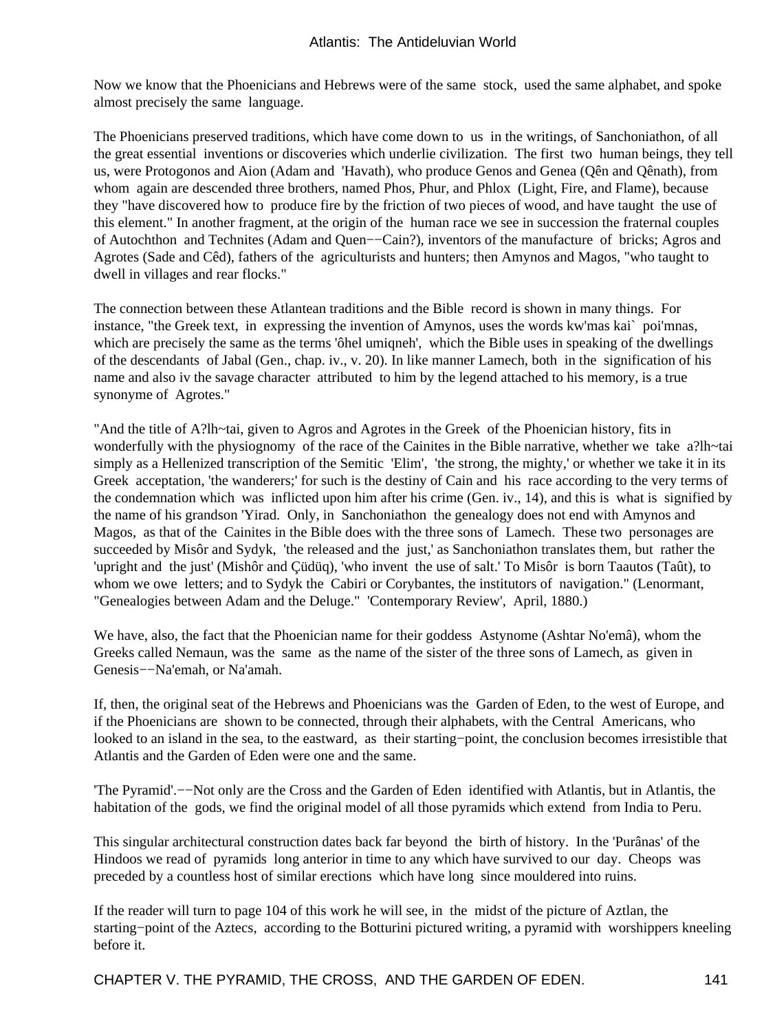Now we know that the Phoenicians and Hebrews were of the same stock, used the same alphabet, and spoke almost precisely the same language.

The Phoenicians preserved traditions, which have come down to us in the writings, of Sanchoniathon, of all the great essential inventions or discoveries which underlie civilization. The first two human beings, they tell us, were Protogonos and Aion (Adam and 'Havath), who produce Genos and Genea (Qên and Qênath), from whom again are descended three brothers, named Phos, Phur, and Phlox (Light, Fire, and Flame), because they "have discovered how to produce fire by the friction of two pieces of wood, and have taught the use of this element." In another fragment, at the origin of the human race we see in succession the fraternal couples of Autochthon and Technites (Adam and Quen−−Cain?), inventors of the manufacture of bricks; Agros and Agrotes (Sade and Cêd), fathers of the agriculturists and hunters; then Amynos and Magos, "who taught to dwell in villages and rear flocks."

The connection between these Atlantean traditions and the Bible record is shown in many things. For instance, "the Greek text, in expressing the invention of Amynos, uses the words kw'mas kai` poi'mnas, which are precisely the same as the terms 'ôhel umiqneh', which the Bible uses in speaking of the dwellings of the descendants of Jabal (Gen., chap. iv., v. 20). In like manner Lamech, both in the signification of his name and also iv the savage character attributed to him by the legend attached to his memory, is a true synonyme of Agrotes."

"And the title of A?lh~tai, given to Agros and Agrotes in the Greek of the Phoenician history, fits in wonderfully with the physiognomy of the race of the Cainites in the Bible narrative, whether we take a?lh~tai simply as a Hellenized transcription of the Semitic 'Elim', 'the strong, the mighty,' or whether we take it in its Greek acceptation, 'the wanderers;' for such is the destiny of Cain and his race according to the very terms of the condemnation which was inflicted upon him after his crime (Gen. iv., 14), and this is what is signified by the name of his grandson 'Yirad. Only, in Sanchoniathon the genealogy does not end with Amynos and Magos, as that of the Cainites in the Bible does with the three sons of Lamech. These two personages are succeeded by Misôr and Sydyk, 'the released and the just,' as Sanchoniathon translates them, but rather the 'upright and the just' (Mishôr and Çüdüq), 'who invent the use of salt.' To Misôr is born Taautos (Taût), to whom we owe letters; and to Sydyk the Cabiri or Corybantes, the institutors of navigation." (Lenormant, "Genealogies between Adam and the Deluge." 'Contemporary Review', April, 1880.)

We have, also, the fact that the Phoenician name for their goddess Astynome (Ashtar No'emâ), whom the Greeks called Nemaun, was the same as the name of the sister of the three sons of Lamech, as given in Genesis−−Na'emah, or Na'amah.

If, then, the original seat of the Hebrews and Phoenicians was the Garden of Eden, to the west of Europe, and if the Phoenicians are shown to be connected, through their alphabets, with the Central Americans, who looked to an island in the sea, to the eastward, as their starting−point, the conclusion becomes irresistible that Atlantis and the Garden of Eden were one and the same.

'The Pyramid'.−−Not only are the Cross and the Garden of Eden identified with Atlantis, but in Atlantis, the habitation of the gods, we find the original model of all those pyramids which extend from India to Peru.

This singular architectural construction dates back far beyond the birth of history. In the 'Purânas' of the Hindoos we read of pyramids long anterior in time to any which have survived to our day. Cheops was preceded by a countless host of similar erections which have long since mouldered into ruins.

If the reader will turn to page 104 of this work he will see, in the midst of the picture of Aztlan, the starting−point of the Aztecs, according to the Botturini pictured writing, a pyramid with worshippers kneeling before it.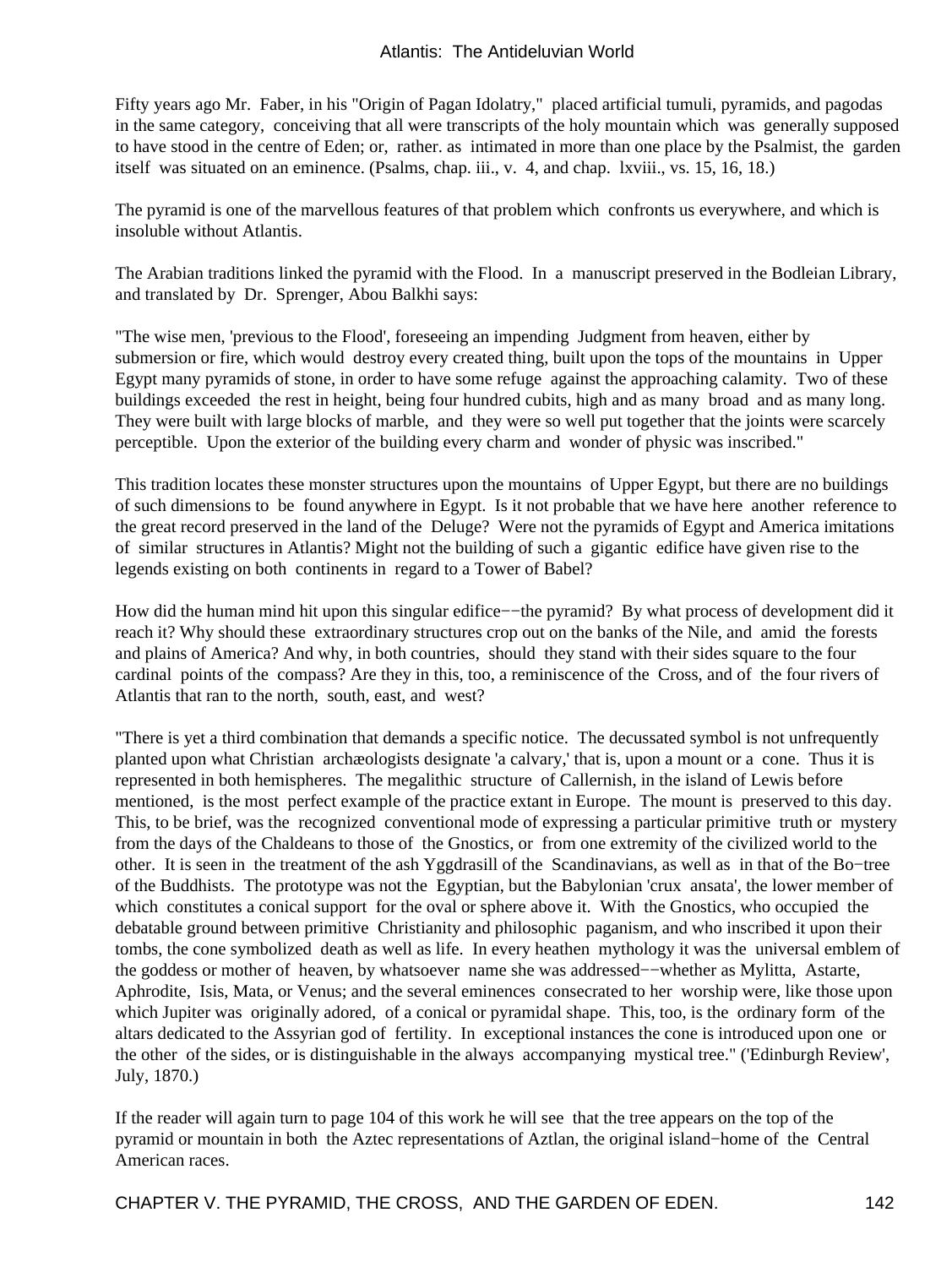Fifty years ago Mr. Faber, in his "Origin of Pagan Idolatry," placed artificial tumuli, pyramids, and pagodas in the same category, conceiving that all were transcripts of the holy mountain which was generally supposed to have stood in the centre of Eden; or, rather. as intimated in more than one place by the Psalmist, the garden itself was situated on an eminence. (Psalms, chap. iii., v. 4, and chap. lxviii., vs. 15, 16, 18.)

The pyramid is one of the marvellous features of that problem which confronts us everywhere, and which is insoluble without Atlantis.

The Arabian traditions linked the pyramid with the Flood. In a manuscript preserved in the Bodleian Library, and translated by Dr. Sprenger, Abou Balkhi says:

"The wise men, 'previous to the Flood', foreseeing an impending Judgment from heaven, either by submersion or fire, which would destroy every created thing, built upon the tops of the mountains in Upper Egypt many pyramids of stone, in order to have some refuge against the approaching calamity. Two of these buildings exceeded the rest in height, being four hundred cubits, high and as many broad and as many long. They were built with large blocks of marble, and they were so well put together that the joints were scarcely perceptible. Upon the exterior of the building every charm and wonder of physic was inscribed."

This tradition locates these monster structures upon the mountains of Upper Egypt, but there are no buildings of such dimensions to be found anywhere in Egypt. Is it not probable that we have here another reference to the great record preserved in the land of the Deluge? Were not the pyramids of Egypt and America imitations of similar structures in Atlantis? Might not the building of such a gigantic edifice have given rise to the legends existing on both continents in regard to a Tower of Babel?

How did the human mind hit upon this singular edifice−−the pyramid? By what process of development did it reach it? Why should these extraordinary structures crop out on the banks of the Nile, and amid the forests and plains of America? And why, in both countries, should they stand with their sides square to the four cardinal points of the compass? Are they in this, too, a reminiscence of the Cross, and of the four rivers of Atlantis that ran to the north, south, east, and west?

"There is yet a third combination that demands a specific notice. The decussated symbol is not unfrequently planted upon what Christian archæologists designate 'a calvary,' that is, upon a mount or a cone. Thus it is represented in both hemispheres. The megalithic structure of Callernish, in the island of Lewis before mentioned, is the most perfect example of the practice extant in Europe. The mount is preserved to this day. This, to be brief, was the recognized conventional mode of expressing a particular primitive truth or mystery from the days of the Chaldeans to those of the Gnostics, or from one extremity of the civilized world to the other. It is seen in the treatment of the ash Yggdrasill of the Scandinavians, as well as in that of the Bo−tree of the Buddhists. The prototype was not the Egyptian, but the Babylonian 'crux ansata', the lower member of which constitutes a conical support for the oval or sphere above it. With the Gnostics, who occupied the debatable ground between primitive Christianity and philosophic paganism, and who inscribed it upon their tombs, the cone symbolized death as well as life. In every heathen mythology it was the universal emblem of the goddess or mother of heaven, by whatsoever name she was addressed−−whether as Mylitta, Astarte, Aphrodite, Isis, Mata, or Venus; and the several eminences consecrated to her worship were, like those upon which Jupiter was originally adored, of a conical or pyramidal shape. This, too, is the ordinary form of the altars dedicated to the Assyrian god of fertility. In exceptional instances the cone is introduced upon one or the other of the sides, or is distinguishable in the always accompanying mystical tree." ('Edinburgh Review', July, 1870.)

If the reader will again turn to page 104 of this work he will see that the tree appears on the top of the pyramid or mountain in both the Aztec representations of Aztlan, the original island−home of the Central American races.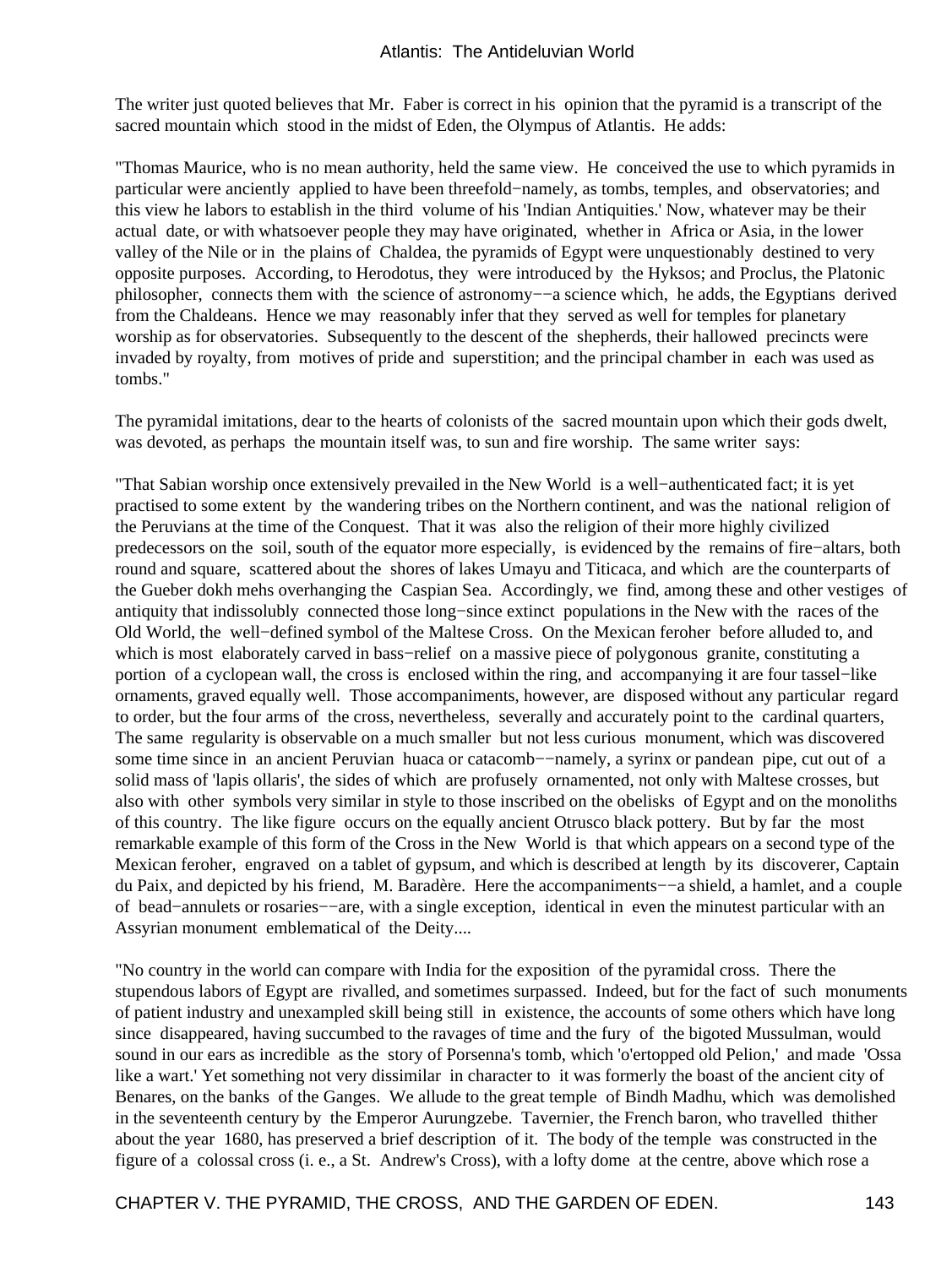The writer just quoted believes that Mr. Faber is correct in his opinion that the pyramid is a transcript of the sacred mountain which stood in the midst of Eden, the Olympus of Atlantis. He adds:

"Thomas Maurice, who is no mean authority, held the same view. He conceived the use to which pyramids in particular were anciently applied to have been threefold−namely, as tombs, temples, and observatories; and this view he labors to establish in the third volume of his 'Indian Antiquities.' Now, whatever may be their actual date, or with whatsoever people they may have originated, whether in Africa or Asia, in the lower valley of the Nile or in the plains of Chaldea, the pyramids of Egypt were unquestionably destined to very opposite purposes. According, to Herodotus, they were introduced by the Hyksos; and Proclus, the Platonic philosopher, connects them with the science of astronomy−−a science which, he adds, the Egyptians derived from the Chaldeans. Hence we may reasonably infer that they served as well for temples for planetary worship as for observatories. Subsequently to the descent of the shepherds, their hallowed precincts were invaded by royalty, from motives of pride and superstition; and the principal chamber in each was used as tombs."

The pyramidal imitations, dear to the hearts of colonists of the sacred mountain upon which their gods dwelt, was devoted, as perhaps the mountain itself was, to sun and fire worship. The same writer says:

"That Sabian worship once extensively prevailed in the New World is a well−authenticated fact; it is yet practised to some extent by the wandering tribes on the Northern continent, and was the national religion of the Peruvians at the time of the Conquest. That it was also the religion of their more highly civilized predecessors on the soil, south of the equator more especially, is evidenced by the remains of fire−altars, both round and square, scattered about the shores of lakes Umayu and Titicaca, and which are the counterparts of the Gueber dokh mehs overhanging the Caspian Sea. Accordingly, we find, among these and other vestiges of antiquity that indissolubly connected those long−since extinct populations in the New with the races of the Old World, the well−defined symbol of the Maltese Cross. On the Mexican feroher before alluded to, and which is most elaborately carved in bass−relief on a massive piece of polygonous granite, constituting a portion of a cyclopean wall, the cross is enclosed within the ring, and accompanying it are four tassel−like ornaments, graved equally well. Those accompaniments, however, are disposed without any particular regard to order, but the four arms of the cross, nevertheless, severally and accurately point to the cardinal quarters, The same regularity is observable on a much smaller but not less curious monument, which was discovered some time since in an ancient Peruvian huaca or catacomb−−namely, a syrinx or pandean pipe, cut out of a solid mass of 'lapis ollaris', the sides of which are profusely ornamented, not only with Maltese crosses, but also with other symbols very similar in style to those inscribed on the obelisks of Egypt and on the monoliths of this country. The like figure occurs on the equally ancient Otrusco black pottery. But by far the most remarkable example of this form of the Cross in the New World is that which appears on a second type of the Mexican feroher, engraved on a tablet of gypsum, and which is described at length by its discoverer, Captain du Paix, and depicted by his friend, M. Baradère. Here the accompaniments−−a shield, a hamlet, and a couple of bead−annulets or rosaries−−are, with a single exception, identical in even the minutest particular with an Assyrian monument emblematical of the Deity....

"No country in the world can compare with India for the exposition of the pyramidal cross. There the stupendous labors of Egypt are rivalled, and sometimes surpassed. Indeed, but for the fact of such monuments of patient industry and unexampled skill being still in existence, the accounts of some others which have long since disappeared, having succumbed to the ravages of time and the fury of the bigoted Mussulman, would sound in our ears as incredible as the story of Porsenna's tomb, which 'o'ertopped old Pelion,' and made 'Ossa like a wart.' Yet something not very dissimilar in character to it was formerly the boast of the ancient city of Benares, on the banks of the Ganges. We allude to the great temple of Bindh Madhu, which was demolished in the seventeenth century by the Emperor Aurungzebe. Tavernier, the French baron, who travelled thither about the year 1680, has preserved a brief description of it. The body of the temple was constructed in the figure of a colossal cross (i. e., a St. Andrew's Cross), with a lofty dome at the centre, above which rose a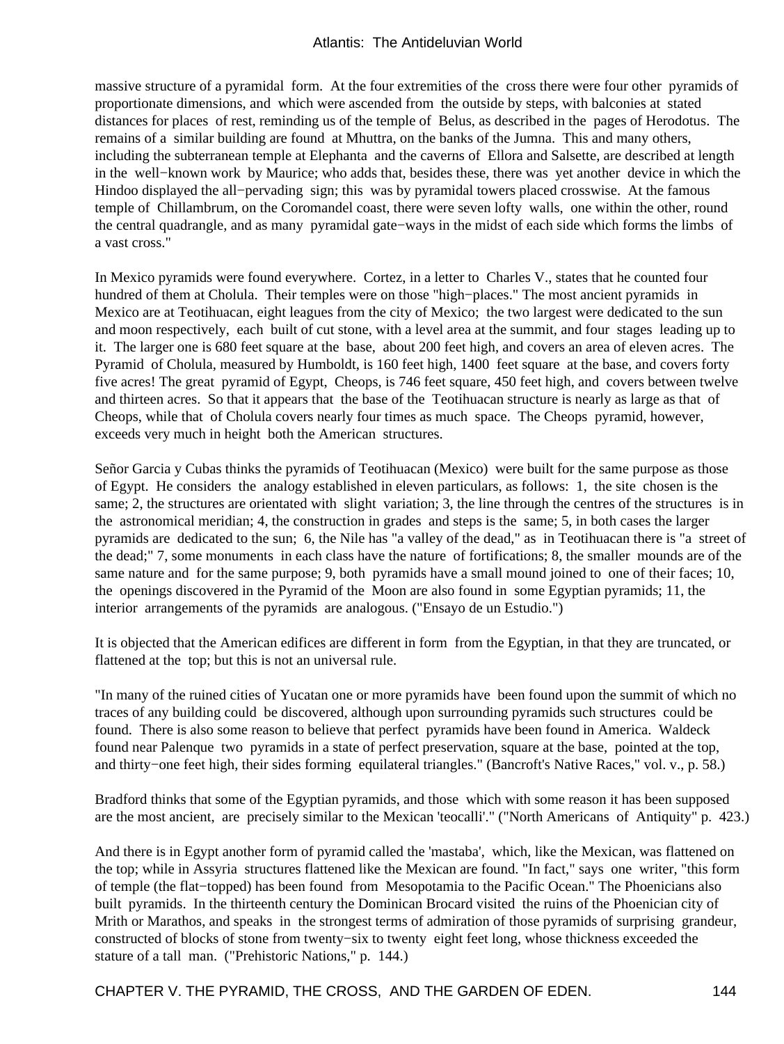massive structure of a pyramidal form. At the four extremities of the cross there were four other pyramids of proportionate dimensions, and which were ascended from the outside by steps, with balconies at stated distances for places of rest, reminding us of the temple of Belus, as described in the pages of Herodotus. The remains of a similar building are found at Mhuttra, on the banks of the Jumna. This and many others, including the subterranean temple at Elephanta and the caverns of Ellora and Salsette, are described at length in the well−known work by Maurice; who adds that, besides these, there was yet another device in which the Hindoo displayed the all−pervading sign; this was by pyramidal towers placed crosswise. At the famous temple of Chillambrum, on the Coromandel coast, there were seven lofty walls, one within the other, round the central quadrangle, and as many pyramidal gate−ways in the midst of each side which forms the limbs of a vast cross."

In Mexico pyramids were found everywhere. Cortez, in a letter to Charles V., states that he counted four hundred of them at Cholula. Their temples were on those "high−places." The most ancient pyramids in Mexico are at Teotihuacan, eight leagues from the city of Mexico; the two largest were dedicated to the sun and moon respectively, each built of cut stone, with a level area at the summit, and four stages leading up to it. The larger one is 680 feet square at the base, about 200 feet high, and covers an area of eleven acres. The Pyramid of Cholula, measured by Humboldt, is 160 feet high, 1400 feet square at the base, and covers forty five acres! The great pyramid of Egypt, Cheops, is 746 feet square, 450 feet high, and covers between twelve and thirteen acres. So that it appears that the base of the Teotihuacan structure is nearly as large as that of Cheops, while that of Cholula covers nearly four times as much space. The Cheops pyramid, however, exceeds very much in height both the American structures.

Señor Garcia y Cubas thinks the pyramids of Teotihuacan (Mexico) were built for the same purpose as those of Egypt. He considers the analogy established in eleven particulars, as follows: 1, the site chosen is the same; 2, the structures are orientated with slight variation; 3, the line through the centres of the structures is in the astronomical meridian; 4, the construction in grades and steps is the same; 5, in both cases the larger pyramids are dedicated to the sun; 6, the Nile has "a valley of the dead," as in Teotihuacan there is "a street of the dead;" 7, some monuments in each class have the nature of fortifications; 8, the smaller mounds are of the same nature and for the same purpose; 9, both pyramids have a small mound joined to one of their faces; 10, the openings discovered in the Pyramid of the Moon are also found in some Egyptian pyramids; 11, the interior arrangements of the pyramids are analogous. ("Ensayo de un Estudio.")

It is objected that the American edifices are different in form from the Egyptian, in that they are truncated, or flattened at the top; but this is not an universal rule.

"In many of the ruined cities of Yucatan one or more pyramids have been found upon the summit of which no traces of any building could be discovered, although upon surrounding pyramids such structures could be found. There is also some reason to believe that perfect pyramids have been found in America. Waldeck found near Palenque two pyramids in a state of perfect preservation, square at the base, pointed at the top, and thirty−one feet high, their sides forming equilateral triangles." (Bancroft's Native Races," vol. v., p. 58.)

Bradford thinks that some of the Egyptian pyramids, and those which with some reason it has been supposed are the most ancient, are precisely similar to the Mexican 'teocalli'." ("North Americans of Antiquity" p. 423.)

And there is in Egypt another form of pyramid called the 'mastaba', which, like the Mexican, was flattened on the top; while in Assyria structures flattened like the Mexican are found. "In fact," says one writer, "this form of temple (the flat−topped) has been found from Mesopotamia to the Pacific Ocean." The Phoenicians also built pyramids. In the thirteenth century the Dominican Brocard visited the ruins of the Phoenician city of Mrith or Marathos, and speaks in the strongest terms of admiration of those pyramids of surprising grandeur, constructed of blocks of stone from twenty−six to twenty eight feet long, whose thickness exceeded the stature of a tall man. ("Prehistoric Nations," p. 144.)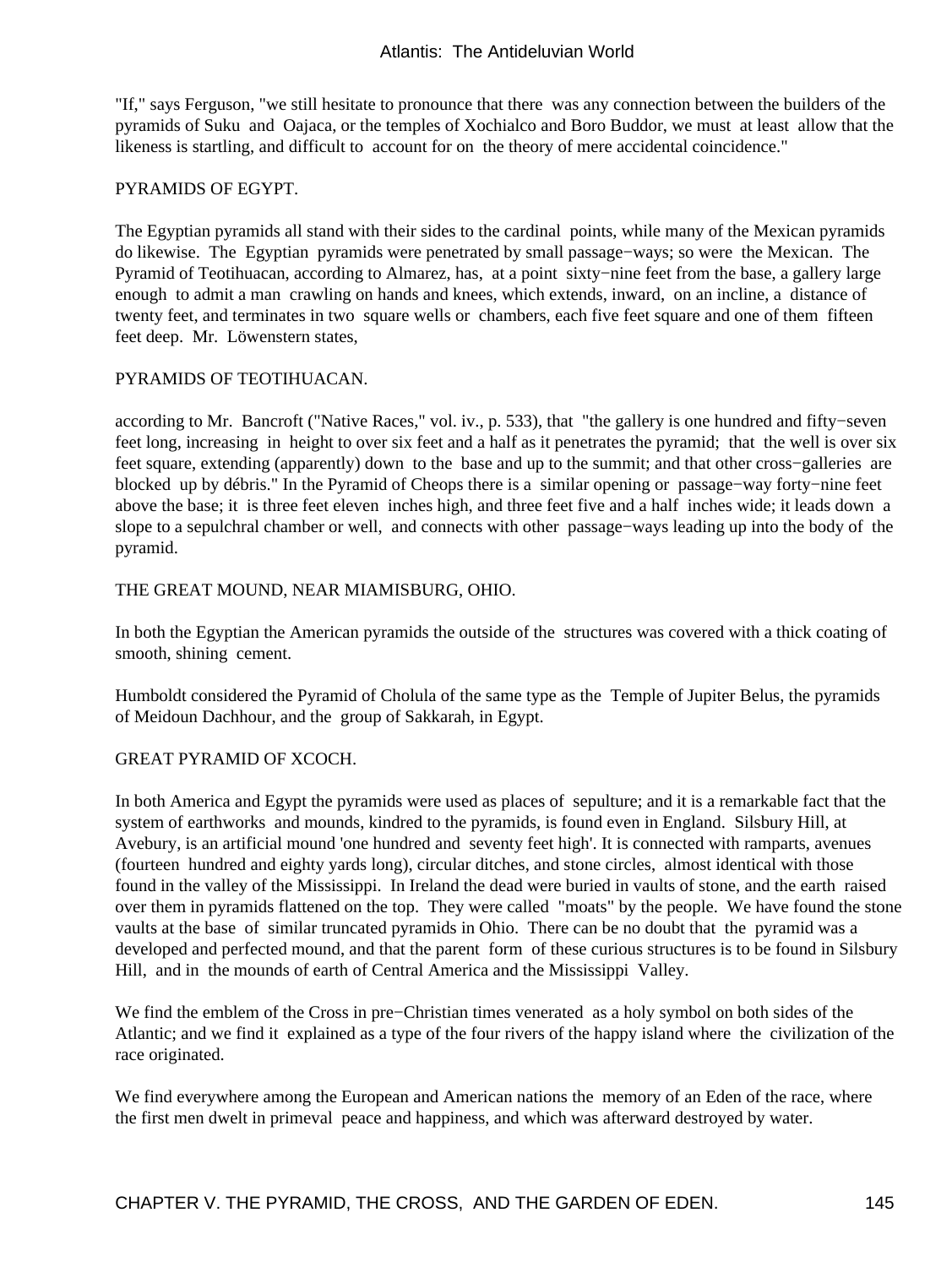"If," says Ferguson, "we still hesitate to pronounce that there was any connection between the builders of the pyramids of Suku and Oajaca, or the temples of Xochialco and Boro Buddor, we must at least allow that the likeness is startling, and difficult to account for on the theory of mere accidental coincidence."

PYRAMIDS OF EGYPT.

The Egyptian pyramids all stand with their sides to the cardinal points, while many of the Mexican pyramids do likewise. The Egyptian pyramids were penetrated by small passage−ways; so were the Mexican. The Pyramid of Teotihuacan, according to Almarez, has, at a point sixty−nine feet from the base, a gallery large enough to admit a man crawling on hands and knees, which extends, inward, on an incline, a distance of twenty feet, and terminates in two square wells or chambers, each five feet square and one of them fifteen feet deep. Mr. Löwenstern states,

PYRAMIDS OF TEOTIHUACAN.

according to Mr. Bancroft ("Native Races," vol. iv., p. 533), that "the gallery is one hundred and fifty−seven feet long, increasing in height to over six feet and a half as it penetrates the pyramid; that the well is over six feet square, extending (apparently) down to the base and up to the summit; and that other cross−galleries are blocked up by débris." In the Pyramid of Cheops there is a similar opening or passage−way forty−nine feet above the base; it is three feet eleven inches high, and three feet five and a half inches wide; it leads down a slope to a sepulchral chamber or well, and connects with other passage−ways leading up into the body of the pyramid.

THE GREAT MOUND, NEAR MIAMISBURG, OHIO.

In both the Egyptian the American pyramids the outside of the structures was covered with a thick coating of smooth, shining cement.

Humboldt considered the Pyramid of Cholula of the same type as the Temple of Jupiter Belus, the pyramids of Meidoun Dachhour, and the group of Sakkarah, in Egypt.

GREAT PYRAMID OF XCOCH.

In both America and Egypt the pyramids were used as places of sepulture; and it is a remarkable fact that the system of earthworks and mounds, kindred to the pyramids, is found even in England. Silsbury Hill, at Avebury, is an artificial mound 'one hundred and seventy feet high'. It is connected with ramparts, avenues (fourteen hundred and eighty yards long), circular ditches, and stone circles, almost identical with those found in the valley of the Mississippi. In Ireland the dead were buried in vaults of stone, and the earth raised over them in pyramids flattened on the top. They were called "moats" by the people. We have found the stone vaults at the base of similar truncated pyramids in Ohio. There can be no doubt that the pyramid was a developed and perfected mound, and that the parent form of these curious structures is to be found in Silsbury Hill, and in the mounds of earth of Central America and the Mississippi Valley.

We find the emblem of the Cross in pre−Christian times venerated as a holy symbol on both sides of the Atlantic; and we find it explained as a type of the four rivers of the happy island where the civilization of the race originated.

We find everywhere among the European and American nations the memory of an Eden of the race, where the first men dwelt in primeval peace and happiness, and which was afterward destroyed by water.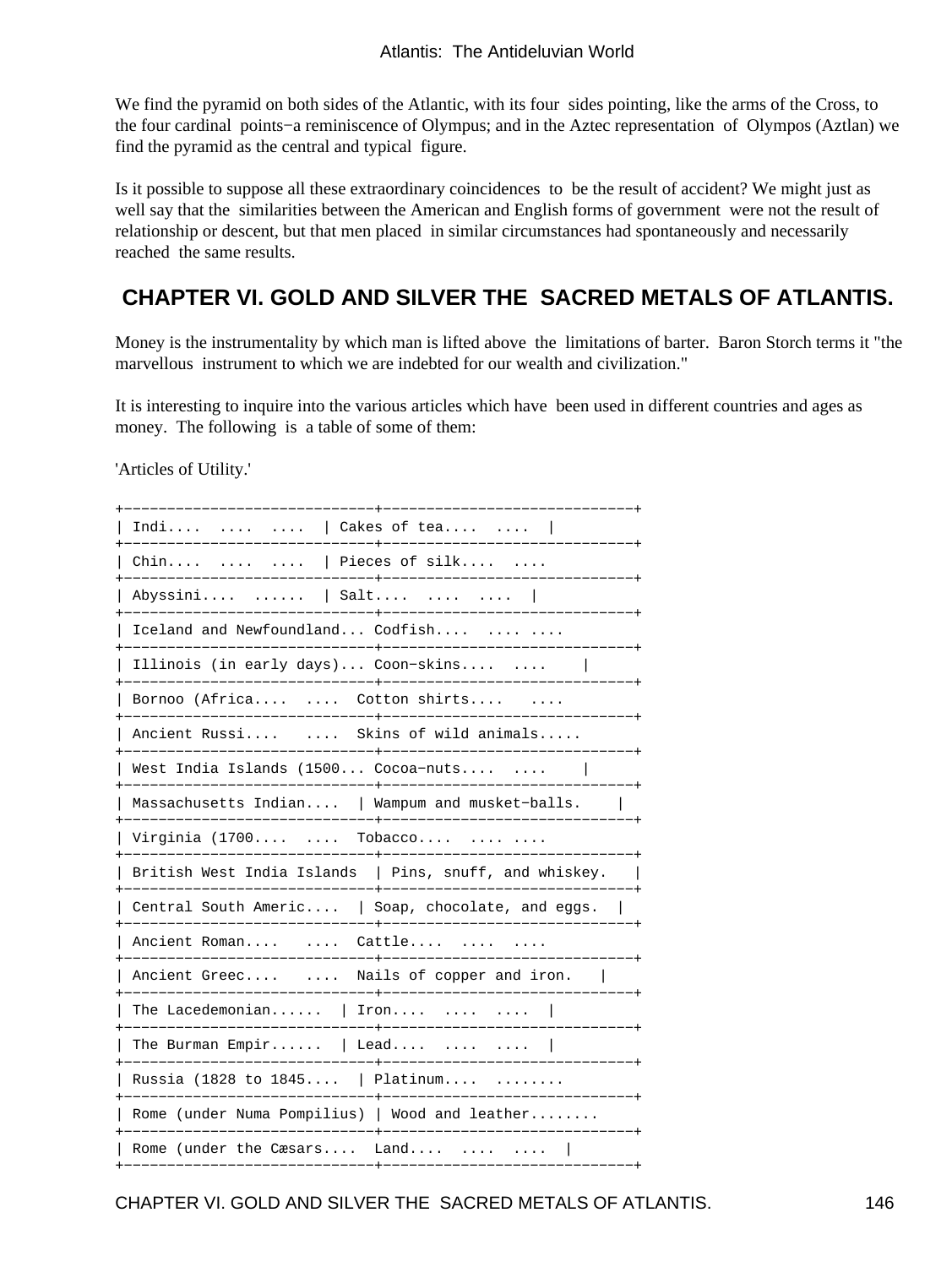We find the pyramid on both sides of the Atlantic, with its four sides pointing, like the arms of the Cross, to the four cardinal points−a reminiscence of Olympus; and in the Aztec representation of Olympos (Aztlan) we find the pyramid as the central and typical figure.

Is it possible to suppose all these extraordinary coincidences to be the result of accident? We might just as well say that the similarities between the American and English forms of government were not the result of relationship or descent, but that men placed in similar circumstances had spontaneously and necessarily reached the same results.

## CHAPTER VI. GOLD AND SILVER THE SACRED METALS OF ATLANTIS.

Money is the instrumentality by which man is lifted above the limitations of barter. Baron Storch terms it "the marvellous instrument to which we are indebted for our wealth and civilization."

It is interesting to inquire into the various articles which have been used in different countries and ages as money. The following is a table of some of them:

'Articles of Utility.'

| | |
|---|---|
| Indi.... .... .... | Cakes of tea.... .... |
| Chin.... .... .... | Pieces of silk.... .... |
| Abyssini.... ...... | Salt.... .... .... |
| Iceland and Newfoundland... | Codfish.... .... .... |
| Illinois (in early days)... | Coon−skins.... .... |
| Bornoo (Africa.... .... | Cotton shirts.... .... |
| Ancient Russi.... .... | Skins of wild animals..... |
| West India Islands (1500... | Cocoa−nuts.... .... |
| Massachusetts Indian.... | Wampum and musket−balls. |
| Virginia (1700.... .... | Tobacco.... .... .... |
| British West India Islands | Pins, snuff, and whiskey. |
| Central South Americ.... | Soap, chocolate, and eggs. |
| Ancient Roman.... .... | Cattle.... .... .... |
| Ancient Greec.... .... | Nails of copper and iron. |
| The Lacedemonian...... | Iron.... .... .... |
| The Burman Empir...... | Lead.... .... .... |
| Russia (1828 to 1845.... | Platinum.... ........ |
| Rome (under Numa Pompilius) | Wood and leather........ |
| Rome (under the Cæsars.... | Land.... .... .... |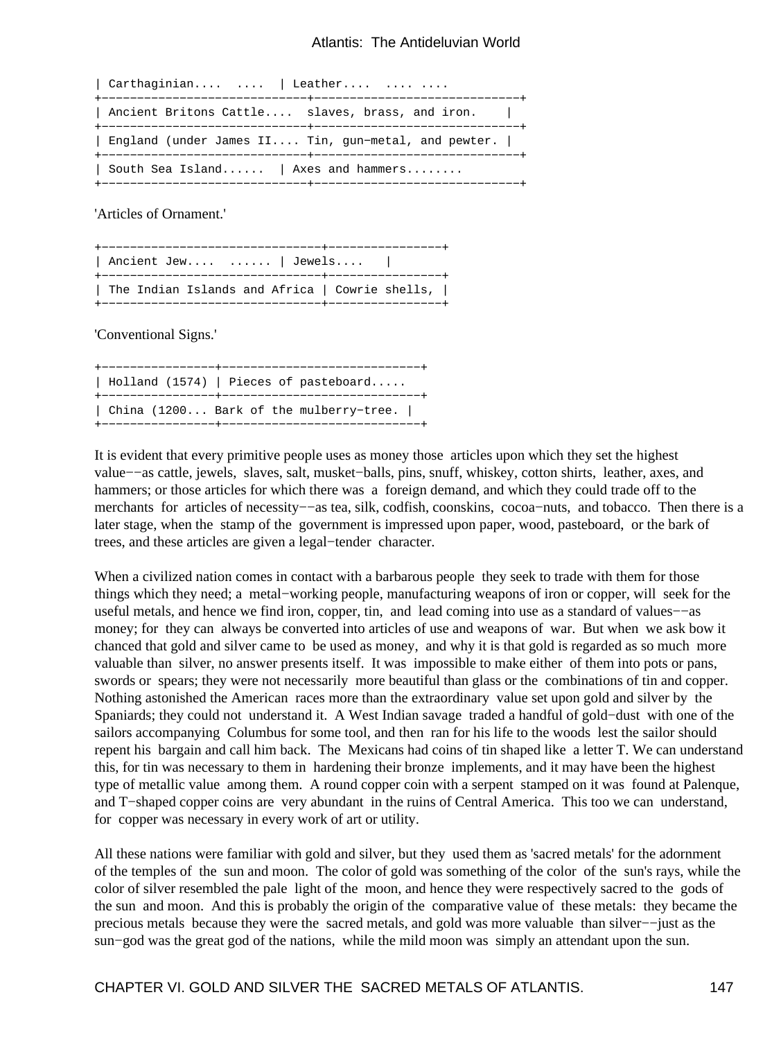| | |
|---|---|
| Carthaginian.... .... | Leather.... .... .... |
| Ancient Britons Cattle.... | slaves, brass, and iron. |
| England (under James II.... | Tin, gun−metal, and pewter. |
| South Sea Island...... | Axes and hammers........ |

'Articles of Ornament.'

| | |
|---|---|
| Ancient Jew.... ...... | Jewels.... |
| The Indian Islands and Africa | Cowrie shells, |

'Conventional Signs.'

| | |
|---|---|
| Holland (1574) | Pieces of pasteboard..... |
| China (1200... | Bark of the mulberry−tree. |

It is evident that every primitive people uses as money those articles upon which they set the highest value−−as cattle, jewels, slaves, salt, musket−balls, pins, snuff, whiskey, cotton shirts, leather, axes, and hammers; or those articles for which there was a foreign demand, and which they could trade off to the merchants for articles of necessity−−as tea, silk, codfish, coonskins, cocoa−nuts, and tobacco. Then there is a later stage, when the stamp of the government is impressed upon paper, wood, pasteboard, or the bark of trees, and these articles are given a legal−tender character.

When a civilized nation comes in contact with a barbarous people they seek to trade with them for those things which they need; a metal−working people, manufacturing weapons of iron or copper, will seek for the useful metals, and hence we find iron, copper, tin, and lead coming into use as a standard of values−−as money; for they can always be converted into articles of use and weapons of war. But when we ask bow it chanced that gold and silver came to be used as money, and why it is that gold is regarded as so much more valuable than silver, no answer presents itself. It was impossible to make either of them into pots or pans, swords or spears; they were not necessarily more beautiful than glass or the combinations of tin and copper. Nothing astonished the American races more than the extraordinary value set upon gold and silver by the Spaniards; they could not understand it. A West Indian savage traded a handful of gold−dust with one of the sailors accompanying Columbus for some tool, and then ran for his life to the woods lest the sailor should repent his bargain and call him back. The Mexicans had coins of tin shaped like a letter T. We can understand this, for tin was necessary to them in hardening their bronze implements, and it may have been the highest type of metallic value among them. A round copper coin with a serpent stamped on it was found at Palenque, and T−shaped copper coins are very abundant in the ruins of Central America. This too we can understand, for copper was necessary in every work of art or utility.

All these nations were familiar with gold and silver, but they used them as 'sacred metals' for the adornment of the temples of the sun and moon. The color of gold was something of the color of the sun's rays, while the color of silver resembled the pale light of the moon, and hence they were respectively sacred to the gods of the sun and moon. And this is probably the origin of the comparative value of these metals: they became the precious metals because they were the sacred metals, and gold was more valuable than silver−−just as the sun−god was the great god of the nations, while the mild moon was simply an attendant upon the sun.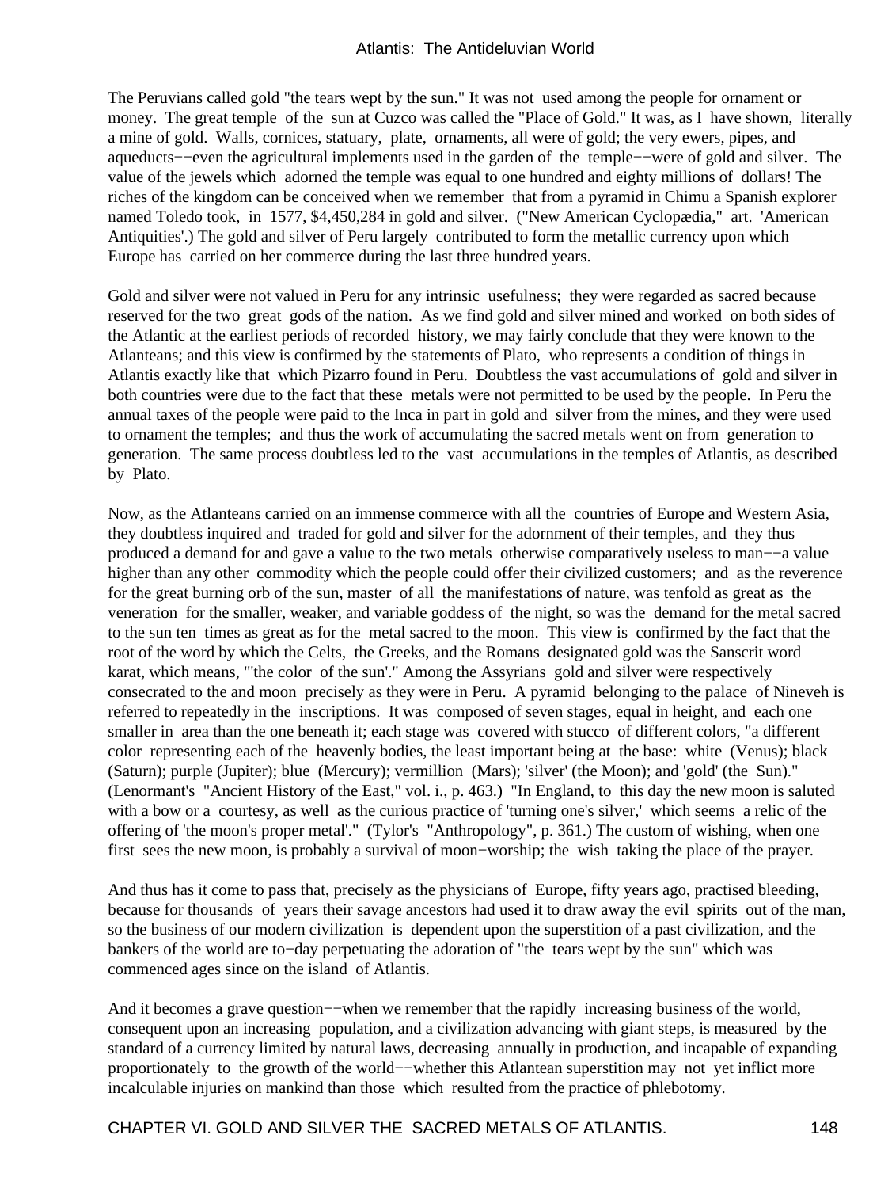The Peruvians called gold "the tears wept by the sun." It was not used among the people for ornament or money. The great temple of the sun at Cuzco was called the "Place of Gold." It was, as I have shown, literally a mine of gold. Walls, cornices, statuary, plate, ornaments, all were of gold; the very ewers, pipes, and aqueducts−−even the agricultural implements used in the garden of the temple−−were of gold and silver. The value of the jewels which adorned the temple was equal to one hundred and eighty millions of dollars! The riches of the kingdom can be conceived when we remember that from a pyramid in Chimu a Spanish explorer named Toledo took, in 1577, $4,450,284 in gold and silver. ("New American Cyclopædia," art. 'American Antiquities'.) The gold and silver of Peru largely contributed to form the metallic currency upon which Europe has carried on her commerce during the last three hundred years.

Gold and silver were not valued in Peru for any intrinsic usefulness; they were regarded as sacred because reserved for the two great gods of the nation. As we find gold and silver mined and worked on both sides of the Atlantic at the earliest periods of recorded history, we may fairly conclude that they were known to the Atlanteans; and this view is confirmed by the statements of Plato, who represents a condition of things in Atlantis exactly like that which Pizarro found in Peru. Doubtless the vast accumulations of gold and silver in both countries were due to the fact that these metals were not permitted to be used by the people. In Peru the annual taxes of the people were paid to the Inca in part in gold and silver from the mines, and they were used to ornament the temples; and thus the work of accumulating the sacred metals went on from generation to generation. The same process doubtless led to the vast accumulations in the temples of Atlantis, as described by Plato.

Now, as the Atlanteans carried on an immense commerce with all the countries of Europe and Western Asia, they doubtless inquired and traded for gold and silver for the adornment of their temples, and they thus produced a demand for and gave a value to the two metals otherwise comparatively useless to man−−a value higher than any other commodity which the people could offer their civilized customers; and as the reverence for the great burning orb of the sun, master of all the manifestations of nature, was tenfold as great as the veneration for the smaller, weaker, and variable goddess of the night, so was the demand for the metal sacred to the sun ten times as great as for the metal sacred to the moon. This view is confirmed by the fact that the root of the word by which the Celts, the Greeks, and the Romans designated gold was the Sanscrit word karat, which means, "'the color of the sun'." Among the Assyrians gold and silver were respectively consecrated to the and moon precisely as they were in Peru. A pyramid belonging to the palace of Nineveh is referred to repeatedly in the inscriptions. It was composed of seven stages, equal in height, and each one smaller in area than the one beneath it; each stage was covered with stucco of different colors, "a different color representing each of the heavenly bodies, the least important being at the base: white (Venus); black (Saturn); purple (Jupiter); blue (Mercury); vermillion (Mars); 'silver' (the Moon); and 'gold' (the Sun)." (Lenormant's "Ancient History of the East," vol. i., p. 463.) "In England, to this day the new moon is saluted with a bow or a courtesy, as well as the curious practice of 'turning one's silver,' which seems a relic of the offering of 'the moon's proper metal'." (Tylor's "Anthropology", p. 361.) The custom of wishing, when one first sees the new moon, is probably a survival of moon−worship; the wish taking the place of the prayer.

And thus has it come to pass that, precisely as the physicians of Europe, fifty years ago, practised bleeding, because for thousands of years their savage ancestors had used it to draw away the evil spirits out of the man, so the business of our modern civilization is dependent upon the superstition of a past civilization, and the bankers of the world are to−day perpetuating the adoration of "the tears wept by the sun" which was commenced ages since on the island of Atlantis.

And it becomes a grave question−−when we remember that the rapidly increasing business of the world, consequent upon an increasing population, and a civilization advancing with giant steps, is measured by the standard of a currency limited by natural laws, decreasing annually in production, and incapable of expanding proportionately to the growth of the world−−whether this Atlantean superstition may not yet inflict more incalculable injuries on mankind than those which resulted from the practice of phlebotomy.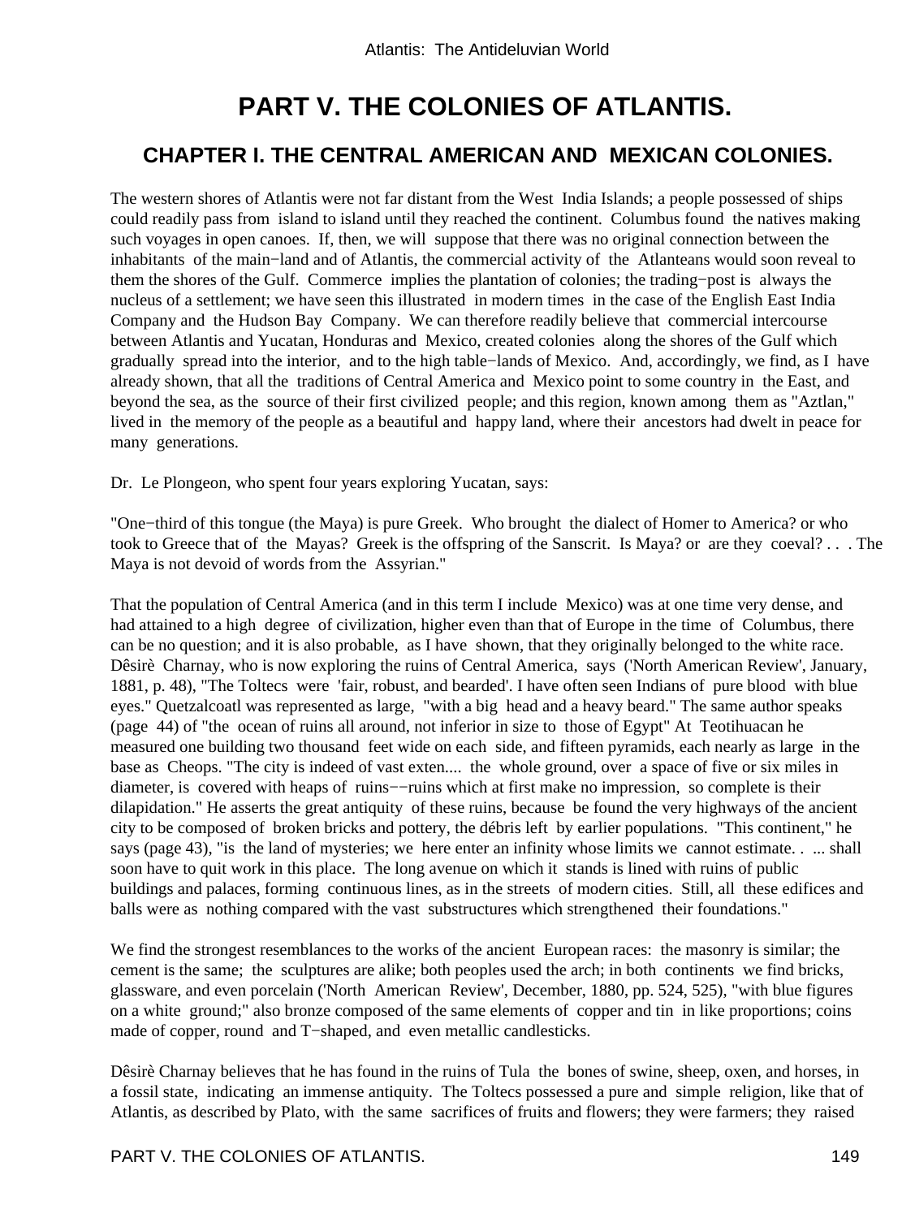# PART V. THE COLONIES OF ATLANTIS.

## CHAPTER I. THE CENTRAL AMERICAN AND MEXICAN COLONIES.

The western shores of Atlantis were not far distant from the West India Islands; a people possessed of ships could readily pass from island to island until they reached the continent. Columbus found the natives making such voyages in open canoes. If, then, we will suppose that there was no original connection between the inhabitants of the main−land and of Atlantis, the commercial activity of the Atlanteans would soon reveal to them the shores of the Gulf. Commerce implies the plantation of colonies; the trading−post is always the nucleus of a settlement; we have seen this illustrated in modern times in the case of the English East India Company and the Hudson Bay Company. We can therefore readily believe that commercial intercourse between Atlantis and Yucatan, Honduras and Mexico, created colonies along the shores of the Gulf which gradually spread into the interior, and to the high table−lands of Mexico. And, accordingly, we find, as I have already shown, that all the traditions of Central America and Mexico point to some country in the East, and beyond the sea, as the source of their first civilized people; and this region, known among them as "Aztlan," lived in the memory of the people as a beautiful and happy land, where their ancestors had dwelt in peace for many generations.

Dr. Le Plongeon, who spent four years exploring Yucatan, says:

"One−third of this tongue (the Maya) is pure Greek. Who brought the dialect of Homer to America? or who took to Greece that of the Mayas? Greek is the offspring of the Sanscrit. Is Maya? or are they coeval? . . . The Maya is not devoid of words from the Assyrian."

That the population of Central America (and in this term I include Mexico) was at one time very dense, and had attained to a high degree of civilization, higher even than that of Europe in the time of Columbus, there can be no question; and it is also probable, as I have shown, that they originally belonged to the white race. Dêsirè Charnay, who is now exploring the ruins of Central America, says ('North American Review', January, 1881, p. 48), "The Toltecs were 'fair, robust, and bearded'. I have often seen Indians of pure blood with blue eyes." Quetzalcoatl was represented as large, "with a big head and a heavy beard." The same author speaks (page 44) of "the ocean of ruins all around, not inferior in size to those of Egypt" At Teotihuacan he measured one building two thousand feet wide on each side, and fifteen pyramids, each nearly as large in the base as Cheops. "The city is indeed of vast exten.... the whole ground, over a space of five or six miles in diameter, is covered with heaps of ruins−−ruins which at first make no impression, so complete is their dilapidation." He asserts the great antiquity of these ruins, because be found the very highways of the ancient city to be composed of broken bricks and pottery, the débris left by earlier populations. "This continent," he says (page 43), "is the land of mysteries; we here enter an infinity whose limits we cannot estimate. . ... shall soon have to quit work in this place. The long avenue on which it stands is lined with ruins of public buildings and palaces, forming continuous lines, as in the streets of modern cities. Still, all these edifices and balls were as nothing compared with the vast substructures which strengthened their foundations."

We find the strongest resemblances to the works of the ancient European races: the masonry is similar; the cement is the same; the sculptures are alike; both peoples used the arch; in both continents we find bricks, glassware, and even porcelain ('North American Review', December, 1880, pp. 524, 525), "with blue figures on a white ground;" also bronze composed of the same elements of copper and tin in like proportions; coins made of copper, round and T−shaped, and even metallic candlesticks.

Dêsirè Charnay believes that he has found in the ruins of Tula the bones of swine, sheep, oxen, and horses, in a fossil state, indicating an immense antiquity. The Toltecs possessed a pure and simple religion, like that of Atlantis, as described by Plato, with the same sacrifices of fruits and flowers; they were farmers; they raised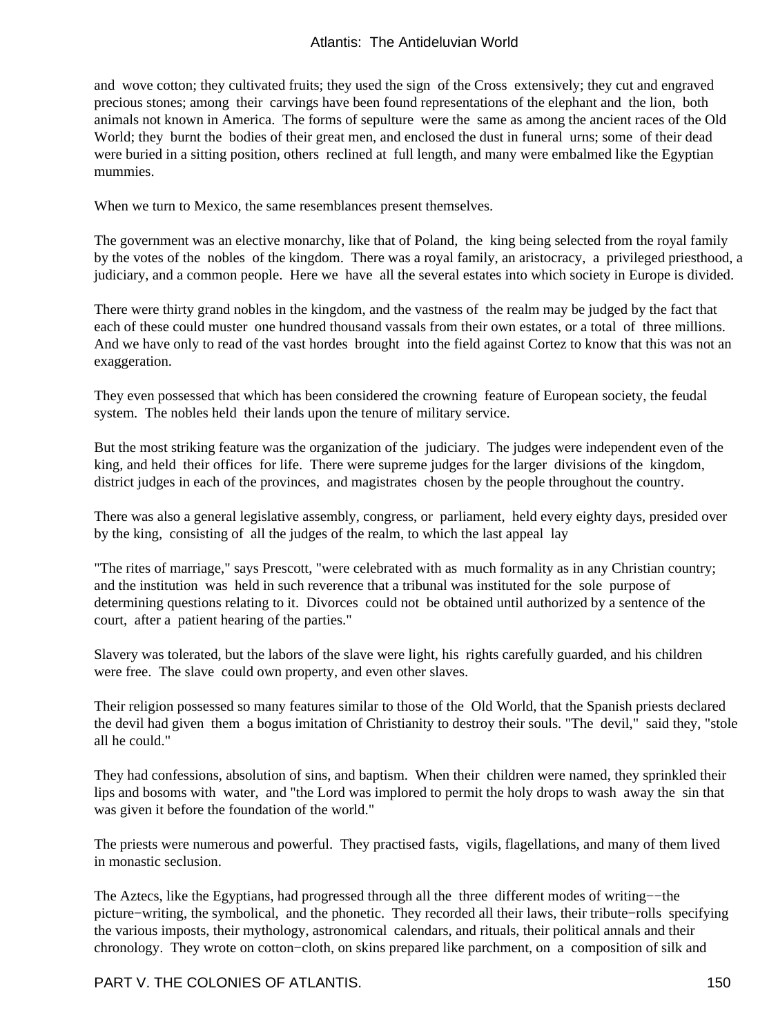and wove cotton; they cultivated fruits; they used the sign of the Cross extensively; they cut and engraved precious stones; among their carvings have been found representations of the elephant and the lion, both animals not known in America. The forms of sepulture were the same as among the ancient races of the Old World; they burnt the bodies of their great men, and enclosed the dust in funeral urns; some of their dead were buried in a sitting position, others reclined at full length, and many were embalmed like the Egyptian mummies.

When we turn to Mexico, the same resemblances present themselves.

The government was an elective monarchy, like that of Poland, the king being selected from the royal family by the votes of the nobles of the kingdom. There was a royal family, an aristocracy, a privileged priesthood, a judiciary, and a common people. Here we have all the several estates into which society in Europe is divided.

There were thirty grand nobles in the kingdom, and the vastness of the realm may be judged by the fact that each of these could muster one hundred thousand vassals from their own estates, or a total of three millions. And we have only to read of the vast hordes brought into the field against Cortez to know that this was not an exaggeration.

They even possessed that which has been considered the crowning feature of European society, the feudal system. The nobles held their lands upon the tenure of military service.

But the most striking feature was the organization of the judiciary. The judges were independent even of the king, and held their offices for life. There were supreme judges for the larger divisions of the kingdom, district judges in each of the provinces, and magistrates chosen by the people throughout the country.

There was also a general legislative assembly, congress, or parliament, held every eighty days, presided over by the king, consisting of all the judges of the realm, to which the last appeal lay

"The rites of marriage," says Prescott, "were celebrated with as much formality as in any Christian country; and the institution was held in such reverence that a tribunal was instituted for the sole purpose of determining questions relating to it. Divorces could not be obtained until authorized by a sentence of the court, after a patient hearing of the parties."

Slavery was tolerated, but the labors of the slave were light, his rights carefully guarded, and his children were free. The slave could own property, and even other slaves.

Their religion possessed so many features similar to those of the Old World, that the Spanish priests declared the devil had given them a bogus imitation of Christianity to destroy their souls. "The devil," said they, "stole all he could."

They had confessions, absolution of sins, and baptism. When their children were named, they sprinkled their lips and bosoms with water, and "the Lord was implored to permit the holy drops to wash away the sin that was given it before the foundation of the world."

The priests were numerous and powerful. They practised fasts, vigils, flagellations, and many of them lived in monastic seclusion.

The Aztecs, like the Egyptians, had progressed through all the three different modes of writing−−the picture−writing, the symbolical, and the phonetic. They recorded all their laws, their tribute−rolls specifying the various imposts, their mythology, astronomical calendars, and rituals, their political annals and their chronology. They wrote on cotton−cloth, on skins prepared like parchment, on a composition of silk and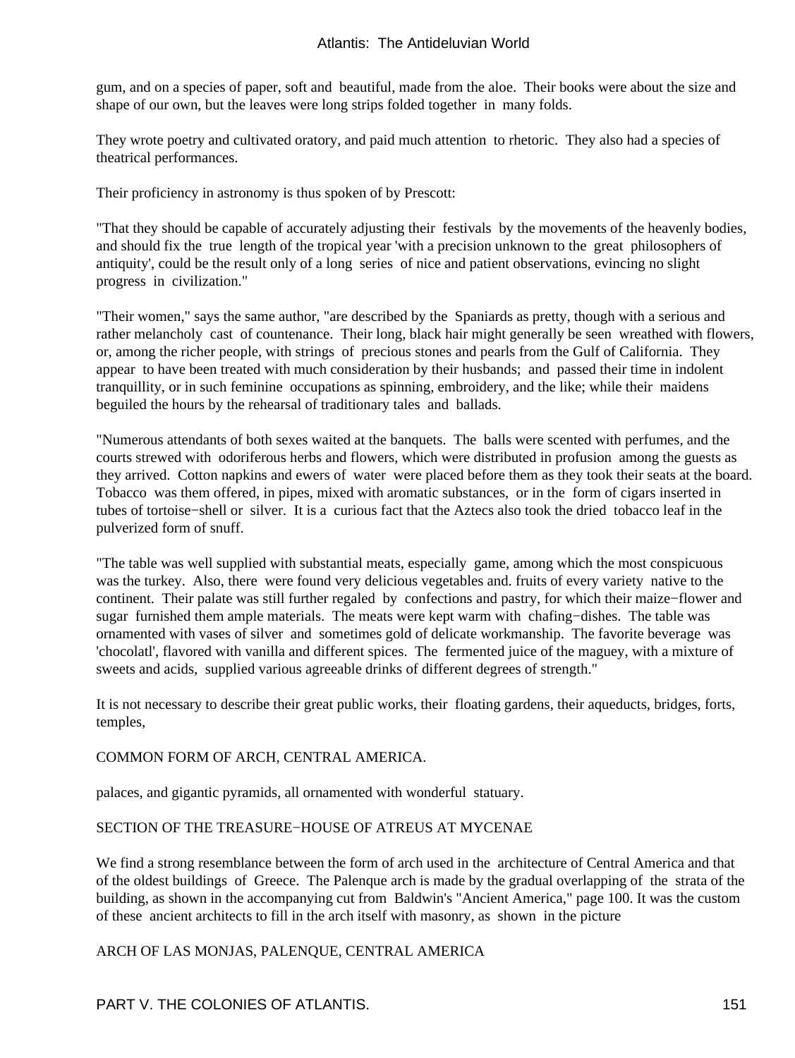gum, and on a species of paper, soft and beautiful, made from the aloe. Their books were about the size and shape of our own, but the leaves were long strips folded together in many folds.

They wrote poetry and cultivated oratory, and paid much attention to rhetoric. They also had a species of theatrical performances.

Their proficiency in astronomy is thus spoken of by Prescott:

"That they should be capable of accurately adjusting their festivals by the movements of the heavenly bodies, and should fix the true length of the tropical year 'with a precision unknown to the great philosophers of antiquity', could be the result only of a long series of nice and patient observations, evincing no slight progress in civilization."

"Their women," says the same author, "are described by the Spaniards as pretty, though with a serious and rather melancholy cast of countenance. Their long, black hair might generally be seen wreathed with flowers, or, among the richer people, with strings of precious stones and pearls from the Gulf of California. They appear to have been treated with much consideration by their husbands; and passed their time in indolent tranquillity, or in such feminine occupations as spinning, embroidery, and the like; while their maidens beguiled the hours by the rehearsal of traditionary tales and ballads.

"Numerous attendants of both sexes waited at the banquets. The balls were scented with perfumes, and the courts strewed with odoriferous herbs and flowers, which were distributed in profusion among the guests as they arrived. Cotton napkins and ewers of water were placed before them as they took their seats at the board. Tobacco was them offered, in pipes, mixed with aromatic substances, or in the form of cigars inserted in tubes of tortoise−shell or silver. It is a curious fact that the Aztecs also took the dried tobacco leaf in the pulverized form of snuff.

"The table was well supplied with substantial meats, especially game, among which the most conspicuous was the turkey. Also, there were found very delicious vegetables and. fruits of every variety native to the continent. Their palate was still further regaled by confections and pastry, for which their maize−flower and sugar furnished them ample materials. The meats were kept warm with chafing−dishes. The table was ornamented with vases of silver and sometimes gold of delicate workmanship. The favorite beverage was 'chocolatl', flavored with vanilla and different spices. The fermented juice of the maguey, with a mixture of sweets and acids, supplied various agreeable drinks of different degrees of strength."

It is not necessary to describe their great public works, their floating gardens, their aqueducts, bridges, forts, temples,

COMMON FORM OF ARCH, CENTRAL AMERICA.

palaces, and gigantic pyramids, all ornamented with wonderful statuary.

SECTION OF THE TREASURE−HOUSE OF ATREUS AT MYCENAE

We find a strong resemblance between the form of arch used in the architecture of Central America and that of the oldest buildings of Greece. The Palenque arch is made by the gradual overlapping of the strata of the building, as shown in the accompanying cut from Baldwin's "Ancient America," page 100. It was the custom of these ancient architects to fill in the arch itself with masonry, as shown in the picture

ARCH OF LAS MONJAS, PALENQUE, CENTRAL AMERICA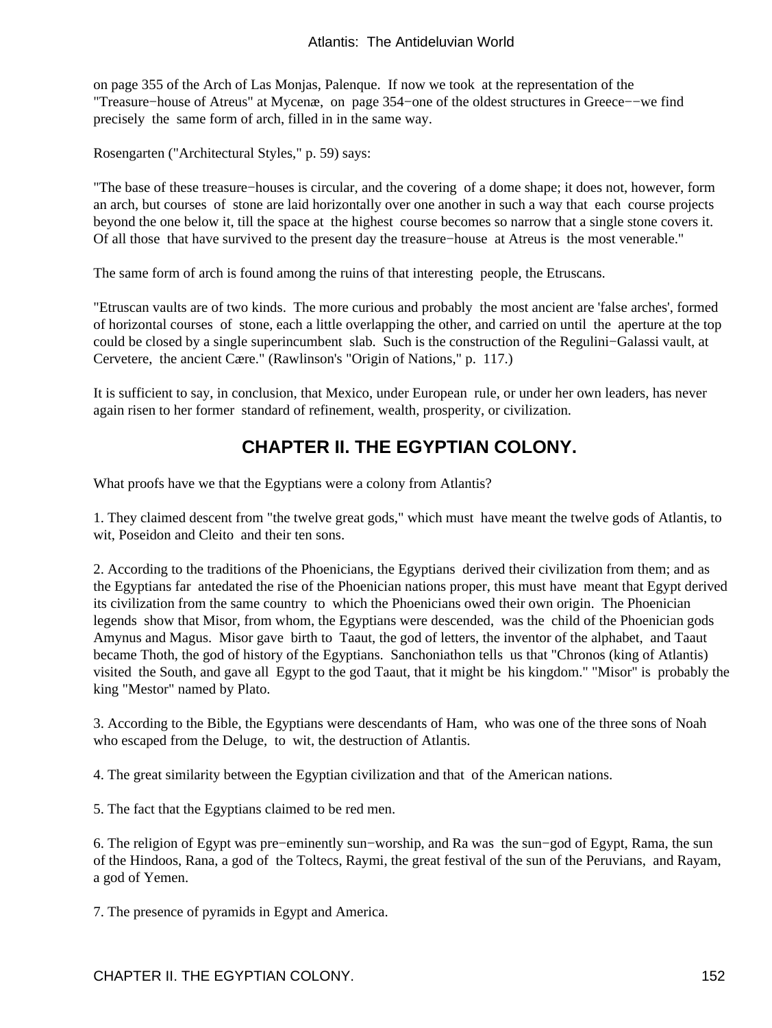on page 355 of the Arch of Las Monjas, Palenque. If now we took at the representation of the "Treasure−house of Atreus" at Mycenæ, on page 354−one of the oldest structures in Greece−−we find precisely the same form of arch, filled in in the same way.

Rosengarten ("Architectural Styles," p. 59) says:

"The base of these treasure−houses is circular, and the covering of a dome shape; it does not, however, form an arch, but courses of stone are laid horizontally over one another in such a way that each course projects beyond the one below it, till the space at the highest course becomes so narrow that a single stone covers it. Of all those that have survived to the present day the treasure−house at Atreus is the most venerable."

The same form of arch is found among the ruins of that interesting people, the Etruscans.

"Etruscan vaults are of two kinds. The more curious and probably the most ancient are 'false arches', formed of horizontal courses of stone, each a little overlapping the other, and carried on until the aperture at the top could be closed by a single superincumbent slab. Such is the construction of the Regulini−Galassi vault, at Cervetere, the ancient Cære." (Rawlinson's "Origin of Nations," p. 117.)

It is sufficient to say, in conclusion, that Mexico, under European rule, or under her own leaders, has never again risen to her former standard of refinement, wealth, prosperity, or civilization.

## CHAPTER II. THE EGYPTIAN COLONY.

What proofs have we that the Egyptians were a colony from Atlantis?

1. They claimed descent from "the twelve great gods," which must have meant the twelve gods of Atlantis, to wit, Poseidon and Cleito and their ten sons.

2. According to the traditions of the Phoenicians, the Egyptians derived their civilization from them; and as the Egyptians far antedated the rise of the Phoenician nations proper, this must have meant that Egypt derived its civilization from the same country to which the Phoenicians owed their own origin. The Phoenician legends show that Misor, from whom, the Egyptians were descended, was the child of the Phoenician gods Amynus and Magus. Misor gave birth to Taaut, the god of letters, the inventor of the alphabet, and Taaut became Thoth, the god of history of the Egyptians. Sanchoniathon tells us that "Chronos (king of Atlantis) visited the South, and gave all Egypt to the god Taaut, that it might be his kingdom." "Misor" is probably the king "Mestor" named by Plato.

3. According to the Bible, the Egyptians were descendants of Ham, who was one of the three sons of Noah who escaped from the Deluge, to wit, the destruction of Atlantis.

4. The great similarity between the Egyptian civilization and that of the American nations.

5. The fact that the Egyptians claimed to be red men.

6. The religion of Egypt was pre−eminently sun−worship, and Ra was the sun−god of Egypt, Rama, the sun of the Hindoos, Rana, a god of the Toltecs, Raymi, the great festival of the sun of the Peruvians, and Rayam, a god of Yemen.

7. The presence of pyramids in Egypt and America.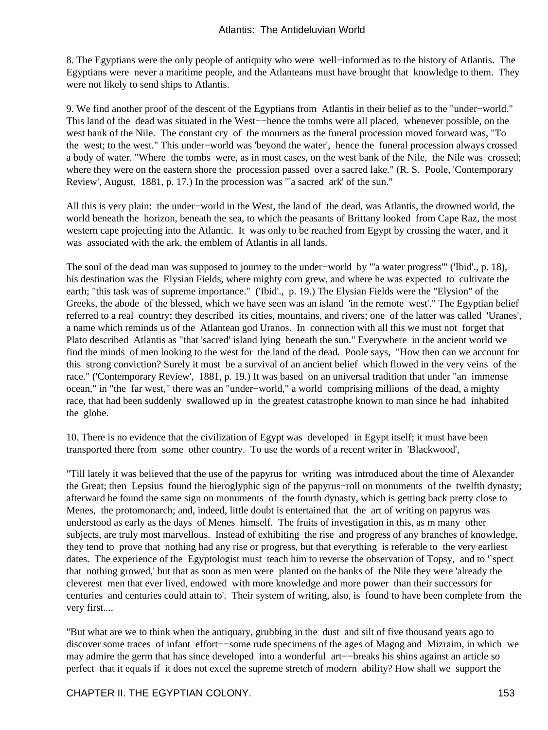8. The Egyptians were the only people of antiquity who were well−informed as to the history of Atlantis. The Egyptians were never a maritime people, and the Atlanteans must have brought that knowledge to them. They were not likely to send ships to Atlantis.

9. We find another proof of the descent of the Egyptians from Atlantis in their belief as to the "under−world." This land of the dead was situated in the West−−hence the tombs were all placed, whenever possible, on the west bank of the Nile. The constant cry of the mourners as the funeral procession moved forward was, "To the west; to the west." This under−world was 'beyond the water', hence the funeral procession always crossed a body of water. "Where the tombs were, as in most cases, on the west bank of the Nile, the Nile was crossed; where they were on the eastern shore the procession passed over a sacred lake." (R. S. Poole, 'Contemporary Review', August, 1881, p. 17.) In the procession was "'a sacred ark' of the sun."

All this is very plain: the under−world in the West, the land of the dead, was Atlantis, the drowned world, the world beneath the horizon, beneath the sea, to which the peasants of Brittany looked from Cape Raz, the most western cape projecting into the Atlantic. It was only to be reached from Egypt by crossing the water, and it was associated with the ark, the emblem of Atlantis in all lands.

The soul of the dead man was supposed to journey to the under−world by "'a water progress'" ('Ibid'., p. 18), his destination was the Elysian Fields, where mighty corn grew, and where he was expected to cultivate the earth; "this task was of supreme importance." ('Ibid'., p. 19.) The Elysian Fields were the "Elysion" of the Greeks, the abode of the blessed, which we have seen was an island 'in the remote west'." The Egyptian belief referred to a real country; they described its cities, mountains, and rivers; one of the latter was called 'Uranes', a name which reminds us of the Atlantean god Uranos. In connection with all this we must not forget that Plato described Atlantis as "that 'sacred' island lying beneath the sun." Everywhere in the ancient world we find the minds of men looking to the west for the land of the dead. Poole says, "How then can we account for this strong conviction? Surely it must be a survival of an ancient belief which flowed in the very veins of the race." ('Contemporary Review', 1881, p. 19.) It was based on an universal tradition that under "an immense ocean," in "the far west," there was an "under−world," a world comprising millions of the dead, a mighty race, that had been suddenly swallowed up in the greatest catastrophe known to man since he had inhabited the globe.

10. There is no evidence that the civilization of Egypt was developed in Egypt itself; it must have been transported there from some other country. To use the words of a recent writer in 'Blackwood',

"Till lately it was believed that the use of the papyrus for writing was introduced about the time of Alexander the Great; then Lepsius found the hieroglyphic sign of the papyrus−roll on monuments of the twelfth dynasty; afterward be found the same sign on monuments of the fourth dynasty, which is getting back pretty close to Menes, the protomonarch; and, indeed, little doubt is entertained that the art of writing on papyrus was understood as early as the days of Menes himself. The fruits of investigation in this, as m many other subjects, are truly most marvellous. Instead of exhibiting the rise and progress of any branches of knowledge, they tend to prove that nothing had any rise or progress, but that everything is referable to the very earliest dates. The experience of the Egyptologist must teach him to reverse the observation of Topsy, and to '`spect that nothing growed,' but that as soon as men were planted on the banks of the Nile they were 'already the cleverest men that ever lived, endowed with more knowledge and more power than their successors for centuries and centuries could attain to'. Their system of writing, also, is found to have been complete from the very first....

"But what are we to think when the antiquary, grubbing in the dust and silt of five thousand years ago to discover some traces of infant effort−−some rude specimens of the ages of Magog and Mizraim, in which we may admire the germ that has since developed into a wonderful art−−breaks his shins against an article so perfect that it equals if it does not excel the supreme stretch of modern ability? How shall we support the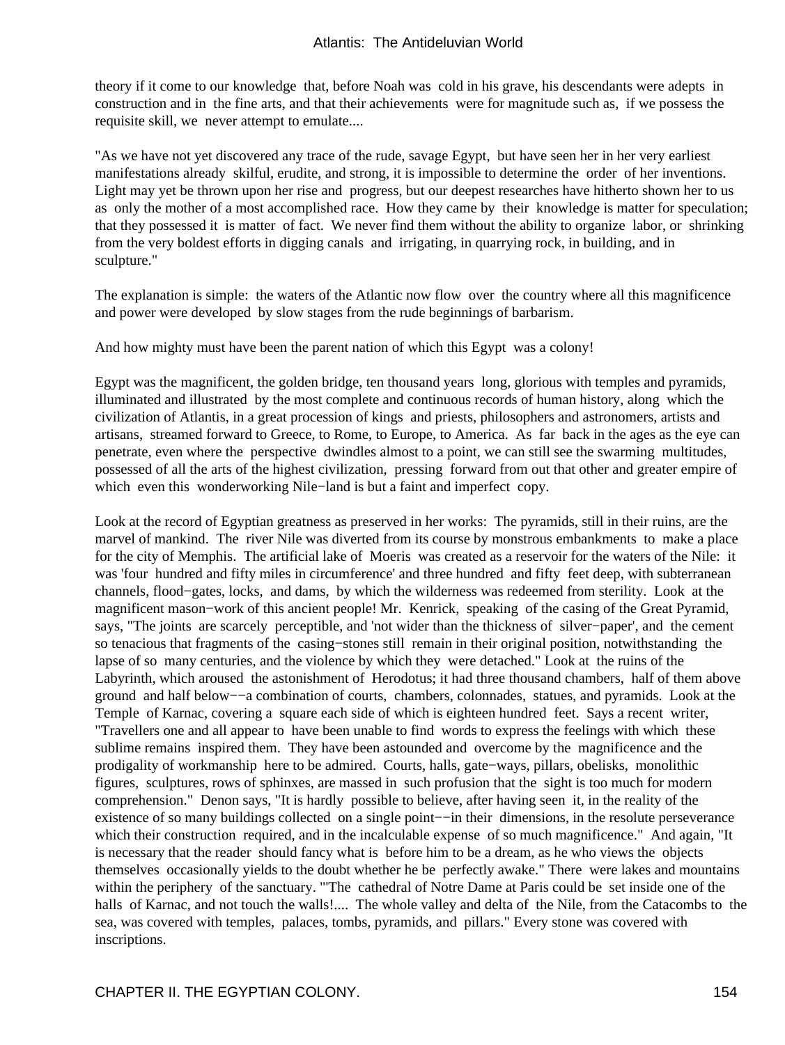theory if it come to our knowledge that, before Noah was cold in his grave, his descendants were adepts in construction and in the fine arts, and that their achievements were for magnitude such as, if we possess the requisite skill, we never attempt to emulate....

"As we have not yet discovered any trace of the rude, savage Egypt, but have seen her in her very earliest manifestations already skilful, erudite, and strong, it is impossible to determine the order of her inventions. Light may yet be thrown upon her rise and progress, but our deepest researches have hitherto shown her to us as only the mother of a most accomplished race. How they came by their knowledge is matter for speculation; that they possessed it is matter of fact. We never find them without the ability to organize labor, or shrinking from the very boldest efforts in digging canals and irrigating, in quarrying rock, in building, and in sculpture."

The explanation is simple: the waters of the Atlantic now flow over the country where all this magnificence and power were developed by slow stages from the rude beginnings of barbarism.

And how mighty must have been the parent nation of which this Egypt was a colony!

Egypt was the magnificent, the golden bridge, ten thousand years long, glorious with temples and pyramids, illuminated and illustrated by the most complete and continuous records of human history, along which the civilization of Atlantis, in a great procession of kings and priests, philosophers and astronomers, artists and artisans, streamed forward to Greece, to Rome, to Europe, to America. As far back in the ages as the eye can penetrate, even where the perspective dwindles almost to a point, we can still see the swarming multitudes, possessed of all the arts of the highest civilization, pressing forward from out that other and greater empire of which even this wonderworking Nile−land is but a faint and imperfect copy.

Look at the record of Egyptian greatness as preserved in her works: The pyramids, still in their ruins, are the marvel of mankind. The river Nile was diverted from its course by monstrous embankments to make a place for the city of Memphis. The artificial lake of Moeris was created as a reservoir for the waters of the Nile: it was 'four hundred and fifty miles in circumference' and three hundred and fifty feet deep, with subterranean channels, flood−gates, locks, and dams, by which the wilderness was redeemed from sterility. Look at the magnificent mason−work of this ancient people! Mr. Kenrick, speaking of the casing of the Great Pyramid, says, "The joints are scarcely perceptible, and 'not wider than the thickness of silver−paper', and the cement so tenacious that fragments of the casing−stones still remain in their original position, notwithstanding the lapse of so many centuries, and the violence by which they were detached." Look at the ruins of the Labyrinth, which aroused the astonishment of Herodotus; it had three thousand chambers, half of them above ground and half below−−a combination of courts, chambers, colonnades, statues, and pyramids. Look at the Temple of Karnac, covering a square each side of which is eighteen hundred feet. Says a recent writer, "Travellers one and all appear to have been unable to find words to express the feelings with which these sublime remains inspired them. They have been astounded and overcome by the magnificence and the prodigality of workmanship here to be admired. Courts, halls, gate−ways, pillars, obelisks, monolithic figures, sculptures, rows of sphinxes, are massed in such profusion that the sight is too much for modern comprehension." Denon says, "It is hardly possible to believe, after having seen it, in the reality of the existence of so many buildings collected on a single point−−in their dimensions, in the resolute perseverance which their construction required, and in the incalculable expense of so much magnificence." And again, "It is necessary that the reader should fancy what is before him to be a dream, as he who views the objects themselves occasionally yields to the doubt whether he be perfectly awake." There were lakes and mountains within the periphery of the sanctuary. "'The cathedral of Notre Dame at Paris could be set inside one of the halls of Karnac, and not touch the walls!.... The whole valley and delta of the Nile, from the Catacombs to the sea, was covered with temples, palaces, tombs, pyramids, and pillars." Every stone was covered with inscriptions.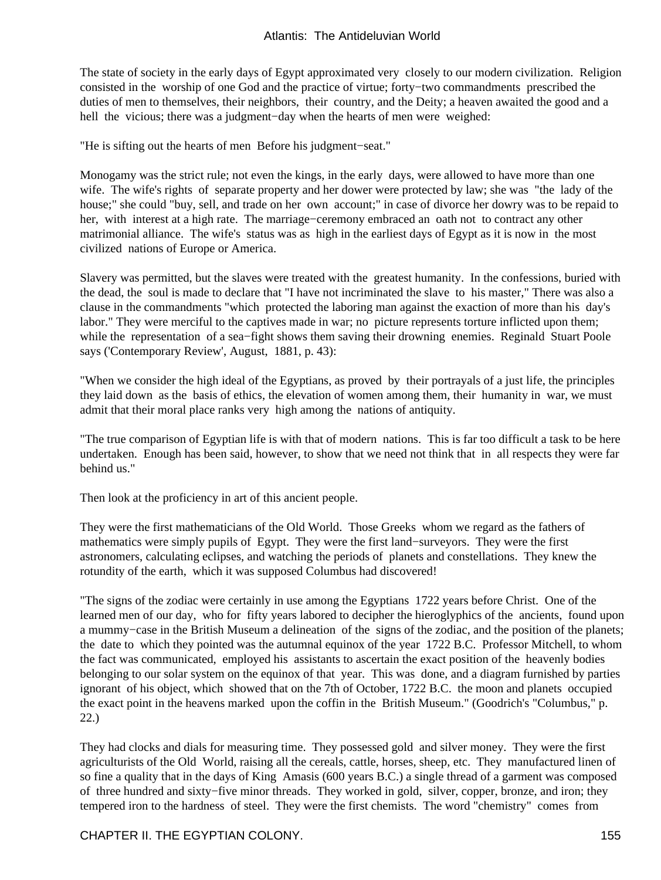The state of society in the early days of Egypt approximated very closely to our modern civilization. Religion consisted in the worship of one God and the practice of virtue; forty−two commandments prescribed the duties of men to themselves, their neighbors, their country, and the Deity; a heaven awaited the good and a hell the vicious; there was a judgment−day when the hearts of men were weighed:

"He is sifting out the hearts of men Before his judgment−seat."

Monogamy was the strict rule; not even the kings, in the early days, were allowed to have more than one wife. The wife's rights of separate property and her dower were protected by law; she was "the lady of the house;" she could "buy, sell, and trade on her own account;" in case of divorce her dowry was to be repaid to her, with interest at a high rate. The marriage−ceremony embraced an oath not to contract any other matrimonial alliance. The wife's status was as high in the earliest days of Egypt as it is now in the most civilized nations of Europe or America.

Slavery was permitted, but the slaves were treated with the greatest humanity. In the confessions, buried with the dead, the soul is made to declare that "I have not incriminated the slave to his master," There was also a clause in the commandments "which protected the laboring man against the exaction of more than his day's labor." They were merciful to the captives made in war; no picture represents torture inflicted upon them; while the representation of a sea−fight shows them saving their drowning enemies. Reginald Stuart Poole says ('Contemporary Review', August, 1881, p. 43):

"When we consider the high ideal of the Egyptians, as proved by their portrayals of a just life, the principles they laid down as the basis of ethics, the elevation of women among them, their humanity in war, we must admit that their moral place ranks very high among the nations of antiquity.

"The true comparison of Egyptian life is with that of modern nations. This is far too difficult a task to be here undertaken. Enough has been said, however, to show that we need not think that in all respects they were far behind us."

Then look at the proficiency in art of this ancient people.

They were the first mathematicians of the Old World. Those Greeks whom we regard as the fathers of mathematics were simply pupils of Egypt. They were the first land−surveyors. They were the first astronomers, calculating eclipses, and watching the periods of planets and constellations. They knew the rotundity of the earth, which it was supposed Columbus had discovered!

"The signs of the zodiac were certainly in use among the Egyptians 1722 years before Christ. One of the learned men of our day, who for fifty years labored to decipher the hieroglyphics of the ancients, found upon a mummy−case in the British Museum a delineation of the signs of the zodiac, and the position of the planets; the date to which they pointed was the autumnal equinox of the year 1722 B.C. Professor Mitchell, to whom the fact was communicated, employed his assistants to ascertain the exact position of the heavenly bodies belonging to our solar system on the equinox of that year. This was done, and a diagram furnished by parties ignorant of his object, which showed that on the 7th of October, 1722 B.C. the moon and planets occupied the exact point in the heavens marked upon the coffin in the British Museum." (Goodrich's "Columbus," p. 22.)

They had clocks and dials for measuring time. They possessed gold and silver money. They were the first agriculturists of the Old World, raising all the cereals, cattle, horses, sheep, etc. They manufactured linen of so fine a quality that in the days of King Amasis (600 years B.C.) a single thread of a garment was composed of three hundred and sixty−five minor threads. They worked in gold, silver, copper, bronze, and iron; they tempered iron to the hardness of steel. They were the first chemists. The word "chemistry" comes from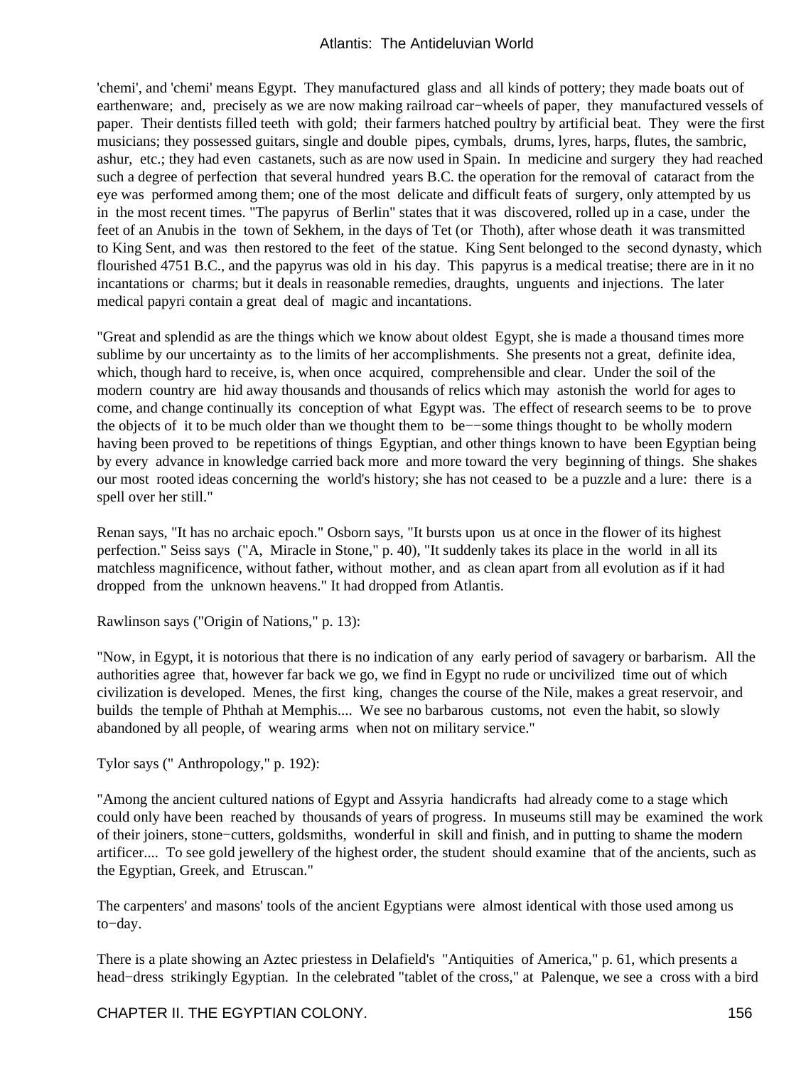'chemi', and 'chemi' means Egypt. They manufactured glass and all kinds of pottery; they made boats out of earthenware; and, precisely as we are now making railroad car−wheels of paper, they manufactured vessels of paper. Their dentists filled teeth with gold; their farmers hatched poultry by artificial beat. They were the first musicians; they possessed guitars, single and double pipes, cymbals, drums, lyres, harps, flutes, the sambric, ashur, etc.; they had even castanets, such as are now used in Spain. In medicine and surgery they had reached such a degree of perfection that several hundred years B.C. the operation for the removal of cataract from the eye was performed among them; one of the most delicate and difficult feats of surgery, only attempted by us in the most recent times. "The papyrus of Berlin" states that it was discovered, rolled up in a case, under the feet of an Anubis in the town of Sekhem, in the days of Tet (or Thoth), after whose death it was transmitted to King Sent, and was then restored to the feet of the statue. King Sent belonged to the second dynasty, which flourished 4751 B.C., and the papyrus was old in his day. This papyrus is a medical treatise; there are in it no incantations or charms; but it deals in reasonable remedies, draughts, unguents and injections. The later medical papyri contain a great deal of magic and incantations.

"Great and splendid as are the things which we know about oldest Egypt, she is made a thousand times more sublime by our uncertainty as to the limits of her accomplishments. She presents not a great, definite idea, which, though hard to receive, is, when once acquired, comprehensible and clear. Under the soil of the modern country are hid away thousands and thousands of relics which may astonish the world for ages to come, and change continually its conception of what Egypt was. The effect of research seems to be to prove the objects of it to be much older than we thought them to be−−some things thought to be wholly modern having been proved to be repetitions of things Egyptian, and other things known to have been Egyptian being by every advance in knowledge carried back more and more toward the very beginning of things. She shakes our most rooted ideas concerning the world's history; she has not ceased to be a puzzle and a lure: there is a spell over her still."

Renan says, "It has no archaic epoch." Osborn says, "It bursts upon us at once in the flower of its highest perfection." Seiss says ("A, Miracle in Stone," p. 40), "It suddenly takes its place in the world in all its matchless magnificence, without father, without mother, and as clean apart from all evolution as if it had dropped from the unknown heavens." It had dropped from Atlantis.

Rawlinson says ("Origin of Nations," p. 13):

"Now, in Egypt, it is notorious that there is no indication of any early period of savagery or barbarism. All the authorities agree that, however far back we go, we find in Egypt no rude or uncivilized time out of which civilization is developed. Menes, the first king, changes the course of the Nile, makes a great reservoir, and builds the temple of Phthah at Memphis.... We see no barbarous customs, not even the habit, so slowly abandoned by all people, of wearing arms when not on military service."

Tylor says (" Anthropology," p. 192):

"Among the ancient cultured nations of Egypt and Assyria handicrafts had already come to a stage which could only have been reached by thousands of years of progress. In museums still may be examined the work of their joiners, stone−cutters, goldsmiths, wonderful in skill and finish, and in putting to shame the modern artificer.... To see gold jewellery of the highest order, the student should examine that of the ancients, such as the Egyptian, Greek, and Etruscan."

The carpenters' and masons' tools of the ancient Egyptians were almost identical with those used among us to−day.

There is a plate showing an Aztec priestess in Delafield's "Antiquities of America," p. 61, which presents a head−dress strikingly Egyptian. In the celebrated "tablet of the cross," at Palenque, we see a cross with a bird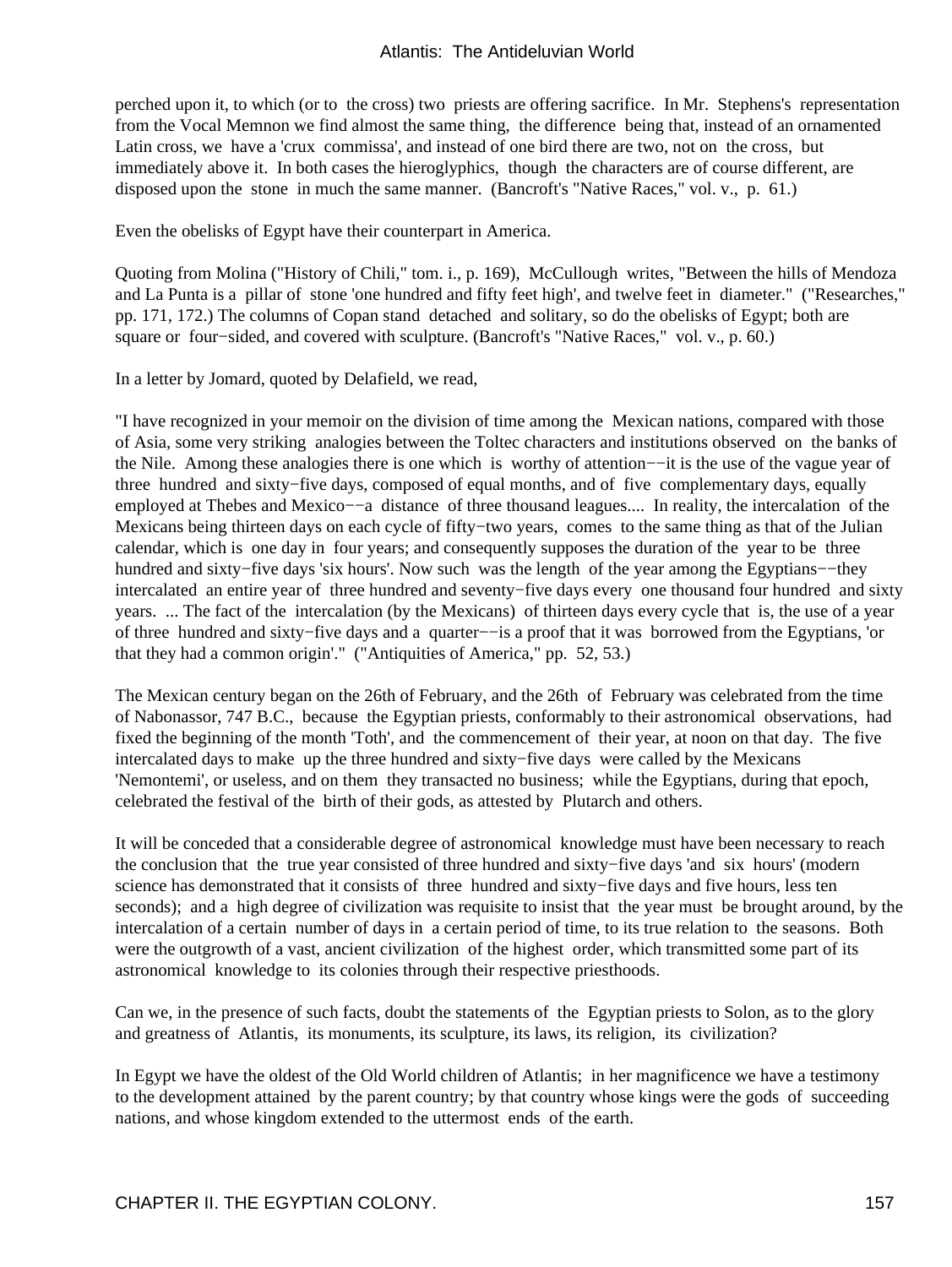perched upon it, to which (or to the cross) two priests are offering sacrifice. In Mr. Stephens's representation from the Vocal Memnon we find almost the same thing, the difference being that, instead of an ornamented Latin cross, we have a 'crux commissa', and instead of one bird there are two, not on the cross, but immediately above it. In both cases the hieroglyphics, though the characters are of course different, are disposed upon the stone in much the same manner. (Bancroft's "Native Races," vol. v., p. 61.)

Even the obelisks of Egypt have their counterpart in America.

Quoting from Molina ("History of Chili," tom. i., p. 169), McCullough writes, "Between the hills of Mendoza and La Punta is a pillar of stone 'one hundred and fifty feet high', and twelve feet in diameter." ("Researches," pp. 171, 172.) The columns of Copan stand detached and solitary, so do the obelisks of Egypt; both are square or four−sided, and covered with sculpture. (Bancroft's "Native Races," vol. v., p. 60.)

In a letter by Jomard, quoted by Delafield, we read,

"I have recognized in your memoir on the division of time among the Mexican nations, compared with those of Asia, some very striking analogies between the Toltec characters and institutions observed on the banks of the Nile. Among these analogies there is one which is worthy of attention−−it is the use of the vague year of three hundred and sixty−five days, composed of equal months, and of five complementary days, equally employed at Thebes and Mexico−−a distance of three thousand leagues.... In reality, the intercalation of the Mexicans being thirteen days on each cycle of fifty−two years, comes to the same thing as that of the Julian calendar, which is one day in four years; and consequently supposes the duration of the year to be three hundred and sixty−five days 'six hours'. Now such was the length of the year among the Egyptians−−they intercalated an entire year of three hundred and seventy−five days every one thousand four hundred and sixty years. ... The fact of the intercalation (by the Mexicans) of thirteen days every cycle that is, the use of a year of three hundred and sixty−five days and a quarter−−is a proof that it was borrowed from the Egyptians, 'or that they had a common origin'." ("Antiquities of America," pp. 52, 53.)

The Mexican century began on the 26th of February, and the 26th of February was celebrated from the time of Nabonassor, 747 B.C., because the Egyptian priests, conformably to their astronomical observations, had fixed the beginning of the month 'Toth', and the commencement of their year, at noon on that day. The five intercalated days to make up the three hundred and sixty−five days were called by the Mexicans 'Nemontemi', or useless, and on them they transacted no business; while the Egyptians, during that epoch, celebrated the festival of the birth of their gods, as attested by Plutarch and others.

It will be conceded that a considerable degree of astronomical knowledge must have been necessary to reach the conclusion that the true year consisted of three hundred and sixty−five days 'and six hours' (modern science has demonstrated that it consists of three hundred and sixty−five days and five hours, less ten seconds); and a high degree of civilization was requisite to insist that the year must be brought around, by the intercalation of a certain number of days in a certain period of time, to its true relation to the seasons. Both were the outgrowth of a vast, ancient civilization of the highest order, which transmitted some part of its astronomical knowledge to its colonies through their respective priesthoods.

Can we, in the presence of such facts, doubt the statements of the Egyptian priests to Solon, as to the glory and greatness of Atlantis, its monuments, its sculpture, its laws, its religion, its civilization?

In Egypt we have the oldest of the Old World children of Atlantis; in her magnificence we have a testimony to the development attained by the parent country; by that country whose kings were the gods of succeeding nations, and whose kingdom extended to the uttermost ends of the earth.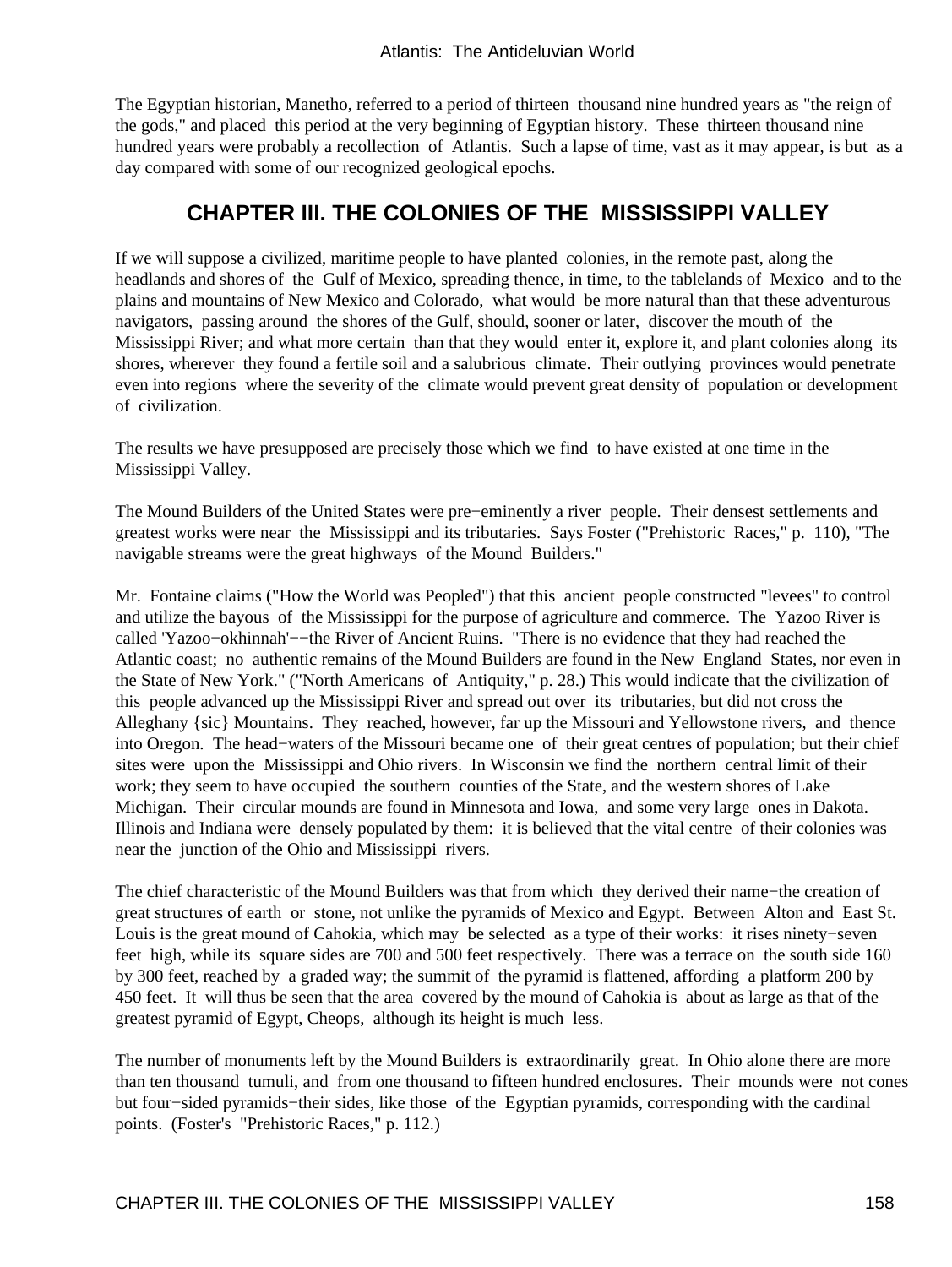The Egyptian historian, Manetho, referred to a period of thirteen thousand nine hundred years as "the reign of the gods," and placed this period at the very beginning of Egyptian history. These thirteen thousand nine hundred years were probably a recollection of Atlantis. Such a lapse of time, vast as it may appear, is but as a day compared with some of our recognized geological epochs.

## CHAPTER III. THE COLONIES OF THE MISSISSIPPI VALLEY

If we will suppose a civilized, maritime people to have planted colonies, in the remote past, along the headlands and shores of the Gulf of Mexico, spreading thence, in time, to the tablelands of Mexico and to the plains and mountains of New Mexico and Colorado, what would be more natural than that these adventurous navigators, passing around the shores of the Gulf, should, sooner or later, discover the mouth of the Mississippi River; and what more certain than that they would enter it, explore it, and plant colonies along its shores, wherever they found a fertile soil and a salubrious climate. Their outlying provinces would penetrate even into regions where the severity of the climate would prevent great density of population or development of civilization.

The results we have presupposed are precisely those which we find to have existed at one time in the Mississippi Valley.

The Mound Builders of the United States were pre−eminently a river people. Their densest settlements and greatest works were near the Mississippi and its tributaries. Says Foster ("Prehistoric Races," p. 110), "The navigable streams were the great highways of the Mound Builders."

Mr. Fontaine claims ("How the World was Peopled") that this ancient people constructed "levees" to control and utilize the bayous of the Mississippi for the purpose of agriculture and commerce. The Yazoo River is called 'Yazoo−okhinnah'−−the River of Ancient Ruins. "There is no evidence that they had reached the Atlantic coast; no authentic remains of the Mound Builders are found in the New England States, nor even in the State of New York." ("North Americans of Antiquity," p. 28.) This would indicate that the civilization of this people advanced up the Mississippi River and spread out over its tributaries, but did not cross the Alleghany {sic} Mountains. They reached, however, far up the Missouri and Yellowstone rivers, and thence into Oregon. The head−waters of the Missouri became one of their great centres of population; but their chief sites were upon the Mississippi and Ohio rivers. In Wisconsin we find the northern central limit of their work; they seem to have occupied the southern counties of the State, and the western shores of Lake Michigan. Their circular mounds are found in Minnesota and Iowa, and some very large ones in Dakota. Illinois and Indiana were densely populated by them: it is believed that the vital centre of their colonies was near the junction of the Ohio and Mississippi rivers.

The chief characteristic of the Mound Builders was that from which they derived their name−the creation of great structures of earth or stone, not unlike the pyramids of Mexico and Egypt. Between Alton and East St. Louis is the great mound of Cahokia, which may be selected as a type of their works: it rises ninety−seven feet high, while its square sides are 700 and 500 feet respectively. There was a terrace on the south side 160 by 300 feet, reached by a graded way; the summit of the pyramid is flattened, affording a platform 200 by 450 feet. It will thus be seen that the area covered by the mound of Cahokia is about as large as that of the greatest pyramid of Egypt, Cheops, although its height is much less.

The number of monuments left by the Mound Builders is extraordinarily great. In Ohio alone there are more than ten thousand tumuli, and from one thousand to fifteen hundred enclosures. Their mounds were not cones but four−sided pyramids−their sides, like those of the Egyptian pyramids, corresponding with the cardinal points. (Foster's "Prehistoric Races," p. 112.)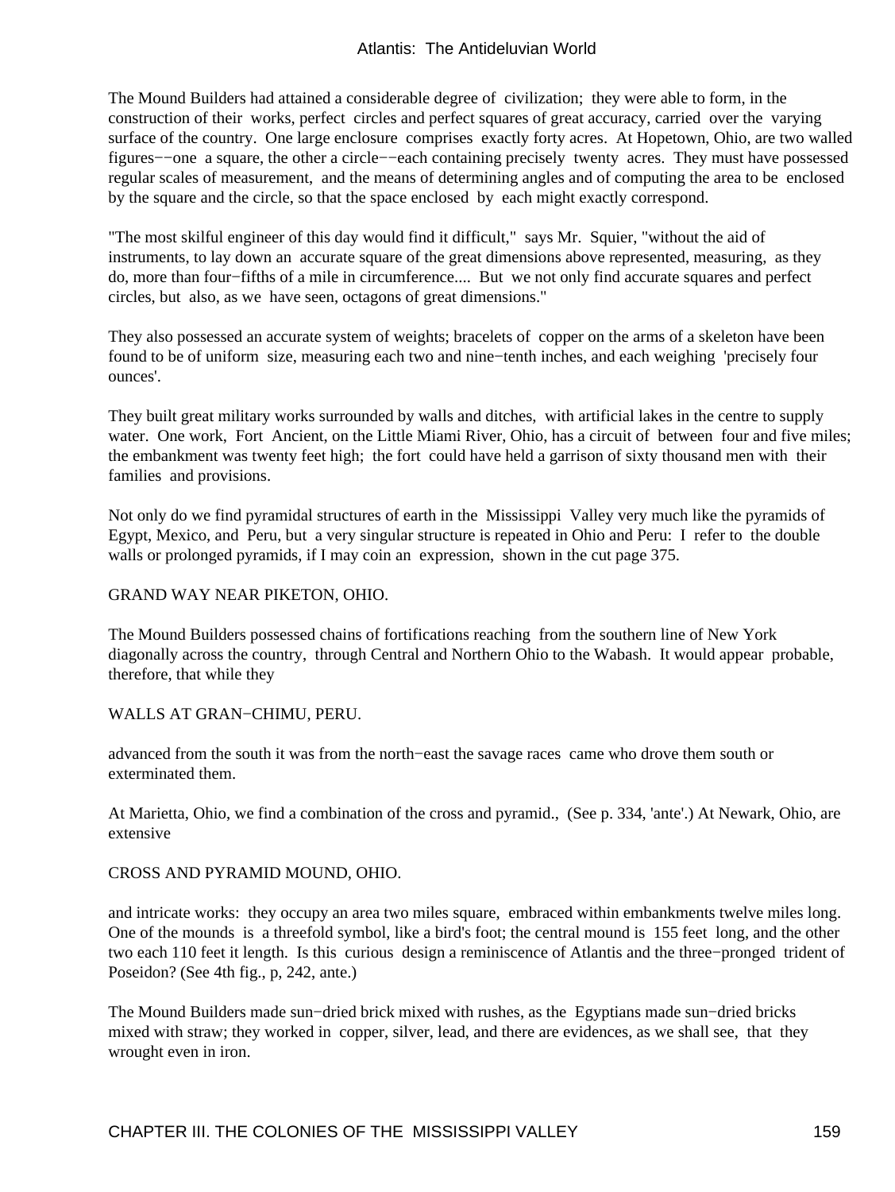The Mound Builders had attained a considerable degree of civilization; they were able to form, in the construction of their works, perfect circles and perfect squares of great accuracy, carried over the varying surface of the country. One large enclosure comprises exactly forty acres. At Hopetown, Ohio, are two walled figures−−one a square, the other a circle−−each containing precisely twenty acres. They must have possessed regular scales of measurement, and the means of determining angles and of computing the area to be enclosed by the square and the circle, so that the space enclosed by each might exactly correspond.

"The most skilful engineer of this day would find it difficult," says Mr. Squier, "without the aid of instruments, to lay down an accurate square of the great dimensions above represented, measuring, as they do, more than four−fifths of a mile in circumference.... But we not only find accurate squares and perfect circles, but also, as we have seen, octagons of great dimensions."

They also possessed an accurate system of weights; bracelets of copper on the arms of a skeleton have been found to be of uniform size, measuring each two and nine−tenth inches, and each weighing 'precisely four ounces'.

They built great military works surrounded by walls and ditches, with artificial lakes in the centre to supply water. One work, Fort Ancient, on the Little Miami River, Ohio, has a circuit of between four and five miles; the embankment was twenty feet high; the fort could have held a garrison of sixty thousand men with their families and provisions.

Not only do we find pyramidal structures of earth in the Mississippi Valley very much like the pyramids of Egypt, Mexico, and Peru, but a very singular structure is repeated in Ohio and Peru: I refer to the double walls or prolonged pyramids, if I may coin an expression, shown in the cut page 375.

GRAND WAY NEAR PIKETON, OHIO.

The Mound Builders possessed chains of fortifications reaching from the southern line of New York diagonally across the country, through Central and Northern Ohio to the Wabash. It would appear probable, therefore, that while they

WALLS AT GRAN−CHIMU, PERU.

advanced from the south it was from the north−east the savage races came who drove them south or exterminated them.

At Marietta, Ohio, we find a combination of the cross and pyramid., (See p. 334, 'ante'.) At Newark, Ohio, are extensive

CROSS AND PYRAMID MOUND, OHIO.

and intricate works: they occupy an area two miles square, embraced within embankments twelve miles long. One of the mounds is a threefold symbol, like a bird's foot; the central mound is 155 feet long, and the other two each 110 feet it length. Is this curious design a reminiscence of Atlantis and the three−pronged trident of Poseidon? (See 4th fig., p, 242, ante.)

The Mound Builders made sun−dried brick mixed with rushes, as the Egyptians made sun−dried bricks mixed with straw; they worked in copper, silver, lead, and there are evidences, as we shall see, that they wrought even in iron.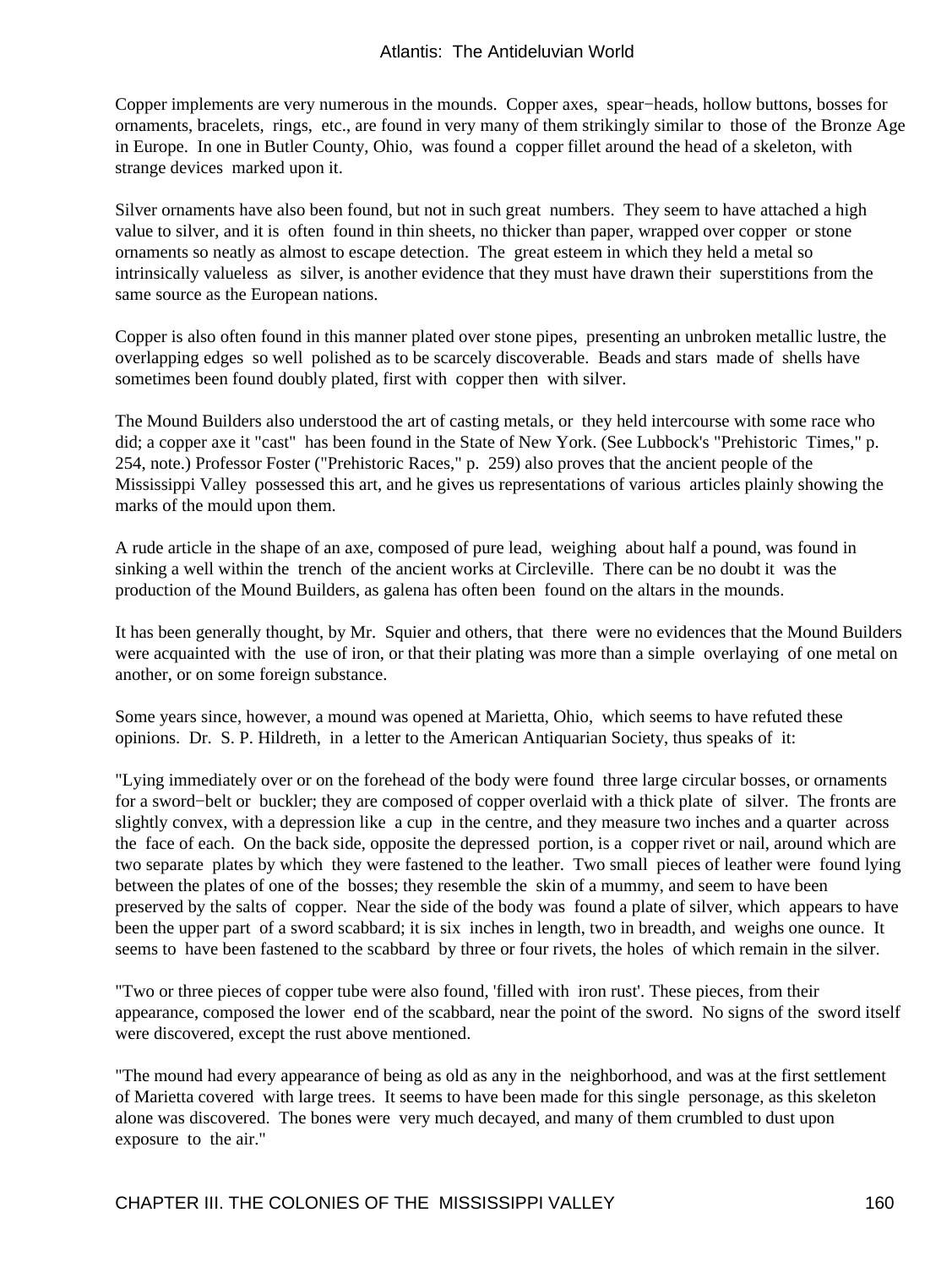Copper implements are very numerous in the mounds. Copper axes, spear−heads, hollow buttons, bosses for ornaments, bracelets, rings, etc., are found in very many of them strikingly similar to those of the Bronze Age in Europe. In one in Butler County, Ohio, was found a copper fillet around the head of a skeleton, with strange devices marked upon it.

Silver ornaments have also been found, but not in such great numbers. They seem to have attached a high value to silver, and it is often found in thin sheets, no thicker than paper, wrapped over copper or stone ornaments so neatly as almost to escape detection. The great esteem in which they held a metal so intrinsically valueless as silver, is another evidence that they must have drawn their superstitions from the same source as the European nations.

Copper is also often found in this manner plated over stone pipes, presenting an unbroken metallic lustre, the overlapping edges so well polished as to be scarcely discoverable. Beads and stars made of shells have sometimes been found doubly plated, first with copper then with silver.

The Mound Builders also understood the art of casting metals, or they held intercourse with some race who did; a copper axe it "cast" has been found in the State of New York. (See Lubbock's "Prehistoric Times," p. 254, note.) Professor Foster ("Prehistoric Races," p. 259) also proves that the ancient people of the Mississippi Valley possessed this art, and he gives us representations of various articles plainly showing the marks of the mould upon them.

A rude article in the shape of an axe, composed of pure lead, weighing about half a pound, was found in sinking a well within the trench of the ancient works at Circleville. There can be no doubt it was the production of the Mound Builders, as galena has often been found on the altars in the mounds.

It has been generally thought, by Mr. Squier and others, that there were no evidences that the Mound Builders were acquainted with the use of iron, or that their plating was more than a simple overlaying of one metal on another, or on some foreign substance.

Some years since, however, a mound was opened at Marietta, Ohio, which seems to have refuted these opinions. Dr. S. P. Hildreth, in a letter to the American Antiquarian Society, thus speaks of it:

"Lying immediately over or on the forehead of the body were found three large circular bosses, or ornaments for a sword−belt or buckler; they are composed of copper overlaid with a thick plate of silver. The fronts are slightly convex, with a depression like a cup in the centre, and they measure two inches and a quarter across the face of each. On the back side, opposite the depressed portion, is a copper rivet or nail, around which are two separate plates by which they were fastened to the leather. Two small pieces of leather were found lying between the plates of one of the bosses; they resemble the skin of a mummy, and seem to have been preserved by the salts of copper. Near the side of the body was found a plate of silver, which appears to have been the upper part of a sword scabbard; it is six inches in length, two in breadth, and weighs one ounce. It seems to have been fastened to the scabbard by three or four rivets, the holes of which remain in the silver.

"Two or three pieces of copper tube were also found, 'filled with iron rust'. These pieces, from their appearance, composed the lower end of the scabbard, near the point of the sword. No signs of the sword itself were discovered, except the rust above mentioned.

"The mound had every appearance of being as old as any in the neighborhood, and was at the first settlement of Marietta covered with large trees. It seems to have been made for this single personage, as this skeleton alone was discovered. The bones were very much decayed, and many of them crumbled to dust upon exposure to the air."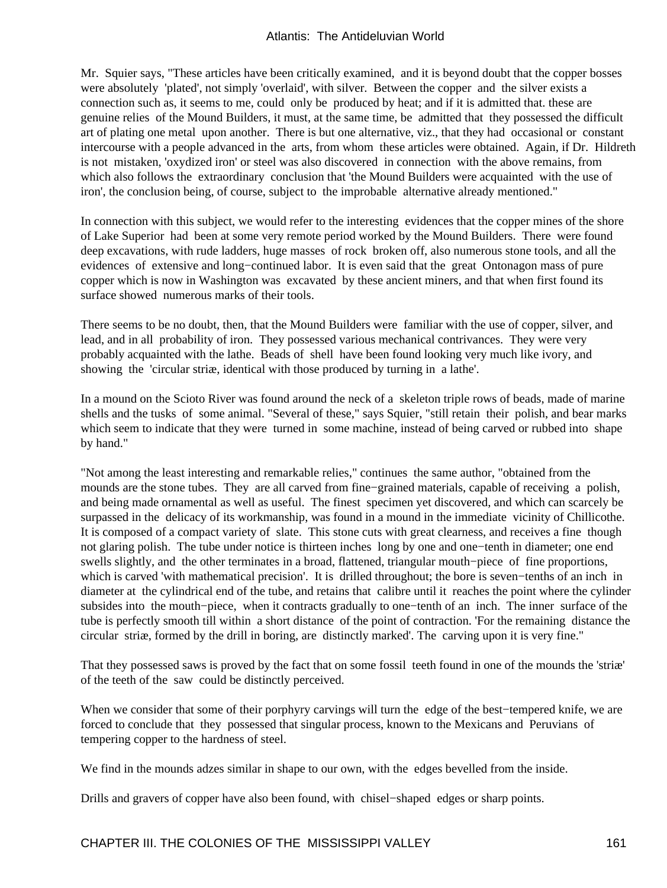Mr. Squier says, "These articles have been critically examined, and it is beyond doubt that the copper bosses were absolutely 'plated', not simply 'overlaid', with silver. Between the copper and the silver exists a connection such as, it seems to me, could only be produced by heat; and if it is admitted that. these are genuine relies of the Mound Builders, it must, at the same time, be admitted that they possessed the difficult art of plating one metal upon another. There is but one alternative, viz., that they had occasional or constant intercourse with a people advanced in the arts, from whom these articles were obtained. Again, if Dr. Hildreth is not mistaken, 'oxydized iron' or steel was also discovered in connection with the above remains, from which also follows the extraordinary conclusion that 'the Mound Builders were acquainted with the use of iron', the conclusion being, of course, subject to the improbable alternative already mentioned."

In connection with this subject, we would refer to the interesting evidences that the copper mines of the shore of Lake Superior had been at some very remote period worked by the Mound Builders. There were found deep excavations, with rude ladders, huge masses of rock broken off, also numerous stone tools, and all the evidences of extensive and long−continued labor. It is even said that the great Ontonagon mass of pure copper which is now in Washington was excavated by these ancient miners, and that when first found its surface showed numerous marks of their tools.

There seems to be no doubt, then, that the Mound Builders were familiar with the use of copper, silver, and lead, and in all probability of iron. They possessed various mechanical contrivances. They were very probably acquainted with the lathe. Beads of shell have been found looking very much like ivory, and showing the 'circular striæ, identical with those produced by turning in a lathe'.

In a mound on the Scioto River was found around the neck of a skeleton triple rows of beads, made of marine shells and the tusks of some animal. "Several of these," says Squier, "still retain their polish, and bear marks which seem to indicate that they were turned in some machine, instead of being carved or rubbed into shape by hand."

"Not among the least interesting and remarkable relies," continues the same author, "obtained from the mounds are the stone tubes. They are all carved from fine−grained materials, capable of receiving a polish, and being made ornamental as well as useful. The finest specimen yet discovered, and which can scarcely be surpassed in the delicacy of its workmanship, was found in a mound in the immediate vicinity of Chillicothe. It is composed of a compact variety of slate. This stone cuts with great clearness, and receives a fine though not glaring polish. The tube under notice is thirteen inches long by one and one−tenth in diameter; one end swells slightly, and the other terminates in a broad, flattened, triangular mouth−piece of fine proportions, which is carved 'with mathematical precision'. It is drilled throughout; the bore is seven−tenths of an inch in diameter at the cylindrical end of the tube, and retains that calibre until it reaches the point where the cylinder subsides into the mouth−piece, when it contracts gradually to one−tenth of an inch. The inner surface of the tube is perfectly smooth till within a short distance of the point of contraction. 'For the remaining distance the circular striæ, formed by the drill in boring, are distinctly marked'. The carving upon it is very fine."

That they possessed saws is proved by the fact that on some fossil teeth found in one of the mounds the 'striæ' of the teeth of the saw could be distinctly perceived.

When we consider that some of their porphyry carvings will turn the edge of the best−tempered knife, we are forced to conclude that they possessed that singular process, known to the Mexicans and Peruvians of tempering copper to the hardness of steel.

We find in the mounds adzes similar in shape to our own, with the edges bevelled from the inside.

Drills and gravers of copper have also been found, with chisel−shaped edges or sharp points.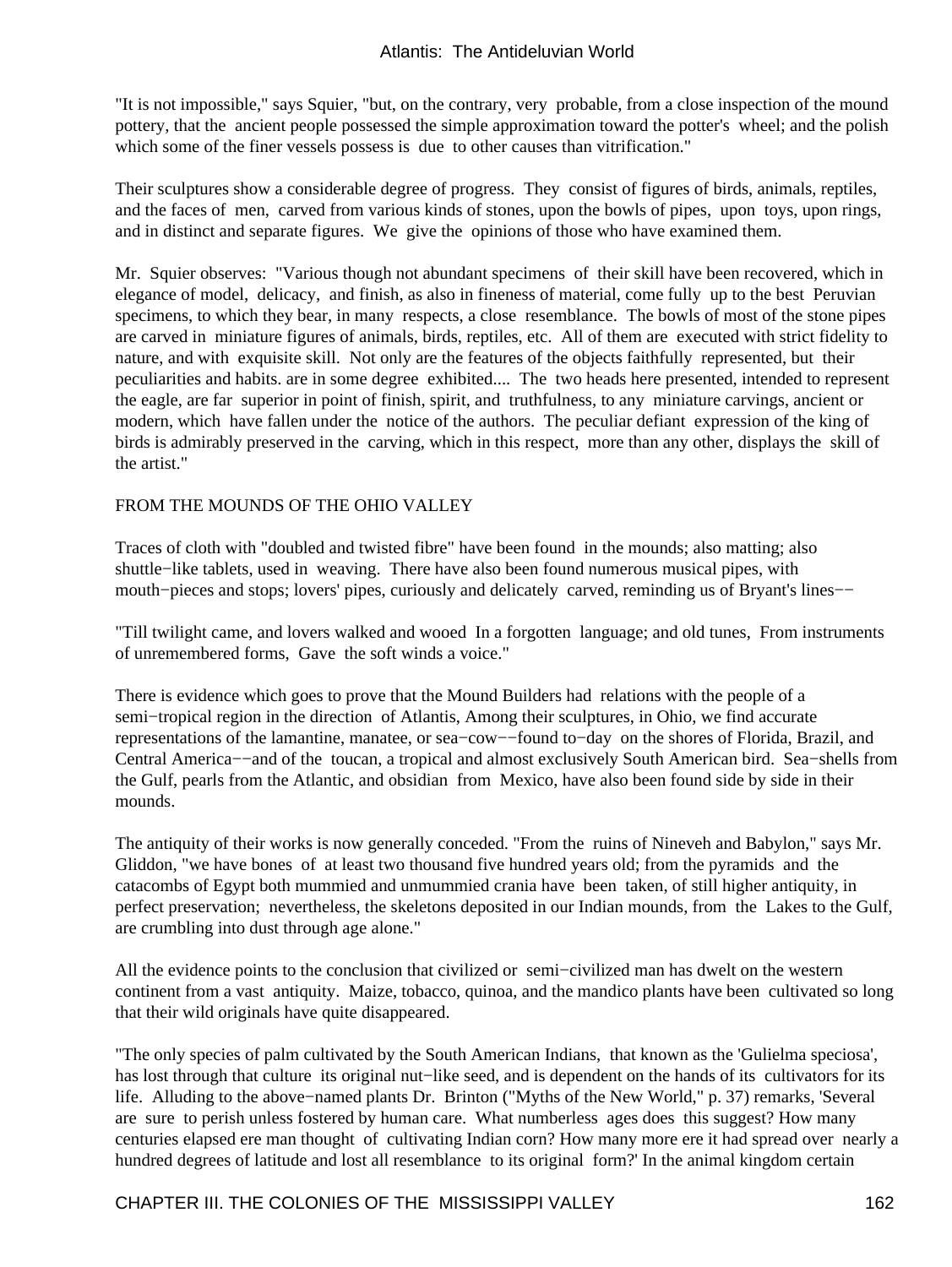"It is not impossible," says Squier, "but, on the contrary, very probable, from a close inspection of the mound pottery, that the ancient people possessed the simple approximation toward the potter's wheel; and the polish which some of the finer vessels possess is due to other causes than vitrification."

Their sculptures show a considerable degree of progress. They consist of figures of birds, animals, reptiles, and the faces of men, carved from various kinds of stones, upon the bowls of pipes, upon toys, upon rings, and in distinct and separate figures. We give the opinions of those who have examined them.

Mr. Squier observes: "Various though not abundant specimens of their skill have been recovered, which in elegance of model, delicacy, and finish, as also in fineness of material, come fully up to the best Peruvian specimens, to which they bear, in many respects, a close resemblance. The bowls of most of the stone pipes are carved in miniature figures of animals, birds, reptiles, etc. All of them are executed with strict fidelity to nature, and with exquisite skill. Not only are the features of the objects faithfully represented, but their peculiarities and habits. are in some degree exhibited.... The two heads here presented, intended to represent the eagle, are far superior in point of finish, spirit, and truthfulness, to any miniature carvings, ancient or modern, which have fallen under the notice of the authors. The peculiar defiant expression of the king of birds is admirably preserved in the carving, which in this respect, more than any other, displays the skill of the artist."

FROM THE MOUNDS OF THE OHIO VALLEY

Traces of cloth with "doubled and twisted fibre" have been found in the mounds; also matting; also shuttle−like tablets, used in weaving. There have also been found numerous musical pipes, with mouth−pieces and stops; lovers' pipes, curiously and delicately carved, reminding us of Bryant's lines−−

"Till twilight came, and lovers walked and wooed In a forgotten language; and old tunes, From instruments of unremembered forms, Gave the soft winds a voice."

There is evidence which goes to prove that the Mound Builders had relations with the people of a semi−tropical region in the direction of Atlantis, Among their sculptures, in Ohio, we find accurate representations of the lamantine, manatee, or sea−cow−−found to−day on the shores of Florida, Brazil, and Central America−−and of the toucan, a tropical and almost exclusively South American bird. Sea−shells from the Gulf, pearls from the Atlantic, and obsidian from Mexico, have also been found side by side in their mounds.

The antiquity of their works is now generally conceded. "From the ruins of Nineveh and Babylon," says Mr. Gliddon, "we have bones of at least two thousand five hundred years old; from the pyramids and the catacombs of Egypt both mummied and unmummied crania have been taken, of still higher antiquity, in perfect preservation; nevertheless, the skeletons deposited in our Indian mounds, from the Lakes to the Gulf, are crumbling into dust through age alone."

All the evidence points to the conclusion that civilized or semi−civilized man has dwelt on the western continent from a vast antiquity. Maize, tobacco, quinoa, and the mandico plants have been cultivated so long that their wild originals have quite disappeared.

"The only species of palm cultivated by the South American Indians, that known as the 'Gulielma speciosa', has lost through that culture its original nut−like seed, and is dependent on the hands of its cultivators for its life. Alluding to the above−named plants Dr. Brinton ("Myths of the New World," p. 37) remarks, 'Several are sure to perish unless fostered by human care. What numberless ages does this suggest? How many centuries elapsed ere man thought of cultivating Indian corn? How many more ere it had spread over nearly a hundred degrees of latitude and lost all resemblance to its original form?' In the animal kingdom certain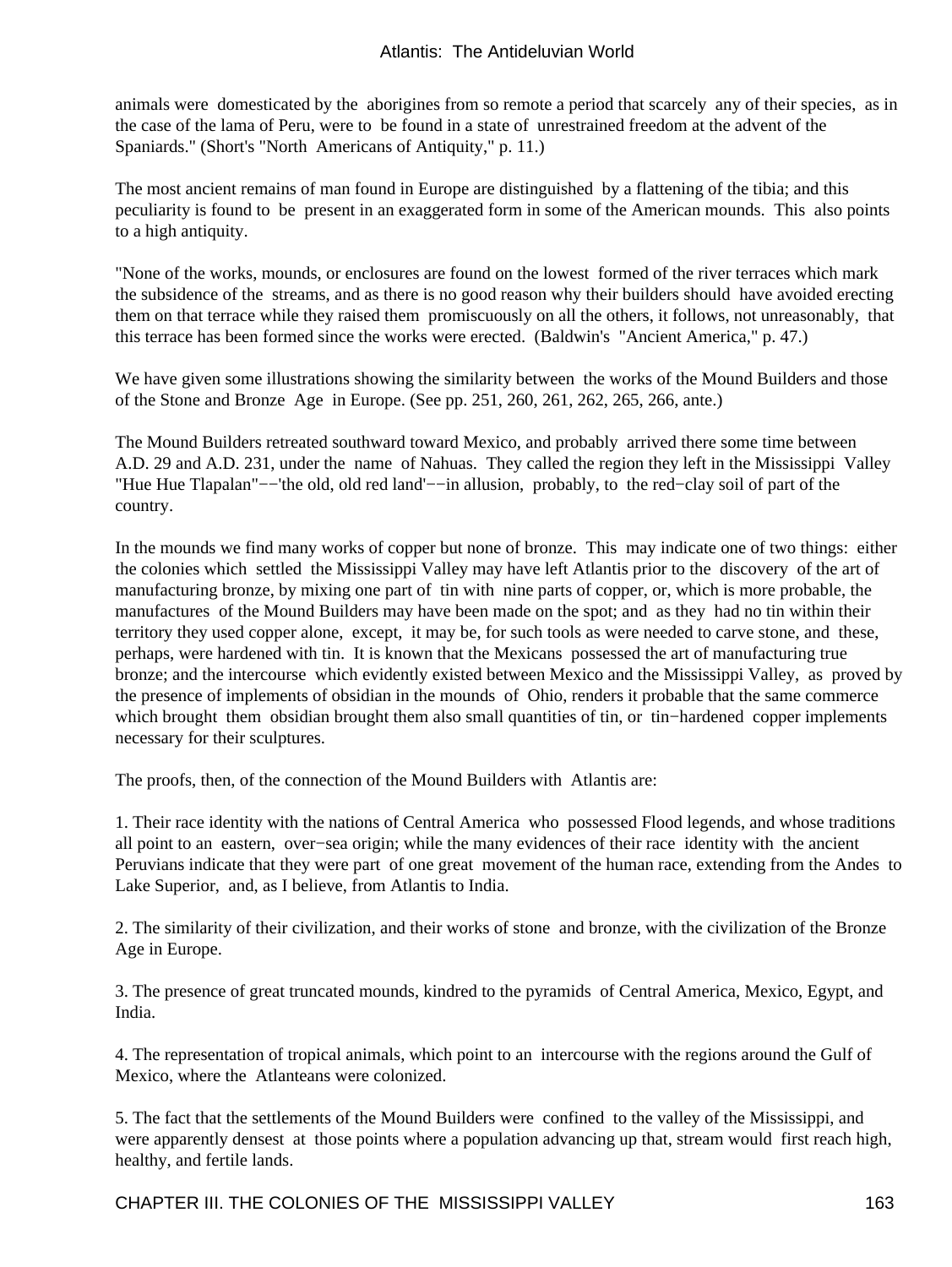animals were domesticated by the aborigines from so remote a period that scarcely any of their species, as in the case of the lama of Peru, were to be found in a state of unrestrained freedom at the advent of the Spaniards." (Short's "North Americans of Antiquity," p. 11.)

The most ancient remains of man found in Europe are distinguished by a flattening of the tibia; and this peculiarity is found to be present in an exaggerated form in some of the American mounds. This also points to a high antiquity.

"None of the works, mounds, or enclosures are found on the lowest formed of the river terraces which mark the subsidence of the streams, and as there is no good reason why their builders should have avoided erecting them on that terrace while they raised them promiscuously on all the others, it follows, not unreasonably, that this terrace has been formed since the works were erected. (Baldwin's "Ancient America," p. 47.)

We have given some illustrations showing the similarity between the works of the Mound Builders and those of the Stone and Bronze Age in Europe. (See pp. 251, 260, 261, 262, 265, 266, ante.)

The Mound Builders retreated southward toward Mexico, and probably arrived there some time between A.D. 29 and A.D. 231, under the name of Nahuas. They called the region they left in the Mississippi Valley "Hue Hue Tlapalan"−−'the old, old red land'−−in allusion, probably, to the red−clay soil of part of the country.

In the mounds we find many works of copper but none of bronze. This may indicate one of two things: either the colonies which settled the Mississippi Valley may have left Atlantis prior to the discovery of the art of manufacturing bronze, by mixing one part of tin with nine parts of copper, or, which is more probable, the manufactures of the Mound Builders may have been made on the spot; and as they had no tin within their territory they used copper alone, except, it may be, for such tools as were needed to carve stone, and these, perhaps, were hardened with tin. It is known that the Mexicans possessed the art of manufacturing true bronze; and the intercourse which evidently existed between Mexico and the Mississippi Valley, as proved by the presence of implements of obsidian in the mounds of Ohio, renders it probable that the same commerce which brought them obsidian brought them also small quantities of tin, or tin−hardened copper implements necessary for their sculptures.

The proofs, then, of the connection of the Mound Builders with Atlantis are:

1. Their race identity with the nations of Central America who possessed Flood legends, and whose traditions all point to an eastern, over−sea origin; while the many evidences of their race identity with the ancient Peruvians indicate that they were part of one great movement of the human race, extending from the Andes to Lake Superior, and, as I believe, from Atlantis to India.

2. The similarity of their civilization, and their works of stone and bronze, with the civilization of the Bronze Age in Europe.

3. The presence of great truncated mounds, kindred to the pyramids of Central America, Mexico, Egypt, and India.

4. The representation of tropical animals, which point to an intercourse with the regions around the Gulf of Mexico, where the Atlanteans were colonized.

5. The fact that the settlements of the Mound Builders were confined to the valley of the Mississippi, and were apparently densest at those points where a population advancing up that, stream would first reach high, healthy, and fertile lands.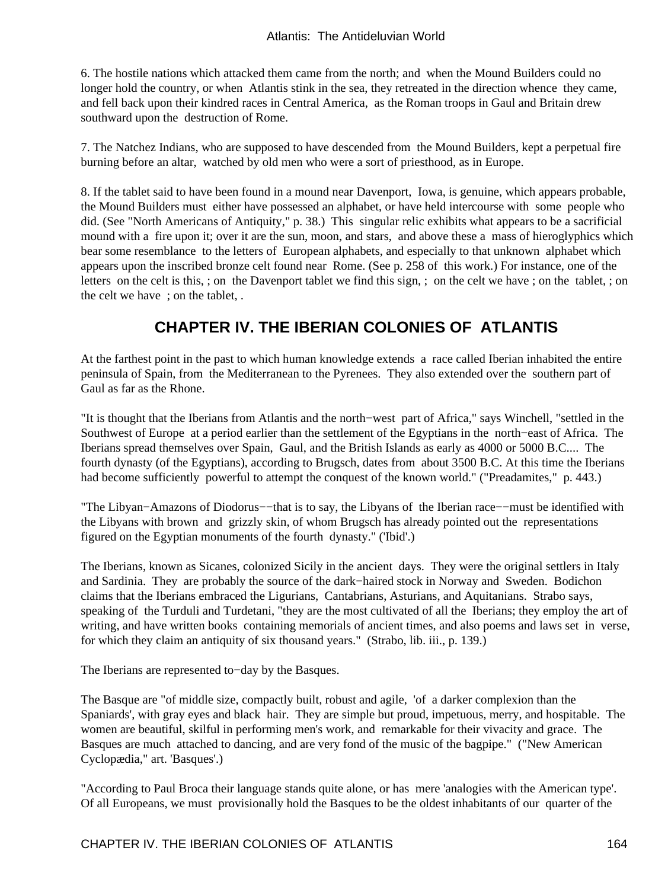6. The hostile nations which attacked them came from the north; and when the Mound Builders could no longer hold the country, or when Atlantis stink in the sea, they retreated in the direction whence they came, and fell back upon their kindred races in Central America, as the Roman troops in Gaul and Britain drew southward upon the destruction of Rome.

7. The Natchez Indians, who are supposed to have descended from the Mound Builders, kept a perpetual fire burning before an altar, watched by old men who were a sort of priesthood, as in Europe.

8. If the tablet said to have been found in a mound near Davenport, Iowa, is genuine, which appears probable, the Mound Builders must either have possessed an alphabet, or have held intercourse with some people who did. (See "North Americans of Antiquity," p. 38.) This singular relic exhibits what appears to be a sacrificial mound with a fire upon it; over it are the sun, moon, and stars, and above these a mass of hieroglyphics which bear some resemblance to the letters of European alphabets, and especially to that unknown alphabet which appears upon the inscribed bronze celt found near Rome. (See p. 258 of this work.) For instance, one of the letters on the celt is this, ; on the Davenport tablet we find this sign, ; on the celt we have ; on the tablet, ; on the celt we have ; on the tablet, .

## CHAPTER IV. THE IBERIAN COLONIES OF ATLANTIS

At the farthest point in the past to which human knowledge extends a race called Iberian inhabited the entire peninsula of Spain, from the Mediterranean to the Pyrenees. They also extended over the southern part of Gaul as far as the Rhone.

"It is thought that the Iberians from Atlantis and the north−west part of Africa," says Winchell, "settled in the Southwest of Europe at a period earlier than the settlement of the Egyptians in the north−east of Africa. The Iberians spread themselves over Spain, Gaul, and the British Islands as early as 4000 or 5000 B.C.... The fourth dynasty (of the Egyptians), according to Brugsch, dates from about 3500 B.C. At this time the Iberians had become sufficiently powerful to attempt the conquest of the known world." ("Preadamites," p. 443.)

"The Libyan−Amazons of Diodorus−−that is to say, the Libyans of the Iberian race−−must be identified with the Libyans with brown and grizzly skin, of whom Brugsch has already pointed out the representations figured on the Egyptian monuments of the fourth dynasty." ('Ibid'.)

The Iberians, known as Sicanes, colonized Sicily in the ancient days. They were the original settlers in Italy and Sardinia. They are probably the source of the dark−haired stock in Norway and Sweden. Bodichon claims that the Iberians embraced the Ligurians, Cantabrians, Asturians, and Aquitanians. Strabo says, speaking of the Turduli and Turdetani, "they are the most cultivated of all the Iberians; they employ the art of writing, and have written books containing memorials of ancient times, and also poems and laws set in verse, for which they claim an antiquity of six thousand years." (Strabo, lib. iii., p. 139.)

The Iberians are represented to−day by the Basques.

The Basque are "of middle size, compactly built, robust and agile, 'of a darker complexion than the Spaniards', with gray eyes and black hair. They are simple but proud, impetuous, merry, and hospitable. The women are beautiful, skilful in performing men's work, and remarkable for their vivacity and grace. The Basques are much attached to dancing, and are very fond of the music of the bagpipe." ("New American Cyclopædia," art. 'Basques'.)

"According to Paul Broca their language stands quite alone, or has mere 'analogies with the American type'. Of all Europeans, we must provisionally hold the Basques to be the oldest inhabitants of our quarter of the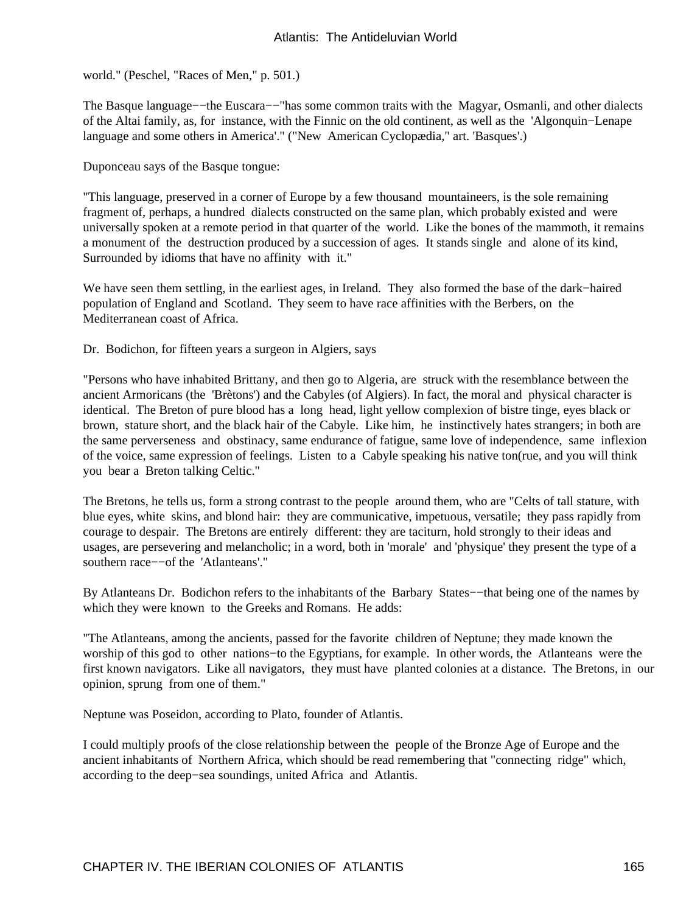world." (Peschel, "Races of Men," p. 501.)

The Basque language−−the Euscara−−"has some common traits with the Magyar, Osmanli, and other dialects of the Altai family, as, for instance, with the Finnic on the old continent, as well as the 'Algonquin−Lenape language and some others in America'." ("New American Cyclopædia," art. 'Basques'.)

Duponceau says of the Basque tongue:

"This language, preserved in a corner of Europe by a few thousand mountaineers, is the sole remaining fragment of, perhaps, a hundred dialects constructed on the same plan, which probably existed and were universally spoken at a remote period in that quarter of the world. Like the bones of the mammoth, it remains a monument of the destruction produced by a succession of ages. It stands single and alone of its kind, Surrounded by idioms that have no affinity with it."

We have seen them settling, in the earliest ages, in Ireland. They also formed the base of the dark−haired population of England and Scotland. They seem to have race affinities with the Berbers, on the Mediterranean coast of Africa.

Dr. Bodichon, for fifteen years a surgeon in Algiers, says

"Persons who have inhabited Brittany, and then go to Algeria, are struck with the resemblance between the ancient Armoricans (the 'Brètons') and the Cabyles (of Algiers). In fact, the moral and physical character is identical. The Breton of pure blood has a long head, light yellow complexion of bistre tinge, eyes black or brown, stature short, and the black hair of the Cabyle. Like him, he instinctively hates strangers; in both are the same perverseness and obstinacy, same endurance of fatigue, same love of independence, same inflexion of the voice, same expression of feelings. Listen to a Cabyle speaking his native ton(rue, and you will think you bear a Breton talking Celtic."

The Bretons, he tells us, form a strong contrast to the people around them, who are "Celts of tall stature, with blue eyes, white skins, and blond hair: they are communicative, impetuous, versatile; they pass rapidly from courage to despair. The Bretons are entirely different: they are taciturn, hold strongly to their ideas and usages, are persevering and melancholic; in a word, both in 'morale' and 'physique' they present the type of a southern race−−of the 'Atlanteans'."

By Atlanteans Dr. Bodichon refers to the inhabitants of the Barbary States−−that being one of the names by which they were known to the Greeks and Romans. He adds:

"The Atlanteans, among the ancients, passed for the favorite children of Neptune; they made known the worship of this god to other nations−to the Egyptians, for example. In other words, the Atlanteans were the first known navigators. Like all navigators, they must have planted colonies at a distance. The Bretons, in our opinion, sprung from one of them."

Neptune was Poseidon, according to Plato, founder of Atlantis.

I could multiply proofs of the close relationship between the people of the Bronze Age of Europe and the ancient inhabitants of Northern Africa, which should be read remembering that "connecting ridge" which, according to the deep−sea soundings, united Africa and Atlantis.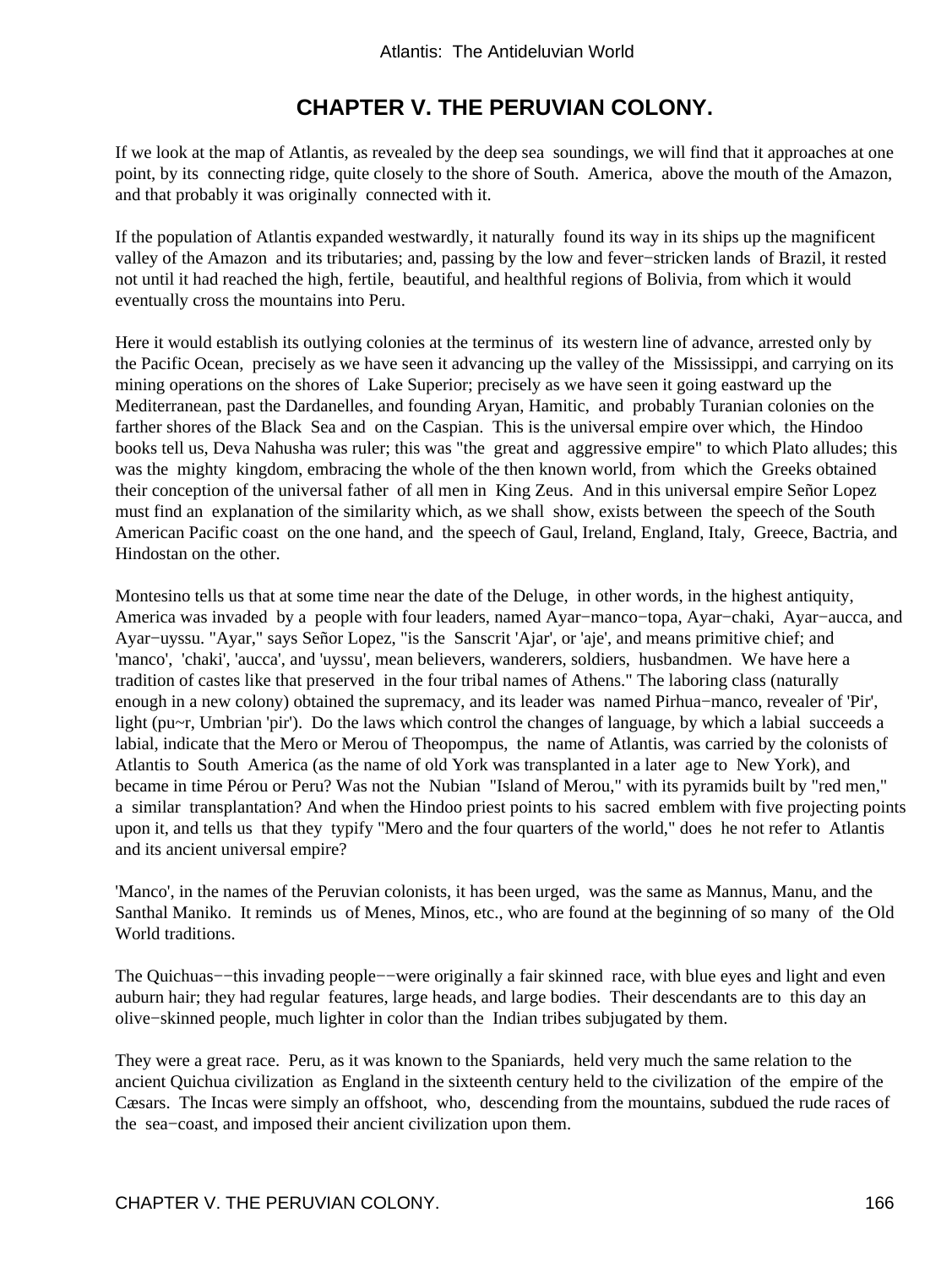# CHAPTER V. THE PERUVIAN COLONY.

If we look at the map of Atlantis, as revealed by the deep sea soundings, we will find that it approaches at one point, by its connecting ridge, quite closely to the shore of South America, above the mouth of the Amazon, and that probably it was originally connected with it.

If the population of Atlantis expanded westwardly, it naturally found its way in its ships up the magnificent valley of the Amazon and its tributaries; and, passing by the low and fever−stricken lands of Brazil, it rested not until it had reached the high, fertile, beautiful, and healthful regions of Bolivia, from which it would eventually cross the mountains into Peru.

Here it would establish its outlying colonies at the terminus of its western line of advance, arrested only by the Pacific Ocean, precisely as we have seen it advancing up the valley of the Mississippi, and carrying on its mining operations on the shores of Lake Superior; precisely as we have seen it going eastward up the Mediterranean, past the Dardanelles, and founding Aryan, Hamitic, and probably Turanian colonies on the farther shores of the Black Sea and on the Caspian. This is the universal empire over which, the Hindoo books tell us, Deva Nahusha was ruler; this was "the great and aggressive empire" to which Plato alludes; this was the mighty kingdom, embracing the whole of the then known world, from which the Greeks obtained their conception of the universal father of all men in King Zeus. And in this universal empire Señor Lopez must find an explanation of the similarity which, as we shall show, exists between the speech of the South American Pacific coast on the one hand, and the speech of Gaul, Ireland, England, Italy, Greece, Bactria, and Hindostan on the other.

Montesino tells us that at some time near the date of the Deluge, in other words, in the highest antiquity, America was invaded by a people with four leaders, named Ayar−manco−topa, Ayar−chaki, Ayar−aucca, and Ayar−uyssu. "Ayar," says Señor Lopez, "is the Sanscrit 'Ajar', or 'aje', and means primitive chief; and 'manco', 'chaki', 'aucca', and 'uyssu', mean believers, wanderers, soldiers, husbandmen. We have here a tradition of castes like that preserved in the four tribal names of Athens." The laboring class (naturally enough in a new colony) obtained the supremacy, and its leader was named Pirhua−manco, revealer of 'Pir', light (pu~r, Umbrian 'pir'). Do the laws which control the changes of language, by which a labial succeeds a labial, indicate that the Mero or Merou of Theopompus, the name of Atlantis, was carried by the colonists of Atlantis to South America (as the name of old York was transplanted in a later age to New York), and became in time Pérou or Peru? Was not the Nubian "Island of Merou," with its pyramids built by "red men," a similar transplantation? And when the Hindoo priest points to his sacred emblem with five projecting points upon it, and tells us that they typify "Mero and the four quarters of the world," does he not refer to Atlantis and its ancient universal empire?

'Manco', in the names of the Peruvian colonists, it has been urged, was the same as Mannus, Manu, and the Santhal Maniko. It reminds us of Menes, Minos, etc., who are found at the beginning of so many of the Old World traditions.

The Quichuas−−this invading people−−were originally a fair skinned race, with blue eyes and light and even auburn hair; they had regular features, large heads, and large bodies. Their descendants are to this day an olive−skinned people, much lighter in color than the Indian tribes subjugated by them.

They were a great race. Peru, as it was known to the Spaniards, held very much the same relation to the ancient Quichua civilization as England in the sixteenth century held to the civilization of the empire of the Cæsars. The Incas were simply an offshoot, who, descending from the mountains, subdued the rude races of the sea−coast, and imposed their ancient civilization upon them.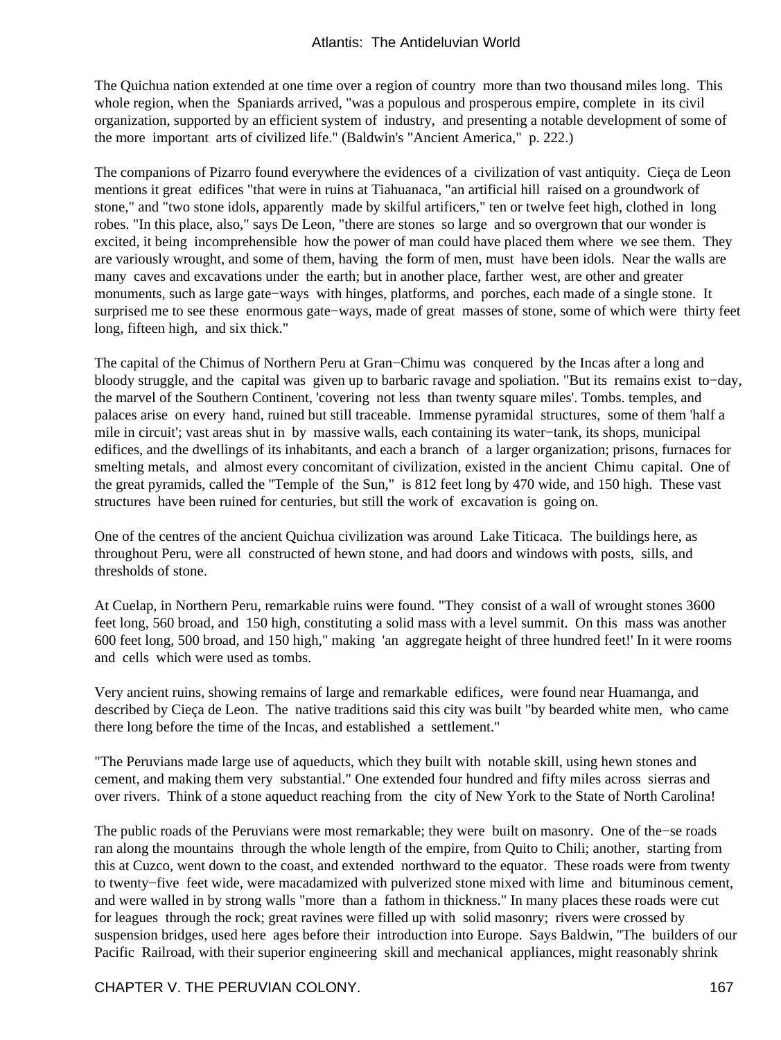The Quichua nation extended at one time over a region of country more than two thousand miles long. This whole region, when the Spaniards arrived, "was a populous and prosperous empire, complete in its civil organization, supported by an efficient system of industry, and presenting a notable development of some of the more important arts of civilized life." (Baldwin's "Ancient America," p. 222.)

The companions of Pizarro found everywhere the evidences of a civilization of vast antiquity. Cieça de Leon mentions it great edifices "that were in ruins at Tiahuanaca, "an artificial hill raised on a groundwork of stone," and "two stone idols, apparently made by skilful artificers," ten or twelve feet high, clothed in long robes. "In this place, also," says De Leon, "there are stones so large and so overgrown that our wonder is excited, it being incomprehensible how the power of man could have placed them where we see them. They are variously wrought, and some of them, having the form of men, must have been idols. Near the walls are many caves and excavations under the earth; but in another place, farther west, are other and greater monuments, such as large gate−ways with hinges, platforms, and porches, each made of a single stone. It surprised me to see these enormous gate−ways, made of great masses of stone, some of which were thirty feet long, fifteen high, and six thick."

The capital of the Chimus of Northern Peru at Gran−Chimu was conquered by the Incas after a long and bloody struggle, and the capital was given up to barbaric ravage and spoliation. "But its remains exist to−day, the marvel of the Southern Continent, 'covering not less than twenty square miles'. Tombs. temples, and palaces arise on every hand, ruined but still traceable. Immense pyramidal structures, some of them 'half a mile in circuit'; vast areas shut in by massive walls, each containing its water−tank, its shops, municipal edifices, and the dwellings of its inhabitants, and each a branch of a larger organization; prisons, furnaces for smelting metals, and almost every concomitant of civilization, existed in the ancient Chimu capital. One of the great pyramids, called the "Temple of the Sun," is 812 feet long by 470 wide, and 150 high. These vast structures have been ruined for centuries, but still the work of excavation is going on.

One of the centres of the ancient Quichua civilization was around Lake Titicaca. The buildings here, as throughout Peru, were all constructed of hewn stone, and had doors and windows with posts, sills, and thresholds of stone.

At Cuelap, in Northern Peru, remarkable ruins were found. "They consist of a wall of wrought stones 3600 feet long, 560 broad, and 150 high, constituting a solid mass with a level summit. On this mass was another 600 feet long, 500 broad, and 150 high," making 'an aggregate height of three hundred feet!' In it were rooms and cells which were used as tombs.

Very ancient ruins, showing remains of large and remarkable edifices, were found near Huamanga, and described by Cieça de Leon. The native traditions said this city was built "by bearded white men, who came there long before the time of the Incas, and established a settlement."

"The Peruvians made large use of aqueducts, which they built with notable skill, using hewn stones and cement, and making them very substantial." One extended four hundred and fifty miles across sierras and over rivers. Think of a stone aqueduct reaching from the city of New York to the State of North Carolina!

The public roads of the Peruvians were most remarkable; they were built on masonry. One of the−se roads ran along the mountains through the whole length of the empire, from Quito to Chili; another, starting from this at Cuzco, went down to the coast, and extended northward to the equator. These roads were from twenty to twenty−five feet wide, were macadamized with pulverized stone mixed with lime and bituminous cement, and were walled in by strong walls "more than a fathom in thickness." In many places these roads were cut for leagues through the rock; great ravines were filled up with solid masonry; rivers were crossed by suspension bridges, used here ages before their introduction into Europe. Says Baldwin, "The builders of our Pacific Railroad, with their superior engineering skill and mechanical appliances, might reasonably shrink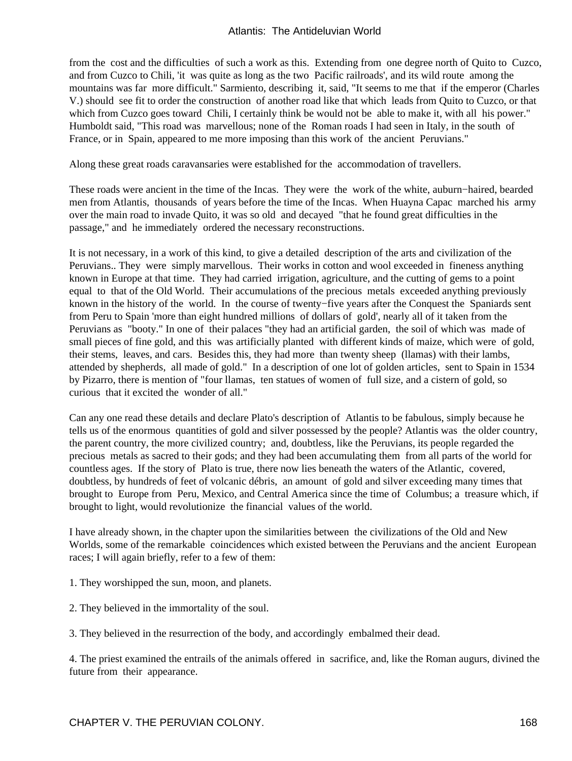from the cost and the difficulties of such a work as this. Extending from one degree north of Quito to Cuzco, and from Cuzco to Chili, 'it was quite as long as the two Pacific railroads', and its wild route among the mountains was far more difficult." Sarmiento, describing it, said, "It seems to me that if the emperor (Charles V.) should see fit to order the construction of another road like that which leads from Quito to Cuzco, or that which from Cuzco goes toward Chili, I certainly think be would not be able to make it, with all his power." Humboldt said, "This road was marvellous; none of the Roman roads I had seen in Italy, in the south of France, or in Spain, appeared to me more imposing than this work of the ancient Peruvians."

Along these great roads caravansaries were established for the accommodation of travellers.

These roads were ancient in the time of the Incas. They were the work of the white, auburn−haired, bearded men from Atlantis, thousands of years before the time of the Incas. When Huayna Capac marched his army over the main road to invade Quito, it was so old and decayed "that he found great difficulties in the passage," and he immediately ordered the necessary reconstructions.

It is not necessary, in a work of this kind, to give a detailed description of the arts and civilization of the Peruvians.. They were simply marvellous. Their works in cotton and wool exceeded in fineness anything known in Europe at that time. They had carried irrigation, agriculture, and the cutting of gems to a point equal to that of the Old World. Their accumulations of the precious metals exceeded anything previously known in the history of the world. In the course of twenty−five years after the Conquest the Spaniards sent from Peru to Spain 'more than eight hundred millions of dollars of gold', nearly all of it taken from the Peruvians as "booty." In one of their palaces "they had an artificial garden, the soil of which was made of small pieces of fine gold, and this was artificially planted with different kinds of maize, which were of gold, their stems, leaves, and cars. Besides this, they had more than twenty sheep (llamas) with their lambs, attended by shepherds, all made of gold." In a description of one lot of golden articles, sent to Spain in 1534 by Pizarro, there is mention of "four llamas, ten statues of women of full size, and a cistern of gold, so curious that it excited the wonder of all."

Can any one read these details and declare Plato's description of Atlantis to be fabulous, simply because he tells us of the enormous quantities of gold and silver possessed by the people? Atlantis was the older country, the parent country, the more civilized country; and, doubtless, like the Peruvians, its people regarded the precious metals as sacred to their gods; and they had been accumulating them from all parts of the world for countless ages. If the story of Plato is true, there now lies beneath the waters of the Atlantic, covered, doubtless, by hundreds of feet of volcanic débris, an amount of gold and silver exceeding many times that brought to Europe from Peru, Mexico, and Central America since the time of Columbus; a treasure which, if brought to light, would revolutionize the financial values of the world.

I have already shown, in the chapter upon the similarities between the civilizations of the Old and New Worlds, some of the remarkable coincidences which existed between the Peruvians and the ancient European races; I will again briefly, refer to a few of them:

1. They worshipped the sun, moon, and planets.

2. They believed in the immortality of the soul.

3. They believed in the resurrection of the body, and accordingly embalmed their dead.

4. The priest examined the entrails of the animals offered in sacrifice, and, like the Roman augurs, divined the future from their appearance.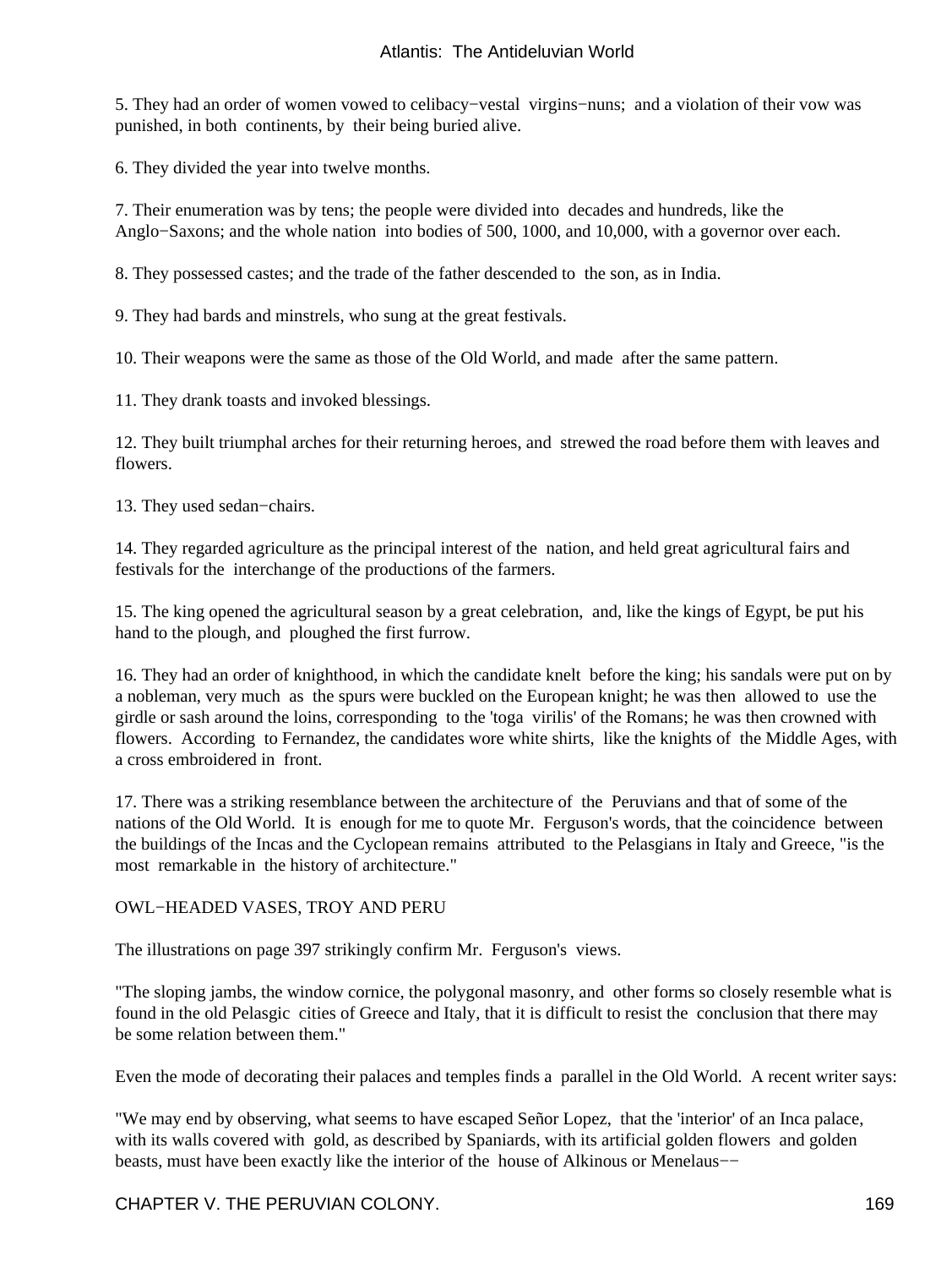5. They had an order of women vowed to celibacy−vestal virgins−nuns; and a violation of their vow was punished, in both continents, by their being buried alive.

6. They divided the year into twelve months.

7. Their enumeration was by tens; the people were divided into decades and hundreds, like the Anglo−Saxons; and the whole nation into bodies of 500, 1000, and 10,000, with a governor over each.

8. They possessed castes; and the trade of the father descended to the son, as in India.

9. They had bards and minstrels, who sung at the great festivals.

10. Their weapons were the same as those of the Old World, and made after the same pattern.

11. They drank toasts and invoked blessings.

12. They built triumphal arches for their returning heroes, and strewed the road before them with leaves and flowers.

13. They used sedan−chairs.

14. They regarded agriculture as the principal interest of the nation, and held great agricultural fairs and festivals for the interchange of the productions of the farmers.

15. The king opened the agricultural season by a great celebration, and, like the kings of Egypt, be put his hand to the plough, and ploughed the first furrow.

16. They had an order of knighthood, in which the candidate knelt before the king; his sandals were put on by a nobleman, very much as the spurs were buckled on the European knight; he was then allowed to use the girdle or sash around the loins, corresponding to the 'toga virilis' of the Romans; he was then crowned with flowers. According to Fernandez, the candidates wore white shirts, like the knights of the Middle Ages, with a cross embroidered in front.

17. There was a striking resemblance between the architecture of the Peruvians and that of some of the nations of the Old World. It is enough for me to quote Mr. Ferguson's words, that the coincidence between the buildings of the Incas and the Cyclopean remains attributed to the Pelasgians in Italy and Greece, "is the most remarkable in the history of architecture."

OWL−HEADED VASES, TROY AND PERU

The illustrations on page 397 strikingly confirm Mr. Ferguson's views.

"The sloping jambs, the window cornice, the polygonal masonry, and other forms so closely resemble what is found in the old Pelasgic cities of Greece and Italy, that it is difficult to resist the conclusion that there may be some relation between them."

Even the mode of decorating their palaces and temples finds a parallel in the Old World. A recent writer says:

"We may end by observing, what seems to have escaped Señor Lopez, that the 'interior' of an Inca palace, with its walls covered with gold, as described by Spaniards, with its artificial golden flowers and golden beasts, must have been exactly like the interior of the house of Alkinous or Menelaus−−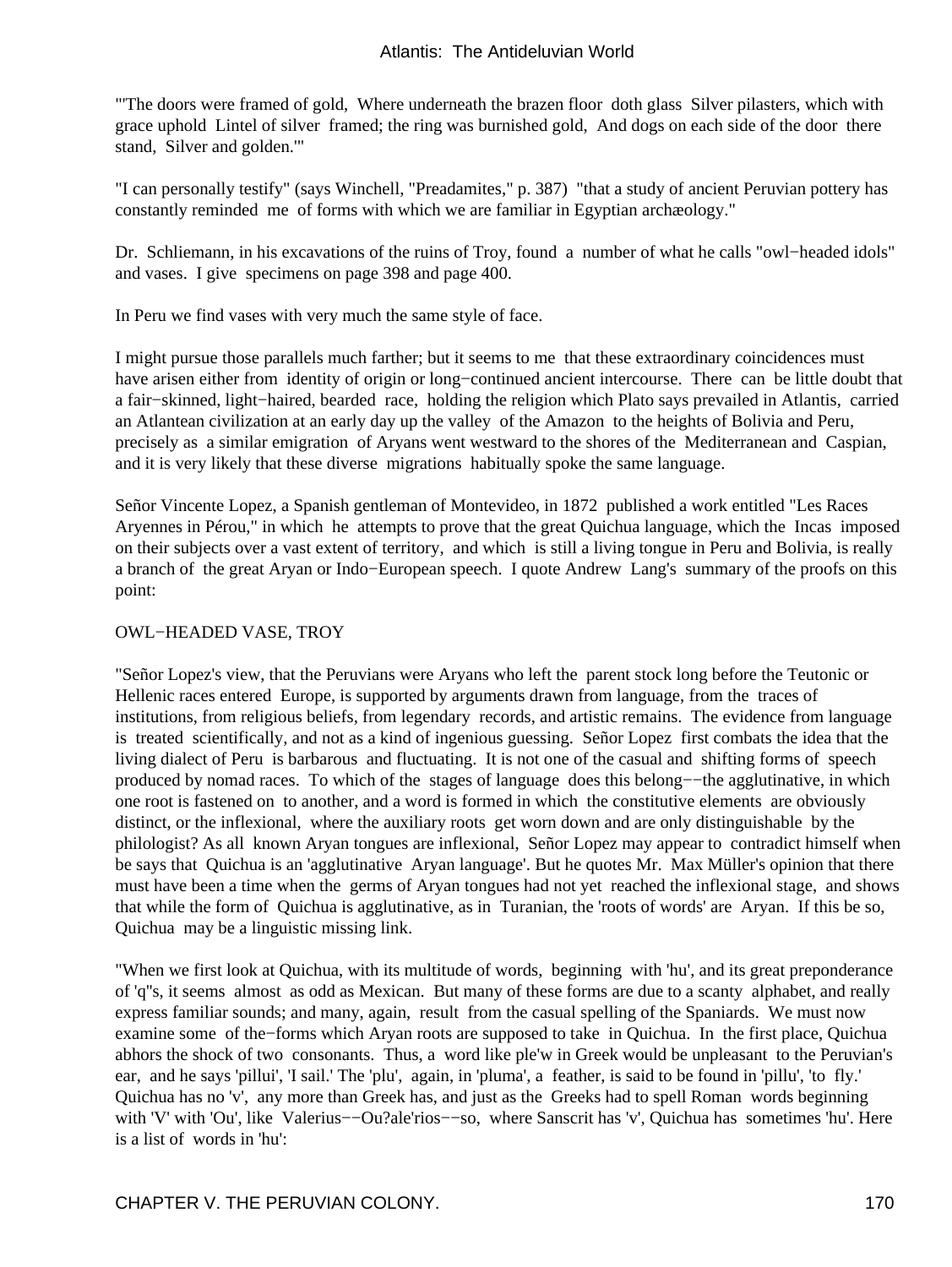"'The doors were framed of gold, Where underneath the brazen floor doth glass Silver pilasters, which with grace uphold Lintel of silver framed; the ring was burnished gold, And dogs on each side of the door there stand, Silver and golden.'"

"I can personally testify" (says Winchell, "Preadamites," p. 387) "that a study of ancient Peruvian pottery has constantly reminded me of forms with which we are familiar in Egyptian archæology."

Dr. Schliemann, in his excavations of the ruins of Troy, found a number of what he calls "owl−headed idols" and vases. I give specimens on page 398 and page 400.

In Peru we find vases with very much the same style of face.

I might pursue those parallels much farther; but it seems to me that these extraordinary coincidences must have arisen either from identity of origin or long−continued ancient intercourse. There can be little doubt that a fair−skinned, light−haired, bearded race, holding the religion which Plato says prevailed in Atlantis, carried an Atlantean civilization at an early day up the valley of the Amazon to the heights of Bolivia and Peru, precisely as a similar emigration of Aryans went westward to the shores of the Mediterranean and Caspian, and it is very likely that these diverse migrations habitually spoke the same language.

Señor Vincente Lopez, a Spanish gentleman of Montevideo, in 1872 published a work entitled "Les Races Aryennes in Pérou," in which he attempts to prove that the great Quichua language, which the Incas imposed on their subjects over a vast extent of territory, and which is still a living tongue in Peru and Bolivia, is really a branch of the great Aryan or Indo−European speech. I quote Andrew Lang's summary of the proofs on this point:

OWL−HEADED VASE, TROY

"Señor Lopez's view, that the Peruvians were Aryans who left the parent stock long before the Teutonic or Hellenic races entered Europe, is supported by arguments drawn from language, from the traces of institutions, from religious beliefs, from legendary records, and artistic remains. The evidence from language is treated scientifically, and not as a kind of ingenious guessing. Señor Lopez first combats the idea that the living dialect of Peru is barbarous and fluctuating. It is not one of the casual and shifting forms of speech produced by nomad races. To which of the stages of language does this belong−−the agglutinative, in which one root is fastened on to another, and a word is formed in which the constitutive elements are obviously distinct, or the inflexional, where the auxiliary roots get worn down and are only distinguishable by the philologist? As all known Aryan tongues are inflexional, Señor Lopez may appear to contradict himself when be says that Quichua is an 'agglutinative Aryan language'. But he quotes Mr. Max Müller's opinion that there must have been a time when the germs of Aryan tongues had not yet reached the inflexional stage, and shows that while the form of Quichua is agglutinative, as in Turanian, the 'roots of words' are Aryan. If this be so, Quichua may be a linguistic missing link.

"When we first look at Quichua, with its multitude of words, beginning with 'hu', and its great preponderance of 'q''s, it seems almost as odd as Mexican. But many of these forms are due to a scanty alphabet, and really express familiar sounds; and many, again, result from the casual spelling of the Spaniards. We must now examine some of the−forms which Aryan roots are supposed to take in Quichua. In the first place, Quichua abhors the shock of two consonants. Thus, a word like ple'w in Greek would be unpleasant to the Peruvian's ear, and he says 'pillui', 'I sail.' The 'plu', again, in 'pluma', a feather, is said to be found in 'pillu', 'to fly.' Quichua has no 'v', any more than Greek has, and just as the Greeks had to spell Roman words beginning with 'V' with 'Ou', like Valerius−−Ou?ale'rios−−so, where Sanscrit has 'v', Quichua has sometimes 'hu'. Here is a list of words in 'hu':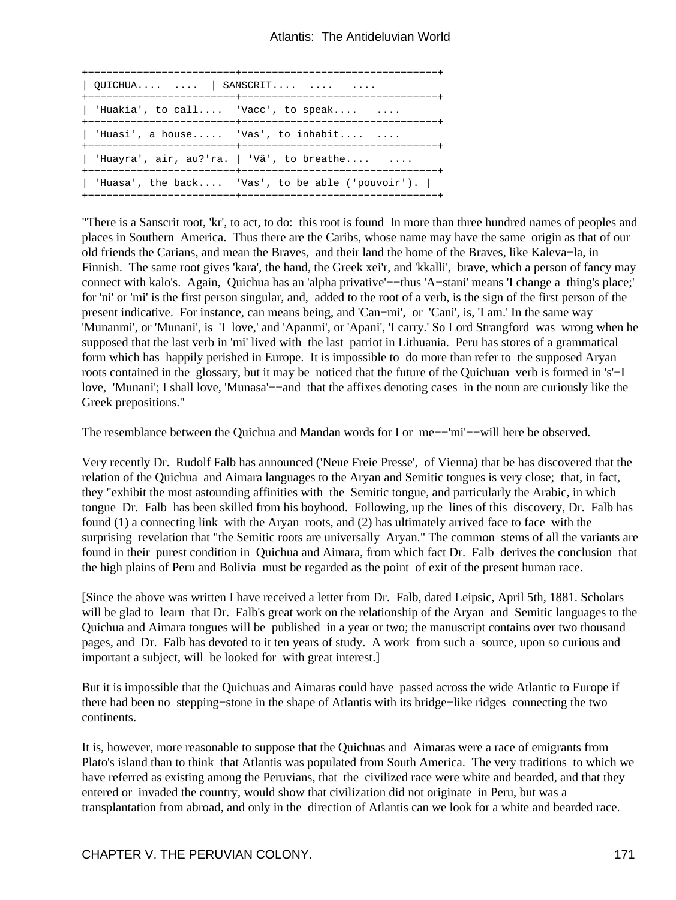| QUICHUA.... .... | SANSCRIT.... .... .... |
| --- | --- |
| 'Huakia', to call.... | 'Vacc', to speak.... .... |
| 'Huasi', a house..... | 'Vas', to inhabit.... .... |
| 'Huayra', air, au?'ra. | 'Vâ', to breathe.... .... |
| 'Huasa', the back.... | 'Vas', to be able ('pouvoir'). |

"There is a Sanscrit root, 'kr', to act, to do: this root is found In more than three hundred names of peoples and places in Southern America. Thus there are the Caribs, whose name may have the same origin as that of our old friends the Carians, and mean the Braves, and their land the home of the Braves, like Kaleva−la, in Finnish. The same root gives 'kara', the hand, the Greek xei'r, and 'kkalli', brave, which a person of fancy may connect with kalo's. Again, Quichua has an 'alpha privative'−−thus 'A−stani' means 'I change a thing's place;' for 'ni' or 'mi' is the first person singular, and, added to the root of a verb, is the sign of the first person of the present indicative. For instance, can means being, and 'Can−mi', or 'Cani', is, 'I am.' In the same way 'Munanmi', or 'Munani', is 'I love,' and 'Apanmi', or 'Apani', 'I carry.' So Lord Strangford was wrong when he supposed that the last verb in 'mi' lived with the last patriot in Lithuania. Peru has stores of a grammatical form which has happily perished in Europe. It is impossible to do more than refer to the supposed Aryan roots contained in the glossary, but it may be noticed that the future of the Quichuan verb is formed in 's'−I love, 'Munani'; I shall love, 'Munasa'−−and that the affixes denoting cases in the noun are curiously like the Greek prepositions."

The resemblance between the Quichua and Mandan words for I or me−−'mi'−−will here be observed.

Very recently Dr. Rudolf Falb has announced ('Neue Freie Presse', of Vienna) that be has discovered that the relation of the Quichua and Aimara languages to the Aryan and Semitic tongues is very close; that, in fact, they "exhibit the most astounding affinities with the Semitic tongue, and particularly the Arabic, in which tongue Dr. Falb has been skilled from his boyhood. Following, up the lines of this discovery, Dr. Falb has found (1) a connecting link with the Aryan roots, and (2) has ultimately arrived face to face with the surprising revelation that "the Semitic roots are universally Aryan." The common stems of all the variants are found in their purest condition in Quichua and Aimara, from which fact Dr. Falb derives the conclusion that the high plains of Peru and Bolivia must be regarded as the point of exit of the present human race.

[Since the above was written I have received a letter from Dr. Falb, dated Leipsic, April 5th, 1881. Scholars will be glad to learn that Dr. Falb's great work on the relationship of the Aryan and Semitic languages to the Quichua and Aimara tongues will be published in a year or two; the manuscript contains over two thousand pages, and Dr. Falb has devoted to it ten years of study. A work from such a source, upon so curious and important a subject, will be looked for with great interest.]

But it is impossible that the Quichuas and Aimaras could have passed across the wide Atlantic to Europe if there had been no stepping−stone in the shape of Atlantis with its bridge−like ridges connecting the two continents.

It is, however, more reasonable to suppose that the Quichuas and Aimaras were a race of emigrants from Plato's island than to think that Atlantis was populated from South America. The very traditions to which we have referred as existing among the Peruvians, that the civilized race were white and bearded, and that they entered or invaded the country, would show that civilization did not originate in Peru, but was a transplantation from abroad, and only in the direction of Atlantis can we look for a white and bearded race.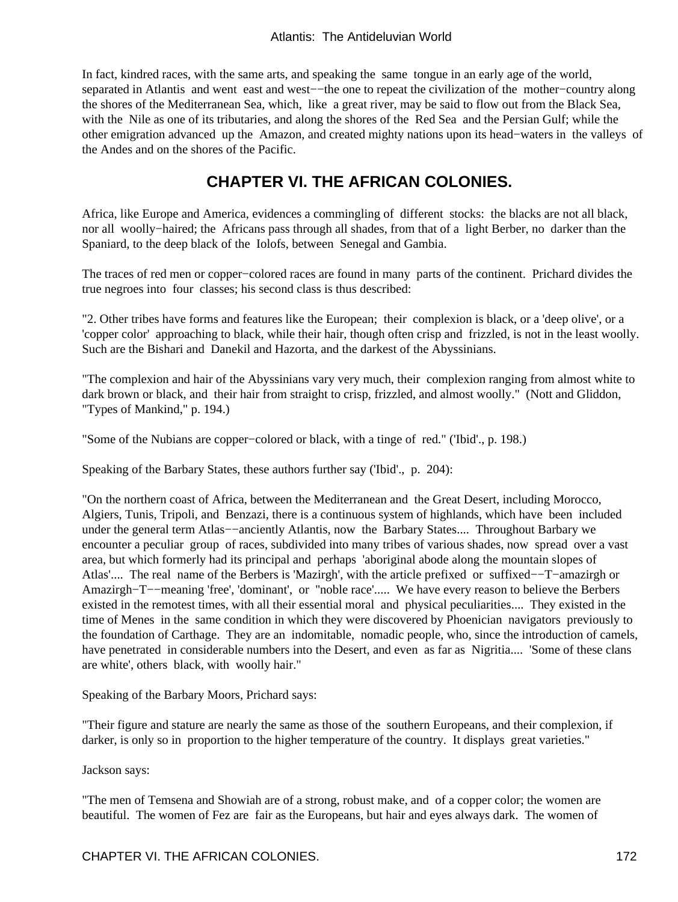In fact, kindred races, with the same arts, and speaking the same tongue in an early age of the world, separated in Atlantis and went east and west−−the one to repeat the civilization of the mother−country along the shores of the Mediterranean Sea, which, like a great river, may be said to flow out from the Black Sea, with the Nile as one of its tributaries, and along the shores of the Red Sea and the Persian Gulf; while the other emigration advanced up the Amazon, and created mighty nations upon its head−waters in the valleys of the Andes and on the shores of the Pacific.

## CHAPTER VI. THE AFRICAN COLONIES.

Africa, like Europe and America, evidences a commingling of different stocks: the blacks are not all black, nor all woolly−haired; the Africans pass through all shades, from that of a light Berber, no darker than the Spaniard, to the deep black of the Iolofs, between Senegal and Gambia.

The traces of red men or copper−colored races are found in many parts of the continent. Prichard divides the true negroes into four classes; his second class is thus described:

"2. Other tribes have forms and features like the European; their complexion is black, or a 'deep olive', or a 'copper color' approaching to black, while their hair, though often crisp and frizzled, is not in the least woolly. Such are the Bishari and Danekil and Hazorta, and the darkest of the Abyssinians.

"The complexion and hair of the Abyssinians vary very much, their complexion ranging from almost white to dark brown or black, and their hair from straight to crisp, frizzled, and almost woolly." (Nott and Gliddon, "Types of Mankind," p. 194.)

"Some of the Nubians are copper−colored or black, with a tinge of red." ('Ibid'., p. 198.)

Speaking of the Barbary States, these authors further say ('Ibid'., p. 204):

"On the northern coast of Africa, between the Mediterranean and the Great Desert, including Morocco, Algiers, Tunis, Tripoli, and Benzazi, there is a continuous system of highlands, which have been included under the general term Atlas−−anciently Atlantis, now the Barbary States.... Throughout Barbary we encounter a peculiar group of races, subdivided into many tribes of various shades, now spread over a vast area, but which formerly had its principal and perhaps 'aboriginal abode along the mountain slopes of Atlas'.... The real name of the Berbers is 'Mazirgh', with the article prefixed or suffixed−−T−amazirgh or Amazirgh−T−−meaning 'free', 'dominant', or "noble race'..... We have every reason to believe the Berbers existed in the remotest times, with all their essential moral and physical peculiarities.... They existed in the time of Menes in the same condition in which they were discovered by Phoenician navigators previously to the foundation of Carthage. They are an indomitable, nomadic people, who, since the introduction of camels, have penetrated in considerable numbers into the Desert, and even as far as Nigritia.... 'Some of these clans are white', others black, with woolly hair."

Speaking of the Barbary Moors, Prichard says:

"Their figure and stature are nearly the same as those of the southern Europeans, and their complexion, if darker, is only so in proportion to the higher temperature of the country. It displays great varieties."

Jackson says:

"The men of Temsena and Showiah are of a strong, robust make, and of a copper color; the women are beautiful. The women of Fez are fair as the Europeans, but hair and eyes always dark. The women of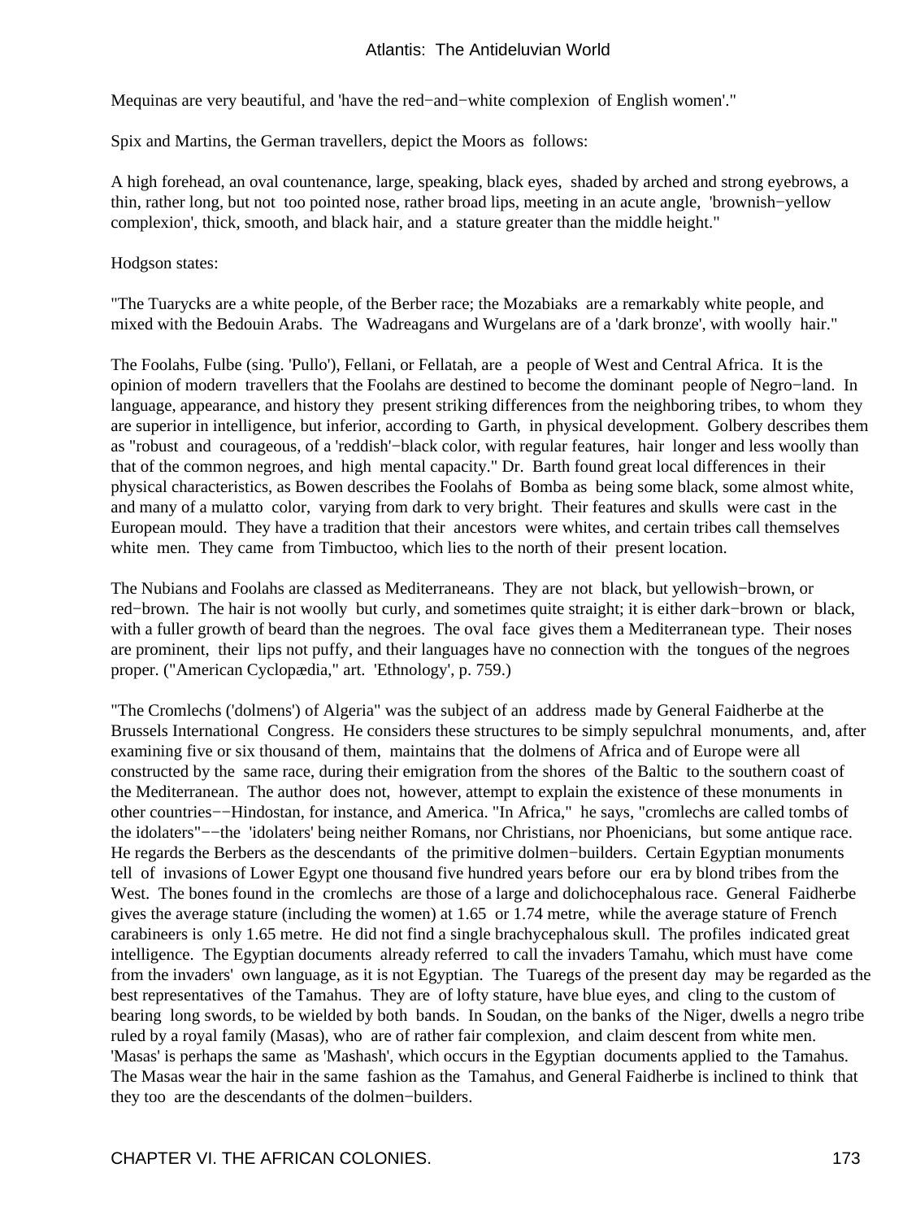Mequinas are very beautiful, and 'have the red−and−white complexion of English women'."

Spix and Martins, the German travellers, depict the Moors as follows:

A high forehead, an oval countenance, large, speaking, black eyes, shaded by arched and strong eyebrows, a thin, rather long, but not too pointed nose, rather broad lips, meeting in an acute angle, 'brownish−yellow complexion', thick, smooth, and black hair, and a stature greater than the middle height."

Hodgson states:

"The Tuarycks are a white people, of the Berber race; the Mozabiaks are a remarkably white people, and mixed with the Bedouin Arabs. The Wadreagans and Wurgelans are of a 'dark bronze', with woolly hair."

The Foolahs, Fulbe (sing. 'Pullo'), Fellani, or Fellatah, are a people of West and Central Africa. It is the opinion of modern travellers that the Foolahs are destined to become the dominant people of Negro−land. In language, appearance, and history they present striking differences from the neighboring tribes, to whom they are superior in intelligence, but inferior, according to Garth, in physical development. Golbery describes them as "robust and courageous, of a 'reddish'−black color, with regular features, hair longer and less woolly than that of the common negroes, and high mental capacity." Dr. Barth found great local differences in their physical characteristics, as Bowen describes the Foolahs of Bomba as being some black, some almost white, and many of a mulatto color, varying from dark to very bright. Their features and skulls were cast in the European mould. They have a tradition that their ancestors were whites, and certain tribes call themselves white men. They came from Timbuctoo, which lies to the north of their present location.

The Nubians and Foolahs are classed as Mediterraneans. They are not black, but yellowish−brown, or red−brown. The hair is not woolly but curly, and sometimes quite straight; it is either dark−brown or black, with a fuller growth of beard than the negroes. The oval face gives them a Mediterranean type. Their noses are prominent, their lips not puffy, and their languages have no connection with the tongues of the negroes proper. ("American Cyclopædia," art. 'Ethnology', p. 759.)

"The Cromlechs ('dolmens') of Algeria" was the subject of an address made by General Faidherbe at the Brussels International Congress. He considers these structures to be simply sepulchral monuments, and, after examining five or six thousand of them, maintains that the dolmens of Africa and of Europe were all constructed by the same race, during their emigration from the shores of the Baltic to the southern coast of the Mediterranean. The author does not, however, attempt to explain the existence of these monuments in other countries−−Hindostan, for instance, and America. "In Africa," he says, "cromlechs are called tombs of the idolaters"−−the 'idolaters' being neither Romans, nor Christians, nor Phoenicians, but some antique race. He regards the Berbers as the descendants of the primitive dolmen−builders. Certain Egyptian monuments tell of invasions of Lower Egypt one thousand five hundred years before our era by blond tribes from the West. The bones found in the cromlechs are those of a large and dolichocephalous race. General Faidherbe gives the average stature (including the women) at 1.65 or 1.74 metre, while the average stature of French carabineers is only 1.65 metre. He did not find a single brachycephalous skull. The profiles indicated great intelligence. The Egyptian documents already referred to call the invaders Tamahu, which must have come from the invaders' own language, as it is not Egyptian. The Tuaregs of the present day may be regarded as the best representatives of the Tamahus. They are of lofty stature, have blue eyes, and cling to the custom of bearing long swords, to be wielded by both bands. In Soudan, on the banks of the Niger, dwells a negro tribe ruled by a royal family (Masas), who are of rather fair complexion, and claim descent from white men. 'Masas' is perhaps the same as 'Mashash', which occurs in the Egyptian documents applied to the Tamahus. The Masas wear the hair in the same fashion as the Tamahus, and General Faidherbe is inclined to think that they too are the descendants of the dolmen−builders.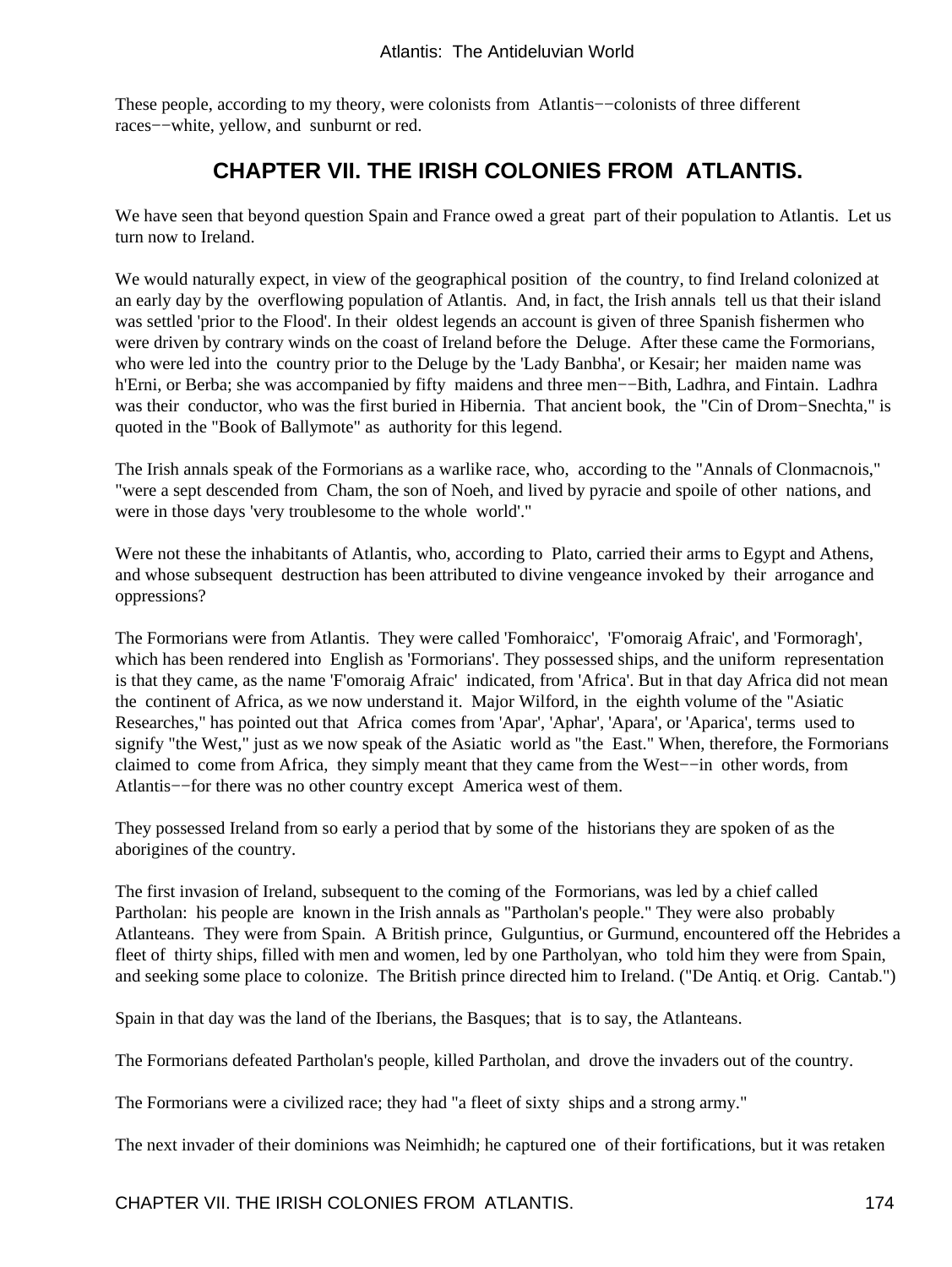These people, according to my theory, were colonists from Atlantis−−colonists of three different races−−white, yellow, and sunburnt or red.

## CHAPTER VII. THE IRISH COLONIES FROM ATLANTIS.

We have seen that beyond question Spain and France owed a great part of their population to Atlantis. Let us turn now to Ireland.

We would naturally expect, in view of the geographical position of the country, to find Ireland colonized at an early day by the overflowing population of Atlantis. And, in fact, the Irish annals tell us that their island was settled 'prior to the Flood'. In their oldest legends an account is given of three Spanish fishermen who were driven by contrary winds on the coast of Ireland before the Deluge. After these came the Formorians, who were led into the country prior to the Deluge by the 'Lady Banbha', or Kesair; her maiden name was h'Erni, or Berba; she was accompanied by fifty maidens and three men−−Bith, Ladhra, and Fintain. Ladhra was their conductor, who was the first buried in Hibernia. That ancient book, the "Cin of Drom−Snechta," is quoted in the "Book of Ballymote" as authority for this legend.

The Irish annals speak of the Formorians as a warlike race, who, according to the "Annals of Clonmacnois," "were a sept descended from Cham, the son of Noeh, and lived by pyracie and spoile of other nations, and were in those days 'very troublesome to the whole world'."

Were not these the inhabitants of Atlantis, who, according to Plato, carried their arms to Egypt and Athens, and whose subsequent destruction has been attributed to divine vengeance invoked by their arrogance and oppressions?

The Formorians were from Atlantis. They were called 'Fomhoraicc', 'F'omoraig Afraic', and 'Formoragh', which has been rendered into English as 'Formorians'. They possessed ships, and the uniform representation is that they came, as the name 'F'omoraig Afraic' indicated, from 'Africa'. But in that day Africa did not mean the continent of Africa, as we now understand it. Major Wilford, in the eighth volume of the "Asiatic Researches," has pointed out that Africa comes from 'Apar', 'Aphar', 'Apara', or 'Aparica', terms used to signify "the West," just as we now speak of the Asiatic world as "the East." When, therefore, the Formorians claimed to come from Africa, they simply meant that they came from the West−−in other words, from Atlantis−−for there was no other country except America west of them.

They possessed Ireland from so early a period that by some of the historians they are spoken of as the aborigines of the country.

The first invasion of Ireland, subsequent to the coming of the Formorians, was led by a chief called Partholan: his people are known in the Irish annals as "Partholan's people." They were also probably Atlanteans. They were from Spain. A British prince, Gulguntius, or Gurmund, encountered off the Hebrides a fleet of thirty ships, filled with men and women, led by one Partholyan, who told him they were from Spain, and seeking some place to colonize. The British prince directed him to Ireland. ("De Antiq. et Orig. Cantab.")

Spain in that day was the land of the Iberians, the Basques; that is to say, the Atlanteans.

The Formorians defeated Partholan's people, killed Partholan, and drove the invaders out of the country.

The Formorians were a civilized race; they had "a fleet of sixty ships and a strong army."

The next invader of their dominions was Neimhidh; he captured one of their fortifications, but it was retaken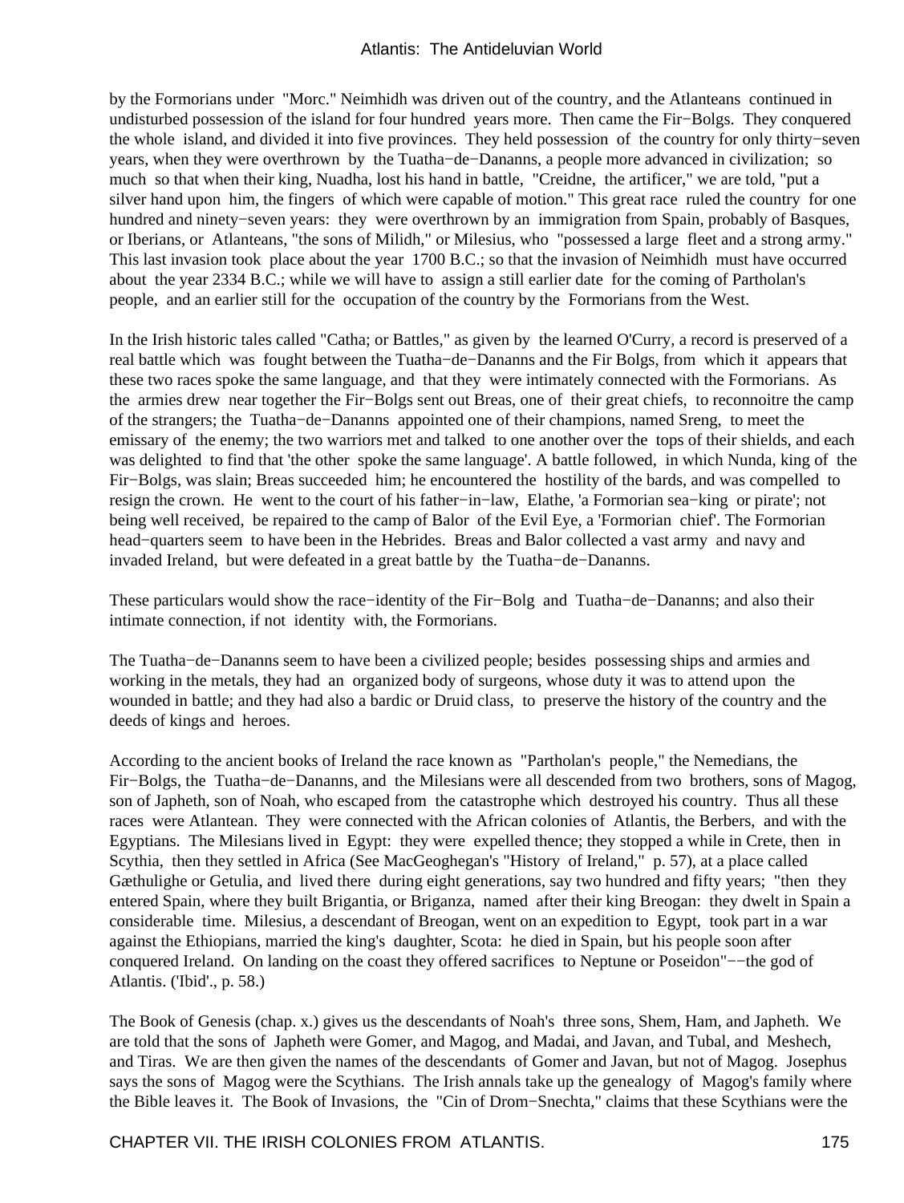by the Formorians under "Morc." Neimhidh was driven out of the country, and the Atlanteans continued in undisturbed possession of the island for four hundred years more. Then came the Fir−Bolgs. They conquered the whole island, and divided it into five provinces. They held possession of the country for only thirty−seven years, when they were overthrown by the Tuatha−de−Dananns, a people more advanced in civilization; so much so that when their king, Nuadha, lost his hand in battle, "Creidne, the artificer," we are told, "put a silver hand upon him, the fingers of which were capable of motion." This great race ruled the country for one hundred and ninety−seven years: they were overthrown by an immigration from Spain, probably of Basques, or Iberians, or Atlanteans, "the sons of Milidh," or Milesius, who "possessed a large fleet and a strong army." This last invasion took place about the year 1700 B.C.; so that the invasion of Neimhidh must have occurred about the year 2334 B.C.; while we will have to assign a still earlier date for the coming of Partholan's people, and an earlier still for the occupation of the country by the Formorians from the West.

In the Irish historic tales called "Catha; or Battles," as given by the learned O'Curry, a record is preserved of a real battle which was fought between the Tuatha−de−Dananns and the Fir Bolgs, from which it appears that these two races spoke the same language, and that they were intimately connected with the Formorians. As the armies drew near together the Fir−Bolgs sent out Breas, one of their great chiefs, to reconnoitre the camp of the strangers; the Tuatha−de−Dananns appointed one of their champions, named Sreng, to meet the emissary of the enemy; the two warriors met and talked to one another over the tops of their shields, and each was delighted to find that 'the other spoke the same language'. A battle followed, in which Nunda, king of the Fir−Bolgs, was slain; Breas succeeded him; he encountered the hostility of the bards, and was compelled to resign the crown. He went to the court of his father−in−law, Elathe, 'a Formorian sea−king or pirate'; not being well received, be repaired to the camp of Balor of the Evil Eye, a 'Formorian chief'. The Formorian head−quarters seem to have been in the Hebrides. Breas and Balor collected a vast army and navy and invaded Ireland, but were defeated in a great battle by the Tuatha−de−Dananns.

These particulars would show the race−identity of the Fir−Bolg and Tuatha−de−Dananns; and also their intimate connection, if not identity with, the Formorians.

The Tuatha−de−Dananns seem to have been a civilized people; besides possessing ships and armies and working in the metals, they had an organized body of surgeons, whose duty it was to attend upon the wounded in battle; and they had also a bardic or Druid class, to preserve the history of the country and the deeds of kings and heroes.

According to the ancient books of Ireland the race known as "Partholan's people," the Nemedians, the Fir−Bolgs, the Tuatha−de−Dananns, and the Milesians were all descended from two brothers, sons of Magog, son of Japheth, son of Noah, who escaped from the catastrophe which destroyed his country. Thus all these races were Atlantean. They were connected with the African colonies of Atlantis, the Berbers, and with the Egyptians. The Milesians lived in Egypt: they were expelled thence; they stopped a while in Crete, then in Scythia, then they settled in Africa (See MacGeoghegan's "History of Ireland," p. 57), at a place called Gæthulighe or Getulia, and lived there during eight generations, say two hundred and fifty years; "then they entered Spain, where they built Brigantia, or Briganza, named after their king Breogan: they dwelt in Spain a considerable time. Milesius, a descendant of Breogan, went on an expedition to Egypt, took part in a war against the Ethiopians, married the king's daughter, Scota: he died in Spain, but his people soon after conquered Ireland. On landing on the coast they offered sacrifices to Neptune or Poseidon"−−the god of Atlantis. ('Ibid'., p. 58.)

The Book of Genesis (chap. x.) gives us the descendants of Noah's three sons, Shem, Ham, and Japheth. We are told that the sons of Japheth were Gomer, and Magog, and Madai, and Javan, and Tubal, and Meshech, and Tiras. We are then given the names of the descendants of Gomer and Javan, but not of Magog. Josephus says the sons of Magog were the Scythians. The Irish annals take up the genealogy of Magog's family where the Bible leaves it. The Book of Invasions, the "Cin of Drom−Snechta," claims that these Scythians were the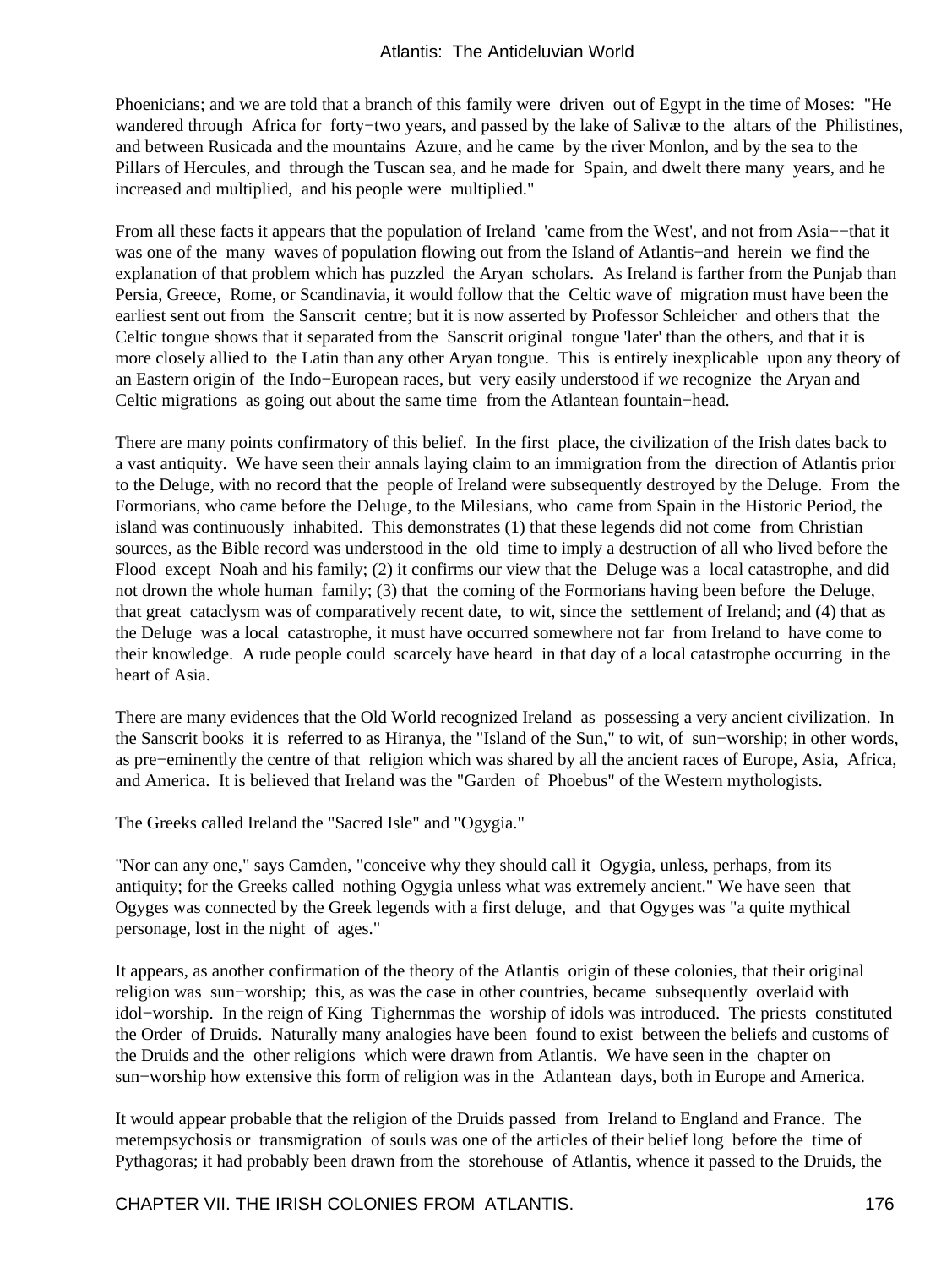Phoenicians; and we are told that a branch of this family were driven out of Egypt in the time of Moses: "He wandered through Africa for forty−two years, and passed by the lake of Salivæ to the altars of the Philistines, and between Rusicada and the mountains Azure, and he came by the river Monlon, and by the sea to the Pillars of Hercules, and through the Tuscan sea, and he made for Spain, and dwelt there many years, and he increased and multiplied, and his people were multiplied."

From all these facts it appears that the population of Ireland 'came from the West', and not from Asia−−that it was one of the many waves of population flowing out from the Island of Atlantis−and herein we find the explanation of that problem which has puzzled the Aryan scholars. As Ireland is farther from the Punjab than Persia, Greece, Rome, or Scandinavia, it would follow that the Celtic wave of migration must have been the earliest sent out from the Sanscrit centre; but it is now asserted by Professor Schleicher and others that the Celtic tongue shows that it separated from the Sanscrit original tongue 'later' than the others, and that it is more closely allied to the Latin than any other Aryan tongue. This is entirely inexplicable upon any theory of an Eastern origin of the Indo−European races, but very easily understood if we recognize the Aryan and Celtic migrations as going out about the same time from the Atlantean fountain−head.

There are many points confirmatory of this belief. In the first place, the civilization of the Irish dates back to a vast antiquity. We have seen their annals laying claim to an immigration from the direction of Atlantis prior to the Deluge, with no record that the people of Ireland were subsequently destroyed by the Deluge. From the Formorians, who came before the Deluge, to the Milesians, who came from Spain in the Historic Period, the island was continuously inhabited. This demonstrates (1) that these legends did not come from Christian sources, as the Bible record was understood in the old time to imply a destruction of all who lived before the Flood except Noah and his family; (2) it confirms our view that the Deluge was a local catastrophe, and did not drown the whole human family; (3) that the coming of the Formorians having been before the Deluge, that great cataclysm was of comparatively recent date, to wit, since the settlement of Ireland; and (4) that as the Deluge was a local catastrophe, it must have occurred somewhere not far from Ireland to have come to their knowledge. A rude people could scarcely have heard in that day of a local catastrophe occurring in the heart of Asia.

There are many evidences that the Old World recognized Ireland as possessing a very ancient civilization. In the Sanscrit books it is referred to as Hiranya, the "Island of the Sun," to wit, of sun−worship; in other words, as pre−eminently the centre of that religion which was shared by all the ancient races of Europe, Asia, Africa, and America. It is believed that Ireland was the "Garden of Phoebus" of the Western mythologists.

The Greeks called Ireland the "Sacred Isle" and "Ogygia."

"Nor can any one," says Camden, "conceive why they should call it Ogygia, unless, perhaps, from its antiquity; for the Greeks called nothing Ogygia unless what was extremely ancient." We have seen that Ogyges was connected by the Greek legends with a first deluge, and that Ogyges was "a quite mythical personage, lost in the night of ages."

It appears, as another confirmation of the theory of the Atlantis origin of these colonies, that their original religion was sun−worship; this, as was the case in other countries, became subsequently overlaid with idol−worship. In the reign of King Tighernmas the worship of idols was introduced. The priests constituted the Order of Druids. Naturally many analogies have been found to exist between the beliefs and customs of the Druids and the other religions which were drawn from Atlantis. We have seen in the chapter on sun−worship how extensive this form of religion was in the Atlantean days, both in Europe and America.

It would appear probable that the religion of the Druids passed from Ireland to England and France. The metempsychosis or transmigration of souls was one of the articles of their belief long before the time of Pythagoras; it had probably been drawn from the storehouse of Atlantis, whence it passed to the Druids, the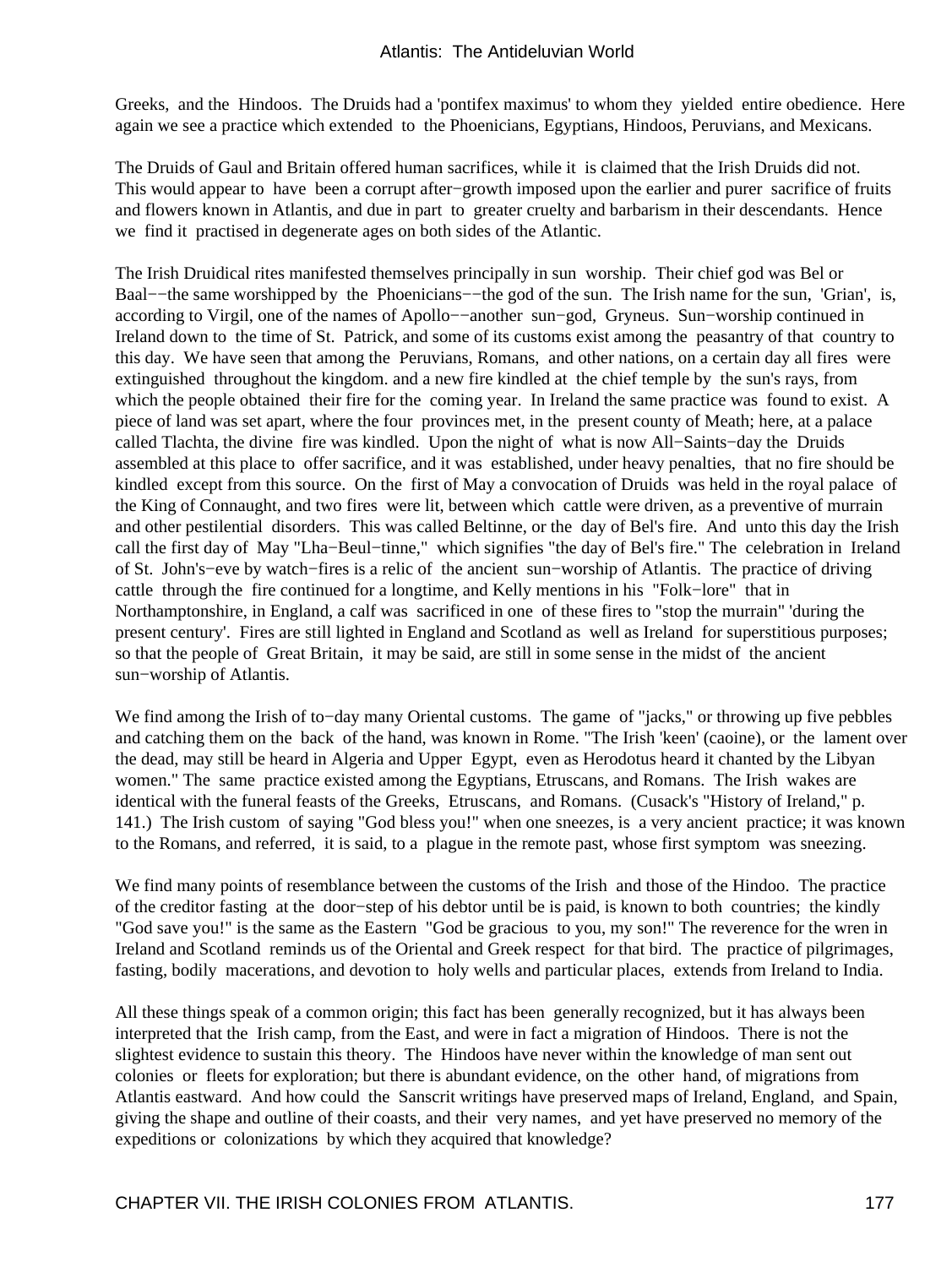Greeks, and the Hindoos. The Druids had a 'pontifex maximus' to whom they yielded entire obedience. Here again we see a practice which extended to the Phoenicians, Egyptians, Hindoos, Peruvians, and Mexicans.

The Druids of Gaul and Britain offered human sacrifices, while it is claimed that the Irish Druids did not. This would appear to have been a corrupt after−growth imposed upon the earlier and purer sacrifice of fruits and flowers known in Atlantis, and due in part to greater cruelty and barbarism in their descendants. Hence we find it practised in degenerate ages on both sides of the Atlantic.

The Irish Druidical rites manifested themselves principally in sun worship. Their chief god was Bel or Baal−−the same worshipped by the Phoenicians−−the god of the sun. The Irish name for the sun, 'Grian', is, according to Virgil, one of the names of Apollo−−another sun−god, Gryneus. Sun−worship continued in Ireland down to the time of St. Patrick, and some of its customs exist among the peasantry of that country to this day. We have seen that among the Peruvians, Romans, and other nations, on a certain day all fires were extinguished throughout the kingdom. and a new fire kindled at the chief temple by the sun's rays, from which the people obtained their fire for the coming year. In Ireland the same practice was found to exist. A piece of land was set apart, where the four provinces met, in the present county of Meath; here, at a palace called Tlachta, the divine fire was kindled. Upon the night of what is now All−Saints−day the Druids assembled at this place to offer sacrifice, and it was established, under heavy penalties, that no fire should be kindled except from this source. On the first of May a convocation of Druids was held in the royal palace of the King of Connaught, and two fires were lit, between which cattle were driven, as a preventive of murrain and other pestilential disorders. This was called Beltinne, or the day of Bel's fire. And unto this day the Irish call the first day of May "Lha−Beul−tinne," which signifies "the day of Bel's fire." The celebration in Ireland of St. John's−eve by watch−fires is a relic of the ancient sun−worship of Atlantis. The practice of driving cattle through the fire continued for a longtime, and Kelly mentions in his "Folk−lore" that in Northamptonshire, in England, a calf was sacrificed in one of these fires to "stop the murrain" 'during the present century'. Fires are still lighted in England and Scotland as well as Ireland for superstitious purposes; so that the people of Great Britain, it may be said, are still in some sense in the midst of the ancient sun−worship of Atlantis.

We find among the Irish of to−day many Oriental customs. The game of "jacks," or throwing up five pebbles and catching them on the back of the hand, was known in Rome. "The Irish 'keen' (caoine), or the lament over the dead, may still be heard in Algeria and Upper Egypt, even as Herodotus heard it chanted by the Libyan women." The same practice existed among the Egyptians, Etruscans, and Romans. The Irish wakes are identical with the funeral feasts of the Greeks, Etruscans, and Romans. (Cusack's "History of Ireland," p. 141.) The Irish custom of saying "God bless you!" when one sneezes, is a very ancient practice; it was known to the Romans, and referred, it is said, to a plague in the remote past, whose first symptom was sneezing.

We find many points of resemblance between the customs of the Irish and those of the Hindoo. The practice of the creditor fasting at the door−step of his debtor until be is paid, is known to both countries; the kindly "God save you!" is the same as the Eastern "God be gracious to you, my son!" The reverence for the wren in Ireland and Scotland reminds us of the Oriental and Greek respect for that bird. The practice of pilgrimages, fasting, bodily macerations, and devotion to holy wells and particular places, extends from Ireland to India.

All these things speak of a common origin; this fact has been generally recognized, but it has always been interpreted that the Irish camp, from the East, and were in fact a migration of Hindoos. There is not the slightest evidence to sustain this theory. The Hindoos have never within the knowledge of man sent out colonies or fleets for exploration; but there is abundant evidence, on the other hand, of migrations from Atlantis eastward. And how could the Sanscrit writings have preserved maps of Ireland, England, and Spain, giving the shape and outline of their coasts, and their very names, and yet have preserved no memory of the expeditions or colonizations by which they acquired that knowledge?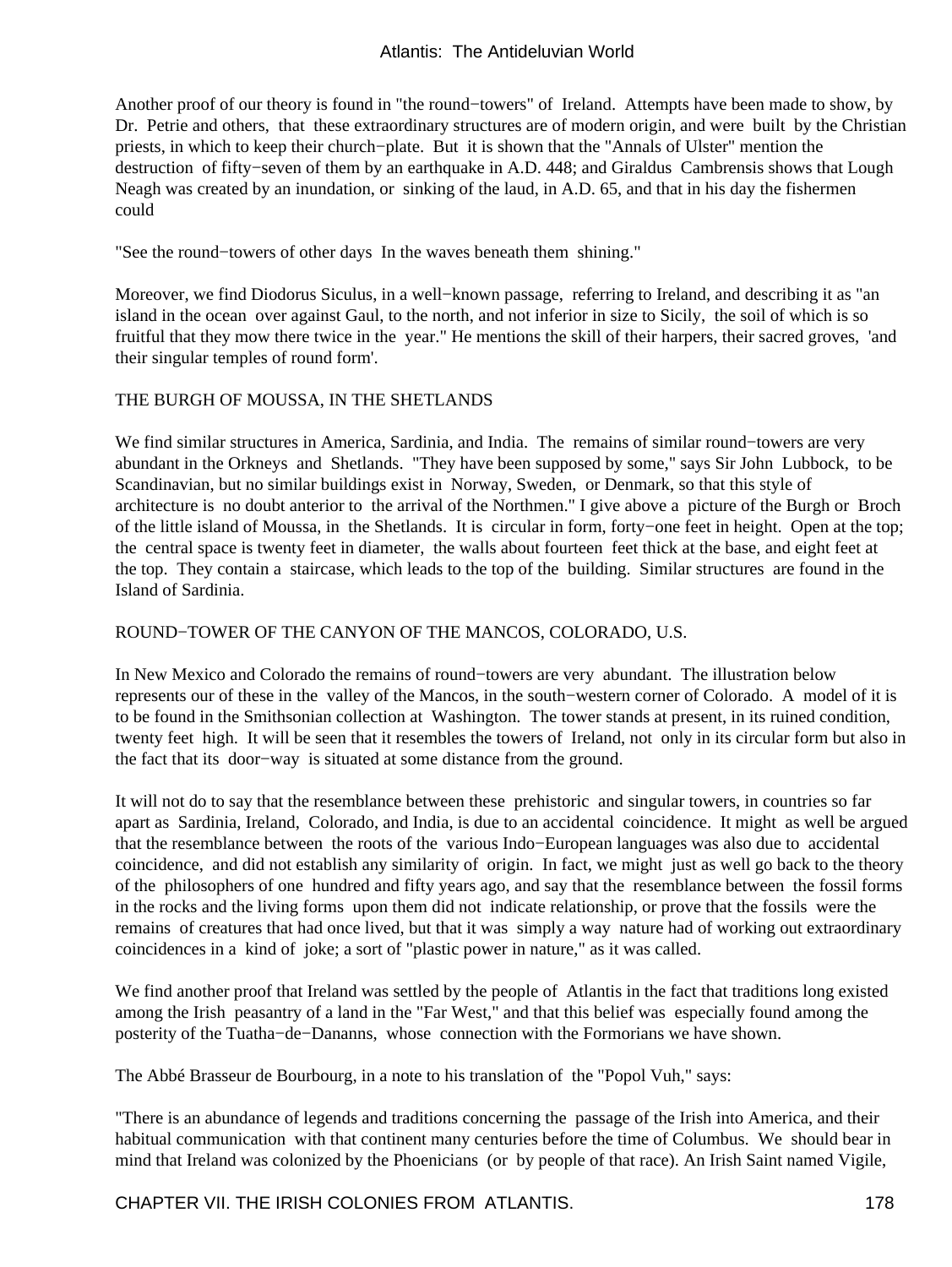Another proof of our theory is found in "the round−towers" of Ireland. Attempts have been made to show, by Dr. Petrie and others, that these extraordinary structures are of modern origin, and were built by the Christian priests, in which to keep their church−plate. But it is shown that the "Annals of Ulster" mention the destruction of fifty−seven of them by an earthquake in A.D. 448; and Giraldus Cambrensis shows that Lough Neagh was created by an inundation, or sinking of the laud, in A.D. 65, and that in his day the fishermen could

"See the round−towers of other days In the waves beneath them shining."

Moreover, we find Diodorus Siculus, in a well−known passage, referring to Ireland, and describing it as "an island in the ocean over against Gaul, to the north, and not inferior in size to Sicily, the soil of which is so fruitful that they mow there twice in the year." He mentions the skill of their harpers, their sacred groves, 'and their singular temples of round form'.

THE BURGH OF MOUSSA, IN THE SHETLANDS

We find similar structures in America, Sardinia, and India. The remains of similar round−towers are very abundant in the Orkneys and Shetlands. "They have been supposed by some," says Sir John Lubbock, to be Scandinavian, but no similar buildings exist in Norway, Sweden, or Denmark, so that this style of architecture is no doubt anterior to the arrival of the Northmen." I give above a picture of the Burgh or Broch of the little island of Moussa, in the Shetlands. It is circular in form, forty−one feet in height. Open at the top; the central space is twenty feet in diameter, the walls about fourteen feet thick at the base, and eight feet at the top. They contain a staircase, which leads to the top of the building. Similar structures are found in the Island of Sardinia.

ROUND−TOWER OF THE CANYON OF THE MANCOS, COLORADO, U.S.

In New Mexico and Colorado the remains of round−towers are very abundant. The illustration below represents our of these in the valley of the Mancos, in the south−western corner of Colorado. A model of it is to be found in the Smithsonian collection at Washington. The tower stands at present, in its ruined condition, twenty feet high. It will be seen that it resembles the towers of Ireland, not only in its circular form but also in the fact that its door−way is situated at some distance from the ground.

It will not do to say that the resemblance between these prehistoric and singular towers, in countries so far apart as Sardinia, Ireland, Colorado, and India, is due to an accidental coincidence. It might as well be argued that the resemblance between the roots of the various Indo−European languages was also due to accidental coincidence, and did not establish any similarity of origin. In fact, we might just as well go back to the theory of the philosophers of one hundred and fifty years ago, and say that the resemblance between the fossil forms in the rocks and the living forms upon them did not indicate relationship, or prove that the fossils were the remains of creatures that had once lived, but that it was simply a way nature had of working out extraordinary coincidences in a kind of joke; a sort of "plastic power in nature," as it was called.

We find another proof that Ireland was settled by the people of Atlantis in the fact that traditions long existed among the Irish peasantry of a land in the "Far West," and that this belief was especially found among the posterity of the Tuatha−de−Dananns, whose connection with the Formorians we have shown.

The Abbé Brasseur de Bourbourg, in a note to his translation of the "Popol Vuh," says:

"There is an abundance of legends and traditions concerning the passage of the Irish into America, and their habitual communication with that continent many centuries before the time of Columbus. We should bear in mind that Ireland was colonized by the Phoenicians (or by people of that race). An Irish Saint named Vigile,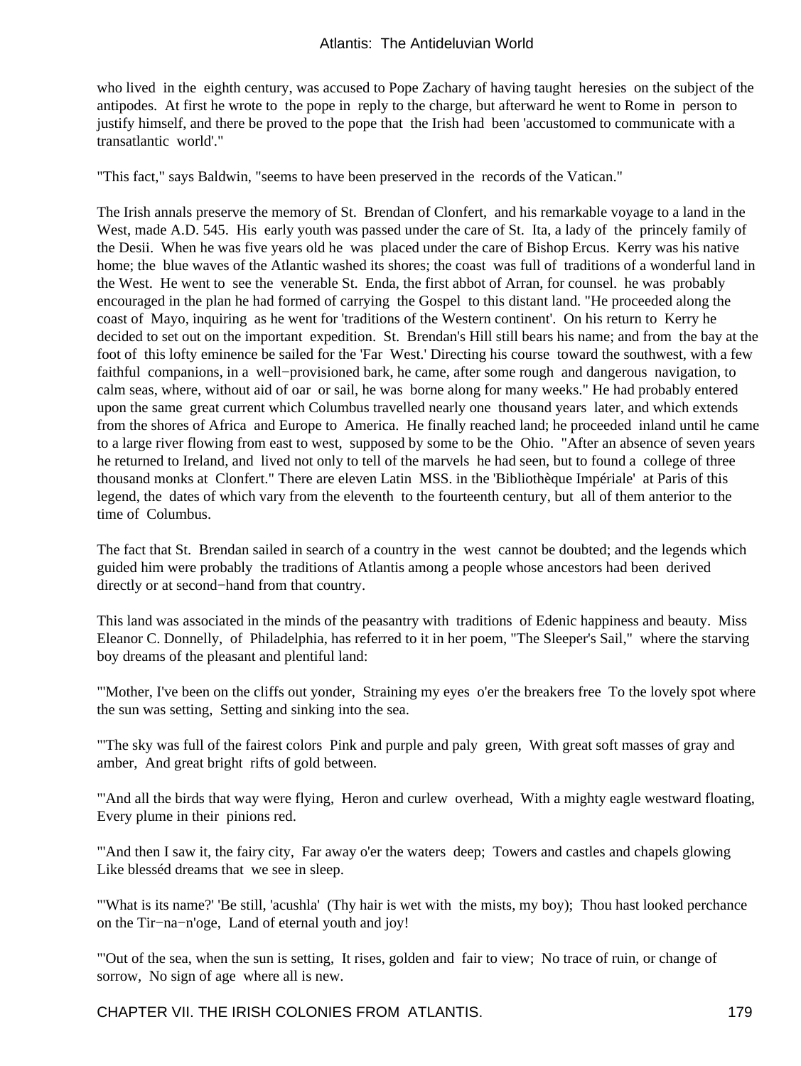who lived in the eighth century, was accused to Pope Zachary of having taught heresies on the subject of the antipodes. At first he wrote to the pope in reply to the charge, but afterward he went to Rome in person to justify himself, and there be proved to the pope that the Irish had been 'accustomed to communicate with a transatlantic world'."

"This fact," says Baldwin, "seems to have been preserved in the records of the Vatican."

The Irish annals preserve the memory of St. Brendan of Clonfert, and his remarkable voyage to a land in the West, made A.D. 545. His early youth was passed under the care of St. Ita, a lady of the princely family of the Desii. When he was five years old he was placed under the care of Bishop Ercus. Kerry was his native home; the blue waves of the Atlantic washed its shores; the coast was full of traditions of a wonderful land in the West. He went to see the venerable St. Enda, the first abbot of Arran, for counsel. he was probably encouraged in the plan he had formed of carrying the Gospel to this distant land. "He proceeded along the coast of Mayo, inquiring as he went for 'traditions of the Western continent'. On his return to Kerry he decided to set out on the important expedition. St. Brendan's Hill still bears his name; and from the bay at the foot of this lofty eminence be sailed for the 'Far West.' Directing his course toward the southwest, with a few faithful companions, in a well−provisioned bark, he came, after some rough and dangerous navigation, to calm seas, where, without aid of oar or sail, he was borne along for many weeks." He had probably entered upon the same great current which Columbus travelled nearly one thousand years later, and which extends from the shores of Africa and Europe to America. He finally reached land; he proceeded inland until he came to a large river flowing from east to west, supposed by some to be the Ohio. "After an absence of seven years he returned to Ireland, and lived not only to tell of the marvels he had seen, but to found a college of three thousand monks at Clonfert." There are eleven Latin MSS. in the 'Bibliothèque Impériale' at Paris of this legend, the dates of which vary from the eleventh to the fourteenth century, but all of them anterior to the time of Columbus.

The fact that St. Brendan sailed in search of a country in the west cannot be doubted; and the legends which guided him were probably the traditions of Atlantis among a people whose ancestors had been derived directly or at second−hand from that country.

This land was associated in the minds of the peasantry with traditions of Edenic happiness and beauty. Miss Eleanor C. Donnelly, of Philadelphia, has referred to it in her poem, "The Sleeper's Sail," where the starving boy dreams of the pleasant and plentiful land:

"'Mother, I've been on the cliffs out yonder, Straining my eyes o'er the breakers free To the lovely spot where the sun was setting, Setting and sinking into the sea.

"'The sky was full of the fairest colors Pink and purple and paly green, With great soft masses of gray and amber, And great bright rifts of gold between.

"'And all the birds that way were flying, Heron and curlew overhead, With a mighty eagle westward floating, Every plume in their pinions red.

"'And then I saw it, the fairy city, Far away o'er the waters deep; Towers and castles and chapels glowing Like blesséd dreams that we see in sleep.

"'What is its name?' 'Be still, 'acushla' (Thy hair is wet with the mists, my boy); Thou hast looked perchance on the Tir−na−n'oge, Land of eternal youth and joy!

"'Out of the sea, when the sun is setting, It rises, golden and fair to view; No trace of ruin, or change of sorrow, No sign of age where all is new.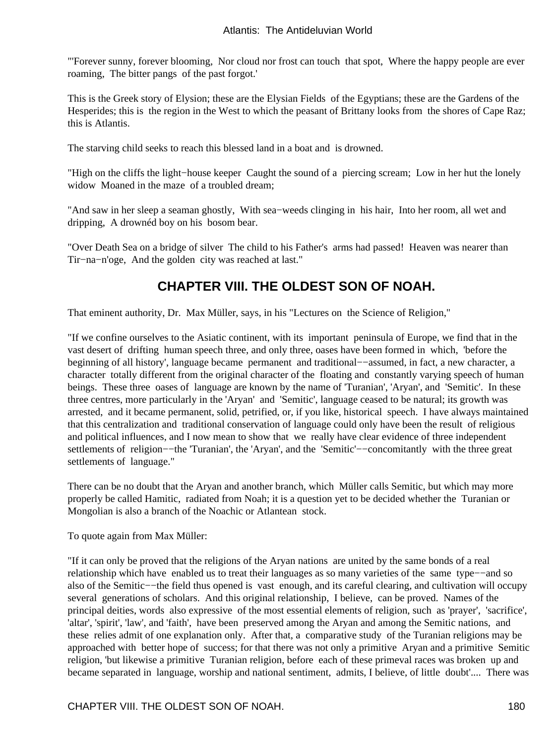"'Forever sunny, forever blooming, Nor cloud nor frost can touch that spot, Where the happy people are ever roaming, The bitter pangs of the past forgot.'

This is the Greek story of Elysion; these are the Elysian Fields of the Egyptians; these are the Gardens of the Hesperides; this is the region in the West to which the peasant of Brittany looks from the shores of Cape Raz; this is Atlantis.

The starving child seeks to reach this blessed land in a boat and is drowned.

"High on the cliffs the light−house keeper Caught the sound of a piercing scream; Low in her hut the lonely widow Moaned in the maze of a troubled dream;

"And saw in her sleep a seaman ghostly, With sea−weeds clinging in his hair, Into her room, all wet and dripping, A drownéd boy on his bosom bear.

"Over Death Sea on a bridge of silver The child to his Father's arms had passed! Heaven was nearer than Tir−na−n'oge, And the golden city was reached at last."

## CHAPTER VIII. THE OLDEST SON OF NOAH.

That eminent authority, Dr. Max Müller, says, in his "Lectures on the Science of Religion,"

"If we confine ourselves to the Asiatic continent, with its important peninsula of Europe, we find that in the vast desert of drifting human speech three, and only three, oases have been formed in which, 'before the beginning of all history', language became permanent and traditional−−assumed, in fact, a new character, a character totally different from the original character of the floating and constantly varying speech of human beings. These three oases of language are known by the name of 'Turanian', 'Aryan', and 'Semitic'. In these three centres, more particularly in the 'Aryan' and 'Semitic', language ceased to be natural; its growth was arrested, and it became permanent, solid, petrified, or, if you like, historical speech. I have always maintained that this centralization and traditional conservation of language could only have been the result of religious and political influences, and I now mean to show that we really have clear evidence of three independent settlements of religion−−the 'Turanian', the 'Aryan', and the 'Semitic'−−concomitantly with the three great settlements of language."

There can be no doubt that the Aryan and another branch, which Müller calls Semitic, but which may more properly be called Hamitic, radiated from Noah; it is a question yet to be decided whether the Turanian or Mongolian is also a branch of the Noachic or Atlantean stock.

To quote again from Max Müller:

"If it can only be proved that the religions of the Aryan nations are united by the same bonds of a real relationship which have enabled us to treat their languages as so many varieties of the same type−−and so also of the Semitic−−the field thus opened is vast enough, and its careful clearing, and cultivation will occupy several generations of scholars. And this original relationship, I believe, can be proved. Names of the principal deities, words also expressive of the most essential elements of religion, such as 'prayer', 'sacrifice', 'altar', 'spirit', 'law', and 'faith', have been preserved among the Aryan and among the Semitic nations, and these relies admit of one explanation only. After that, a comparative study of the Turanian religions may be approached with better hope of success; for that there was not only a primitive Aryan and a primitive Semitic religion, 'but likewise a primitive Turanian religion, before each of these primeval races was broken up and became separated in language, worship and national sentiment, admits, I believe, of little doubt'.... There was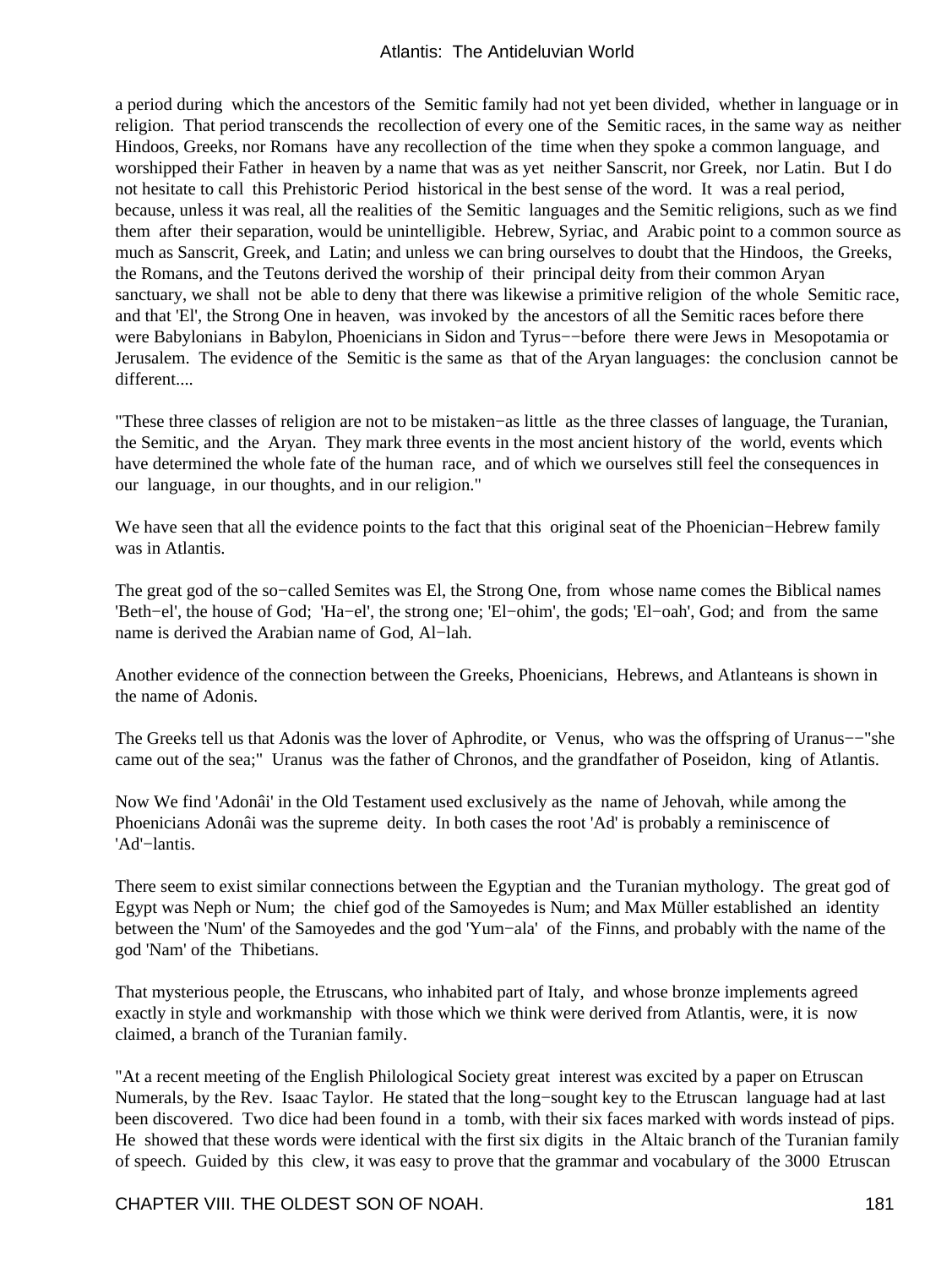a period during which the ancestors of the Semitic family had not yet been divided, whether in language or in religion. That period transcends the recollection of every one of the Semitic races, in the same way as neither Hindoos, Greeks, nor Romans have any recollection of the time when they spoke a common language, and worshipped their Father in heaven by a name that was as yet neither Sanscrit, nor Greek, nor Latin. But I do not hesitate to call this Prehistoric Period historical in the best sense of the word. It was a real period, because, unless it was real, all the realities of the Semitic languages and the Semitic religions, such as we find them after their separation, would be unintelligible. Hebrew, Syriac, and Arabic point to a common source as much as Sanscrit, Greek, and Latin; and unless we can bring ourselves to doubt that the Hindoos, the Greeks, the Romans, and the Teutons derived the worship of their principal deity from their common Aryan sanctuary, we shall not be able to deny that there was likewise a primitive religion of the whole Semitic race, and that 'El', the Strong One in heaven, was invoked by the ancestors of all the Semitic races before there were Babylonians in Babylon, Phoenicians in Sidon and Tyrus−−before there were Jews in Mesopotamia or Jerusalem. The evidence of the Semitic is the same as that of the Aryan languages: the conclusion cannot be different....

"These three classes of religion are not to be mistaken−as little as the three classes of language, the Turanian, the Semitic, and the Aryan. They mark three events in the most ancient history of the world, events which have determined the whole fate of the human race, and of which we ourselves still feel the consequences in our language, in our thoughts, and in our religion."

We have seen that all the evidence points to the fact that this original seat of the Phoenician−Hebrew family was in Atlantis.

The great god of the so−called Semites was El, the Strong One, from whose name comes the Biblical names 'Beth−el', the house of God; 'Ha−el', the strong one; 'El−ohim', the gods; 'El−oah', God; and from the same name is derived the Arabian name of God, Al−lah.

Another evidence of the connection between the Greeks, Phoenicians, Hebrews, and Atlanteans is shown in the name of Adonis.

The Greeks tell us that Adonis was the lover of Aphrodite, or Venus, who was the offspring of Uranus−−"she came out of the sea;" Uranus was the father of Chronos, and the grandfather of Poseidon, king of Atlantis.

Now We find 'Adonâi' in the Old Testament used exclusively as the name of Jehovah, while among the Phoenicians Adonâi was the supreme deity. In both cases the root 'Ad' is probably a reminiscence of 'Ad'−lantis.

There seem to exist similar connections between the Egyptian and the Turanian mythology. The great god of Egypt was Neph or Num; the chief god of the Samoyedes is Num; and Max Müller established an identity between the 'Num' of the Samoyedes and the god 'Yum−ala' of the Finns, and probably with the name of the god 'Nam' of the Thibetians.

That mysterious people, the Etruscans, who inhabited part of Italy, and whose bronze implements agreed exactly in style and workmanship with those which we think were derived from Atlantis, were, it is now claimed, a branch of the Turanian family.

"At a recent meeting of the English Philological Society great interest was excited by a paper on Etruscan Numerals, by the Rev. Isaac Taylor. He stated that the long−sought key to the Etruscan language had at last been discovered. Two dice had been found in a tomb, with their six faces marked with words instead of pips. He showed that these words were identical with the first six digits in the Altaic branch of the Turanian family of speech. Guided by this clew, it was easy to prove that the grammar and vocabulary of the 3000 Etruscan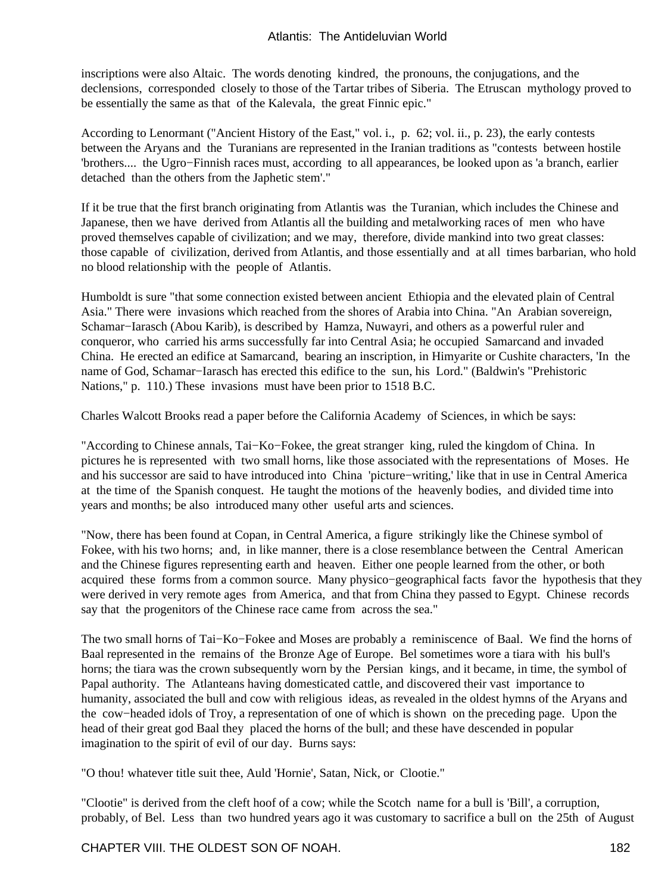inscriptions were also Altaic. The words denoting kindred, the pronouns, the conjugations, and the declensions, corresponded closely to those of the Tartar tribes of Siberia. The Etruscan mythology proved to be essentially the same as that of the Kalevala, the great Finnic epic."

According to Lenormant ("Ancient History of the East," vol. i., p. 62; vol. ii., p. 23), the early contests between the Aryans and the Turanians are represented in the Iranian traditions as "contests between hostile 'brothers.... the Ugro−Finnish races must, according to all appearances, be looked upon as 'a branch, earlier detached than the others from the Japhetic stem'."

If it be true that the first branch originating from Atlantis was the Turanian, which includes the Chinese and Japanese, then we have derived from Atlantis all the building and metalworking races of men who have proved themselves capable of civilization; and we may, therefore, divide mankind into two great classes: those capable of civilization, derived from Atlantis, and those essentially and at all times barbarian, who hold no blood relationship with the people of Atlantis.

Humboldt is sure "that some connection existed between ancient Ethiopia and the elevated plain of Central Asia." There were invasions which reached from the shores of Arabia into China. "An Arabian sovereign, Schamar−Iarasch (Abou Karib), is described by Hamza, Nuwayri, and others as a powerful ruler and conqueror, who carried his arms successfully far into Central Asia; he occupied Samarcand and invaded China. He erected an edifice at Samarcand, bearing an inscription, in Himyarite or Cushite characters, 'In the name of God, Schamar−Iarasch has erected this edifice to the sun, his Lord." (Baldwin's "Prehistoric Nations," p. 110.) These invasions must have been prior to 1518 B.C.

Charles Walcott Brooks read a paper before the California Academy of Sciences, in which be says:

"According to Chinese annals, Tai−Ko−Fokee, the great stranger king, ruled the kingdom of China. In pictures he is represented with two small horns, like those associated with the representations of Moses. He and his successor are said to have introduced into China 'picture−writing,' like that in use in Central America at the time of the Spanish conquest. He taught the motions of the heavenly bodies, and divided time into years and months; be also introduced many other useful arts and sciences.

"Now, there has been found at Copan, in Central America, a figure strikingly like the Chinese symbol of Fokee, with his two horns; and, in like manner, there is a close resemblance between the Central American and the Chinese figures representing earth and heaven. Either one people learned from the other, or both acquired these forms from a common source. Many physico−geographical facts favor the hypothesis that they were derived in very remote ages from America, and that from China they passed to Egypt. Chinese records say that the progenitors of the Chinese race came from across the sea."

The two small horns of Tai−Ko−Fokee and Moses are probably a reminiscence of Baal. We find the horns of Baal represented in the remains of the Bronze Age of Europe. Bel sometimes wore a tiara with his bull's horns; the tiara was the crown subsequently worn by the Persian kings, and it became, in time, the symbol of Papal authority. The Atlanteans having domesticated cattle, and discovered their vast importance to humanity, associated the bull and cow with religious ideas, as revealed in the oldest hymns of the Aryans and the cow−headed idols of Troy, a representation of one of which is shown on the preceding page. Upon the head of their great god Baal they placed the horns of the bull; and these have descended in popular imagination to the spirit of evil of our day. Burns says:

"O thou! whatever title suit thee, Auld 'Hornie', Satan, Nick, or Clootie."

"Clootie" is derived from the cleft hoof of a cow; while the Scotch name for a bull is 'Bill', a corruption, probably, of Bel. Less than two hundred years ago it was customary to sacrifice a bull on the 25th of August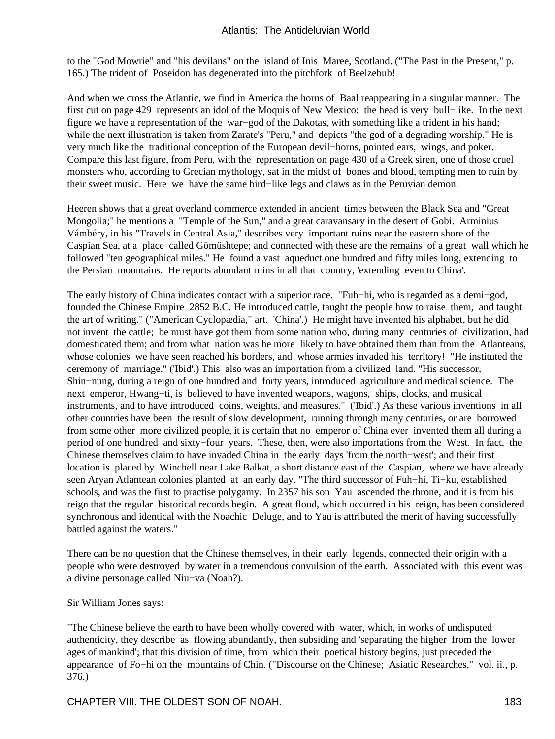to the "God Mowrie" and "his devilans" on the island of Inis Maree, Scotland. ("The Past in the Present," p. 165.) The trident of Poseidon has degenerated into the pitchfork of Beelzebub!

And when we cross the Atlantic, we find in America the horns of Baal reappearing in a singular manner. The first cut on page 429 represents an idol of the Moquis of New Mexico: the head is very bull−like. In the next figure we have a representation of the war−god of the Dakotas, with something like a trident in his hand; while the next illustration is taken from Zarate's "Peru," and depicts "the god of a degrading worship." He is very much like the traditional conception of the European devil−horns, pointed ears, wings, and poker. Compare this last figure, from Peru, with the representation on page 430 of a Greek siren, one of those cruel monsters who, according to Grecian mythology, sat in the midst of bones and blood, tempting men to ruin by their sweet music. Here we have the same bird−like legs and claws as in the Peruvian demon.

Heeren shows that a great overland commerce extended in ancient times between the Black Sea and "Great Mongolia;" he mentions a "Temple of the Sun," and a great caravansary in the desert of Gobi. Arminius Vámbéry, in his "Travels in Central Asia," describes very important ruins near the eastern shore of the Caspian Sea, at a place called Gömüshtepe; and connected with these are the remains of a great wall which he followed "ten geographical miles." He found a vast aqueduct one hundred and fifty miles long, extending to the Persian mountains. He reports abundant ruins in all that country, 'extending even to China'.

The early history of China indicates contact with a superior race. "Fuh−hi, who is regarded as a demi−god, founded the Chinese Empire 2852 B.C. He introduced cattle, taught the people how to raise them, and taught the art of writing." ("American Cyclopædia," art. 'China'.) He might have invented his alphabet, but he did not invent the cattle; be must have got them from some nation who, during many centuries of civilization, had domesticated them; and from what nation was he more likely to have obtained them than from the Atlanteans, whose colonies we have seen reached his borders, and whose armies invaded his territory! "He instituted the ceremony of marriage." ('Ibid'.) This also was an importation from a civilized land. "His successor, Shin−nung, during a reign of one hundred and forty years, introduced agriculture and medical science. The next emperor, Hwang−ti, is believed to have invented weapons, wagons, ships, clocks, and musical instruments, and to have introduced coins, weights, and measures." ('Ibid'.) As these various inventions in all other countries have been the result of slow development, running through many centuries, or are borrowed from some other more civilized people, it is certain that no emperor of China ever invented them all during a period of one hundred and sixty−four years. These, then, were also importations from the West. In fact, the Chinese themselves claim to have invaded China in the early days 'from the north−west'; and their first location is placed by Winchell near Lake Balkat, a short distance east of the Caspian, where we have already seen Aryan Atlantean colonies planted at an early day. "The third successor of Fuh−hi, Ti−ku, established schools, and was the first to practise polygamy. In 2357 his son Yau ascended the throne, and it is from his reign that the regular historical records begin. A great flood, which occurred in his reign, has been considered synchronous and identical with the Noachic Deluge, and to Yau is attributed the merit of having successfully battled against the waters."

There can be no question that the Chinese themselves, in their early legends, connected their origin with a people who were destroyed by water in a tremendous convulsion of the earth. Associated with this event was a divine personage called Niu−va (Noah?).

Sir William Jones says:

"The Chinese believe the earth to have been wholly covered with water, which, in works of undisputed authenticity, they describe as flowing abundantly, then subsiding and 'separating the higher from the lower ages of mankind'; that this division of time, from which their poetical history begins, just preceded the appearance of Fo−hi on the mountains of Chin. ("Discourse on the Chinese; Asiatic Researches," vol. ii., p. 376.)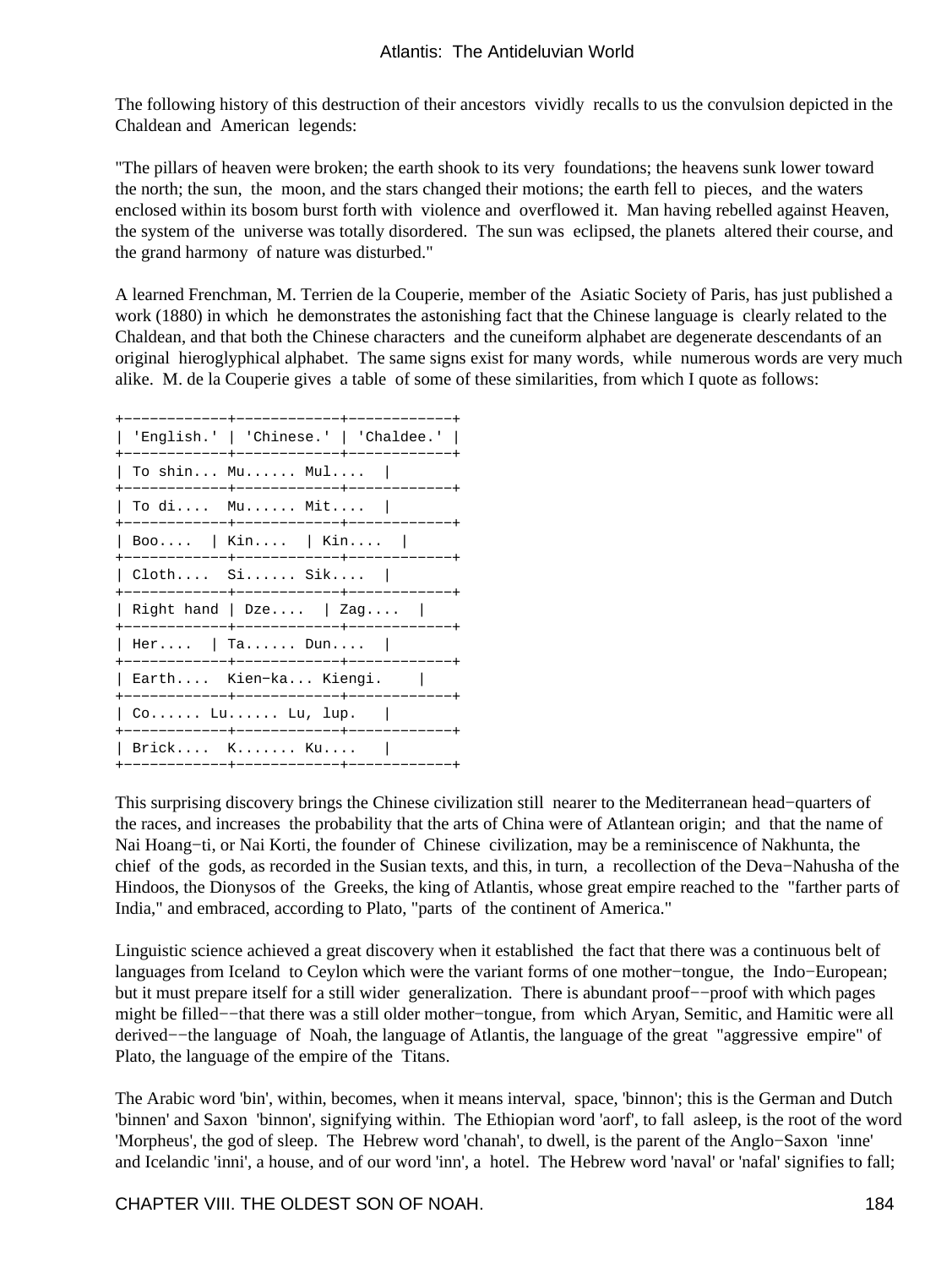The following history of this destruction of their ancestors vividly recalls to us the convulsion depicted in the Chaldean and American legends:

"The pillars of heaven were broken; the earth shook to its very foundations; the heavens sunk lower toward the north; the sun, the moon, and the stars changed their motions; the earth fell to pieces, and the waters enclosed within its bosom burst forth with violence and overflowed it. Man having rebelled against Heaven, the system of the universe was totally disordered. The sun was eclipsed, the planets altered their course, and the grand harmony of nature was disturbed."

A learned Frenchman, M. Terrien de la Couperie, member of the Asiatic Society of Paris, has just published a work (1880) in which he demonstrates the astonishing fact that the Chinese language is clearly related to the Chaldean, and that both the Chinese characters and the cuneiform alphabet are degenerate descendants of an original hieroglyphical alphabet. The same signs exist for many words, while numerous words are very much alike. M. de la Couperie gives a table of some of these similarities, from which I quote as follows:

| 'English.' | 'Chinese.' | 'Chaldee.' |
|---|---|---|
| To shin... | Mu...... | Mul.... |
| To di.... | Mu...... | Mit.... |
| Boo.... | Kin.... | Kin.... |
| Cloth.... | Si...... | Sik.... |
| Right hand | Dze.... | Zag.... |
| Her.... | Ta...... | Dun.... |
| Earth.... | Kien−ka... | Kiengi. |
| Co...... | Lu...... | Lu, lup. |
| Brick.... | K....... | Ku.... |

This surprising discovery brings the Chinese civilization still nearer to the Mediterranean head−quarters of the races, and increases the probability that the arts of China were of Atlantean origin; and that the name of Nai Hoang−ti, or Nai Korti, the founder of Chinese civilization, may be a reminiscence of Nakhunta, the chief of the gods, as recorded in the Susian texts, and this, in turn, a recollection of the Deva−Nahusha of the Hindoos, the Dionysos of the Greeks, the king of Atlantis, whose great empire reached to the "farther parts of India," and embraced, according to Plato, "parts of the continent of America."

Linguistic science achieved a great discovery when it established the fact that there was a continuous belt of languages from Iceland to Ceylon which were the variant forms of one mother−tongue, the Indo−European; but it must prepare itself for a still wider generalization. There is abundant proof−−proof with which pages might be filled−−that there was a still older mother−tongue, from which Aryan, Semitic, and Hamitic were all derived−−the language of Noah, the language of Atlantis, the language of the great "aggressive empire" of Plato, the language of the empire of the Titans.

The Arabic word 'bin', within, becomes, when it means interval, space, 'binnon'; this is the German and Dutch 'binnen' and Saxon 'binnon', signifying within. The Ethiopian word 'aorf', to fall asleep, is the root of the word 'Morpheus', the god of sleep. The Hebrew word 'chanah', to dwell, is the parent of the Anglo−Saxon 'inne' and Icelandic 'inni', a house, and of our word 'inn', a hotel. The Hebrew word 'naval' or 'nafal' signifies to fall;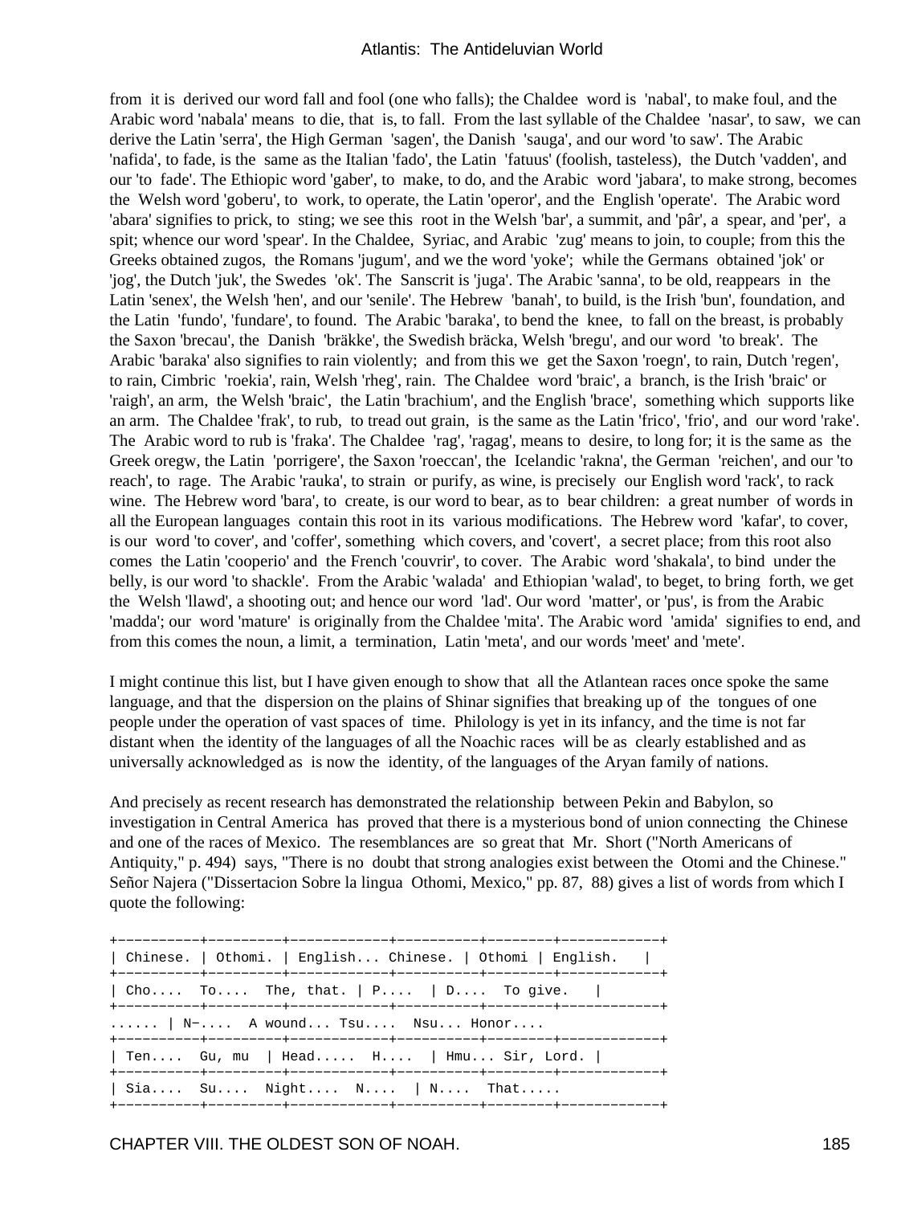from it is derived our word fall and fool (one who falls); the Chaldee word is 'nabal', to make foul, and the Arabic word 'nabala' means to die, that is, to fall. From the last syllable of the Chaldee 'nasar', to saw, we can derive the Latin 'serra', the High German 'sagen', the Danish 'sauga', and our word 'to saw'. The Arabic 'nafida', to fade, is the same as the Italian 'fado', the Latin 'fatuus' (foolish, tasteless), the Dutch 'vadden', and our 'to fade'. The Ethiopic word 'gaber', to make, to do, and the Arabic word 'jabara', to make strong, becomes the Welsh word 'goberu', to work, to operate, the Latin 'operor', and the English 'operate'. The Arabic word 'abara' signifies to prick, to sting; we see this root in the Welsh 'bar', a summit, and 'pâr', a spear, and 'per', a spit; whence our word 'spear'. In the Chaldee, Syriac, and Arabic 'zug' means to join, to couple; from this the Greeks obtained zugos, the Romans 'jugum', and we the word 'yoke'; while the Germans obtained 'jok' or 'jog', the Dutch 'juk', the Swedes 'ok'. The Sanscrit is 'juga'. The Arabic 'sanna', to be old, reappears in the Latin 'senex', the Welsh 'hen', and our 'senile'. The Hebrew 'banah', to build, is the Irish 'bun', foundation, and the Latin 'fundo', 'fundare', to found. The Arabic 'baraka', to bend the knee, to fall on the breast, is probably the Saxon 'brecau', the Danish 'bräkke', the Swedish bräcka, Welsh 'bregu', and our word 'to break'. The Arabic 'baraka' also signifies to rain violently; and from this we get the Saxon 'roegn', to rain, Dutch 'regen', to rain, Cimbric 'roekia', rain, Welsh 'rheg', rain. The Chaldee word 'braic', a branch, is the Irish 'braic' or 'raigh', an arm, the Welsh 'braic', the Latin 'brachium', and the English 'brace', something which supports like an arm. The Chaldee 'frak', to rub, to tread out grain, is the same as the Latin 'frico', 'frio', and our word 'rake'. The Arabic word to rub is 'fraka'. The Chaldee 'rag', 'ragag', means to desire, to long for; it is the same as the Greek oregw, the Latin 'porrigere', the Saxon 'roeccan', the Icelandic 'rakna', the German 'reichen', and our 'to reach', to rage. The Arabic 'rauka', to strain or purify, as wine, is precisely our English word 'rack', to rack wine. The Hebrew word 'bara', to create, is our word to bear, as to bear children: a great number of words in all the European languages contain this root in its various modifications. The Hebrew word 'kafar', to cover, is our word 'to cover', and 'coffer', something which covers, and 'covert', a secret place; from this root also comes the Latin 'cooperio' and the French 'couvrir', to cover. The Arabic word 'shakala', to bind under the belly, is our word 'to shackle'. From the Arabic 'walada' and Ethiopian 'walad', to beget, to bring forth, we get the Welsh 'llawd', a shooting out; and hence our word 'lad'. Our word 'matter', or 'pus', is from the Arabic 'madda'; our word 'mature' is originally from the Chaldee 'mita'. The Arabic word 'amida' signifies to end, and from this comes the noun, a limit, a termination, Latin 'meta', and our words 'meet' and 'mete'.

I might continue this list, but I have given enough to show that all the Atlantean races once spoke the same language, and that the dispersion on the plains of Shinar signifies that breaking up of the tongues of one people under the operation of vast spaces of time. Philology is yet in its infancy, and the time is not far distant when the identity of the languages of all the Noachic races will be as clearly established and as universally acknowledged as is now the identity, of the languages of the Aryan family of nations.

And precisely as recent research has demonstrated the relationship between Pekin and Babylon, so investigation in Central America has proved that there is a mysterious bond of union connecting the Chinese and one of the races of Mexico. The resemblances are so great that Mr. Short ("North Americans of Antiquity," p. 494) says, "There is no doubt that strong analogies exist between the Otomi and the Chinese." Señor Najera ("Dissertacion Sobre la lingua Othomi, Mexico," pp. 87, 88) gives a list of words from which I quote the following:

| Chinese. | Othomi. | English... | Chinese. | Othomi | English. |
|---|---|---|---|---|---|
| Cho.... | To.... | The, that. | P.... | D.... | To give. |
| ...... | N−.... | A wound... | Tsu.... | Nsu... | Honor.... |
| Ten.... | Gu, mu | Head..... | H.... | Hmu... | Sir, Lord. |
| Sia.... | Su.... | Night.... | N.... | N.... | That..... |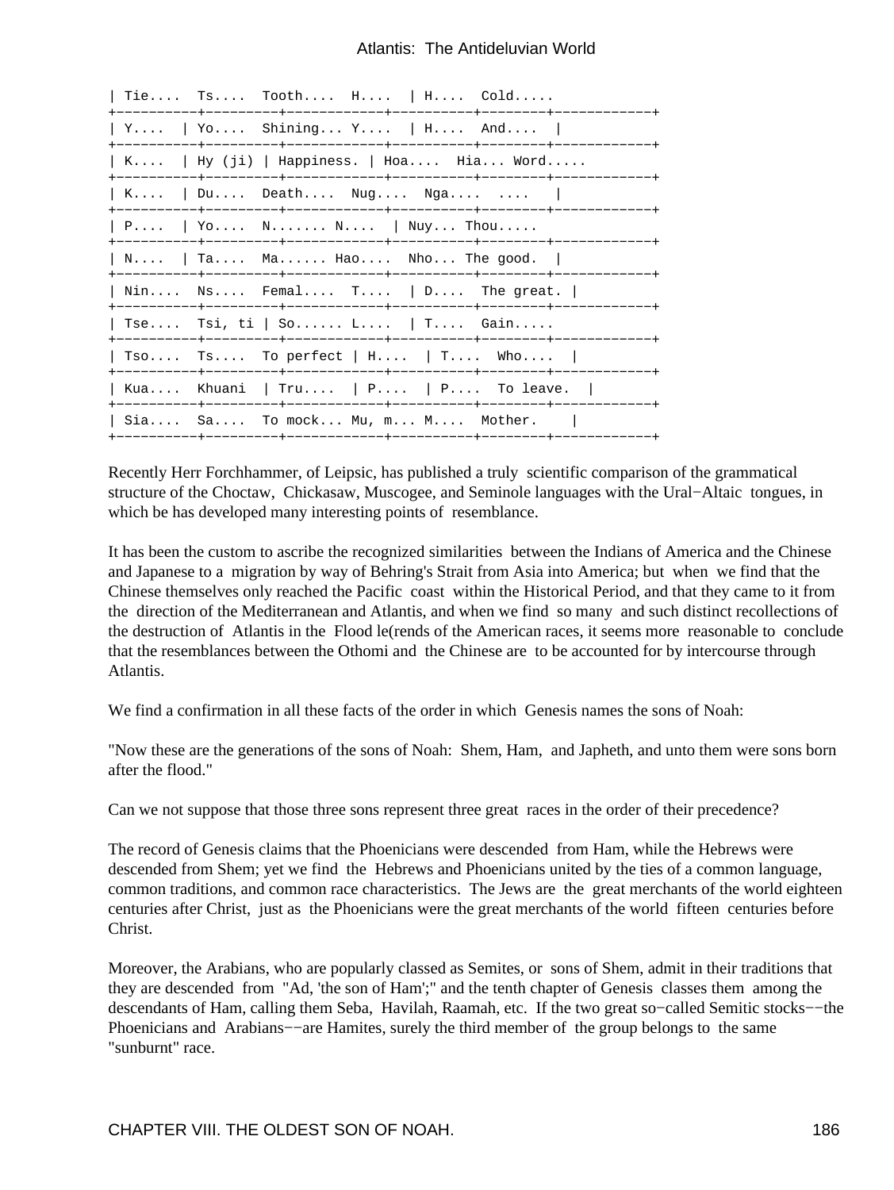```
| Tie....  Ts....  Tooth....  H....  | H....  Cold.....
+----------+---------+------------+----------+--------+------------+
| Y....  | Yo....  Shining... Y....  | H....  And....  |
+----------+---------+------------+----------+--------+------------+
| K....  | Hy (ji) | Happiness. | Hoa....  Hia... Word.....
+----------+---------+------------+----------+--------+------------+
| K....  | Du....  Death....  Nug....  Nga....  ....   |
+----------+---------+------------+----------+--------+------------+
| P....  | Yo....  N....... N....  | Nuy... Thou.....
+----------+---------+------------+----------+--------+------------+
| N....  | Ta....  Ma...... Hao....  Nho... The good.  |
+----------+---------+------------+----------+--------+------------+
| Nin....  Ns....  Femal....  T....  | D....  The great. |
+----------+---------+------------+----------+--------+------------+
| Tse....  Tsi, ti | So...... L....  | T....  Gain.....
+----------+---------+------------+----------+--------+------------+
| Tso....  Ts....  To perfect | H....  | T....  Who....  |
+----------+---------+------------+----------+--------+------------+
| Kua....  Khuani  | Tru....  | P....  | P....  To leave.  |
+----------+---------+------------+----------+--------+------------+
| Sia....  Sa....  To mock... Mu, m... M....  Mother.    |
+----------+---------+------------+----------+--------+------------+
```

Recently Herr Forchhammer, of Leipsic, has published a truly scientific comparison of the grammatical structure of the Choctaw, Chickasaw, Muscogee, and Seminole languages with the Ural−Altaic tongues, in which be has developed many interesting points of resemblance.

It has been the custom to ascribe the recognized similarities between the Indians of America and the Chinese and Japanese to a migration by way of Behring's Strait from Asia into America; but when we find that the Chinese themselves only reached the Pacific coast within the Historical Period, and that they came to it from the direction of the Mediterranean and Atlantis, and when we find so many and such distinct recollections of the destruction of Atlantis in the Flood le(rends of the American races, it seems more reasonable to conclude that the resemblances between the Othomi and the Chinese are to be accounted for by intercourse through Atlantis.

We find a confirmation in all these facts of the order in which Genesis names the sons of Noah:

"Now these are the generations of the sons of Noah: Shem, Ham, and Japheth, and unto them were sons born after the flood."

Can we not suppose that those three sons represent three great races in the order of their precedence?

The record of Genesis claims that the Phoenicians were descended from Ham, while the Hebrews were descended from Shem; yet we find the Hebrews and Phoenicians united by the ties of a common language, common traditions, and common race characteristics. The Jews are the great merchants of the world eighteen centuries after Christ, just as the Phoenicians were the great merchants of the world fifteen centuries before Christ.

Moreover, the Arabians, who are popularly classed as Semites, or sons of Shem, admit in their traditions that they are descended from "Ad, 'the son of Ham';" and the tenth chapter of Genesis classes them among the descendants of Ham, calling them Seba, Havilah, Raamah, etc. If the two great so−called Semitic stocks−−the Phoenicians and Arabians−−are Hamites, surely the third member of the group belongs to the same "sunburnt" race.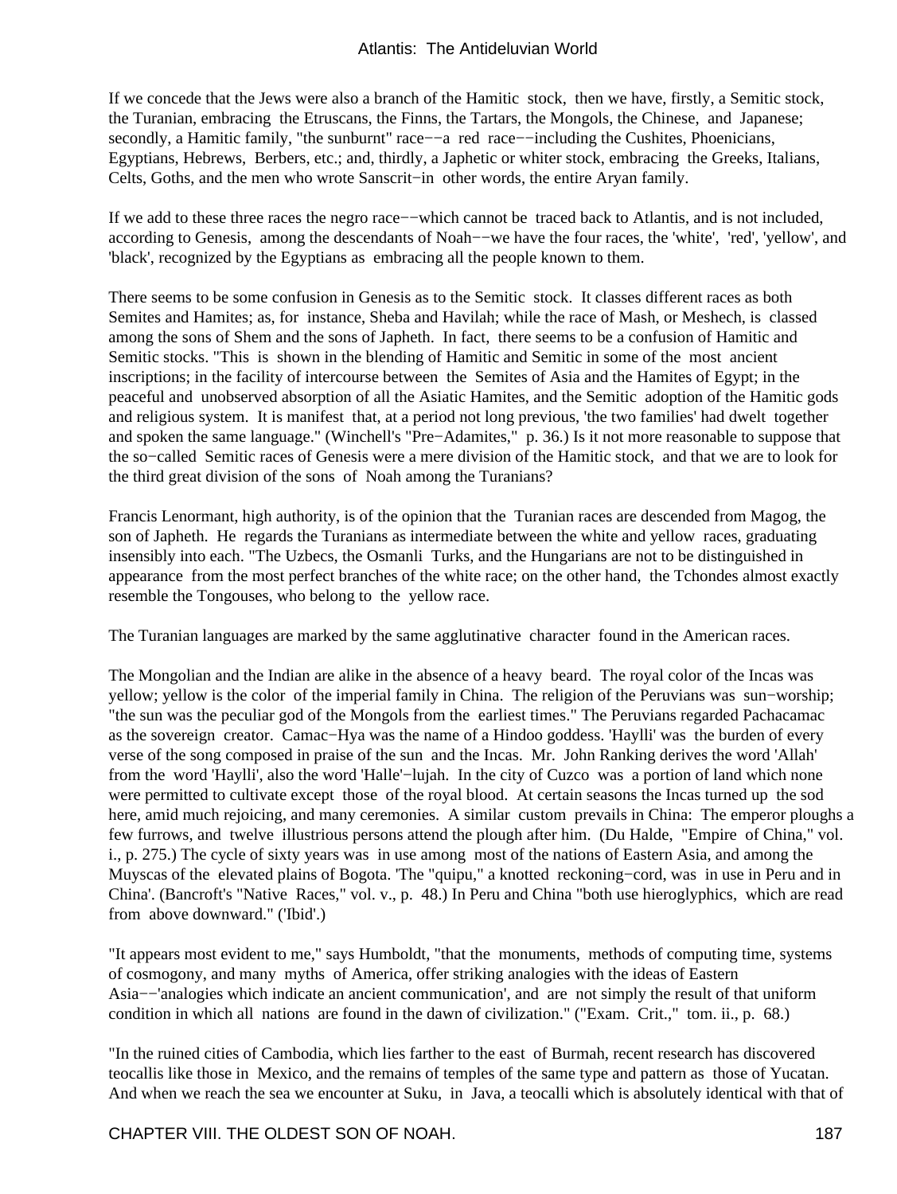If we concede that the Jews were also a branch of the Hamitic stock, then we have, firstly, a Semitic stock, the Turanian, embracing the Etruscans, the Finns, the Tartars, the Mongols, the Chinese, and Japanese; secondly, a Hamitic family, "the sunburnt" race−−a red race−−including the Cushites, Phoenicians, Egyptians, Hebrews, Berbers, etc.; and, thirdly, a Japhetic or whiter stock, embracing the Greeks, Italians, Celts, Goths, and the men who wrote Sanscrit−in other words, the entire Aryan family.

If we add to these three races the negro race−−which cannot be traced back to Atlantis, and is not included, according to Genesis, among the descendants of Noah−−we have the four races, the 'white', 'red', 'yellow', and 'black', recognized by the Egyptians as embracing all the people known to them.

There seems to be some confusion in Genesis as to the Semitic stock. It classes different races as both Semites and Hamites; as, for instance, Sheba and Havilah; while the race of Mash, or Meshech, is classed among the sons of Shem and the sons of Japheth. In fact, there seems to be a confusion of Hamitic and Semitic stocks. "This is shown in the blending of Hamitic and Semitic in some of the most ancient inscriptions; in the facility of intercourse between the Semites of Asia and the Hamites of Egypt; in the peaceful and unobserved absorption of all the Asiatic Hamites, and the Semitic adoption of the Hamitic gods and religious system. It is manifest that, at a period not long previous, 'the two families' had dwelt together and spoken the same language." (Winchell's "Pre−Adamites," p. 36.) Is it not more reasonable to suppose that the so−called Semitic races of Genesis were a mere division of the Hamitic stock, and that we are to look for the third great division of the sons of Noah among the Turanians?

Francis Lenormant, high authority, is of the opinion that the Turanian races are descended from Magog, the son of Japheth. He regards the Turanians as intermediate between the white and yellow races, graduating insensibly into each. "The Uzbecs, the Osmanli Turks, and the Hungarians are not to be distinguished in appearance from the most perfect branches of the white race; on the other hand, the Tchondes almost exactly resemble the Tongouses, who belong to the yellow race.

The Turanian languages are marked by the same agglutinative character found in the American races.

The Mongolian and the Indian are alike in the absence of a heavy beard. The royal color of the Incas was yellow; yellow is the color of the imperial family in China. The religion of the Peruvians was sun−worship; "the sun was the peculiar god of the Mongols from the earliest times." The Peruvians regarded Pachacamac as the sovereign creator. Camac−Hya was the name of a Hindoo goddess. 'Haylli' was the burden of every verse of the song composed in praise of the sun and the Incas. Mr. John Ranking derives the word 'Allah' from the word 'Haylli', also the word 'Halle'−lujah. In the city of Cuzco was a portion of land which none were permitted to cultivate except those of the royal blood. At certain seasons the Incas turned up the sod here, amid much rejoicing, and many ceremonies. A similar custom prevails in China: The emperor ploughs a few furrows, and twelve illustrious persons attend the plough after him. (Du Halde, "Empire of China," vol. i., p. 275.) The cycle of sixty years was in use among most of the nations of Eastern Asia, and among the Muyscas of the elevated plains of Bogota. 'The "quipu," a knotted reckoning−cord, was in use in Peru and in China'. (Bancroft's "Native Races," vol. v., p. 48.) In Peru and China "both use hieroglyphics, which are read from above downward." ('Ibid'.)

"It appears most evident to me," says Humboldt, "that the monuments, methods of computing time, systems of cosmogony, and many myths of America, offer striking analogies with the ideas of Eastern Asia−−'analogies which indicate an ancient communication', and are not simply the result of that uniform condition in which all nations are found in the dawn of civilization." ("Exam. Crit.," tom. ii., p. 68.)

"In the ruined cities of Cambodia, which lies farther to the east of Burmah, recent research has discovered teocallis like those in Mexico, and the remains of temples of the same type and pattern as those of Yucatan. And when we reach the sea we encounter at Suku, in Java, a teocalli which is absolutely identical with that of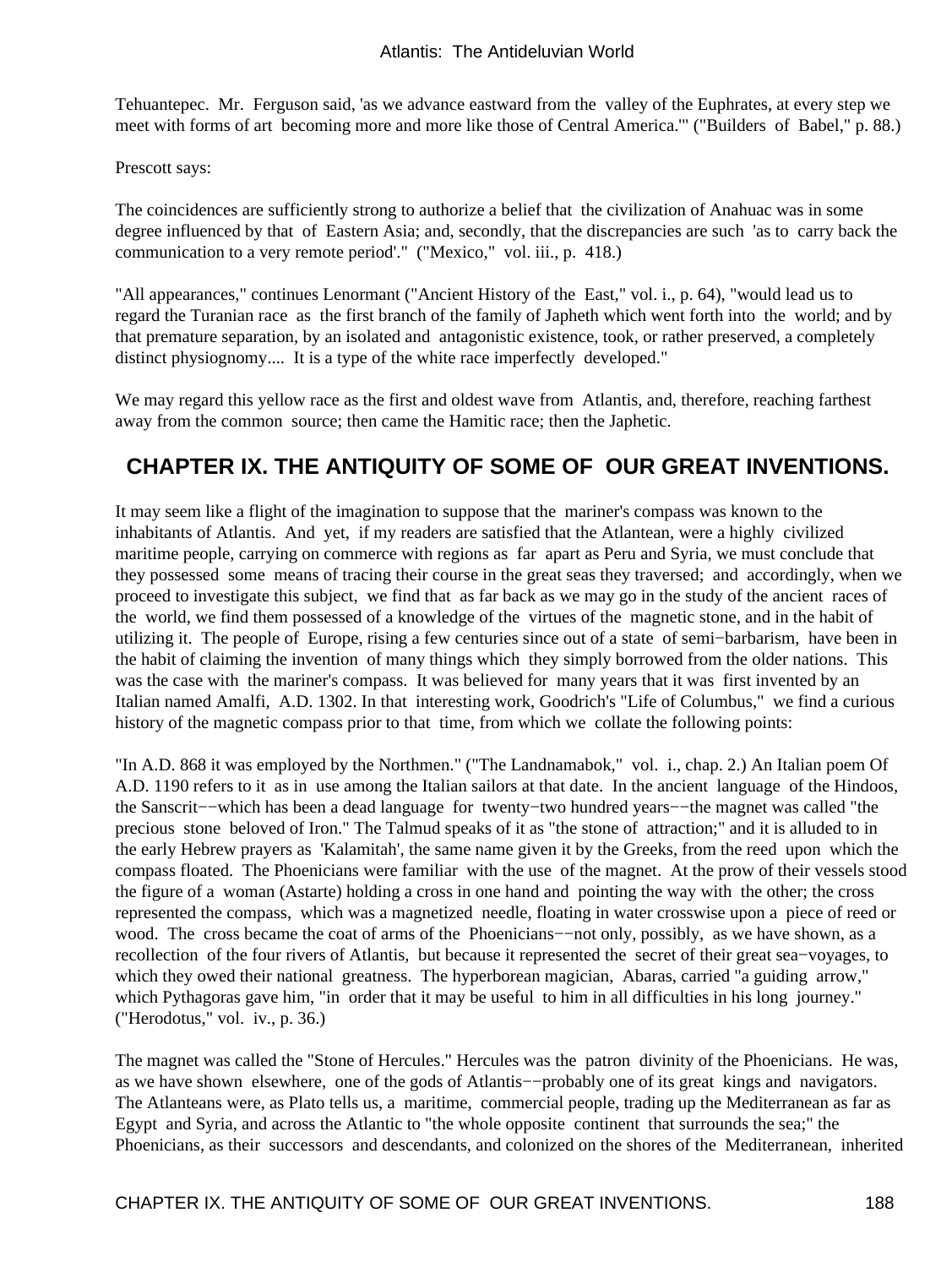Tehuantepec. Mr. Ferguson said, 'as we advance eastward from the valley of the Euphrates, at every step we meet with forms of art becoming more and more like those of Central America.'" ("Builders of Babel," p. 88.)

Prescott says:

The coincidences are sufficiently strong to authorize a belief that the civilization of Anahuac was in some degree influenced by that of Eastern Asia; and, secondly, that the discrepancies are such 'as to carry back the communication to a very remote period'." ("Mexico," vol. iii., p. 418.)

"All appearances," continues Lenormant ("Ancient History of the East," vol. i., p. 64), "would lead us to regard the Turanian race as the first branch of the family of Japheth which went forth into the world; and by that premature separation, by an isolated and antagonistic existence, took, or rather preserved, a completely distinct physiognomy.... It is a type of the white race imperfectly developed."

We may regard this yellow race as the first and oldest wave from Atlantis, and, therefore, reaching farthest away from the common source; then came the Hamitic race; then the Japhetic.

## CHAPTER IX. THE ANTIQUITY OF SOME OF OUR GREAT INVENTIONS.

It may seem like a flight of the imagination to suppose that the mariner's compass was known to the inhabitants of Atlantis. And yet, if my readers are satisfied that the Atlantean, were a highly civilized maritime people, carrying on commerce with regions as far apart as Peru and Syria, we must conclude that they possessed some means of tracing their course in the great seas they traversed; and accordingly, when we proceed to investigate this subject, we find that as far back as we may go in the study of the ancient races of the world, we find them possessed of a knowledge of the virtues of the magnetic stone, and in the habit of utilizing it. The people of Europe, rising a few centuries since out of a state of semi−barbarism, have been in the habit of claiming the invention of many things which they simply borrowed from the older nations. This was the case with the mariner's compass. It was believed for many years that it was first invented by an Italian named Amalfi, A.D. 1302. In that interesting work, Goodrich's "Life of Columbus," we find a curious history of the magnetic compass prior to that time, from which we collate the following points:

"In A.D. 868 it was employed by the Northmen." ("The Landnamabok," vol. i., chap. 2.) An Italian poem Of A.D. 1190 refers to it as in use among the Italian sailors at that date. In the ancient language of the Hindoos, the Sanscrit−−which has been a dead language for twenty−two hundred years−−the magnet was called "the precious stone beloved of Iron." The Talmud speaks of it as "the stone of attraction;" and it is alluded to in the early Hebrew prayers as 'Kalamitah', the same name given it by the Greeks, from the reed upon which the compass floated. The Phoenicians were familiar with the use of the magnet. At the prow of their vessels stood the figure of a woman (Astarte) holding a cross in one hand and pointing the way with the other; the cross represented the compass, which was a magnetized needle, floating in water crosswise upon a piece of reed or wood. The cross became the coat of arms of the Phoenicians−−not only, possibly, as we have shown, as a recollection of the four rivers of Atlantis, but because it represented the secret of their great sea−voyages, to which they owed their national greatness. The hyperborean magician, Abaras, carried "a guiding arrow," which Pythagoras gave him, "in order that it may be useful to him in all difficulties in his long journey." ("Herodotus," vol. iv., p. 36.)

The magnet was called the "Stone of Hercules." Hercules was the patron divinity of the Phoenicians. He was, as we have shown elsewhere, one of the gods of Atlantis−−probably one of its great kings and navigators. The Atlanteans were, as Plato tells us, a maritime, commercial people, trading up the Mediterranean as far as Egypt and Syria, and across the Atlantic to "the whole opposite continent that surrounds the sea;" the Phoenicians, as their successors and descendants, and colonized on the shores of the Mediterranean, inherited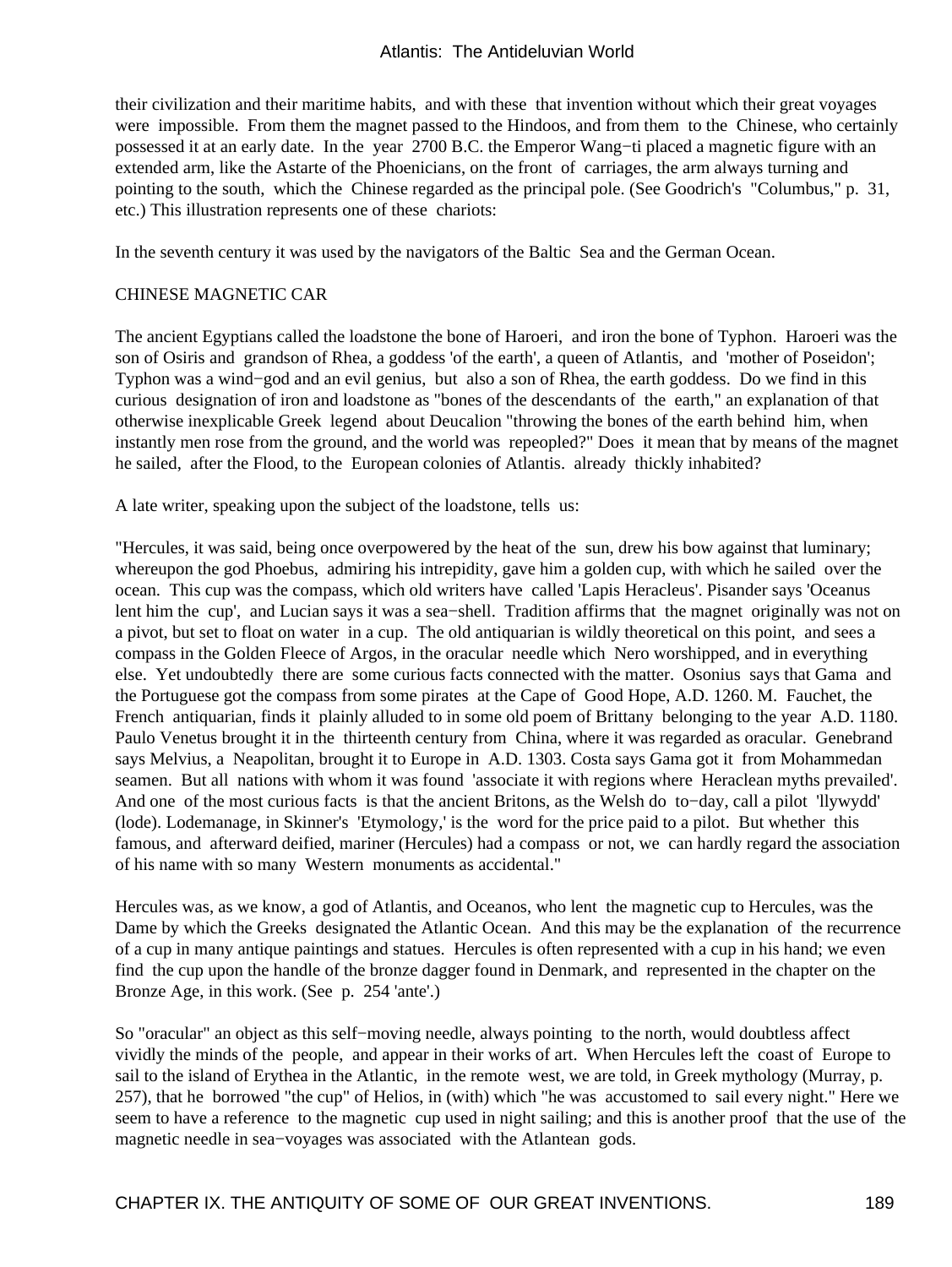their civilization and their maritime habits, and with these that invention without which their great voyages were impossible. From them the magnet passed to the Hindoos, and from them to the Chinese, who certainly possessed it at an early date. In the year 2700 B.C. the Emperor Wang−ti placed a magnetic figure with an extended arm, like the Astarte of the Phoenicians, on the front of carriages, the arm always turning and pointing to the south, which the Chinese regarded as the principal pole. (See Goodrich's "Columbus," p. 31, etc.) This illustration represents one of these chariots:

In the seventh century it was used by the navigators of the Baltic Sea and the German Ocean.

CHINESE MAGNETIC CAR

The ancient Egyptians called the loadstone the bone of Haroeri, and iron the bone of Typhon. Haroeri was the son of Osiris and grandson of Rhea, a goddess 'of the earth', a queen of Atlantis, and 'mother of Poseidon'; Typhon was a wind−god and an evil genius, but also a son of Rhea, the earth goddess. Do we find in this curious designation of iron and loadstone as "bones of the descendants of the earth," an explanation of that otherwise inexplicable Greek legend about Deucalion "throwing the bones of the earth behind him, when instantly men rose from the ground, and the world was repeopled?" Does it mean that by means of the magnet he sailed, after the Flood, to the European colonies of Atlantis. already thickly inhabited?

A late writer, speaking upon the subject of the loadstone, tells us:

"Hercules, it was said, being once overpowered by the heat of the sun, drew his bow against that luminary; whereupon the god Phoebus, admiring his intrepidity, gave him a golden cup, with which he sailed over the ocean. This cup was the compass, which old writers have called 'Lapis Heracleus'. Pisander says 'Oceanus lent him the cup', and Lucian says it was a sea−shell. Tradition affirms that the magnet originally was not on a pivot, but set to float on water in a cup. The old antiquarian is wildly theoretical on this point, and sees a compass in the Golden Fleece of Argos, in the oracular needle which Nero worshipped, and in everything else. Yet undoubtedly there are some curious facts connected with the matter. Osonius says that Gama and the Portuguese got the compass from some pirates at the Cape of Good Hope, A.D. 1260. M. Fauchet, the French antiquarian, finds it plainly alluded to in some old poem of Brittany belonging to the year A.D. 1180. Paulo Venetus brought it in the thirteenth century from China, where it was regarded as oracular. Genebrand says Melvius, a Neapolitan, brought it to Europe in A.D. 1303. Costa says Gama got it from Mohammedan seamen. But all nations with whom it was found 'associate it with regions where Heraclean myths prevailed'. And one of the most curious facts is that the ancient Britons, as the Welsh do to−day, call a pilot 'llywydd' (lode). Lodemanage, in Skinner's 'Etymology,' is the word for the price paid to a pilot. But whether this famous, and afterward deified, mariner (Hercules) had a compass or not, we can hardly regard the association of his name with so many Western monuments as accidental."

Hercules was, as we know, a god of Atlantis, and Oceanos, who lent the magnetic cup to Hercules, was the Dame by which the Greeks designated the Atlantic Ocean. And this may be the explanation of the recurrence of a cup in many antique paintings and statues. Hercules is often represented with a cup in his hand; we even find the cup upon the handle of the bronze dagger found in Denmark, and represented in the chapter on the Bronze Age, in this work. (See p. 254 'ante'.)

So "oracular" an object as this self−moving needle, always pointing to the north, would doubtless affect vividly the minds of the people, and appear in their works of art. When Hercules left the coast of Europe to sail to the island of Erythea in the Atlantic, in the remote west, we are told, in Greek mythology (Murray, p. 257), that he borrowed "the cup" of Helios, in (with) which "he was accustomed to sail every night." Here we seem to have a reference to the magnetic cup used in night sailing; and this is another proof that the use of the magnetic needle in sea−voyages was associated with the Atlantean gods.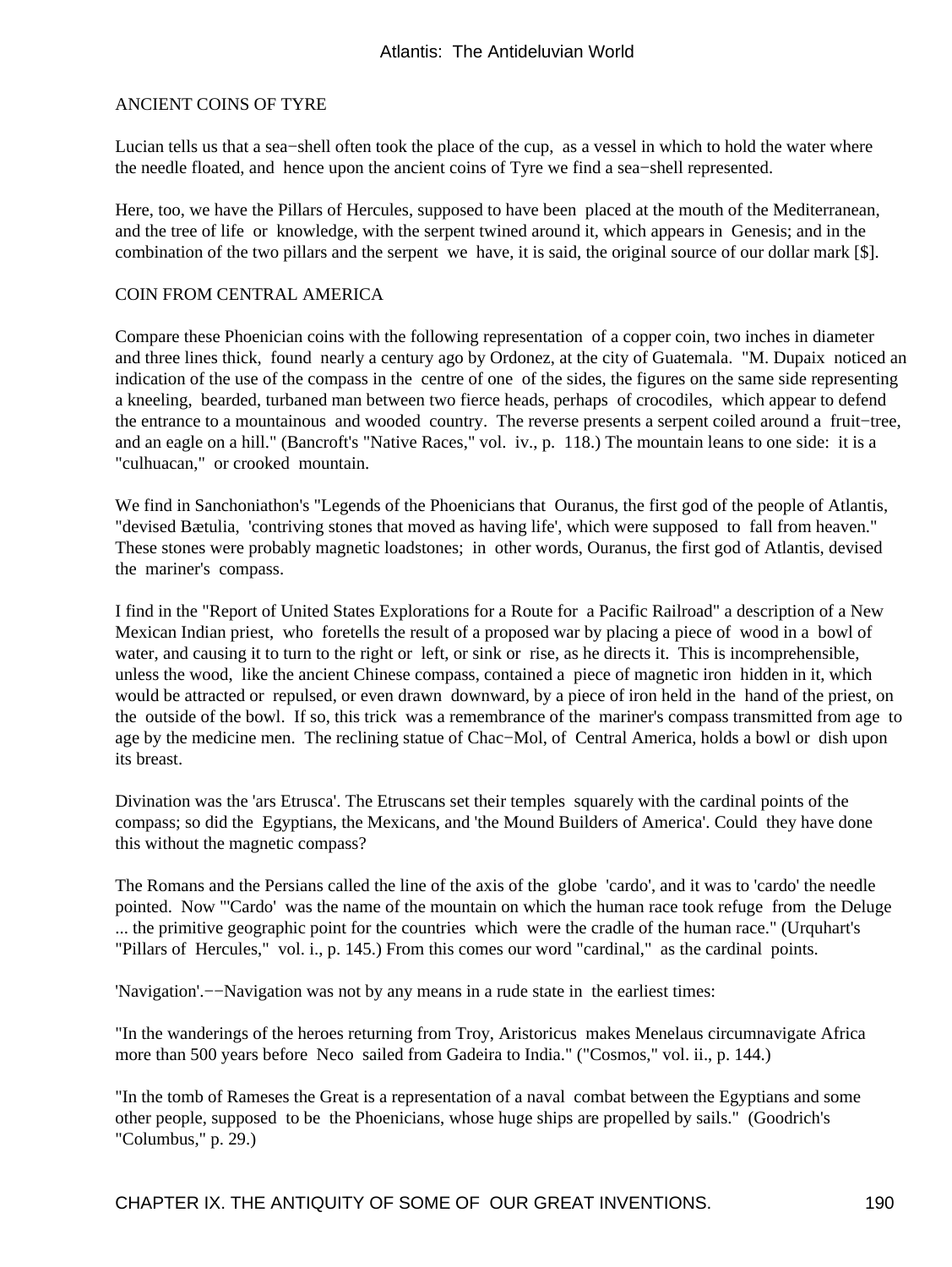ANCIENT COINS OF TYRE

Lucian tells us that a sea−shell often took the place of the cup, as a vessel in which to hold the water where the needle floated, and hence upon the ancient coins of Tyre we find a sea−shell represented.

Here, too, we have the Pillars of Hercules, supposed to have been placed at the mouth of the Mediterranean, and the tree of life or knowledge, with the serpent twined around it, which appears in Genesis; and in the combination of the two pillars and the serpent we have, it is said, the original source of our dollar mark [$].

COIN FROM CENTRAL AMERICA

Compare these Phoenician coins with the following representation of a copper coin, two inches in diameter and three lines thick, found nearly a century ago by Ordonez, at the city of Guatemala. "M. Dupaix noticed an indication of the use of the compass in the centre of one of the sides, the figures on the same side representing a kneeling, bearded, turbaned man between two fierce heads, perhaps of crocodiles, which appear to defend the entrance to a mountainous and wooded country. The reverse presents a serpent coiled around a fruit−tree, and an eagle on a hill." (Bancroft's "Native Races," vol. iv., p. 118.) The mountain leans to one side: it is a "culhuacan," or crooked mountain.

We find in Sanchoniathon's "Legends of the Phoenicians that Ouranus, the first god of the people of Atlantis, "devised Bætulia, 'contriving stones that moved as having life', which were supposed to fall from heaven." These stones were probably magnetic loadstones; in other words, Ouranus, the first god of Atlantis, devised the mariner's compass.

I find in the "Report of United States Explorations for a Route for a Pacific Railroad" a description of a New Mexican Indian priest, who foretells the result of a proposed war by placing a piece of wood in a bowl of water, and causing it to turn to the right or left, or sink or rise, as he directs it. This is incomprehensible, unless the wood, like the ancient Chinese compass, contained a piece of magnetic iron hidden in it, which would be attracted or repulsed, or even drawn downward, by a piece of iron held in the hand of the priest, on the outside of the bowl. If so, this trick was a remembrance of the mariner's compass transmitted from age to age by the medicine men. The reclining statue of Chac−Mol, of Central America, holds a bowl or dish upon its breast.

Divination was the 'ars Etrusca'. The Etruscans set their temples squarely with the cardinal points of the compass; so did the Egyptians, the Mexicans, and 'the Mound Builders of America'. Could they have done this without the magnetic compass?

The Romans and the Persians called the line of the axis of the globe 'cardo', and it was to 'cardo' the needle pointed. Now "'Cardo' was the name of the mountain on which the human race took refuge from the Deluge ... the primitive geographic point for the countries which were the cradle of the human race." (Urquhart's "Pillars of Hercules," vol. i., p. 145.) From this comes our word "cardinal," as the cardinal points.

'Navigation'.−−Navigation was not by any means in a rude state in the earliest times:

"In the wanderings of the heroes returning from Troy, Aristoricus makes Menelaus circumnavigate Africa more than 500 years before Neco sailed from Gadeira to India." ("Cosmos," vol. ii., p. 144.)

"In the tomb of Rameses the Great is a representation of a naval combat between the Egyptians and some other people, supposed to be the Phoenicians, whose huge ships are propelled by sails." (Goodrich's "Columbus," p. 29.)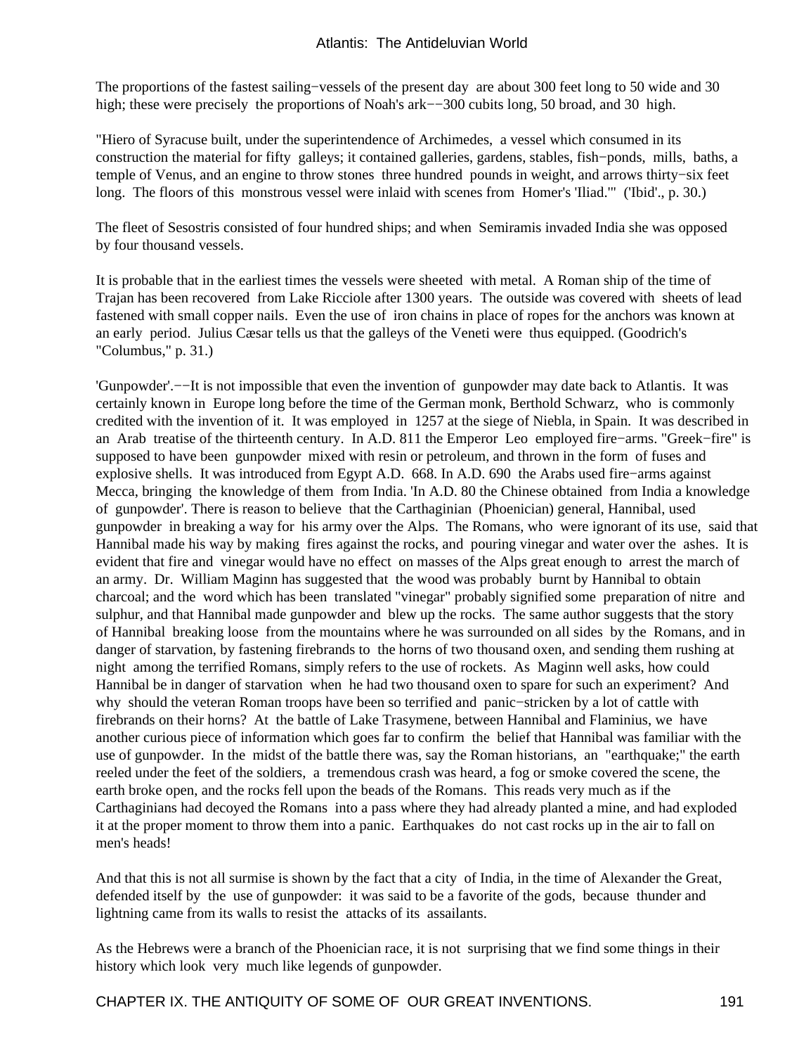The proportions of the fastest sailing−vessels of the present day are about 300 feet long to 50 wide and 30 high; these were precisely the proportions of Noah's ark−−300 cubits long, 50 broad, and 30 high.

"Hiero of Syracuse built, under the superintendence of Archimedes, a vessel which consumed in its construction the material for fifty galleys; it contained galleries, gardens, stables, fish−ponds, mills, baths, a temple of Venus, and an engine to throw stones three hundred pounds in weight, and arrows thirty−six feet long. The floors of this monstrous vessel were inlaid with scenes from Homer's 'Iliad.'" ('Ibid'., p. 30.)

The fleet of Sesostris consisted of four hundred ships; and when Semiramis invaded India she was opposed by four thousand vessels.

It is probable that in the earliest times the vessels were sheeted with metal. A Roman ship of the time of Trajan has been recovered from Lake Ricciole after 1300 years. The outside was covered with sheets of lead fastened with small copper nails. Even the use of iron chains in place of ropes for the anchors was known at an early period. Julius Cæsar tells us that the galleys of the Veneti were thus equipped. (Goodrich's "Columbus," p. 31.)

'Gunpowder'.−−It is not impossible that even the invention of gunpowder may date back to Atlantis. It was certainly known in Europe long before the time of the German monk, Berthold Schwarz, who is commonly credited with the invention of it. It was employed in 1257 at the siege of Niebla, in Spain. It was described in an Arab treatise of the thirteenth century. In A.D. 811 the Emperor Leo employed fire−arms. "Greek−fire" is supposed to have been gunpowder mixed with resin or petroleum, and thrown in the form of fuses and explosive shells. It was introduced from Egypt A.D. 668. In A.D. 690 the Arabs used fire−arms against Mecca, bringing the knowledge of them from India. 'In A.D. 80 the Chinese obtained from India a knowledge of gunpowder'. There is reason to believe that the Carthaginian (Phoenician) general, Hannibal, used gunpowder in breaking a way for his army over the Alps. The Romans, who were ignorant of its use, said that Hannibal made his way by making fires against the rocks, and pouring vinegar and water over the ashes. It is evident that fire and vinegar would have no effect on masses of the Alps great enough to arrest the march of an army. Dr. William Maginn has suggested that the wood was probably burnt by Hannibal to obtain charcoal; and the word which has been translated "vinegar" probably signified some preparation of nitre and sulphur, and that Hannibal made gunpowder and blew up the rocks. The same author suggests that the story of Hannibal breaking loose from the mountains where he was surrounded on all sides by the Romans, and in danger of starvation, by fastening firebrands to the horns of two thousand oxen, and sending them rushing at night among the terrified Romans, simply refers to the use of rockets. As Maginn well asks, how could Hannibal be in danger of starvation when he had two thousand oxen to spare for such an experiment? And why should the veteran Roman troops have been so terrified and panic−stricken by a lot of cattle with firebrands on their horns? At the battle of Lake Trasymene, between Hannibal and Flaminius, we have another curious piece of information which goes far to confirm the belief that Hannibal was familiar with the use of gunpowder. In the midst of the battle there was, say the Roman historians, an "earthquake;" the earth reeled under the feet of the soldiers, a tremendous crash was heard, a fog or smoke covered the scene, the earth broke open, and the rocks fell upon the beads of the Romans. This reads very much as if the Carthaginians had decoyed the Romans into a pass where they had already planted a mine, and had exploded it at the proper moment to throw them into a panic. Earthquakes do not cast rocks up in the air to fall on men's heads!

And that this is not all surmise is shown by the fact that a city of India, in the time of Alexander the Great, defended itself by the use of gunpowder: it was said to be a favorite of the gods, because thunder and lightning came from its walls to resist the attacks of its assailants.

As the Hebrews were a branch of the Phoenician race, it is not surprising that we find some things in their history which look very much like legends of gunpowder.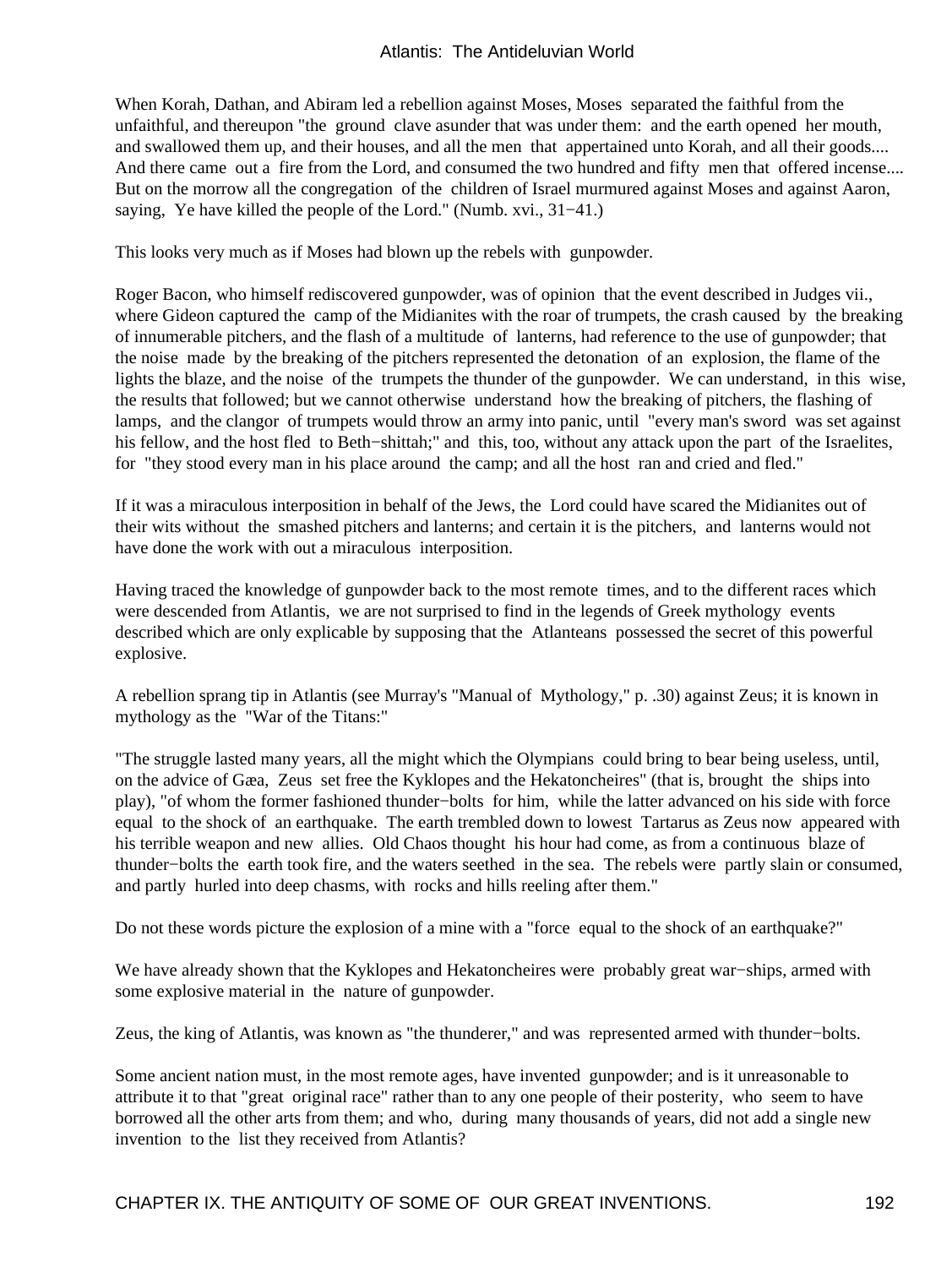When Korah, Dathan, and Abiram led a rebellion against Moses, Moses separated the faithful from the unfaithful, and thereupon "the ground clave asunder that was under them: and the earth opened her mouth, and swallowed them up, and their houses, and all the men that appertained unto Korah, and all their goods.... And there came out a fire from the Lord, and consumed the two hundred and fifty men that offered incense.... But on the morrow all the congregation of the children of Israel murmured against Moses and against Aaron, saying, Ye have killed the people of the Lord." (Numb. xvi., 31−41.)

This looks very much as if Moses had blown up the rebels with gunpowder.

Roger Bacon, who himself rediscovered gunpowder, was of opinion that the event described in Judges vii., where Gideon captured the camp of the Midianites with the roar of trumpets, the crash caused by the breaking of innumerable pitchers, and the flash of a multitude of lanterns, had reference to the use of gunpowder; that the noise made by the breaking of the pitchers represented the detonation of an explosion, the flame of the lights the blaze, and the noise of the trumpets the thunder of the gunpowder. We can understand, in this wise, the results that followed; but we cannot otherwise understand how the breaking of pitchers, the flashing of lamps, and the clangor of trumpets would throw an army into panic, until "every man's sword was set against his fellow, and the host fled to Beth−shittah;" and this, too, without any attack upon the part of the Israelites, for "they stood every man in his place around the camp; and all the host ran and cried and fled."

If it was a miraculous interposition in behalf of the Jews, the Lord could have scared the Midianites out of their wits without the smashed pitchers and lanterns; and certain it is the pitchers, and lanterns would not have done the work with out a miraculous interposition.

Having traced the knowledge of gunpowder back to the most remote times, and to the different races which were descended from Atlantis, we are not surprised to find in the legends of Greek mythology events described which are only explicable by supposing that the Atlanteans possessed the secret of this powerful explosive.

A rebellion sprang tip in Atlantis (see Murray's "Manual of Mythology," p. .30) against Zeus; it is known in mythology as the "War of the Titans:"

"The struggle lasted many years, all the might which the Olympians could bring to bear being useless, until, on the advice of Gæa, Zeus set free the Kyklopes and the Hekatoncheires" (that is, brought the ships into play), "of whom the former fashioned thunder−bolts for him, while the latter advanced on his side with force equal to the shock of an earthquake. The earth trembled down to lowest Tartarus as Zeus now appeared with his terrible weapon and new allies. Old Chaos thought his hour had come, as from a continuous blaze of thunder−bolts the earth took fire, and the waters seethed in the sea. The rebels were partly slain or consumed, and partly hurled into deep chasms, with rocks and hills reeling after them."

Do not these words picture the explosion of a mine with a "force equal to the shock of an earthquake?"

We have already shown that the Kyklopes and Hekatoncheires were probably great war−ships, armed with some explosive material in the nature of gunpowder.

Zeus, the king of Atlantis, was known as "the thunderer," and was represented armed with thunder−bolts.

Some ancient nation must, in the most remote ages, have invented gunpowder; and is it unreasonable to attribute it to that "great original race" rather than to any one people of their posterity, who seem to have borrowed all the other arts from them; and who, during many thousands of years, did not add a single new invention to the list they received from Atlantis?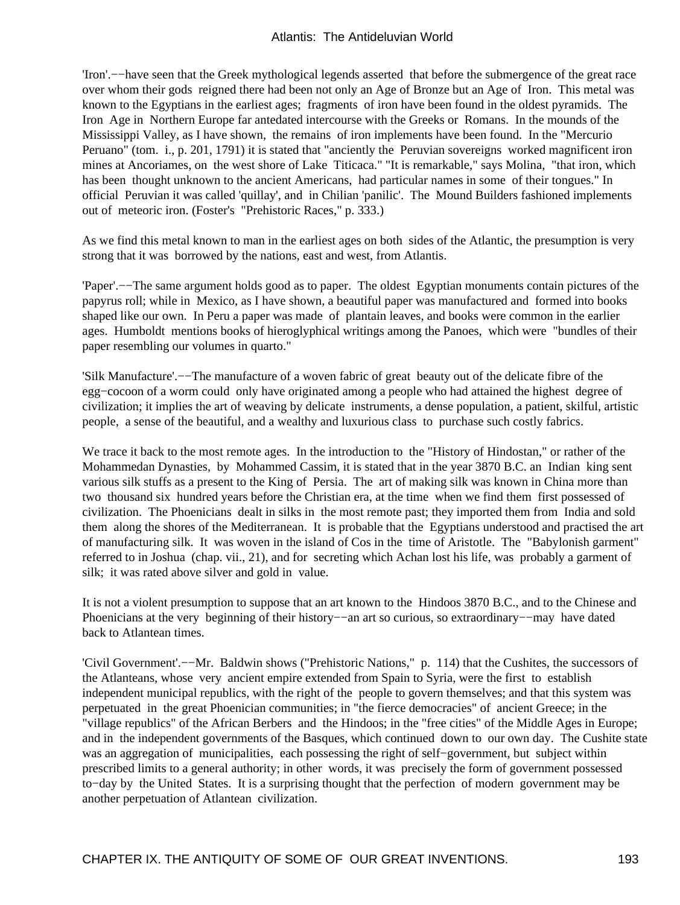'Iron'.−−have seen that the Greek mythological legends asserted that before the submergence of the great race over whom their gods reigned there had been not only an Age of Bronze but an Age of Iron. This metal was known to the Egyptians in the earliest ages; fragments of iron have been found in the oldest pyramids. The Iron Age in Northern Europe far antedated intercourse with the Greeks or Romans. In the mounds of the Mississippi Valley, as I have shown, the remains of iron implements have been found. In the "Mercurio Peruano" (tom. i., p. 201, 1791) it is stated that "anciently the Peruvian sovereigns worked magnificent iron mines at Ancoriames, on the west shore of Lake Titicaca." "It is remarkable," says Molina, "that iron, which has been thought unknown to the ancient Americans, had particular names in some of their tongues." In official Peruvian it was called 'quillay', and in Chilian 'panilic'. The Mound Builders fashioned implements out of meteoric iron. (Foster's "Prehistoric Races," p. 333.)

As we find this metal known to man in the earliest ages on both sides of the Atlantic, the presumption is very strong that it was borrowed by the nations, east and west, from Atlantis.

'Paper'.−−The same argument holds good as to paper. The oldest Egyptian monuments contain pictures of the papyrus roll; while in Mexico, as I have shown, a beautiful paper was manufactured and formed into books shaped like our own. In Peru a paper was made of plantain leaves, and books were common in the earlier ages. Humboldt mentions books of hieroglyphical writings among the Panoes, which were "bundles of their paper resembling our volumes in quarto."

'Silk Manufacture'.−−The manufacture of a woven fabric of great beauty out of the delicate fibre of the egg−cocoon of a worm could only have originated among a people who had attained the highest degree of civilization; it implies the art of weaving by delicate instruments, a dense population, a patient, skilful, artistic people, a sense of the beautiful, and a wealthy and luxurious class to purchase such costly fabrics.

We trace it back to the most remote ages. In the introduction to the "History of Hindostan," or rather of the Mohammedan Dynasties, by Mohammed Cassim, it is stated that in the year 3870 B.C. an Indian king sent various silk stuffs as a present to the King of Persia. The art of making silk was known in China more than two thousand six hundred years before the Christian era, at the time when we find them first possessed of civilization. The Phoenicians dealt in silks in the most remote past; they imported them from India and sold them along the shores of the Mediterranean. It is probable that the Egyptians understood and practised the art of manufacturing silk. It was woven in the island of Cos in the time of Aristotle. The "Babylonish garment" referred to in Joshua (chap. vii., 21), and for secreting which Achan lost his life, was probably a garment of silk; it was rated above silver and gold in value.

It is not a violent presumption to suppose that an art known to the Hindoos 3870 B.C., and to the Chinese and Phoenicians at the very beginning of their history−−an art so curious, so extraordinary−−may have dated back to Atlantean times.

'Civil Government'.−−Mr. Baldwin shows ("Prehistoric Nations," p. 114) that the Cushites, the successors of the Atlanteans, whose very ancient empire extended from Spain to Syria, were the first to establish independent municipal republics, with the right of the people to govern themselves; and that this system was perpetuated in the great Phoenician communities; in "the fierce democracies" of ancient Greece; in the "village republics" of the African Berbers and the Hindoos; in the "free cities" of the Middle Ages in Europe; and in the independent governments of the Basques, which continued down to our own day. The Cushite state was an aggregation of municipalities, each possessing the right of self−government, but subject within prescribed limits to a general authority; in other words, it was precisely the form of government possessed to−day by the United States. It is a surprising thought that the perfection of modern government may be another perpetuation of Atlantean civilization.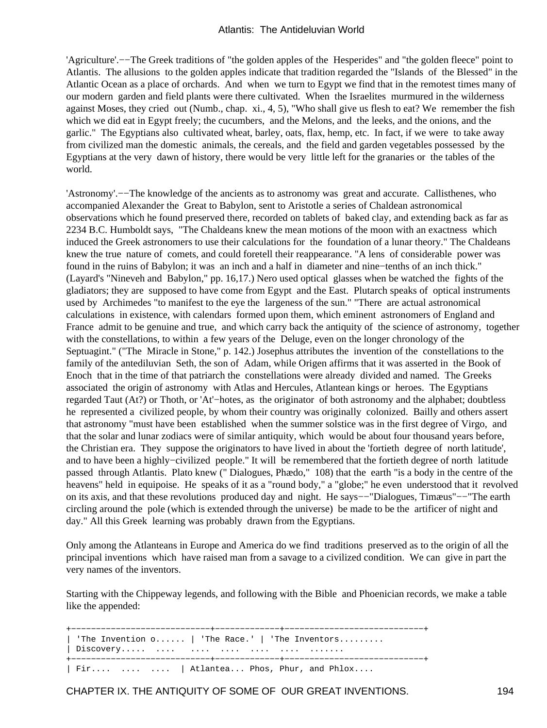'Agriculture'.−−The Greek traditions of "the golden apples of the Hesperides" and "the golden fleece" point to Atlantis. The allusions to the golden apples indicate that tradition regarded the "Islands of the Blessed" in the Atlantic Ocean as a place of orchards. And when we turn to Egypt we find that in the remotest times many of our modern garden and field plants were there cultivated. When the Israelites murmured in the wilderness against Moses, they cried out (Numb., chap. xi., 4, 5), "Who shall give us flesh to eat? We remember the fish which we did eat in Egypt freely; the cucumbers, and the Melons, and the leeks, and the onions, and the garlic." The Egyptians also cultivated wheat, barley, oats, flax, hemp, etc. In fact, if we were to take away from civilized man the domestic animals, the cereals, and the field and garden vegetables possessed by the Egyptians at the very dawn of history, there would be very little left for the granaries or the tables of the world.

'Astronomy'.−−The knowledge of the ancients as to astronomy was great and accurate. Callisthenes, who accompanied Alexander the Great to Babylon, sent to Aristotle a series of Chaldean astronomical observations which he found preserved there, recorded on tablets of baked clay, and extending back as far as 2234 B.C. Humboldt says, "The Chaldeans knew the mean motions of the moon with an exactness which induced the Greek astronomers to use their calculations for the foundation of a lunar theory." The Chaldeans knew the true nature of comets, and could foretell their reappearance. "A lens of considerable power was found in the ruins of Babylon; it was an inch and a half in diameter and nine−tenths of an inch thick." (Layard's "Nineveh and Babylon," pp. 16,17.) Nero used optical glasses when be watched the fights of the gladiators; they are supposed to have come from Egypt and the East. Plutarch speaks of optical instruments used by Archimedes "to manifest to the eye the largeness of the sun." "There are actual astronomical calculations in existence, with calendars formed upon them, which eminent astronomers of England and France admit to be genuine and true, and which carry back the antiquity of the science of astronomy, together with the constellations, to within a few years of the Deluge, even on the longer chronology of the Septuagint." ("The Miracle in Stone," p. 142.) Josephus attributes the invention of the constellations to the family of the antediluvian Seth, the son of Adam, while Origen affirms that it was asserted in the Book of Enoch that in the time of that patriarch the constellations were already divided and named. The Greeks associated the origin of astronomy with Atlas and Hercules, Atlantean kings or heroes. The Egyptians regarded Taut (At?) or Thoth, or 'At'−hotes, as the originator of both astronomy and the alphabet; doubtless he represented a civilized people, by whom their country was originally colonized. Bailly and others assert that astronomy "must have been established when the summer solstice was in the first degree of Virgo, and that the solar and lunar zodiacs were of similar antiquity, which would be about four thousand years before, the Christian era. They suppose the originators to have lived in about the 'fortieth degree of north latitude', and to have been a highly−civilized people." It will be remembered that the fortieth degree of north latitude passed through Atlantis. Plato knew (" Dialogues, Phædo," 108) that the earth "is a body in the centre of the heavens" held in equipoise. He speaks of it as a "round body," a "globe;" he even understood that it revolved on its axis, and that these revolutions produced day and night. He says−−"Dialogues, Timæus"−−"The earth circling around the pole (which is extended through the universe) be made to be the artificer of night and day." All this Greek learning was probably drawn from the Egyptians.

Only among the Atlanteans in Europe and America do we find traditions preserved as to the origin of all the principal inventions which have raised man from a savage to a civilized condition. We can give in part the very names of the inventors.

Starting with the Chippeway legends, and following with the Bible and Phoenician records, we make a table like the appended:

| 'The Invention o...... Discovery..... .... | 'The Race.' .... .... | 'The Inventors......... .... .... .... ....... |
|---|---|---|
| Fir.... .... .... | Atlantea... | Phos, Phur, and Phlox.... |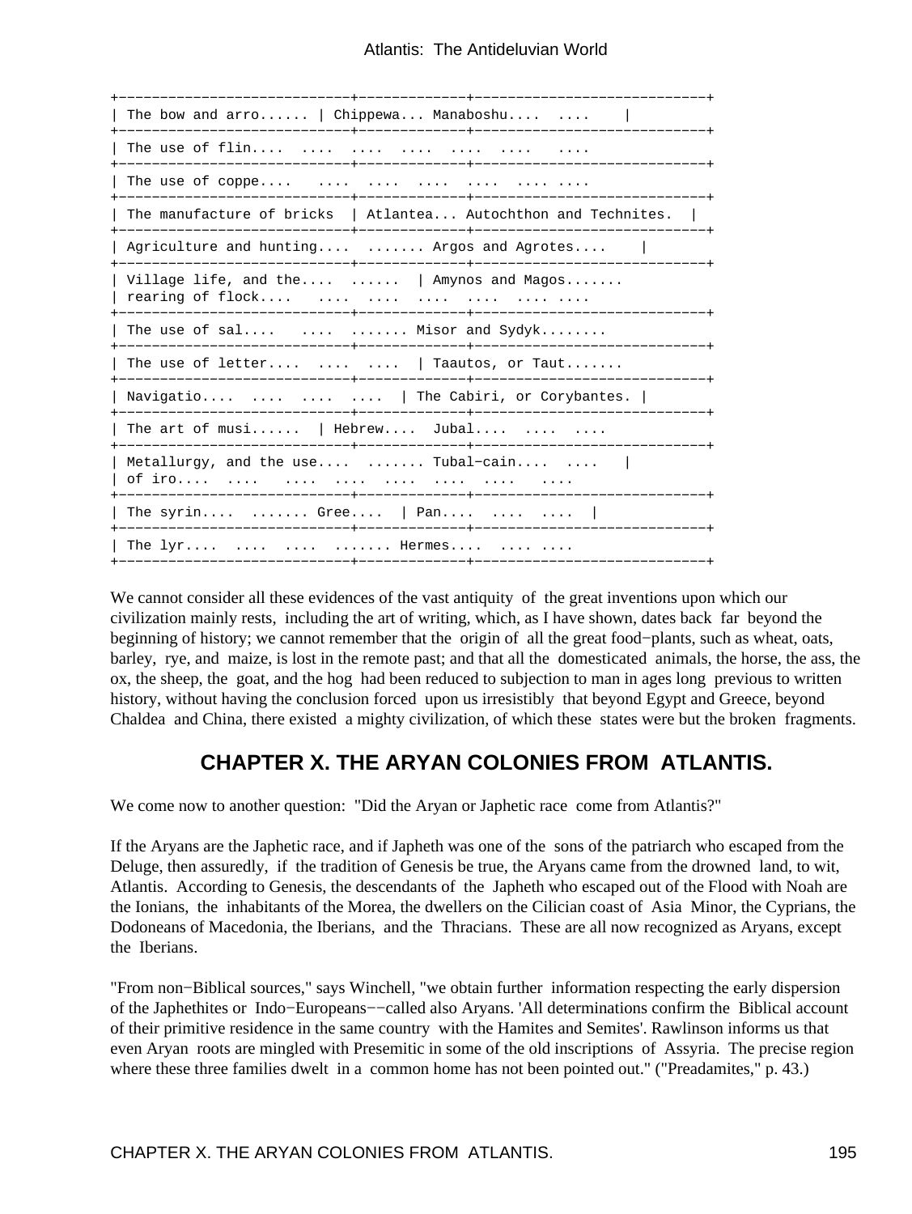| | | |
|---|---|---|
| The bow and arro...... | Chippewa... Manaboshu.... .... | |
| The use of flin.... .... .... .... .... .... .... | | |
| The use of coppe.... .... .... .... .... .... .... | | |
| The manufacture of bricks | Atlantea... Autochthon and Technites. | |
| Agriculture and hunting.... ....... Argos and Agrotes.... | | |
| Village life, and the.... ...... rearing of flock.... .... .... .... .... .... .... | Amynos and Magos....... | |
| The use of sal.... .... ....... Misor and Sydyk........ | | |
| The use of letter.... .... .... | Taautos, or Taut....... | |
| Navigatio.... .... .... .... | The Cabiri, or Corybantes. | |
| The art of musi...... | Hebrew.... Jubal.... .... .... | |
| Metallurgy, and the use.... ....... Tubal−cain.... .... of iro.... .... .... .... .... .... .... .... | | |
| The syrin.... ....... Gree.... | Pan.... .... .... | |
| The lyr.... .... .... ....... Hermes.... .... .... | | |

We cannot consider all these evidences of the vast antiquity of the great inventions upon which our civilization mainly rests, including the art of writing, which, as I have shown, dates back far beyond the beginning of history; we cannot remember that the origin of all the great food−plants, such as wheat, oats, barley, rye, and maize, is lost in the remote past; and that all the domesticated animals, the horse, the ass, the ox, the sheep, the goat, and the hog had been reduced to subjection to man in ages long previous to written history, without having the conclusion forced upon us irresistibly that beyond Egypt and Greece, beyond Chaldea and China, there existed a mighty civilization, of which these states were but the broken fragments.

## CHAPTER X. THE ARYAN COLONIES FROM ATLANTIS.

We come now to another question: "Did the Aryan or Japhetic race come from Atlantis?"

If the Aryans are the Japhetic race, and if Japheth was one of the sons of the patriarch who escaped from the Deluge, then assuredly, if the tradition of Genesis be true, the Aryans came from the drowned land, to wit, Atlantis. According to Genesis, the descendants of the Japheth who escaped out of the Flood with Noah are the Ionians, the inhabitants of the Morea, the dwellers on the Cilician coast of Asia Minor, the Cyprians, the Dodoneans of Macedonia, the Iberians, and the Thracians. These are all now recognized as Aryans, except the Iberians.

"From non−Biblical sources," says Winchell, "we obtain further information respecting the early dispersion of the Japhethites or Indo−Europeans−−called also Aryans. 'All determinations confirm the Biblical account of their primitive residence in the same country with the Hamites and Semites'. Rawlinson informs us that even Aryan roots are mingled with Presemitic in some of the old inscriptions of Assyria. The precise region where these three families dwelt in a common home has not been pointed out." ("Preadamites," p. 43.)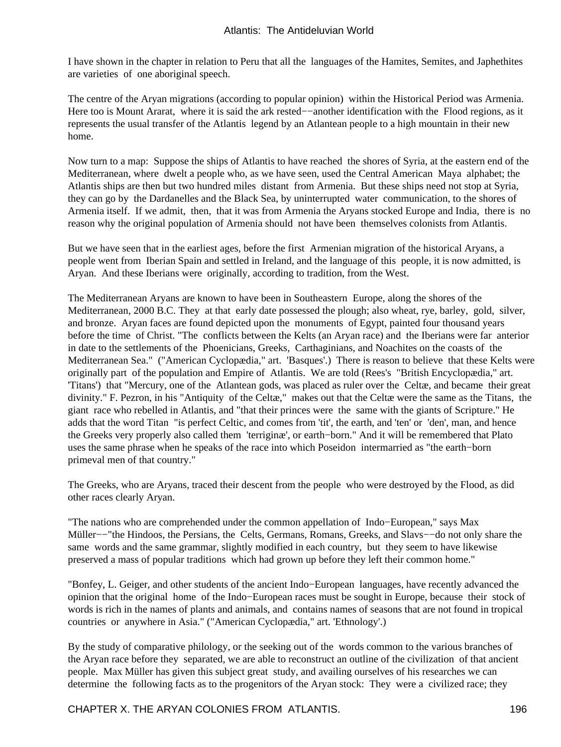I have shown in the chapter in relation to Peru that all the languages of the Hamites, Semites, and Japhethites are varieties of one aboriginal speech.

The centre of the Aryan migrations (according to popular opinion) within the Historical Period was Armenia. Here too is Mount Ararat, where it is said the ark rested−−another identification with the Flood regions, as it represents the usual transfer of the Atlantis legend by an Atlantean people to a high mountain in their new home.

Now turn to a map: Suppose the ships of Atlantis to have reached the shores of Syria, at the eastern end of the Mediterranean, where dwelt a people who, as we have seen, used the Central American Maya alphabet; the Atlantis ships are then but two hundred miles distant from Armenia. But these ships need not stop at Syria, they can go by the Dardanelles and the Black Sea, by uninterrupted water communication, to the shores of Armenia itself. If we admit, then, that it was from Armenia the Aryans stocked Europe and India, there is no reason why the original population of Armenia should not have been themselves colonists from Atlantis.

But we have seen that in the earliest ages, before the first Armenian migration of the historical Aryans, a people went from Iberian Spain and settled in Ireland, and the language of this people, it is now admitted, is Aryan. And these Iberians were originally, according to tradition, from the West.

The Mediterranean Aryans are known to have been in Southeastern Europe, along the shores of the Mediterranean, 2000 B.C. They at that early date possessed the plough; also wheat, rye, barley, gold, silver, and bronze. Aryan faces are found depicted upon the monuments of Egypt, painted four thousand years before the time of Christ. "The conflicts between the Kelts (an Aryan race) and the Iberians were far anterior in date to the settlements of the Phoenicians, Greeks, Carthaginians, and Noachites on the coasts of the Mediterranean Sea." ("American Cyclopædia," art. 'Basques'.) There is reason to believe that these Kelts were originally part of the population and Empire of Atlantis. We are told (Rees's "British Encyclopædia," art. 'Titans') that "Mercury, one of the Atlantean gods, was placed as ruler over the Celtæ, and became their great divinity." F. Pezron, in his "Antiquity of the Celtæ," makes out that the Celtæ were the same as the Titans, the giant race who rebelled in Atlantis, and "that their princes were the same with the giants of Scripture." He adds that the word Titan "is perfect Celtic, and comes from 'tit', the earth, and 'ten' or 'den', man, and hence the Greeks very properly also called them 'terriginæ', or earth−born." And it will be remembered that Plato uses the same phrase when he speaks of the race into which Poseidon intermarried as "the earth−born primeval men of that country."

The Greeks, who are Aryans, traced their descent from the people who were destroyed by the Flood, as did other races clearly Aryan.

"The nations who are comprehended under the common appellation of Indo−European," says Max Müller−−"the Hindoos, the Persians, the Celts, Germans, Romans, Greeks, and Slavs−−do not only share the same words and the same grammar, slightly modified in each country, but they seem to have likewise preserved a mass of popular traditions which had grown up before they left their common home."

"Bonfey, L. Geiger, and other students of the ancient Indo−European languages, have recently advanced the opinion that the original home of the Indo−European races must be sought in Europe, because their stock of words is rich in the names of plants and animals, and contains names of seasons that are not found in tropical countries or anywhere in Asia." ("American Cyclopædia," art. 'Ethnology'.)

By the study of comparative philology, or the seeking out of the words common to the various branches of the Aryan race before they separated, we are able to reconstruct an outline of the civilization of that ancient people. Max Müller has given this subject great study, and availing ourselves of his researches we can determine the following facts as to the progenitors of the Aryan stock: They were a civilized race; they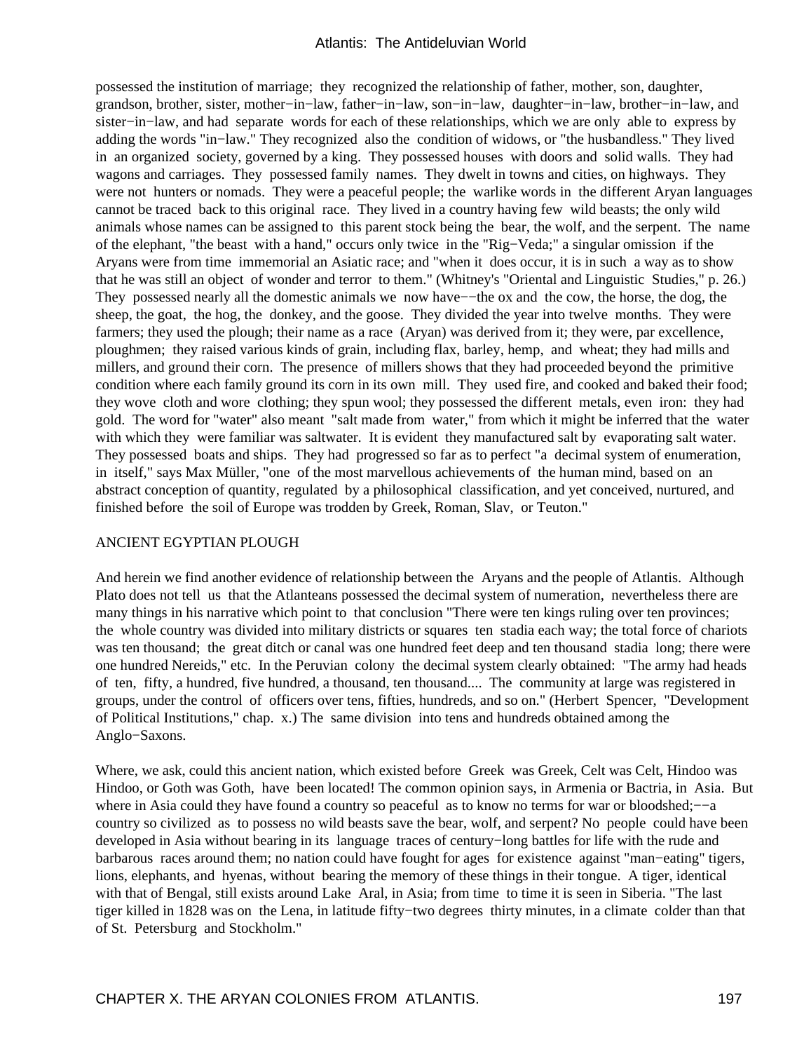possessed the institution of marriage; they recognized the relationship of father, mother, son, daughter, grandson, brother, sister, mother−in−law, father−in−law, son−in−law, daughter−in−law, brother−in−law, and sister−in−law, and had separate words for each of these relationships, which we are only able to express by adding the words "in−law." They recognized also the condition of widows, or "the husbandless." They lived in an organized society, governed by a king. They possessed houses with doors and solid walls. They had wagons and carriages. They possessed family names. They dwelt in towns and cities, on highways. They were not hunters or nomads. They were a peaceful people; the warlike words in the different Aryan languages cannot be traced back to this original race. They lived in a country having few wild beasts; the only wild animals whose names can be assigned to this parent stock being the bear, the wolf, and the serpent. The name of the elephant, "the beast with a hand," occurs only twice in the "Rig−Veda;" a singular omission if the Aryans were from time immemorial an Asiatic race; and "when it does occur, it is in such a way as to show that he was still an object of wonder and terror to them." (Whitney's "Oriental and Linguistic Studies," p. 26.) They possessed nearly all the domestic animals we now have−−the ox and the cow, the horse, the dog, the sheep, the goat, the hog, the donkey, and the goose. They divided the year into twelve months. They were farmers; they used the plough; their name as a race (Aryan) was derived from it; they were, par excellence, ploughmen; they raised various kinds of grain, including flax, barley, hemp, and wheat; they had mills and millers, and ground their corn. The presence of millers shows that they had proceeded beyond the primitive condition where each family ground its corn in its own mill. They used fire, and cooked and baked their food; they wove cloth and wore clothing; they spun wool; they possessed the different metals, even iron: they had gold. The word for "water" also meant "salt made from water," from which it might be inferred that the water with which they were familiar was saltwater. It is evident they manufactured salt by evaporating salt water. They possessed boats and ships. They had progressed so far as to perfect "a decimal system of enumeration, in itself," says Max Müller, "one of the most marvellous achievements of the human mind, based on an abstract conception of quantity, regulated by a philosophical classification, and yet conceived, nurtured, and finished before the soil of Europe was trodden by Greek, Roman, Slav, or Teuton."

ANCIENT EGYPTIAN PLOUGH

And herein we find another evidence of relationship between the Aryans and the people of Atlantis. Although Plato does not tell us that the Atlanteans possessed the decimal system of numeration, nevertheless there are many things in his narrative which point to that conclusion "There were ten kings ruling over ten provinces; the whole country was divided into military districts or squares ten stadia each way; the total force of chariots was ten thousand; the great ditch or canal was one hundred feet deep and ten thousand stadia long; there were one hundred Nereids," etc. In the Peruvian colony the decimal system clearly obtained: "The army had heads of ten, fifty, a hundred, five hundred, a thousand, ten thousand.... The community at large was registered in groups, under the control of officers over tens, fifties, hundreds, and so on." (Herbert Spencer, "Development of Political Institutions," chap. x.) The same division into tens and hundreds obtained among the Anglo−Saxons.

Where, we ask, could this ancient nation, which existed before Greek was Greek, Celt was Celt, Hindoo was Hindoo, or Goth was Goth, have been located! The common opinion says, in Armenia or Bactria, in Asia. But where in Asia could they have found a country so peaceful as to know no terms for war or bloodshed;−−a country so civilized as to possess no wild beasts save the bear, wolf, and serpent? No people could have been developed in Asia without bearing in its language traces of century−long battles for life with the rude and barbarous races around them; no nation could have fought for ages for existence against "man−eating" tigers, lions, elephants, and hyenas, without bearing the memory of these things in their tongue. A tiger, identical with that of Bengal, still exists around Lake Aral, in Asia; from time to time it is seen in Siberia. "The last tiger killed in 1828 was on the Lena, in latitude fifty−two degrees thirty minutes, in a climate colder than that of St. Petersburg and Stockholm."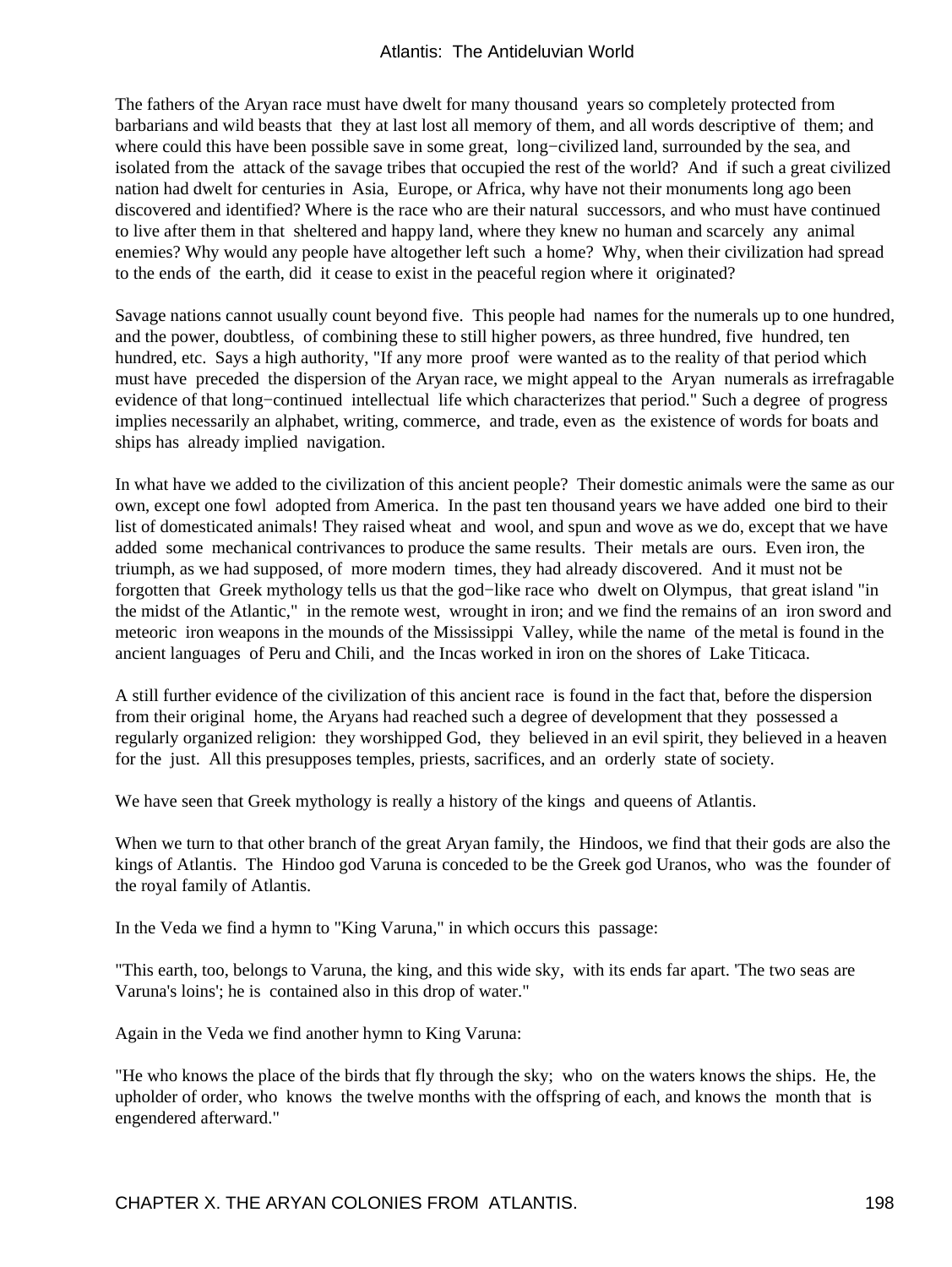The fathers of the Aryan race must have dwelt for many thousand years so completely protected from barbarians and wild beasts that they at last lost all memory of them, and all words descriptive of them; and where could this have been possible save in some great, long−civilized land, surrounded by the sea, and isolated from the attack of the savage tribes that occupied the rest of the world? And if such a great civilized nation had dwelt for centuries in Asia, Europe, or Africa, why have not their monuments long ago been discovered and identified? Where is the race who are their natural successors, and who must have continued to live after them in that sheltered and happy land, where they knew no human and scarcely any animal enemies? Why would any people have altogether left such a home? Why, when their civilization had spread to the ends of the earth, did it cease to exist in the peaceful region where it originated?

Savage nations cannot usually count beyond five. This people had names for the numerals up to one hundred, and the power, doubtless, of combining these to still higher powers, as three hundred, five hundred, ten hundred, etc. Says a high authority, "If any more proof were wanted as to the reality of that period which must have preceded the dispersion of the Aryan race, we might appeal to the Aryan numerals as irrefragable evidence of that long−continued intellectual life which characterizes that period." Such a degree of progress implies necessarily an alphabet, writing, commerce, and trade, even as the existence of words for boats and ships has already implied navigation.

In what have we added to the civilization of this ancient people? Their domestic animals were the same as our own, except one fowl adopted from America. In the past ten thousand years we have added one bird to their list of domesticated animals! They raised wheat and wool, and spun and wove as we do, except that we have added some mechanical contrivances to produce the same results. Their metals are ours. Even iron, the triumph, as we had supposed, of more modern times, they had already discovered. And it must not be forgotten that Greek mythology tells us that the god−like race who dwelt on Olympus, that great island "in the midst of the Atlantic," in the remote west, wrought in iron; and we find the remains of an iron sword and meteoric iron weapons in the mounds of the Mississippi Valley, while the name of the metal is found in the ancient languages of Peru and Chili, and the Incas worked in iron on the shores of Lake Titicaca.

A still further evidence of the civilization of this ancient race is found in the fact that, before the dispersion from their original home, the Aryans had reached such a degree of development that they possessed a regularly organized religion: they worshipped God, they believed in an evil spirit, they believed in a heaven for the just. All this presupposes temples, priests, sacrifices, and an orderly state of society.

We have seen that Greek mythology is really a history of the kings and queens of Atlantis.

When we turn to that other branch of the great Aryan family, the Hindoos, we find that their gods are also the kings of Atlantis. The Hindoo god Varuna is conceded to be the Greek god Uranos, who was the founder of the royal family of Atlantis.

In the Veda we find a hymn to "King Varuna," in which occurs this passage:

"This earth, too, belongs to Varuna, the king, and this wide sky, with its ends far apart. 'The two seas are Varuna's loins'; he is contained also in this drop of water."

Again in the Veda we find another hymn to King Varuna:

"He who knows the place of the birds that fly through the sky; who on the waters knows the ships. He, the upholder of order, who knows the twelve months with the offspring of each, and knows the month that is engendered afterward."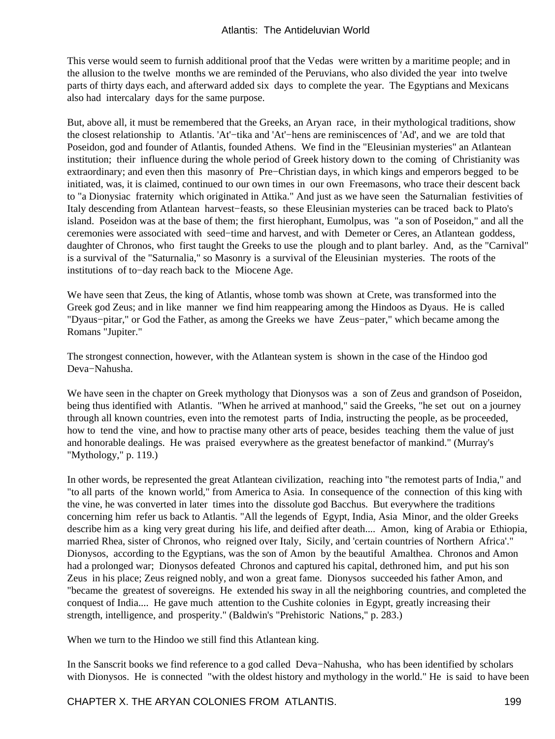This verse would seem to furnish additional proof that the Vedas were written by a maritime people; and in the allusion to the twelve months we are reminded of the Peruvians, who also divided the year into twelve parts of thirty days each, and afterward added six days to complete the year. The Egyptians and Mexicans also had intercalary days for the same purpose.

But, above all, it must be remembered that the Greeks, an Aryan race, in their mythological traditions, show the closest relationship to Atlantis. 'At'−tika and 'At'−hens are reminiscences of 'Ad', and we are told that Poseidon, god and founder of Atlantis, founded Athens. We find in the "Eleusinian mysteries" an Atlantean institution; their influence during the whole period of Greek history down to the coming of Christianity was extraordinary; and even then this masonry of Pre−Christian days, in which kings and emperors begged to be initiated, was, it is claimed, continued to our own times in our own Freemasons, who trace their descent back to "a Dionysiac fraternity which originated in Attika." And just as we have seen the Saturnalian festivities of Italy descending from Atlantean harvest−feasts, so these Eleusinian mysteries can be traced back to Plato's island. Poseidon was at the base of them; the first hierophant, Eumolpus, was "a son of Poseidon," and all the ceremonies were associated with seed−time and harvest, and with Demeter or Ceres, an Atlantean goddess, daughter of Chronos, who first taught the Greeks to use the plough and to plant barley. And, as the "Carnival" is a survival of the "Saturnalia," so Masonry is a survival of the Eleusinian mysteries. The roots of the institutions of to−day reach back to the Miocene Age.

We have seen that Zeus, the king of Atlantis, whose tomb was shown at Crete, was transformed into the Greek god Zeus; and in like manner we find him reappearing among the Hindoos as Dyaus. He is called "Dyaus−pitar," or God the Father, as among the Greeks we have Zeus−pater," which became among the Romans "Jupiter."

The strongest connection, however, with the Atlantean system is shown in the case of the Hindoo god Deva−Nahusha.

We have seen in the chapter on Greek mythology that Dionysos was a son of Zeus and grandson of Poseidon, being thus identified with Atlantis. "When he arrived at manhood," said the Greeks, "he set out on a journey through all known countries, even into the remotest parts of India, instructing the people, as be proceeded, how to tend the vine, and how to practise many other arts of peace, besides teaching them the value of just and honorable dealings. He was praised everywhere as the greatest benefactor of mankind." (Murray's "Mythology," p. 119.)

In other words, be represented the great Atlantean civilization, reaching into "the remotest parts of India," and "to all parts of the known world," from America to Asia. In consequence of the connection of this king with the vine, he was converted in later times into the dissolute god Bacchus. But everywhere the traditions concerning him refer us back to Atlantis. "All the legends of Egypt, India, Asia Minor, and the older Greeks describe him as a king very great during his life, and deified after death.... Amon, king of Arabia or Ethiopia, married Rhea, sister of Chronos, who reigned over Italy, Sicily, and 'certain countries of Northern Africa'." Dionysos, according to the Egyptians, was the son of Amon by the beautiful Amalthea. Chronos and Amon had a prolonged war; Dionysos defeated Chronos and captured his capital, dethroned him, and put his son Zeus in his place; Zeus reigned nobly, and won a great fame. Dionysos succeeded his father Amon, and "became the greatest of sovereigns. He extended his sway in all the neighboring countries, and completed the conquest of India.... He gave much attention to the Cushite colonies in Egypt, greatly increasing their strength, intelligence, and prosperity." (Baldwin's "Prehistoric Nations," p. 283.)

When we turn to the Hindoo we still find this Atlantean king.

In the Sanscrit books we find reference to a god called Deva−Nahusha, who has been identified by scholars with Dionysos. He is connected "with the oldest history and mythology in the world." He is said to have been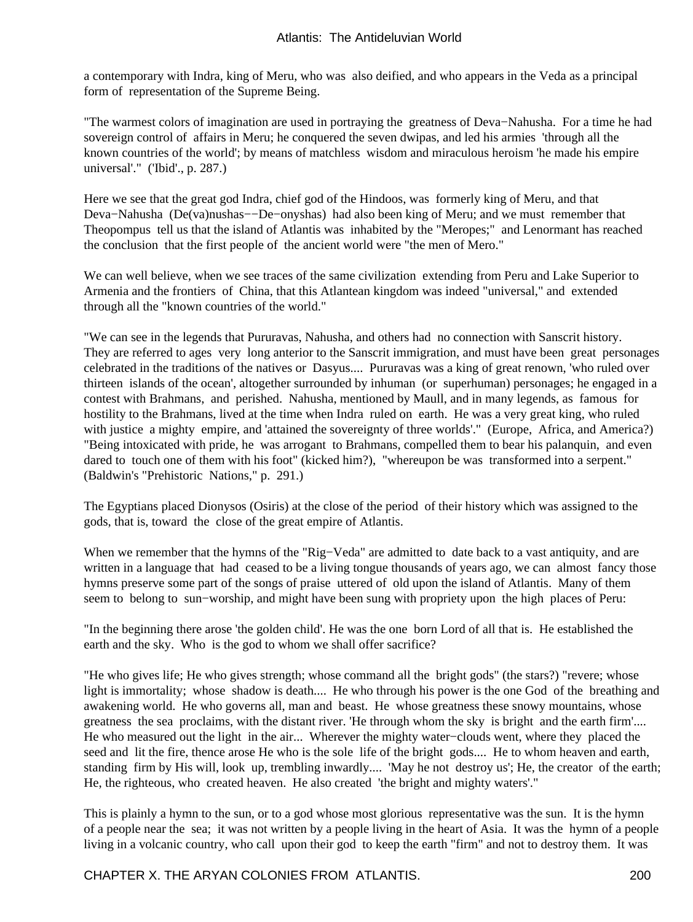a contemporary with Indra, king of Meru, who was also deified, and who appears in the Veda as a principal form of representation of the Supreme Being.

"The warmest colors of imagination are used in portraying the greatness of Deva−Nahusha. For a time he had sovereign control of affairs in Meru; he conquered the seven dwipas, and led his armies 'through all the known countries of the world'; by means of matchless wisdom and miraculous heroism 'he made his empire universal'." ('Ibid'., p. 287.)

Here we see that the great god Indra, chief god of the Hindoos, was formerly king of Meru, and that Deva−Nahusha (De(va)nushas−−De−onyshas) had also been king of Meru; and we must remember that Theopompus tell us that the island of Atlantis was inhabited by the "Meropes;" and Lenormant has reached the conclusion that the first people of the ancient world were "the men of Mero."

We can well believe, when we see traces of the same civilization extending from Peru and Lake Superior to Armenia and the frontiers of China, that this Atlantean kingdom was indeed "universal," and extended through all the "known countries of the world."

"We can see in the legends that Pururavas, Nahusha, and others had no connection with Sanscrit history. They are referred to ages very long anterior to the Sanscrit immigration, and must have been great personages celebrated in the traditions of the natives or Dasyus.... Pururavas was a king of great renown, 'who ruled over thirteen islands of the ocean', altogether surrounded by inhuman (or superhuman) personages; he engaged in a contest with Brahmans, and perished. Nahusha, mentioned by Maull, and in many legends, as famous for hostility to the Brahmans, lived at the time when Indra ruled on earth. He was a very great king, who ruled with justice a mighty empire, and 'attained the sovereignty of three worlds'." (Europe, Africa, and America?) "Being intoxicated with pride, he was arrogant to Brahmans, compelled them to bear his palanquin, and even dared to touch one of them with his foot" (kicked him?), "whereupon be was transformed into a serpent." (Baldwin's "Prehistoric Nations," p. 291.)

The Egyptians placed Dionysos (Osiris) at the close of the period of their history which was assigned to the gods, that is, toward the close of the great empire of Atlantis.

When we remember that the hymns of the "Rig−Veda" are admitted to date back to a vast antiquity, and are written in a language that had ceased to be a living tongue thousands of years ago, we can almost fancy those hymns preserve some part of the songs of praise uttered of old upon the island of Atlantis. Many of them seem to belong to sun−worship, and might have been sung with propriety upon the high places of Peru:

"In the beginning there arose 'the golden child'. He was the one born Lord of all that is. He established the earth and the sky. Who is the god to whom we shall offer sacrifice?

"He who gives life; He who gives strength; whose command all the bright gods" (the stars?) "revere; whose light is immortality; whose shadow is death.... He who through his power is the one God of the breathing and awakening world. He who governs all, man and beast. He whose greatness these snowy mountains, whose greatness the sea proclaims, with the distant river. 'He through whom the sky is bright and the earth firm'.... He who measured out the light in the air... Wherever the mighty water−clouds went, where they placed the seed and lit the fire, thence arose He who is the sole life of the bright gods.... He to whom heaven and earth, standing firm by His will, look up, trembling inwardly.... 'May he not destroy us'; He, the creator of the earth; He, the righteous, who created heaven. He also created 'the bright and mighty waters'."

This is plainly a hymn to the sun, or to a god whose most glorious representative was the sun. It is the hymn of a people near the sea; it was not written by a people living in the heart of Asia. It was the hymn of a people living in a volcanic country, who call upon their god to keep the earth "firm" and not to destroy them. It was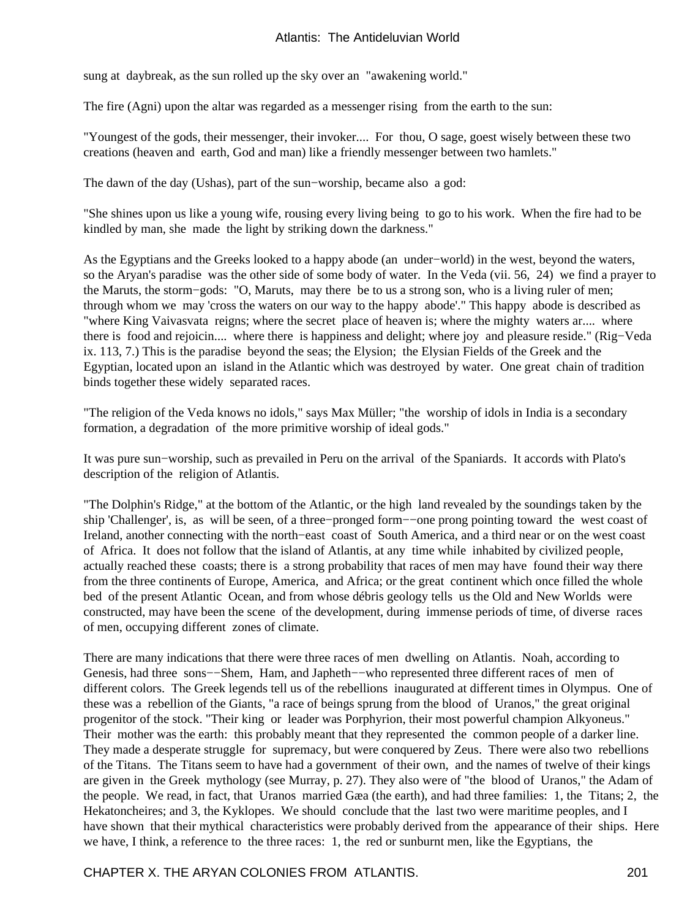sung at daybreak, as the sun rolled up the sky over an "awakening world."

The fire (Agni) upon the altar was regarded as a messenger rising from the earth to the sun:

"Youngest of the gods, their messenger, their invoker.... For thou, O sage, goest wisely between these two creations (heaven and earth, God and man) like a friendly messenger between two hamlets."

The dawn of the day (Ushas), part of the sun−worship, became also a god:

"She shines upon us like a young wife, rousing every living being to go to his work. When the fire had to be kindled by man, she made the light by striking down the darkness."

As the Egyptians and the Greeks looked to a happy abode (an under−world) in the west, beyond the waters, so the Aryan's paradise was the other side of some body of water. In the Veda (vii. 56, 24) we find a prayer to the Maruts, the storm−gods: "O, Maruts, may there be to us a strong son, who is a living ruler of men; through whom we may 'cross the waters on our way to the happy abode'." This happy abode is described as "where King Vaivasvata reigns; where the secret place of heaven is; where the mighty waters ar.... where there is food and rejoicin.... where there is happiness and delight; where joy and pleasure reside." (Rig−Veda ix. 113, 7.) This is the paradise beyond the seas; the Elysion; the Elysian Fields of the Greek and the Egyptian, located upon an island in the Atlantic which was destroyed by water. One great chain of tradition binds together these widely separated races.

"The religion of the Veda knows no idols," says Max Müller; "the worship of idols in India is a secondary formation, a degradation of the more primitive worship of ideal gods."

It was pure sun−worship, such as prevailed in Peru on the arrival of the Spaniards. It accords with Plato's description of the religion of Atlantis.

"The Dolphin's Ridge," at the bottom of the Atlantic, or the high land revealed by the soundings taken by the ship 'Challenger', is, as will be seen, of a three−pronged form−−one prong pointing toward the west coast of Ireland, another connecting with the north−east coast of South America, and a third near or on the west coast of Africa. It does not follow that the island of Atlantis, at any time while inhabited by civilized people, actually reached these coasts; there is a strong probability that races of men may have found their way there from the three continents of Europe, America, and Africa; or the great continent which once filled the whole bed of the present Atlantic Ocean, and from whose débris geology tells us the Old and New Worlds were constructed, may have been the scene of the development, during immense periods of time, of diverse races of men, occupying different zones of climate.

There are many indications that there were three races of men dwelling on Atlantis. Noah, according to Genesis, had three sons−−Shem, Ham, and Japheth−−who represented three different races of men of different colors. The Greek legends tell us of the rebellions inaugurated at different times in Olympus. One of these was a rebellion of the Giants, "a race of beings sprung from the blood of Uranos," the great original progenitor of the stock. "Their king or leader was Porphyrion, their most powerful champion Alkyoneus." Their mother was the earth: this probably meant that they represented the common people of a darker line. They made a desperate struggle for supremacy, but were conquered by Zeus. There were also two rebellions of the Titans. The Titans seem to have had a government of their own, and the names of twelve of their kings are given in the Greek mythology (see Murray, p. 27). They also were of "the blood of Uranos," the Adam of the people. We read, in fact, that Uranos married Gæa (the earth), and had three families: 1, the Titans; 2, the Hekatoncheires; and 3, the Kyklopes. We should conclude that the last two were maritime peoples, and I have shown that their mythical characteristics were probably derived from the appearance of their ships. Here we have, I think, a reference to the three races: 1, the red or sunburnt men, like the Egyptians, the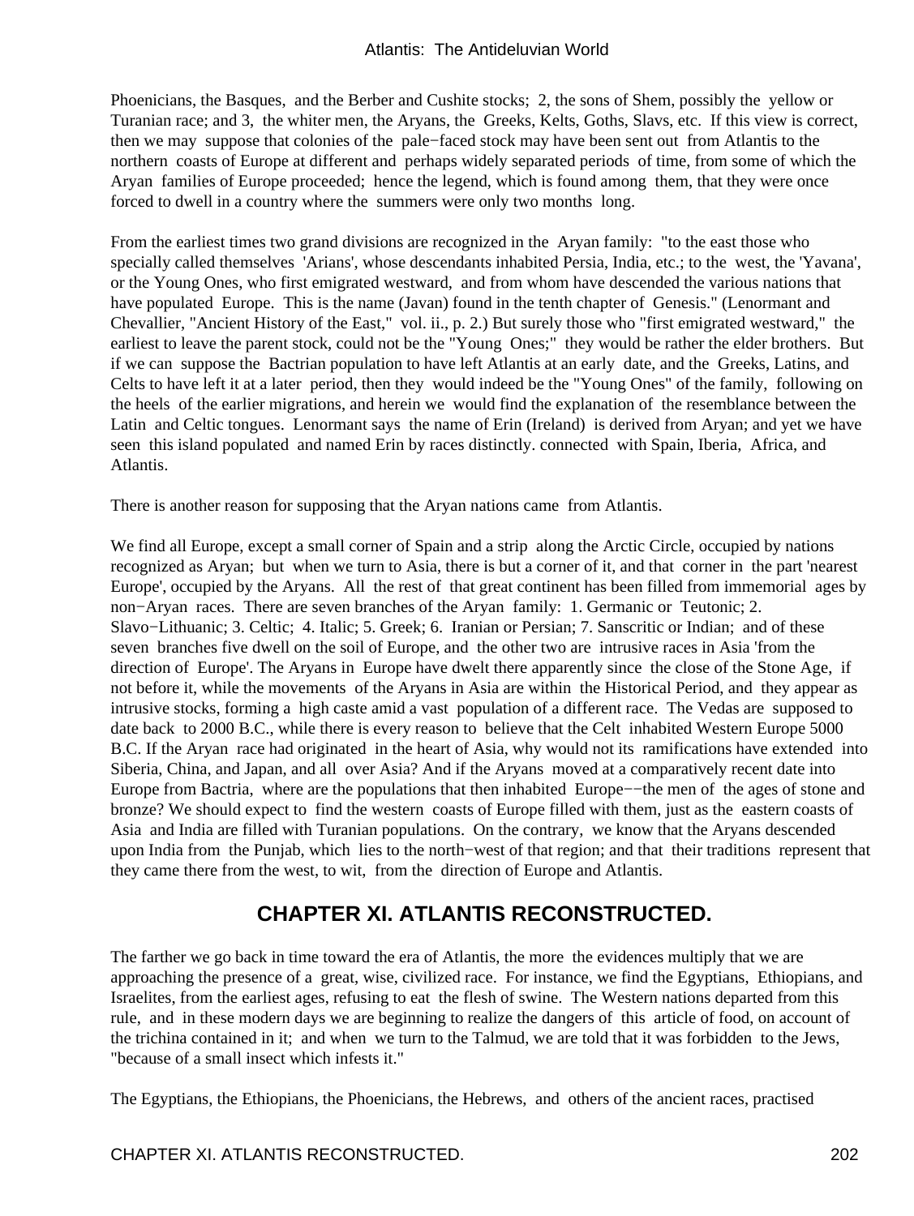Phoenicians, the Basques, and the Berber and Cushite stocks; 2, the sons of Shem, possibly the yellow or Turanian race; and 3, the whiter men, the Aryans, the Greeks, Kelts, Goths, Slavs, etc. If this view is correct, then we may suppose that colonies of the pale−faced stock may have been sent out from Atlantis to the northern coasts of Europe at different and perhaps widely separated periods of time, from some of which the Aryan families of Europe proceeded; hence the legend, which is found among them, that they were once forced to dwell in a country where the summers were only two months long.

From the earliest times two grand divisions are recognized in the Aryan family: "to the east those who specially called themselves 'Arians', whose descendants inhabited Persia, India, etc.; to the west, the 'Yavana', or the Young Ones, who first emigrated westward, and from whom have descended the various nations that have populated Europe. This is the name (Javan) found in the tenth chapter of Genesis." (Lenormant and Chevallier, "Ancient History of the East," vol. ii., p. 2.) But surely those who "first emigrated westward," the earliest to leave the parent stock, could not be the "Young Ones;" they would be rather the elder brothers. But if we can suppose the Bactrian population to have left Atlantis at an early date, and the Greeks, Latins, and Celts to have left it at a later period, then they would indeed be the "Young Ones" of the family, following on the heels of the earlier migrations, and herein we would find the explanation of the resemblance between the Latin and Celtic tongues. Lenormant says the name of Erin (Ireland) is derived from Aryan; and yet we have seen this island populated and named Erin by races distinctly. connected with Spain, Iberia, Africa, and Atlantis.

There is another reason for supposing that the Aryan nations came from Atlantis.

We find all Europe, except a small corner of Spain and a strip along the Arctic Circle, occupied by nations recognized as Aryan; but when we turn to Asia, there is but a corner of it, and that corner in the part 'nearest Europe', occupied by the Aryans. All the rest of that great continent has been filled from immemorial ages by non−Aryan races. There are seven branches of the Aryan family: 1. Germanic or Teutonic; 2. Slavo−Lithuanic; 3. Celtic; 4. Italic; 5. Greek; 6. Iranian or Persian; 7. Sanscritic or Indian; and of these seven branches five dwell on the soil of Europe, and the other two are intrusive races in Asia 'from the direction of Europe'. The Aryans in Europe have dwelt there apparently since the close of the Stone Age, if not before it, while the movements of the Aryans in Asia are within the Historical Period, and they appear as intrusive stocks, forming a high caste amid a vast population of a different race. The Vedas are supposed to date back to 2000 B.C., while there is every reason to believe that the Celt inhabited Western Europe 5000 B.C. If the Aryan race had originated in the heart of Asia, why would not its ramifications have extended into Siberia, China, and Japan, and all over Asia? And if the Aryans moved at a comparatively recent date into Europe from Bactria, where are the populations that then inhabited Europe−−the men of the ages of stone and bronze? We should expect to find the western coasts of Europe filled with them, just as the eastern coasts of Asia and India are filled with Turanian populations. On the contrary, we know that the Aryans descended upon India from the Punjab, which lies to the north−west of that region; and that their traditions represent that they came there from the west, to wit, from the direction of Europe and Atlantis.

## CHAPTER XI. ATLANTIS RECONSTRUCTED.

The farther we go back in time toward the era of Atlantis, the more the evidences multiply that we are approaching the presence of a great, wise, civilized race. For instance, we find the Egyptians, Ethiopians, and Israelites, from the earliest ages, refusing to eat the flesh of swine. The Western nations departed from this rule, and in these modern days we are beginning to realize the dangers of this article of food, on account of the trichina contained in it; and when we turn to the Talmud, we are told that it was forbidden to the Jews, "because of a small insect which infests it."

The Egyptians, the Ethiopians, the Phoenicians, the Hebrews, and others of the ancient races, practised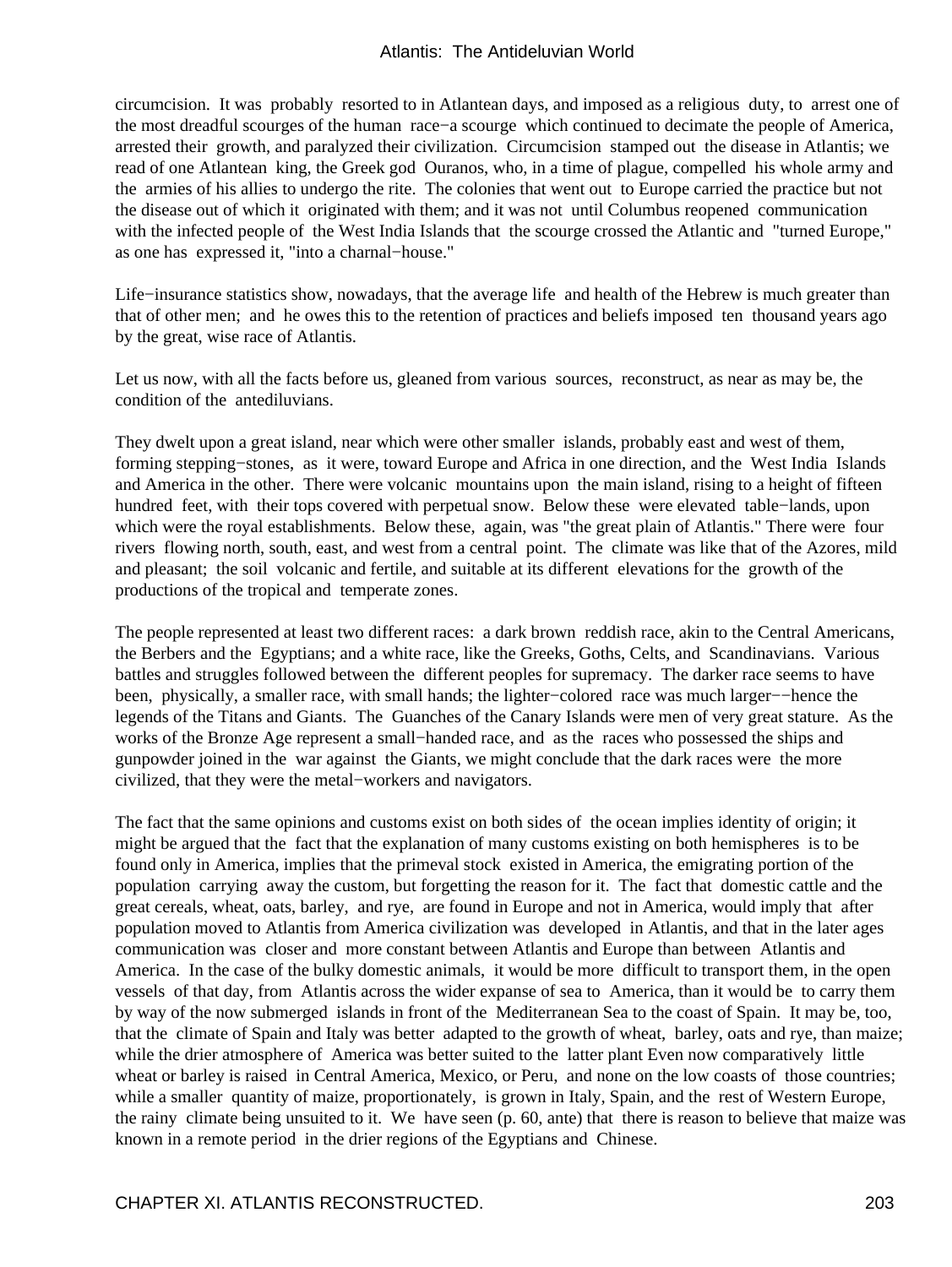circumcision. It was probably resorted to in Atlantean days, and imposed as a religious duty, to arrest one of the most dreadful scourges of the human race−a scourge which continued to decimate the people of America, arrested their growth, and paralyzed their civilization. Circumcision stamped out the disease in Atlantis; we read of one Atlantean king, the Greek god Ouranos, who, in a time of plague, compelled his whole army and the armies of his allies to undergo the rite. The colonies that went out to Europe carried the practice but not the disease out of which it originated with them; and it was not until Columbus reopened communication with the infected people of the West India Islands that the scourge crossed the Atlantic and "turned Europe," as one has expressed it, "into a charnal−house."

Life−insurance statistics show, nowadays, that the average life and health of the Hebrew is much greater than that of other men; and he owes this to the retention of practices and beliefs imposed ten thousand years ago by the great, wise race of Atlantis.

Let us now, with all the facts before us, gleaned from various sources, reconstruct, as near as may be, the condition of the antediluvians.

They dwelt upon a great island, near which were other smaller islands, probably east and west of them, forming stepping−stones, as it were, toward Europe and Africa in one direction, and the West India Islands and America in the other. There were volcanic mountains upon the main island, rising to a height of fifteen hundred feet, with their tops covered with perpetual snow. Below these were elevated table−lands, upon which were the royal establishments. Below these, again, was "the great plain of Atlantis." There were four rivers flowing north, south, east, and west from a central point. The climate was like that of the Azores, mild and pleasant; the soil volcanic and fertile, and suitable at its different elevations for the growth of the productions of the tropical and temperate zones.

The people represented at least two different races: a dark brown reddish race, akin to the Central Americans, the Berbers and the Egyptians; and a white race, like the Greeks, Goths, Celts, and Scandinavians. Various battles and struggles followed between the different peoples for supremacy. The darker race seems to have been, physically, a smaller race, with small hands; the lighter−colored race was much larger−−hence the legends of the Titans and Giants. The Guanches of the Canary Islands were men of very great stature. As the works of the Bronze Age represent a small−handed race, and as the races who possessed the ships and gunpowder joined in the war against the Giants, we might conclude that the dark races were the more civilized, that they were the metal−workers and navigators.

The fact that the same opinions and customs exist on both sides of the ocean implies identity of origin; it might be argued that the fact that the explanation of many customs existing on both hemispheres is to be found only in America, implies that the primeval stock existed in America, the emigrating portion of the population carrying away the custom, but forgetting the reason for it. The fact that domestic cattle and the great cereals, wheat, oats, barley, and rye, are found in Europe and not in America, would imply that after population moved to Atlantis from America civilization was developed in Atlantis, and that in the later ages communication was closer and more constant between Atlantis and Europe than between Atlantis and America. In the case of the bulky domestic animals, it would be more difficult to transport them, in the open vessels of that day, from Atlantis across the wider expanse of sea to America, than it would be to carry them by way of the now submerged islands in front of the Mediterranean Sea to the coast of Spain. It may be, too, that the climate of Spain and Italy was better adapted to the growth of wheat, barley, oats and rye, than maize; while the drier atmosphere of America was better suited to the latter plant Even now comparatively little wheat or barley is raised in Central America, Mexico, or Peru, and none on the low coasts of those countries; while a smaller quantity of maize, proportionately, is grown in Italy, Spain, and the rest of Western Europe, the rainy climate being unsuited to it. We have seen (p. 60, ante) that there is reason to believe that maize was known in a remote period in the drier regions of the Egyptians and Chinese.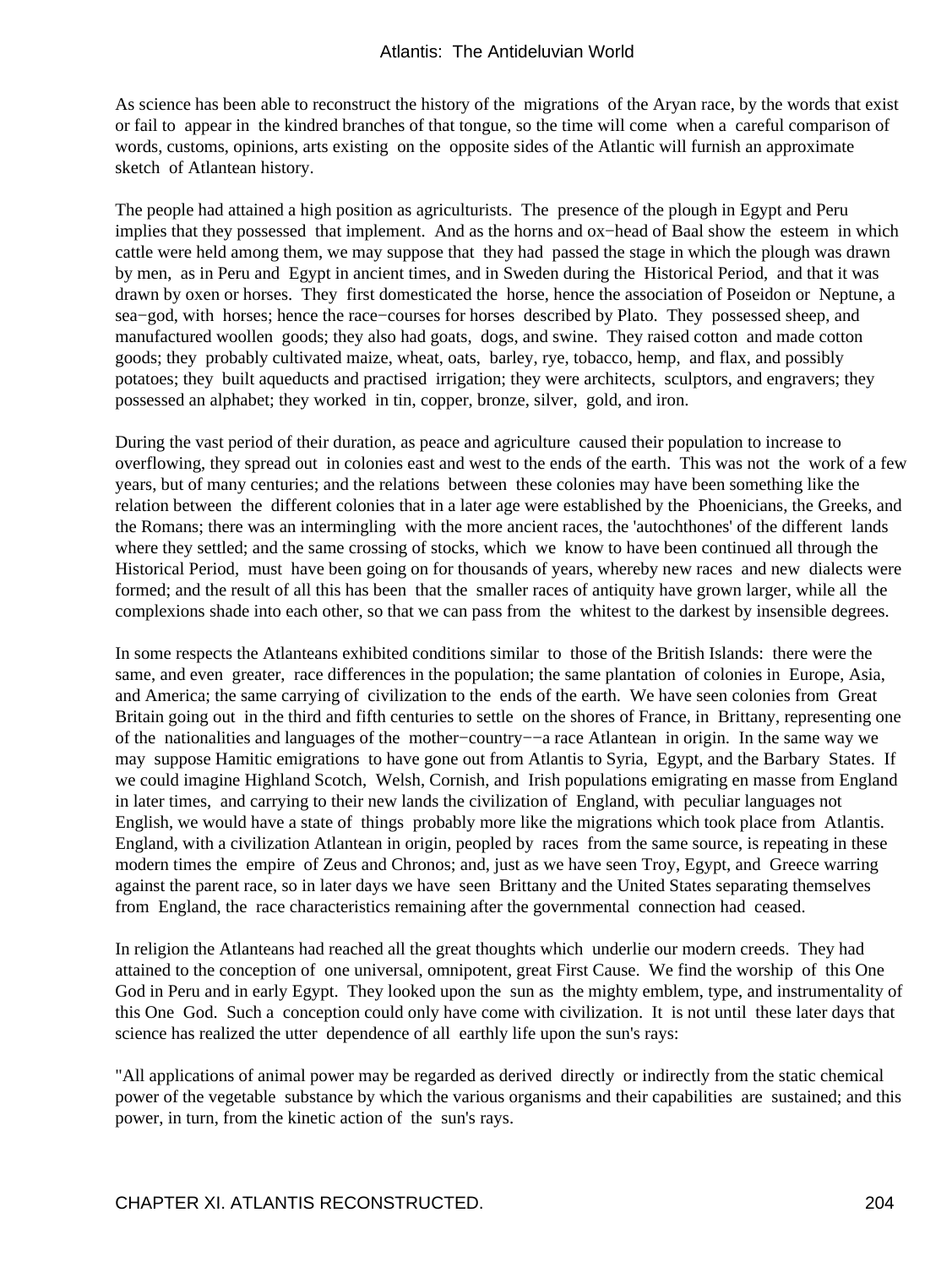As science has been able to reconstruct the history of the migrations of the Aryan race, by the words that exist or fail to appear in the kindred branches of that tongue, so the time will come when a careful comparison of words, customs, opinions, arts existing on the opposite sides of the Atlantic will furnish an approximate sketch of Atlantean history.

The people had attained a high position as agriculturists. The presence of the plough in Egypt and Peru implies that they possessed that implement. And as the horns and ox−head of Baal show the esteem in which cattle were held among them, we may suppose that they had passed the stage in which the plough was drawn by men, as in Peru and Egypt in ancient times, and in Sweden during the Historical Period, and that it was drawn by oxen or horses. They first domesticated the horse, hence the association of Poseidon or Neptune, a sea−god, with horses; hence the race−courses for horses described by Plato. They possessed sheep, and manufactured woollen goods; they also had goats, dogs, and swine. They raised cotton and made cotton goods; they probably cultivated maize, wheat, oats, barley, rye, tobacco, hemp, and flax, and possibly potatoes; they built aqueducts and practised irrigation; they were architects, sculptors, and engravers; they possessed an alphabet; they worked in tin, copper, bronze, silver, gold, and iron.

During the vast period of their duration, as peace and agriculture caused their population to increase to overflowing, they spread out in colonies east and west to the ends of the earth. This was not the work of a few years, but of many centuries; and the relations between these colonies may have been something like the relation between the different colonies that in a later age were established by the Phoenicians, the Greeks, and the Romans; there was an intermingling with the more ancient races, the 'autochthones' of the different lands where they settled; and the same crossing of stocks, which we know to have been continued all through the Historical Period, must have been going on for thousands of years, whereby new races and new dialects were formed; and the result of all this has been that the smaller races of antiquity have grown larger, while all the complexions shade into each other, so that we can pass from the whitest to the darkest by insensible degrees.

In some respects the Atlanteans exhibited conditions similar to those of the British Islands: there were the same, and even greater, race differences in the population; the same plantation of colonies in Europe, Asia, and America; the same carrying of civilization to the ends of the earth. We have seen colonies from Great Britain going out in the third and fifth centuries to settle on the shores of France, in Brittany, representing one of the nationalities and languages of the mother−country−−a race Atlantean in origin. In the same way we may suppose Hamitic emigrations to have gone out from Atlantis to Syria, Egypt, and the Barbary States. If we could imagine Highland Scotch, Welsh, Cornish, and Irish populations emigrating en masse from England in later times, and carrying to their new lands the civilization of England, with peculiar languages not English, we would have a state of things probably more like the migrations which took place from Atlantis. England, with a civilization Atlantean in origin, peopled by races from the same source, is repeating in these modern times the empire of Zeus and Chronos; and, just as we have seen Troy, Egypt, and Greece warring against the parent race, so in later days we have seen Brittany and the United States separating themselves from England, the race characteristics remaining after the governmental connection had ceased.

In religion the Atlanteans had reached all the great thoughts which underlie our modern creeds. They had attained to the conception of one universal, omnipotent, great First Cause. We find the worship of this One God in Peru and in early Egypt. They looked upon the sun as the mighty emblem, type, and instrumentality of this One God. Such a conception could only have come with civilization. It is not until these later days that science has realized the utter dependence of all earthly life upon the sun's rays:

"All applications of animal power may be regarded as derived directly or indirectly from the static chemical power of the vegetable substance by which the various organisms and their capabilities are sustained; and this power, in turn, from the kinetic action of the sun's rays.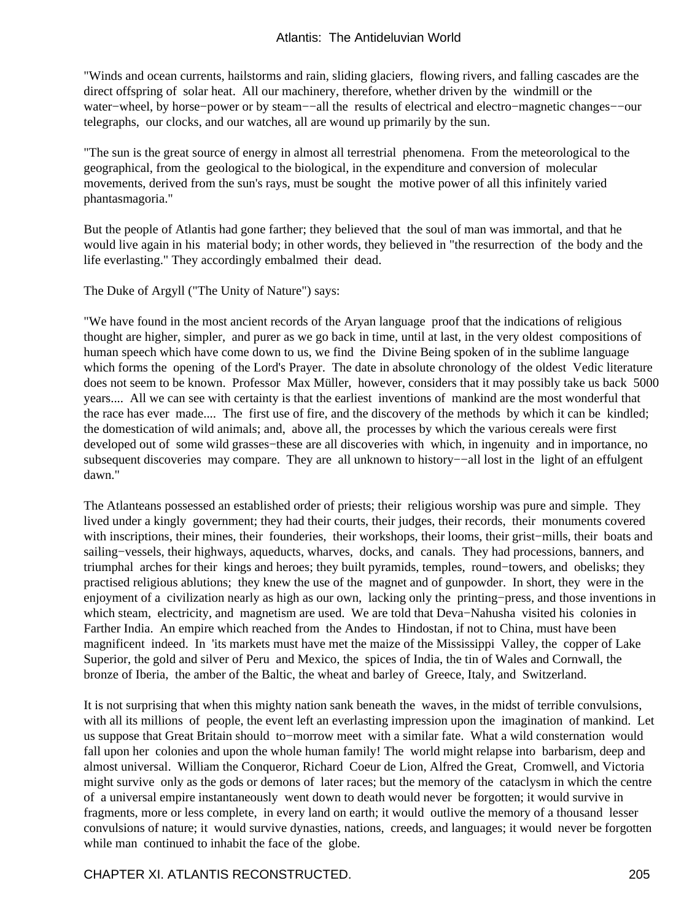"Winds and ocean currents, hailstorms and rain, sliding glaciers, flowing rivers, and falling cascades are the direct offspring of solar heat. All our machinery, therefore, whether driven by the windmill or the water−wheel, by horse−power or by steam−−all the results of electrical and electro−magnetic changes−−our telegraphs, our clocks, and our watches, all are wound up primarily by the sun.

"The sun is the great source of energy in almost all terrestrial phenomena. From the meteorological to the geographical, from the geological to the biological, in the expenditure and conversion of molecular movements, derived from the sun's rays, must be sought the motive power of all this infinitely varied phantasmagoria."

But the people of Atlantis had gone farther; they believed that the soul of man was immortal, and that he would live again in his material body; in other words, they believed in "the resurrection of the body and the life everlasting." They accordingly embalmed their dead.

The Duke of Argyll ("The Unity of Nature") says:

"We have found in the most ancient records of the Aryan language proof that the indications of religious thought are higher, simpler, and purer as we go back in time, until at last, in the very oldest compositions of human speech which have come down to us, we find the Divine Being spoken of in the sublime language which forms the opening of the Lord's Prayer. The date in absolute chronology of the oldest Vedic literature does not seem to be known. Professor Max Müller, however, considers that it may possibly take us back 5000 years.... All we can see with certainty is that the earliest inventions of mankind are the most wonderful that the race has ever made.... The first use of fire, and the discovery of the methods by which it can be kindled; the domestication of wild animals; and, above all, the processes by which the various cereals were first developed out of some wild grasses−these are all discoveries with which, in ingenuity and in importance, no subsequent discoveries may compare. They are all unknown to history−−all lost in the light of an effulgent dawn."

The Atlanteans possessed an established order of priests; their religious worship was pure and simple. They lived under a kingly government; they had their courts, their judges, their records, their monuments covered with inscriptions, their mines, their founderies, their workshops, their looms, their grist−mills, their boats and sailing−vessels, their highways, aqueducts, wharves, docks, and canals. They had processions, banners, and triumphal arches for their kings and heroes; they built pyramids, temples, round−towers, and obelisks; they practised religious ablutions; they knew the use of the magnet and of gunpowder. In short, they were in the enjoyment of a civilization nearly as high as our own, lacking only the printing−press, and those inventions in which steam, electricity, and magnetism are used. We are told that Deva−Nahusha visited his colonies in Farther India. An empire which reached from the Andes to Hindostan, if not to China, must have been magnificent indeed. In 'its markets must have met the maize of the Mississippi Valley, the copper of Lake Superior, the gold and silver of Peru and Mexico, the spices of India, the tin of Wales and Cornwall, the bronze of Iberia, the amber of the Baltic, the wheat and barley of Greece, Italy, and Switzerland.

It is not surprising that when this mighty nation sank beneath the waves, in the midst of terrible convulsions, with all its millions of people, the event left an everlasting impression upon the imagination of mankind. Let us suppose that Great Britain should to−morrow meet with a similar fate. What a wild consternation would fall upon her colonies and upon the whole human family! The world might relapse into barbarism, deep and almost universal. William the Conqueror, Richard Coeur de Lion, Alfred the Great, Cromwell, and Victoria might survive only as the gods or demons of later races; but the memory of the cataclysm in which the centre of a universal empire instantaneously went down to death would never be forgotten; it would survive in fragments, more or less complete, in every land on earth; it would outlive the memory of a thousand lesser convulsions of nature; it would survive dynasties, nations, creeds, and languages; it would never be forgotten while man continued to inhabit the face of the globe.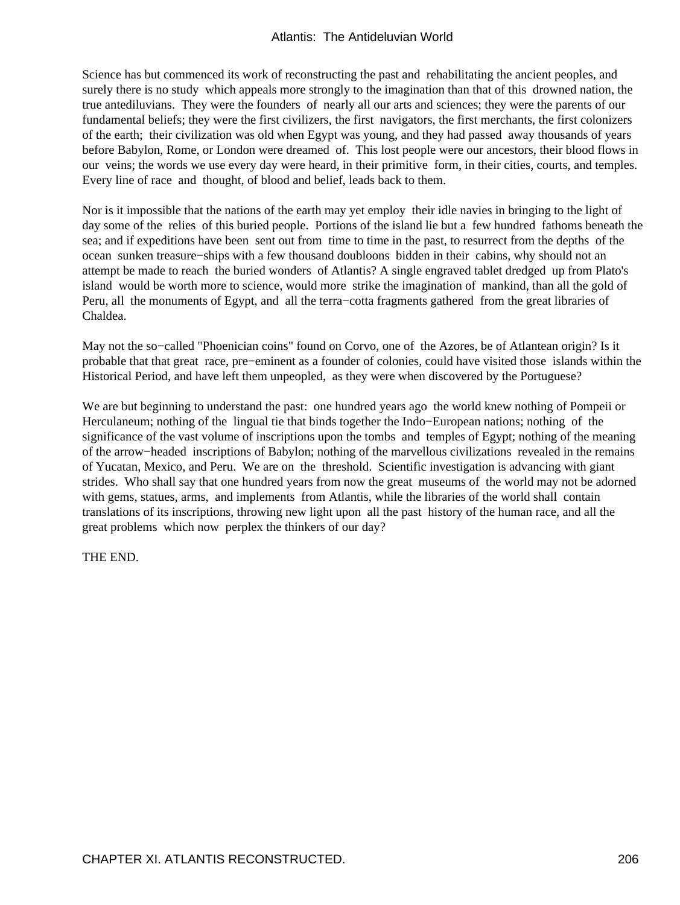Science has but commenced its work of reconstructing the past and rehabilitating the ancient peoples, and surely there is no study which appeals more strongly to the imagination than that of this drowned nation, the true antediluvians. They were the founders of nearly all our arts and sciences; they were the parents of our fundamental beliefs; they were the first civilizers, the first navigators, the first merchants, the first colonizers of the earth; their civilization was old when Egypt was young, and they had passed away thousands of years before Babylon, Rome, or London were dreamed of. This lost people were our ancestors, their blood flows in our veins; the words we use every day were heard, in their primitive form, in their cities, courts, and temples. Every line of race and thought, of blood and belief, leads back to them.

Nor is it impossible that the nations of the earth may yet employ their idle navies in bringing to the light of day some of the relies of this buried people. Portions of the island lie but a few hundred fathoms beneath the sea; and if expeditions have been sent out from time to time in the past, to resurrect from the depths of the ocean sunken treasure−ships with a few thousand doubloons bidden in their cabins, why should not an attempt be made to reach the buried wonders of Atlantis? A single engraved tablet dredged up from Plato's island would be worth more to science, would more strike the imagination of mankind, than all the gold of Peru, all the monuments of Egypt, and all the terra−cotta fragments gathered from the great libraries of Chaldea.

May not the so−called "Phoenician coins" found on Corvo, one of the Azores, be of Atlantean origin? Is it probable that that great race, pre−eminent as a founder of colonies, could have visited those islands within the Historical Period, and have left them unpeopled, as they were when discovered by the Portuguese?

We are but beginning to understand the past: one hundred years ago the world knew nothing of Pompeii or Herculaneum; nothing of the lingual tie that binds together the Indo−European nations; nothing of the significance of the vast volume of inscriptions upon the tombs and temples of Egypt; nothing of the meaning of the arrow−headed inscriptions of Babylon; nothing of the marvellous civilizations revealed in the remains of Yucatan, Mexico, and Peru. We are on the threshold. Scientific investigation is advancing with giant strides. Who shall say that one hundred years from now the great museums of the world may not be adorned with gems, statues, arms, and implements from Atlantis, while the libraries of the world shall contain translations of its inscriptions, throwing new light upon all the past history of the human race, and all the great problems which now perplex the thinkers of our day?

THE END.